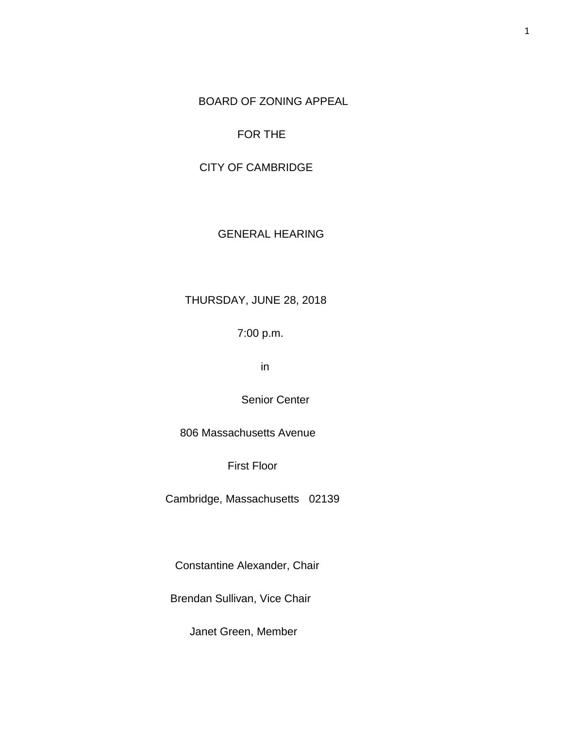# BOARD OF ZONING APPEAL

FOR THE

CITY OF CAMBRIDGE

GENERAL HEARING

THURSDAY, JUNE 28, 2018

7:00 p.m.

in

Senior Center

806 Massachusetts Avenue

First Floor

Cambridge, Massachusetts 02139

Constantine Alexander, Chair

Brendan Sullivan, Vice Chair

Janet Green, Member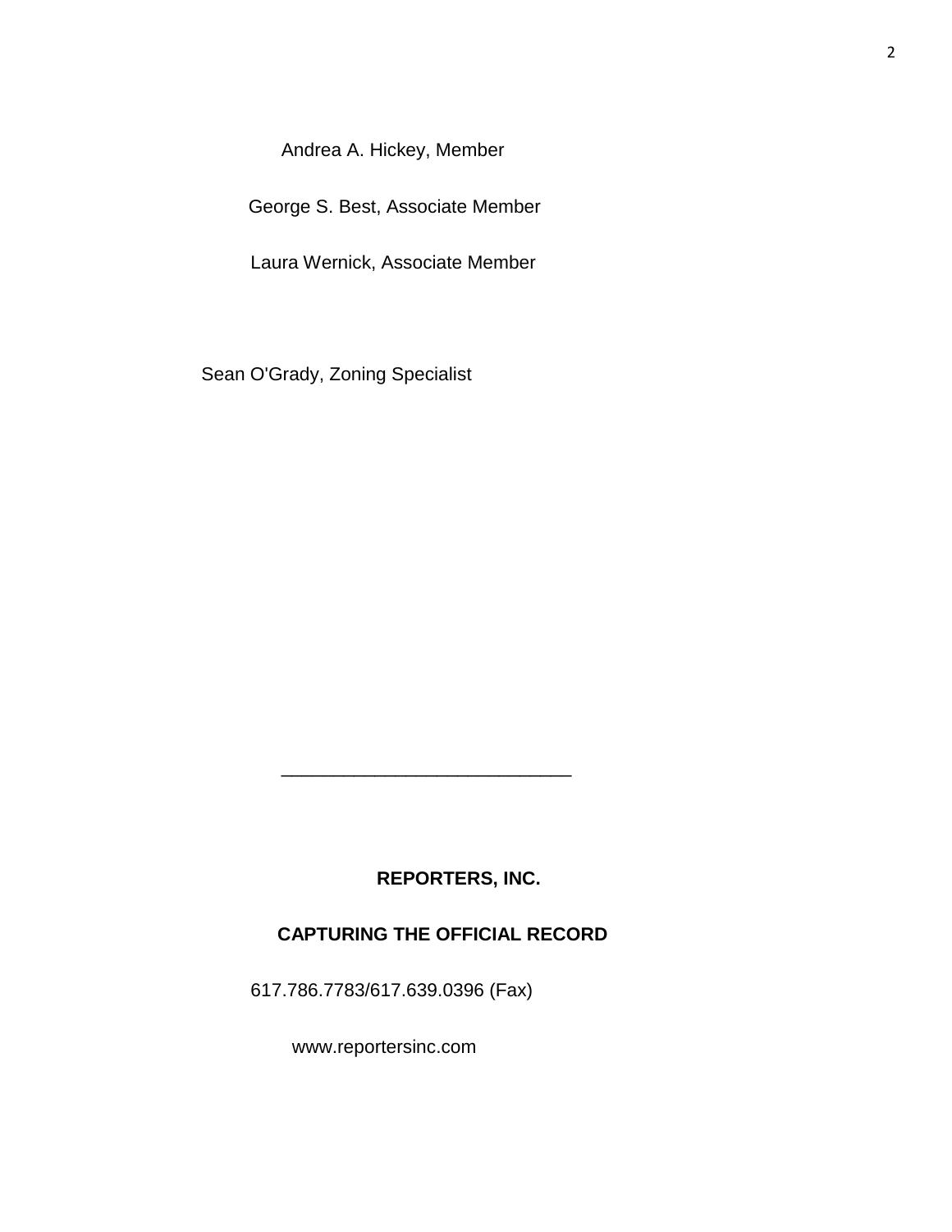Andrea A. Hickey, Member

George S. Best, Associate Member

Laura Wernick, Associate Member

Sean O'Grady, Zoning Specialist

____________________________

**REPORTERS, INC.**

**CAPTURING THE OFFICIAL RECORD**

617.786.7783/617.639.0396 (Fax)

www.reportersinc.com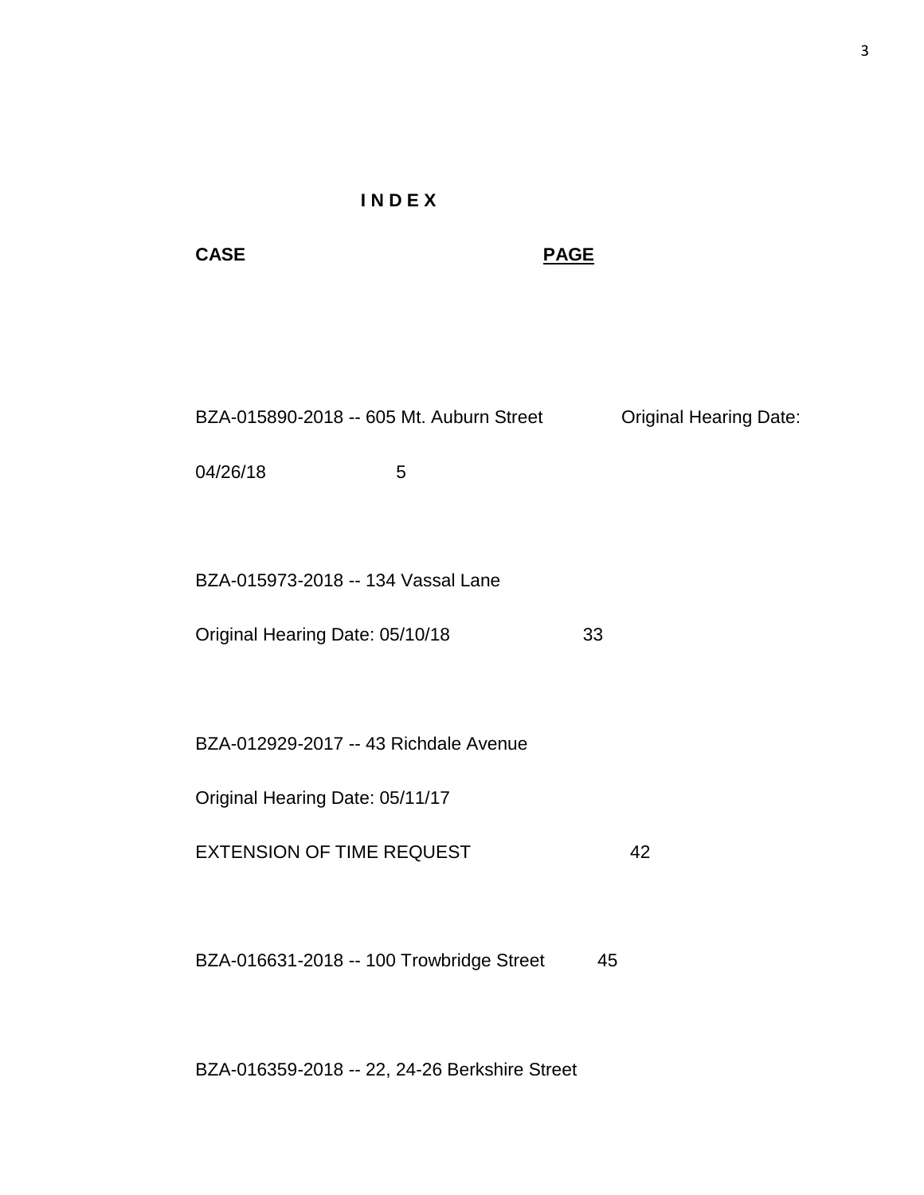# I N D E X

**CASE** **PAGE**

BZA-015890-2018 -- 605 Mt. Auburn Street Original Hearing Date:

04/26/18 5

BZA-015973-2018 -- 134 Vassal Lane

Original Hearing Date: 05/10/18 33

BZA-012929-2017 -- 43 Richdale Avenue

Original Hearing Date: 05/11/17

EXTENSION OF TIME REQUEST 42

BZA-016631-2018 -- 100 Trowbridge Street 45

BZA-016359-2018 -- 22, 24-26 Berkshire Street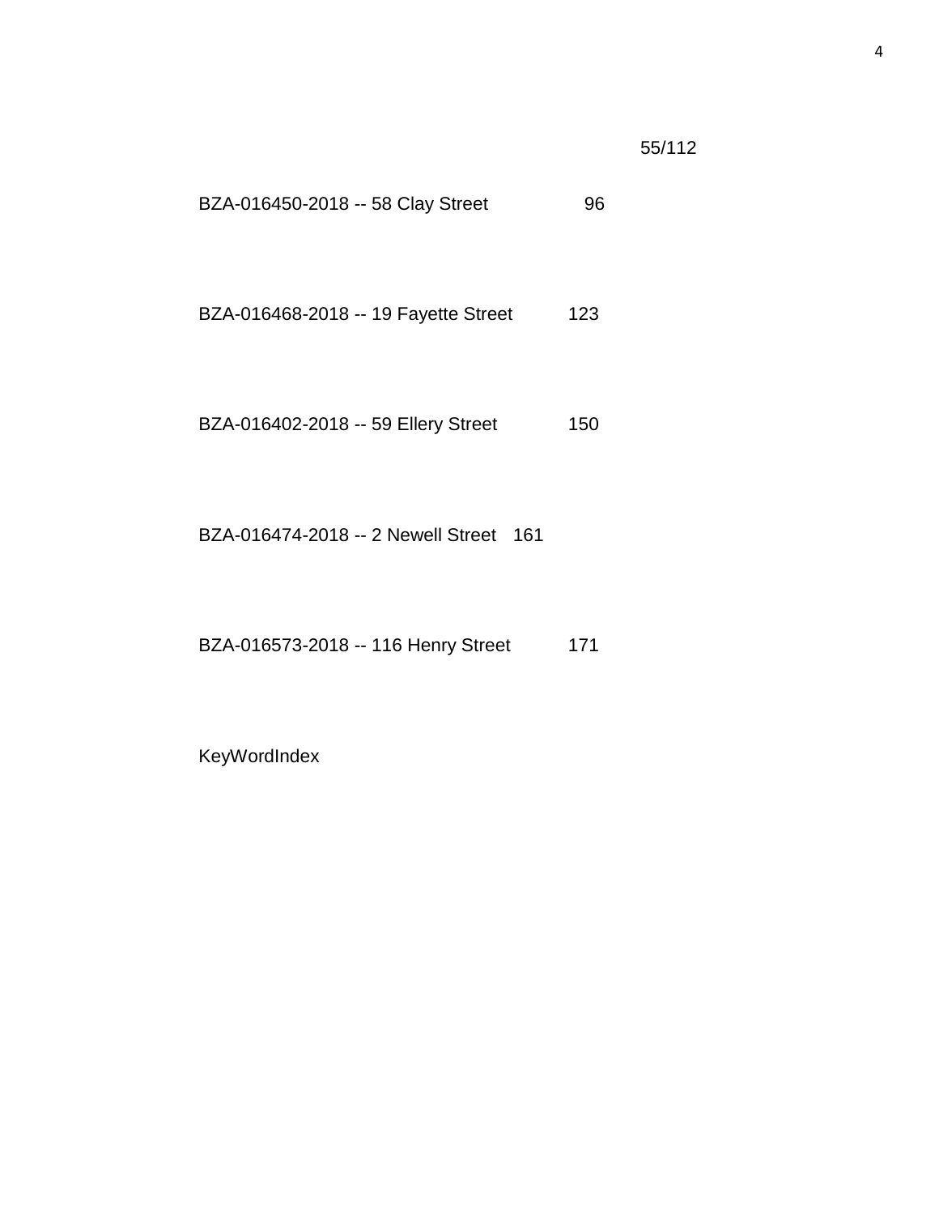55/112

BZA-016450-2018 -- 58 Clay Street 96

BZA-016468-2018 -- 19 Fayette Street 123

BZA-016402-2018 -- 59 Ellery Street 150

BZA-016474-2018 -- 2 Newell Street 161

BZA-016573-2018 -- 116 Henry Street 171

KeyWordIndex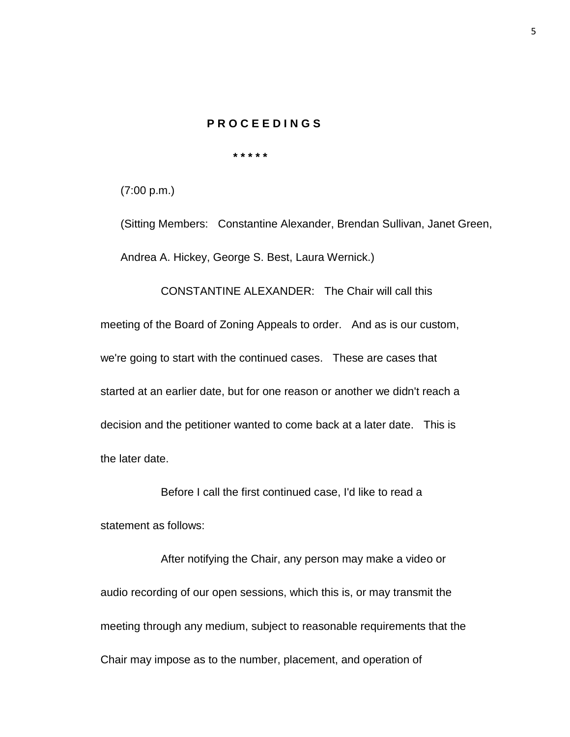**P R O C E E D I N G S**

\* \* \* \* \*

(7:00 p.m.)

(Sitting Members: Constantine Alexander, Brendan Sullivan, Janet Green, Andrea A. Hickey, George S. Best, Laura Wernick.)

CONSTANTINE ALEXANDER: The Chair will call this meeting of the Board of Zoning Appeals to order. And as is our custom, we're going to start with the continued cases. These are cases that started at an earlier date, but for one reason or another we didn't reach a decision and the petitioner wanted to come back at a later date. This is the later date.

Before I call the first continued case, I'd like to read a statement as follows:

After notifying the Chair, any person may make a video or audio recording of our open sessions, which this is, or may transmit the meeting through any medium, subject to reasonable requirements that the Chair may impose as to the number, placement, and operation of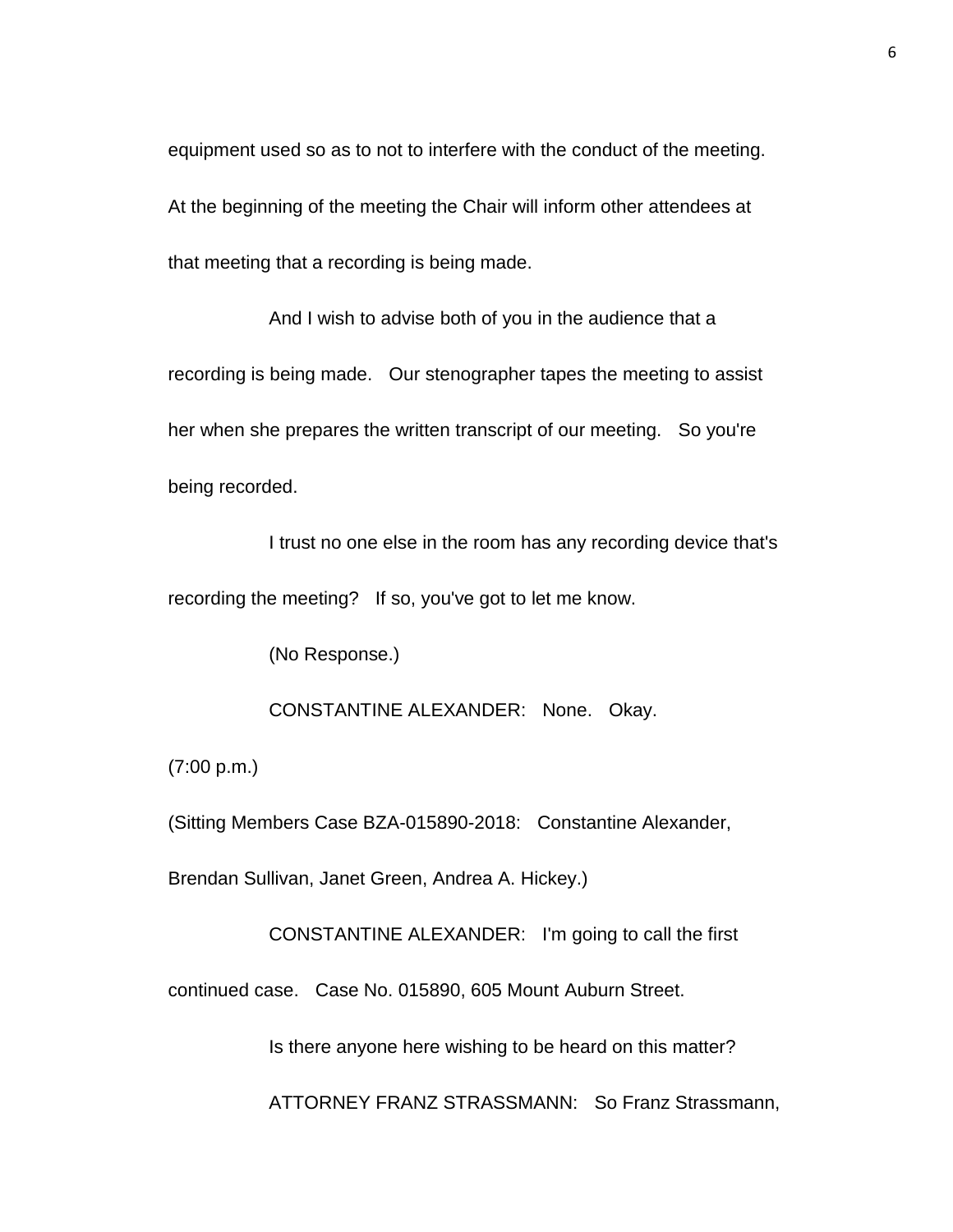equipment used so as to not to interfere with the conduct of the meeting. At the beginning of the meeting the Chair will inform other attendees at that meeting that a recording is being made.

And I wish to advise both of you in the audience that a recording is being made. Our stenographer tapes the meeting to assist her when she prepares the written transcript of our meeting. So you're being recorded.

I trust no one else in the room has any recording device that's recording the meeting? If so, you've got to let me know.

(No Response.)

CONSTANTINE ALEXANDER: None. Okay.

(7:00 p.m.)

(Sitting Members Case BZA-015890-2018: Constantine Alexander, Brendan Sullivan, Janet Green, Andrea A. Hickey.)

CONSTANTINE ALEXANDER: I'm going to call the first continued case. Case No. 015890, 605 Mount Auburn Street.

Is there anyone here wishing to be heard on this matter?

ATTORNEY FRANZ STRASSMANN: So Franz Strassmann,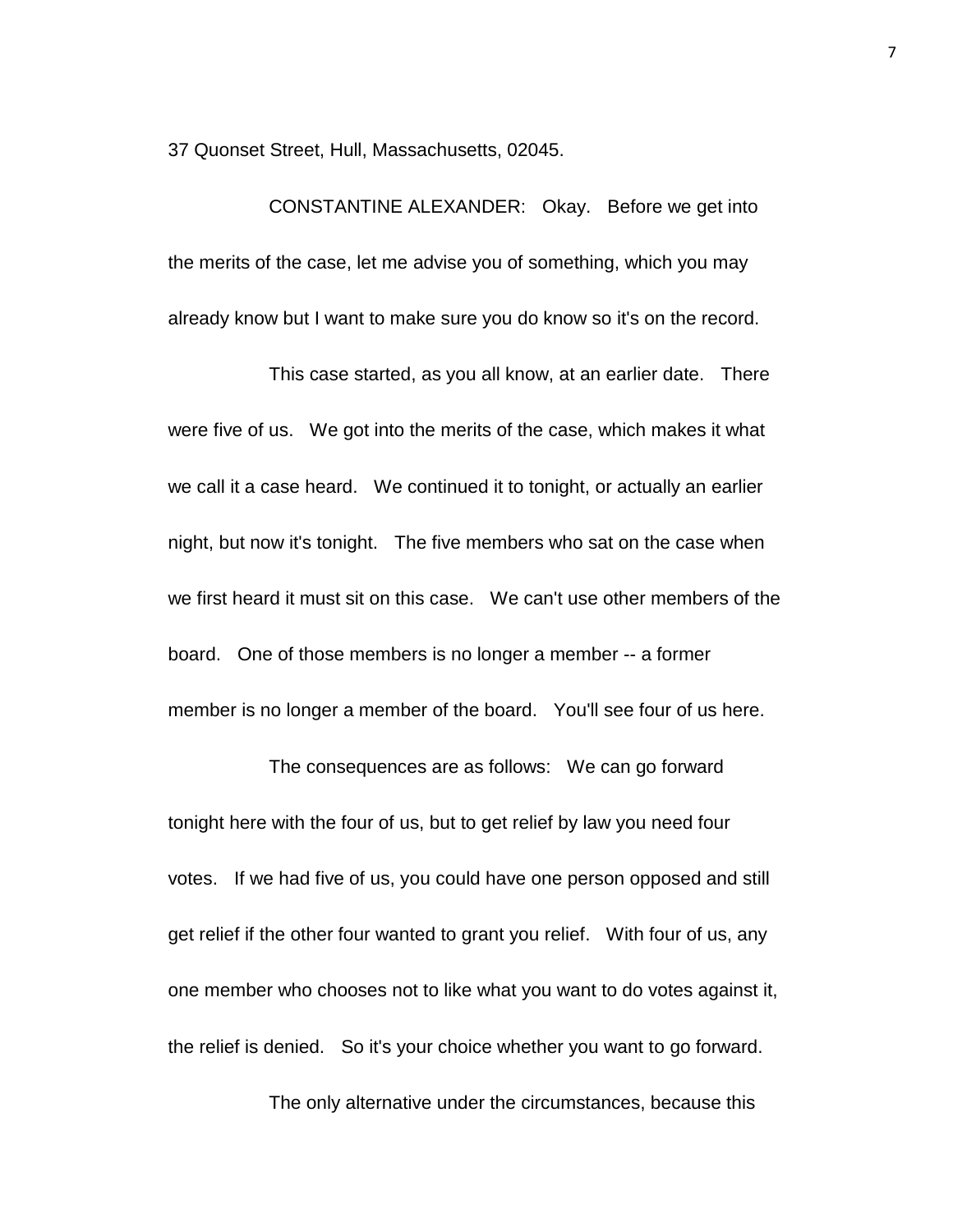37 Quonset Street, Hull, Massachusetts, 02045.

CONSTANTINE ALEXANDER: Okay. Before we get into the merits of the case, let me advise you of something, which you may already know but I want to make sure you do know so it's on the record.

This case started, as you all know, at an earlier date. There were five of us. We got into the merits of the case, which makes it what we call it a case heard. We continued it to tonight, or actually an earlier night, but now it's tonight. The five members who sat on the case when we first heard it must sit on this case. We can't use other members of the board. One of those members is no longer a member -- a former member is no longer a member of the board. You'll see four of us here.

The consequences are as follows: We can go forward tonight here with the four of us, but to get relief by law you need four votes. If we had five of us, you could have one person opposed and still get relief if the other four wanted to grant you relief. With four of us, any one member who chooses not to like what you want to do votes against it, the relief is denied. So it's your choice whether you want to go forward.

The only alternative under the circumstances, because this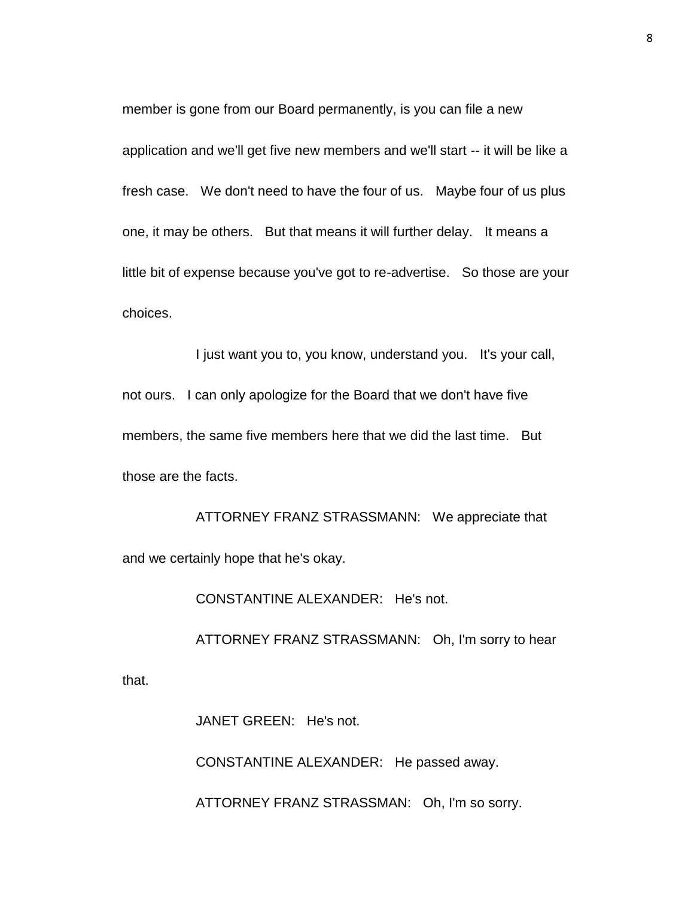member is gone from our Board permanently, is you can file a new application and we'll get five new members and we'll start -- it will be like a fresh case. We don't need to have the four of us. Maybe four of us plus one, it may be others. But that means it will further delay. It means a little bit of expense because you've got to re-advertise. So those are your choices.

I just want you to, you know, understand you. It's your call, not ours. I can only apologize for the Board that we don't have five members, the same five members here that we did the last time. But those are the facts.

ATTORNEY FRANZ STRASSMANN: We appreciate that and we certainly hope that he's okay.

CONSTANTINE ALEXANDER: He's not.

ATTORNEY FRANZ STRASSMANN: Oh, I'm sorry to hear that.

JANET GREEN: He's not.

CONSTANTINE ALEXANDER: He passed away.

ATTORNEY FRANZ STRASSMAN: Oh, I'm so sorry.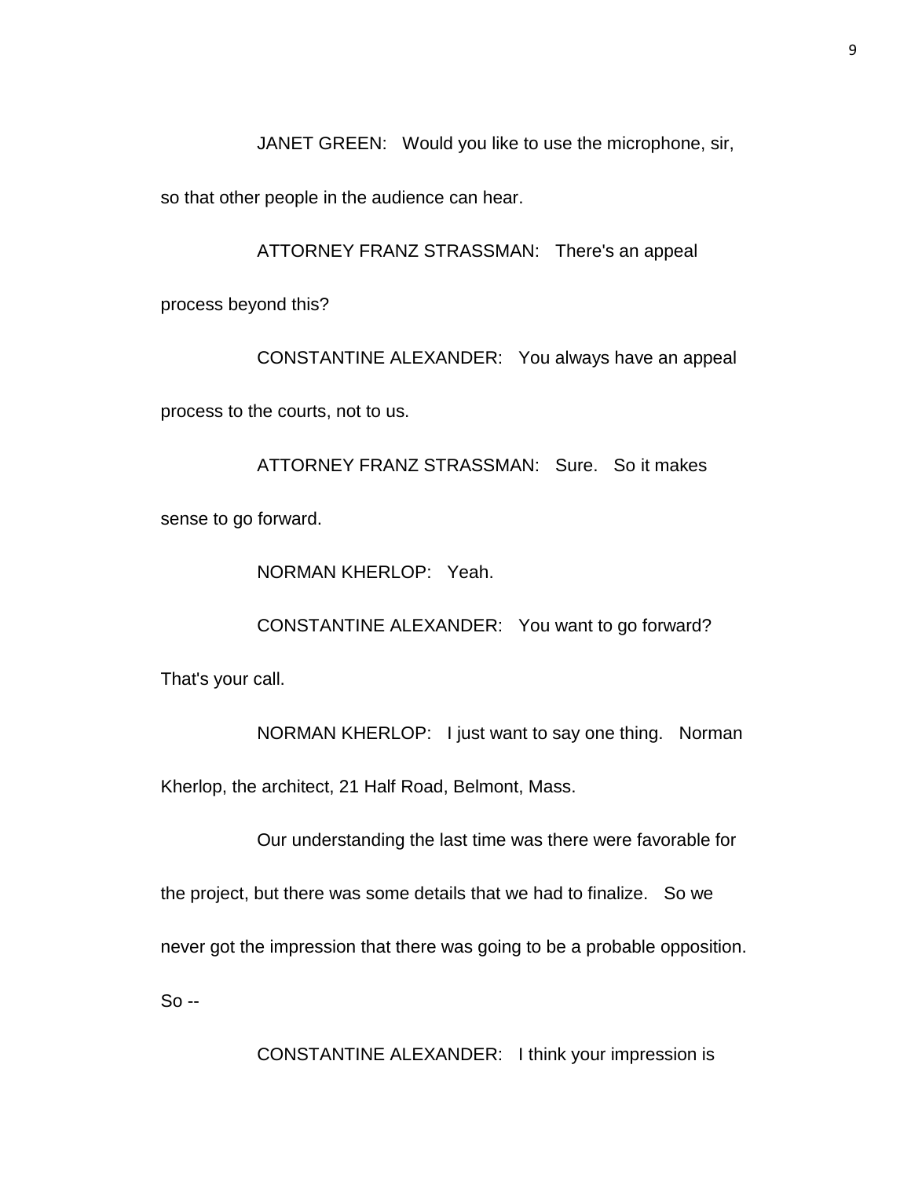JANET GREEN: Would you like to use the microphone, sir, so that other people in the audience can hear.

ATTORNEY FRANZ STRASSMAN: There's an appeal process beyond this?

CONSTANTINE ALEXANDER: You always have an appeal process to the courts, not to us.

ATTORNEY FRANZ STRASSMAN: Sure. So it makes sense to go forward.

NORMAN KHERLOP: Yeah.

CONSTANTINE ALEXANDER: You want to go forward? That's your call.

NORMAN KHERLOP: I just want to say one thing. Norman Kherlop, the architect, 21 Half Road, Belmont, Mass.

Our understanding the last time was there were favorable for the project, but there was some details that we had to finalize. So we never got the impression that there was going to be a probable opposition. So --

CONSTANTINE ALEXANDER: I think your impression is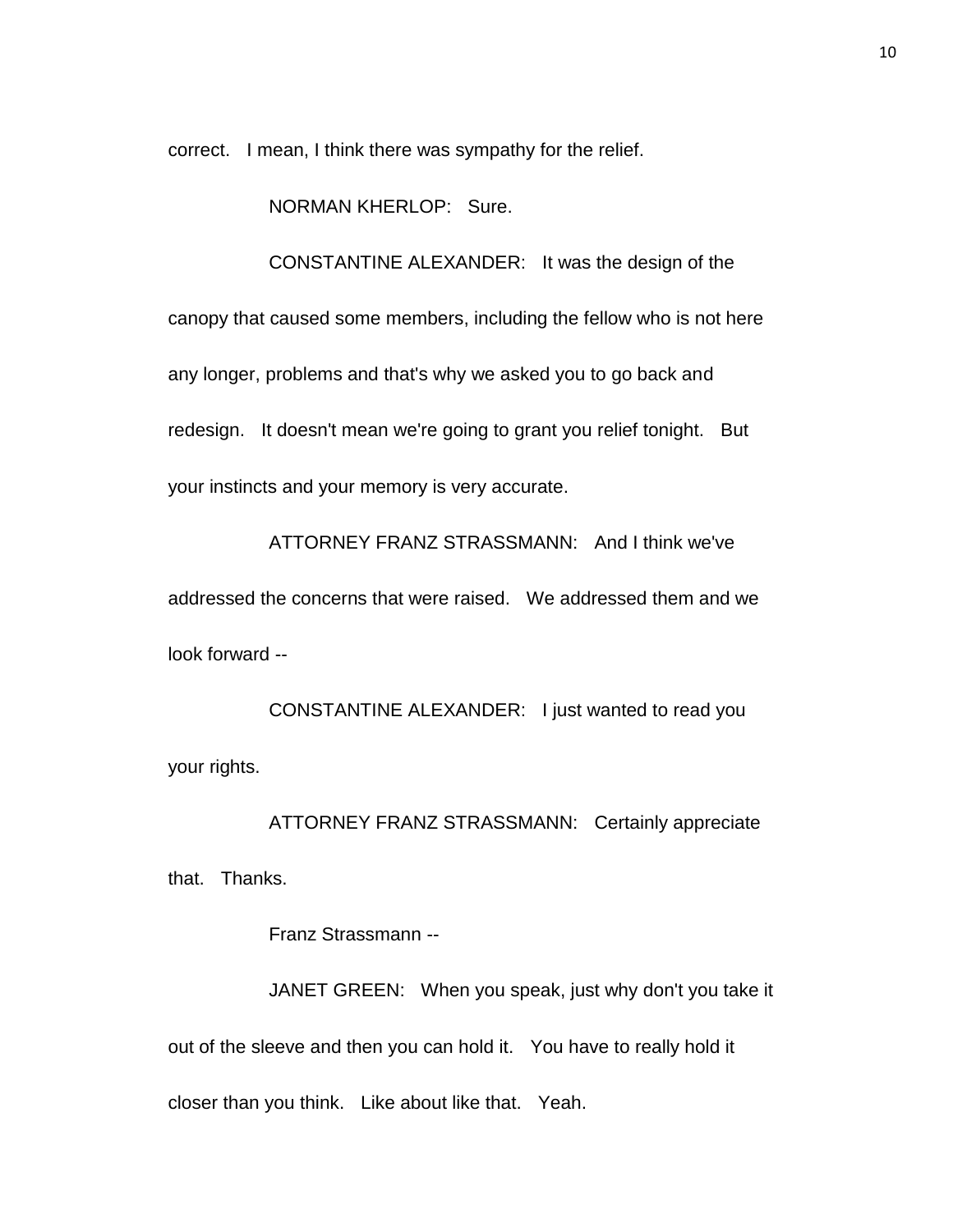correct. I mean, I think there was sympathy for the relief.

NORMAN KHERLOP: Sure.

CONSTANTINE ALEXANDER: It was the design of the canopy that caused some members, including the fellow who is not here any longer, problems and that's why we asked you to go back and redesign. It doesn't mean we're going to grant you relief tonight. But your instincts and your memory is very accurate.

ATTORNEY FRANZ STRASSMANN: And I think we've addressed the concerns that were raised. We addressed them and we look forward --

CONSTANTINE ALEXANDER: I just wanted to read you your rights.

ATTORNEY FRANZ STRASSMANN: Certainly appreciate that. Thanks.

Franz Strassmann --

JANET GREEN: When you speak, just why don't you take it out of the sleeve and then you can hold it. You have to really hold it closer than you think. Like about like that. Yeah.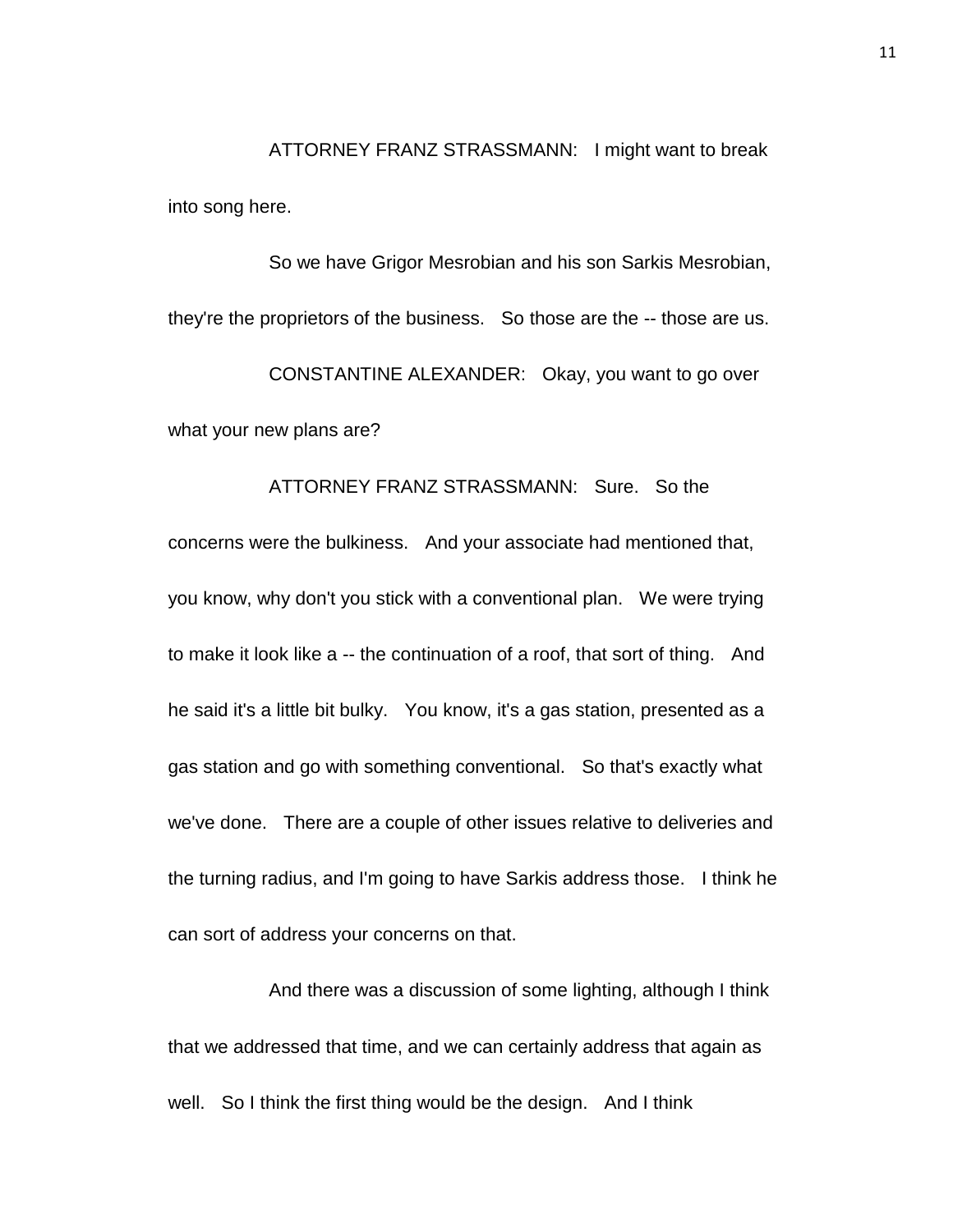ATTORNEY FRANZ STRASSMANN: I might want to break into song here.

So we have Grigor Mesrobian and his son Sarkis Mesrobian, they're the proprietors of the business. So those are the -- those are us.

CONSTANTINE ALEXANDER: Okay, you want to go over what your new plans are?

ATTORNEY FRANZ STRASSMANN: Sure. So the concerns were the bulkiness. And your associate had mentioned that, you know, why don't you stick with a conventional plan. We were trying to make it look like a -- the continuation of a roof, that sort of thing. And he said it's a little bit bulky. You know, it's a gas station, presented as a gas station and go with something conventional. So that's exactly what we've done. There are a couple of other issues relative to deliveries and the turning radius, and I'm going to have Sarkis address those. I think he can sort of address your concerns on that.

And there was a discussion of some lighting, although I think that we addressed that time, and we can certainly address that again as well. So I think the first thing would be the design. And I think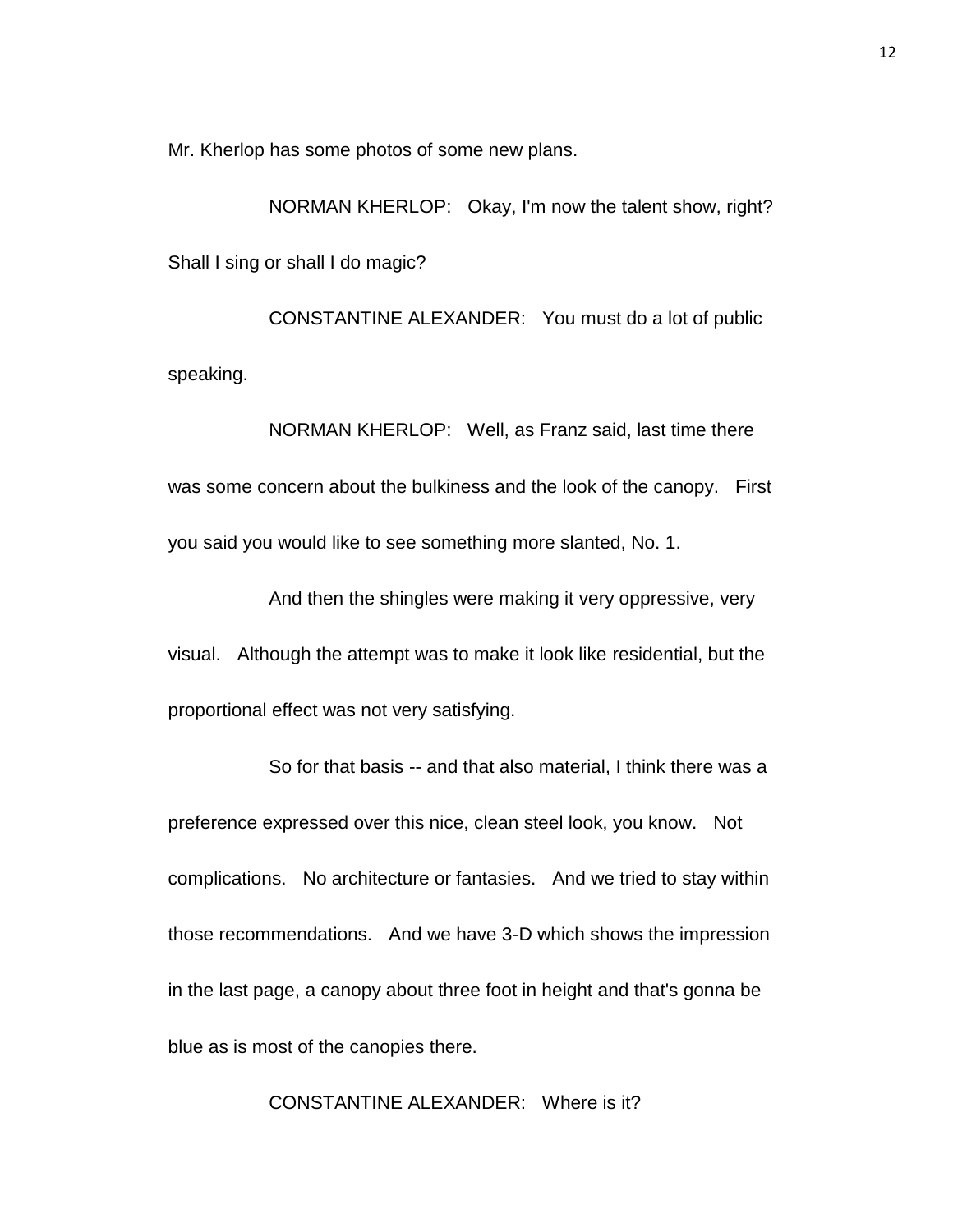Mr. Kherlop has some photos of some new plans.

NORMAN KHERLOP: Okay, I'm now the talent show, right? Shall I sing or shall I do magic?

CONSTANTINE ALEXANDER: You must do a lot of public speaking.

NORMAN KHERLOP: Well, as Franz said, last time there was some concern about the bulkiness and the look of the canopy. First you said you would like to see something more slanted, No. 1.

And then the shingles were making it very oppressive, very visual. Although the attempt was to make it look like residential, but the proportional effect was not very satisfying.

So for that basis -- and that also material, I think there was a preference expressed over this nice, clean steel look, you know. Not complications. No architecture or fantasies. And we tried to stay within those recommendations. And we have 3-D which shows the impression in the last page, a canopy about three foot in height and that's gonna be blue as is most of the canopies there.

CONSTANTINE ALEXANDER: Where is it?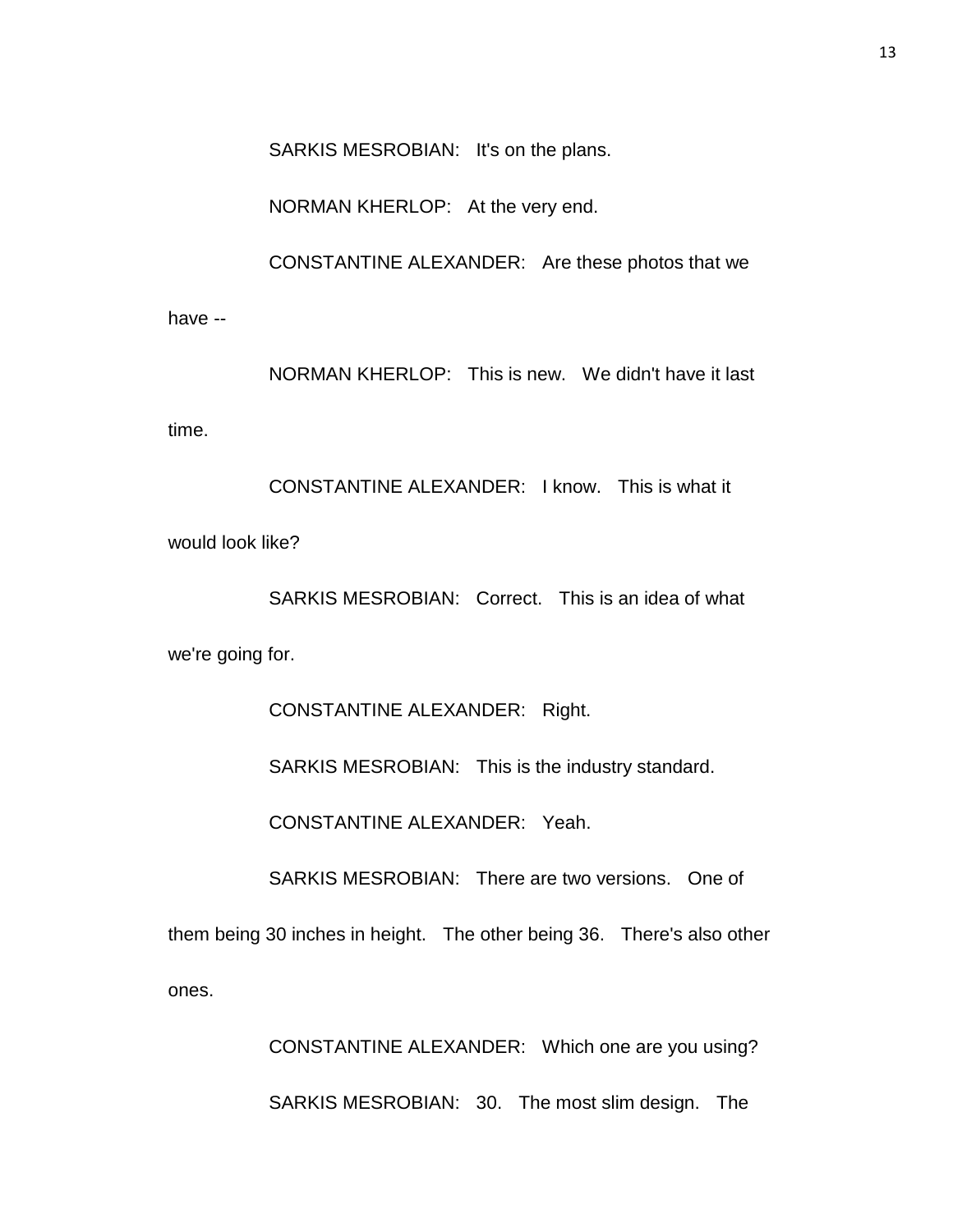SARKIS MESROBIAN: It's on the plans.

NORMAN KHERLOP: At the very end.

CONSTANTINE ALEXANDER: Are these photos that we have --

NORMAN KHERLOP: This is new. We didn't have it last time.

CONSTANTINE ALEXANDER: I know. This is what it would look like?

SARKIS MESROBIAN: Correct. This is an idea of what we're going for.

CONSTANTINE ALEXANDER: Right.

SARKIS MESROBIAN: This is the industry standard.

CONSTANTINE ALEXANDER: Yeah.

SARKIS MESROBIAN: There are two versions. One of them being 30 inches in height. The other being 36. There's also other ones.

CONSTANTINE ALEXANDER: Which one are you using?

SARKIS MESROBIAN: 30. The most slim design. The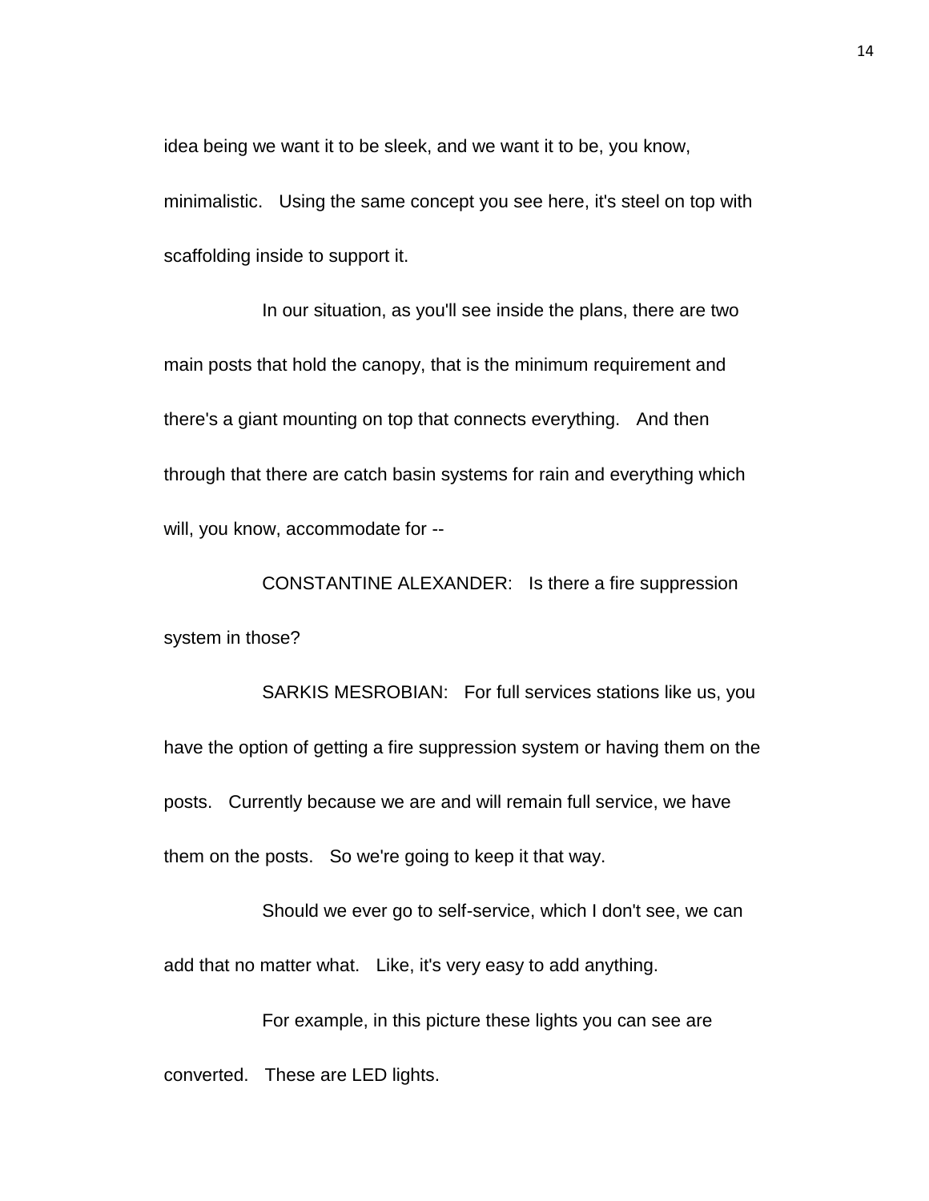idea being we want it to be sleek, and we want it to be, you know, minimalistic. Using the same concept you see here, it's steel on top with scaffolding inside to support it.

In our situation, as you'll see inside the plans, there are two main posts that hold the canopy, that is the minimum requirement and there's a giant mounting on top that connects everything. And then through that there are catch basin systems for rain and everything which will, you know, accommodate for --

CONSTANTINE ALEXANDER: Is there a fire suppression system in those?

SARKIS MESROBIAN: For full services stations like us, you have the option of getting a fire suppression system or having them on the posts. Currently because we are and will remain full service, we have them on the posts. So we're going to keep it that way.

Should we ever go to self-service, which I don't see, we can add that no matter what. Like, it's very easy to add anything.

For example, in this picture these lights you can see are converted. These are LED lights.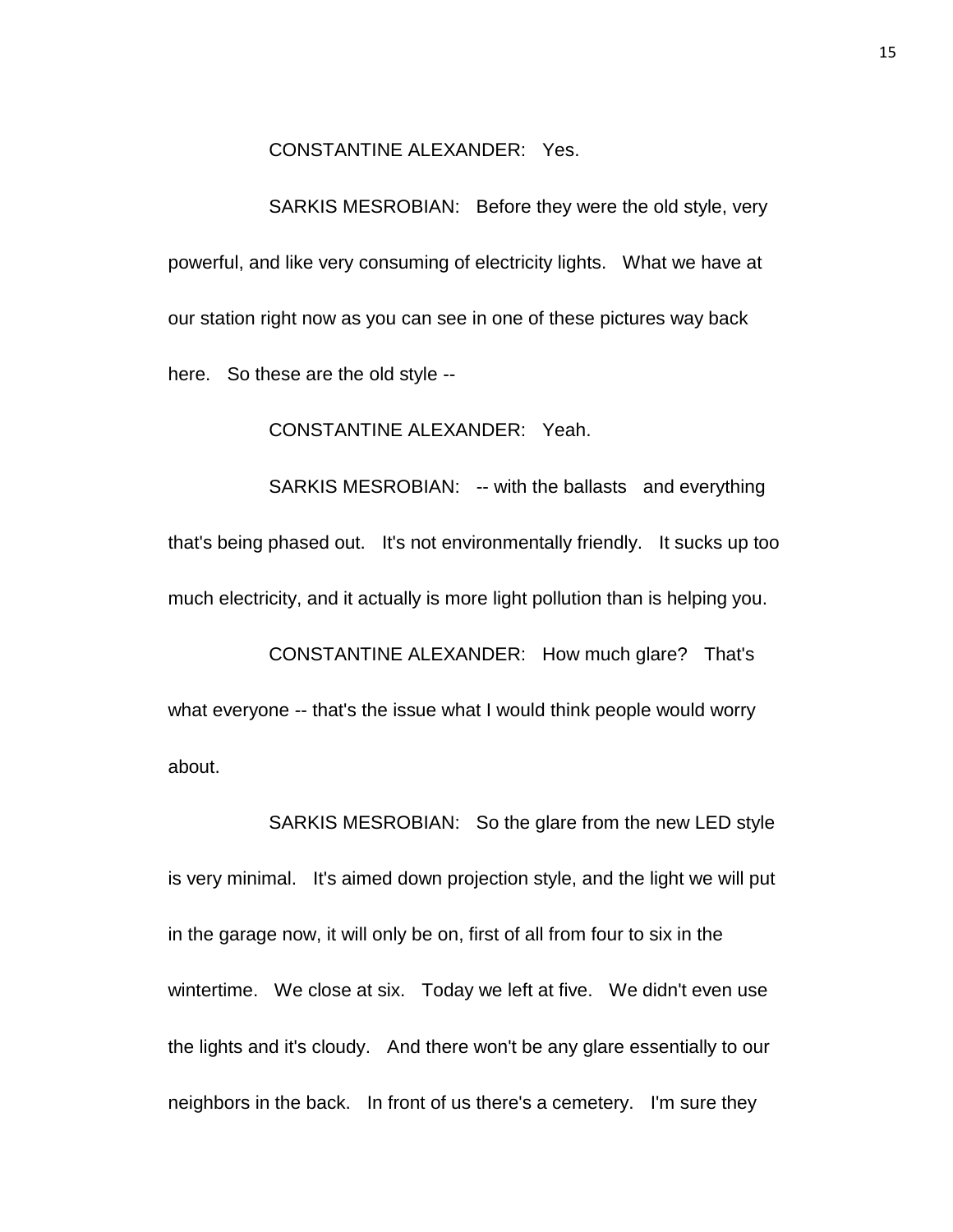CONSTANTINE ALEXANDER: Yes.

SARKIS MESROBIAN: Before they were the old style, very powerful, and like very consuming of electricity lights. What we have at our station right now as you can see in one of these pictures way back here. So these are the old style --

CONSTANTINE ALEXANDER: Yeah.

SARKIS MESROBIAN: -- with the ballasts and everything that's being phased out. It's not environmentally friendly. It sucks up too much electricity, and it actually is more light pollution than is helping you.

CONSTANTINE ALEXANDER: How much glare? That's what everyone -- that's the issue what I would think people would worry about.

SARKIS MESROBIAN: So the glare from the new LED style is very minimal. It's aimed down projection style, and the light we will put in the garage now, it will only be on, first of all from four to six in the wintertime. We close at six. Today we left at five. We didn't even use the lights and it's cloudy. And there won't be any glare essentially to our neighbors in the back. In front of us there's a cemetery. I'm sure they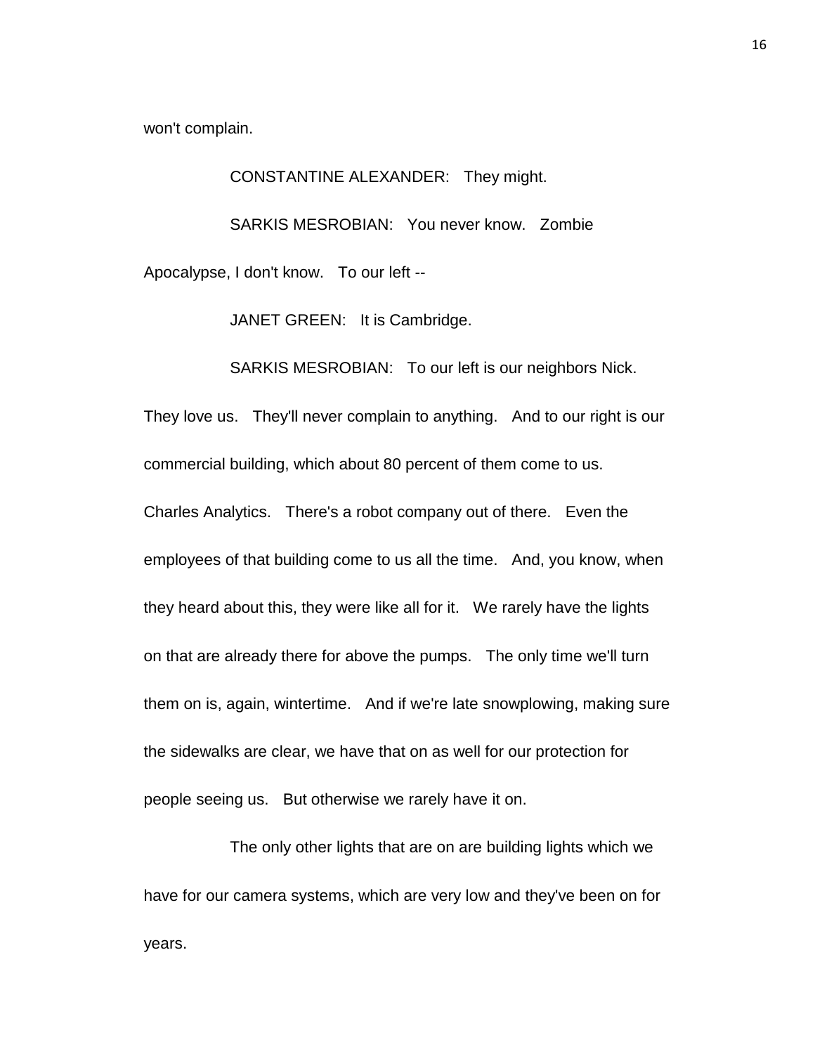won't complain.

CONSTANTINE ALEXANDER: They might.

SARKIS MESROBIAN: You never know. Zombie Apocalypse, I don't know. To our left --

JANET GREEN: It is Cambridge.

SARKIS MESROBIAN: To our left is our neighbors Nick. They love us. They'll never complain to anything. And to our right is our commercial building, which about 80 percent of them come to us. Charles Analytics. There's a robot company out of there. Even the employees of that building come to us all the time. And, you know, when they heard about this, they were like all for it. We rarely have the lights on that are already there for above the pumps. The only time we'll turn them on is, again, wintertime. And if we're late snowplowing, making sure the sidewalks are clear, we have that on as well for our protection for people seeing us. But otherwise we rarely have it on.

The only other lights that are on are building lights which we have for our camera systems, which are very low and they've been on for years.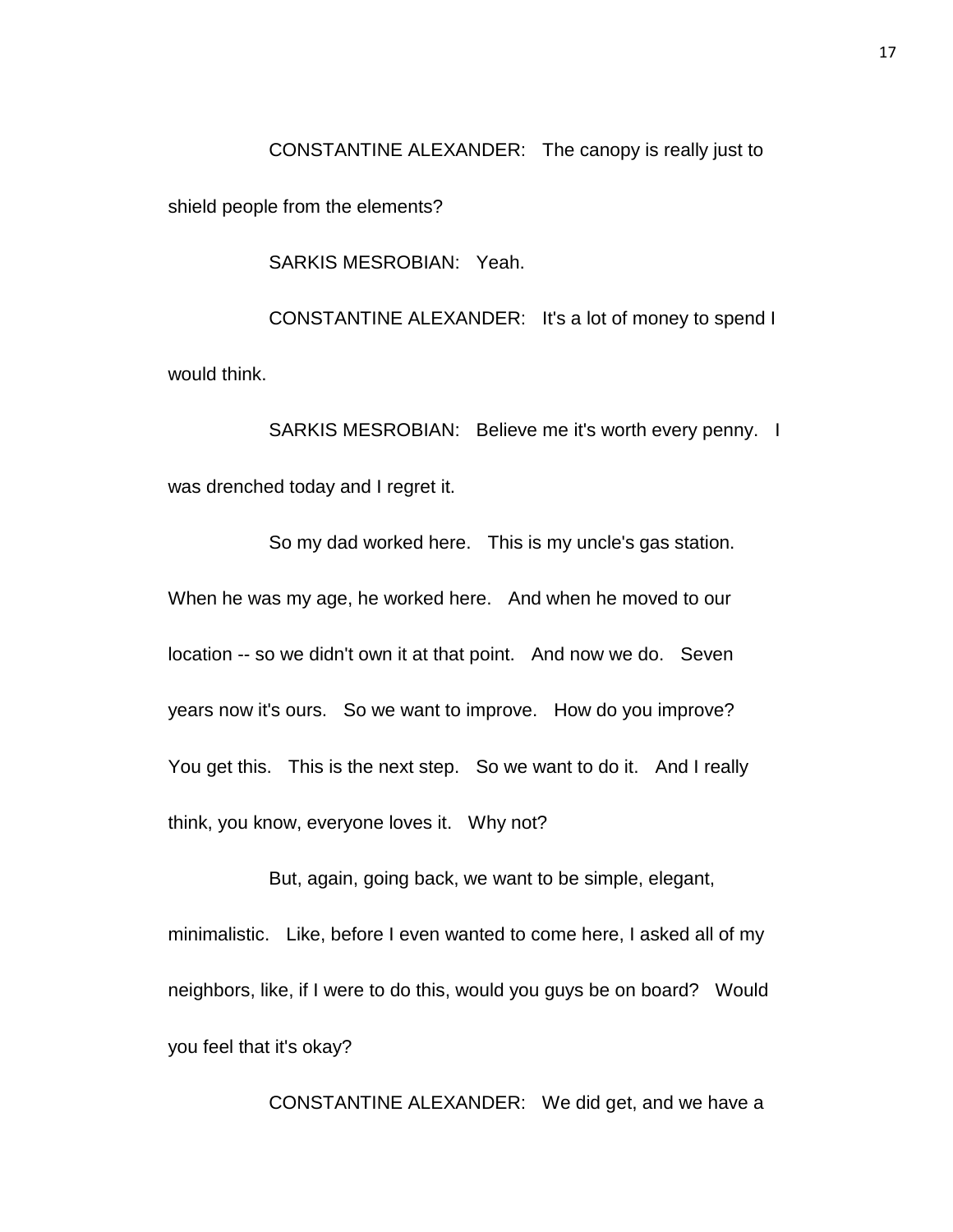CONSTANTINE ALEXANDER: The canopy is really just to shield people from the elements?

SARKIS MESROBIAN: Yeah.

CONSTANTINE ALEXANDER: It's a lot of money to spend I would think.

SARKIS MESROBIAN: Believe me it's worth every penny. I was drenched today and I regret it.

So my dad worked here. This is my uncle's gas station. When he was my age, he worked here. And when he moved to our location -- so we didn't own it at that point. And now we do. Seven years now it's ours. So we want to improve. How do you improve? You get this. This is the next step. So we want to do it. And I really think, you know, everyone loves it. Why not?

But, again, going back, we want to be simple, elegant, minimalistic. Like, before I even wanted to come here, I asked all of my neighbors, like, if I were to do this, would you guys be on board? Would you feel that it's okay?

CONSTANTINE ALEXANDER: We did get, and we have a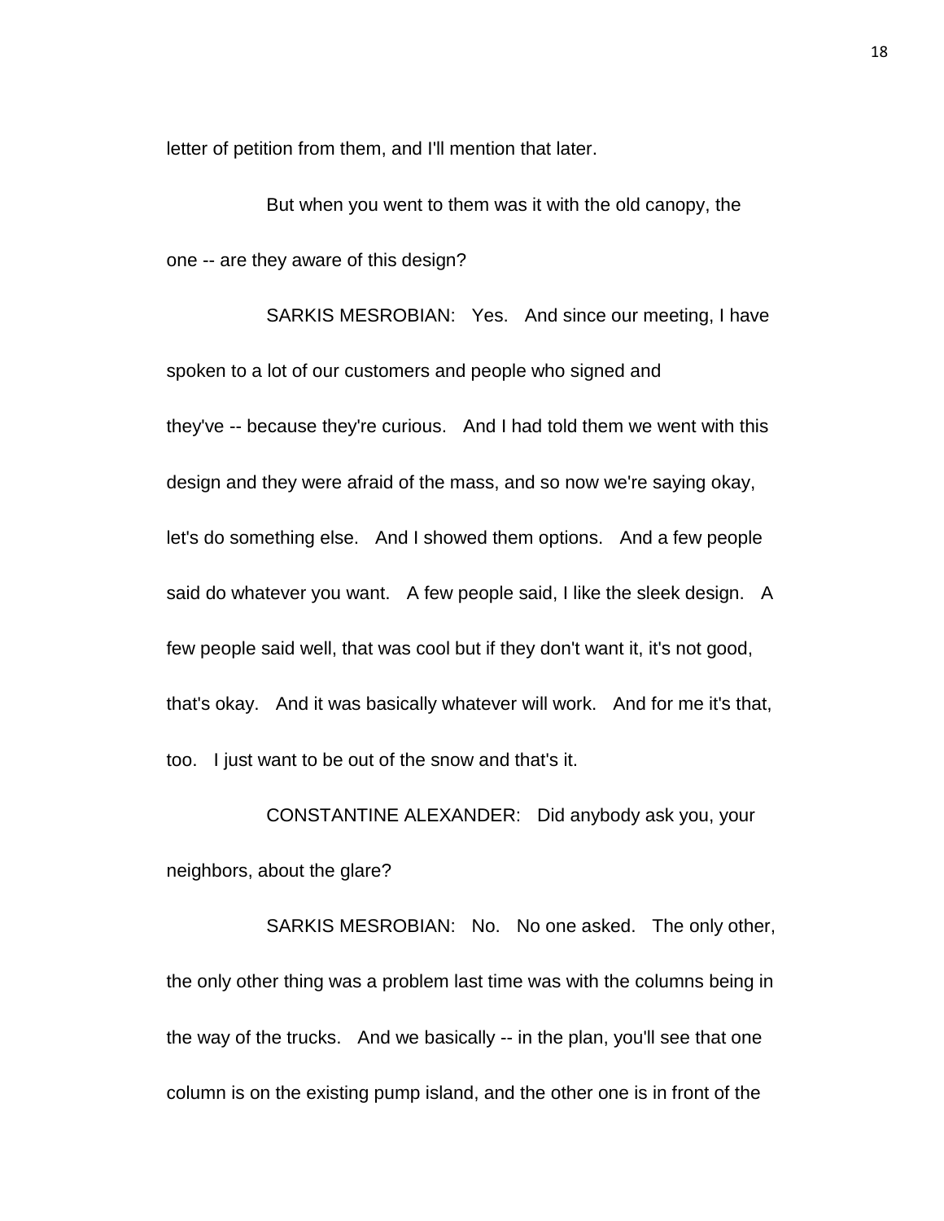letter of petition from them, and I'll mention that later.

But when you went to them was it with the old canopy, the one -- are they aware of this design?

SARKIS MESROBIAN: Yes. And since our meeting, I have spoken to a lot of our customers and people who signed and they've -- because they're curious. And I had told them we went with this design and they were afraid of the mass, and so now we're saying okay, let's do something else. And I showed them options. And a few people said do whatever you want. A few people said, I like the sleek design. A few people said well, that was cool but if they don't want it, it's not good, that's okay. And it was basically whatever will work. And for me it's that, too. I just want to be out of the snow and that's it.

CONSTANTINE ALEXANDER: Did anybody ask you, your neighbors, about the glare?

SARKIS MESROBIAN: No. No one asked. The only other, the only other thing was a problem last time was with the columns being in the way of the trucks. And we basically -- in the plan, you'll see that one column is on the existing pump island, and the other one is in front of the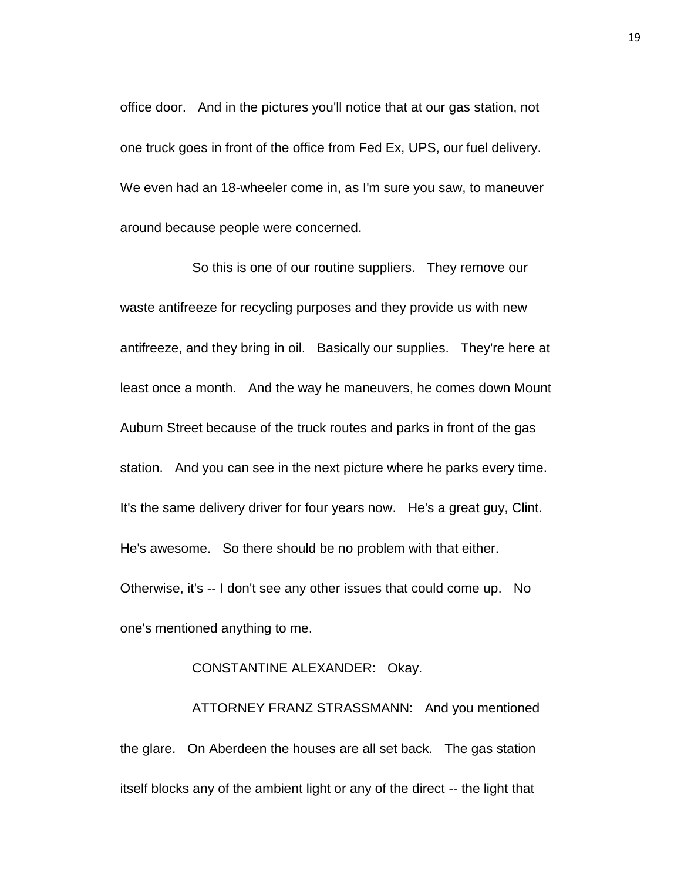office door. And in the pictures you'll notice that at our gas station, not one truck goes in front of the office from Fed Ex, UPS, our fuel delivery. We even had an 18-wheeler come in, as I'm sure you saw, to maneuver around because people were concerned.

So this is one of our routine suppliers. They remove our waste antifreeze for recycling purposes and they provide us with new antifreeze, and they bring in oil. Basically our supplies. They're here at least once a month. And the way he maneuvers, he comes down Mount Auburn Street because of the truck routes and parks in front of the gas station. And you can see in the next picture where he parks every time. It's the same delivery driver for four years now. He's a great guy, Clint. He's awesome. So there should be no problem with that either. Otherwise, it's -- I don't see any other issues that could come up. No one's mentioned anything to me.

CONSTANTINE ALEXANDER: Okay.

ATTORNEY FRANZ STRASSMANN: And you mentioned the glare. On Aberdeen the houses are all set back. The gas station itself blocks any of the ambient light or any of the direct -- the light that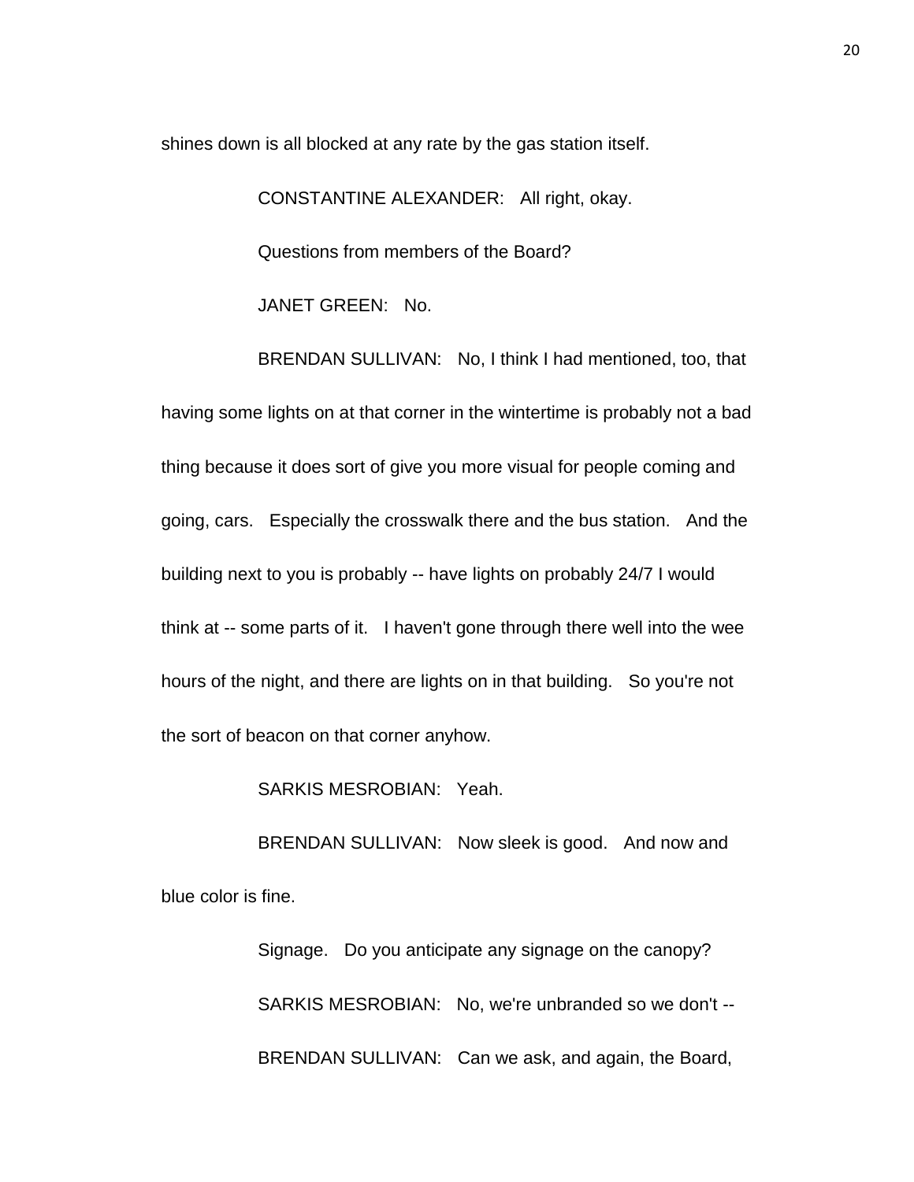shines down is all blocked at any rate by the gas station itself.

CONSTANTINE ALEXANDER: All right, okay.

Questions from members of the Board?

JANET GREEN: No.

BRENDAN SULLIVAN: No, I think I had mentioned, too, that having some lights on at that corner in the wintertime is probably not a bad thing because it does sort of give you more visual for people coming and going, cars. Especially the crosswalk there and the bus station. And the building next to you is probably -- have lights on probably 24/7 I would think at -- some parts of it. I haven't gone through there well into the wee hours of the night, and there are lights on in that building. So you're not the sort of beacon on that corner anyhow.

SARKIS MESROBIAN: Yeah.

BRENDAN SULLIVAN: Now sleek is good. And now and blue color is fine.

Signage. Do you anticipate any signage on the canopy?

SARKIS MESROBIAN: No, we're unbranded so we don't --

BRENDAN SULLIVAN: Can we ask, and again, the Board,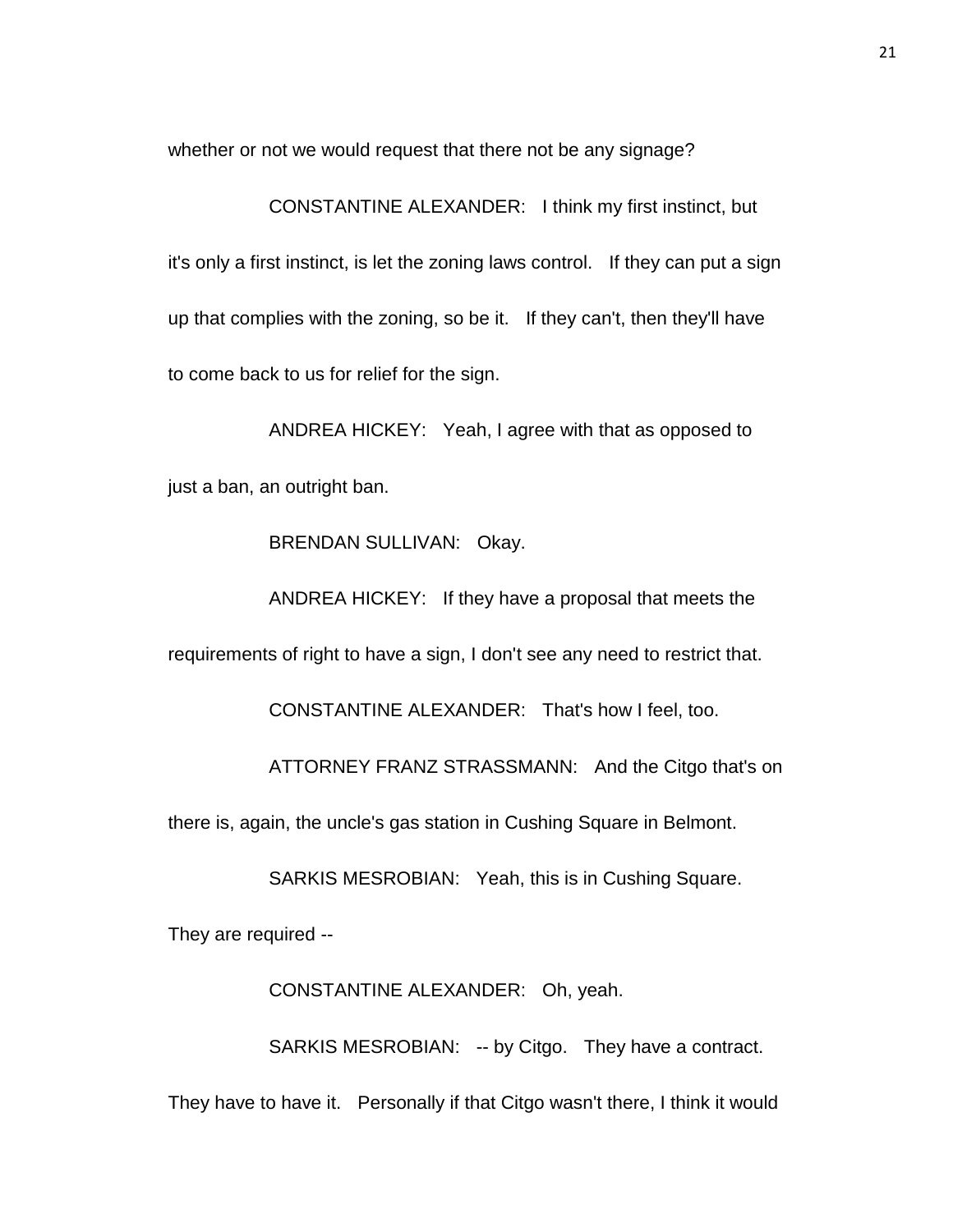whether or not we would request that there not be any signage?

CONSTANTINE ALEXANDER: I think my first instinct, but it's only a first instinct, is let the zoning laws control. If they can put a sign up that complies with the zoning, so be it. If they can't, then they'll have to come back to us for relief for the sign.

ANDREA HICKEY: Yeah, I agree with that as opposed to just a ban, an outright ban.

BRENDAN SULLIVAN: Okay.

ANDREA HICKEY: If they have a proposal that meets the requirements of right to have a sign, I don't see any need to restrict that.

CONSTANTINE ALEXANDER: That's how I feel, too.

ATTORNEY FRANZ STRASSMANN: And the Citgo that's on there is, again, the uncle's gas station in Cushing Square in Belmont.

SARKIS MESROBIAN: Yeah, this is in Cushing Square. They are required --

CONSTANTINE ALEXANDER: Oh, yeah.

SARKIS MESROBIAN: -- by Citgo. They have a contract. They have to have it. Personally if that Citgo wasn't there, I think it would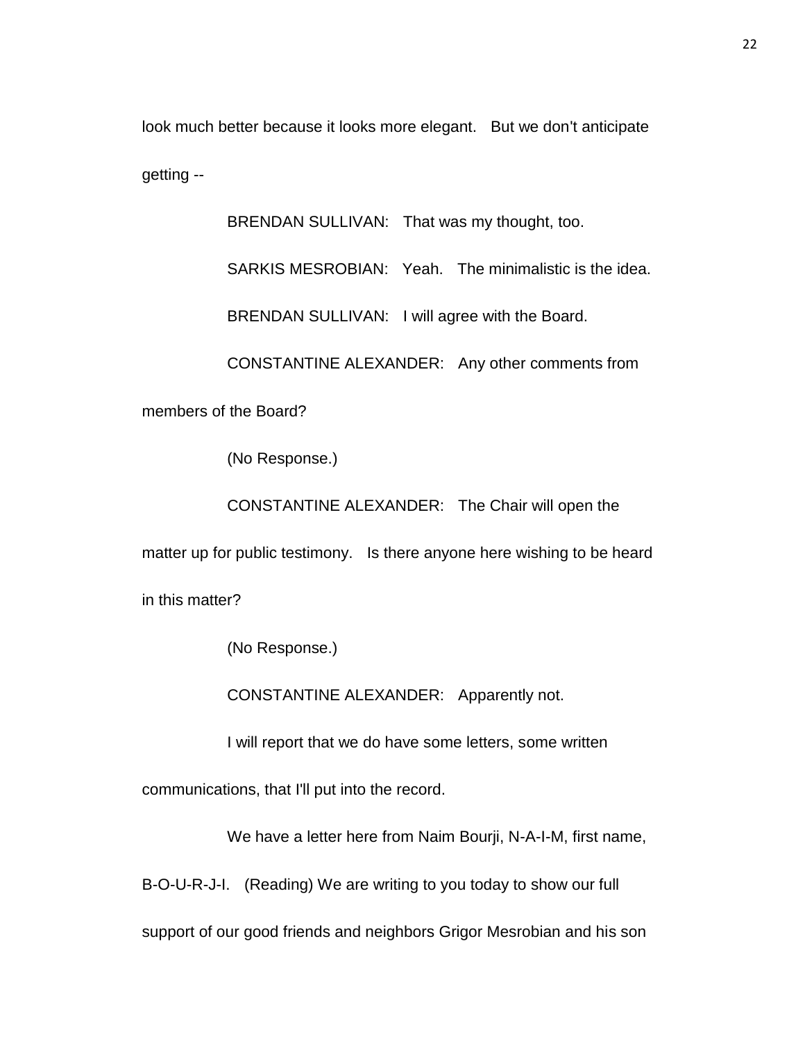look much better because it looks more elegant. But we don't anticipate getting --

BRENDAN SULLIVAN: That was my thought, too.

SARKIS MESROBIAN: Yeah. The minimalistic is the idea.

BRENDAN SULLIVAN: I will agree with the Board.

CONSTANTINE ALEXANDER: Any other comments from members of the Board?

(No Response.)

CONSTANTINE ALEXANDER: The Chair will open the matter up for public testimony. Is there anyone here wishing to be heard in this matter?

(No Response.)

CONSTANTINE ALEXANDER: Apparently not.

I will report that we do have some letters, some written communications, that I'll put into the record.

We have a letter here from Naim Bourji, N-A-I-M, first name, B-O-U-R-J-I. (Reading) We are writing to you today to show our full support of our good friends and neighbors Grigor Mesrobian and his son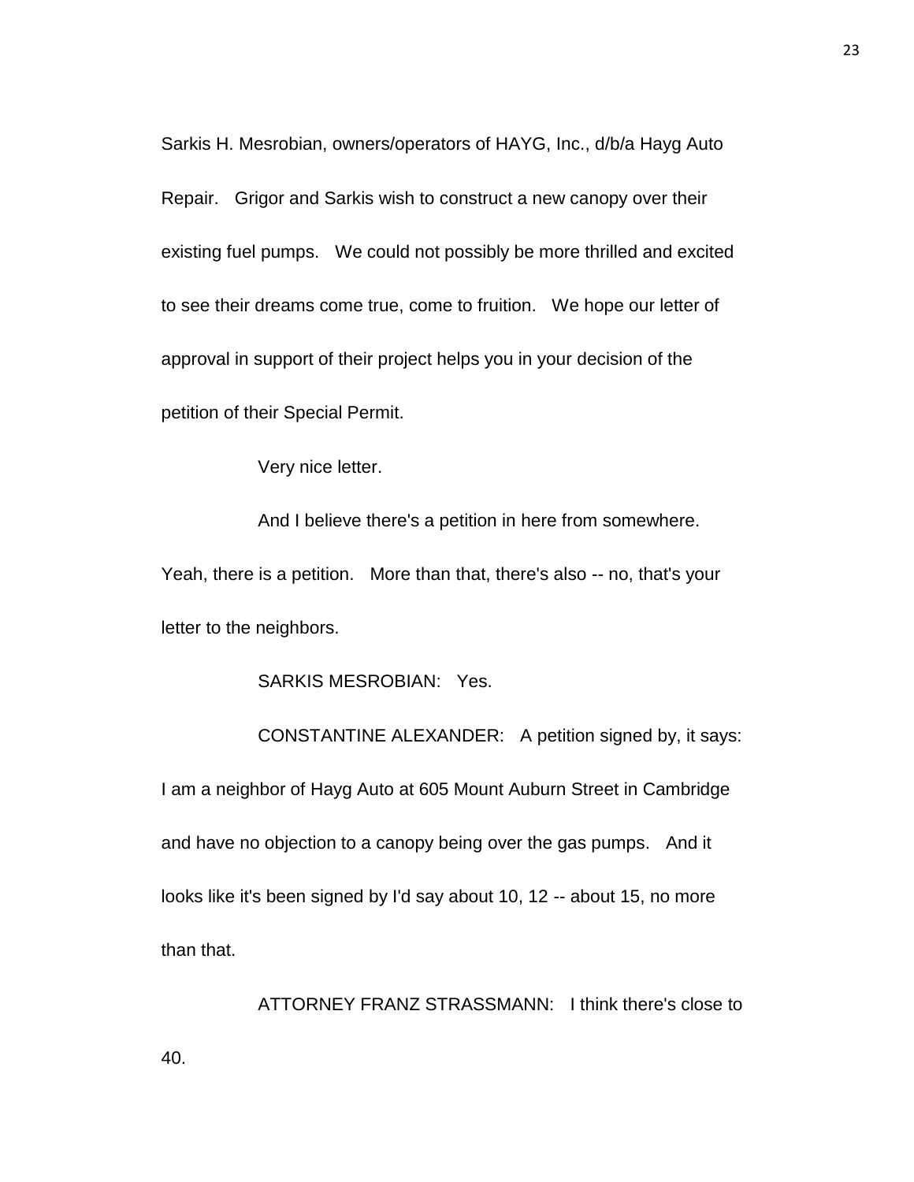Sarkis H. Mesrobian, owners/operators of HAYG, Inc., d/b/a Hayg Auto Repair. Grigor and Sarkis wish to construct a new canopy over their existing fuel pumps. We could not possibly be more thrilled and excited to see their dreams come true, come to fruition. We hope our letter of approval in support of their project helps you in your decision of the petition of their Special Permit.

Very nice letter.

And I believe there's a petition in here from somewhere. Yeah, there is a petition. More than that, there's also -- no, that's your letter to the neighbors.

SARKIS MESROBIAN: Yes.

CONSTANTINE ALEXANDER: A petition signed by, it says: I am a neighbor of Hayg Auto at 605 Mount Auburn Street in Cambridge and have no objection to a canopy being over the gas pumps. And it looks like it's been signed by I'd say about 10, 12 -- about 15, no more than that.

ATTORNEY FRANZ STRASSMANN: I think there's close to 40.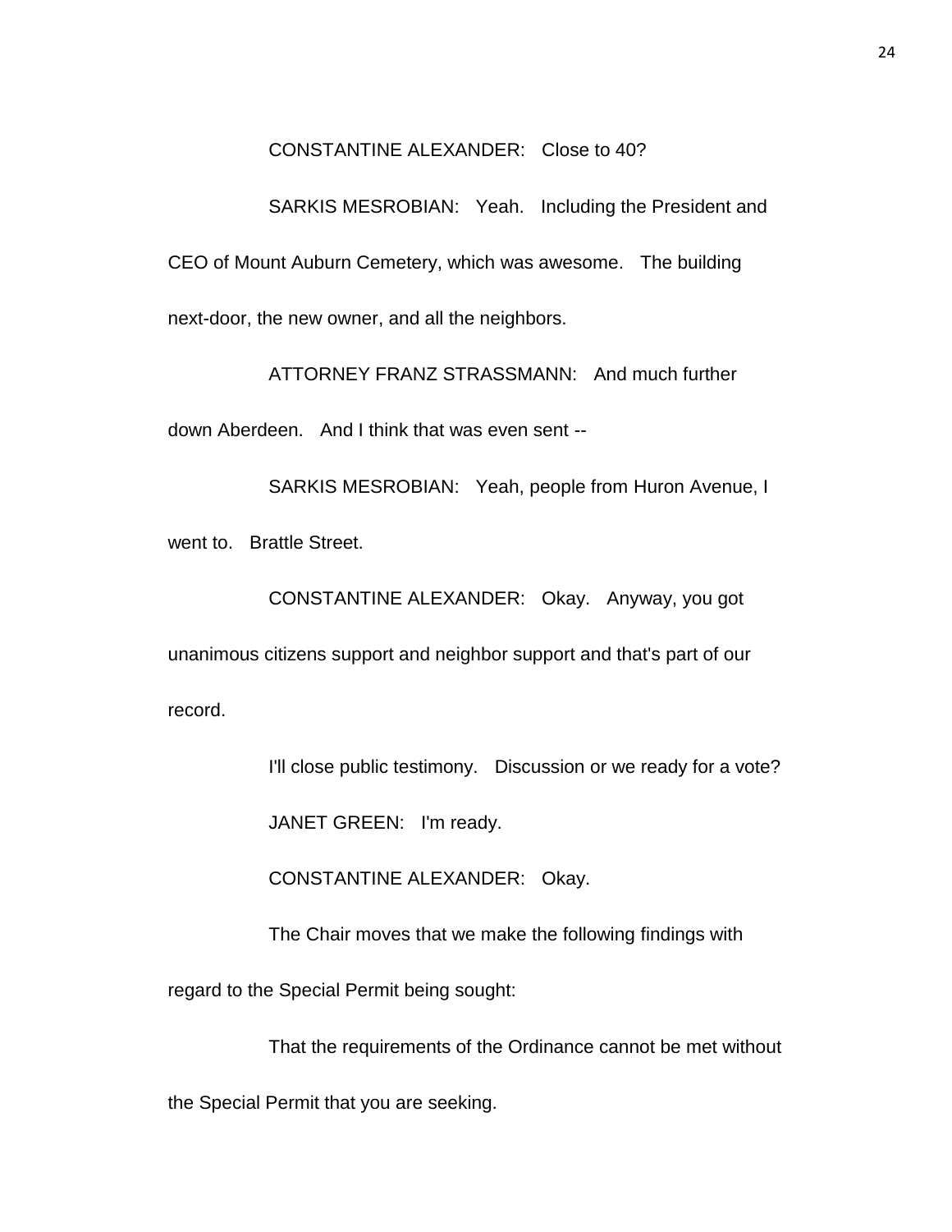CONSTANTINE ALEXANDER: Close to 40?

SARKIS MESROBIAN: Yeah. Including the President and CEO of Mount Auburn Cemetery, which was awesome. The building next-door, the new owner, and all the neighbors.

ATTORNEY FRANZ STRASSMANN: And much further down Aberdeen. And I think that was even sent --

SARKIS MESROBIAN: Yeah, people from Huron Avenue, I went to. Brattle Street.

CONSTANTINE ALEXANDER: Okay. Anyway, you got unanimous citizens support and neighbor support and that's part of our record.

I'll close public testimony. Discussion or we ready for a vote?

JANET GREEN: I'm ready.

CONSTANTINE ALEXANDER: Okay.

The Chair moves that we make the following findings with regard to the Special Permit being sought:

That the requirements of the Ordinance cannot be met without the Special Permit that you are seeking.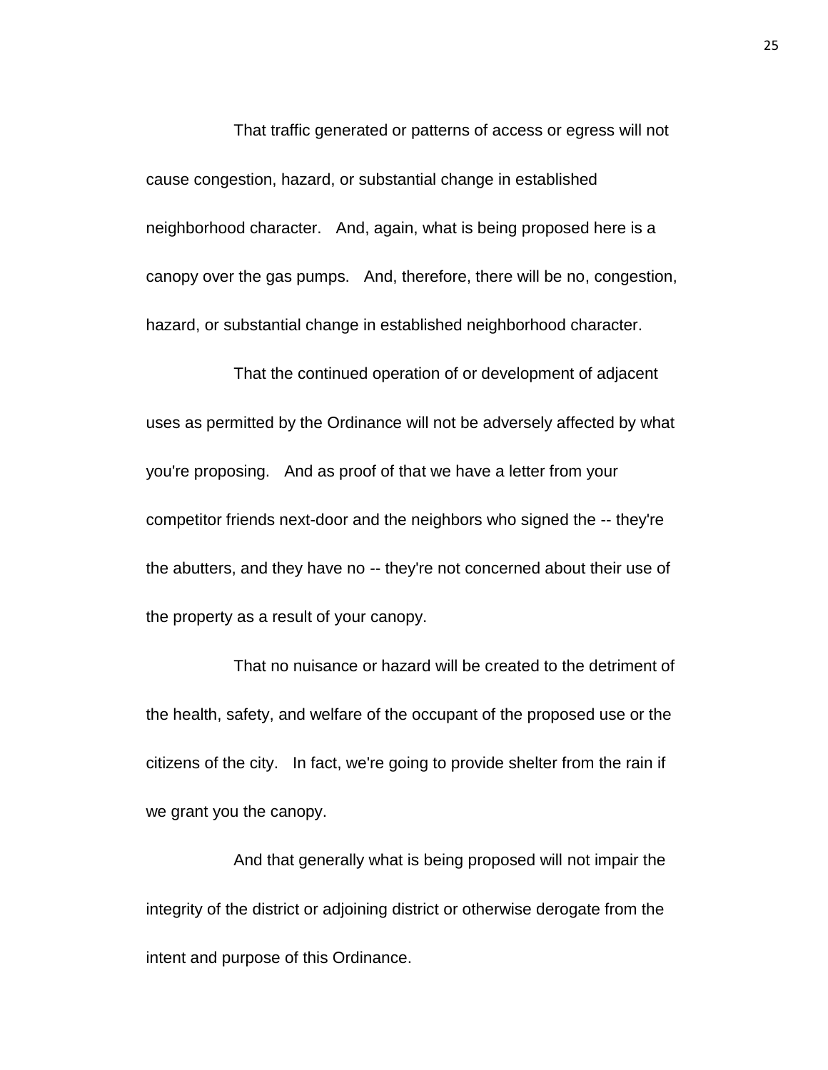That traffic generated or patterns of access or egress will not cause congestion, hazard, or substantial change in established neighborhood character. And, again, what is being proposed here is a canopy over the gas pumps. And, therefore, there will be no, congestion, hazard, or substantial change in established neighborhood character.

That the continued operation of or development of adjacent uses as permitted by the Ordinance will not be adversely affected by what you're proposing. And as proof of that we have a letter from your competitor friends next-door and the neighbors who signed the -- they're the abutters, and they have no -- they're not concerned about their use of the property as a result of your canopy.

That no nuisance or hazard will be created to the detriment of the health, safety, and welfare of the occupant of the proposed use or the citizens of the city. In fact, we're going to provide shelter from the rain if we grant you the canopy.

And that generally what is being proposed will not impair the integrity of the district or adjoining district or otherwise derogate from the intent and purpose of this Ordinance.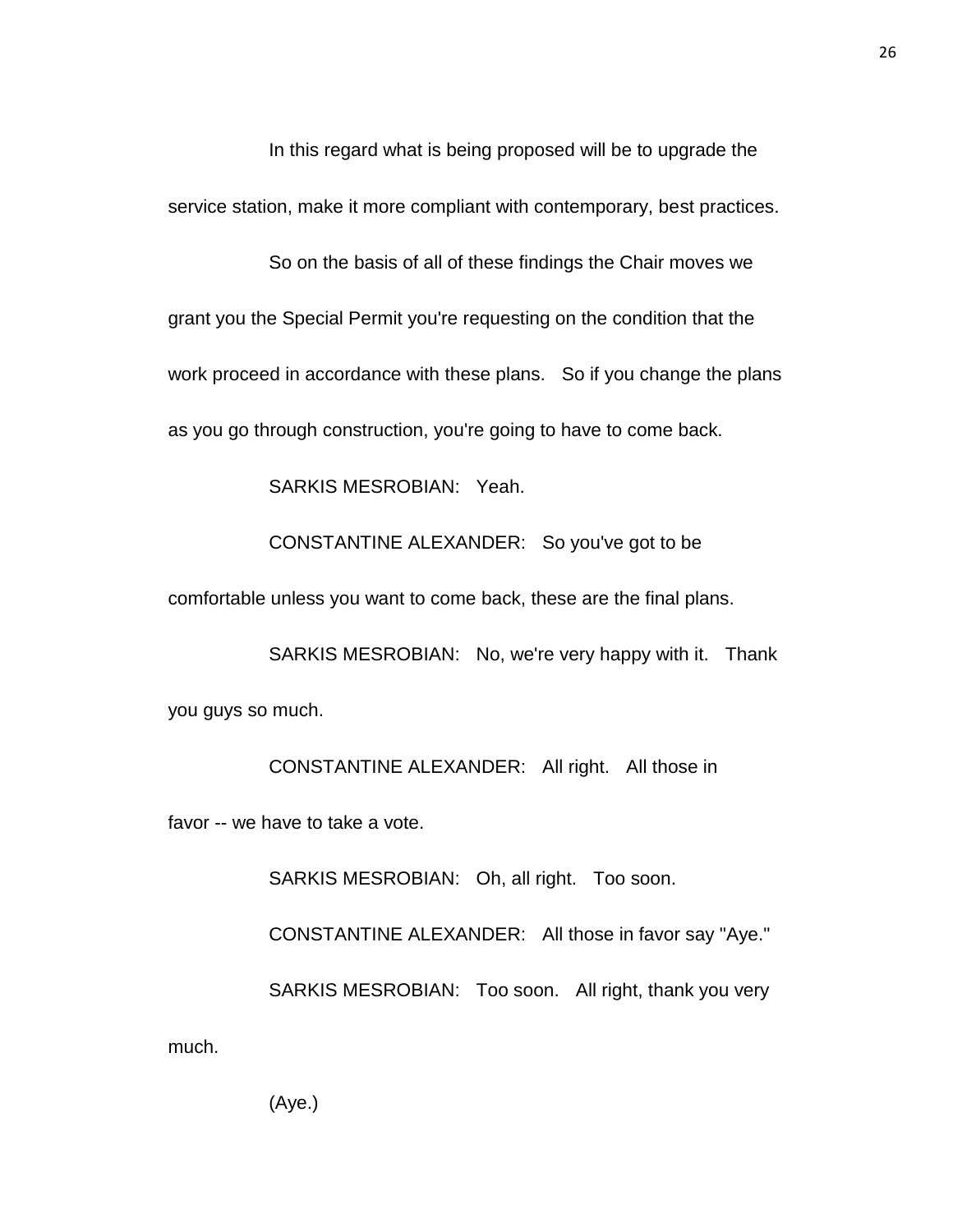In this regard what is being proposed will be to upgrade the service station, make it more compliant with contemporary, best practices.

So on the basis of all of these findings the Chair moves we grant you the Special Permit you're requesting on the condition that the work proceed in accordance with these plans. So if you change the plans as you go through construction, you're going to have to come back.

SARKIS MESROBIAN: Yeah.

CONSTANTINE ALEXANDER: So you've got to be comfortable unless you want to come back, these are the final plans.

SARKIS MESROBIAN: No, we're very happy with it. Thank you guys so much.

CONSTANTINE ALEXANDER: All right. All those in favor -- we have to take a vote.

SARKIS MESROBIAN: Oh, all right. Too soon.

CONSTANTINE ALEXANDER: All those in favor say "Aye."

SARKIS MESROBIAN: Too soon. All right, thank you very much.

(Aye.)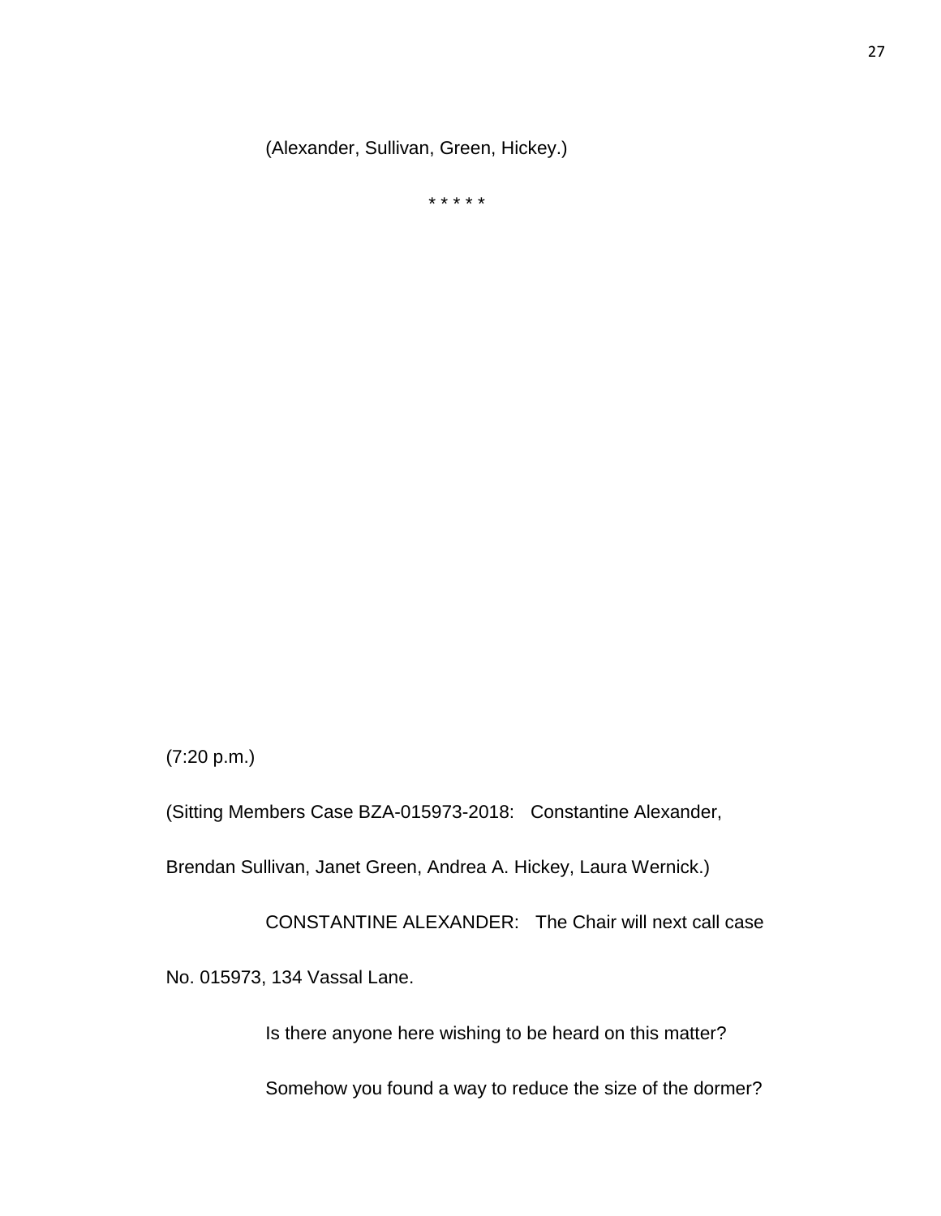(Alexander, Sullivan, Green, Hickey.)

* * * * *

(7:20 p.m.)

(Sitting Members Case BZA-015973-2018: Constantine Alexander, Brendan Sullivan, Janet Green, Andrea A. Hickey, Laura Wernick.)

CONSTANTINE ALEXANDER: The Chair will next call case No. 015973, 134 Vassal Lane.

Is there anyone here wishing to be heard on this matter?

Somehow you found a way to reduce the size of the dormer?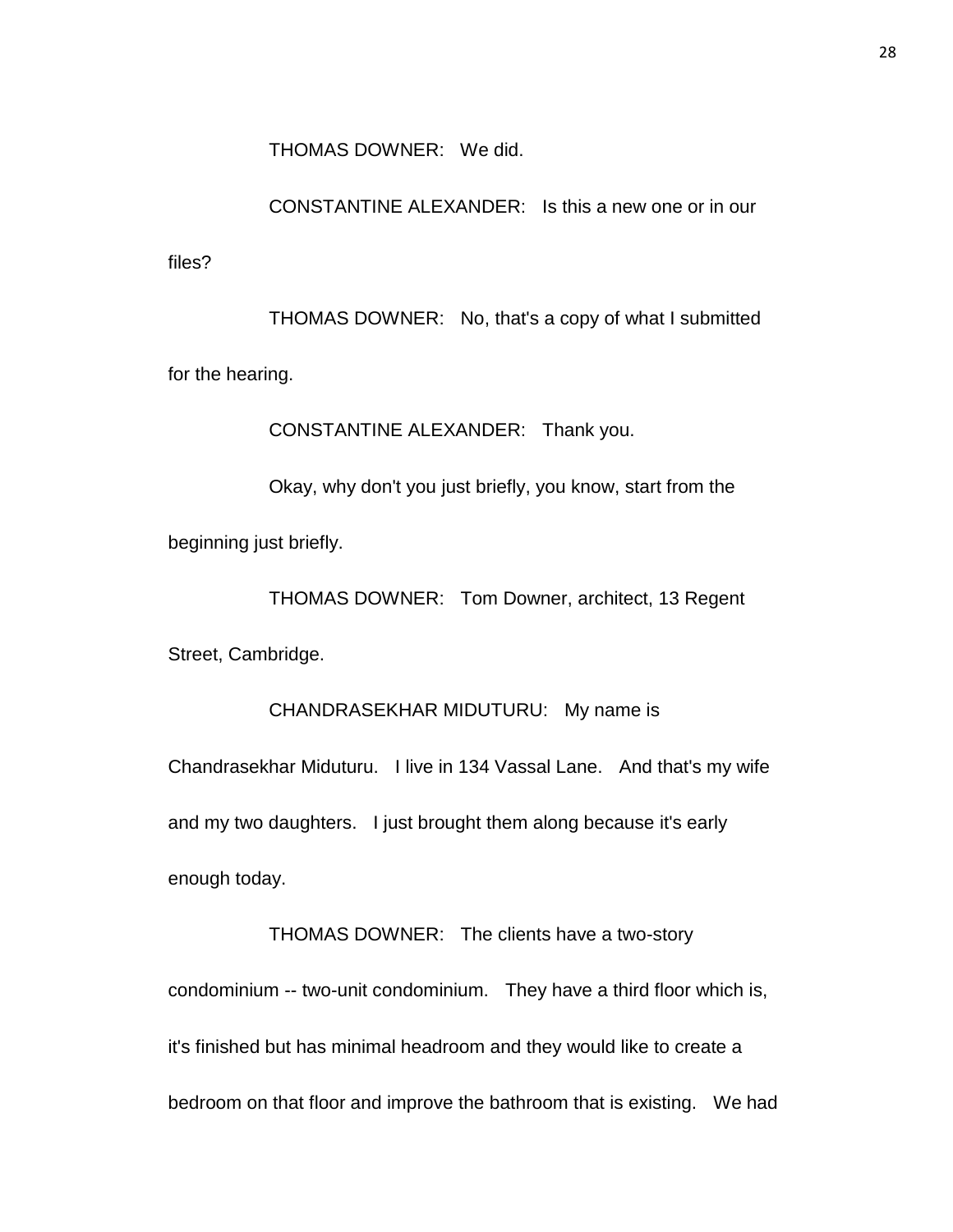THOMAS DOWNER: We did.

CONSTANTINE ALEXANDER: Is this a new one or in our files?

THOMAS DOWNER: No, that's a copy of what I submitted for the hearing.

CONSTANTINE ALEXANDER: Thank you.

Okay, why don't you just briefly, you know, start from the beginning just briefly.

THOMAS DOWNER: Tom Downer, architect, 13 Regent Street, Cambridge.

CHANDRASEKHAR MIDUTURU: My name is Chandrasekhar Miduturu. I live in 134 Vassal Lane. And that's my wife and my two daughters. I just brought them along because it's early enough today.

THOMAS DOWNER: The clients have a two-story condominium -- two-unit condominium. They have a third floor which is, it's finished but has minimal headroom and they would like to create a bedroom on that floor and improve the bathroom that is existing. We had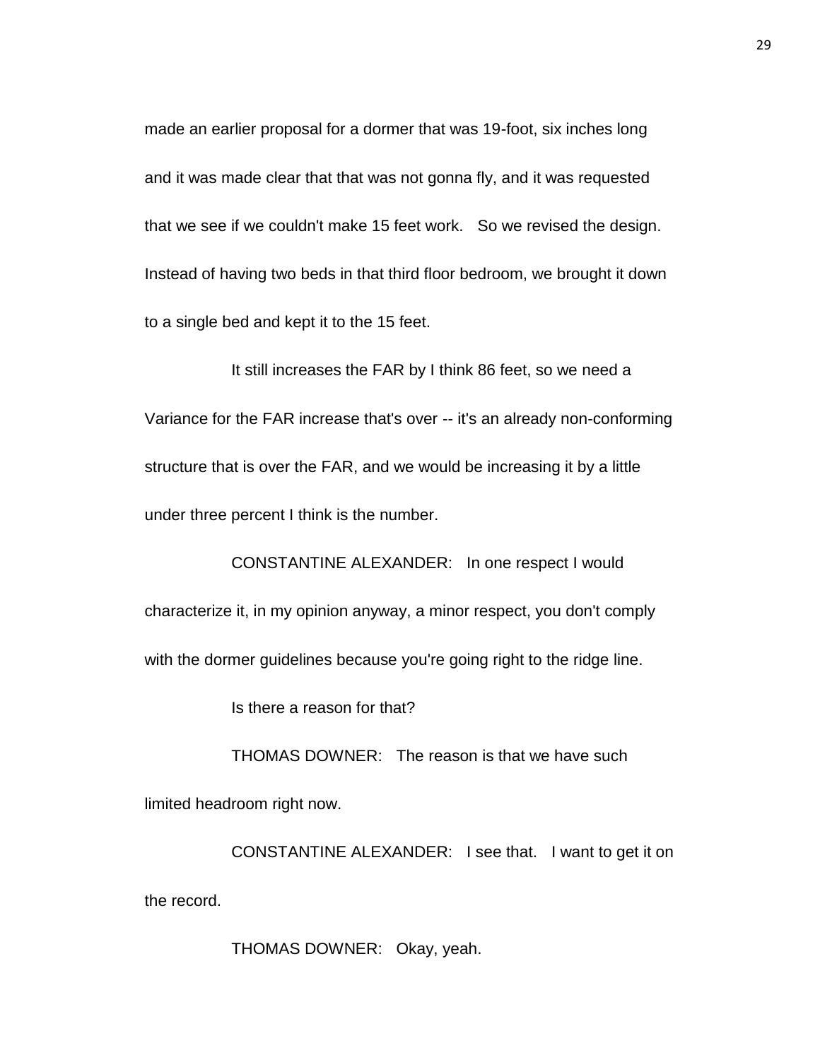made an earlier proposal for a dormer that was 19-foot, six inches long and it was made clear that that was not gonna fly, and it was requested that we see if we couldn't make 15 feet work. So we revised the design. Instead of having two beds in that third floor bedroom, we brought it down to a single bed and kept it to the 15 feet.

It still increases the FAR by I think 86 feet, so we need a Variance for the FAR increase that's over -- it's an already non-conforming structure that is over the FAR, and we would be increasing it by a little under three percent I think is the number.

CONSTANTINE ALEXANDER: In one respect I would characterize it, in my opinion anyway, a minor respect, you don't comply with the dormer guidelines because you're going right to the ridge line.

Is there a reason for that?

THOMAS DOWNER: The reason is that we have such limited headroom right now.

CONSTANTINE ALEXANDER: I see that. I want to get it on the record.

THOMAS DOWNER: Okay, yeah.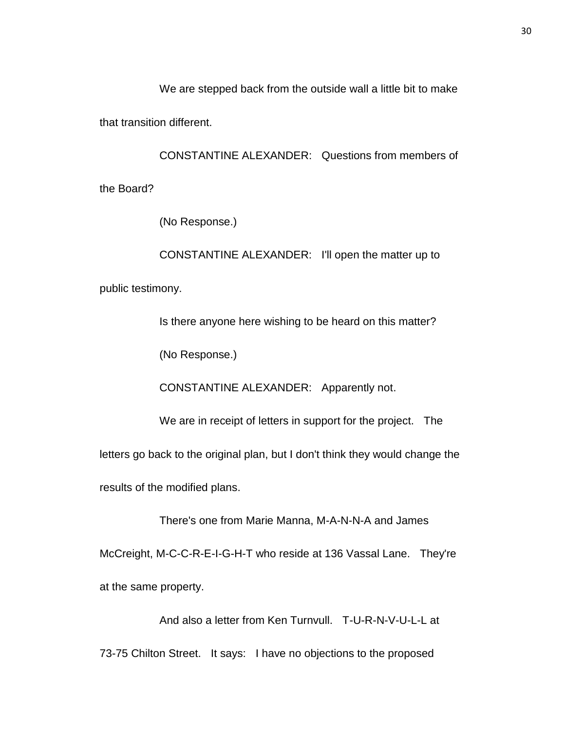We are stepped back from the outside wall a little bit to make that transition different.

CONSTANTINE ALEXANDER: Questions from members of the Board?

(No Response.)

CONSTANTINE ALEXANDER: I'll open the matter up to public testimony.

Is there anyone here wishing to be heard on this matter?

(No Response.)

CONSTANTINE ALEXANDER: Apparently not.

We are in receipt of letters in support for the project. The letters go back to the original plan, but I don't think they would change the results of the modified plans.

There's one from Marie Manna, M-A-N-N-A and James McCreight, M-C-C-R-E-I-G-H-T who reside at 136 Vassal Lane. They're at the same property.

And also a letter from Ken Turnvull. T-U-R-N-V-U-L-L at 73-75 Chilton Street. It says: I have no objections to the proposed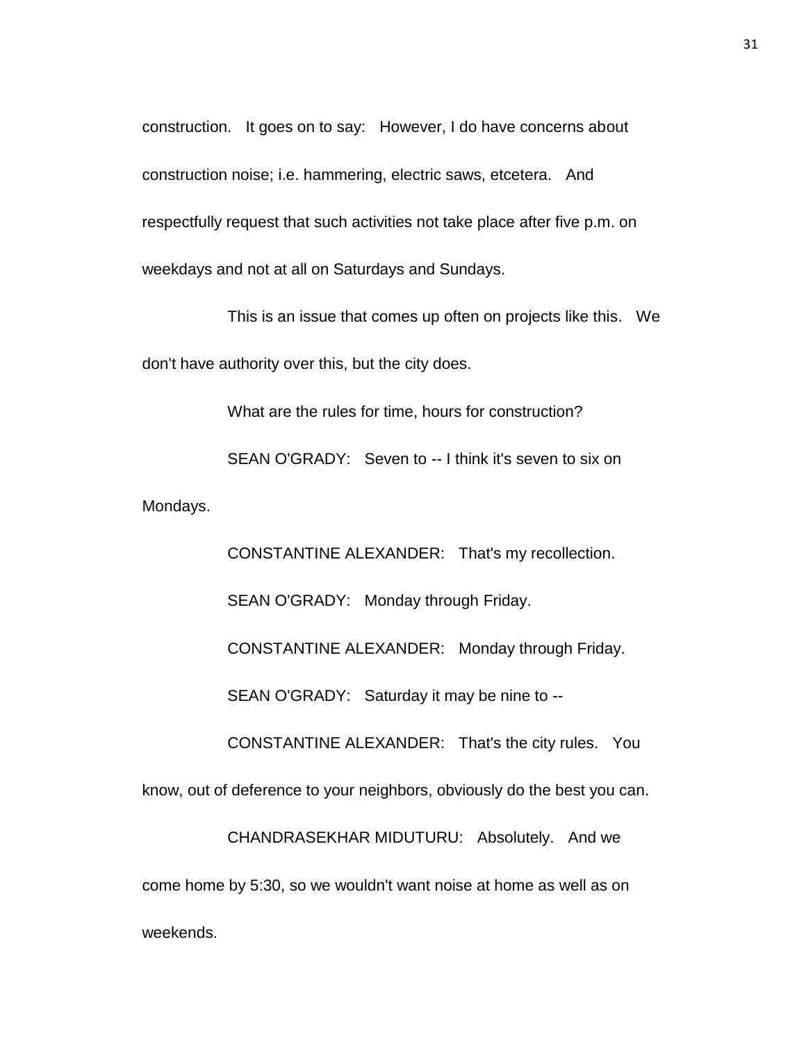construction. It goes on to say: However, I do have concerns about construction noise; i.e. hammering, electric saws, etcetera. And respectfully request that such activities not take place after five p.m. on weekdays and not at all on Saturdays and Sundays.

This is an issue that comes up often on projects like this. We don't have authority over this, but the city does.

What are the rules for time, hours for construction?

SEAN O'GRADY: Seven to -- I think it's seven to six on Mondays.

CONSTANTINE ALEXANDER: That's my recollection.

SEAN O'GRADY: Monday through Friday.

CONSTANTINE ALEXANDER: Monday through Friday.

SEAN O'GRADY: Saturday it may be nine to --

CONSTANTINE ALEXANDER: That's the city rules. You know, out of deference to your neighbors, obviously do the best you can.

CHANDRASEKHAR MIDUTURU: Absolutely. And we come home by 5:30, so we wouldn't want noise at home as well as on weekends.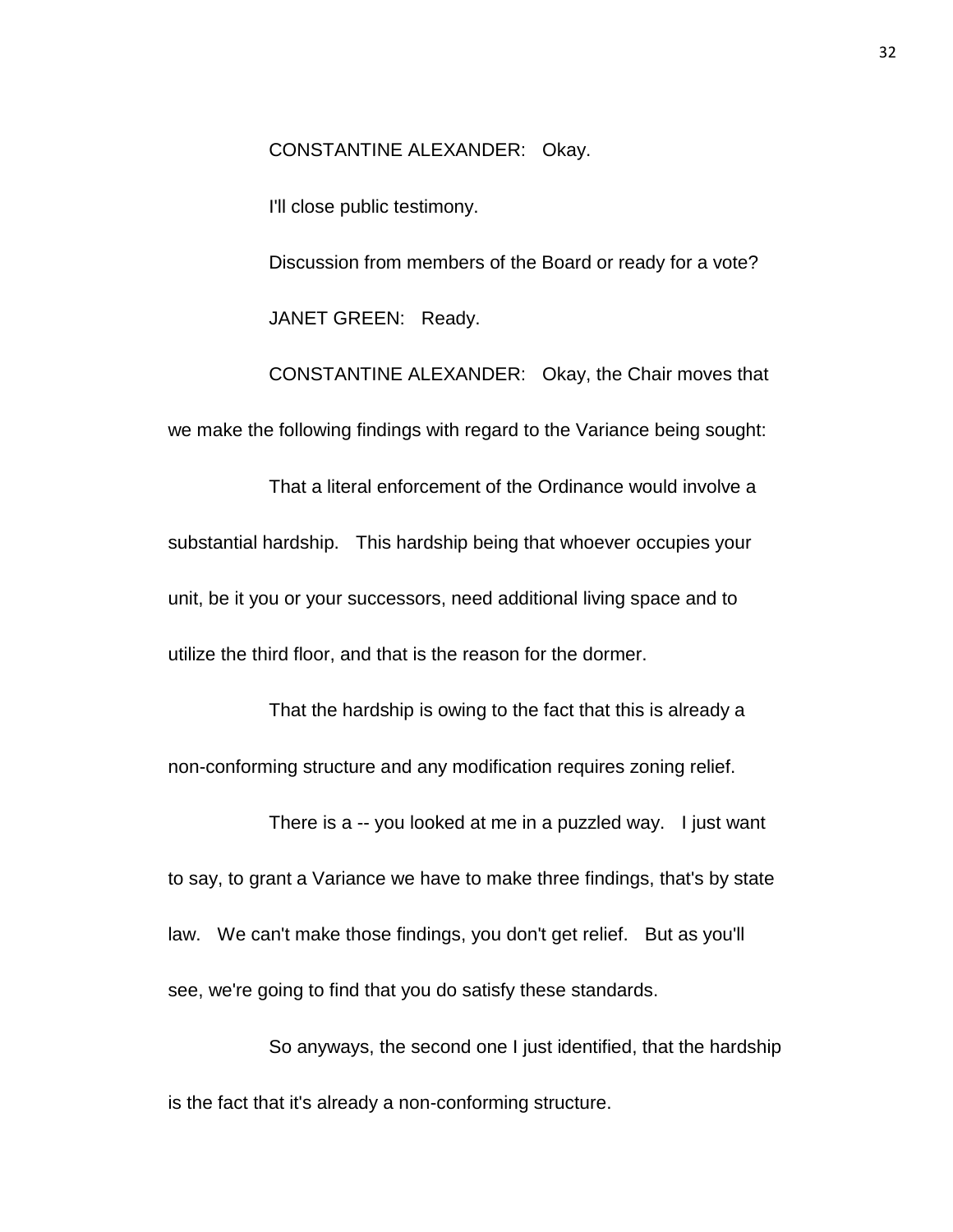CONSTANTINE ALEXANDER: Okay.

I'll close public testimony.

Discussion from members of the Board or ready for a vote?

JANET GREEN: Ready.

CONSTANTINE ALEXANDER: Okay, the Chair moves that we make the following findings with regard to the Variance being sought:

That a literal enforcement of the Ordinance would involve a substantial hardship. This hardship being that whoever occupies your unit, be it you or your successors, need additional living space and to utilize the third floor, and that is the reason for the dormer.

That the hardship is owing to the fact that this is already a non-conforming structure and any modification requires zoning relief.

There is a -- you looked at me in a puzzled way. I just want to say, to grant a Variance we have to make three findings, that's by state law. We can't make those findings, you don't get relief. But as you'll see, we're going to find that you do satisfy these standards.

So anyways, the second one I just identified, that the hardship is the fact that it's already a non-conforming structure.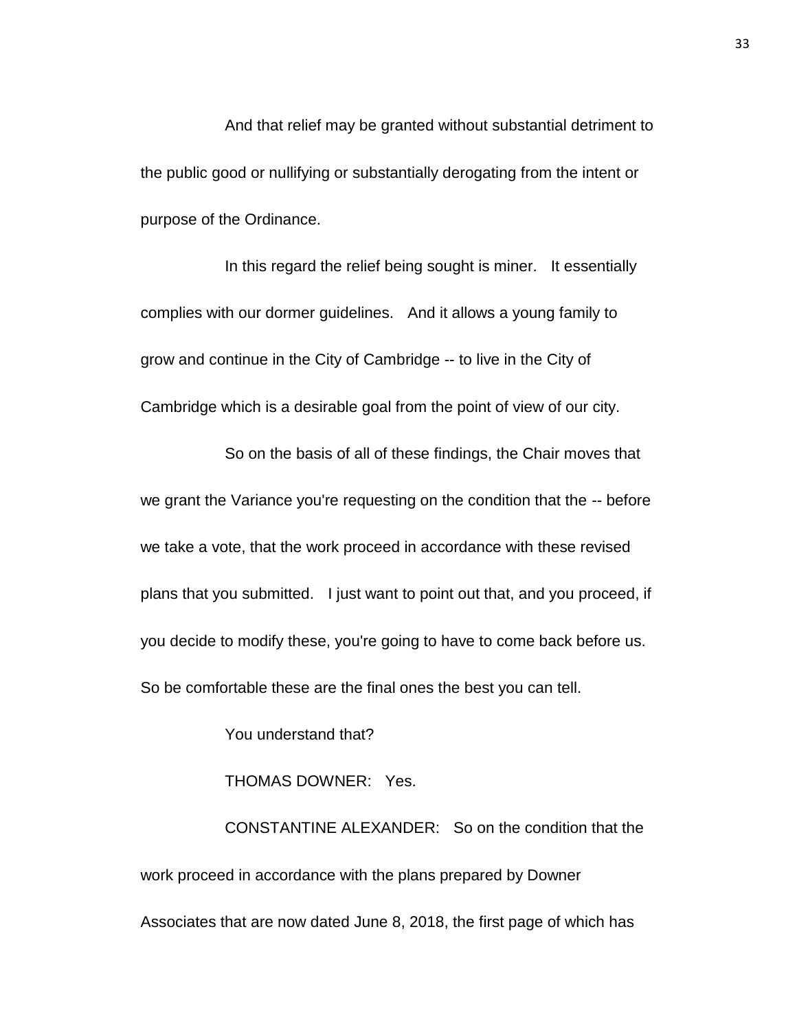And that relief may be granted without substantial detriment to the public good or nullifying or substantially derogating from the intent or purpose of the Ordinance.

In this regard the relief being sought is miner. It essentially complies with our dormer guidelines. And it allows a young family to grow and continue in the City of Cambridge -- to live in the City of Cambridge which is a desirable goal from the point of view of our city.

So on the basis of all of these findings, the Chair moves that we grant the Variance you're requesting on the condition that the -- before we take a vote, that the work proceed in accordance with these revised plans that you submitted. I just want to point out that, and you proceed, if you decide to modify these, you're going to have to come back before us. So be comfortable these are the final ones the best you can tell.

You understand that?

THOMAS DOWNER: Yes.

CONSTANTINE ALEXANDER: So on the condition that the work proceed in accordance with the plans prepared by Downer Associates that are now dated June 8, 2018, the first page of which has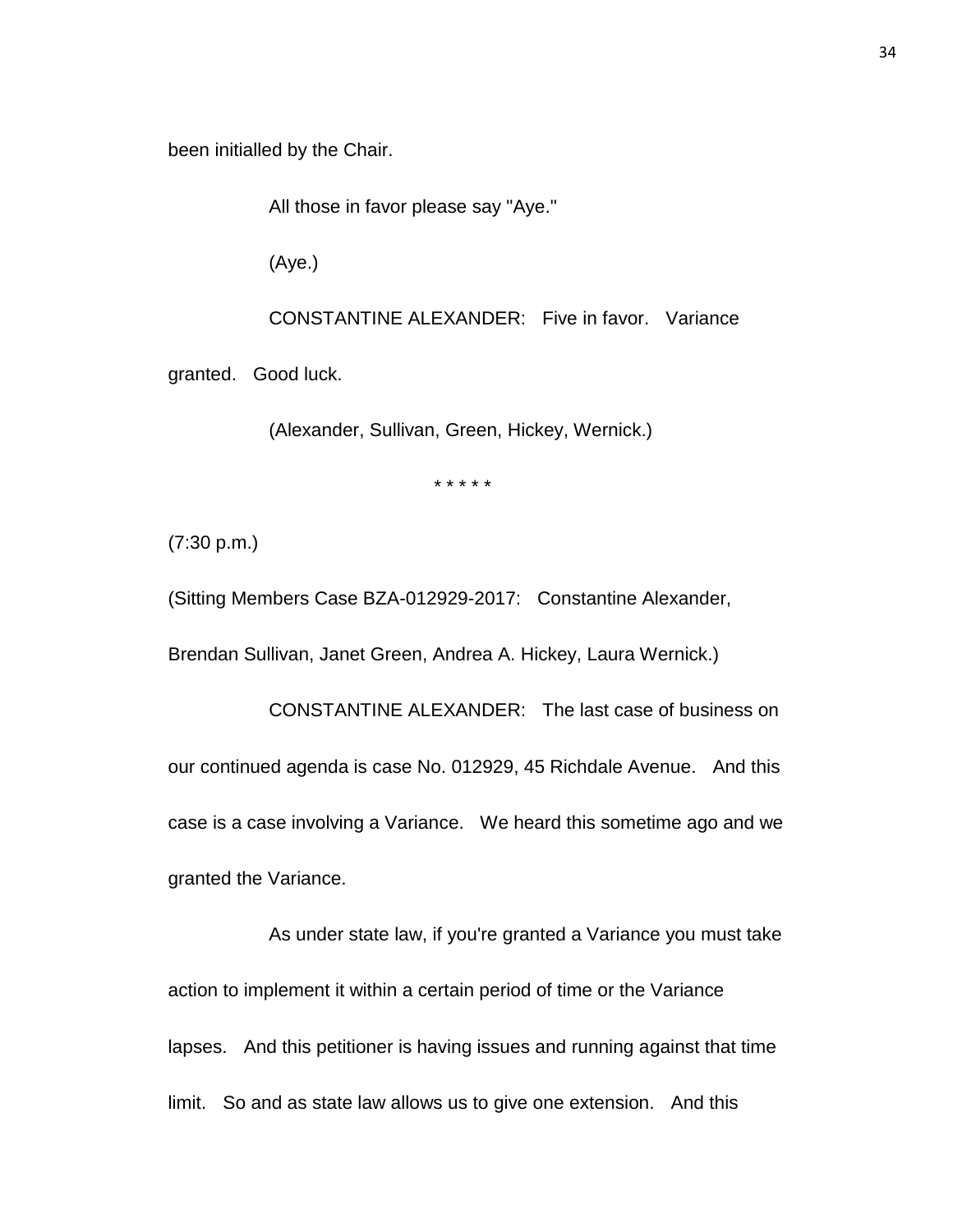been initialled by the Chair.

All those in favor please say "Aye."

(Aye.)

CONSTANTINE ALEXANDER: Five in favor. Variance granted. Good luck.

(Alexander, Sullivan, Green, Hickey, Wernick.)

\* \* \* \* \*

(7:30 p.m.)

(Sitting Members Case BZA-012929-2017: Constantine Alexander, Brendan Sullivan, Janet Green, Andrea A. Hickey, Laura Wernick.)

CONSTANTINE ALEXANDER: The last case of business on our continued agenda is case No. 012929, 45 Richdale Avenue. And this case is a case involving a Variance. We heard this sometime ago and we granted the Variance.

As under state law, if you're granted a Variance you must take action to implement it within a certain period of time or the Variance lapses. And this petitioner is having issues and running against that time limit. So and as state law allows us to give one extension. And this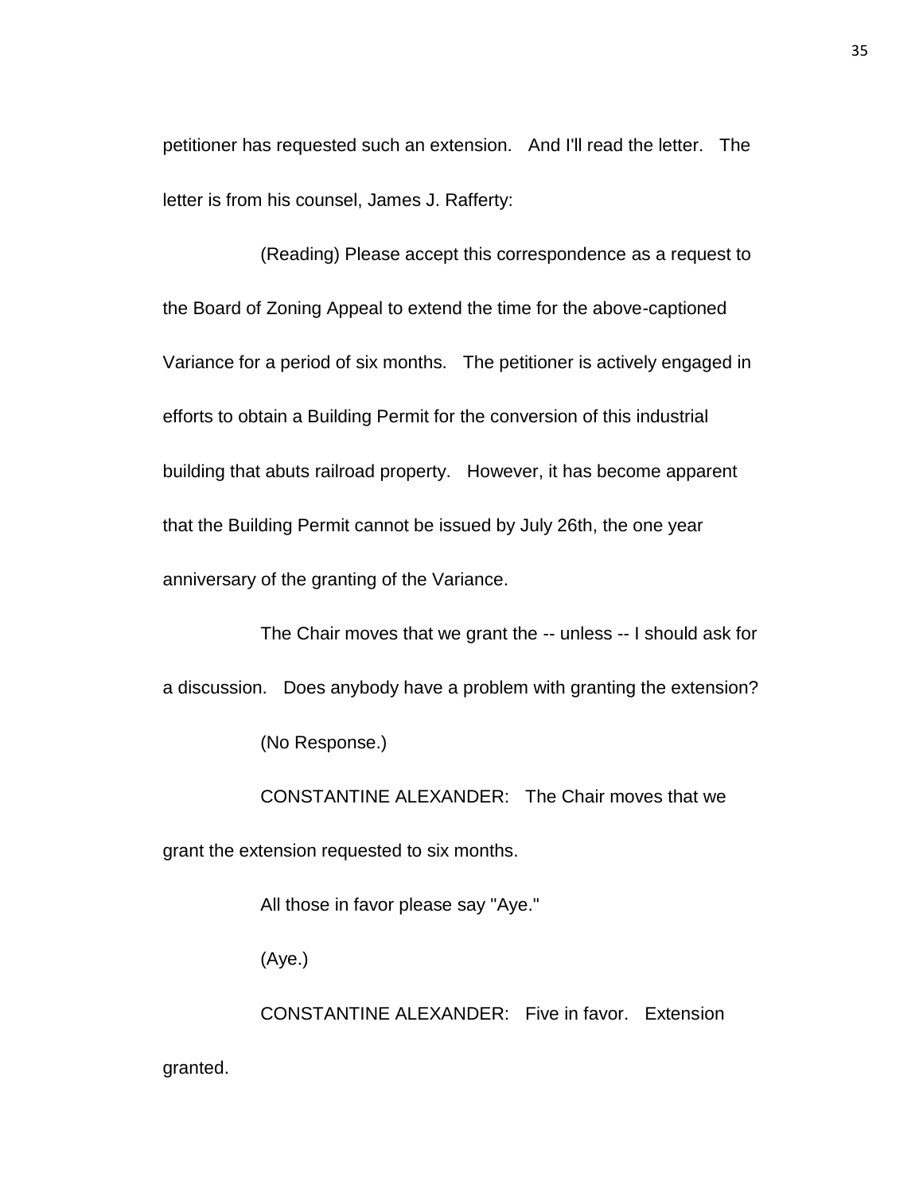petitioner has requested such an extension. And I'll read the letter. The letter is from his counsel, James J. Rafferty:

(Reading) Please accept this correspondence as a request to the Board of Zoning Appeal to extend the time for the above-captioned Variance for a period of six months. The petitioner is actively engaged in efforts to obtain a Building Permit for the conversion of this industrial building that abuts railroad property. However, it has become apparent that the Building Permit cannot be issued by July 26th, the one year anniversary of the granting of the Variance.

The Chair moves that we grant the -- unless -- I should ask for a discussion. Does anybody have a problem with granting the extension?

(No Response.)

CONSTANTINE ALEXANDER: The Chair moves that we grant the extension requested to six months.

All those in favor please say "Aye."

(Aye.)

CONSTANTINE ALEXANDER: Five in favor. Extension granted.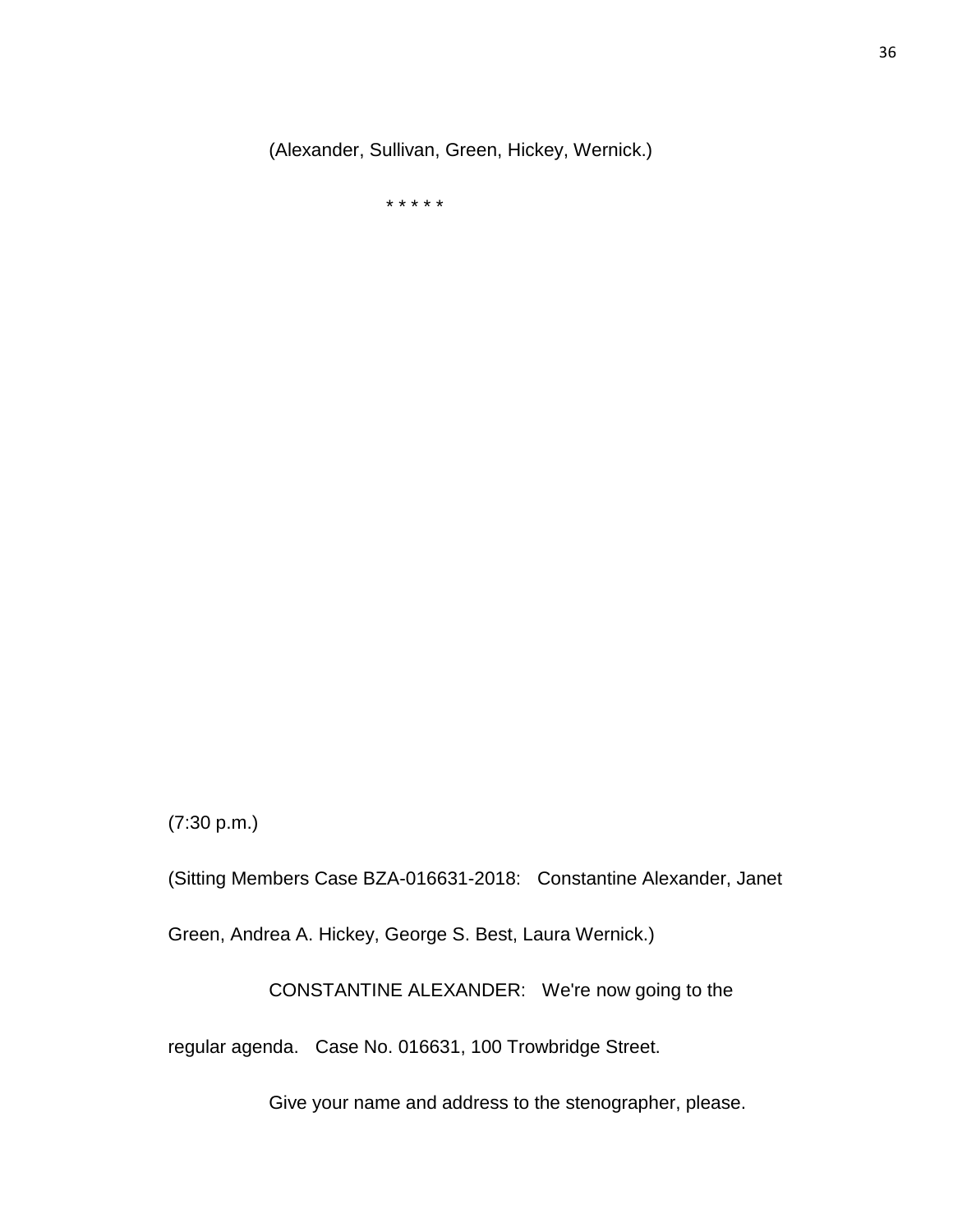(Alexander, Sullivan, Green, Hickey, Wernick.)

* * * * *

(7:30 p.m.)

(Sitting Members Case BZA-016631-2018: Constantine Alexander, Janet Green, Andrea A. Hickey, George S. Best, Laura Wernick.)

CONSTANTINE ALEXANDER: We're now going to the regular agenda. Case No. 016631, 100 Trowbridge Street.

Give your name and address to the stenographer, please.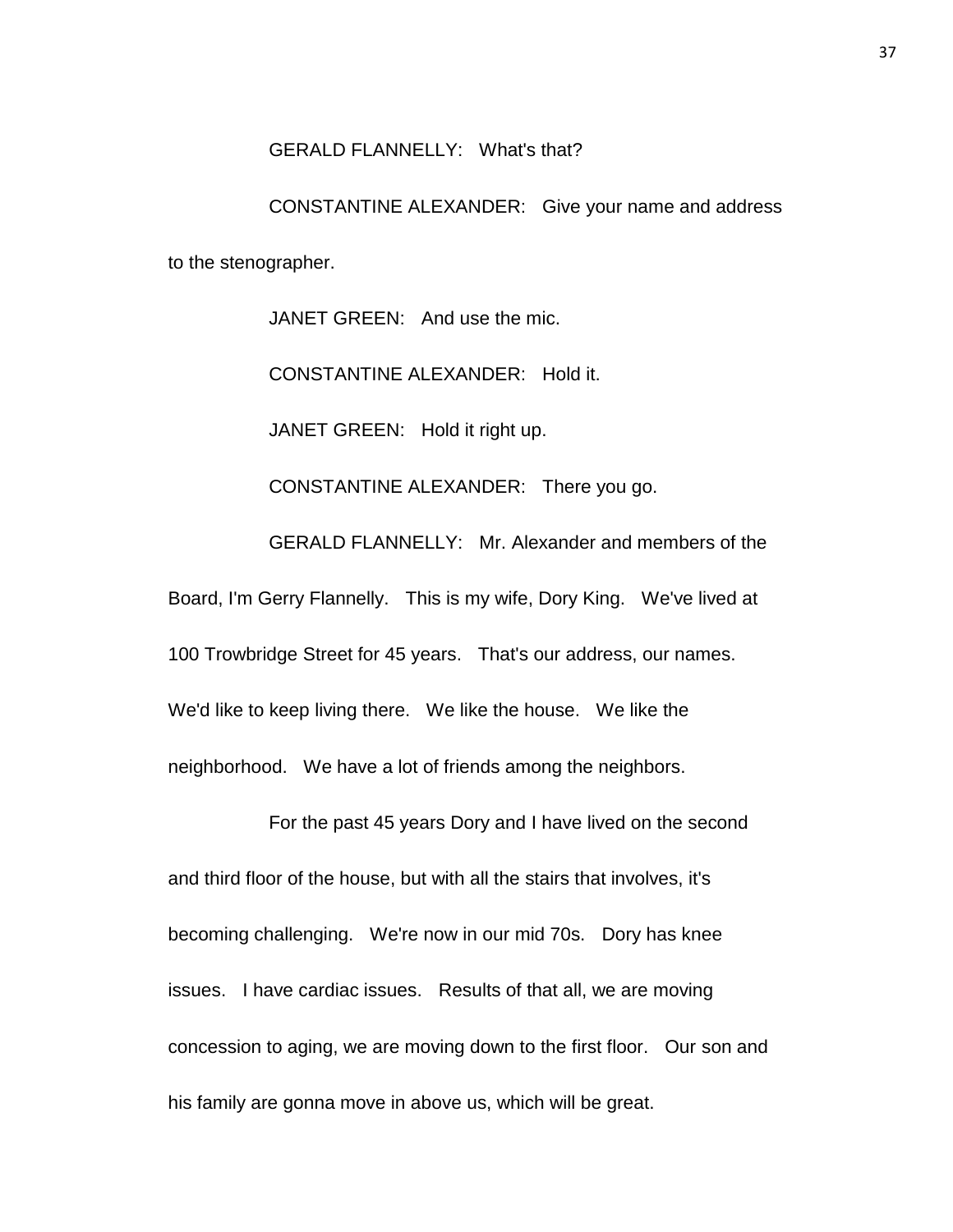GERALD FLANNELLY: What's that?

CONSTANTINE ALEXANDER: Give your name and address to the stenographer.

JANET GREEN: And use the mic.

CONSTANTINE ALEXANDER: Hold it.

JANET GREEN: Hold it right up.

CONSTANTINE ALEXANDER: There you go.

GERALD FLANNELLY: Mr. Alexander and members of the Board, I'm Gerry Flannelly. This is my wife, Dory King. We've lived at 100 Trowbridge Street for 45 years. That's our address, our names. We'd like to keep living there. We like the house. We like the neighborhood. We have a lot of friends among the neighbors.

For the past 45 years Dory and I have lived on the second and third floor of the house, but with all the stairs that involves, it's becoming challenging. We're now in our mid 70s. Dory has knee issues. I have cardiac issues. Results of that all, we are moving concession to aging, we are moving down to the first floor. Our son and his family are gonna move in above us, which will be great.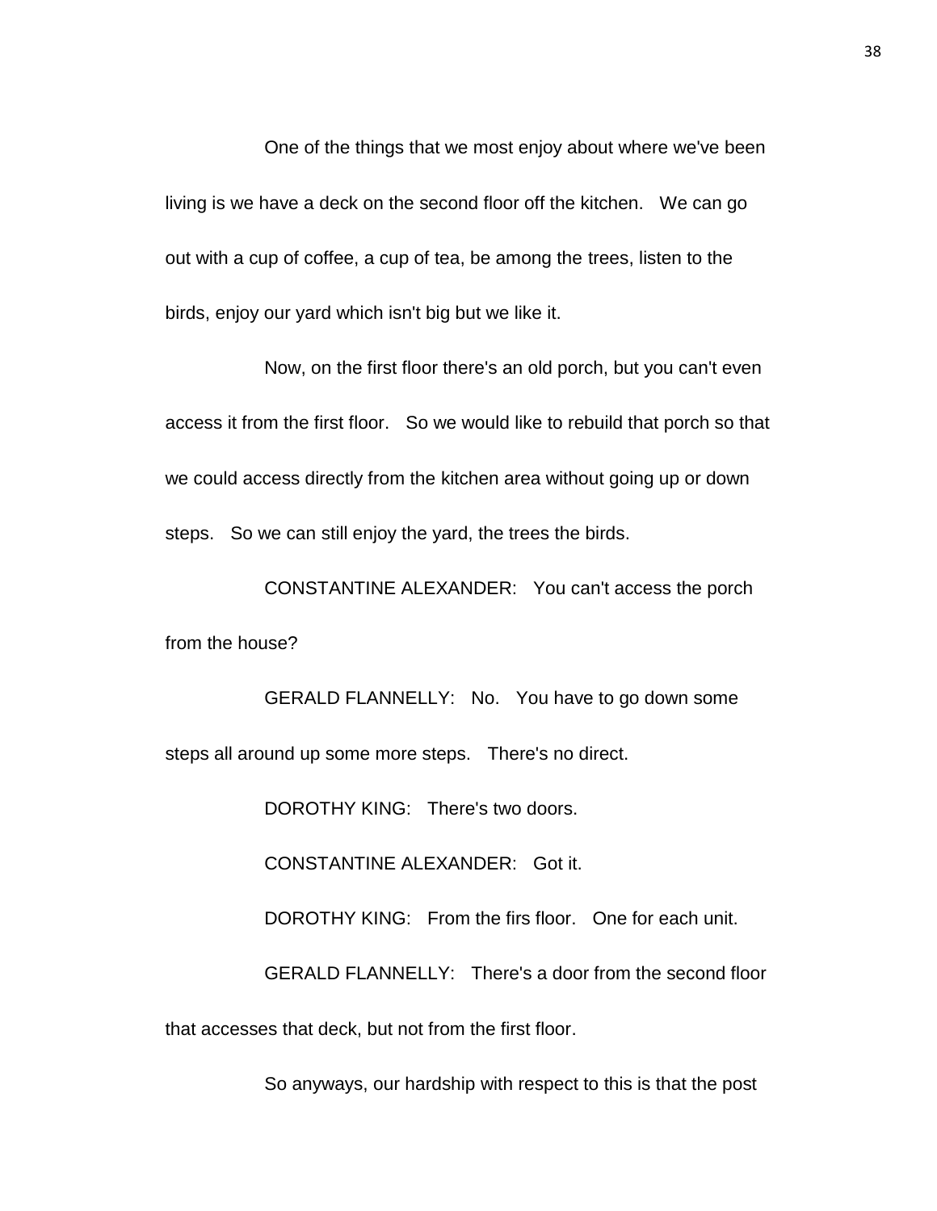One of the things that we most enjoy about where we've been living is we have a deck on the second floor off the kitchen. We can go out with a cup of coffee, a cup of tea, be among the trees, listen to the birds, enjoy our yard which isn't big but we like it.

Now, on the first floor there's an old porch, but you can't even access it from the first floor. So we would like to rebuild that porch so that we could access directly from the kitchen area without going up or down steps. So we can still enjoy the yard, the trees the birds.

CONSTANTINE ALEXANDER: You can't access the porch from the house?

GERALD FLANNELLY: No. You have to go down some steps all around up some more steps. There's no direct.

DOROTHY KING: There's two doors.

CONSTANTINE ALEXANDER: Got it.

DOROTHY KING: From the firs floor. One for each unit.

GERALD FLANNELLY: There's a door from the second floor that accesses that deck, but not from the first floor.

So anyways, our hardship with respect to this is that the post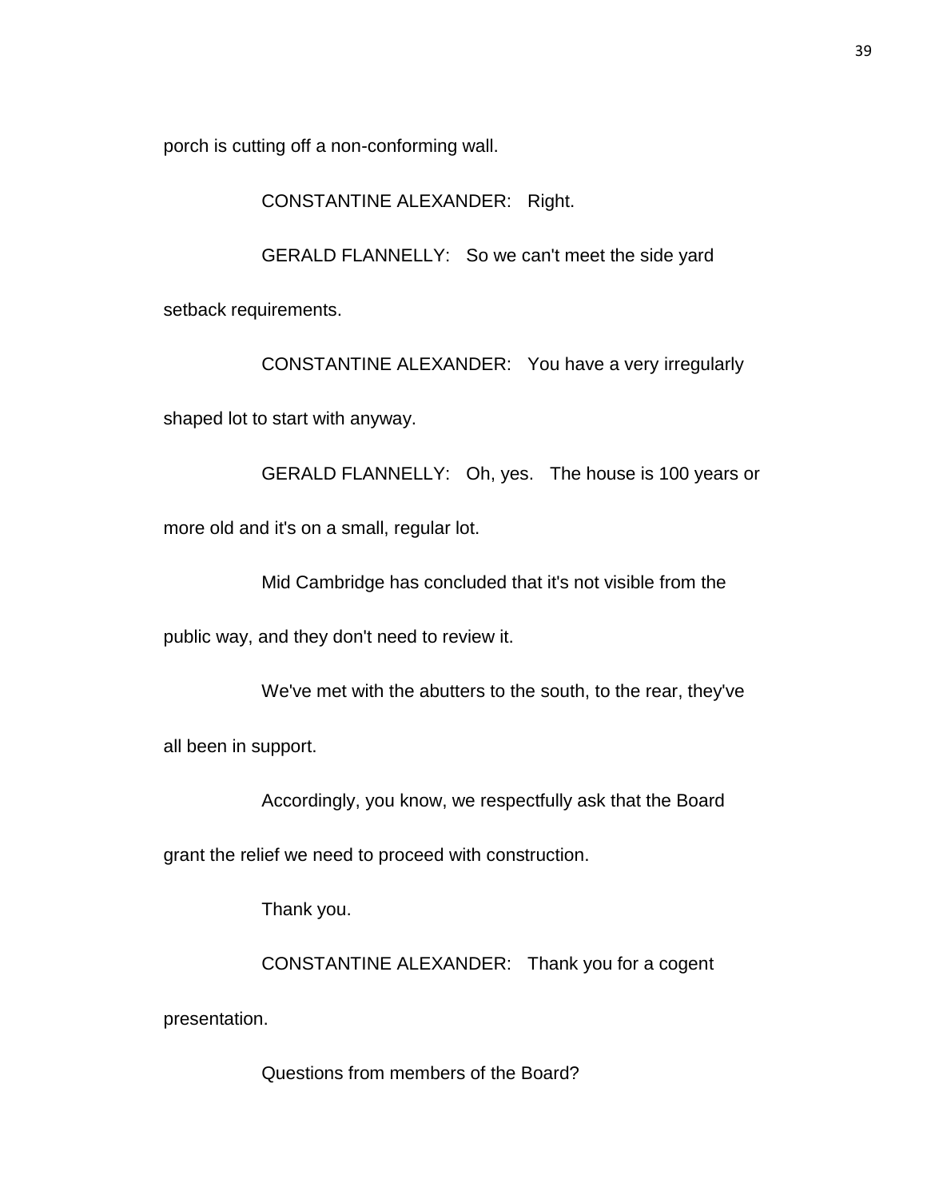porch is cutting off a non-conforming wall.

CONSTANTINE ALEXANDER: Right.

GERALD FLANNELLY: So we can't meet the side yard setback requirements.

CONSTANTINE ALEXANDER: You have a very irregularly shaped lot to start with anyway.

GERALD FLANNELLY: Oh, yes. The house is 100 years or more old and it's on a small, regular lot.

Mid Cambridge has concluded that it's not visible from the public way, and they don't need to review it.

We've met with the abutters to the south, to the rear, they've all been in support.

Accordingly, you know, we respectfully ask that the Board grant the relief we need to proceed with construction.

Thank you.

CONSTANTINE ALEXANDER: Thank you for a cogent presentation.

Questions from members of the Board?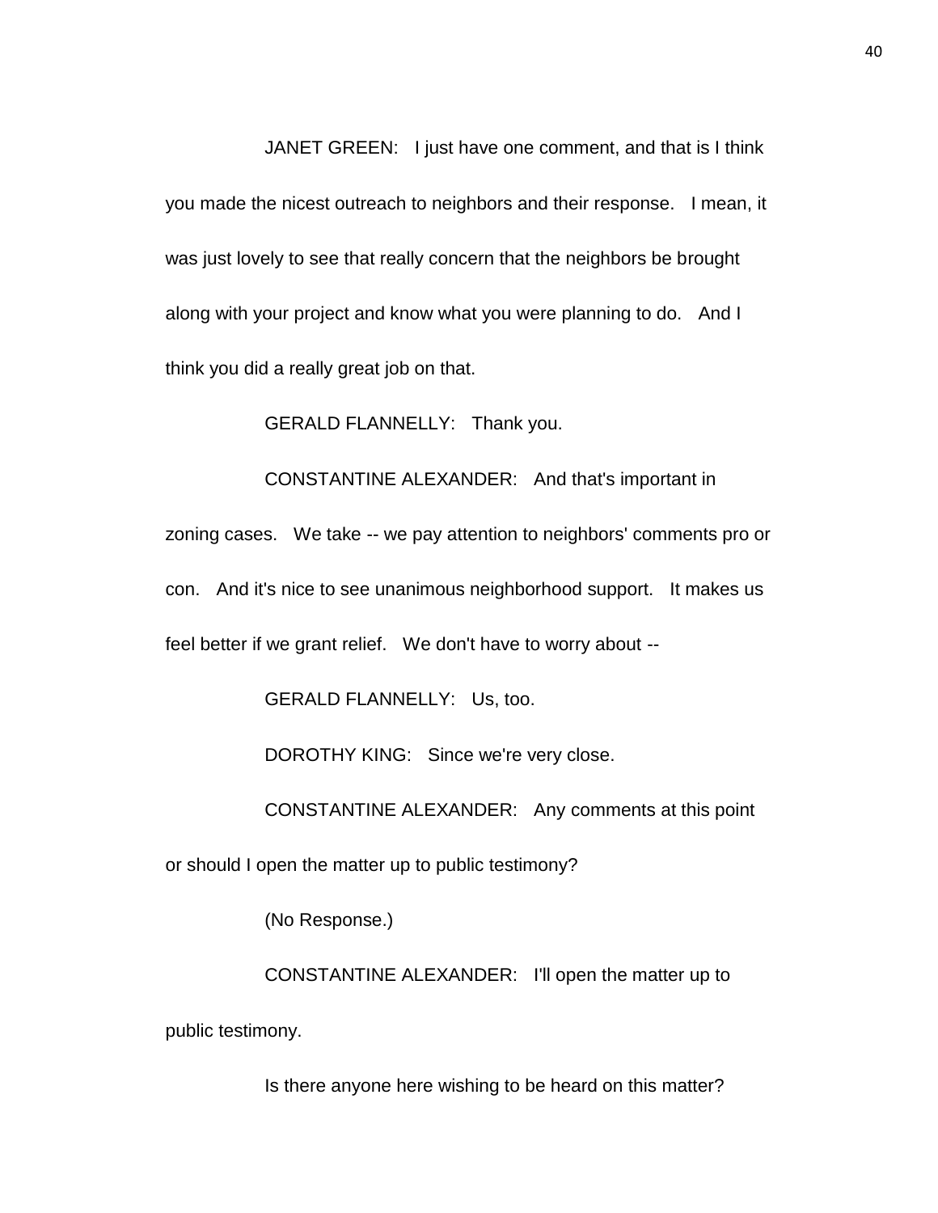JANET GREEN: I just have one comment, and that is I think you made the nicest outreach to neighbors and their response. I mean, it was just lovely to see that really concern that the neighbors be brought along with your project and know what you were planning to do. And I think you did a really great job on that.

GERALD FLANNELLY: Thank you.

CONSTANTINE ALEXANDER: And that's important in zoning cases. We take -- we pay attention to neighbors' comments pro or con. And it's nice to see unanimous neighborhood support. It makes us feel better if we grant relief. We don't have to worry about --

GERALD FLANNELLY: Us, too.

DOROTHY KING: Since we're very close.

CONSTANTINE ALEXANDER: Any comments at this point or should I open the matter up to public testimony?

(No Response.)

CONSTANTINE ALEXANDER: I'll open the matter up to public testimony.

Is there anyone here wishing to be heard on this matter?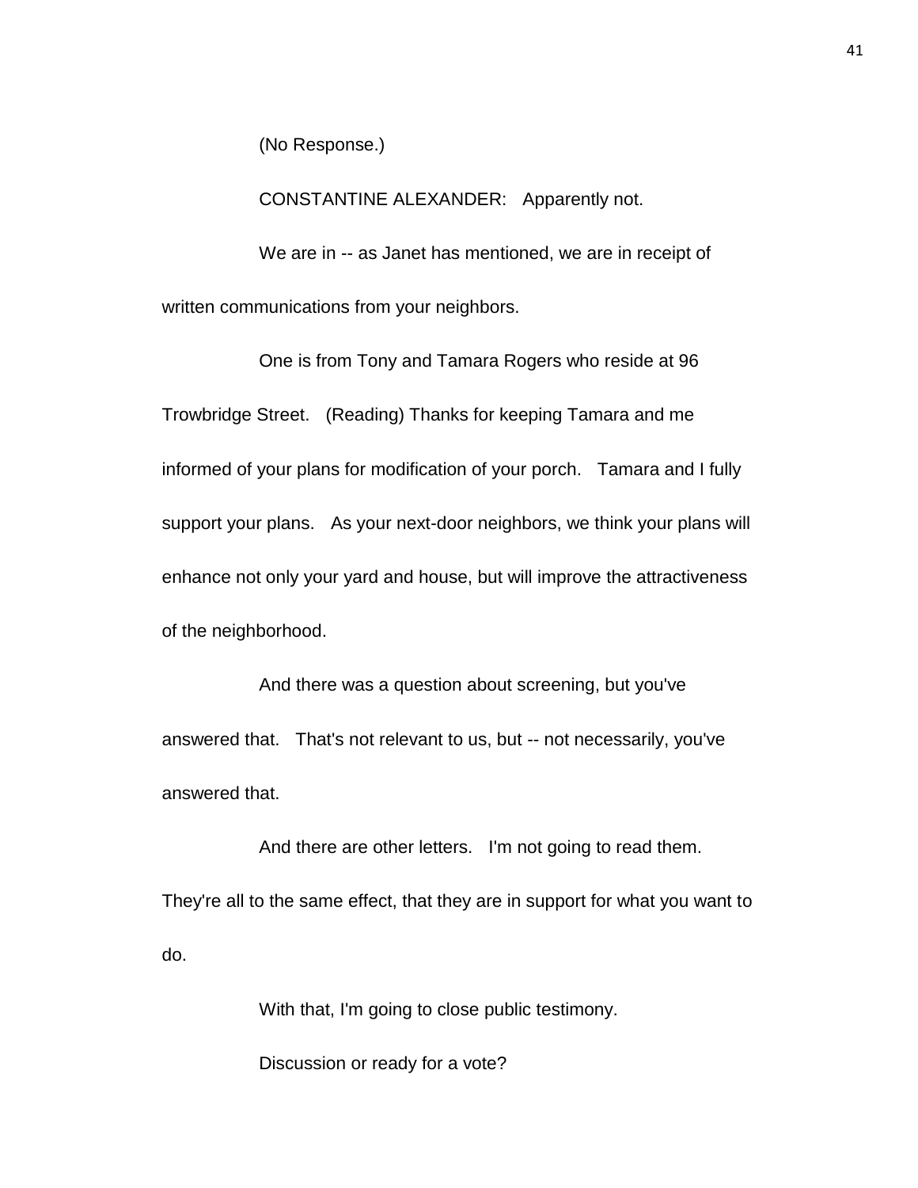(No Response.)

CONSTANTINE ALEXANDER: Apparently not.

We are in -- as Janet has mentioned, we are in receipt of written communications from your neighbors.

One is from Tony and Tamara Rogers who reside at 96 Trowbridge Street. (Reading) Thanks for keeping Tamara and me informed of your plans for modification of your porch. Tamara and I fully support your plans. As your next-door neighbors, we think your plans will enhance not only your yard and house, but will improve the attractiveness of the neighborhood.

And there was a question about screening, but you've answered that. That's not relevant to us, but -- not necessarily, you've answered that.

And there are other letters. I'm not going to read them. They're all to the same effect, that they are in support for what you want to do.

With that, I'm going to close public testimony.

Discussion or ready for a vote?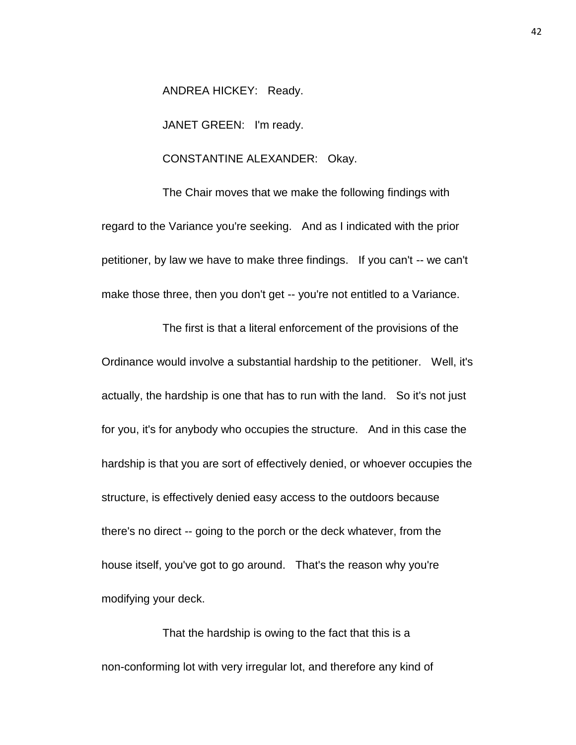ANDREA HICKEY: Ready.

JANET GREEN: I'm ready.

CONSTANTINE ALEXANDER: Okay.

The Chair moves that we make the following findings with regard to the Variance you're seeking. And as I indicated with the prior petitioner, by law we have to make three findings. If you can't -- we can't make those three, then you don't get -- you're not entitled to a Variance.

The first is that a literal enforcement of the provisions of the Ordinance would involve a substantial hardship to the petitioner. Well, it's actually, the hardship is one that has to run with the land. So it's not just for you, it's for anybody who occupies the structure. And in this case the hardship is that you are sort of effectively denied, or whoever occupies the structure, is effectively denied easy access to the outdoors because there's no direct -- going to the porch or the deck whatever, from the house itself, you've got to go around. That's the reason why you're modifying your deck.

That the hardship is owing to the fact that this is a non-conforming lot with very irregular lot, and therefore any kind of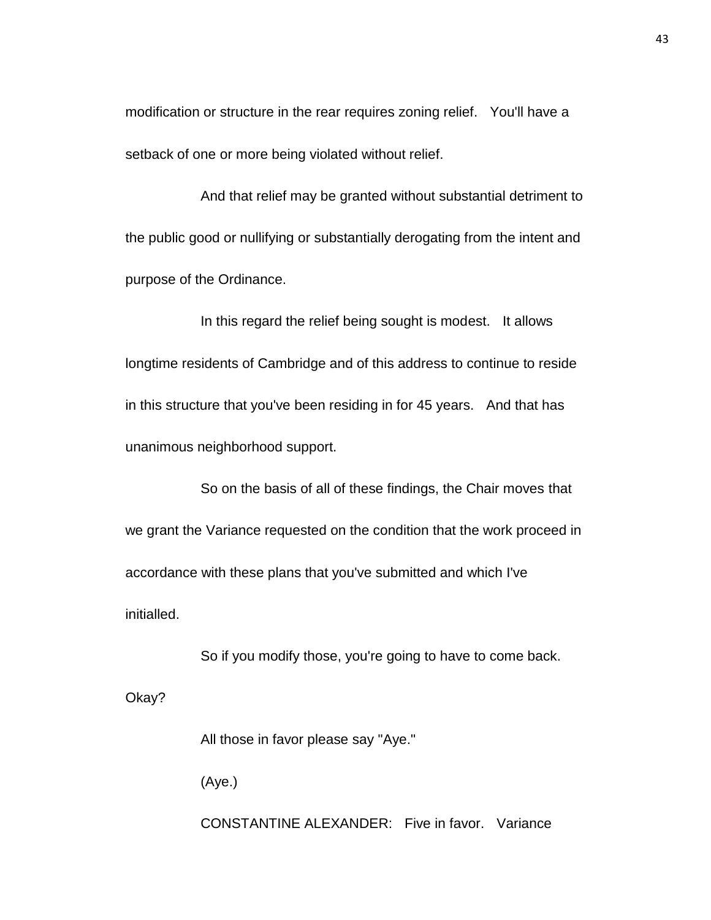modification or structure in the rear requires zoning relief. You'll have a setback of one or more being violated without relief.

And that relief may be granted without substantial detriment to the public good or nullifying or substantially derogating from the intent and purpose of the Ordinance.

In this regard the relief being sought is modest. It allows longtime residents of Cambridge and of this address to continue to reside in this structure that you've been residing in for 45 years. And that has unanimous neighborhood support.

So on the basis of all of these findings, the Chair moves that we grant the Variance requested on the condition that the work proceed in accordance with these plans that you've submitted and which I've initialled.

So if you modify those, you're going to have to come back. Okay?

All those in favor please say "Aye."

(Aye.)

CONSTANTINE ALEXANDER: Five in favor. Variance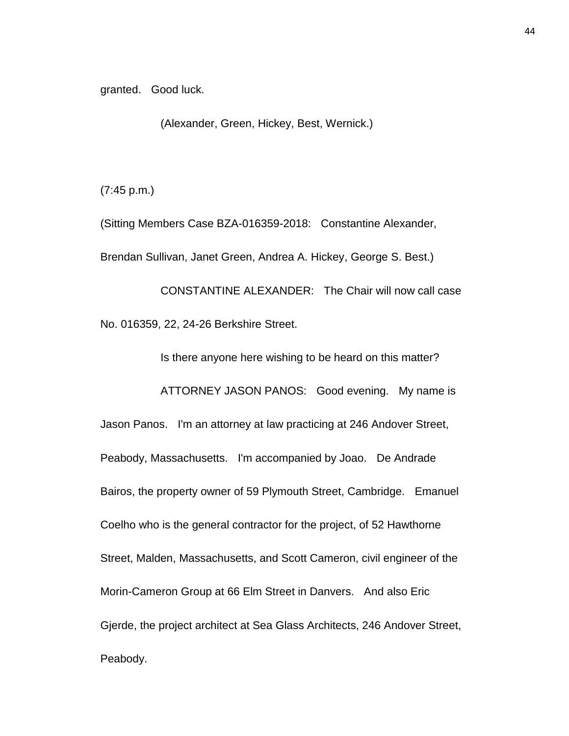granted. Good luck.

(Alexander, Green, Hickey, Best, Wernick.)

(7:45 p.m.)

(Sitting Members Case BZA-016359-2018: Constantine Alexander, Brendan Sullivan, Janet Green, Andrea A. Hickey, George S. Best.)

CONSTANTINE ALEXANDER: The Chair will now call case No. 016359, 22, 24-26 Berkshire Street.

Is there anyone here wishing to be heard on this matter?

ATTORNEY JASON PANOS: Good evening. My name is Jason Panos. I'm an attorney at law practicing at 246 Andover Street, Peabody, Massachusetts. I'm accompanied by Joao. De Andrade Bairos, the property owner of 59 Plymouth Street, Cambridge. Emanuel Coelho who is the general contractor for the project, of 52 Hawthorne Street, Malden, Massachusetts, and Scott Cameron, civil engineer of the Morin-Cameron Group at 66 Elm Street in Danvers. And also Eric Gjerde, the project architect at Sea Glass Architects, 246 Andover Street, Peabody.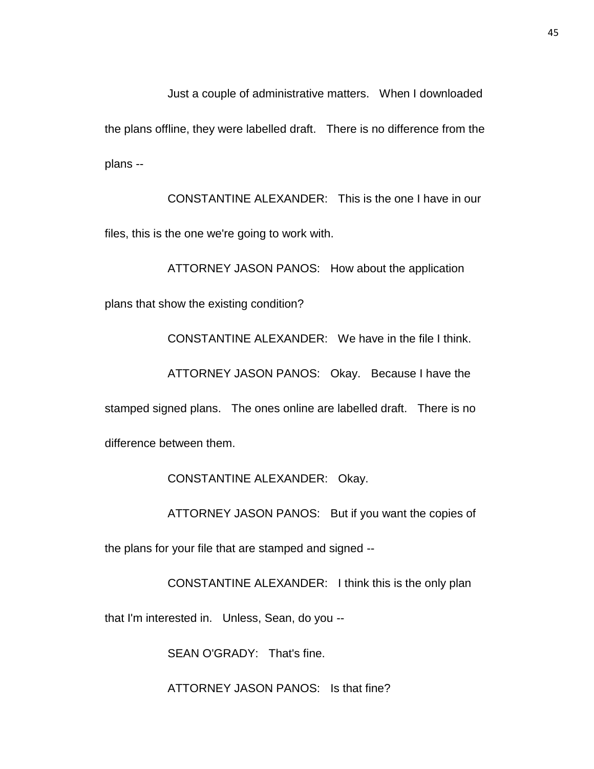Just a couple of administrative matters. When I downloaded the plans offline, they were labelled draft. There is no difference from the plans --

CONSTANTINE ALEXANDER: This is the one I have in our files, this is the one we're going to work with.

ATTORNEY JASON PANOS: How about the application plans that show the existing condition?

CONSTANTINE ALEXANDER: We have in the file I think.

ATTORNEY JASON PANOS: Okay. Because I have the stamped signed plans. The ones online are labelled draft. There is no difference between them.

CONSTANTINE ALEXANDER: Okay.

ATTORNEY JASON PANOS: But if you want the copies of the plans for your file that are stamped and signed --

CONSTANTINE ALEXANDER: I think this is the only plan that I'm interested in. Unless, Sean, do you --

SEAN O'GRADY: That's fine.

ATTORNEY JASON PANOS: Is that fine?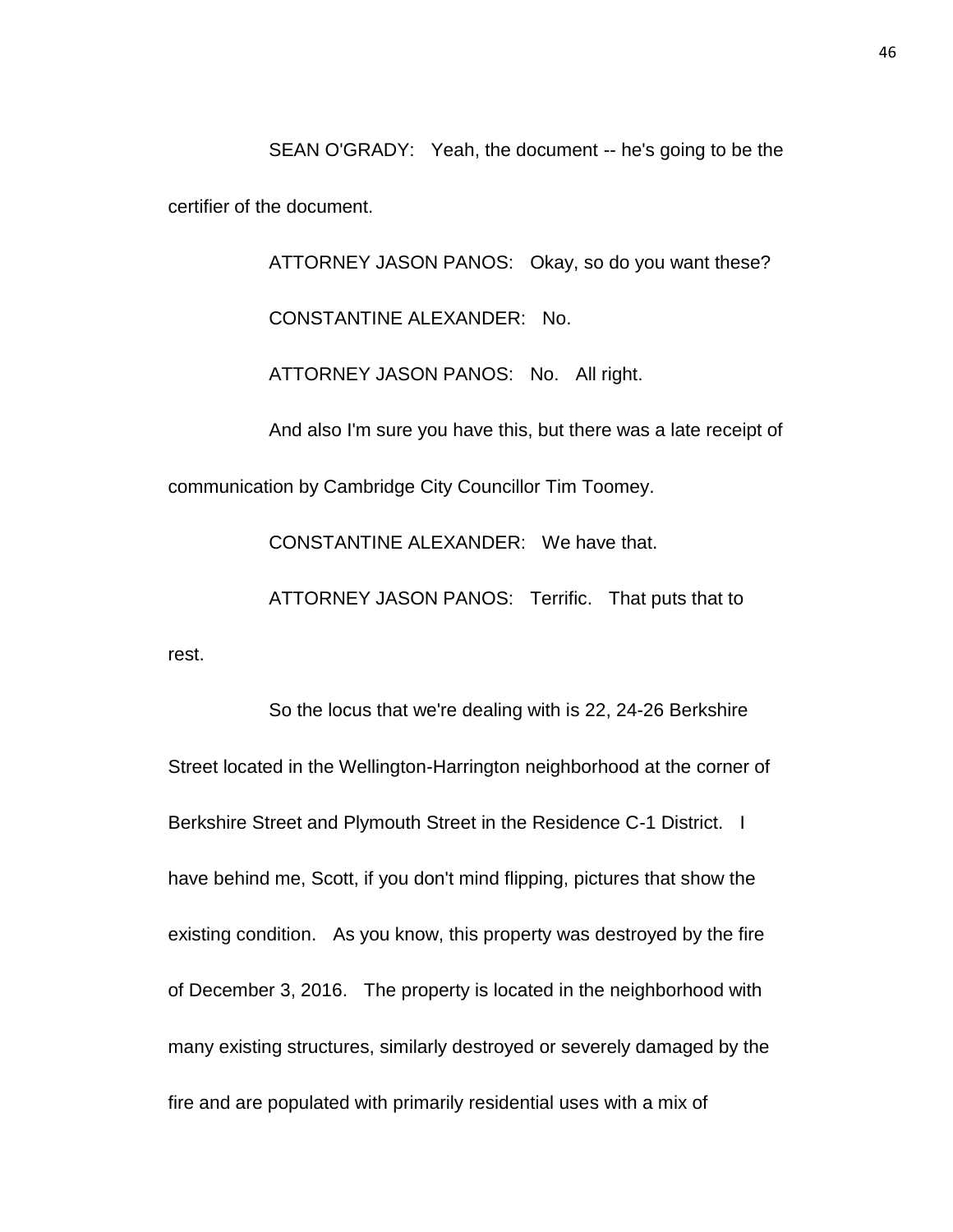SEAN O'GRADY: Yeah, the document -- he's going to be the certifier of the document.

ATTORNEY JASON PANOS: Okay, so do you want these?

CONSTANTINE ALEXANDER: No.

ATTORNEY JASON PANOS: No. All right.

And also I'm sure you have this, but there was a late receipt of communication by Cambridge City Councillor Tim Toomey.

CONSTANTINE ALEXANDER: We have that.

ATTORNEY JASON PANOS: Terrific. That puts that to rest.

So the locus that we're dealing with is 22, 24-26 Berkshire Street located in the Wellington-Harrington neighborhood at the corner of Berkshire Street and Plymouth Street in the Residence C-1 District. I have behind me, Scott, if you don't mind flipping, pictures that show the existing condition. As you know, this property was destroyed by the fire of December 3, 2016. The property is located in the neighborhood with many existing structures, similarly destroyed or severely damaged by the fire and are populated with primarily residential uses with a mix of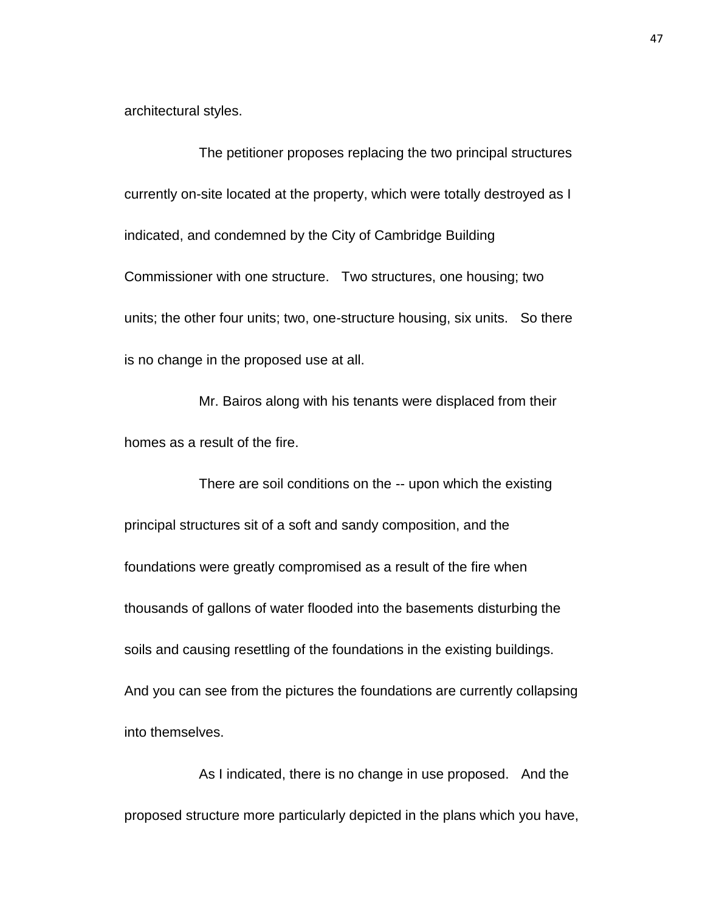architectural styles.

The petitioner proposes replacing the two principal structures currently on-site located at the property, which were totally destroyed as I indicated, and condemned by the City of Cambridge Building Commissioner with one structure. Two structures, one housing; two units; the other four units; two, one-structure housing, six units. So there is no change in the proposed use at all.

Mr. Bairos along with his tenants were displaced from their homes as a result of the fire.

There are soil conditions on the -- upon which the existing principal structures sit of a soft and sandy composition, and the foundations were greatly compromised as a result of the fire when thousands of gallons of water flooded into the basements disturbing the soils and causing resettling of the foundations in the existing buildings. And you can see from the pictures the foundations are currently collapsing into themselves.

As I indicated, there is no change in use proposed. And the proposed structure more particularly depicted in the plans which you have,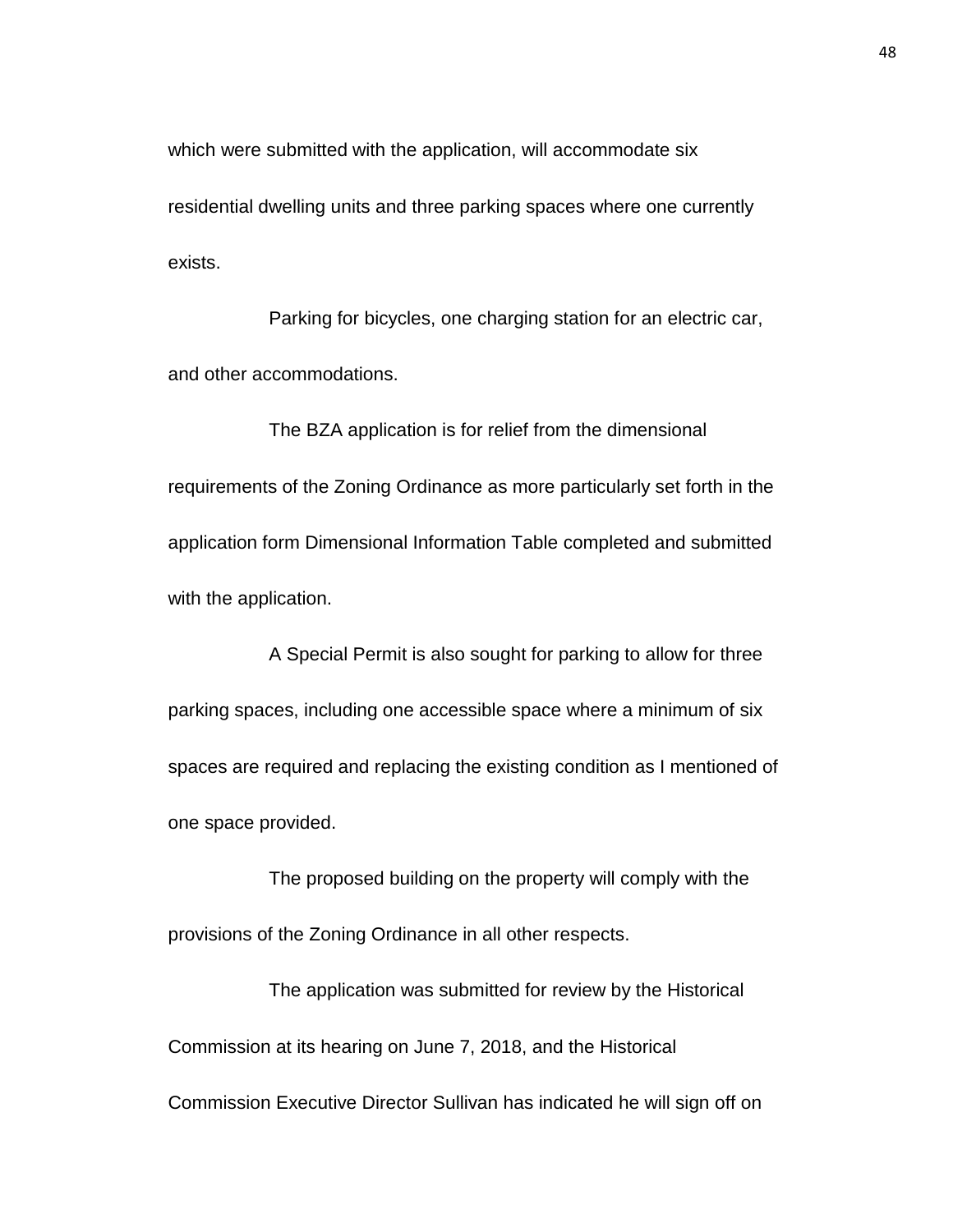which were submitted with the application, will accommodate six residential dwelling units and three parking spaces where one currently exists.

Parking for bicycles, one charging station for an electric car, and other accommodations.

The BZA application is for relief from the dimensional requirements of the Zoning Ordinance as more particularly set forth in the application form Dimensional Information Table completed and submitted with the application.

A Special Permit is also sought for parking to allow for three parking spaces, including one accessible space where a minimum of six spaces are required and replacing the existing condition as I mentioned of one space provided.

The proposed building on the property will comply with the provisions of the Zoning Ordinance in all other respects.

The application was submitted for review by the Historical Commission at its hearing on June 7, 2018, and the Historical Commission Executive Director Sullivan has indicated he will sign off on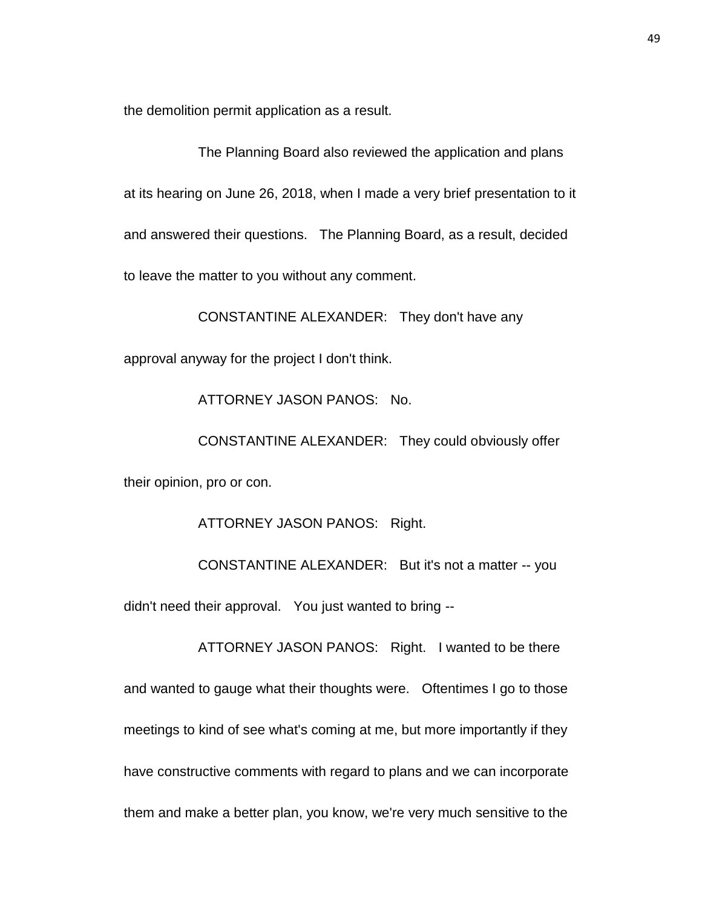the demolition permit application as a result.

The Planning Board also reviewed the application and plans at its hearing on June 26, 2018, when I made a very brief presentation to it and answered their questions. The Planning Board, as a result, decided to leave the matter to you without any comment.

CONSTANTINE ALEXANDER: They don't have any approval anyway for the project I don't think.

ATTORNEY JASON PANOS: No.

CONSTANTINE ALEXANDER: They could obviously offer their opinion, pro or con.

ATTORNEY JASON PANOS: Right.

CONSTANTINE ALEXANDER: But it's not a matter -- you didn't need their approval. You just wanted to bring --

ATTORNEY JASON PANOS: Right. I wanted to be there and wanted to gauge what their thoughts were. Oftentimes I go to those meetings to kind of see what's coming at me, but more importantly if they have constructive comments with regard to plans and we can incorporate them and make a better plan, you know, we're very much sensitive to the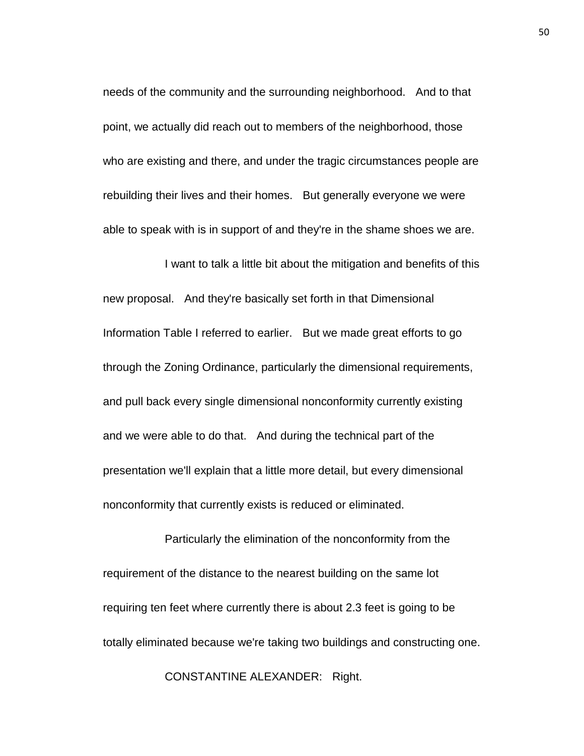needs of the community and the surrounding neighborhood. And to that point, we actually did reach out to members of the neighborhood, those who are existing and there, and under the tragic circumstances people are rebuilding their lives and their homes. But generally everyone we were able to speak with is in support of and they're in the shame shoes we are.

I want to talk a little bit about the mitigation and benefits of this new proposal. And they're basically set forth in that Dimensional Information Table I referred to earlier. But we made great efforts to go through the Zoning Ordinance, particularly the dimensional requirements, and pull back every single dimensional nonconformity currently existing and we were able to do that. And during the technical part of the presentation we'll explain that a little more detail, but every dimensional nonconformity that currently exists is reduced or eliminated.

Particularly the elimination of the nonconformity from the requirement of the distance to the nearest building on the same lot requiring ten feet where currently there is about 2.3 feet is going to be totally eliminated because we're taking two buildings and constructing one.

CONSTANTINE ALEXANDER: Right.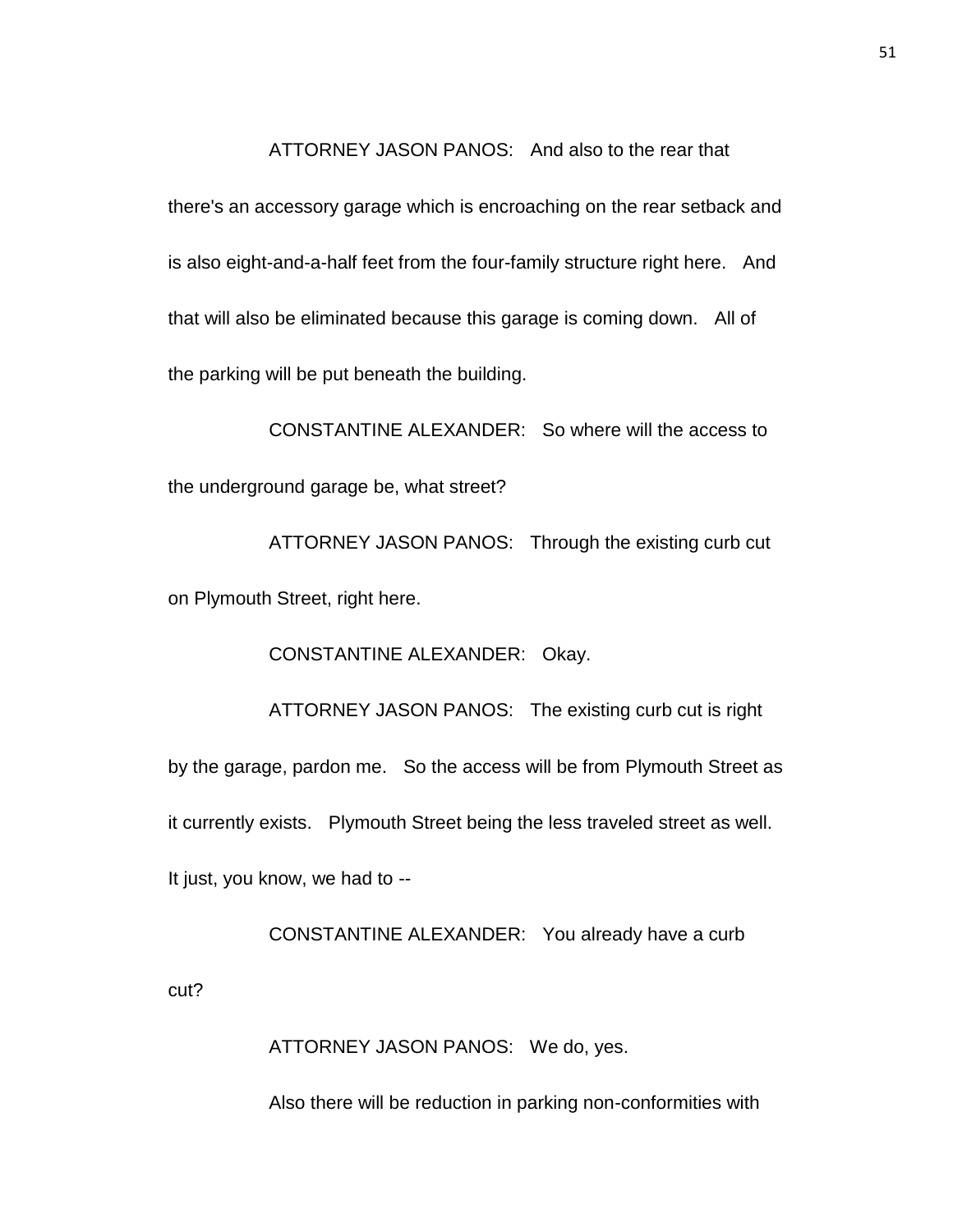ATTORNEY JASON PANOS: And also to the rear that there's an accessory garage which is encroaching on the rear setback and is also eight-and-a-half feet from the four-family structure right here. And that will also be eliminated because this garage is coming down. All of the parking will be put beneath the building.

CONSTANTINE ALEXANDER: So where will the access to the underground garage be, what street?

ATTORNEY JASON PANOS: Through the existing curb cut on Plymouth Street, right here.

CONSTANTINE ALEXANDER: Okay.

ATTORNEY JASON PANOS: The existing curb cut is right by the garage, pardon me. So the access will be from Plymouth Street as it currently exists. Plymouth Street being the less traveled street as well. It just, you know, we had to --

CONSTANTINE ALEXANDER: You already have a curb cut?

ATTORNEY JASON PANOS: We do, yes.

Also there will be reduction in parking non-conformities with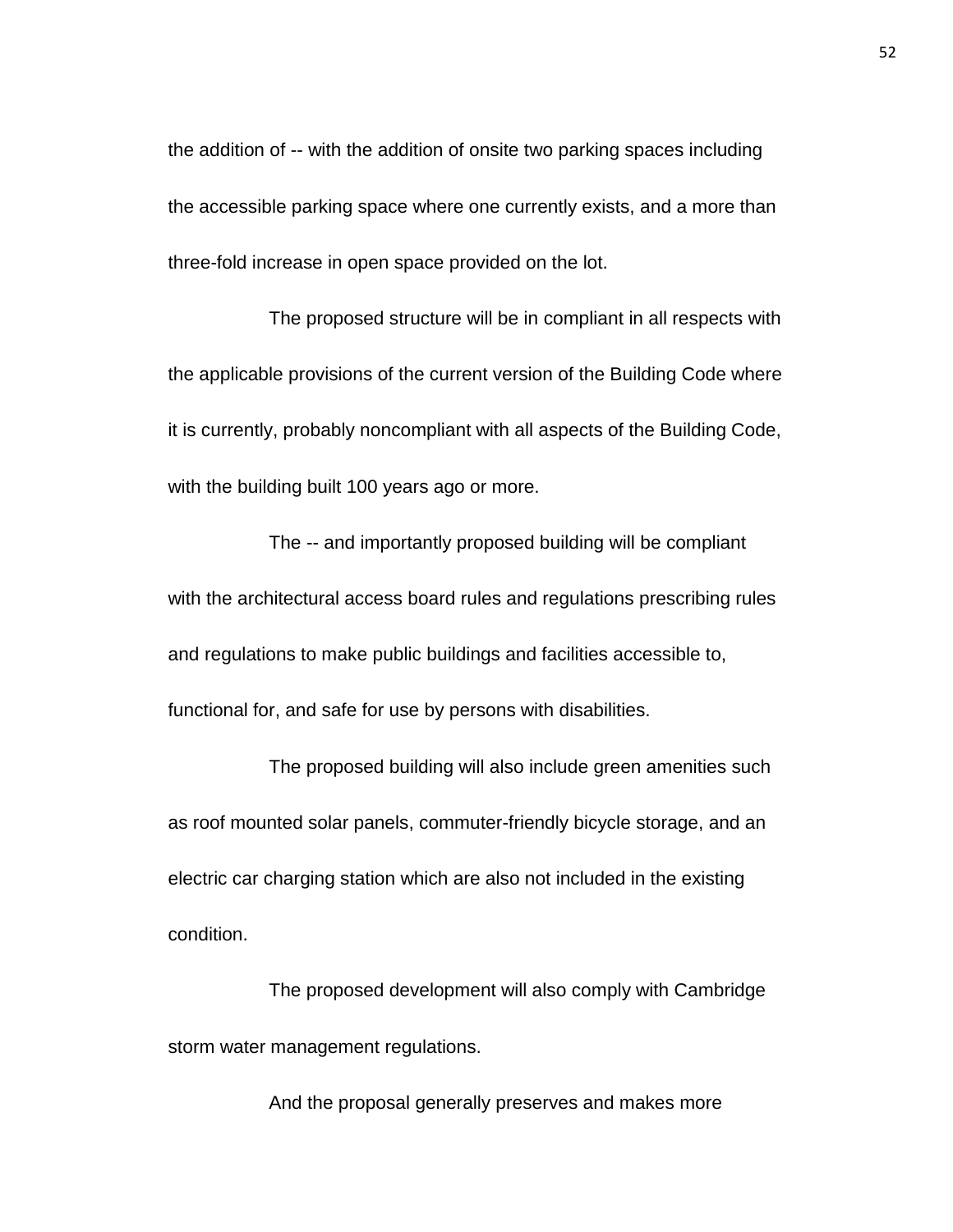the addition of -- with the addition of onsite two parking spaces including the accessible parking space where one currently exists, and a more than three-fold increase in open space provided on the lot.

The proposed structure will be in compliant in all respects with the applicable provisions of the current version of the Building Code where it is currently, probably noncompliant with all aspects of the Building Code, with the building built 100 years ago or more.

The -- and importantly proposed building will be compliant with the architectural access board rules and regulations prescribing rules and regulations to make public buildings and facilities accessible to, functional for, and safe for use by persons with disabilities.

The proposed building will also include green amenities such as roof mounted solar panels, commuter-friendly bicycle storage, and an electric car charging station which are also not included in the existing condition.

The proposed development will also comply with Cambridge storm water management regulations.

And the proposal generally preserves and makes more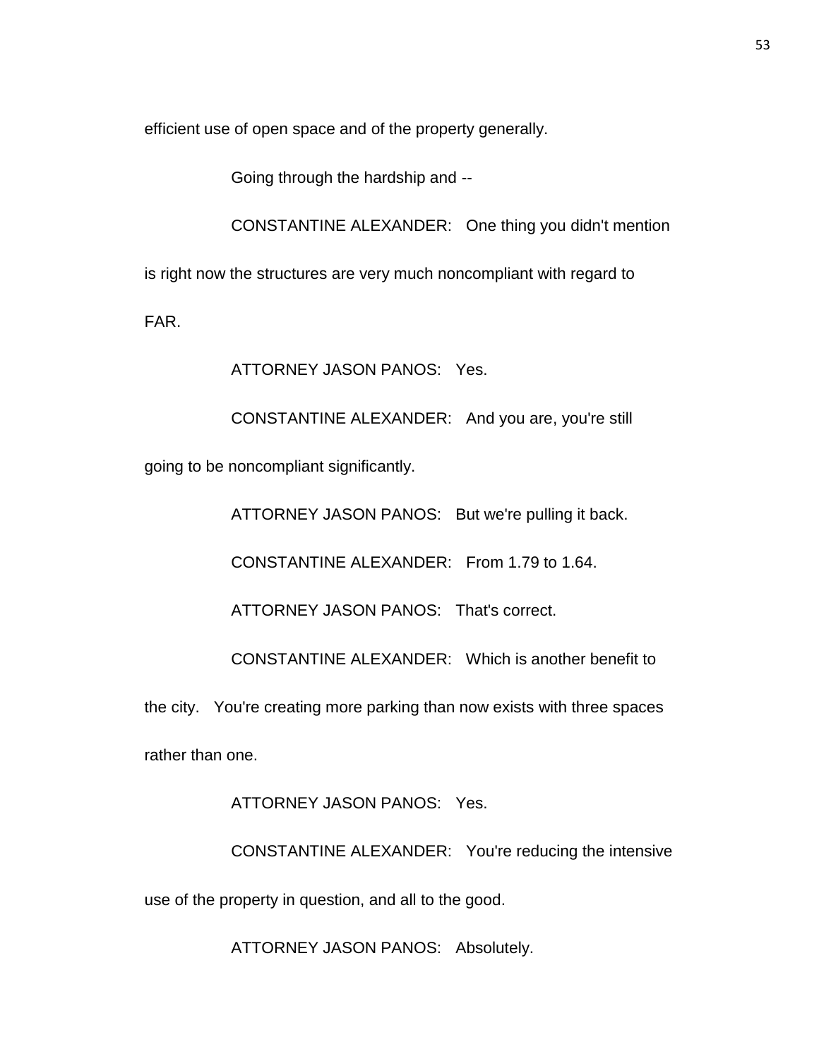efficient use of open space and of the property generally.

Going through the hardship and --

CONSTANTINE ALEXANDER: One thing you didn't mention is right now the structures are very much noncompliant with regard to FAR.

ATTORNEY JASON PANOS: Yes.

CONSTANTINE ALEXANDER: And you are, you're still going to be noncompliant significantly.

ATTORNEY JASON PANOS: But we're pulling it back.

CONSTANTINE ALEXANDER: From 1.79 to 1.64.

ATTORNEY JASON PANOS: That's correct.

CONSTANTINE ALEXANDER: Which is another benefit to the city. You're creating more parking than now exists with three spaces rather than one.

ATTORNEY JASON PANOS: Yes.

CONSTANTINE ALEXANDER: You're reducing the intensive use of the property in question, and all to the good.

ATTORNEY JASON PANOS: Absolutely.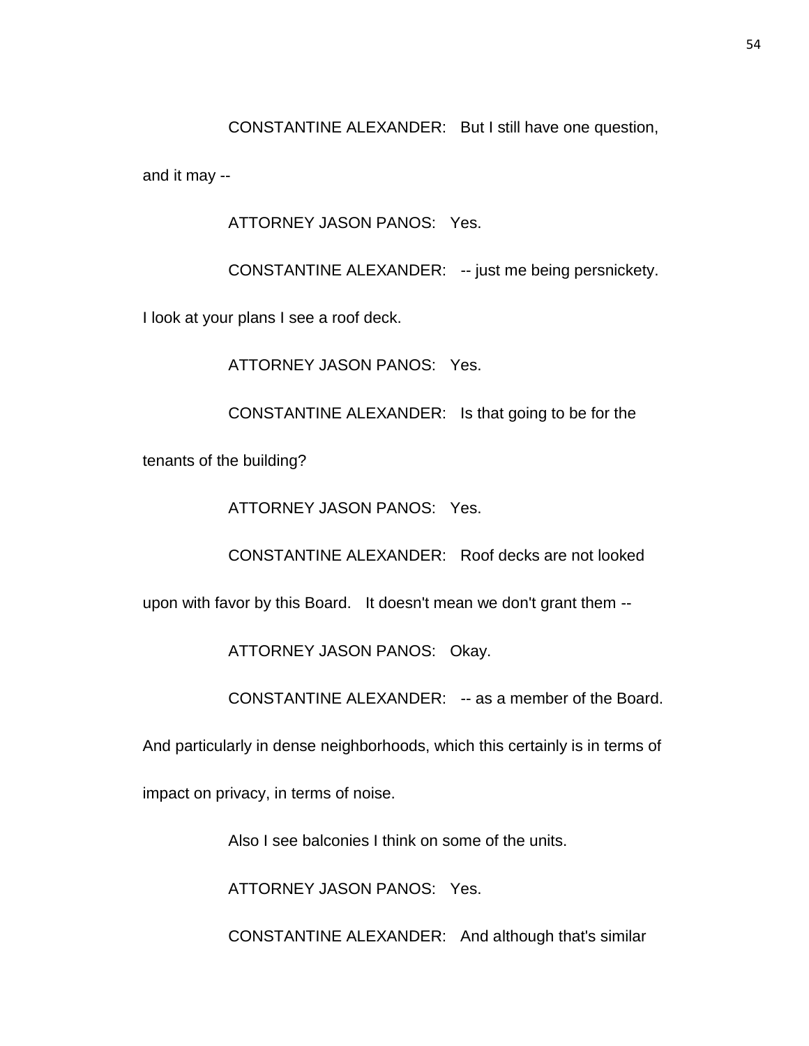CONSTANTINE ALEXANDER: But I still have one question, and it may --

ATTORNEY JASON PANOS: Yes.

CONSTANTINE ALEXANDER: -- just me being persnickety. I look at your plans I see a roof deck.

ATTORNEY JASON PANOS: Yes.

CONSTANTINE ALEXANDER: Is that going to be for the tenants of the building?

ATTORNEY JASON PANOS: Yes.

CONSTANTINE ALEXANDER: Roof decks are not looked upon with favor by this Board. It doesn't mean we don't grant them --

ATTORNEY JASON PANOS: Okay.

CONSTANTINE ALEXANDER: -- as a member of the Board. And particularly in dense neighborhoods, which this certainly is in terms of impact on privacy, in terms of noise.

Also I see balconies I think on some of the units.

ATTORNEY JASON PANOS: Yes.

CONSTANTINE ALEXANDER: And although that's similar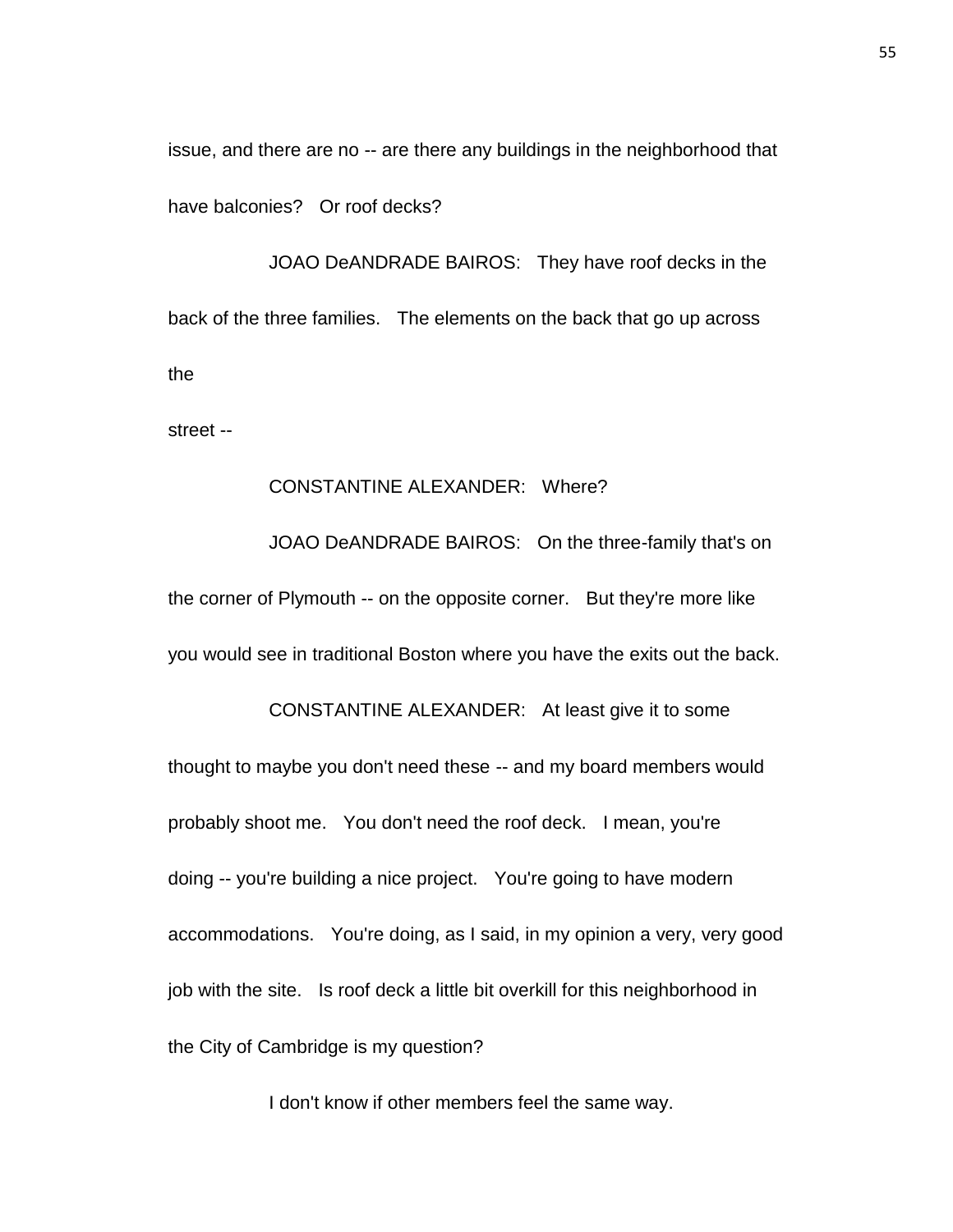issue, and there are no -- are there any buildings in the neighborhood that have balconies? Or roof decks?

JOAO DeANDRADE BAIROS: They have roof decks in the back of the three families. The elements on the back that go up across the street --

CONSTANTINE ALEXANDER: Where?

JOAO DeANDRADE BAIROS: On the three-family that's on the corner of Plymouth -- on the opposite corner. But they're more like you would see in traditional Boston where you have the exits out the back.

CONSTANTINE ALEXANDER: At least give it to some thought to maybe you don't need these -- and my board members would probably shoot me. You don't need the roof deck. I mean, you're doing -- you're building a nice project. You're going to have modern accommodations. You're doing, as I said, in my opinion a very, very good job with the site. Is roof deck a little bit overkill for this neighborhood in the City of Cambridge is my question?

I don't know if other members feel the same way.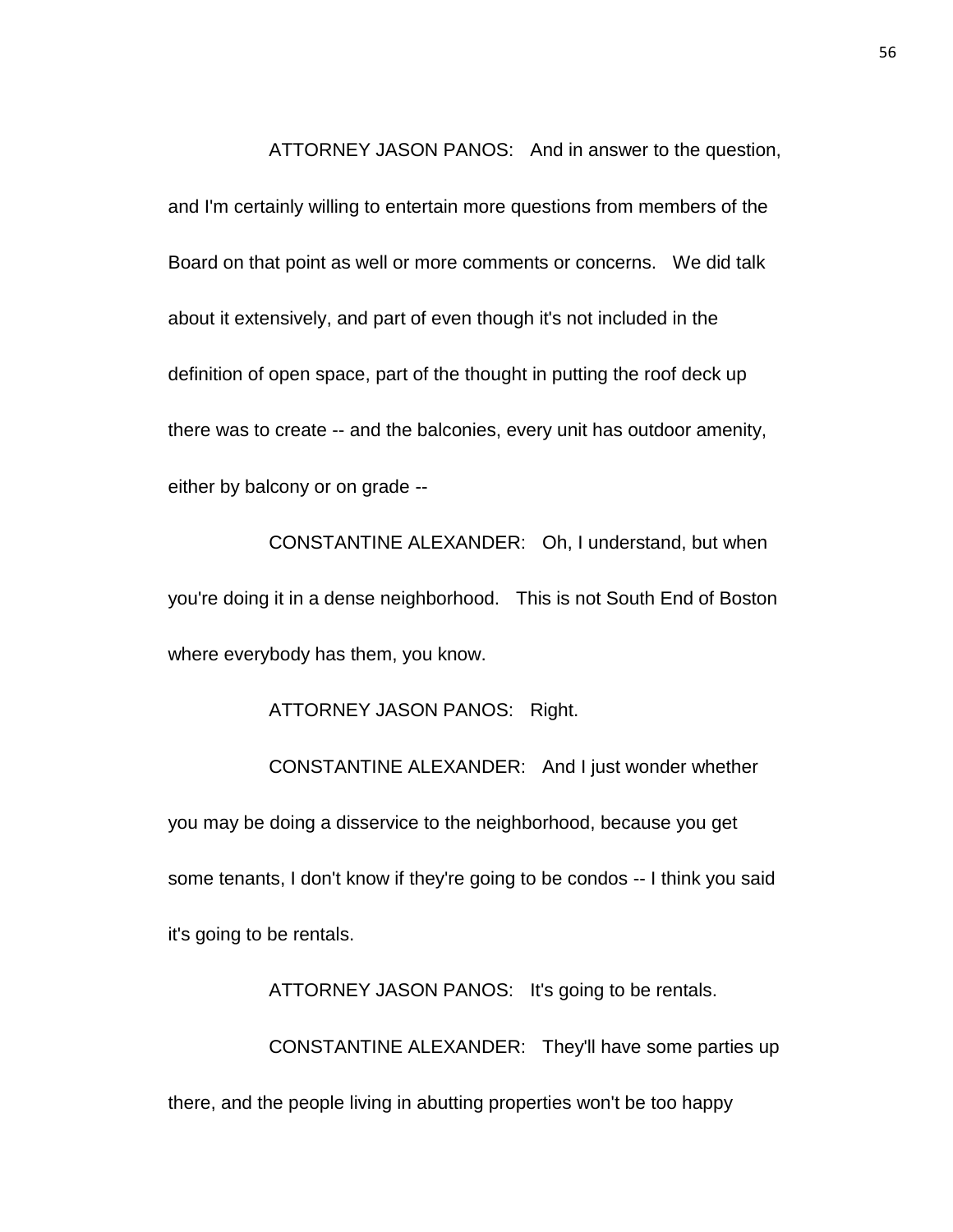ATTORNEY JASON PANOS: And in answer to the question, and I'm certainly willing to entertain more questions from members of the Board on that point as well or more comments or concerns. We did talk about it extensively, and part of even though it's not included in the definition of open space, part of the thought in putting the roof deck up there was to create -- and the balconies, every unit has outdoor amenity, either by balcony or on grade --

CONSTANTINE ALEXANDER: Oh, I understand, but when you're doing it in a dense neighborhood. This is not South End of Boston where everybody has them, you know.

ATTORNEY JASON PANOS: Right.

CONSTANTINE ALEXANDER: And I just wonder whether you may be doing a disservice to the neighborhood, because you get some tenants, I don't know if they're going to be condos -- I think you said it's going to be rentals.

ATTORNEY JASON PANOS: It's going to be rentals.

CONSTANTINE ALEXANDER: They'll have some parties up there, and the people living in abutting properties won't be too happy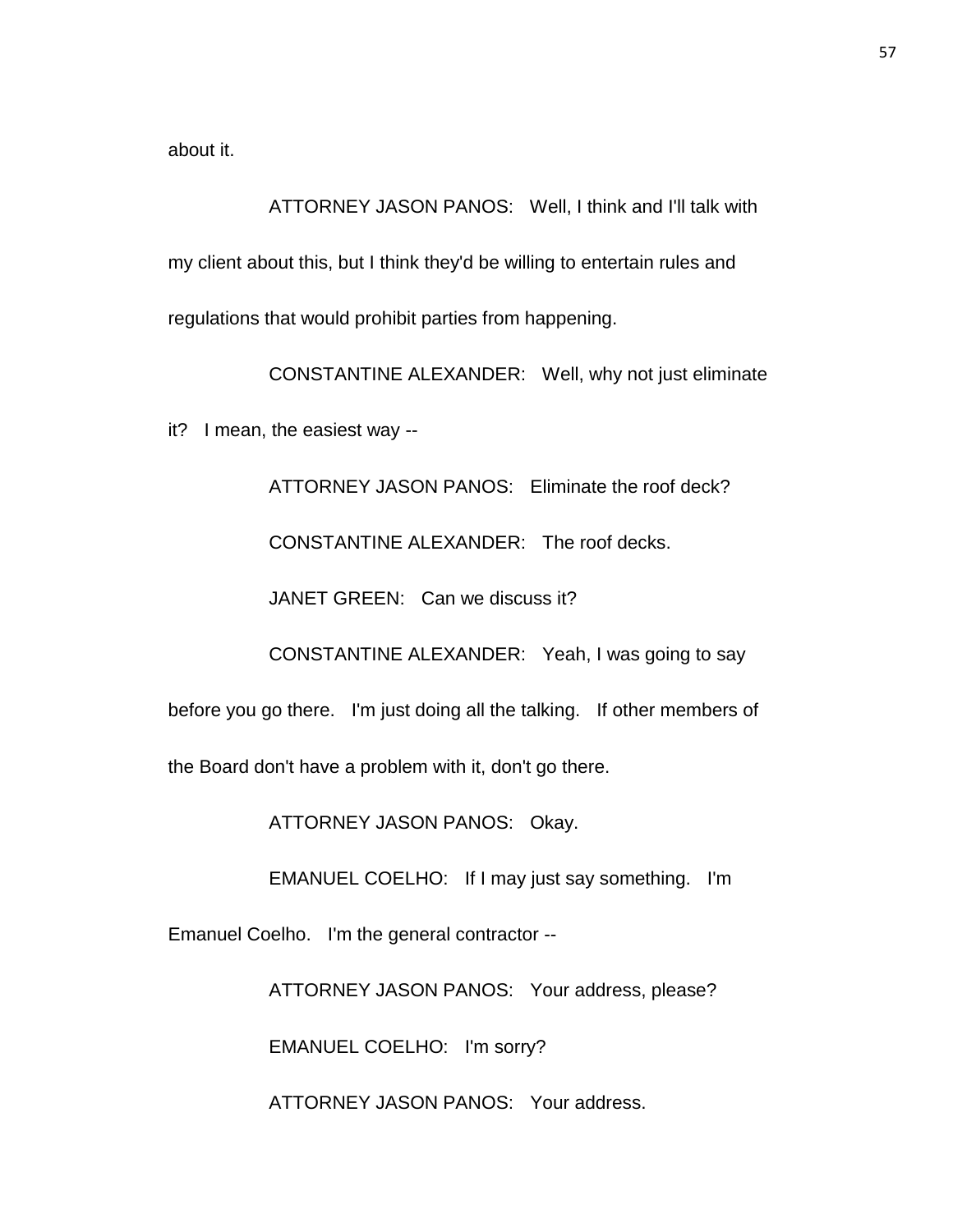about it.

ATTORNEY JASON PANOS: Well, I think and I'll talk with my client about this, but I think they'd be willing to entertain rules and regulations that would prohibit parties from happening.

CONSTANTINE ALEXANDER: Well, why not just eliminate it? I mean, the easiest way --

ATTORNEY JASON PANOS: Eliminate the roof deck?

CONSTANTINE ALEXANDER: The roof decks.

JANET GREEN: Can we discuss it?

CONSTANTINE ALEXANDER: Yeah, I was going to say before you go there. I'm just doing all the talking. If other members of the Board don't have a problem with it, don't go there.

ATTORNEY JASON PANOS: Okay.

EMANUEL COELHO: If I may just say something. I'm Emanuel Coelho. I'm the general contractor --

ATTORNEY JASON PANOS: Your address, please?

EMANUEL COELHO: I'm sorry?

ATTORNEY JASON PANOS: Your address.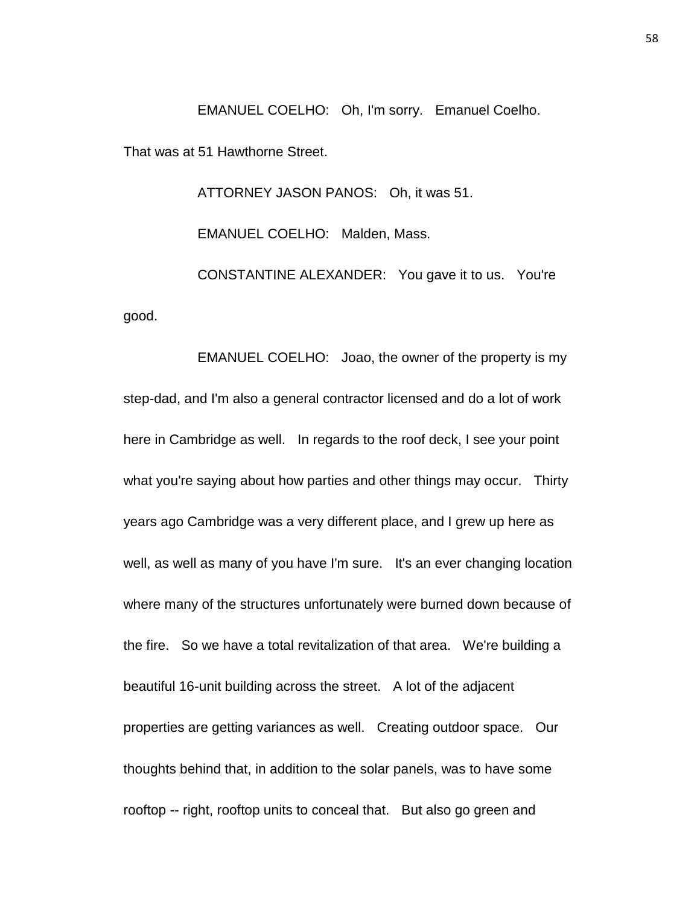EMANUEL COELHO: Oh, I'm sorry. Emanuel Coelho. That was at 51 Hawthorne Street.

ATTORNEY JASON PANOS: Oh, it was 51.

EMANUEL COELHO: Malden, Mass.

CONSTANTINE ALEXANDER: You gave it to us. You're good.

EMANUEL COELHO: Joao, the owner of the property is my step-dad, and I'm also a general contractor licensed and do a lot of work here in Cambridge as well. In regards to the roof deck, I see your point what you're saying about how parties and other things may occur. Thirty years ago Cambridge was a very different place, and I grew up here as well, as well as many of you have I'm sure. It's an ever changing location where many of the structures unfortunately were burned down because of the fire. So we have a total revitalization of that area. We're building a beautiful 16-unit building across the street. A lot of the adjacent properties are getting variances as well. Creating outdoor space. Our thoughts behind that, in addition to the solar panels, was to have some rooftop -- right, rooftop units to conceal that. But also go green and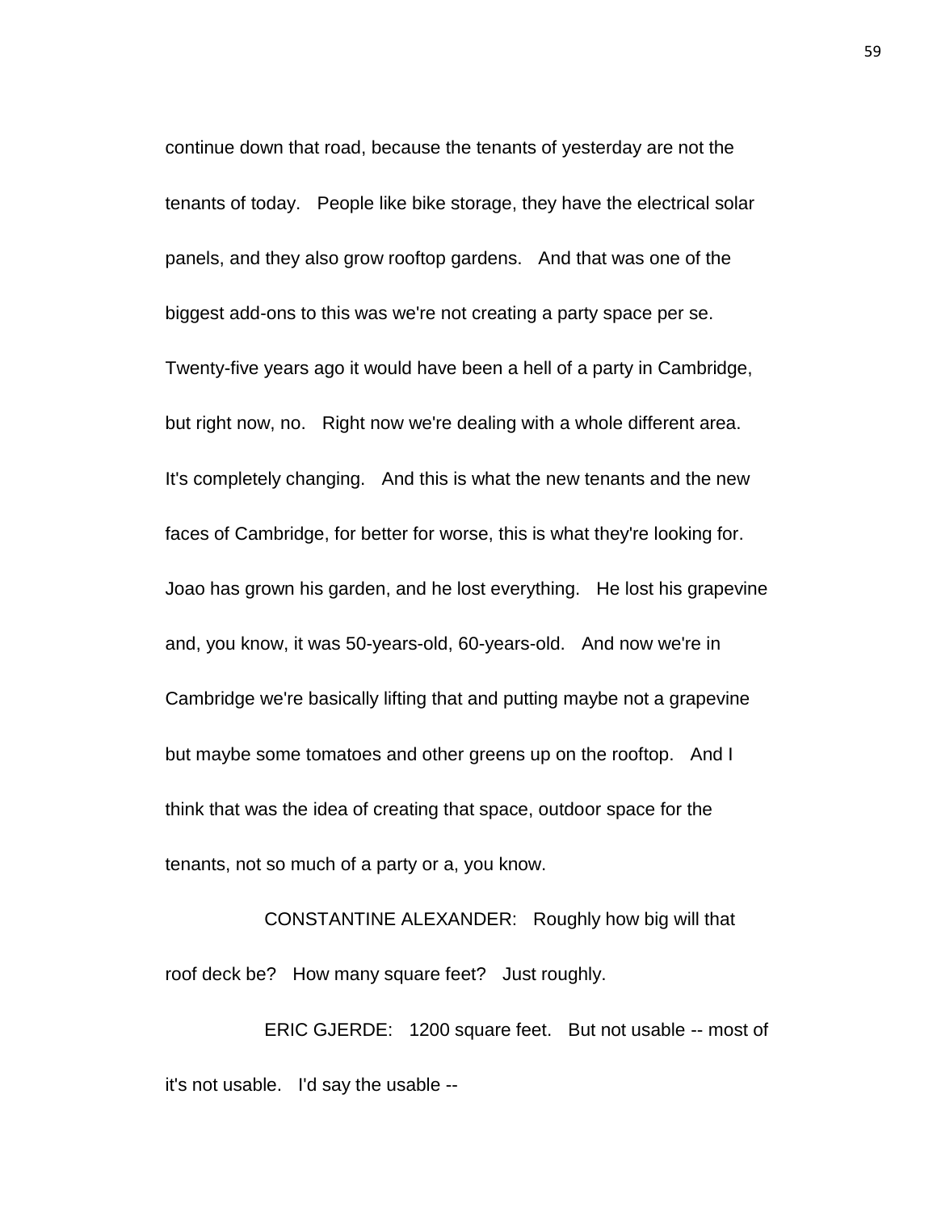continue down that road, because the tenants of yesterday are not the tenants of today. People like bike storage, they have the electrical solar panels, and they also grow rooftop gardens. And that was one of the biggest add-ons to this was we're not creating a party space per se. Twenty-five years ago it would have been a hell of a party in Cambridge, but right now, no. Right now we're dealing with a whole different area. It's completely changing. And this is what the new tenants and the new faces of Cambridge, for better for worse, this is what they're looking for. Joao has grown his garden, and he lost everything. He lost his grapevine and, you know, it was 50-years-old, 60-years-old. And now we're in Cambridge we're basically lifting that and putting maybe not a grapevine but maybe some tomatoes and other greens up on the rooftop. And I think that was the idea of creating that space, outdoor space for the tenants, not so much of a party or a, you know.

CONSTANTINE ALEXANDER: Roughly how big will that roof deck be? How many square feet? Just roughly.

ERIC GJERDE: 1200 square feet. But not usable -- most of it's not usable. I'd say the usable --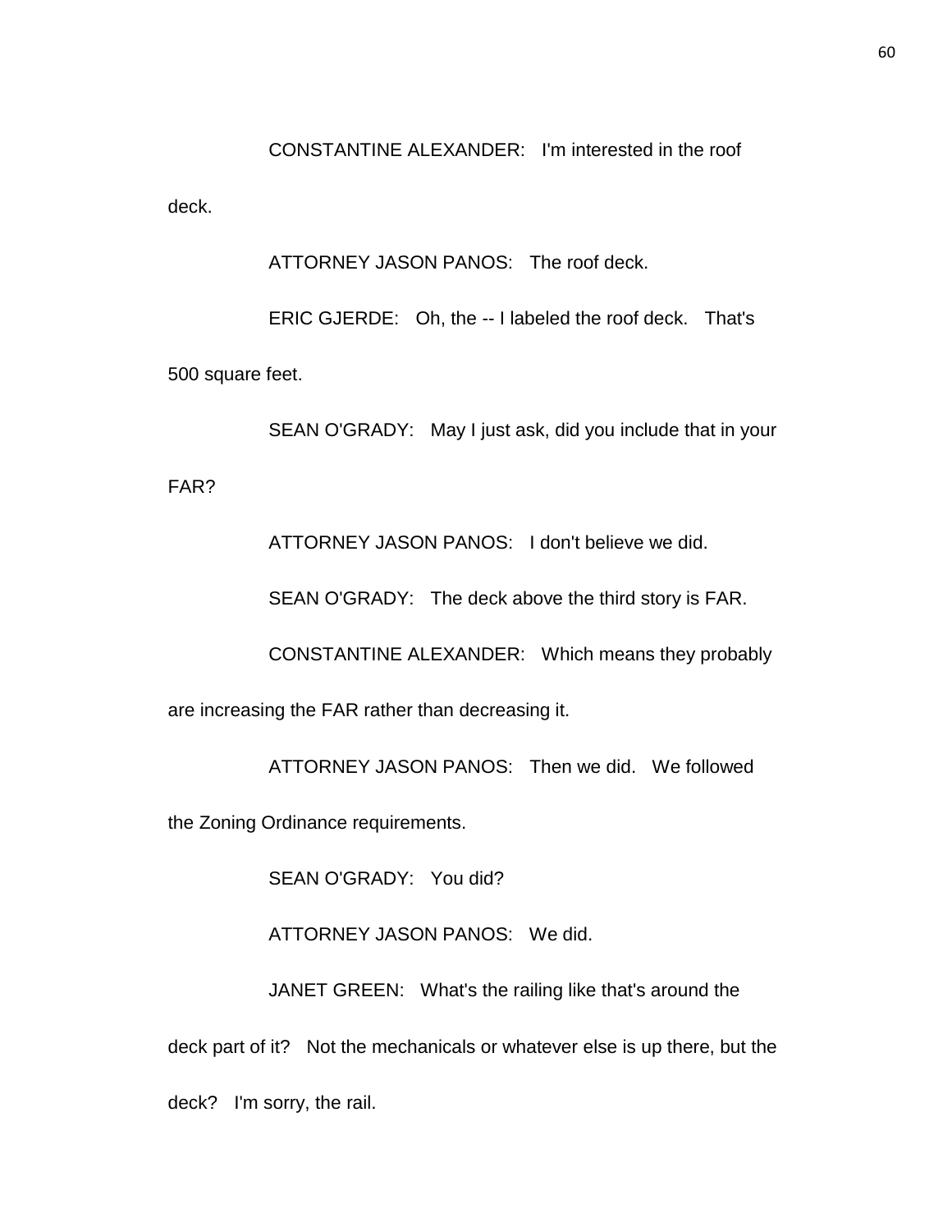CONSTANTINE ALEXANDER: I'm interested in the roof deck.

ATTORNEY JASON PANOS: The roof deck.

ERIC GJERDE: Oh, the -- I labeled the roof deck. That's 500 square feet.

SEAN O'GRADY: May I just ask, did you include that in your FAR?

ATTORNEY JASON PANOS: I don't believe we did.

SEAN O'GRADY: The deck above the third story is FAR.

CONSTANTINE ALEXANDER: Which means they probably are increasing the FAR rather than decreasing it.

ATTORNEY JASON PANOS: Then we did. We followed the Zoning Ordinance requirements.

SEAN O'GRADY: You did?

ATTORNEY JASON PANOS: We did.

JANET GREEN: What's the railing like that's around the deck part of it? Not the mechanicals or whatever else is up there, but the deck? I'm sorry, the rail.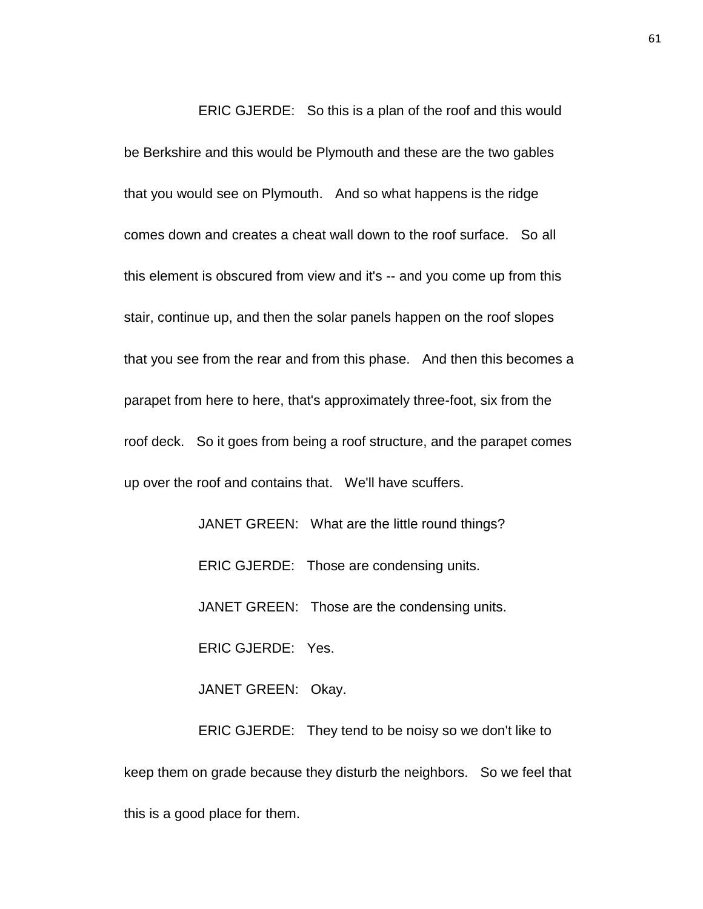ERIC GJERDE: So this is a plan of the roof and this would be Berkshire and this would be Plymouth and these are the two gables that you would see on Plymouth. And so what happens is the ridge comes down and creates a cheat wall down to the roof surface. So all this element is obscured from view and it's -- and you come up from this stair, continue up, and then the solar panels happen on the roof slopes that you see from the rear and from this phase. And then this becomes a parapet from here to here, that's approximately three-foot, six from the roof deck. So it goes from being a roof structure, and the parapet comes up over the roof and contains that. We'll have scuffers.

JANET GREEN: What are the little round things?

ERIC GJERDE: Those are condensing units.

JANET GREEN: Those are the condensing units.

ERIC GJERDE: Yes.

JANET GREEN: Okay.

ERIC GJERDE: They tend to be noisy so we don't like to keep them on grade because they disturb the neighbors. So we feel that this is a good place for them.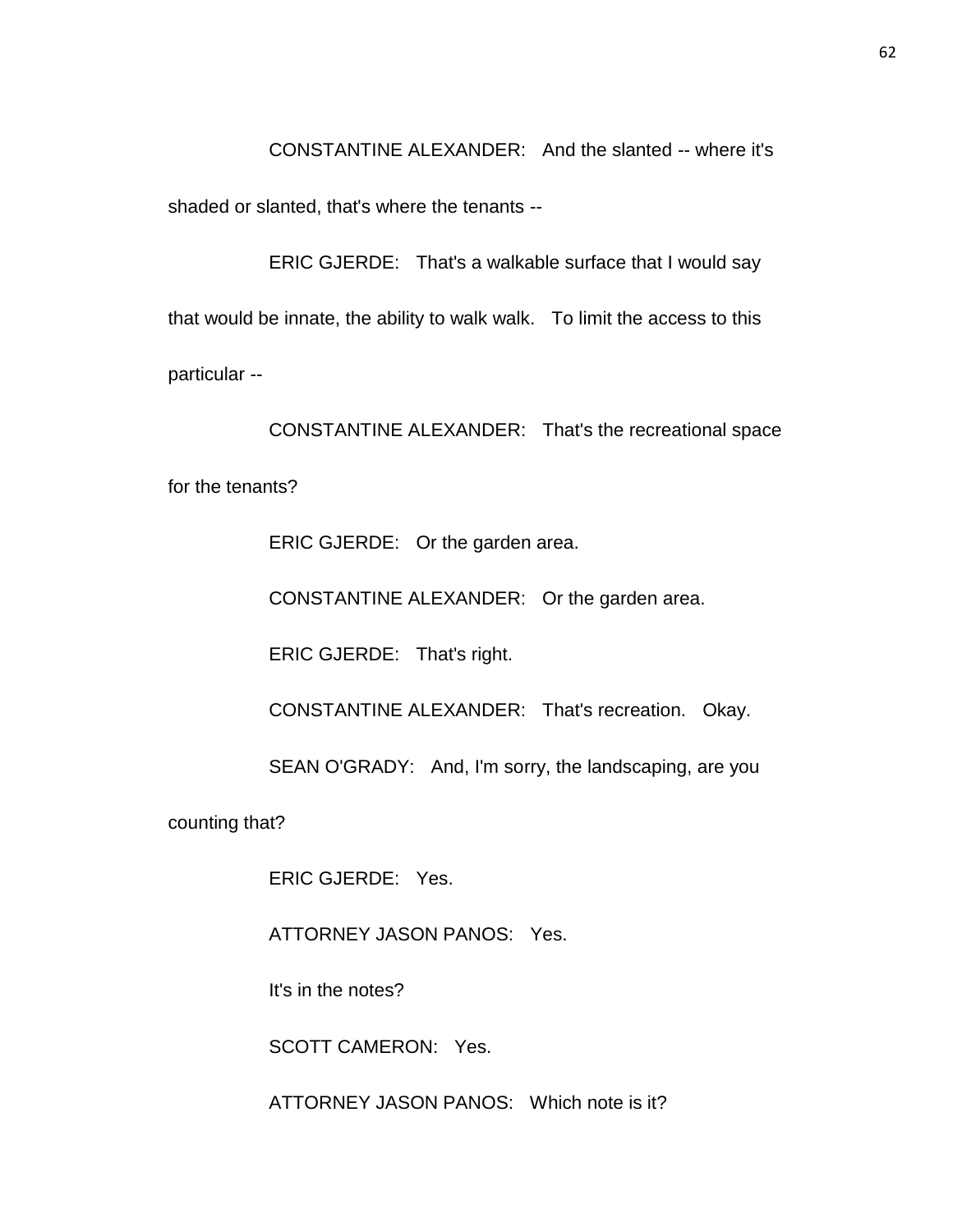CONSTANTINE ALEXANDER: And the slanted -- where it's shaded or slanted, that's where the tenants --

ERIC GJERDE: That's a walkable surface that I would say that would be innate, the ability to walk walk. To limit the access to this particular --

CONSTANTINE ALEXANDER: That's the recreational space for the tenants?

ERIC GJERDE: Or the garden area.

CONSTANTINE ALEXANDER: Or the garden area.

ERIC GJERDE: That's right.

CONSTANTINE ALEXANDER: That's recreation. Okay.

SEAN O'GRADY: And, I'm sorry, the landscaping, are you counting that?

ERIC GJERDE: Yes.

ATTORNEY JASON PANOS: Yes.

It's in the notes?

SCOTT CAMERON: Yes.

ATTORNEY JASON PANOS: Which note is it?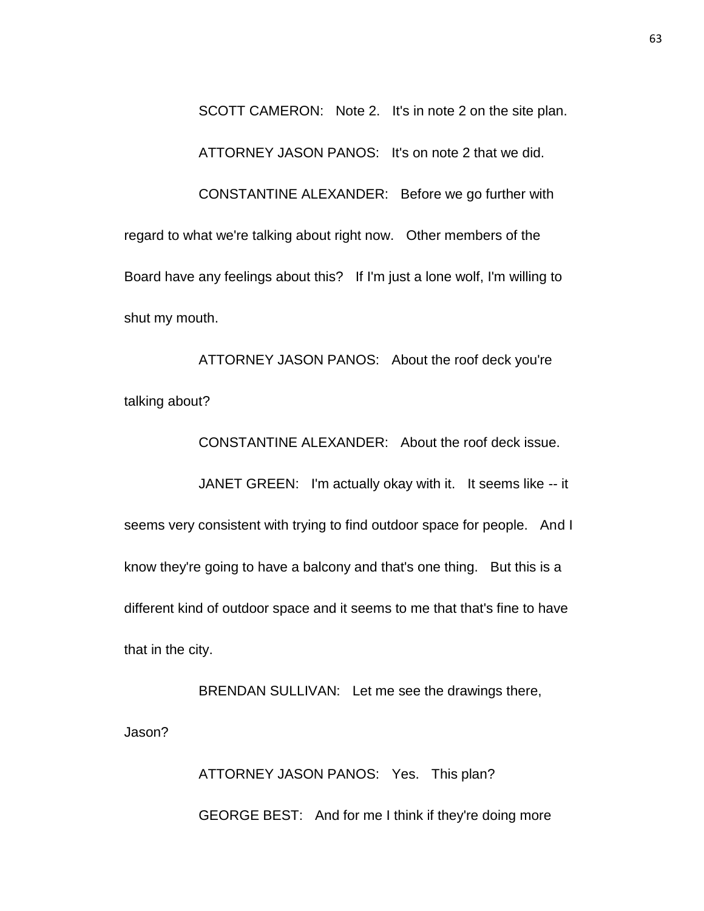SCOTT CAMERON: Note 2. It's in note 2 on the site plan.

ATTORNEY JASON PANOS: It's on note 2 that we did.

CONSTANTINE ALEXANDER: Before we go further with regard to what we're talking about right now. Other members of the Board have any feelings about this? If I'm just a lone wolf, I'm willing to shut my mouth.

ATTORNEY JASON PANOS: About the roof deck you're talking about?

CONSTANTINE ALEXANDER: About the roof deck issue.

JANET GREEN: I'm actually okay with it. It seems like -- it seems very consistent with trying to find outdoor space for people. And I know they're going to have a balcony and that's one thing. But this is a different kind of outdoor space and it seems to me that that's fine to have that in the city.

BRENDAN SULLIVAN: Let me see the drawings there, Jason?

ATTORNEY JASON PANOS: Yes. This plan?

GEORGE BEST: And for me I think if they're doing more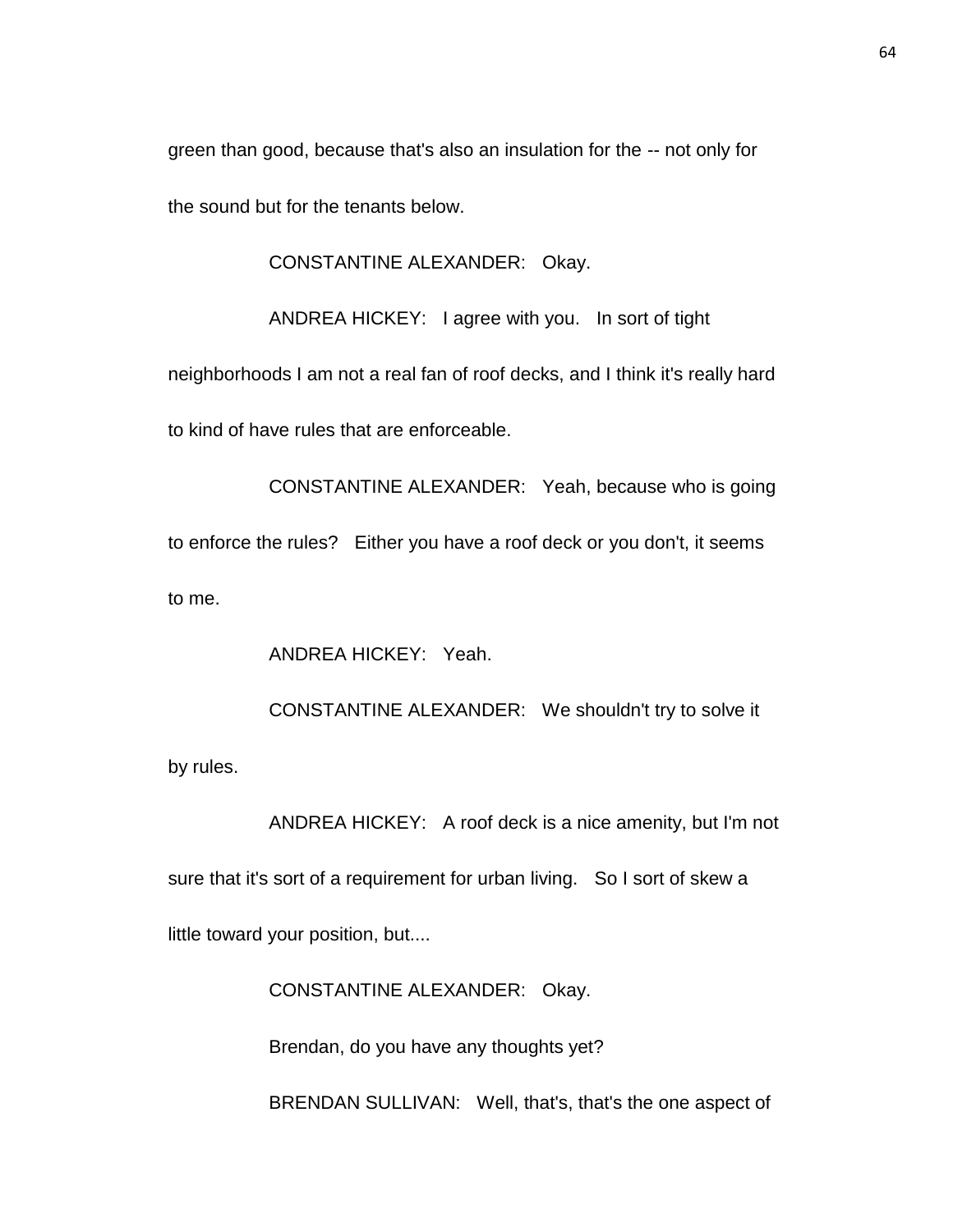green than good, because that's also an insulation for the -- not only for the sound but for the tenants below.

CONSTANTINE ALEXANDER: Okay.

ANDREA HICKEY: I agree with you. In sort of tight neighborhoods I am not a real fan of roof decks, and I think it's really hard to kind of have rules that are enforceable.

CONSTANTINE ALEXANDER: Yeah, because who is going to enforce the rules? Either you have a roof deck or you don't, it seems to me.

ANDREA HICKEY: Yeah.

CONSTANTINE ALEXANDER: We shouldn't try to solve it by rules.

ANDREA HICKEY: A roof deck is a nice amenity, but I'm not sure that it's sort of a requirement for urban living. So I sort of skew a little toward your position, but....

CONSTANTINE ALEXANDER: Okay.

Brendan, do you have any thoughts yet?

BRENDAN SULLIVAN: Well, that's, that's the one aspect of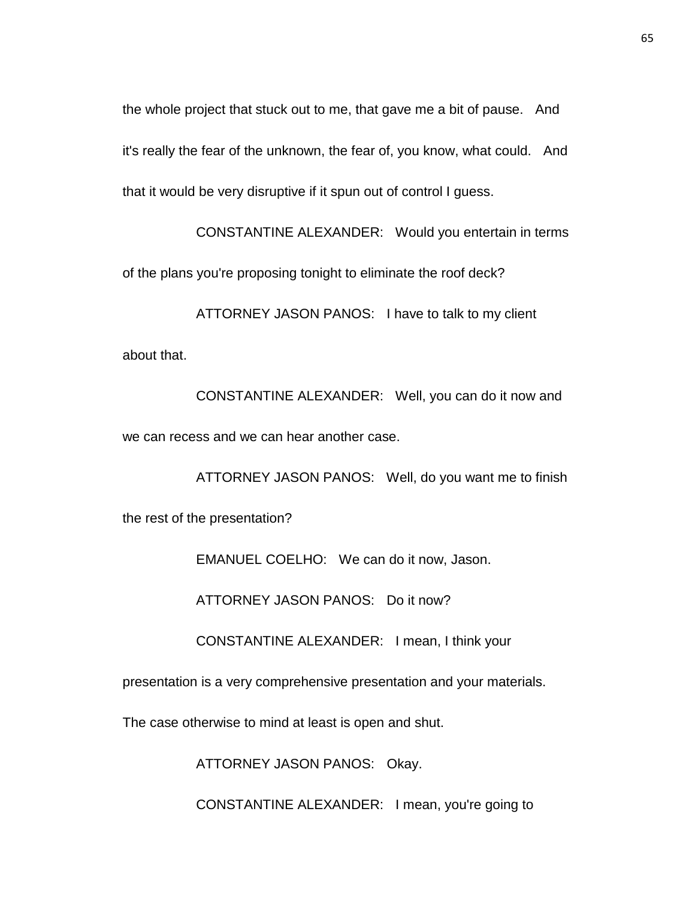the whole project that stuck out to me, that gave me a bit of pause. And it's really the fear of the unknown, the fear of, you know, what could. And that it would be very disruptive if it spun out of control I guess.

CONSTANTINE ALEXANDER: Would you entertain in terms of the plans you're proposing tonight to eliminate the roof deck?

ATTORNEY JASON PANOS: I have to talk to my client about that.

CONSTANTINE ALEXANDER: Well, you can do it now and we can recess and we can hear another case.

ATTORNEY JASON PANOS: Well, do you want me to finish the rest of the presentation?

EMANUEL COELHO: We can do it now, Jason.

ATTORNEY JASON PANOS: Do it now?

CONSTANTINE ALEXANDER: I mean, I think your presentation is a very comprehensive presentation and your materials. The case otherwise to mind at least is open and shut.

ATTORNEY JASON PANOS: Okay.

CONSTANTINE ALEXANDER: I mean, you're going to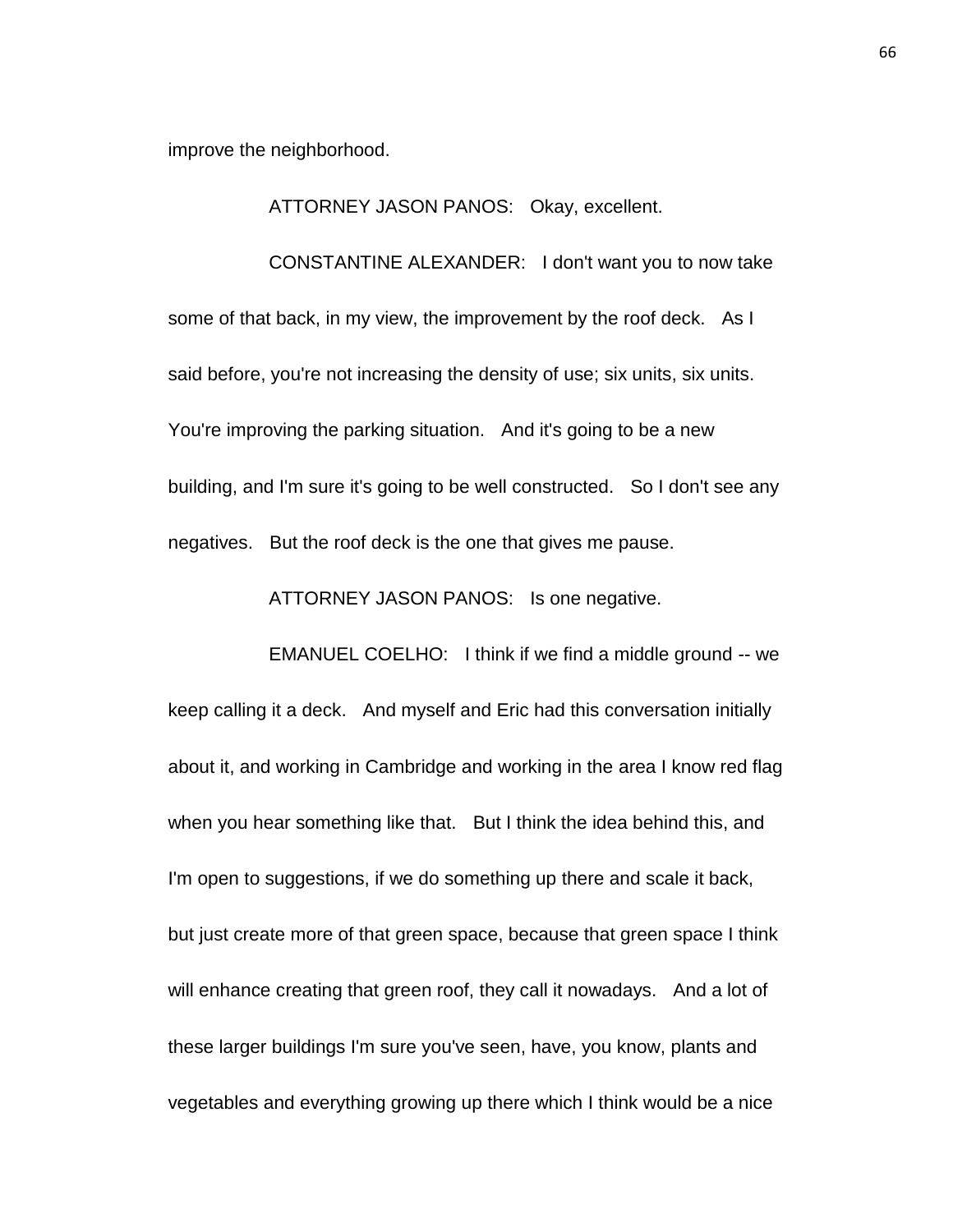improve the neighborhood.

ATTORNEY JASON PANOS: Okay, excellent.

CONSTANTINE ALEXANDER: I don't want you to now take some of that back, in my view, the improvement by the roof deck. As I said before, you're not increasing the density of use; six units, six units. You're improving the parking situation. And it's going to be a new building, and I'm sure it's going to be well constructed. So I don't see any negatives. But the roof deck is the one that gives me pause.

ATTORNEY JASON PANOS: Is one negative.

EMANUEL COELHO: I think if we find a middle ground -- we keep calling it a deck. And myself and Eric had this conversation initially about it, and working in Cambridge and working in the area I know red flag when you hear something like that. But I think the idea behind this, and I'm open to suggestions, if we do something up there and scale it back, but just create more of that green space, because that green space I think will enhance creating that green roof, they call it nowadays. And a lot of these larger buildings I'm sure you've seen, have, you know, plants and vegetables and everything growing up there which I think would be a nice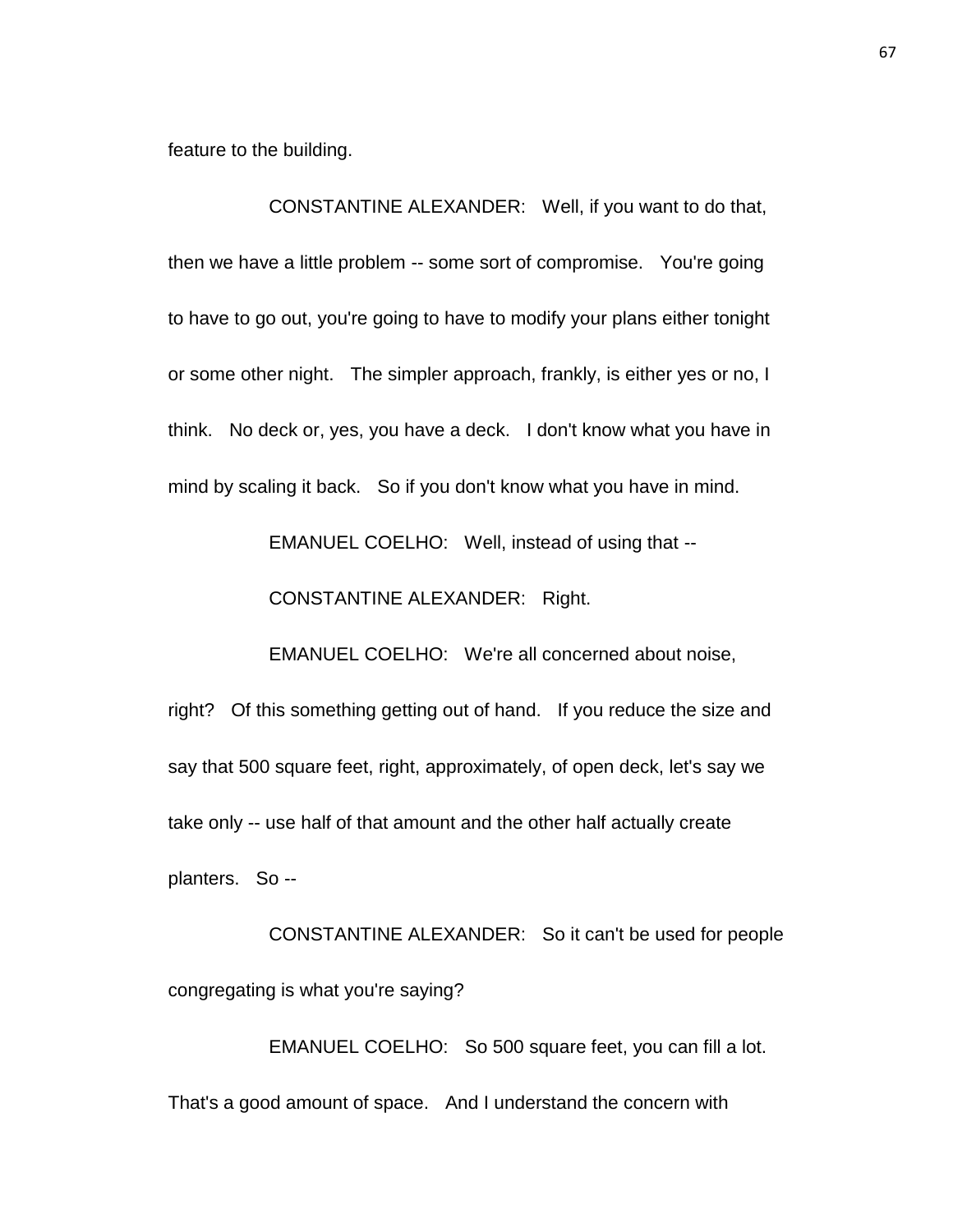feature to the building.

CONSTANTINE ALEXANDER: Well, if you want to do that, then we have a little problem -- some sort of compromise. You're going to have to go out, you're going to have to modify your plans either tonight or some other night. The simpler approach, frankly, is either yes or no, I think. No deck or, yes, you have a deck. I don't know what you have in mind by scaling it back. So if you don't know what you have in mind.

EMANUEL COELHO: Well, instead of using that --

CONSTANTINE ALEXANDER: Right.

EMANUEL COELHO: We're all concerned about noise, right? Of this something getting out of hand. If you reduce the size and say that 500 square feet, right, approximately, of open deck, let's say we take only -- use half of that amount and the other half actually create planters. So --

CONSTANTINE ALEXANDER: So it can't be used for people congregating is what you're saying?

EMANUEL COELHO: So 500 square feet, you can fill a lot. That's a good amount of space. And I understand the concern with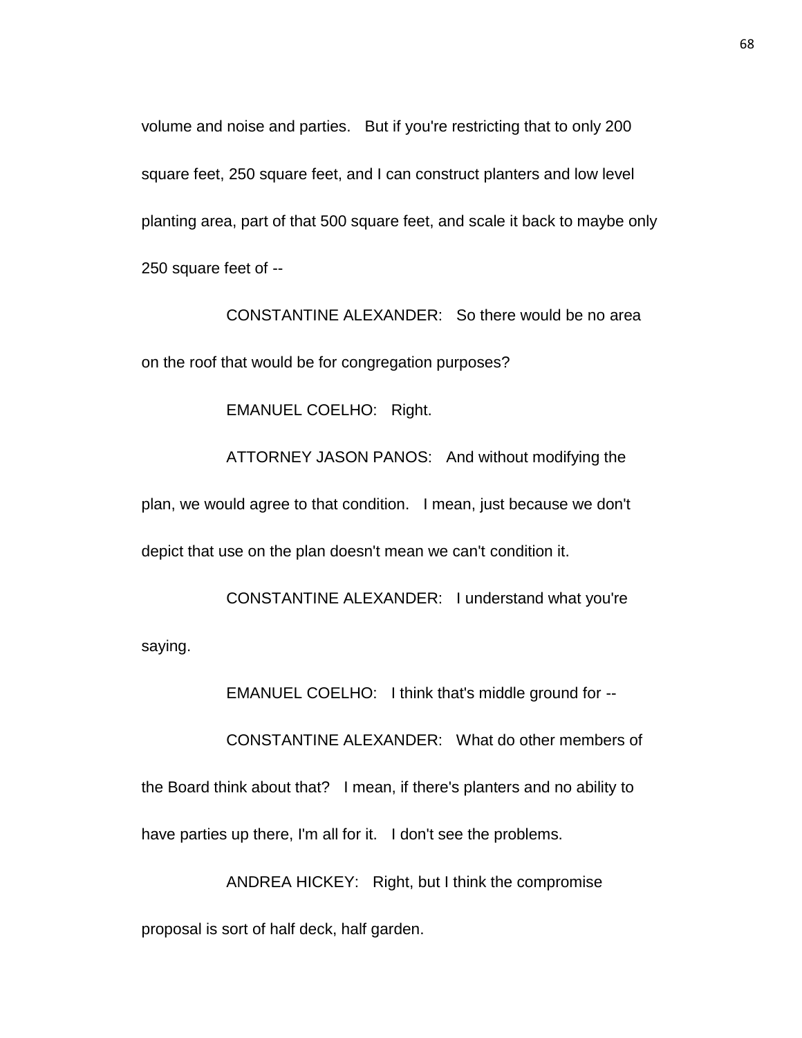volume and noise and parties. But if you're restricting that to only 200 square feet, 250 square feet, and I can construct planters and low level planting area, part of that 500 square feet, and scale it back to maybe only 250 square feet of --

CONSTANTINE ALEXANDER: So there would be no area on the roof that would be for congregation purposes?

EMANUEL COELHO: Right.

ATTORNEY JASON PANOS: And without modifying the plan, we would agree to that condition. I mean, just because we don't depict that use on the plan doesn't mean we can't condition it.

CONSTANTINE ALEXANDER: I understand what you're saying.

EMANUEL COELHO: I think that's middle ground for --

CONSTANTINE ALEXANDER: What do other members of the Board think about that? I mean, if there's planters and no ability to have parties up there, I'm all for it. I don't see the problems.

ANDREA HICKEY: Right, but I think the compromise proposal is sort of half deck, half garden.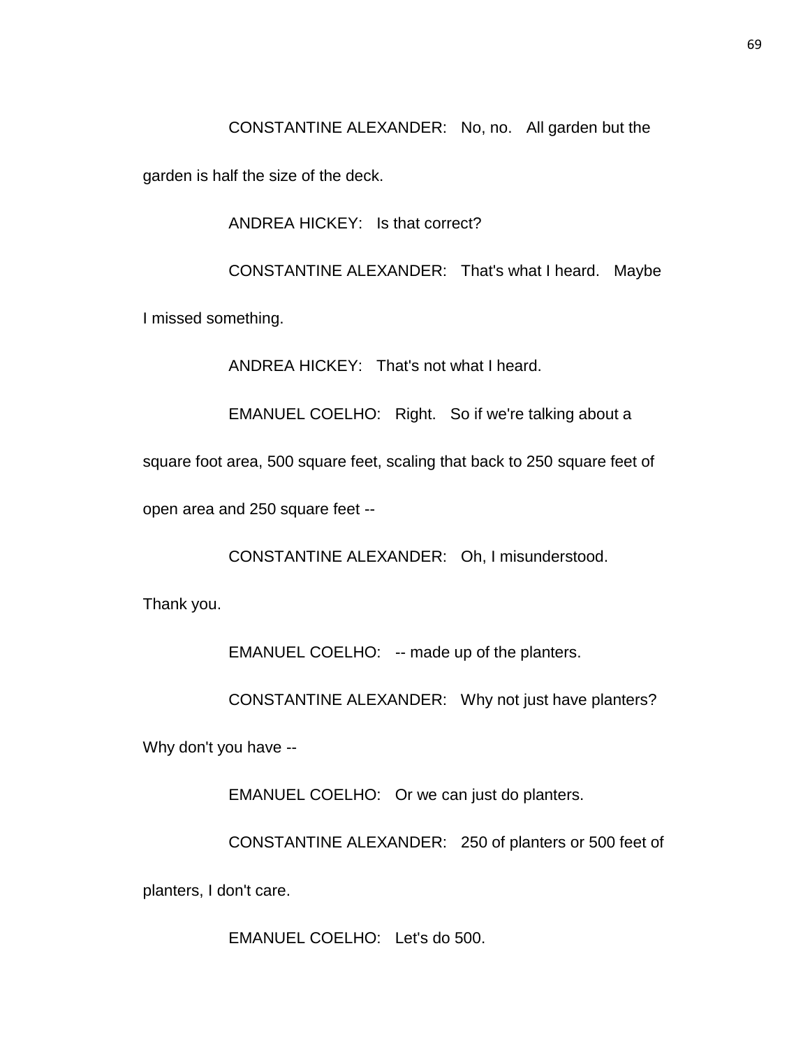CONSTANTINE ALEXANDER: No, no. All garden but the garden is half the size of the deck.

ANDREA HICKEY: Is that correct?

CONSTANTINE ALEXANDER: That's what I heard. Maybe I missed something.

ANDREA HICKEY: That's not what I heard.

EMANUEL COELHO: Right. So if we're talking about a square foot area, 500 square feet, scaling that back to 250 square feet of open area and 250 square feet --

CONSTANTINE ALEXANDER: Oh, I misunderstood. Thank you.

EMANUEL COELHO: -- made up of the planters.

CONSTANTINE ALEXANDER: Why not just have planters? Why don't you have --

EMANUEL COELHO: Or we can just do planters.

CONSTANTINE ALEXANDER: 250 of planters or 500 feet of planters, I don't care.

EMANUEL COELHO: Let's do 500.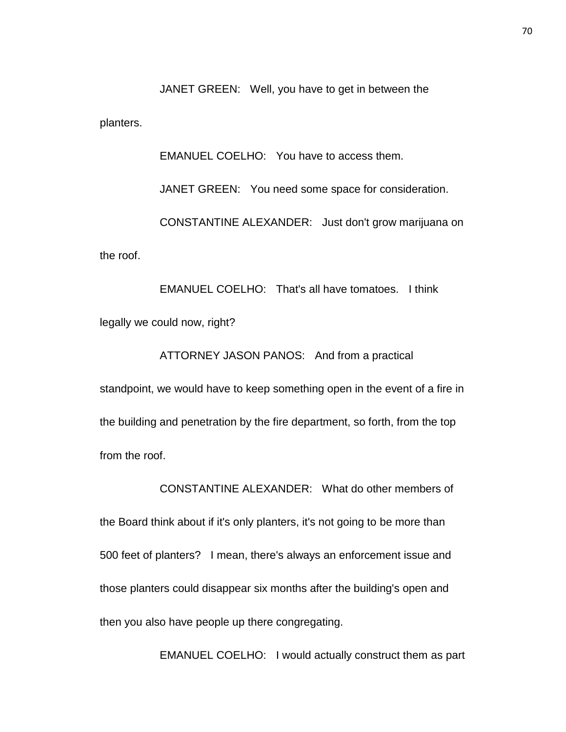JANET GREEN: Well, you have to get in between the planters.

EMANUEL COELHO: You have to access them.

JANET GREEN: You need some space for consideration.

CONSTANTINE ALEXANDER: Just don't grow marijuana on the roof.

EMANUEL COELHO: That's all have tomatoes. I think legally we could now, right?

ATTORNEY JASON PANOS: And from a practical standpoint, we would have to keep something open in the event of a fire in the building and penetration by the fire department, so forth, from the top from the roof.

CONSTANTINE ALEXANDER: What do other members of the Board think about if it's only planters, it's not going to be more than 500 feet of planters? I mean, there's always an enforcement issue and those planters could disappear six months after the building's open and then you also have people up there congregating.

EMANUEL COELHO: I would actually construct them as part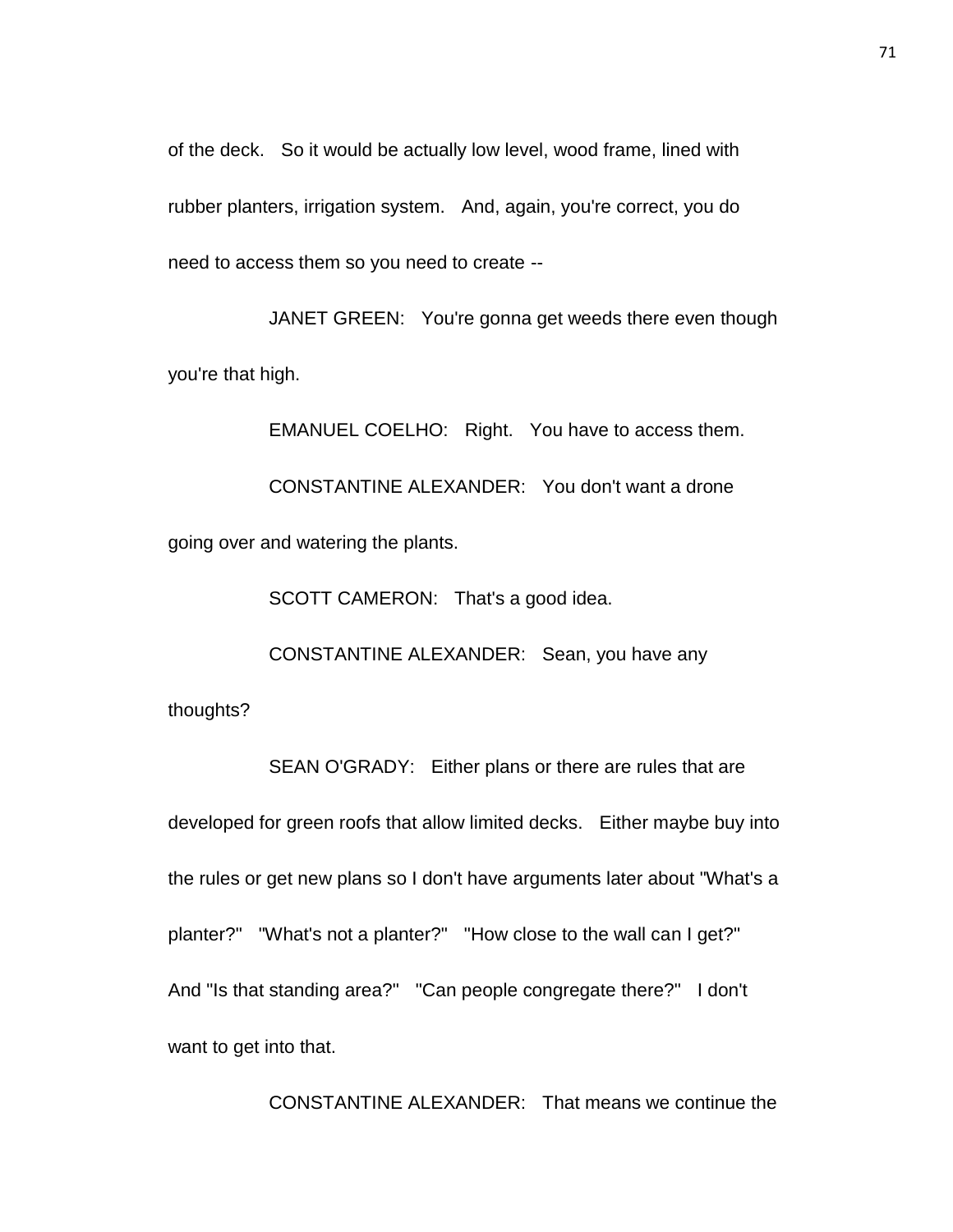of the deck. So it would be actually low level, wood frame, lined with rubber planters, irrigation system. And, again, you're correct, you do need to access them so you need to create --

JANET GREEN: You're gonna get weeds there even though you're that high.

EMANUEL COELHO: Right. You have to access them.

CONSTANTINE ALEXANDER: You don't want a drone going over and watering the plants.

SCOTT CAMERON: That's a good idea.

CONSTANTINE ALEXANDER: Sean, you have any thoughts?

SEAN O'GRADY: Either plans or there are rules that are developed for green roofs that allow limited decks. Either maybe buy into the rules or get new plans so I don't have arguments later about "What's a planter?" "What's not a planter?" "How close to the wall can I get?" And "Is that standing area?" "Can people congregate there?" I don't want to get into that.

CONSTANTINE ALEXANDER: That means we continue the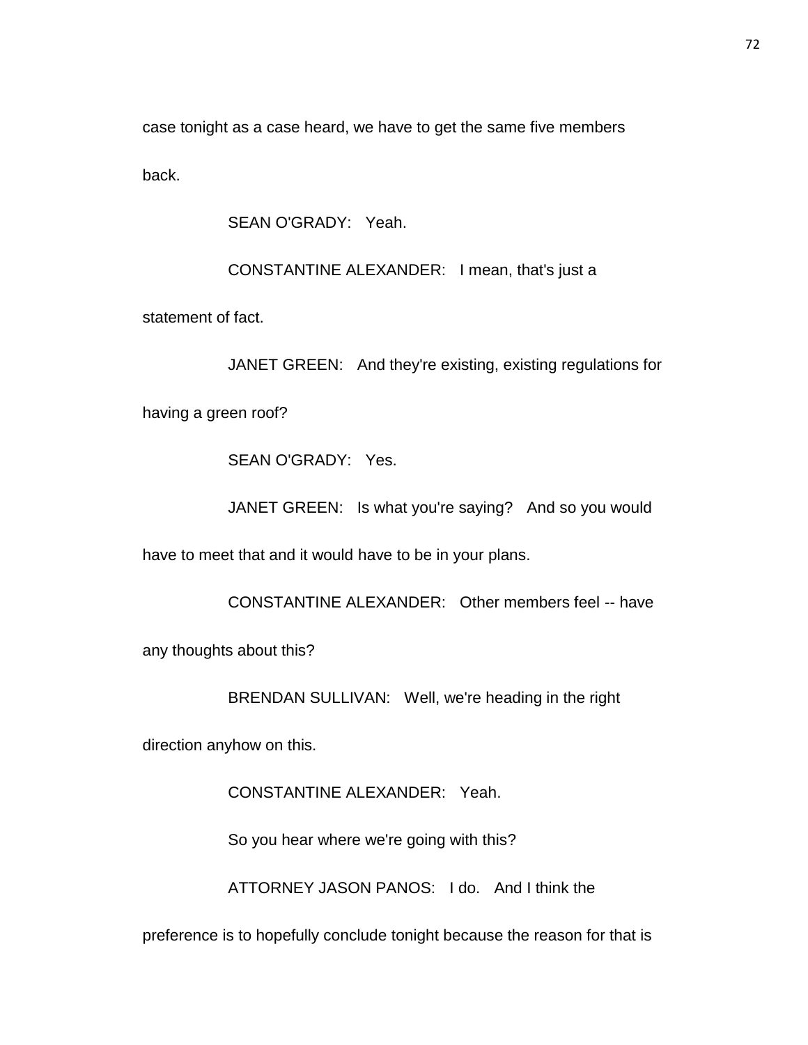case tonight as a case heard, we have to get the same five members back.

SEAN O'GRADY: Yeah.

CONSTANTINE ALEXANDER: I mean, that's just a statement of fact.

JANET GREEN: And they're existing, existing regulations for having a green roof?

SEAN O'GRADY: Yes.

JANET GREEN: Is what you're saying? And so you would have to meet that and it would have to be in your plans.

CONSTANTINE ALEXANDER: Other members feel -- have any thoughts about this?

BRENDAN SULLIVAN: Well, we're heading in the right direction anyhow on this.

CONSTANTINE ALEXANDER: Yeah.

So you hear where we're going with this?

ATTORNEY JASON PANOS: I do. And I think the preference is to hopefully conclude tonight because the reason for that is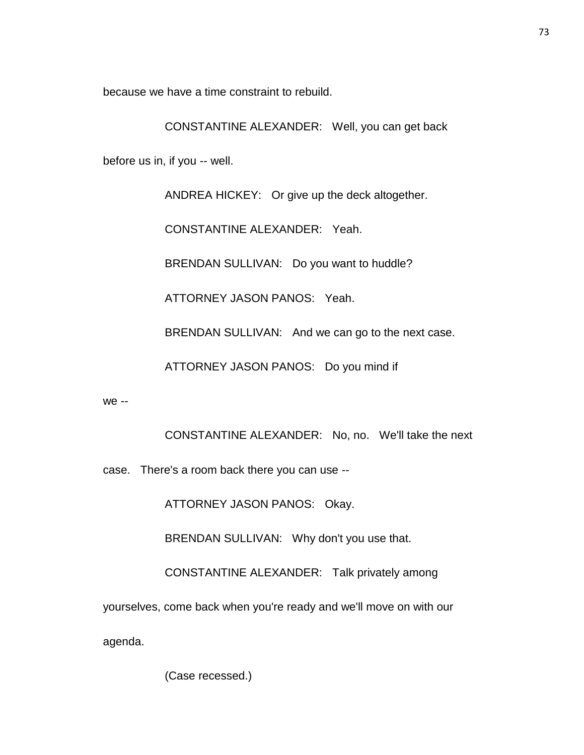because we have a time constraint to rebuild.

CONSTANTINE ALEXANDER: Well, you can get back before us in, if you -- well.

ANDREA HICKEY: Or give up the deck altogether.

CONSTANTINE ALEXANDER: Yeah.

BRENDAN SULLIVAN: Do you want to huddle?

ATTORNEY JASON PANOS: Yeah.

BRENDAN SULLIVAN: And we can go to the next case.

ATTORNEY JASON PANOS: Do you mind if we --

CONSTANTINE ALEXANDER: No, no. We'll take the next case. There's a room back there you can use --

ATTORNEY JASON PANOS: Okay.

BRENDAN SULLIVAN: Why don't you use that.

CONSTANTINE ALEXANDER: Talk privately among yourselves, come back when you're ready and we'll move on with our agenda.

(Case recessed.)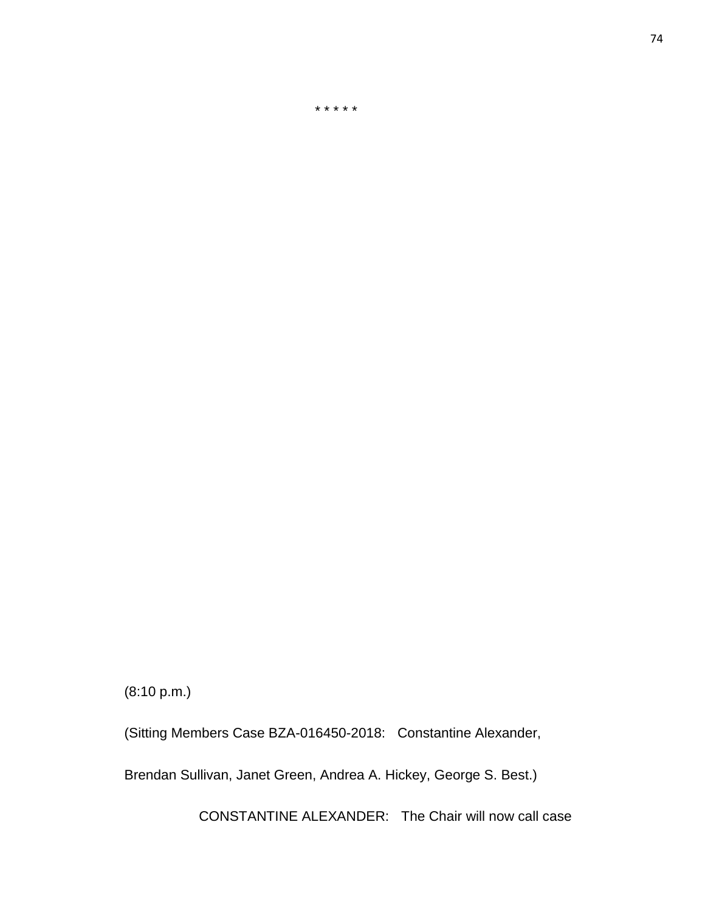* * * * *

(8:10 p.m.)

(Sitting Members Case BZA-016450-2018: Constantine Alexander, Brendan Sullivan, Janet Green, Andrea A. Hickey, George S. Best.)

CONSTANTINE ALEXANDER: The Chair will now call case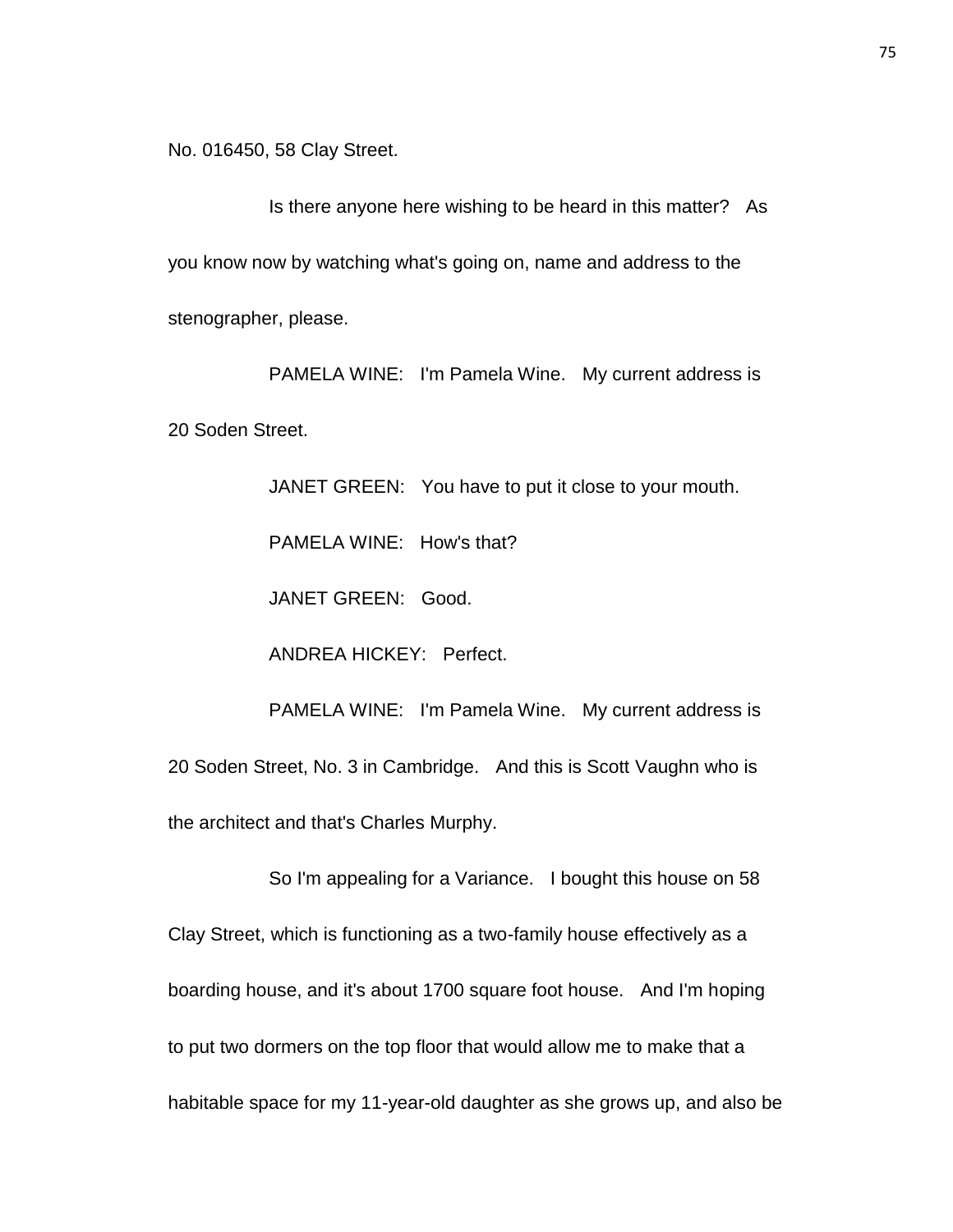No. 016450, 58 Clay Street.

Is there anyone here wishing to be heard in this matter? As you know now by watching what's going on, name and address to the stenographer, please.

PAMELA WINE: I'm Pamela Wine. My current address is 20 Soden Street.

JANET GREEN: You have to put it close to your mouth.

PAMELA WINE: How's that?

JANET GREEN: Good.

ANDREA HICKEY: Perfect.

PAMELA WINE: I'm Pamela Wine. My current address is 20 Soden Street, No. 3 in Cambridge. And this is Scott Vaughn who is the architect and that's Charles Murphy.

So I'm appealing for a Variance. I bought this house on 58 Clay Street, which is functioning as a two-family house effectively as a boarding house, and it's about 1700 square foot house. And I'm hoping to put two dormers on the top floor that would allow me to make that a habitable space for my 11-year-old daughter as she grows up, and also be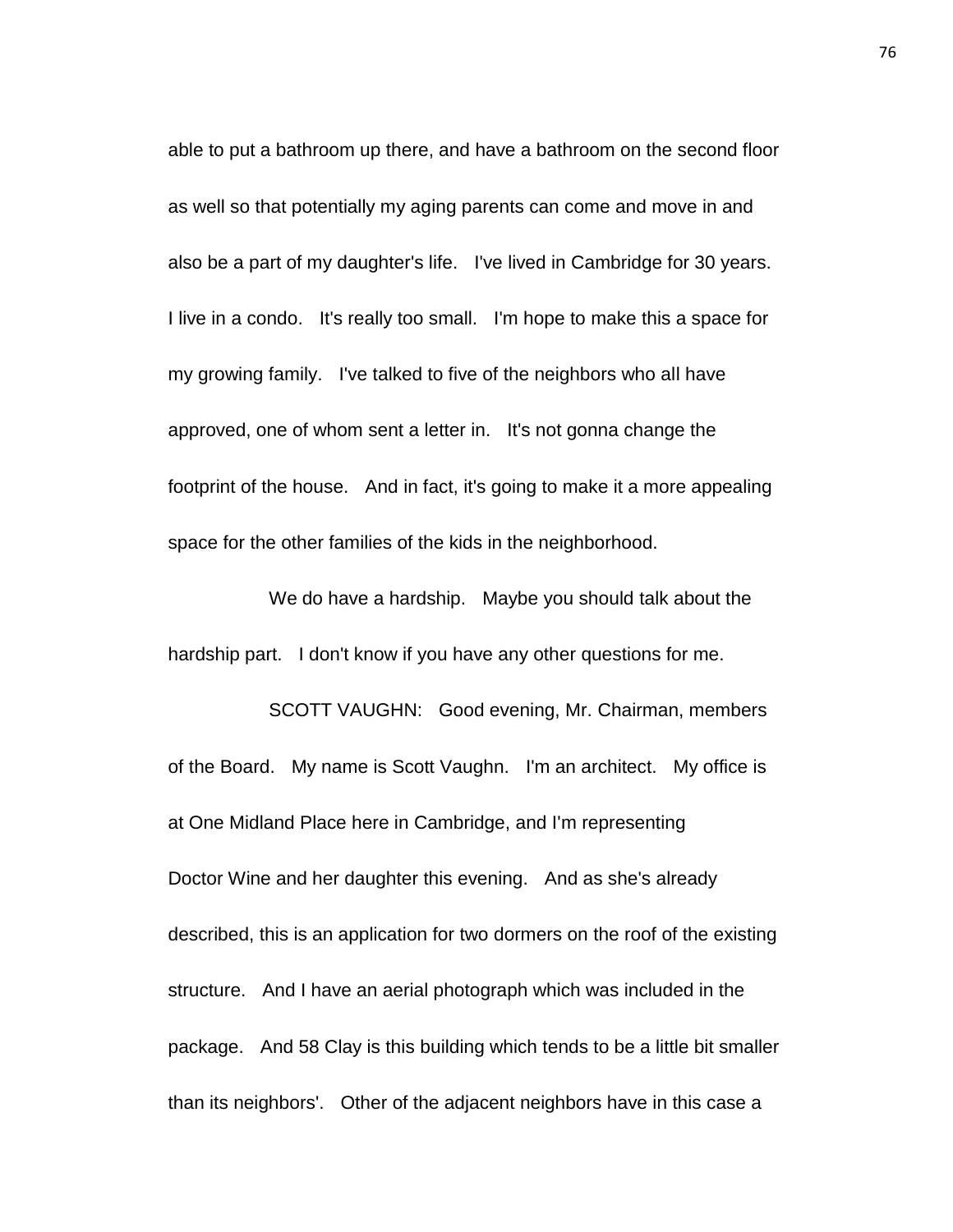able to put a bathroom up there, and have a bathroom on the second floor as well so that potentially my aging parents can come and move in and also be a part of my daughter's life. I've lived in Cambridge for 30 years. I live in a condo. It's really too small. I'm hope to make this a space for my growing family. I've talked to five of the neighbors who all have approved, one of whom sent a letter in. It's not gonna change the footprint of the house. And in fact, it's going to make it a more appealing space for the other families of the kids in the neighborhood.

We do have a hardship. Maybe you should talk about the hardship part. I don't know if you have any other questions for me.

SCOTT VAUGHN: Good evening, Mr. Chairman, members of the Board. My name is Scott Vaughn. I'm an architect. My office is at One Midland Place here in Cambridge, and I'm representing Doctor Wine and her daughter this evening. And as she's already described, this is an application for two dormers on the roof of the existing structure. And I have an aerial photograph which was included in the package. And 58 Clay is this building which tends to be a little bit smaller than its neighbors'. Other of the adjacent neighbors have in this case a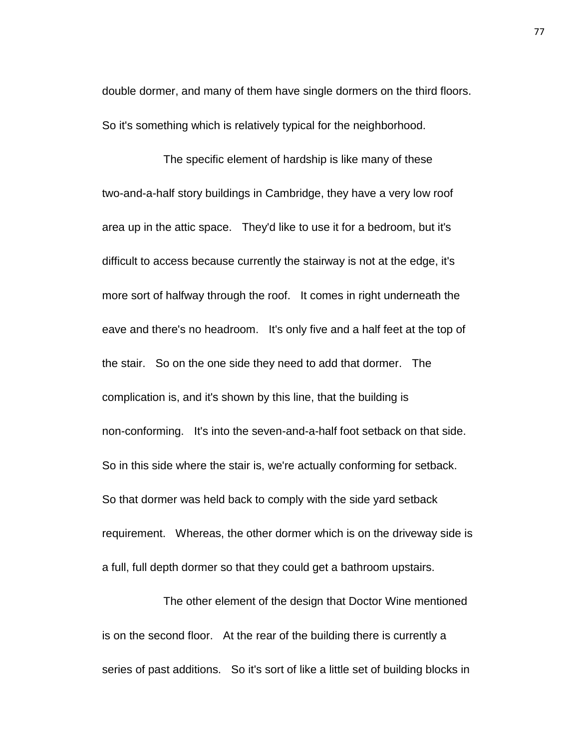double dormer, and many of them have single dormers on the third floors. So it's something which is relatively typical for the neighborhood.

The specific element of hardship is like many of these two-and-a-half story buildings in Cambridge, they have a very low roof area up in the attic space. They'd like to use it for a bedroom, but it's difficult to access because currently the stairway is not at the edge, it's more sort of halfway through the roof. It comes in right underneath the eave and there's no headroom. It's only five and a half feet at the top of the stair. So on the one side they need to add that dormer. The complication is, and it's shown by this line, that the building is non-conforming. It's into the seven-and-a-half foot setback on that side. So in this side where the stair is, we're actually conforming for setback. So that dormer was held back to comply with the side yard setback requirement. Whereas, the other dormer which is on the driveway side is a full, full depth dormer so that they could get a bathroom upstairs.

The other element of the design that Doctor Wine mentioned is on the second floor. At the rear of the building there is currently a series of past additions. So it's sort of like a little set of building blocks in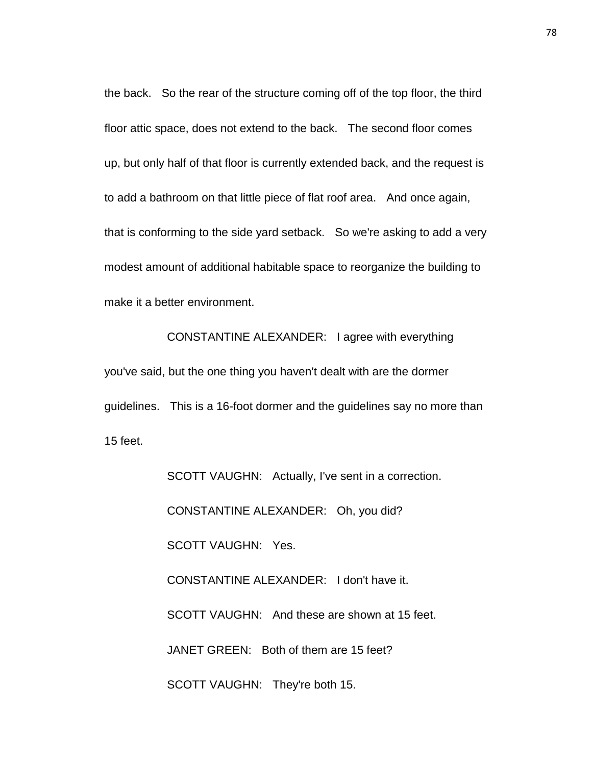the back. So the rear of the structure coming off of the top floor, the third floor attic space, does not extend to the back. The second floor comes up, but only half of that floor is currently extended back, and the request is to add a bathroom on that little piece of flat roof area. And once again, that is conforming to the side yard setback. So we're asking to add a very modest amount of additional habitable space to reorganize the building to make it a better environment.

CONSTANTINE ALEXANDER: I agree with everything you've said, but the one thing you haven't dealt with are the dormer guidelines. This is a 16-foot dormer and the guidelines say no more than 15 feet.

SCOTT VAUGHN: Actually, I've sent in a correction.

CONSTANTINE ALEXANDER: Oh, you did?

SCOTT VAUGHN: Yes.

CONSTANTINE ALEXANDER: I don't have it.

SCOTT VAUGHN: And these are shown at 15 feet.

JANET GREEN: Both of them are 15 feet?

SCOTT VAUGHN: They're both 15.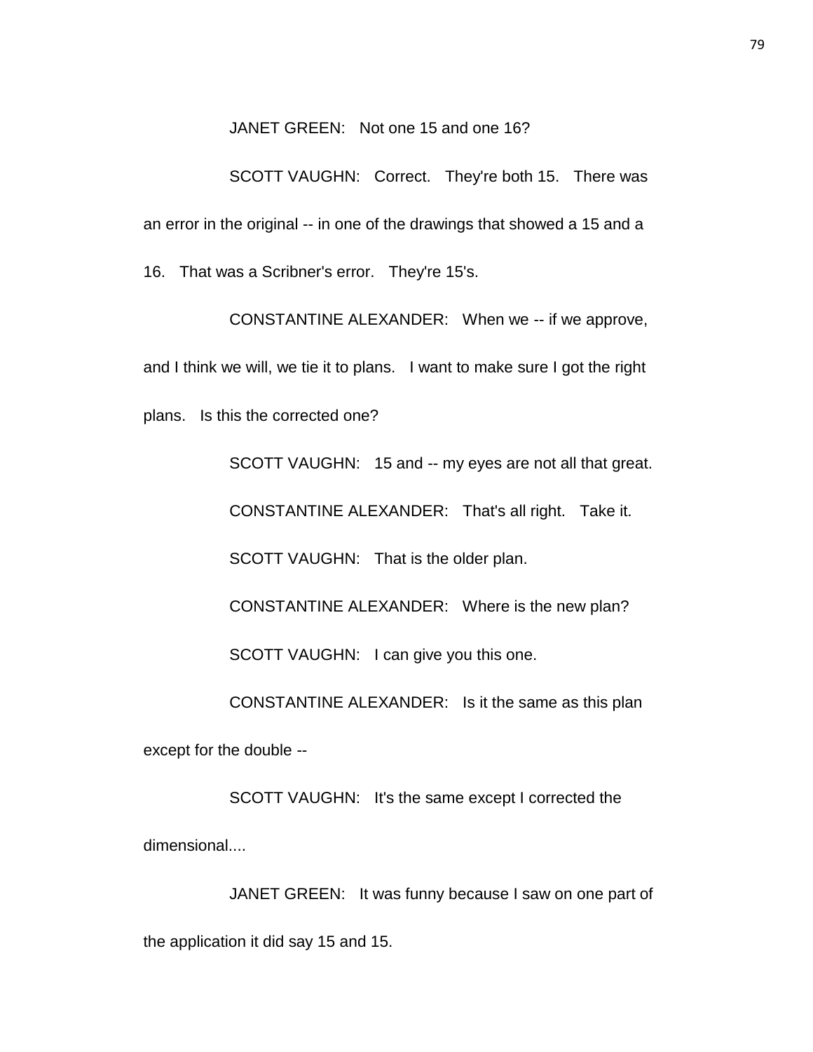JANET GREEN: Not one 15 and one 16?

SCOTT VAUGHN: Correct. They're both 15. There was an error in the original -- in one of the drawings that showed a 15 and a 16. That was a Scribner's error. They're 15's.

CONSTANTINE ALEXANDER: When we -- if we approve, and I think we will, we tie it to plans. I want to make sure I got the right plans. Is this the corrected one?

SCOTT VAUGHN: 15 and -- my eyes are not all that great.

CONSTANTINE ALEXANDER: That's all right. Take it.

SCOTT VAUGHN: That is the older plan.

CONSTANTINE ALEXANDER: Where is the new plan?

SCOTT VAUGHN: I can give you this one.

CONSTANTINE ALEXANDER: Is it the same as this plan except for the double --

SCOTT VAUGHN: It's the same except I corrected the dimensional....

JANET GREEN: It was funny because I saw on one part of the application it did say 15 and 15.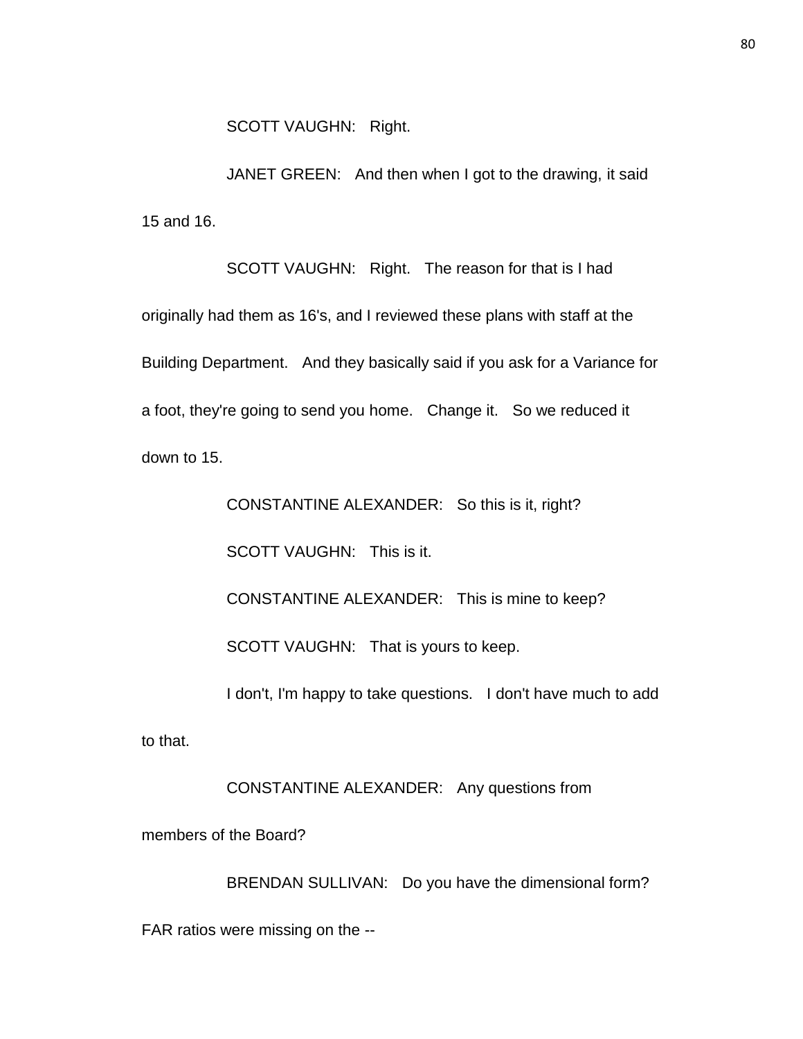SCOTT VAUGHN: Right.

JANET GREEN: And then when I got to the drawing, it said 15 and 16.

SCOTT VAUGHN: Right. The reason for that is I had originally had them as 16's, and I reviewed these plans with staff at the Building Department. And they basically said if you ask for a Variance for a foot, they're going to send you home. Change it. So we reduced it down to 15.

CONSTANTINE ALEXANDER: So this is it, right?

SCOTT VAUGHN: This is it.

CONSTANTINE ALEXANDER: This is mine to keep?

SCOTT VAUGHN: That is yours to keep.

I don't, I'm happy to take questions. I don't have much to add to that.

CONSTANTINE ALEXANDER: Any questions from members of the Board?

BRENDAN SULLIVAN: Do you have the dimensional form? FAR ratios were missing on the --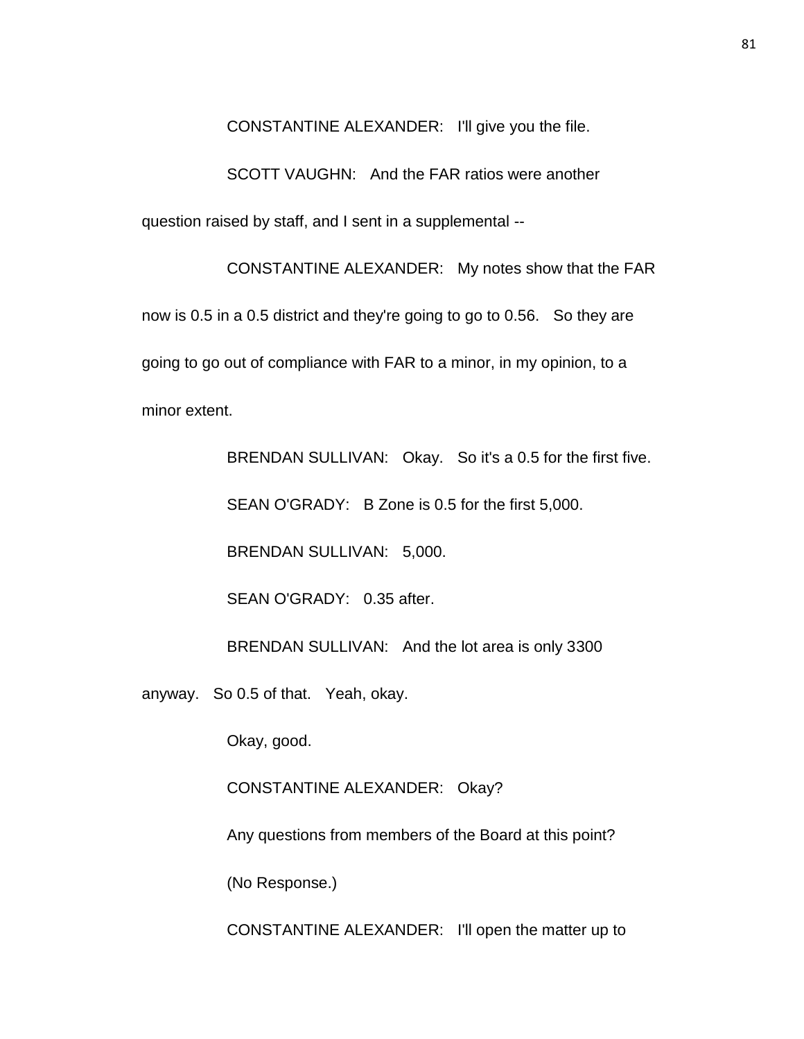CONSTANTINE ALEXANDER: I'll give you the file.

SCOTT VAUGHN: And the FAR ratios were another question raised by staff, and I sent in a supplemental --

CONSTANTINE ALEXANDER: My notes show that the FAR now is 0.5 in a 0.5 district and they're going to go to 0.56. So they are going to go out of compliance with FAR to a minor, in my opinion, to a minor extent.

BRENDAN SULLIVAN: Okay. So it's a 0.5 for the first five.

SEAN O'GRADY: B Zone is 0.5 for the first 5,000.

BRENDAN SULLIVAN: 5,000.

SEAN O'GRADY: 0.35 after.

BRENDAN SULLIVAN: And the lot area is only 3300 anyway. So 0.5 of that. Yeah, okay.

Okay, good.

CONSTANTINE ALEXANDER: Okay?

Any questions from members of the Board at this point?

(No Response.)

CONSTANTINE ALEXANDER: I'll open the matter up to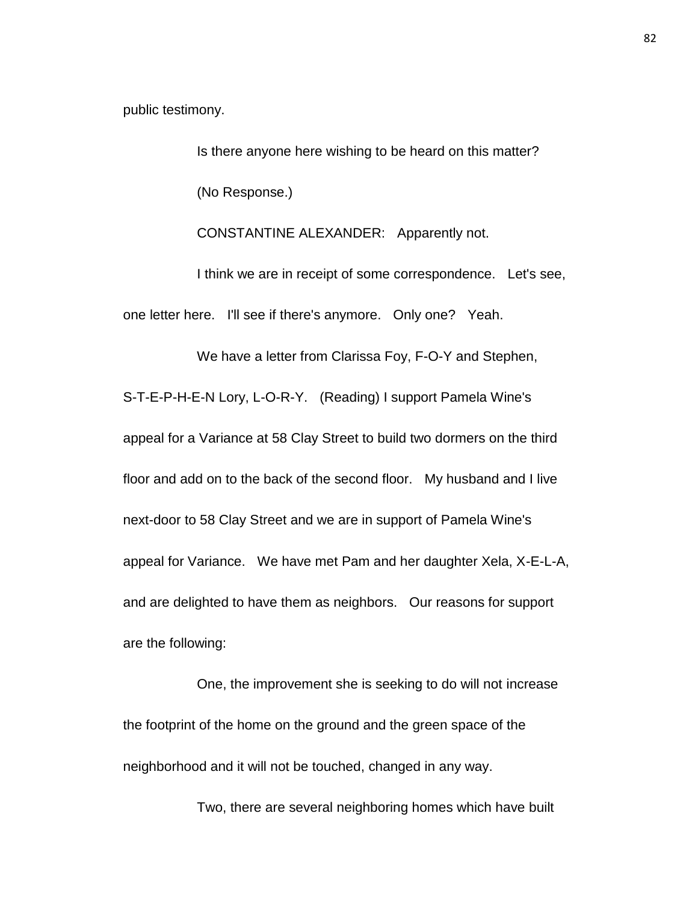public testimony.

Is there anyone here wishing to be heard on this matter?

(No Response.)

CONSTANTINE ALEXANDER: Apparently not.

I think we are in receipt of some correspondence. Let's see, one letter here. I'll see if there's anymore. Only one? Yeah.

We have a letter from Clarissa Foy, F-O-Y and Stephen, S-T-E-P-H-E-N Lory, L-O-R-Y. (Reading) I support Pamela Wine's appeal for a Variance at 58 Clay Street to build two dormers on the third floor and add on to the back of the second floor. My husband and I live next-door to 58 Clay Street and we are in support of Pamela Wine's appeal for Variance. We have met Pam and her daughter Xela, X-E-L-A, and are delighted to have them as neighbors. Our reasons for support are the following:

One, the improvement she is seeking to do will not increase the footprint of the home on the ground and the green space of the neighborhood and it will not be touched, changed in any way.

Two, there are several neighboring homes which have built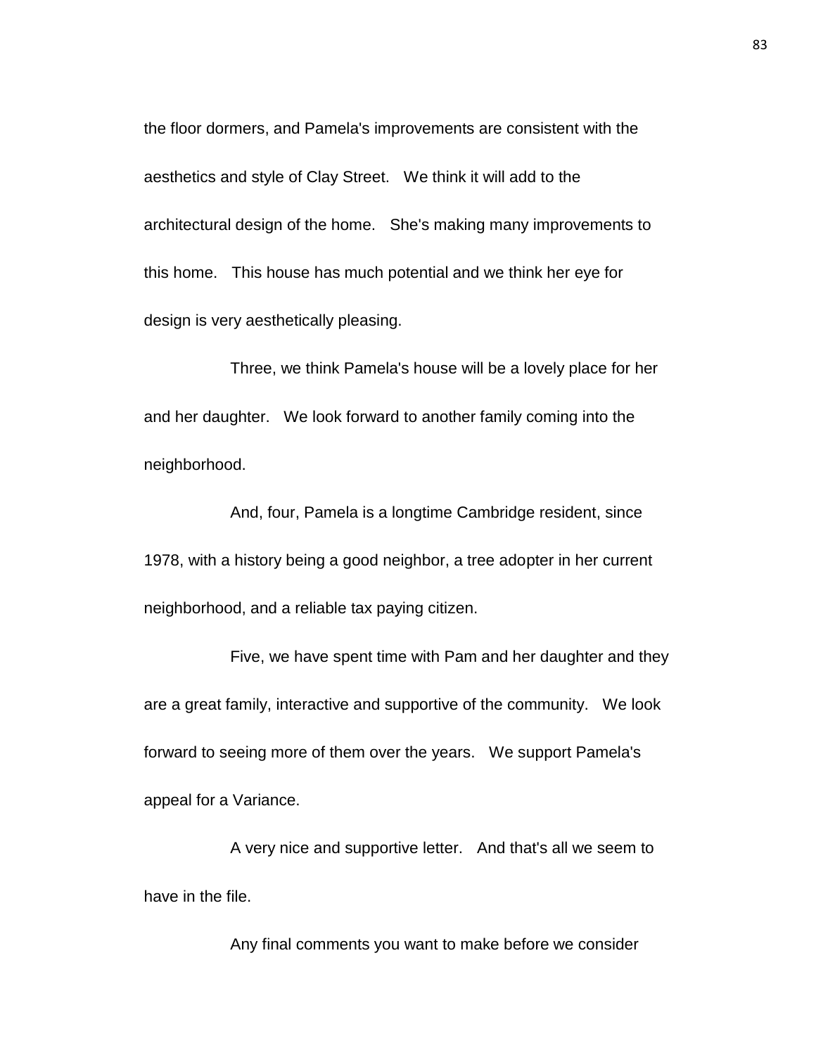the floor dormers, and Pamela's improvements are consistent with the aesthetics and style of Clay Street. We think it will add to the architectural design of the home. She's making many improvements to this home. This house has much potential and we think her eye for design is very aesthetically pleasing.

Three, we think Pamela's house will be a lovely place for her and her daughter. We look forward to another family coming into the neighborhood.

And, four, Pamela is a longtime Cambridge resident, since 1978, with a history being a good neighbor, a tree adopter in her current neighborhood, and a reliable tax paying citizen.

Five, we have spent time with Pam and her daughter and they are a great family, interactive and supportive of the community. We look forward to seeing more of them over the years. We support Pamela's appeal for a Variance.

A very nice and supportive letter. And that's all we seem to have in the file.

Any final comments you want to make before we consider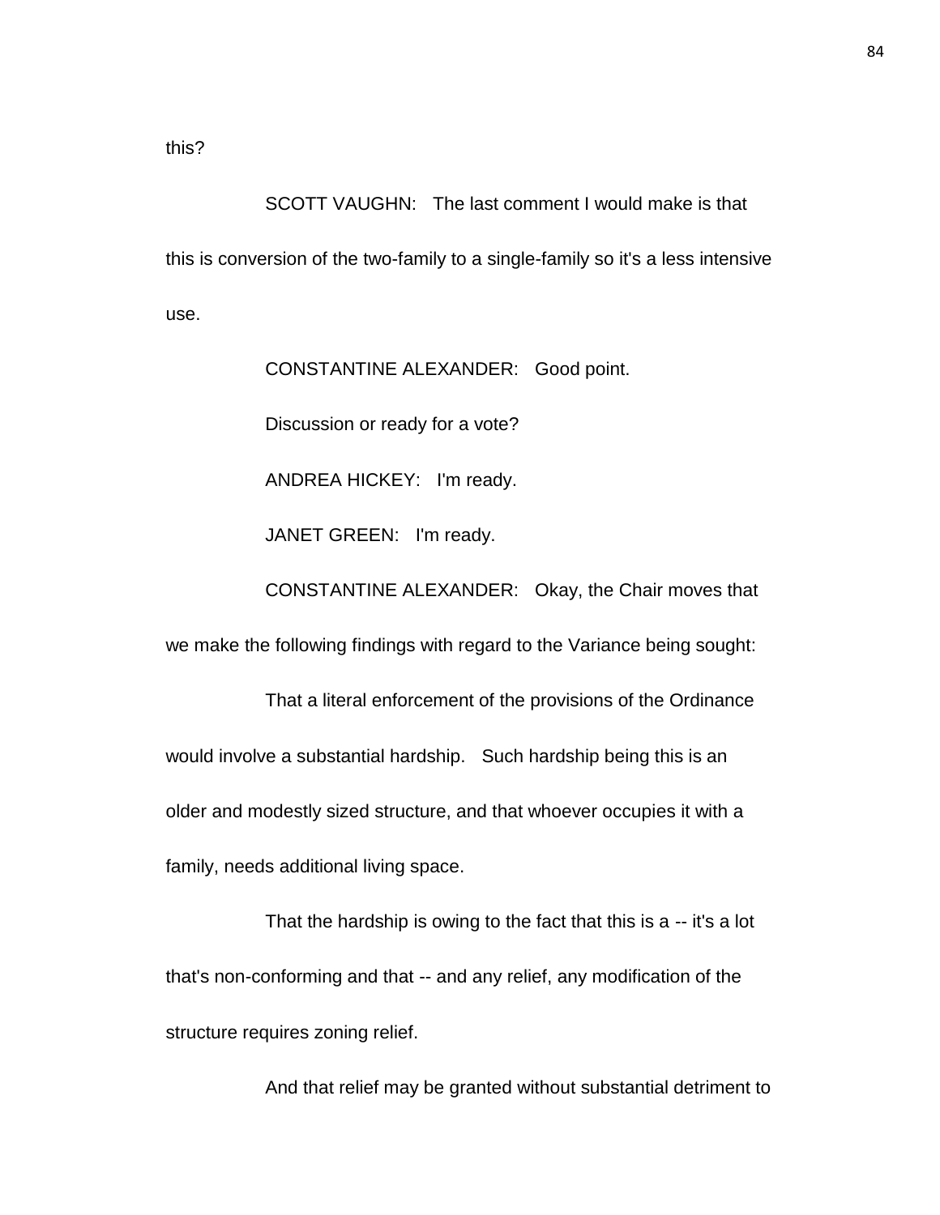this?

SCOTT VAUGHN: The last comment I would make is that this is conversion of the two-family to a single-family so it's a less intensive use.

CONSTANTINE ALEXANDER: Good point.

Discussion or ready for a vote?

ANDREA HICKEY: I'm ready.

JANET GREEN: I'm ready.

CONSTANTINE ALEXANDER: Okay, the Chair moves that we make the following findings with regard to the Variance being sought:

That a literal enforcement of the provisions of the Ordinance would involve a substantial hardship. Such hardship being this is an older and modestly sized structure, and that whoever occupies it with a family, needs additional living space.

That the hardship is owing to the fact that this is a -- it's a lot that's non-conforming and that -- and any relief, any modification of the structure requires zoning relief.

And that relief may be granted without substantial detriment to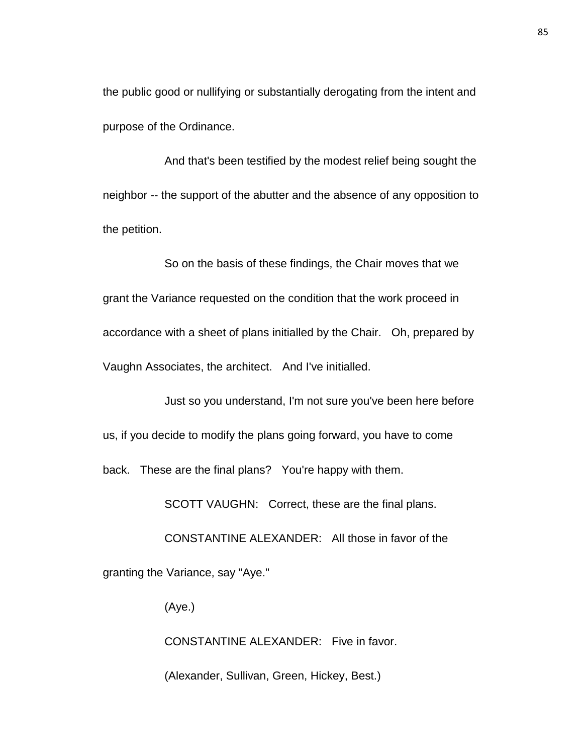the public good or nullifying or substantially derogating from the intent and purpose of the Ordinance.

And that's been testified by the modest relief being sought the neighbor -- the support of the abutter and the absence of any opposition to the petition.

So on the basis of these findings, the Chair moves that we grant the Variance requested on the condition that the work proceed in accordance with a sheet of plans initialled by the Chair. Oh, prepared by Vaughn Associates, the architect. And I've initialled.

Just so you understand, I'm not sure you've been here before us, if you decide to modify the plans going forward, you have to come back. These are the final plans? You're happy with them.

SCOTT VAUGHN: Correct, these are the final plans.

CONSTANTINE ALEXANDER: All those in favor of the granting the Variance, say "Aye."

(Aye.)

CONSTANTINE ALEXANDER: Five in favor.

(Alexander, Sullivan, Green, Hickey, Best.)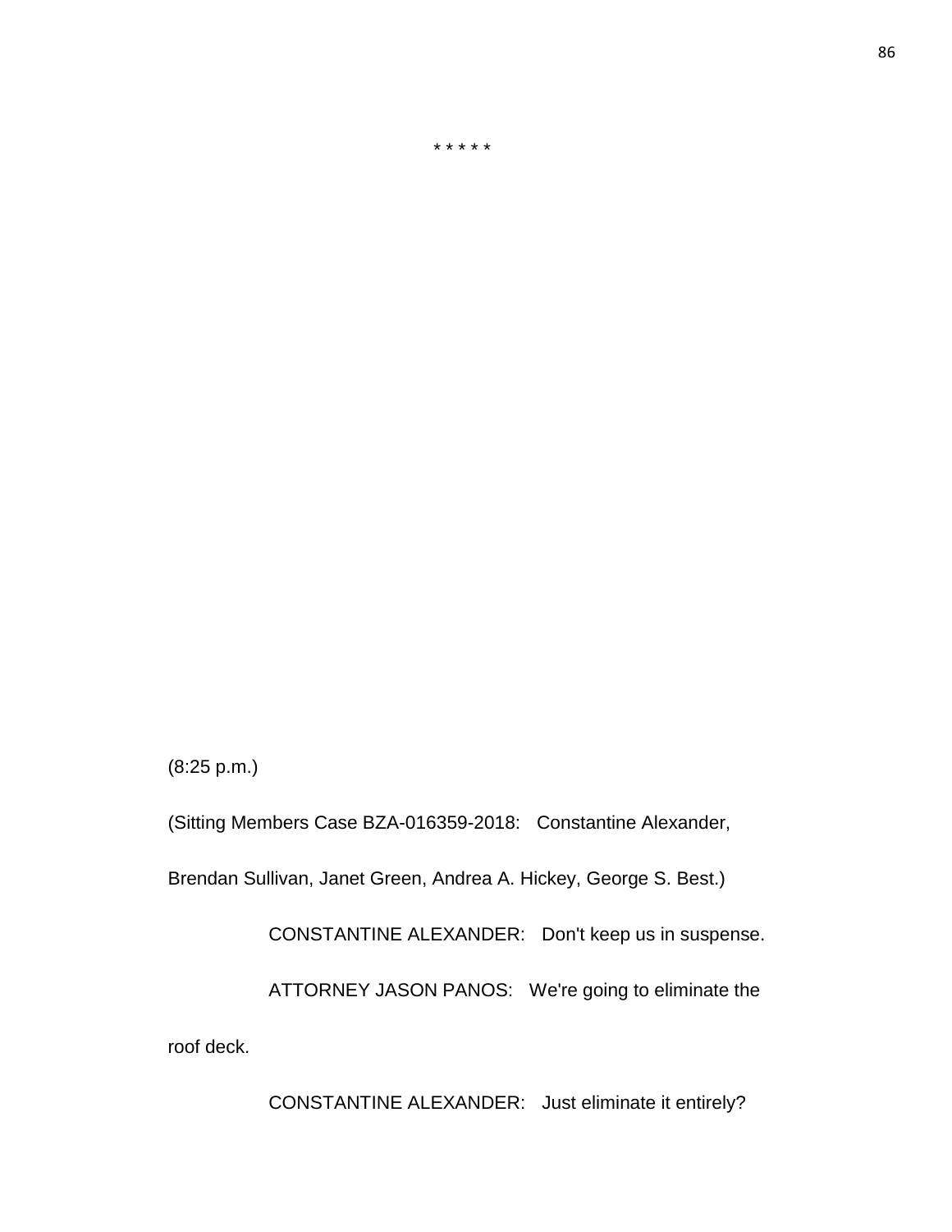\* \* \* \* \*

(8:25 p.m.)

(Sitting Members Case BZA-016359-2018: Constantine Alexander, Brendan Sullivan, Janet Green, Andrea A. Hickey, George S. Best.)

CONSTANTINE ALEXANDER: Don't keep us in suspense.

ATTORNEY JASON PANOS: We're going to eliminate the roof deck.

CONSTANTINE ALEXANDER: Just eliminate it entirely?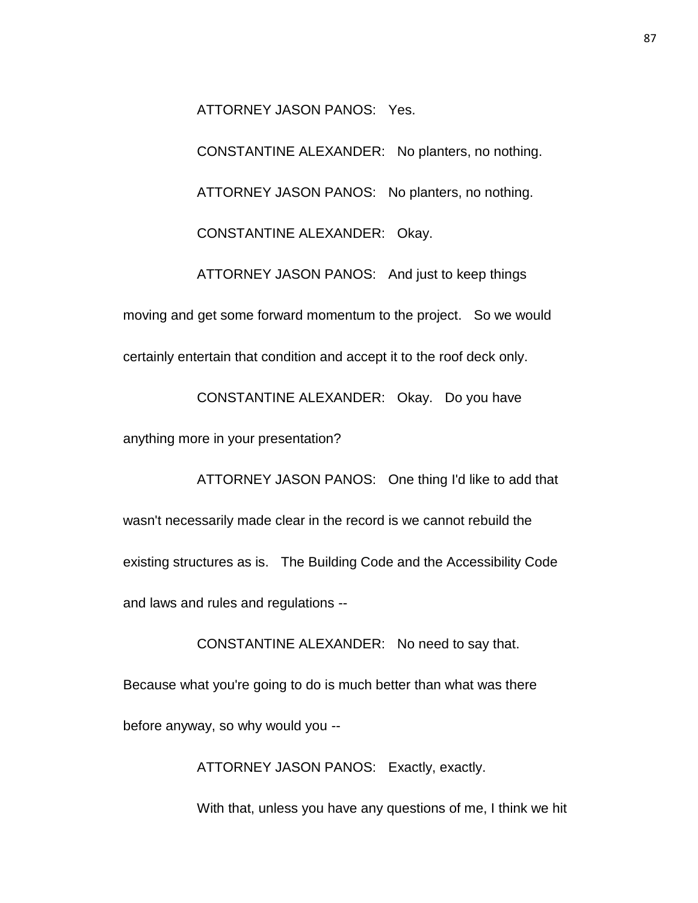ATTORNEY JASON PANOS: Yes.

CONSTANTINE ALEXANDER: No planters, no nothing.

ATTORNEY JASON PANOS: No planters, no nothing.

CONSTANTINE ALEXANDER: Okay.

ATTORNEY JASON PANOS: And just to keep things moving and get some forward momentum to the project. So we would certainly entertain that condition and accept it to the roof deck only.

CONSTANTINE ALEXANDER: Okay. Do you have anything more in your presentation?

ATTORNEY JASON PANOS: One thing I'd like to add that wasn't necessarily made clear in the record is we cannot rebuild the existing structures as is. The Building Code and the Accessibility Code and laws and rules and regulations --

CONSTANTINE ALEXANDER: No need to say that. Because what you're going to do is much better than what was there before anyway, so why would you --

ATTORNEY JASON PANOS: Exactly, exactly.

With that, unless you have any questions of me, I think we hit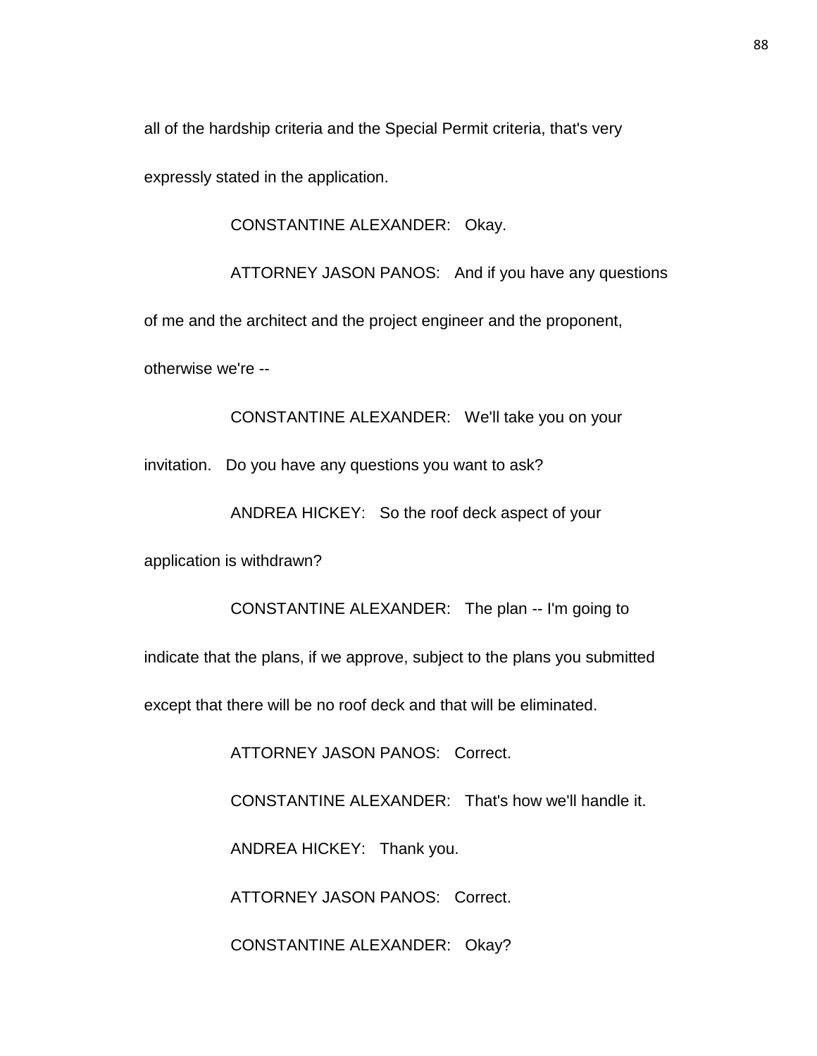all of the hardship criteria and the Special Permit criteria, that's very expressly stated in the application.

CONSTANTINE ALEXANDER: Okay.

ATTORNEY JASON PANOS: And if you have any questions of me and the architect and the project engineer and the proponent, otherwise we're --

CONSTANTINE ALEXANDER: We'll take you on your invitation. Do you have any questions you want to ask?

ANDREA HICKEY: So the roof deck aspect of your application is withdrawn?

CONSTANTINE ALEXANDER: The plan -- I'm going to indicate that the plans, if we approve, subject to the plans you submitted except that there will be no roof deck and that will be eliminated.

ATTORNEY JASON PANOS: Correct.

CONSTANTINE ALEXANDER: That's how we'll handle it.

ANDREA HICKEY: Thank you.

ATTORNEY JASON PANOS: Correct.

CONSTANTINE ALEXANDER: Okay?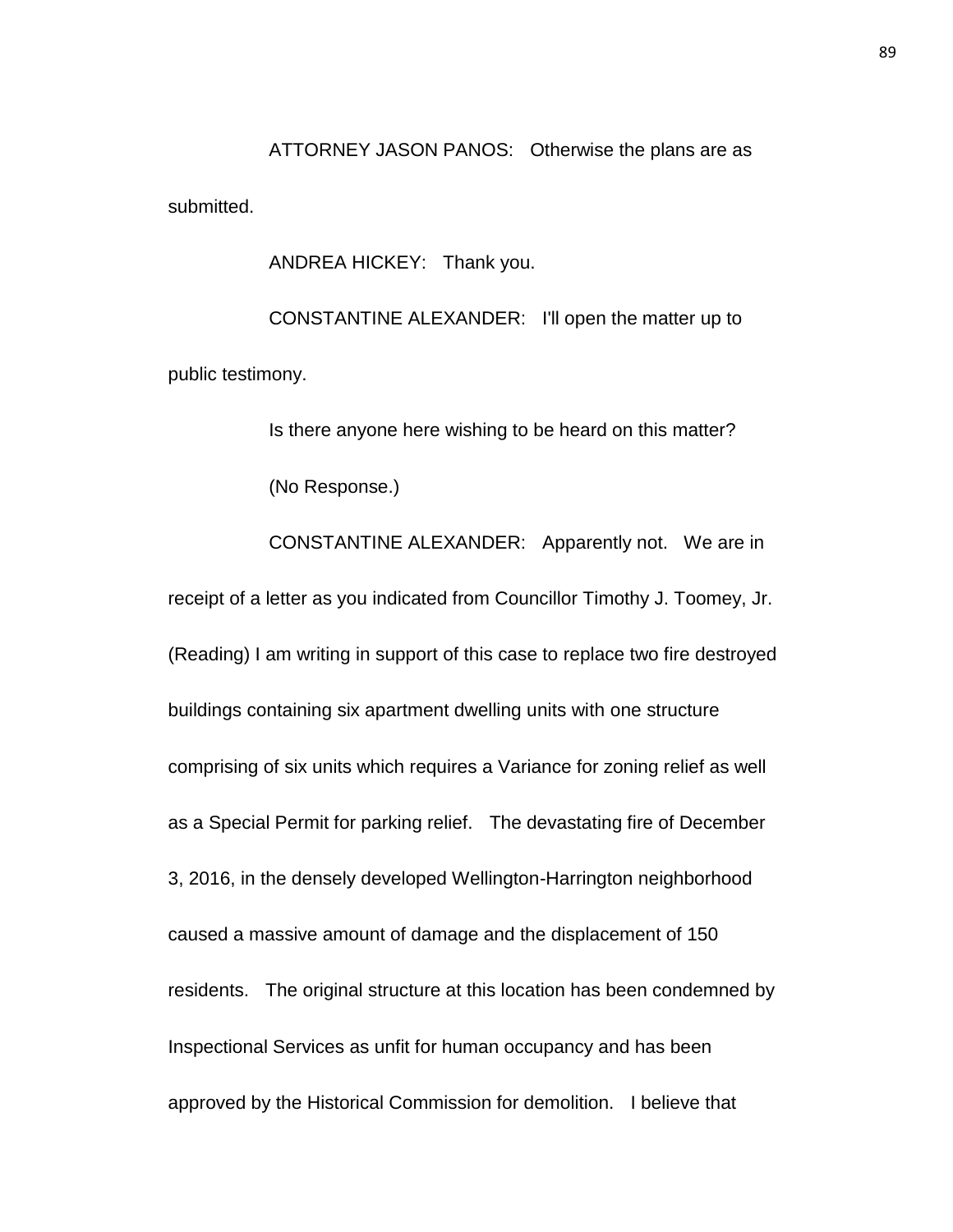ATTORNEY JASON PANOS: Otherwise the plans are as submitted.

ANDREA HICKEY: Thank you.

CONSTANTINE ALEXANDER: I'll open the matter up to public testimony.

Is there anyone here wishing to be heard on this matter?

(No Response.)

CONSTANTINE ALEXANDER: Apparently not. We are in receipt of a letter as you indicated from Councillor Timothy J. Toomey, Jr. (Reading) I am writing in support of this case to replace two fire destroyed buildings containing six apartment dwelling units with one structure comprising of six units which requires a Variance for zoning relief as well as a Special Permit for parking relief. The devastating fire of December 3, 2016, in the densely developed Wellington-Harrington neighborhood caused a massive amount of damage and the displacement of 150 residents. The original structure at this location has been condemned by Inspectional Services as unfit for human occupancy and has been approved by the Historical Commission for demolition. I believe that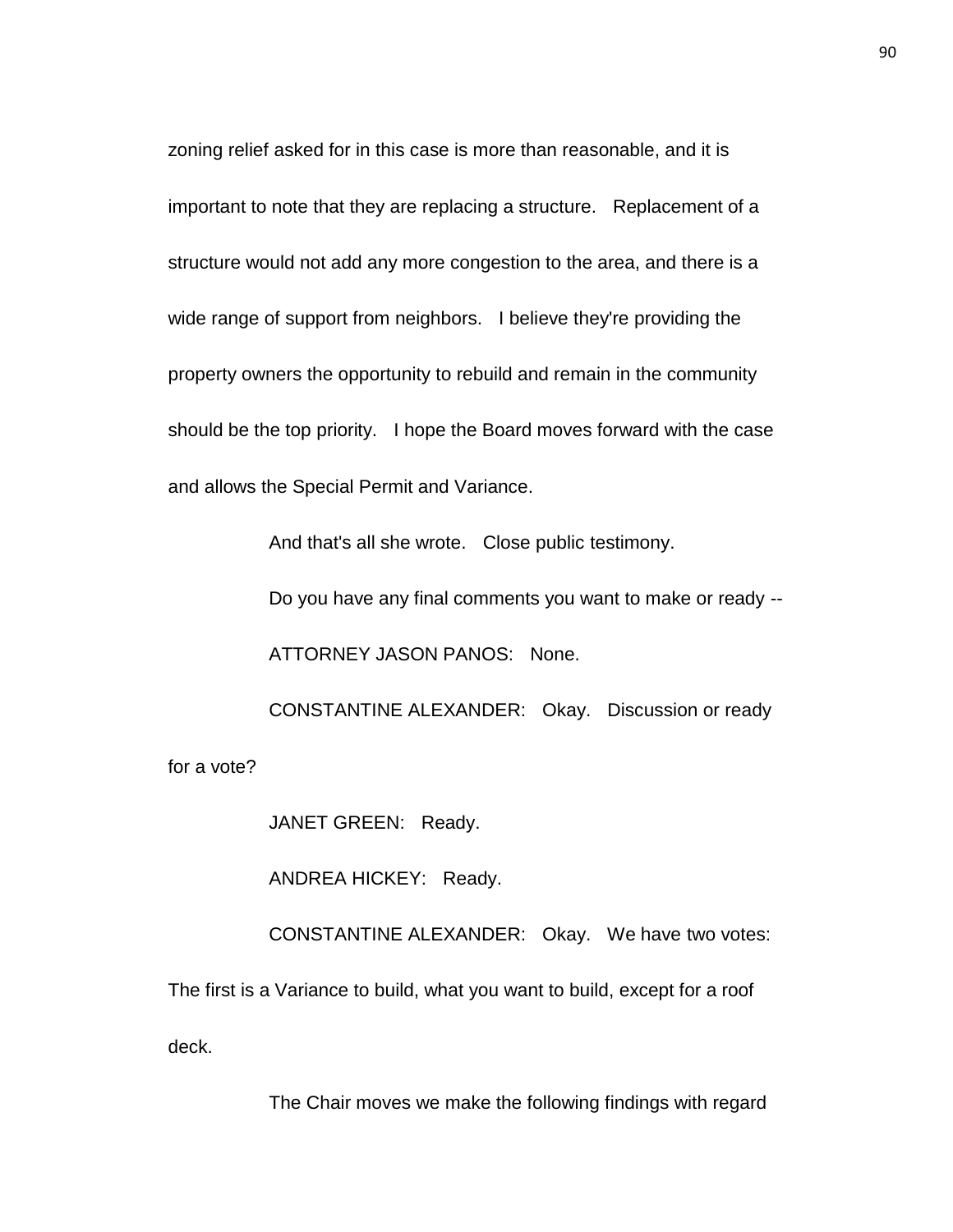zoning relief asked for in this case is more than reasonable, and it is important to note that they are replacing a structure. Replacement of a structure would not add any more congestion to the area, and there is a wide range of support from neighbors. I believe they're providing the property owners the opportunity to rebuild and remain in the community should be the top priority. I hope the Board moves forward with the case and allows the Special Permit and Variance.

And that's all she wrote. Close public testimony.

Do you have any final comments you want to make or ready --

ATTORNEY JASON PANOS: None.

CONSTANTINE ALEXANDER: Okay. Discussion or ready for a vote?

JANET GREEN: Ready.

ANDREA HICKEY: Ready.

CONSTANTINE ALEXANDER: Okay. We have two votes: The first is a Variance to build, what you want to build, except for a roof deck.

The Chair moves we make the following findings with regard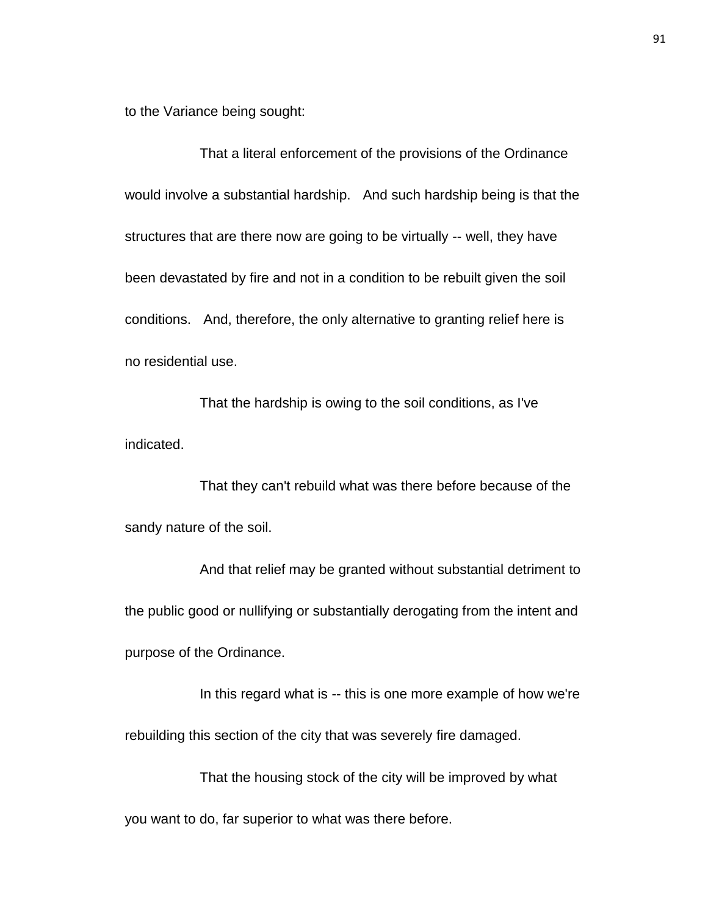to the Variance being sought:

That a literal enforcement of the provisions of the Ordinance would involve a substantial hardship. And such hardship being is that the structures that are there now are going to be virtually -- well, they have been devastated by fire and not in a condition to be rebuilt given the soil conditions. And, therefore, the only alternative to granting relief here is no residential use.

That the hardship is owing to the soil conditions, as I've indicated.

That they can't rebuild what was there before because of the sandy nature of the soil.

And that relief may be granted without substantial detriment to the public good or nullifying or substantially derogating from the intent and purpose of the Ordinance.

In this regard what is -- this is one more example of how we're rebuilding this section of the city that was severely fire damaged.

That the housing stock of the city will be improved by what you want to do, far superior to what was there before.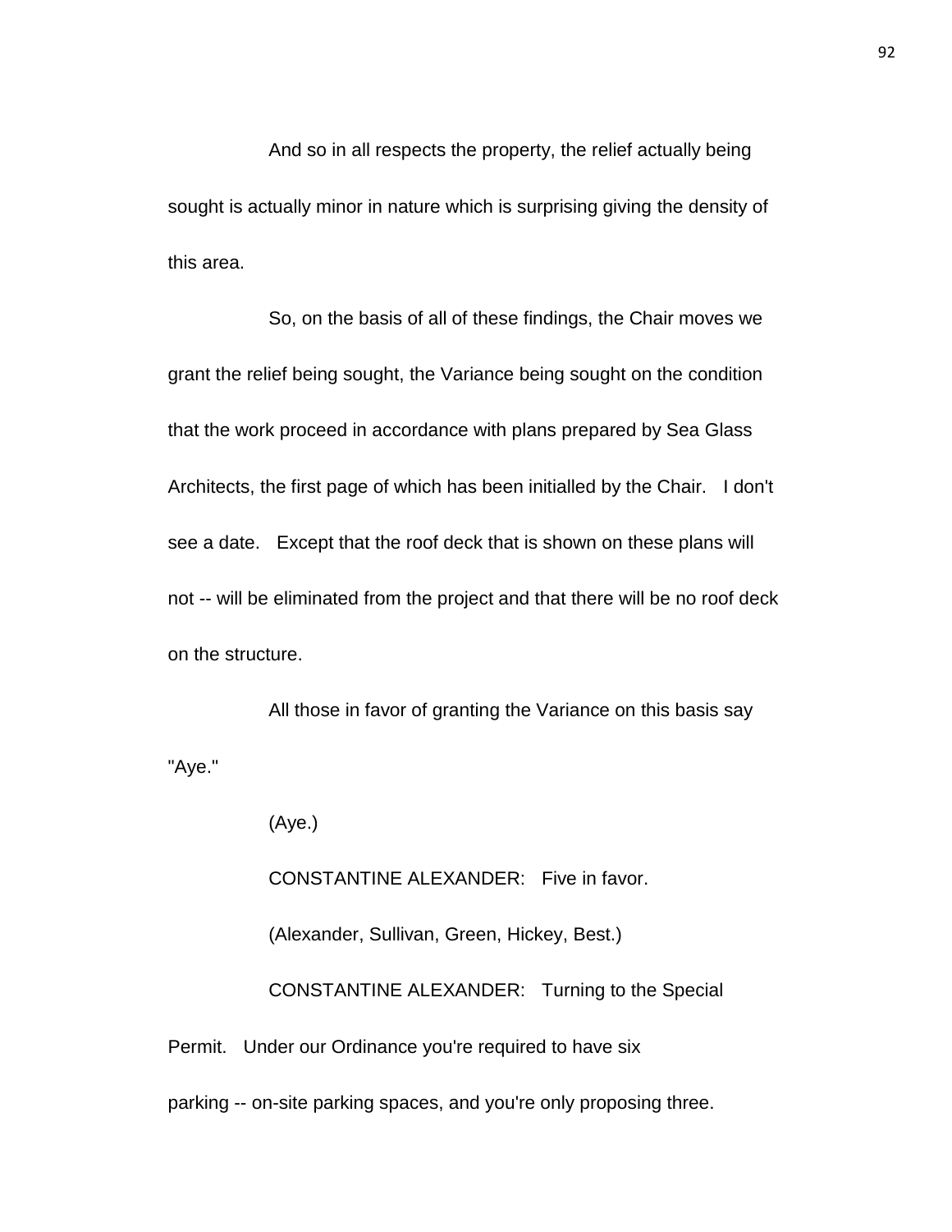And so in all respects the property, the relief actually being sought is actually minor in nature which is surprising giving the density of this area.

So, on the basis of all of these findings, the Chair moves we grant the relief being sought, the Variance being sought on the condition that the work proceed in accordance with plans prepared by Sea Glass Architects, the first page of which has been initialled by the Chair. I don't see a date. Except that the roof deck that is shown on these plans will not -- will be eliminated from the project and that there will be no roof deck on the structure.

All those in favor of granting the Variance on this basis say "Aye."

(Aye.)

CONSTANTINE ALEXANDER: Five in favor.

(Alexander, Sullivan, Green, Hickey, Best.)

CONSTANTINE ALEXANDER: Turning to the Special Permit. Under our Ordinance you're required to have six parking -- on-site parking spaces, and you're only proposing three.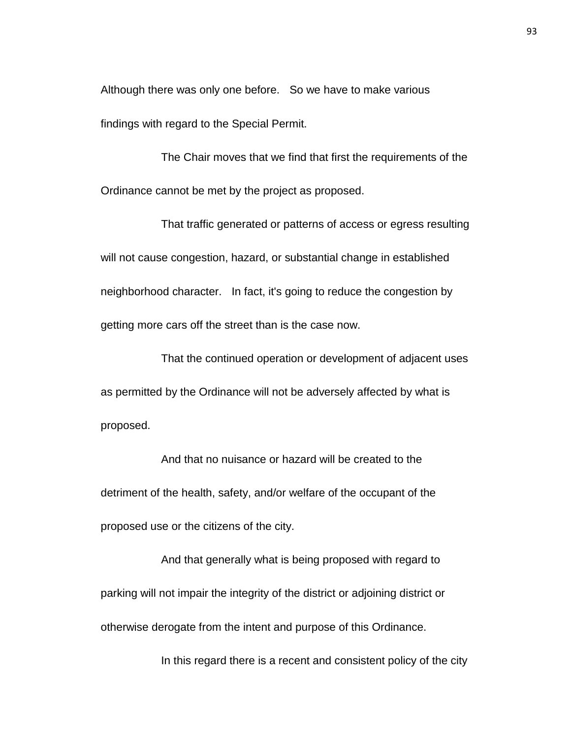Although there was only one before. So we have to make various findings with regard to the Special Permit.

The Chair moves that we find that first the requirements of the Ordinance cannot be met by the project as proposed.

That traffic generated or patterns of access or egress resulting will not cause congestion, hazard, or substantial change in established neighborhood character. In fact, it's going to reduce the congestion by getting more cars off the street than is the case now.

That the continued operation or development of adjacent uses as permitted by the Ordinance will not be adversely affected by what is proposed.

And that no nuisance or hazard will be created to the detriment of the health, safety, and/or welfare of the occupant of the proposed use or the citizens of the city.

And that generally what is being proposed with regard to parking will not impair the integrity of the district or adjoining district or otherwise derogate from the intent and purpose of this Ordinance.

In this regard there is a recent and consistent policy of the city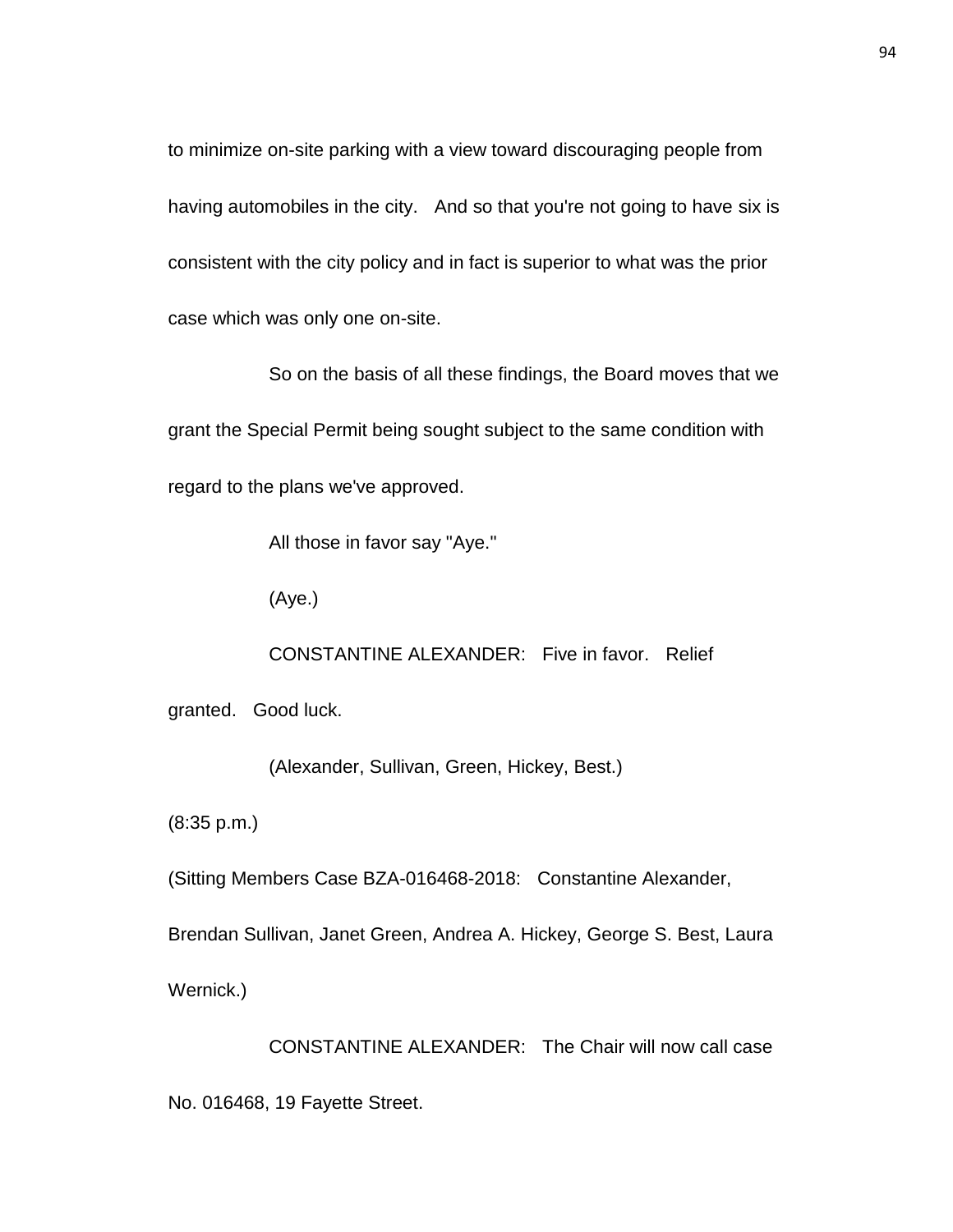to minimize on-site parking with a view toward discouraging people from having automobiles in the city. And so that you're not going to have six is consistent with the city policy and in fact is superior to what was the prior case which was only one on-site.

So on the basis of all these findings, the Board moves that we grant the Special Permit being sought subject to the same condition with regard to the plans we've approved.

All those in favor say "Aye."

(Aye.)

CONSTANTINE ALEXANDER: Five in favor. Relief granted. Good luck.

(Alexander, Sullivan, Green, Hickey, Best.)

(8:35 p.m.)

(Sitting Members Case BZA-016468-2018: Constantine Alexander, Brendan Sullivan, Janet Green, Andrea A. Hickey, George S. Best, Laura Wernick.)

CONSTANTINE ALEXANDER: The Chair will now call case No. 016468, 19 Fayette Street.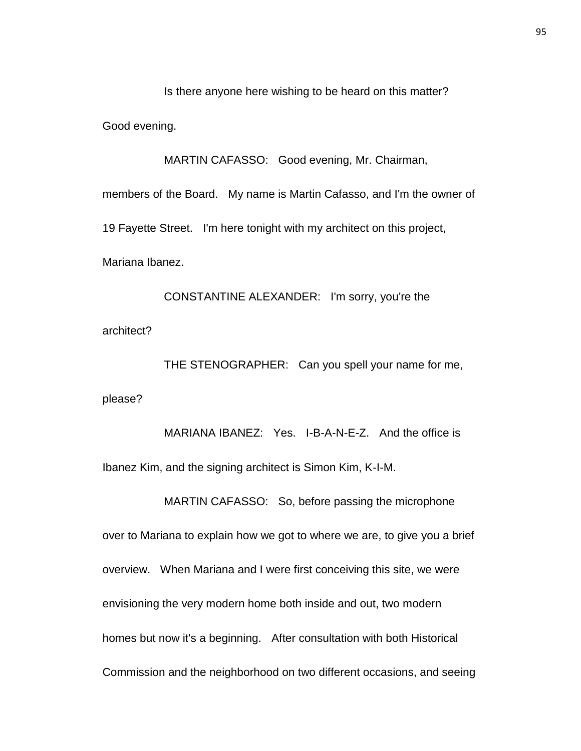Is there anyone here wishing to be heard on this matter? Good evening.

MARTIN CAFASSO: Good evening, Mr. Chairman, members of the Board. My name is Martin Cafasso, and I'm the owner of 19 Fayette Street. I'm here tonight with my architect on this project, Mariana Ibanez.

CONSTANTINE ALEXANDER: I'm sorry, you're the architect?

THE STENOGRAPHER: Can you spell your name for me, please?

MARIANA IBANEZ: Yes. I-B-A-N-E-Z. And the office is Ibanez Kim, and the signing architect is Simon Kim, K-I-M.

MARTIN CAFASSO: So, before passing the microphone over to Mariana to explain how we got to where we are, to give you a brief overview. When Mariana and I were first conceiving this site, we were envisioning the very modern home both inside and out, two modern homes but now it's a beginning. After consultation with both Historical Commission and the neighborhood on two different occasions, and seeing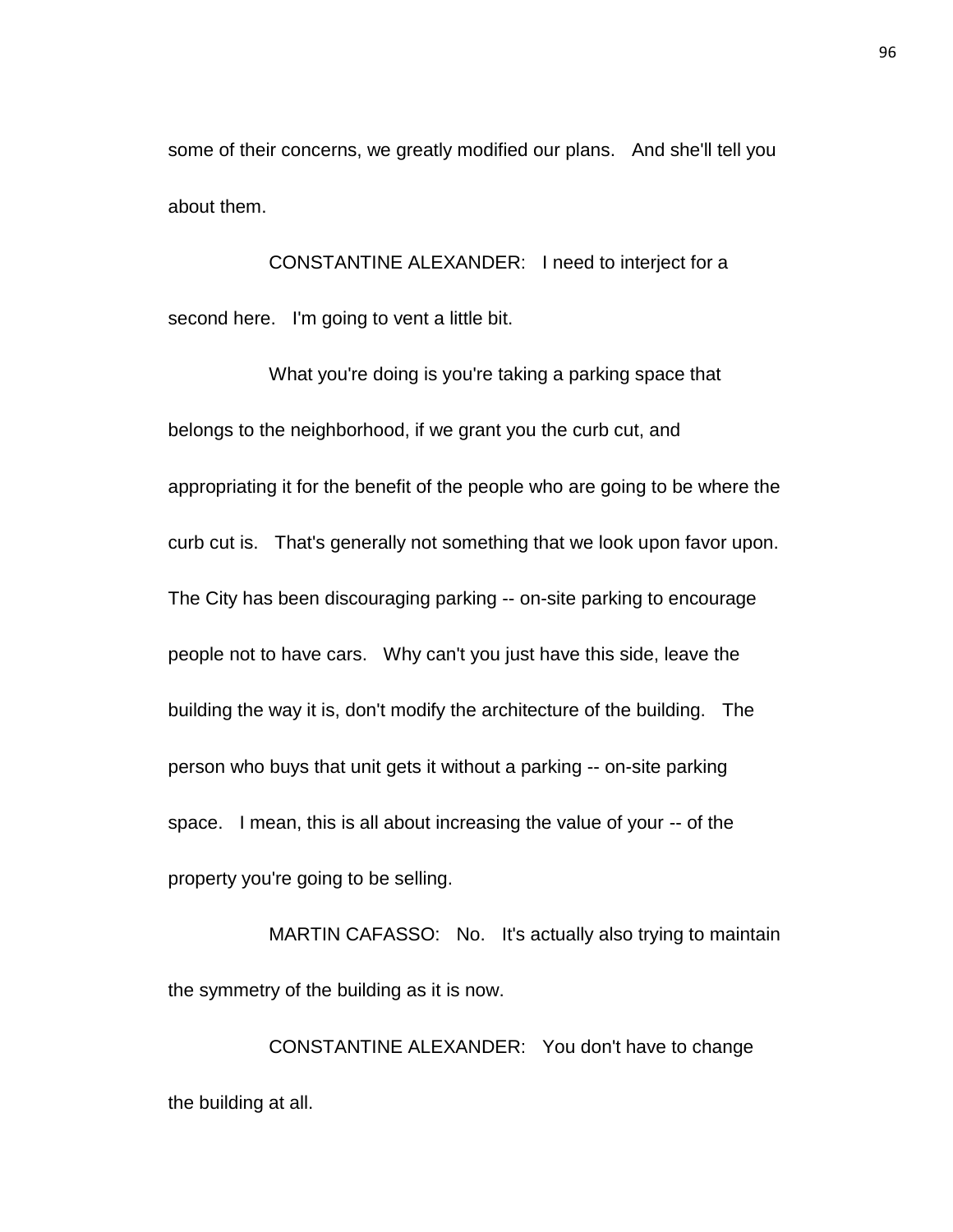some of their concerns, we greatly modified our plans. And she'll tell you about them.

CONSTANTINE ALEXANDER: I need to interject for a second here. I'm going to vent a little bit.

What you're doing is you're taking a parking space that belongs to the neighborhood, if we grant you the curb cut, and appropriating it for the benefit of the people who are going to be where the curb cut is. That's generally not something that we look upon favor upon. The City has been discouraging parking -- on-site parking to encourage people not to have cars. Why can't you just have this side, leave the building the way it is, don't modify the architecture of the building. The person who buys that unit gets it without a parking -- on-site parking space. I mean, this is all about increasing the value of your -- of the property you're going to be selling.

MARTIN CAFASSO: No. It's actually also trying to maintain the symmetry of the building as it is now.

CONSTANTINE ALEXANDER: You don't have to change the building at all.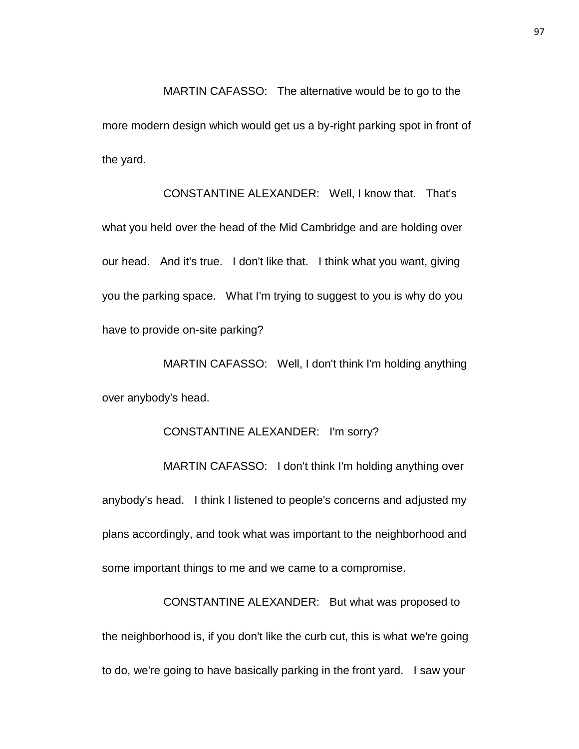MARTIN CAFASSO: The alternative would be to go to the more modern design which would get us a by-right parking spot in front of the yard.

CONSTANTINE ALEXANDER: Well, I know that. That's what you held over the head of the Mid Cambridge and are holding over our head. And it's true. I don't like that. I think what you want, giving you the parking space. What I'm trying to suggest to you is why do you have to provide on-site parking?

MARTIN CAFASSO: Well, I don't think I'm holding anything over anybody's head.

CONSTANTINE ALEXANDER: I'm sorry?

MARTIN CAFASSO: I don't think I'm holding anything over anybody's head. I think I listened to people's concerns and adjusted my plans accordingly, and took what was important to the neighborhood and some important things to me and we came to a compromise.

CONSTANTINE ALEXANDER: But what was proposed to the neighborhood is, if you don't like the curb cut, this is what we're going to do, we're going to have basically parking in the front yard. I saw your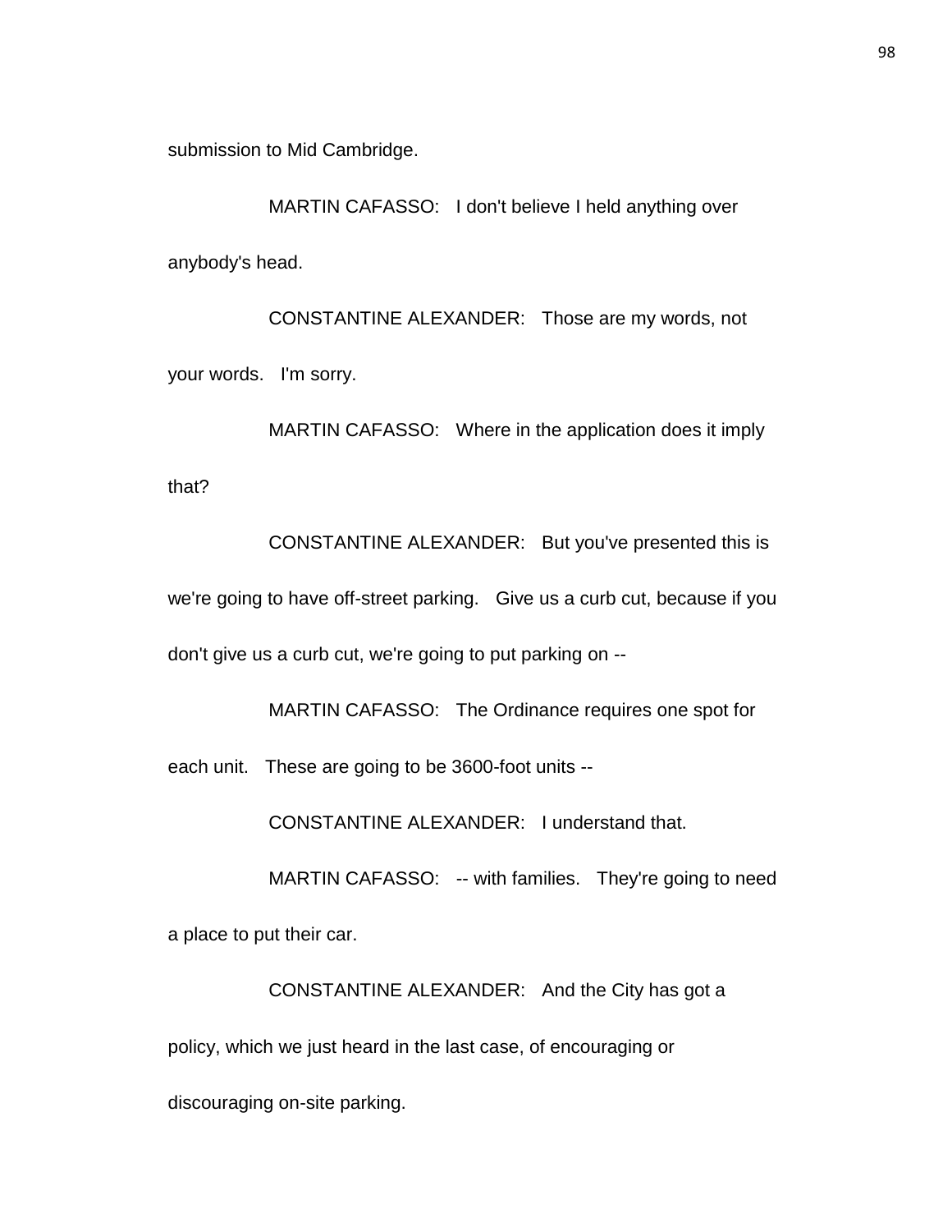submission to Mid Cambridge.

MARTIN CAFASSO: I don't believe I held anything over anybody's head.

CONSTANTINE ALEXANDER: Those are my words, not your words. I'm sorry.

MARTIN CAFASSO: Where in the application does it imply that?

CONSTANTINE ALEXANDER: But you've presented this is we're going to have off-street parking. Give us a curb cut, because if you don't give us a curb cut, we're going to put parking on --

MARTIN CAFASSO: The Ordinance requires one spot for each unit. These are going to be 3600-foot units --

CONSTANTINE ALEXANDER: I understand that.

MARTIN CAFASSO: -- with families. They're going to need a place to put their car.

CONSTANTINE ALEXANDER: And the City has got a policy, which we just heard in the last case, of encouraging or discouraging on-site parking.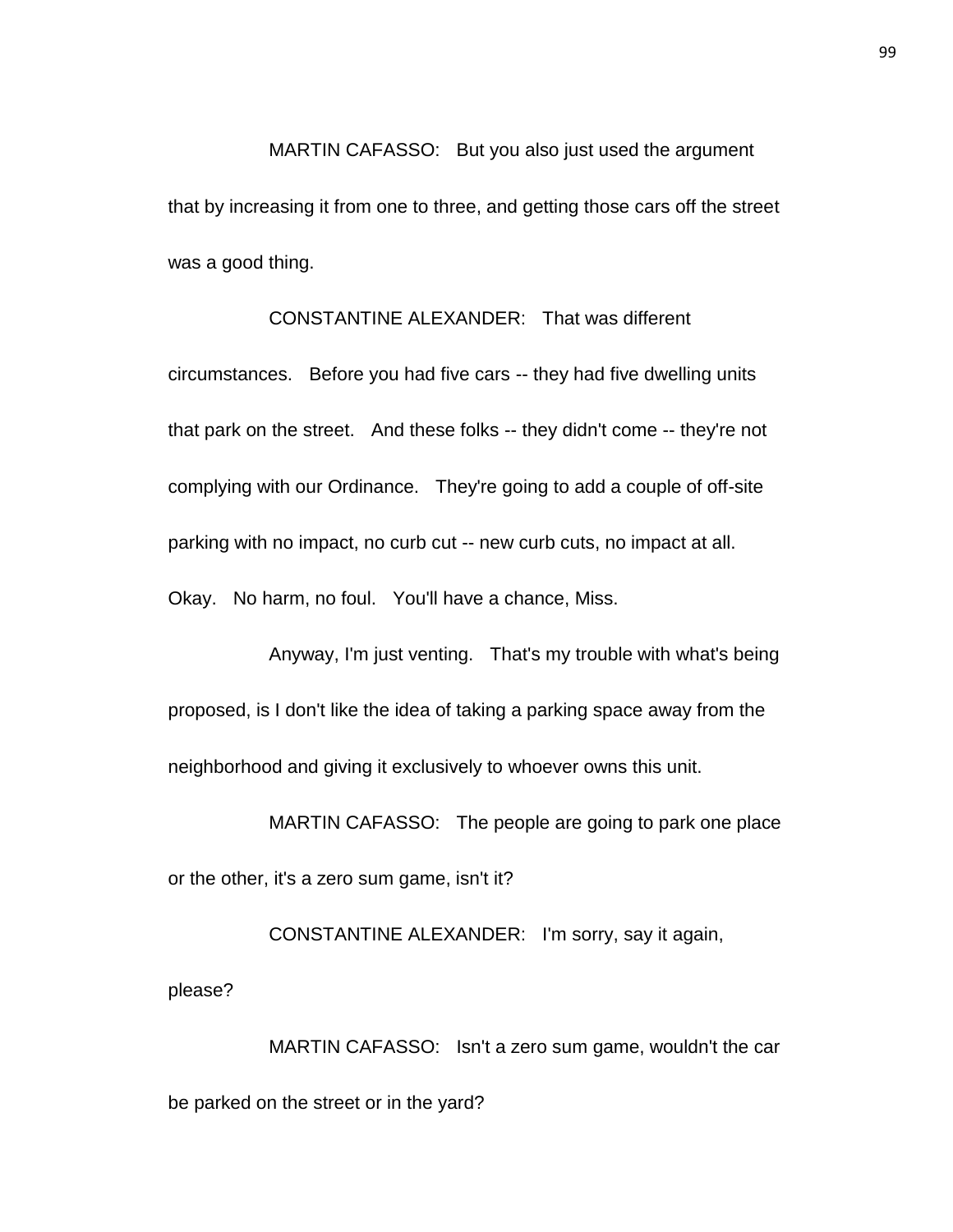MARTIN CAFASSO: But you also just used the argument that by increasing it from one to three, and getting those cars off the street was a good thing.

CONSTANTINE ALEXANDER: That was different circumstances. Before you had five cars -- they had five dwelling units that park on the street. And these folks -- they didn't come -- they're not complying with our Ordinance. They're going to add a couple of off-site parking with no impact, no curb cut -- new curb cuts, no impact at all. Okay. No harm, no foul. You'll have a chance, Miss.

Anyway, I'm just venting. That's my trouble with what's being proposed, is I don't like the idea of taking a parking space away from the neighborhood and giving it exclusively to whoever owns this unit.

MARTIN CAFASSO: The people are going to park one place or the other, it's a zero sum game, isn't it?

CONSTANTINE ALEXANDER: I'm sorry, say it again, please?

MARTIN CAFASSO: Isn't a zero sum game, wouldn't the car be parked on the street or in the yard?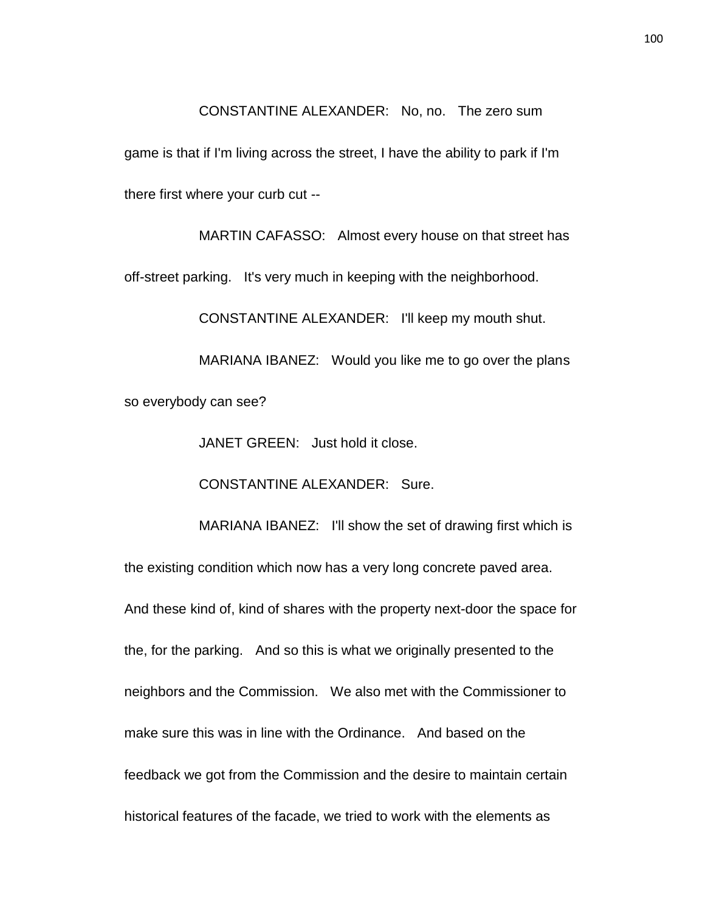CONSTANTINE ALEXANDER: No, no. The zero sum game is that if I'm living across the street, I have the ability to park if I'm there first where your curb cut --

MARTIN CAFASSO: Almost every house on that street has off-street parking. It's very much in keeping with the neighborhood.

CONSTANTINE ALEXANDER: I'll keep my mouth shut.

MARIANA IBANEZ: Would you like me to go over the plans so everybody can see?

JANET GREEN: Just hold it close.

CONSTANTINE ALEXANDER: Sure.

MARIANA IBANEZ: I'll show the set of drawing first which is the existing condition which now has a very long concrete paved area. And these kind of, kind of shares with the property next-door the space for the, for the parking. And so this is what we originally presented to the neighbors and the Commission. We also met with the Commissioner to make sure this was in line with the Ordinance. And based on the feedback we got from the Commission and the desire to maintain certain historical features of the facade, we tried to work with the elements as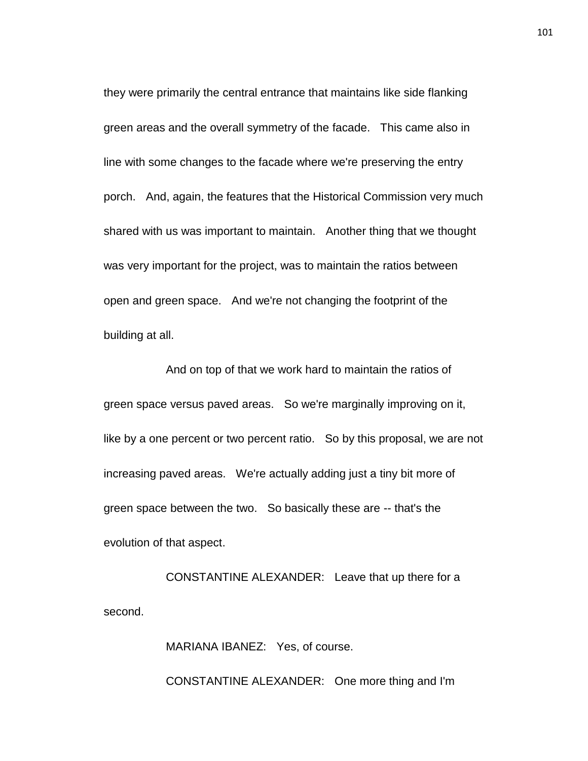they were primarily the central entrance that maintains like side flanking green areas and the overall symmetry of the facade. This came also in line with some changes to the facade where we're preserving the entry porch. And, again, the features that the Historical Commission very much shared with us was important to maintain. Another thing that we thought was very important for the project, was to maintain the ratios between open and green space. And we're not changing the footprint of the building at all.

And on top of that we work hard to maintain the ratios of green space versus paved areas. So we're marginally improving on it, like by a one percent or two percent ratio. So by this proposal, we are not increasing paved areas. We're actually adding just a tiny bit more of green space between the two. So basically these are -- that's the evolution of that aspect.

CONSTANTINE ALEXANDER: Leave that up there for a second.

MARIANA IBANEZ: Yes, of course.

CONSTANTINE ALEXANDER: One more thing and I'm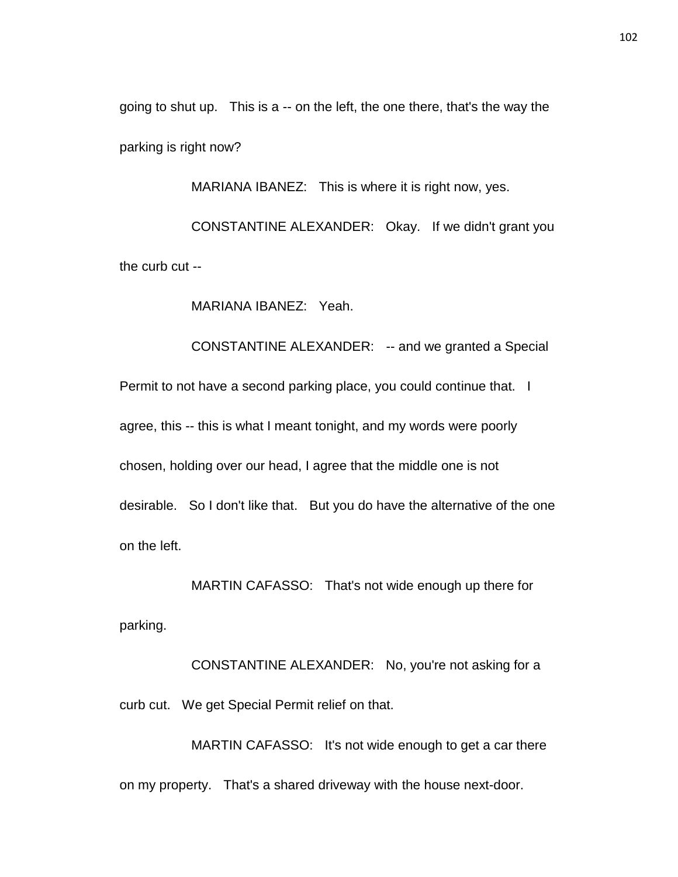going to shut up. This is a -- on the left, the one there, that's the way the parking is right now?

MARIANA IBANEZ: This is where it is right now, yes.

CONSTANTINE ALEXANDER: Okay. If we didn't grant you the curb cut --

MARIANA IBANEZ: Yeah.

CONSTANTINE ALEXANDER: -- and we granted a Special Permit to not have a second parking place, you could continue that. I agree, this -- this is what I meant tonight, and my words were poorly chosen, holding over our head, I agree that the middle one is not desirable. So I don't like that. But you do have the alternative of the one on the left.

MARTIN CAFASSO: That's not wide enough up there for parking.

CONSTANTINE ALEXANDER: No, you're not asking for a curb cut. We get Special Permit relief on that.

MARTIN CAFASSO: It's not wide enough to get a car there on my property. That's a shared driveway with the house next-door.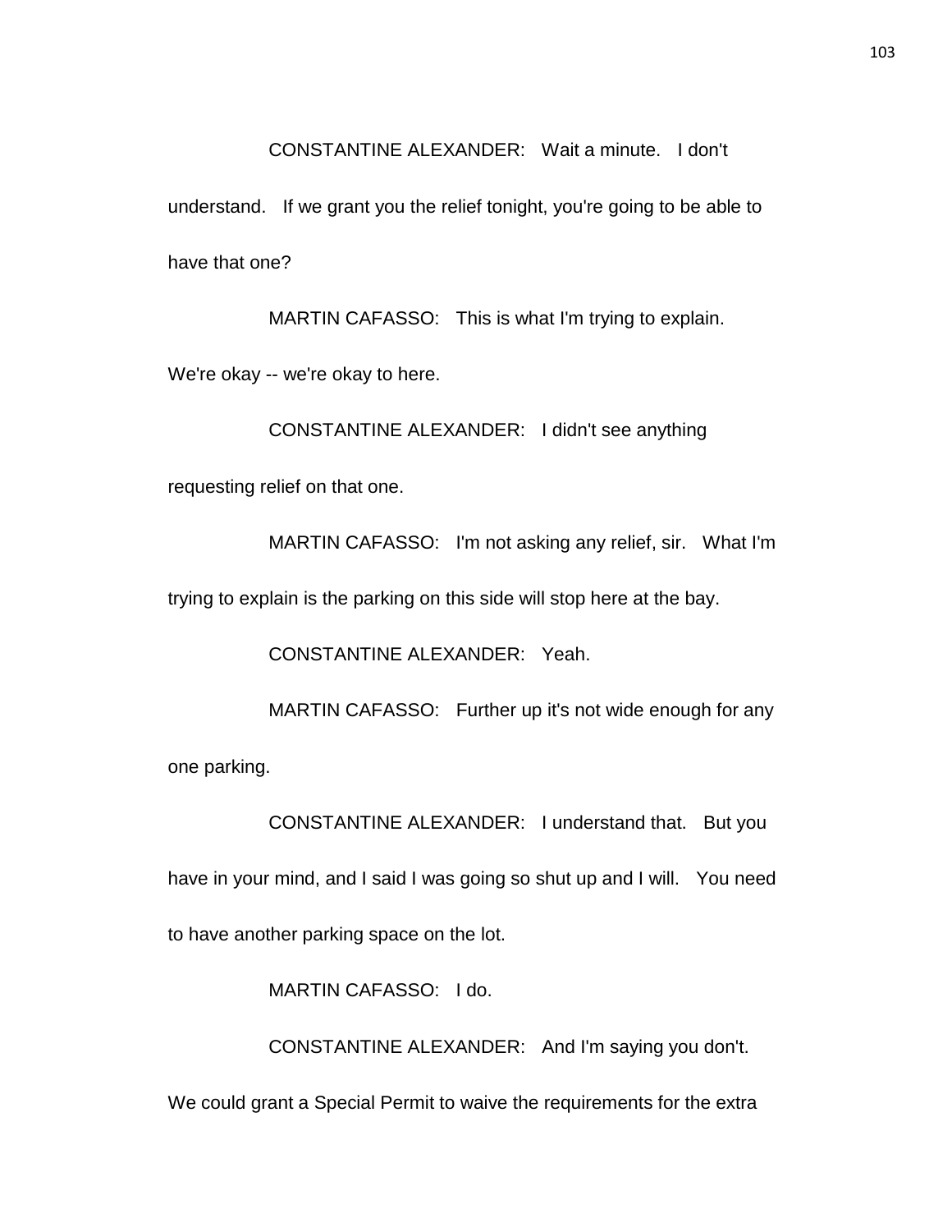CONSTANTINE ALEXANDER: Wait a minute. I don't understand. If we grant you the relief tonight, you're going to be able to have that one?

MARTIN CAFASSO: This is what I'm trying to explain. We're okay -- we're okay to here.

CONSTANTINE ALEXANDER: I didn't see anything requesting relief on that one.

MARTIN CAFASSO: I'm not asking any relief, sir. What I'm trying to explain is the parking on this side will stop here at the bay.

CONSTANTINE ALEXANDER: Yeah.

MARTIN CAFASSO: Further up it's not wide enough for any one parking.

CONSTANTINE ALEXANDER: I understand that. But you have in your mind, and I said I was going so shut up and I will. You need to have another parking space on the lot.

MARTIN CAFASSO: I do.

CONSTANTINE ALEXANDER: And I'm saying you don't. We could grant a Special Permit to waive the requirements for the extra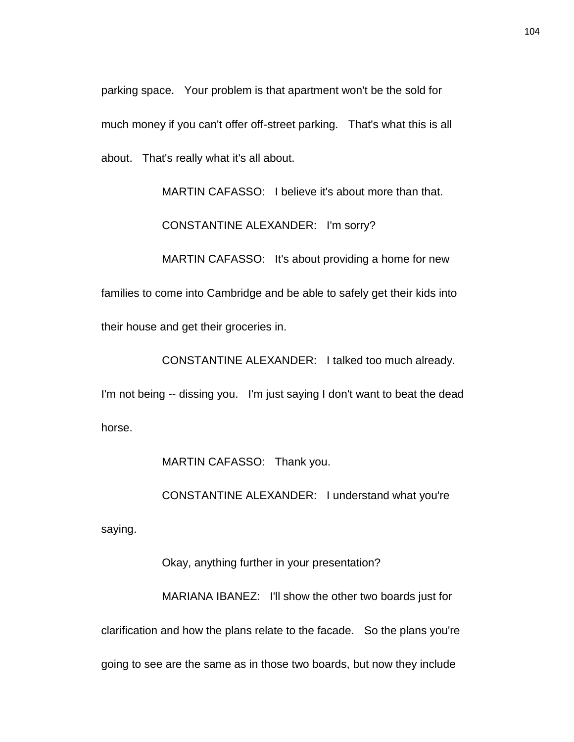parking space. Your problem is that apartment won't be the sold for much money if you can't offer off-street parking. That's what this is all about. That's really what it's all about.

MARTIN CAFASSO: I believe it's about more than that.

CONSTANTINE ALEXANDER: I'm sorry?

MARTIN CAFASSO: It's about providing a home for new families to come into Cambridge and be able to safely get their kids into their house and get their groceries in.

CONSTANTINE ALEXANDER: I talked too much already. I'm not being -- dissing you. I'm just saying I don't want to beat the dead horse.

MARTIN CAFASSO: Thank you.

CONSTANTINE ALEXANDER: I understand what you're saying.

Okay, anything further in your presentation?

MARIANA IBANEZ: I'll show the other two boards just for clarification and how the plans relate to the facade. So the plans you're going to see are the same as in those two boards, but now they include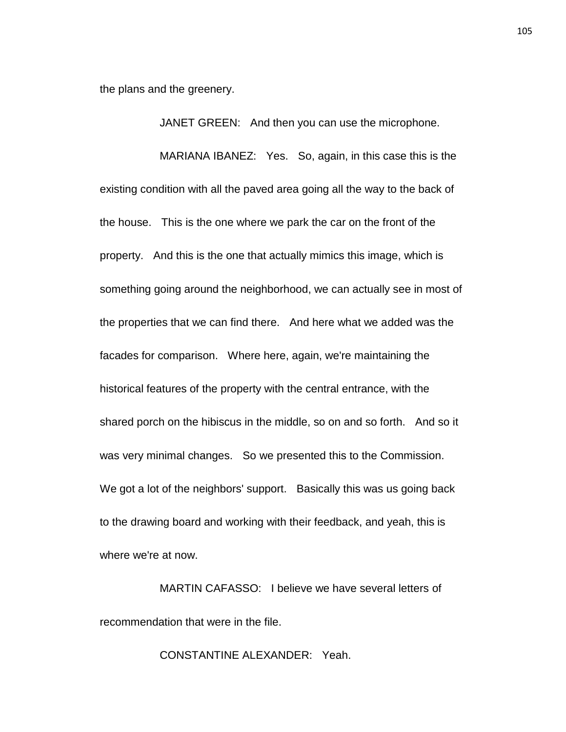the plans and the greenery.

JANET GREEN: And then you can use the microphone.

MARIANA IBANEZ: Yes. So, again, in this case this is the existing condition with all the paved area going all the way to the back of the house. This is the one where we park the car on the front of the property. And this is the one that actually mimics this image, which is something going around the neighborhood, we can actually see in most of the properties that we can find there. And here what we added was the facades for comparison. Where here, again, we're maintaining the historical features of the property with the central entrance, with the shared porch on the hibiscus in the middle, so on and so forth. And so it was very minimal changes. So we presented this to the Commission. We got a lot of the neighbors' support. Basically this was us going back to the drawing board and working with their feedback, and yeah, this is where we're at now.

MARTIN CAFASSO: I believe we have several letters of recommendation that were in the file.

CONSTANTINE ALEXANDER: Yeah.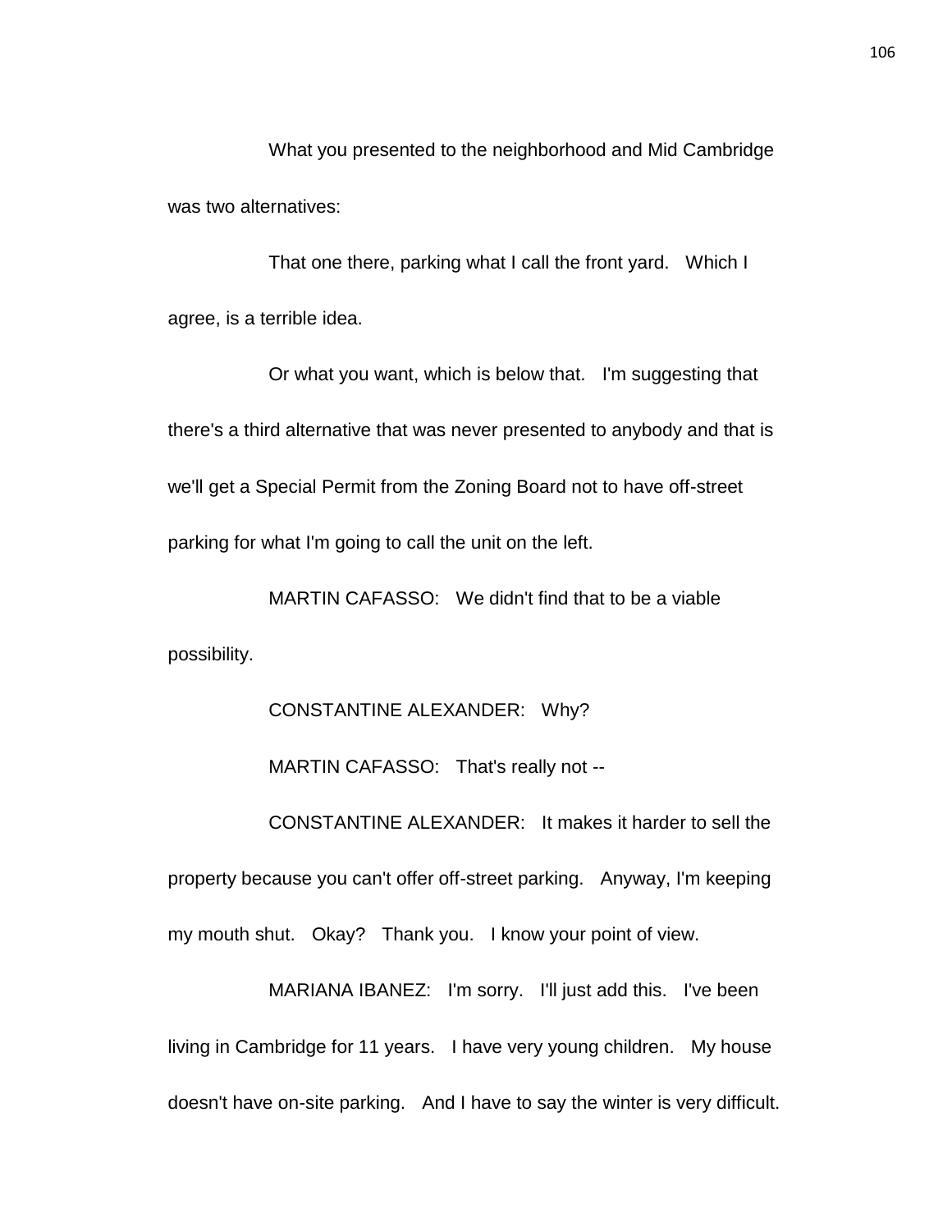What you presented to the neighborhood and Mid Cambridge was two alternatives:

That one there, parking what I call the front yard. Which I agree, is a terrible idea.

Or what you want, which is below that. I'm suggesting that there's a third alternative that was never presented to anybody and that is we'll get a Special Permit from the Zoning Board not to have off-street parking for what I'm going to call the unit on the left.

MARTIN CAFASSO: We didn't find that to be a viable possibility.

CONSTANTINE ALEXANDER: Why?

MARTIN CAFASSO: That's really not --

CONSTANTINE ALEXANDER: It makes it harder to sell the property because you can't offer off-street parking. Anyway, I'm keeping my mouth shut. Okay? Thank you. I know your point of view.

MARIANA IBANEZ: I'm sorry. I'll just add this. I've been living in Cambridge for 11 years. I have very young children. My house doesn't have on-site parking. And I have to say the winter is very difficult.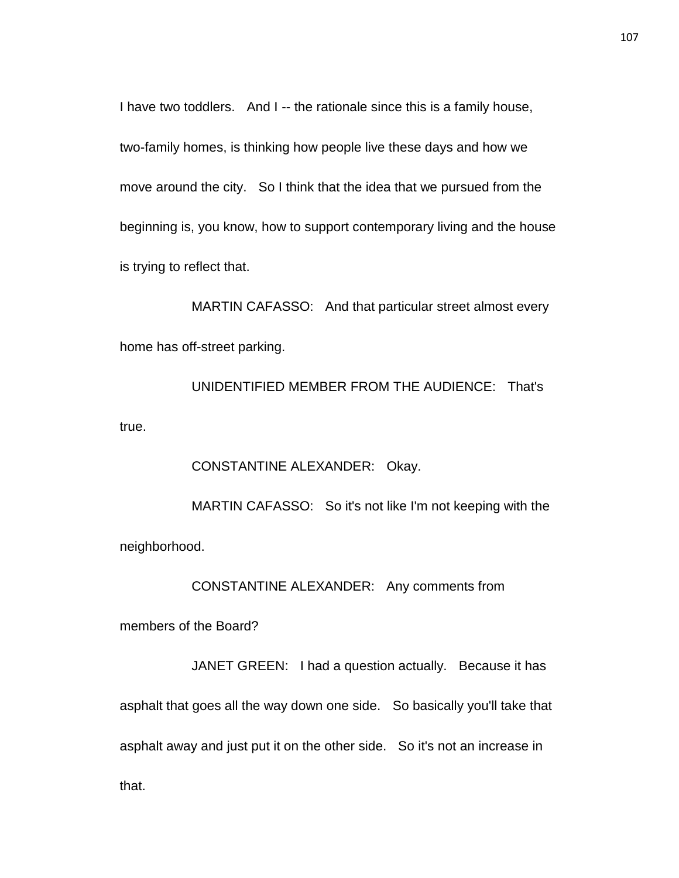I have two toddlers. And I -- the rationale since this is a family house, two-family homes, is thinking how people live these days and how we move around the city. So I think that the idea that we pursued from the beginning is, you know, how to support contemporary living and the house is trying to reflect that.

MARTIN CAFASSO: And that particular street almost every home has off-street parking.

UNIDENTIFIED MEMBER FROM THE AUDIENCE: That's true.

CONSTANTINE ALEXANDER: Okay.

MARTIN CAFASSO: So it's not like I'm not keeping with the neighborhood.

CONSTANTINE ALEXANDER: Any comments from members of the Board?

JANET GREEN: I had a question actually. Because it has asphalt that goes all the way down one side. So basically you'll take that asphalt away and just put it on the other side. So it's not an increase in that.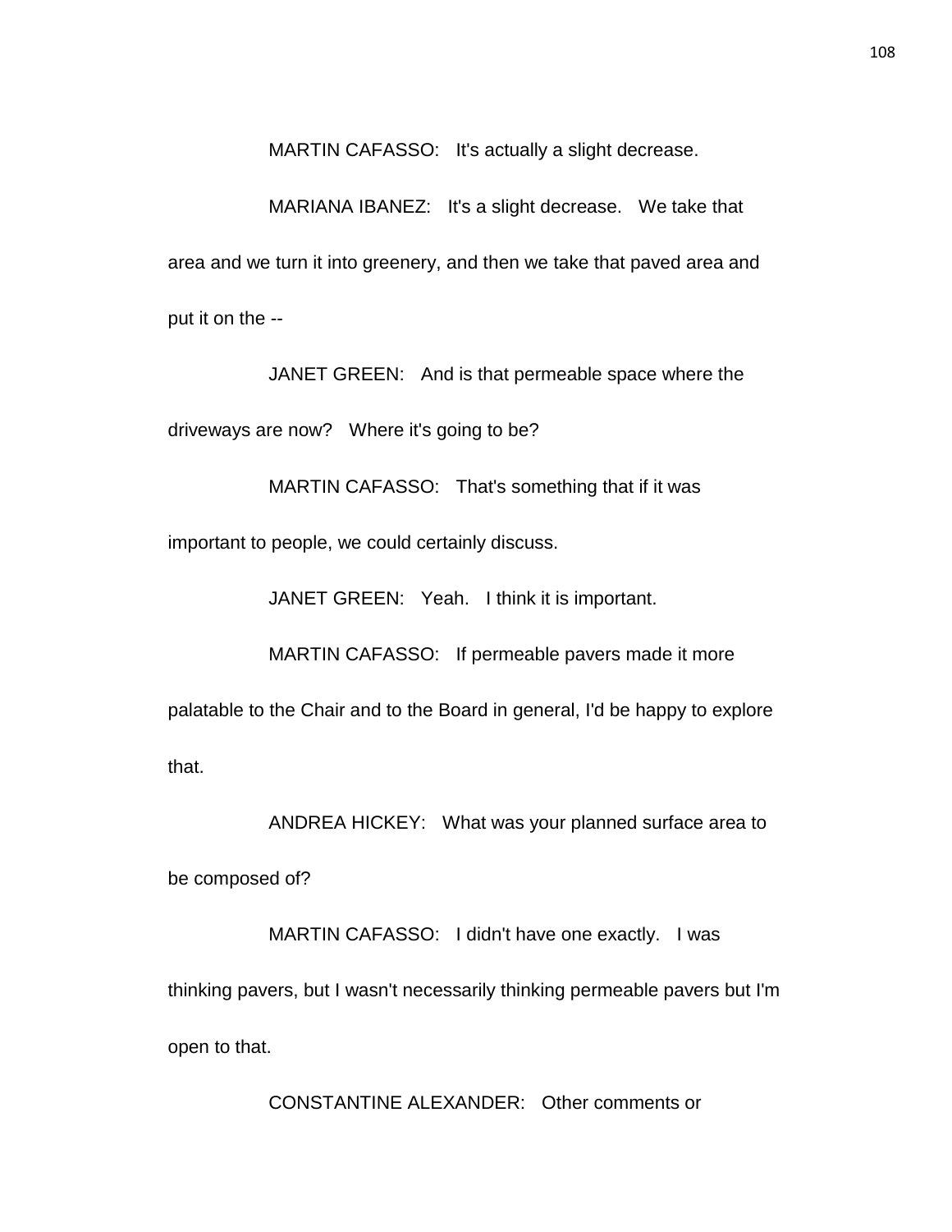MARTIN CAFASSO: It's actually a slight decrease.

MARIANA IBANEZ: It's a slight decrease. We take that area and we turn it into greenery, and then we take that paved area and put it on the --

JANET GREEN: And is that permeable space where the driveways are now? Where it's going to be?

MARTIN CAFASSO: That's something that if it was important to people, we could certainly discuss.

JANET GREEN: Yeah. I think it is important.

MARTIN CAFASSO: If permeable pavers made it more palatable to the Chair and to the Board in general, I'd be happy to explore that.

ANDREA HICKEY: What was your planned surface area to be composed of?

MARTIN CAFASSO: I didn't have one exactly. I was thinking pavers, but I wasn't necessarily thinking permeable pavers but I'm open to that.

CONSTANTINE ALEXANDER: Other comments or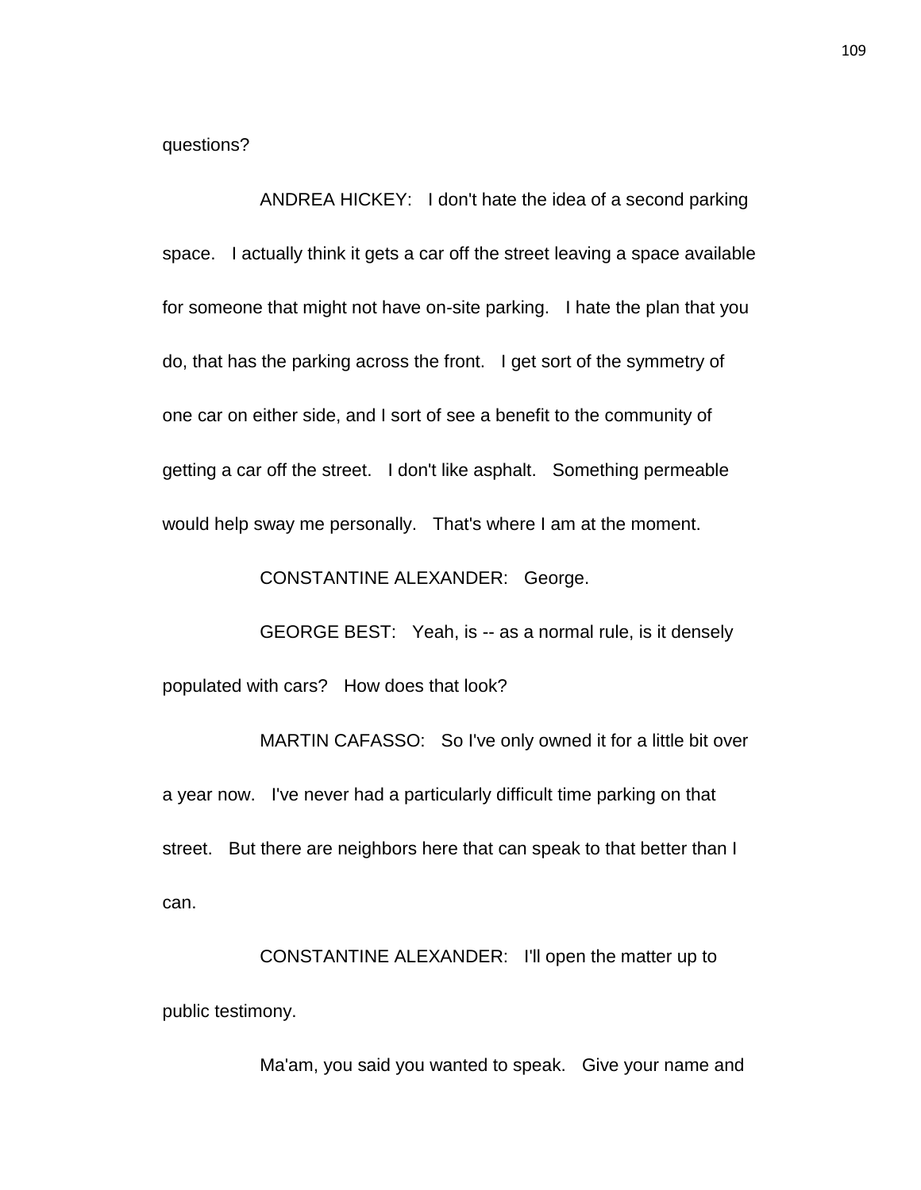questions?

ANDREA HICKEY: I don't hate the idea of a second parking space. I actually think it gets a car off the street leaving a space available for someone that might not have on-site parking. I hate the plan that you do, that has the parking across the front. I get sort of the symmetry of one car on either side, and I sort of see a benefit to the community of getting a car off the street. I don't like asphalt. Something permeable would help sway me personally. That's where I am at the moment.

CONSTANTINE ALEXANDER: George.

GEORGE BEST: Yeah, is -- as a normal rule, is it densely populated with cars? How does that look?

MARTIN CAFASSO: So I've only owned it for a little bit over a year now. I've never had a particularly difficult time parking on that street. But there are neighbors here that can speak to that better than I can.

CONSTANTINE ALEXANDER: I'll open the matter up to public testimony.

Ma'am, you said you wanted to speak. Give your name and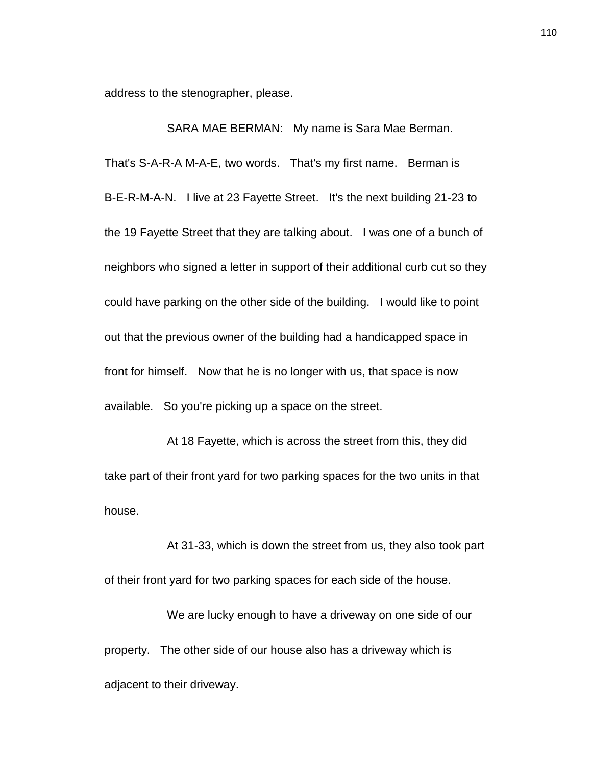address to the stenographer, please.

SARA MAE BERMAN: My name is Sara Mae Berman. That's S-A-R-A M-A-E, two words. That's my first name. Berman is B-E-R-M-A-N. I live at 23 Fayette Street. It's the next building 21-23 to the 19 Fayette Street that they are talking about. I was one of a bunch of neighbors who signed a letter in support of their additional curb cut so they could have parking on the other side of the building. I would like to point out that the previous owner of the building had a handicapped space in front for himself. Now that he is no longer with us, that space is now available. So you're picking up a space on the street.

At 18 Fayette, which is across the street from this, they did take part of their front yard for two parking spaces for the two units in that house.

At 31-33, which is down the street from us, they also took part of their front yard for two parking spaces for each side of the house.

We are lucky enough to have a driveway on one side of our property. The other side of our house also has a driveway which is adjacent to their driveway.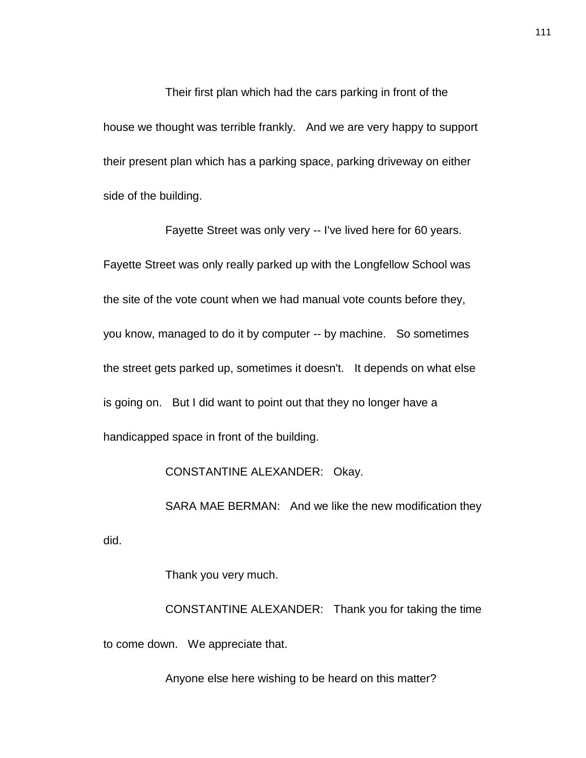Their first plan which had the cars parking in front of the house we thought was terrible frankly. And we are very happy to support their present plan which has a parking space, parking driveway on either side of the building.

Fayette Street was only very -- I've lived here for 60 years. Fayette Street was only really parked up with the Longfellow School was the site of the vote count when we had manual vote counts before they, you know, managed to do it by computer -- by machine. So sometimes the street gets parked up, sometimes it doesn't. It depends on what else is going on. But I did want to point out that they no longer have a handicapped space in front of the building.

CONSTANTINE ALEXANDER: Okay.

SARA MAE BERMAN: And we like the new modification they did.

Thank you very much.

CONSTANTINE ALEXANDER: Thank you for taking the time to come down. We appreciate that.

Anyone else here wishing to be heard on this matter?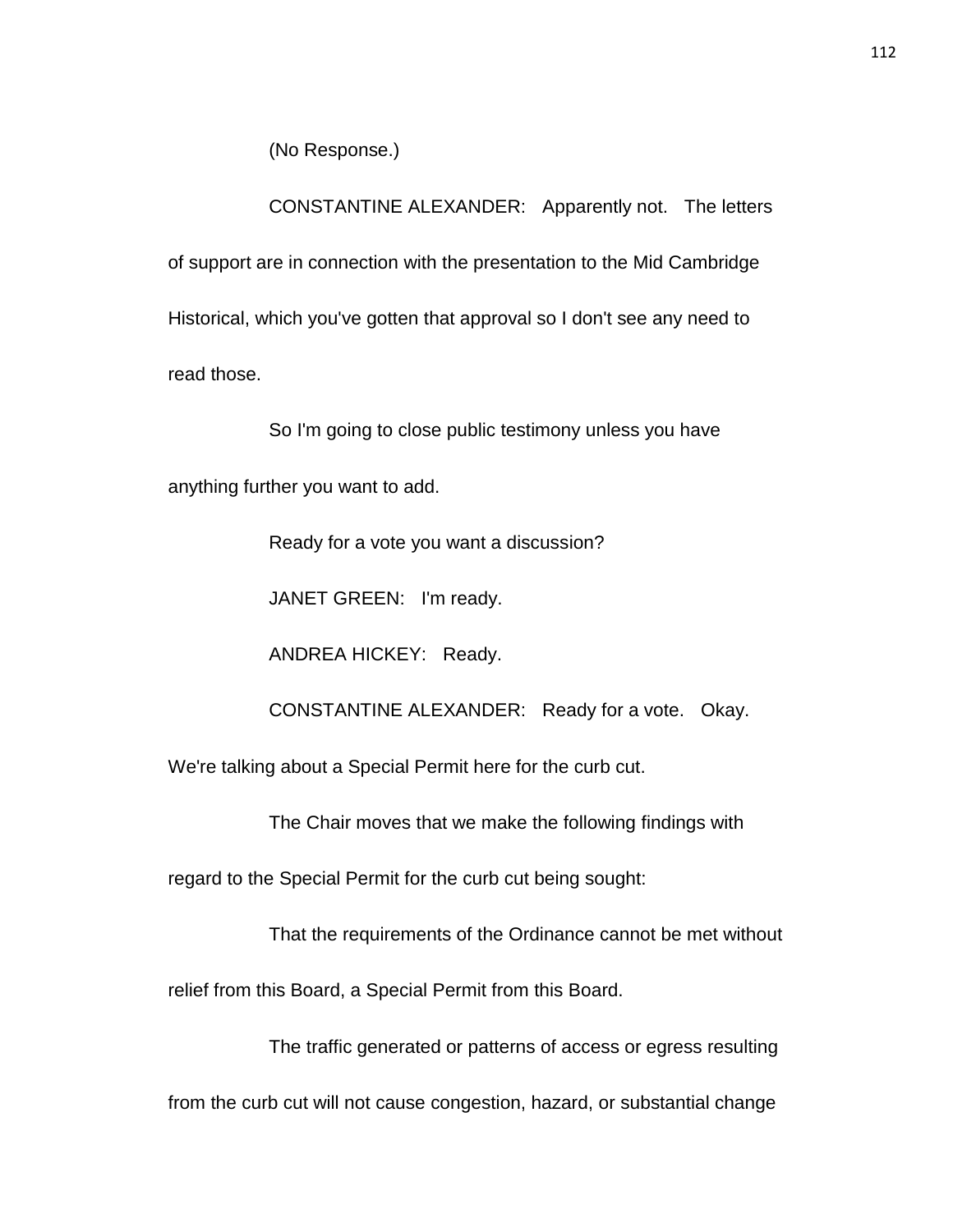(No Response.)

CONSTANTINE ALEXANDER: Apparently not. The letters of support are in connection with the presentation to the Mid Cambridge Historical, which you've gotten that approval so I don't see any need to read those.

So I'm going to close public testimony unless you have anything further you want to add.

Ready for a vote you want a discussion?

JANET GREEN: I'm ready.

ANDREA HICKEY: Ready.

CONSTANTINE ALEXANDER: Ready for a vote. Okay. We're talking about a Special Permit here for the curb cut.

The Chair moves that we make the following findings with regard to the Special Permit for the curb cut being sought:

That the requirements of the Ordinance cannot be met without relief from this Board, a Special Permit from this Board.

The traffic generated or patterns of access or egress resulting from the curb cut will not cause congestion, hazard, or substantial change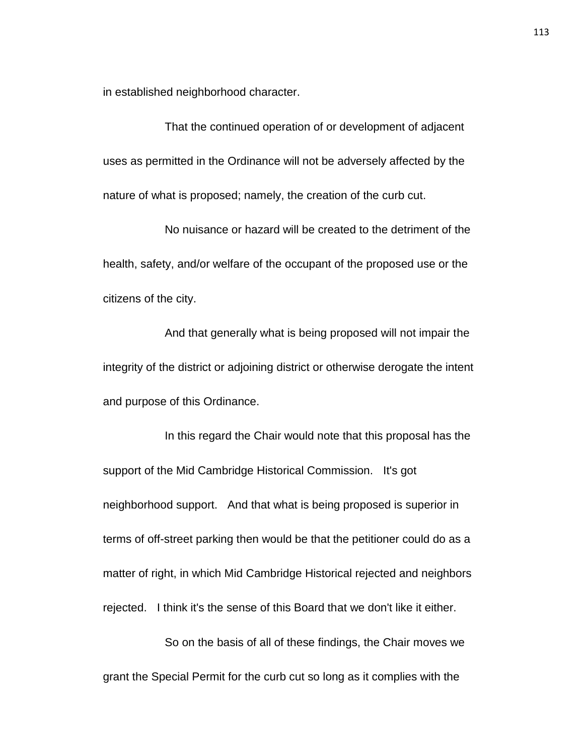in established neighborhood character.

That the continued operation of or development of adjacent uses as permitted in the Ordinance will not be adversely affected by the nature of what is proposed; namely, the creation of the curb cut.

No nuisance or hazard will be created to the detriment of the health, safety, and/or welfare of the occupant of the proposed use or the citizens of the city.

And that generally what is being proposed will not impair the integrity of the district or adjoining district or otherwise derogate the intent and purpose of this Ordinance.

In this regard the Chair would note that this proposal has the support of the Mid Cambridge Historical Commission. It's got neighborhood support. And that what is being proposed is superior in terms of off-street parking then would be that the petitioner could do as a matter of right, in which Mid Cambridge Historical rejected and neighbors rejected. I think it's the sense of this Board that we don't like it either.

So on the basis of all of these findings, the Chair moves we grant the Special Permit for the curb cut so long as it complies with the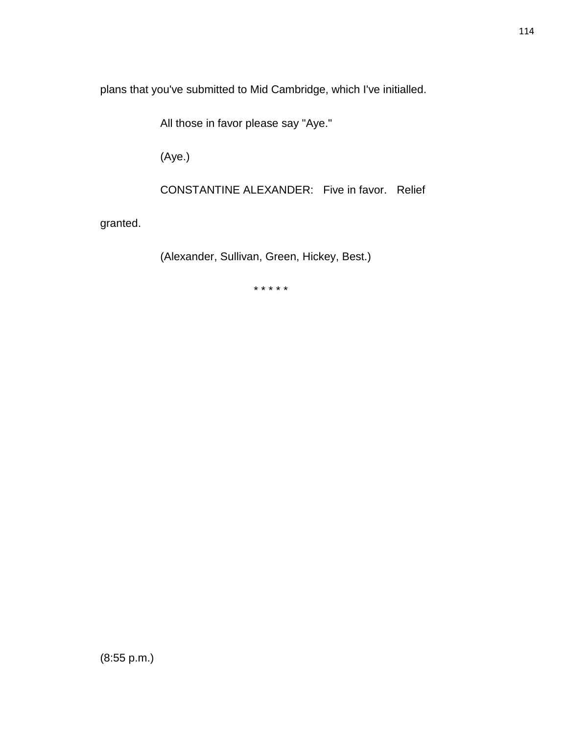plans that you've submitted to Mid Cambridge, which I've initialled.

All those in favor please say "Aye."

(Aye.)

CONSTANTINE ALEXANDER: Five in favor. Relief granted.

(Alexander, Sullivan, Green, Hickey, Best.)

* * * * *

(8:55 p.m.)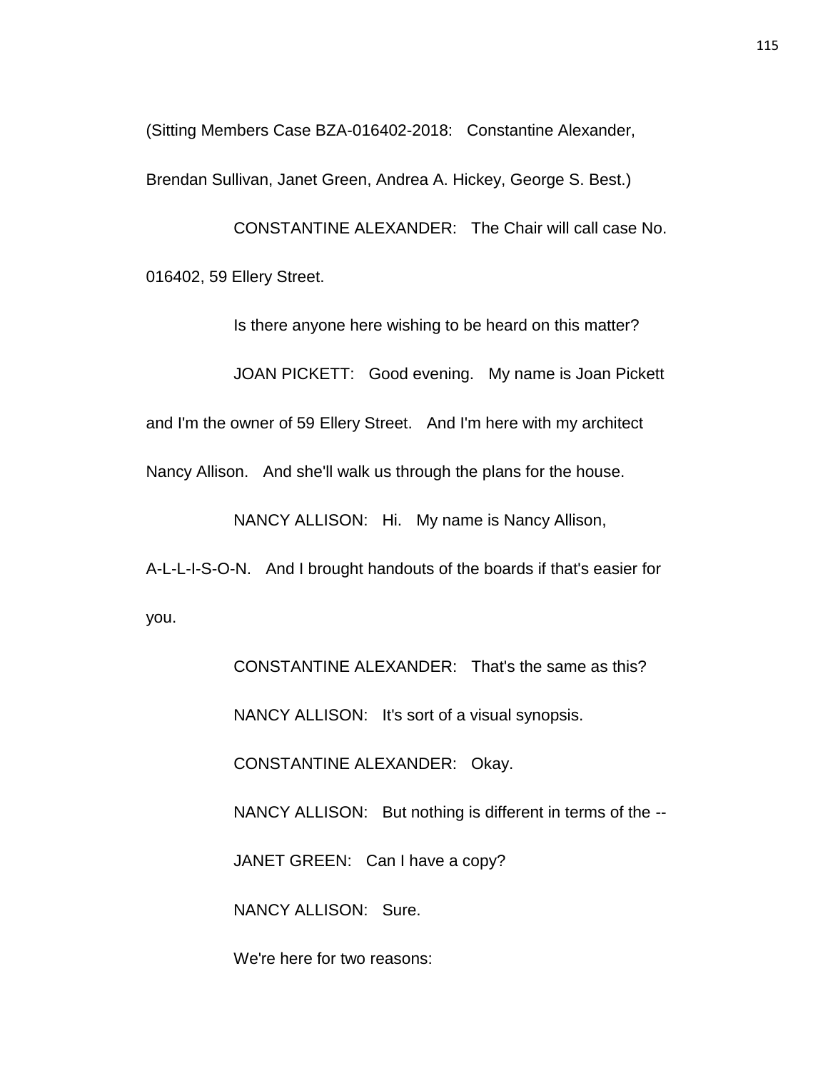(Sitting Members Case BZA-016402-2018: Constantine Alexander, Brendan Sullivan, Janet Green, Andrea A. Hickey, George S. Best.)

CONSTANTINE ALEXANDER: The Chair will call case No. 016402, 59 Ellery Street.

Is there anyone here wishing to be heard on this matter?

JOAN PICKETT: Good evening. My name is Joan Pickett and I'm the owner of 59 Ellery Street. And I'm here with my architect Nancy Allison. And she'll walk us through the plans for the house.

NANCY ALLISON: Hi. My name is Nancy Allison, A-L-L-I-S-O-N. And I brought handouts of the boards if that's easier for you.

CONSTANTINE ALEXANDER: That's the same as this?

NANCY ALLISON: It's sort of a visual synopsis.

CONSTANTINE ALEXANDER: Okay.

NANCY ALLISON: But nothing is different in terms of the --

JANET GREEN: Can I have a copy?

NANCY ALLISON: Sure.

We're here for two reasons: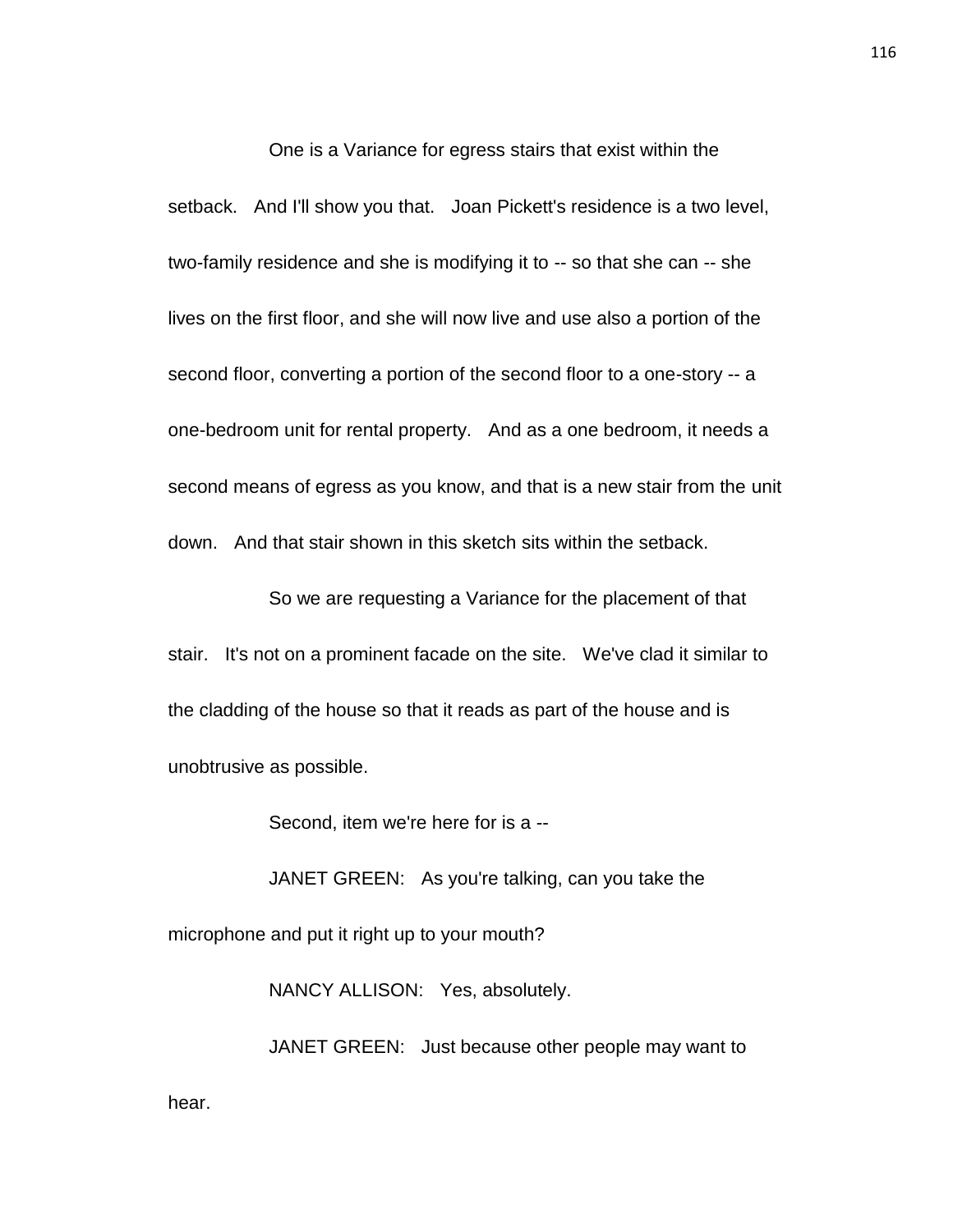One is a Variance for egress stairs that exist within the setback. And I'll show you that. Joan Pickett's residence is a two level, two-family residence and she is modifying it to -- so that she can -- she lives on the first floor, and she will now live and use also a portion of the second floor, converting a portion of the second floor to a one-story -- a one-bedroom unit for rental property. And as a one bedroom, it needs a second means of egress as you know, and that is a new stair from the unit down. And that stair shown in this sketch sits within the setback.

So we are requesting a Variance for the placement of that stair. It's not on a prominent facade on the site. We've clad it similar to the cladding of the house so that it reads as part of the house and is unobtrusive as possible.

Second, item we're here for is a --

JANET GREEN: As you're talking, can you take the microphone and put it right up to your mouth?

NANCY ALLISON: Yes, absolutely.

JANET GREEN: Just because other people may want to hear.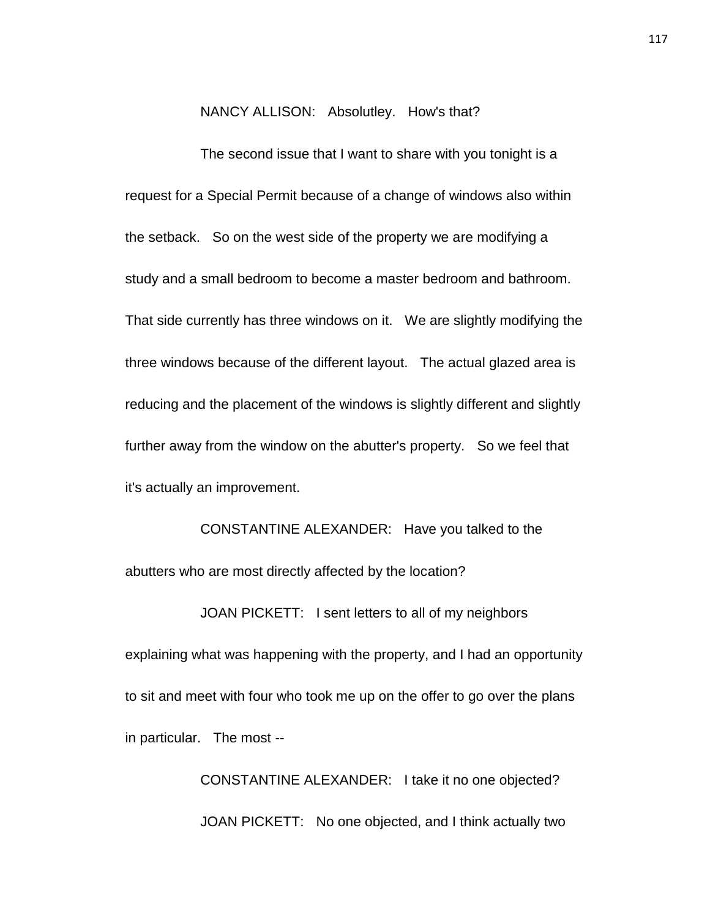NANCY ALLISON: Absolutley. How's that?

The second issue that I want to share with you tonight is a request for a Special Permit because of a change of windows also within the setback. So on the west side of the property we are modifying a study and a small bedroom to become a master bedroom and bathroom. That side currently has three windows on it. We are slightly modifying the three windows because of the different layout. The actual glazed area is reducing and the placement of the windows is slightly different and slightly further away from the window on the abutter's property. So we feel that it's actually an improvement.

CONSTANTINE ALEXANDER: Have you talked to the abutters who are most directly affected by the location?

JOAN PICKETT: I sent letters to all of my neighbors explaining what was happening with the property, and I had an opportunity to sit and meet with four who took me up on the offer to go over the plans in particular. The most --

CONSTANTINE ALEXANDER: I take it no one objected?

JOAN PICKETT: No one objected, and I think actually two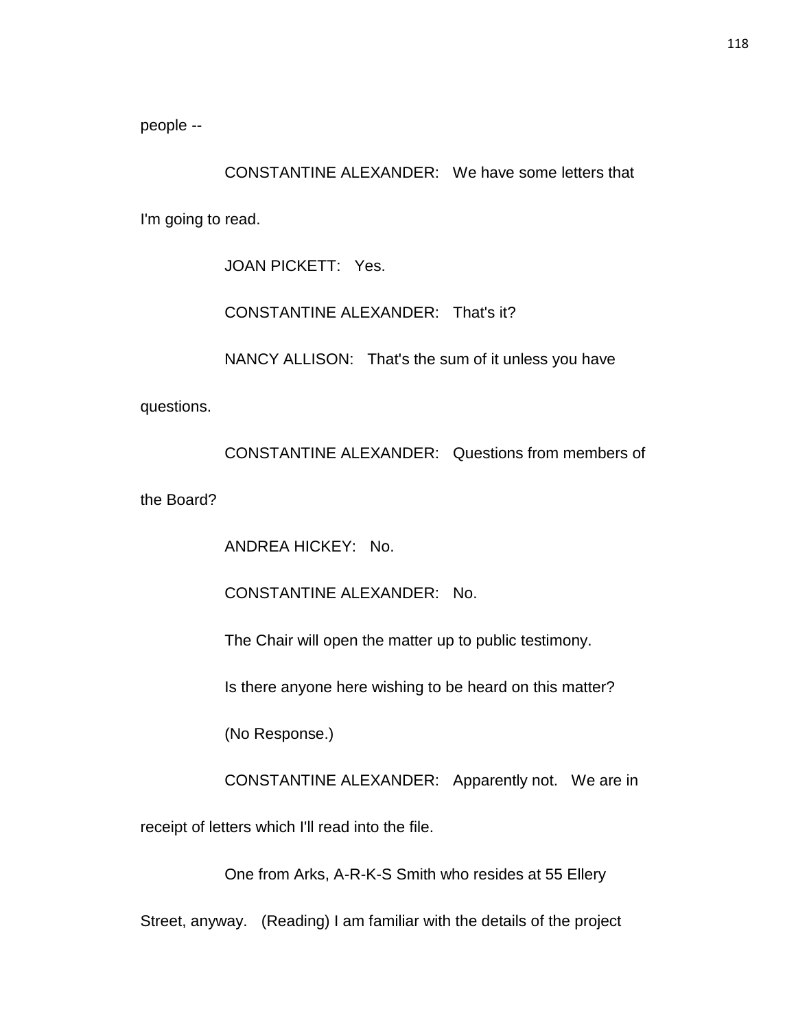people --

CONSTANTINE ALEXANDER: We have some letters that I'm going to read.

JOAN PICKETT: Yes.

CONSTANTINE ALEXANDER: That's it?

NANCY ALLISON: That's the sum of it unless you have questions.

CONSTANTINE ALEXANDER: Questions from members of the Board?

ANDREA HICKEY: No.

CONSTANTINE ALEXANDER: No.

The Chair will open the matter up to public testimony.

Is there anyone here wishing to be heard on this matter?

(No Response.)

CONSTANTINE ALEXANDER: Apparently not. We are in receipt of letters which I'll read into the file.

One from Arks, A-R-K-S Smith who resides at 55 Ellery Street, anyway. (Reading) I am familiar with the details of the project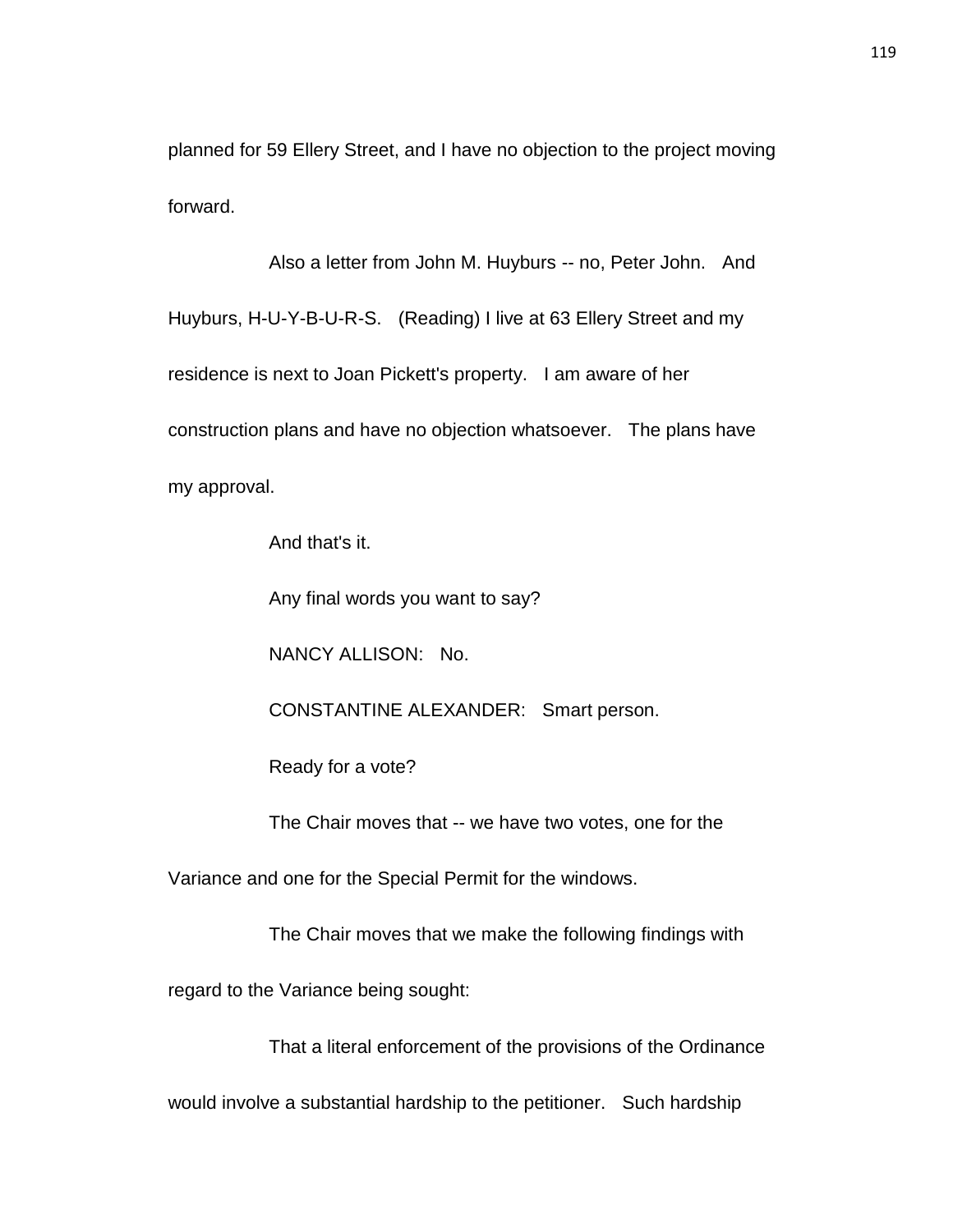planned for 59 Ellery Street, and I have no objection to the project moving forward.

Also a letter from John M. Huyburs -- no, Peter John. And Huyburs, H-U-Y-B-U-R-S. (Reading) I live at 63 Ellery Street and my residence is next to Joan Pickett's property. I am aware of her construction plans and have no objection whatsoever. The plans have my approval.

And that's it.

Any final words you want to say?

NANCY ALLISON: No.

CONSTANTINE ALEXANDER: Smart person.

Ready for a vote?

The Chair moves that -- we have two votes, one for the Variance and one for the Special Permit for the windows.

The Chair moves that we make the following findings with regard to the Variance being sought:

That a literal enforcement of the provisions of the Ordinance would involve a substantial hardship to the petitioner. Such hardship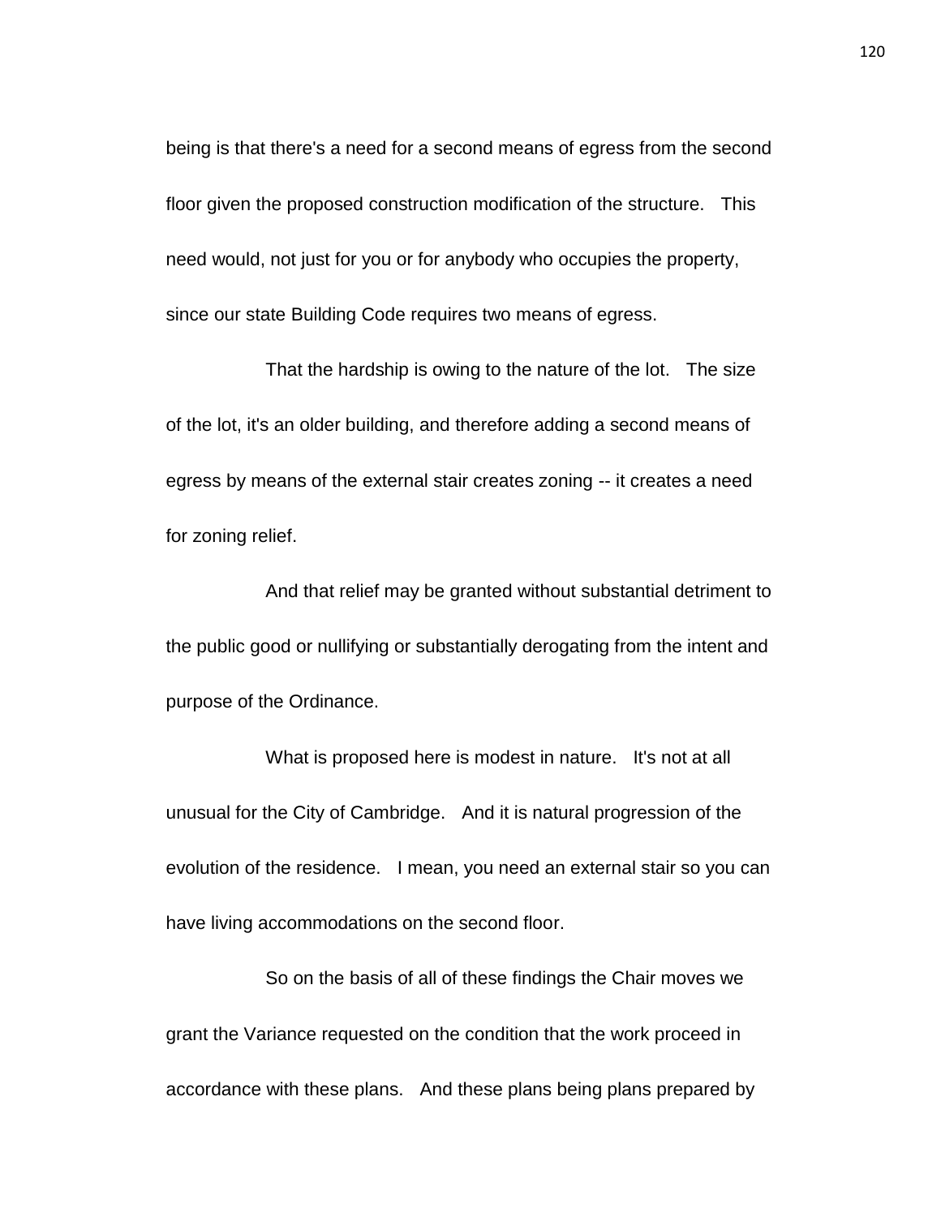being is that there's a need for a second means of egress from the second floor given the proposed construction modification of the structure. This need would, not just for you or for anybody who occupies the property, since our state Building Code requires two means of egress.

That the hardship is owing to the nature of the lot. The size of the lot, it's an older building, and therefore adding a second means of egress by means of the external stair creates zoning -- it creates a need for zoning relief.

And that relief may be granted without substantial detriment to the public good or nullifying or substantially derogating from the intent and purpose of the Ordinance.

What is proposed here is modest in nature. It's not at all unusual for the City of Cambridge. And it is natural progression of the evolution of the residence. I mean, you need an external stair so you can have living accommodations on the second floor.

So on the basis of all of these findings the Chair moves we grant the Variance requested on the condition that the work proceed in accordance with these plans. And these plans being plans prepared by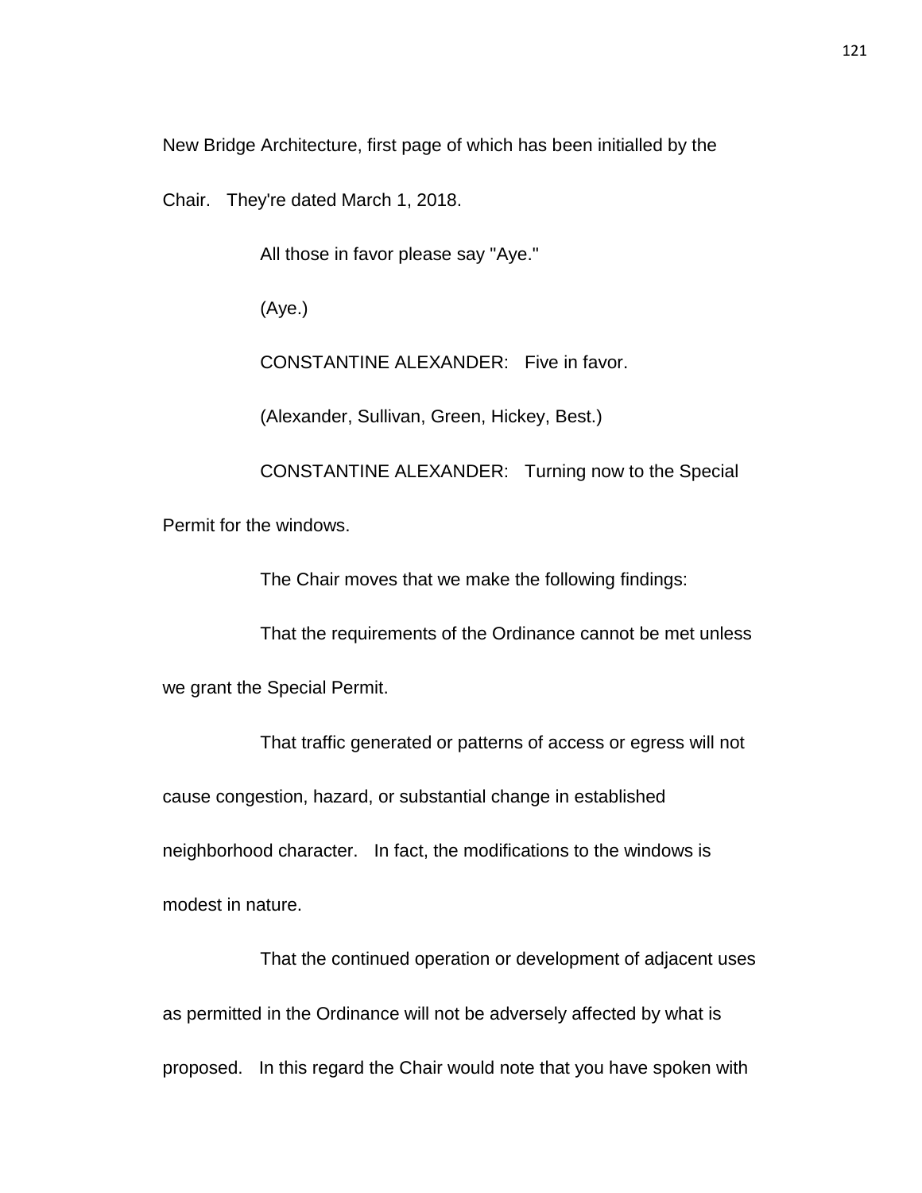New Bridge Architecture, first page of which has been initialled by the Chair. They're dated March 1, 2018.

All those in favor please say "Aye."

(Aye.)

CONSTANTINE ALEXANDER: Five in favor.

(Alexander, Sullivan, Green, Hickey, Best.)

CONSTANTINE ALEXANDER: Turning now to the Special Permit for the windows.

The Chair moves that we make the following findings:

That the requirements of the Ordinance cannot be met unless we grant the Special Permit.

That traffic generated or patterns of access or egress will not cause congestion, hazard, or substantial change in established neighborhood character. In fact, the modifications to the windows is modest in nature.

That the continued operation or development of adjacent uses as permitted in the Ordinance will not be adversely affected by what is proposed. In this regard the Chair would note that you have spoken with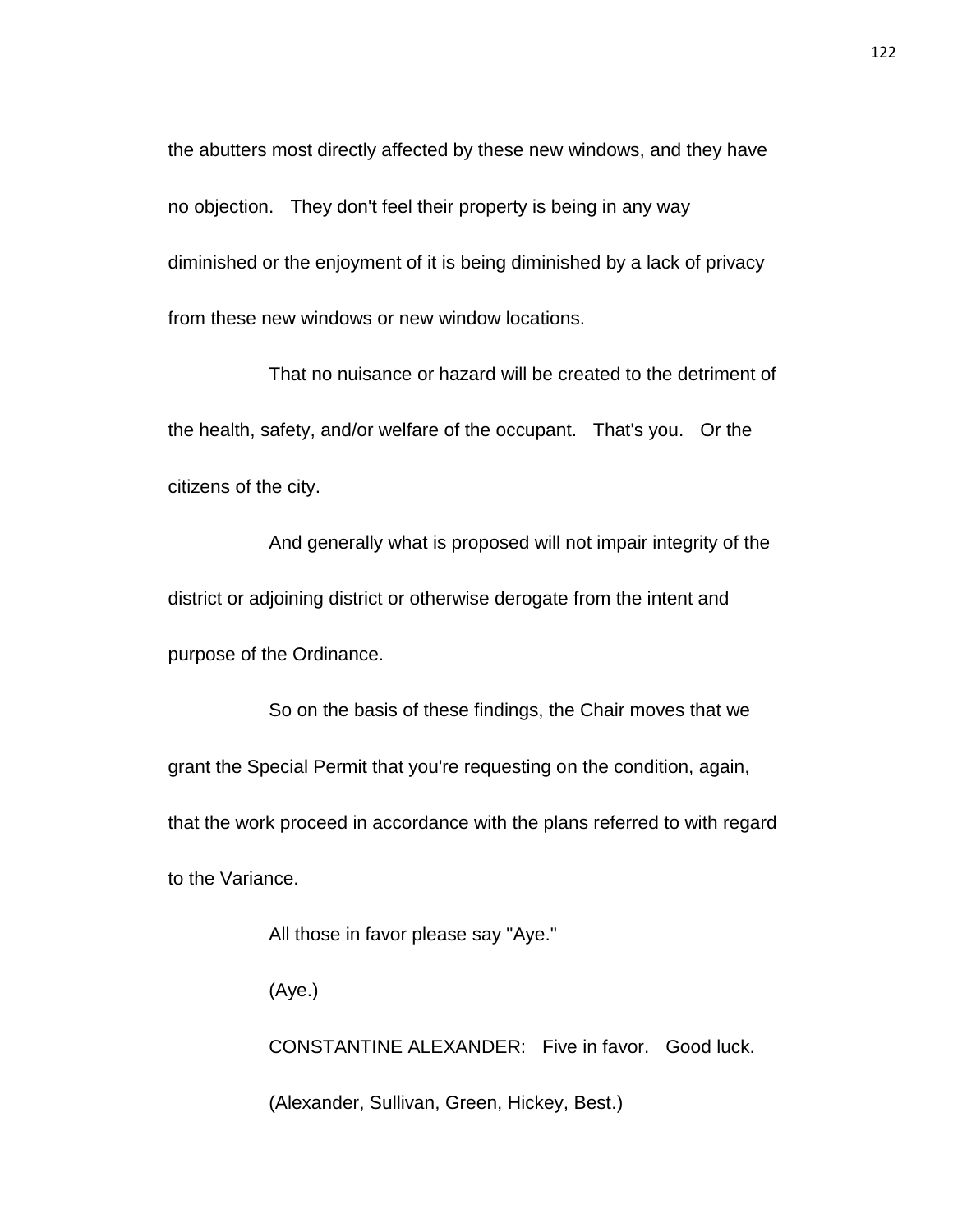the abutters most directly affected by these new windows, and they have no objection. They don't feel their property is being in any way diminished or the enjoyment of it is being diminished by a lack of privacy from these new windows or new window locations.

That no nuisance or hazard will be created to the detriment of the health, safety, and/or welfare of the occupant. That's you. Or the citizens of the city.

And generally what is proposed will not impair integrity of the district or adjoining district or otherwise derogate from the intent and purpose of the Ordinance.

So on the basis of these findings, the Chair moves that we grant the Special Permit that you're requesting on the condition, again, that the work proceed in accordance with the plans referred to with regard to the Variance.

All those in favor please say "Aye."

(Aye.)

CONSTANTINE ALEXANDER: Five in favor. Good luck.

(Alexander, Sullivan, Green, Hickey, Best.)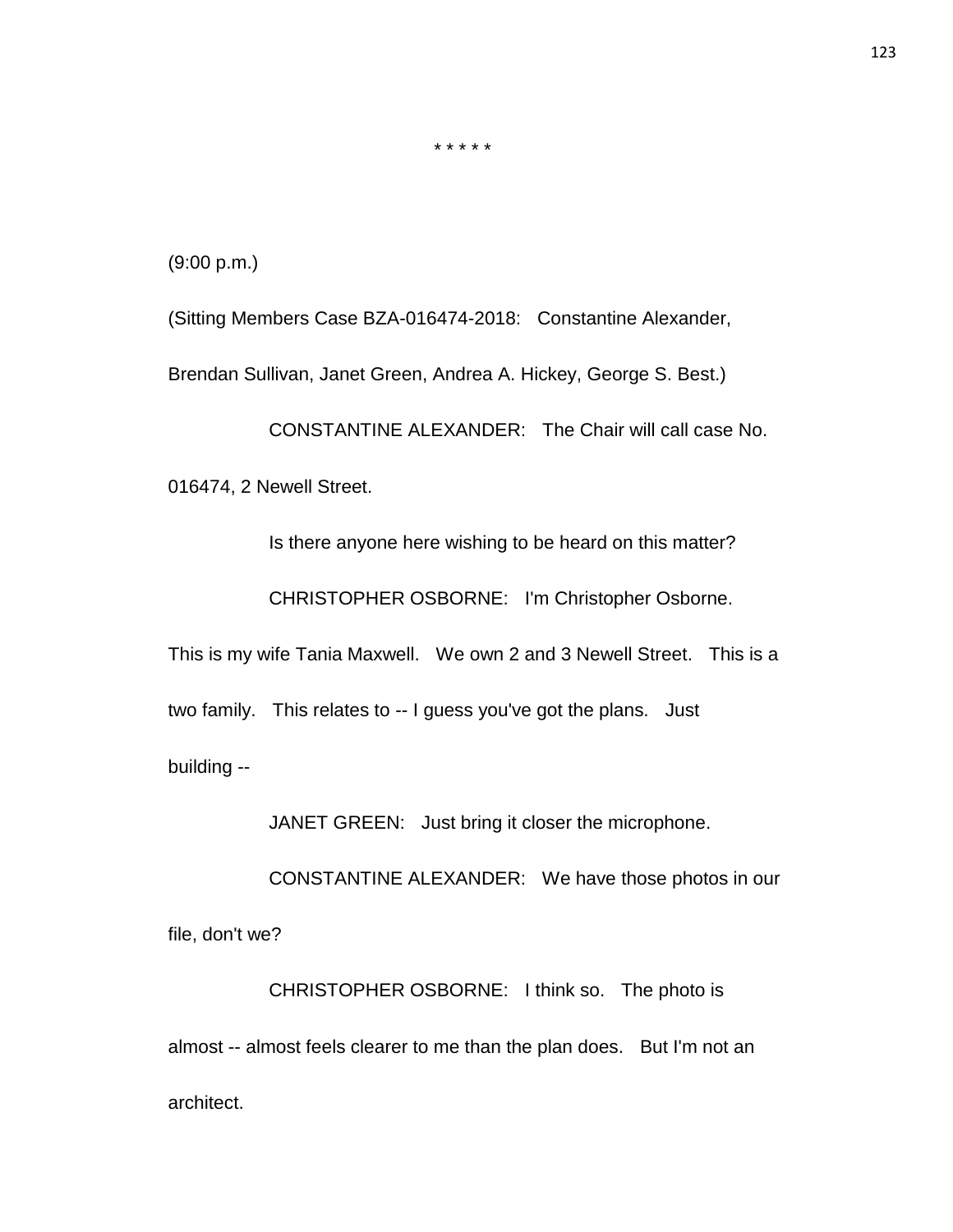\* \* \* \* \*

(9:00 p.m.)

(Sitting Members Case BZA-016474-2018: Constantine Alexander, Brendan Sullivan, Janet Green, Andrea A. Hickey, George S. Best.)

CONSTANTINE ALEXANDER: The Chair will call case No. 016474, 2 Newell Street.

Is there anyone here wishing to be heard on this matter?

CHRISTOPHER OSBORNE: I'm Christopher Osborne. This is my wife Tania Maxwell. We own 2 and 3 Newell Street. This is a two family. This relates to -- I guess you've got the plans. Just building --

JANET GREEN: Just bring it closer the microphone.

CONSTANTINE ALEXANDER: We have those photos in our file, don't we?

CHRISTOPHER OSBORNE: I think so. The photo is almost -- almost feels clearer to me than the plan does. But I'm not an architect.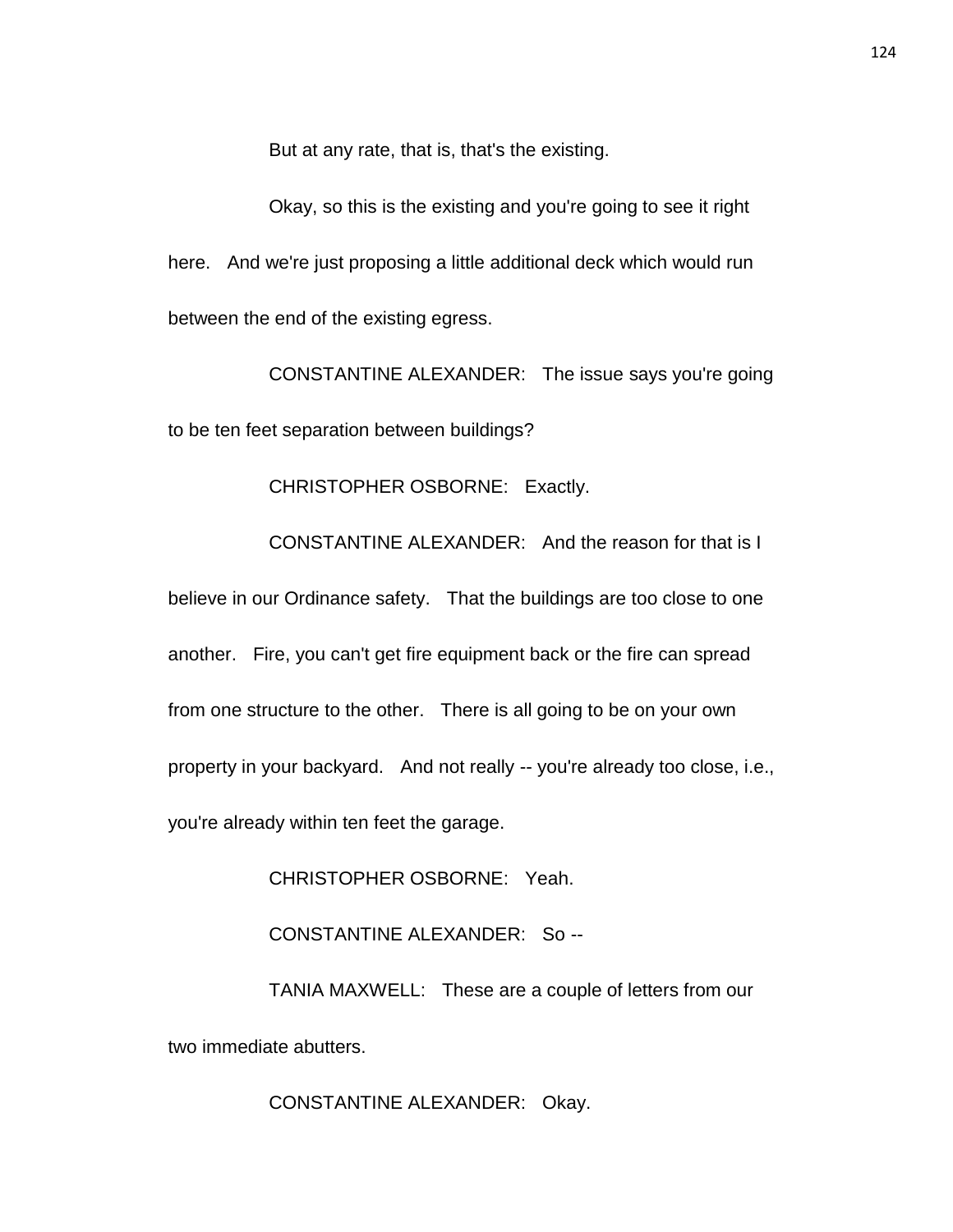But at any rate, that is, that's the existing.

Okay, so this is the existing and you're going to see it right here. And we're just proposing a little additional deck which would run between the end of the existing egress.

CONSTANTINE ALEXANDER: The issue says you're going to be ten feet separation between buildings?

CHRISTOPHER OSBORNE: Exactly.

CONSTANTINE ALEXANDER: And the reason for that is I believe in our Ordinance safety. That the buildings are too close to one another. Fire, you can't get fire equipment back or the fire can spread from one structure to the other. There is all going to be on your own property in your backyard. And not really -- you're already too close, i.e., you're already within ten feet the garage.

CHRISTOPHER OSBORNE: Yeah.

CONSTANTINE ALEXANDER: So --

TANIA MAXWELL: These are a couple of letters from our two immediate abutters.

CONSTANTINE ALEXANDER: Okay.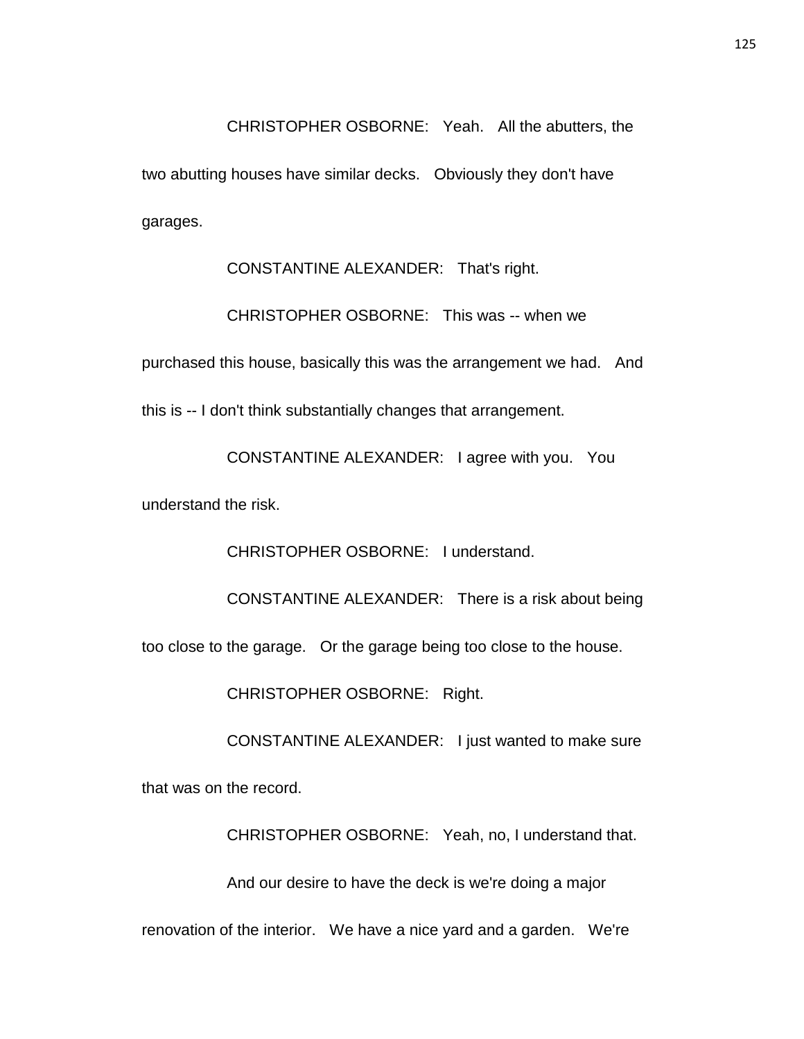CHRISTOPHER OSBORNE: Yeah. All the abutters, the two abutting houses have similar decks. Obviously they don't have garages.

CONSTANTINE ALEXANDER: That's right.

CHRISTOPHER OSBORNE: This was -- when we purchased this house, basically this was the arrangement we had. And this is -- I don't think substantially changes that arrangement.

CONSTANTINE ALEXANDER: I agree with you. You understand the risk.

CHRISTOPHER OSBORNE: I understand.

CONSTANTINE ALEXANDER: There is a risk about being too close to the garage. Or the garage being too close to the house.

CHRISTOPHER OSBORNE: Right.

CONSTANTINE ALEXANDER: I just wanted to make sure that was on the record.

CHRISTOPHER OSBORNE: Yeah, no, I understand that.

And our desire to have the deck is we're doing a major renovation of the interior. We have a nice yard and a garden. We're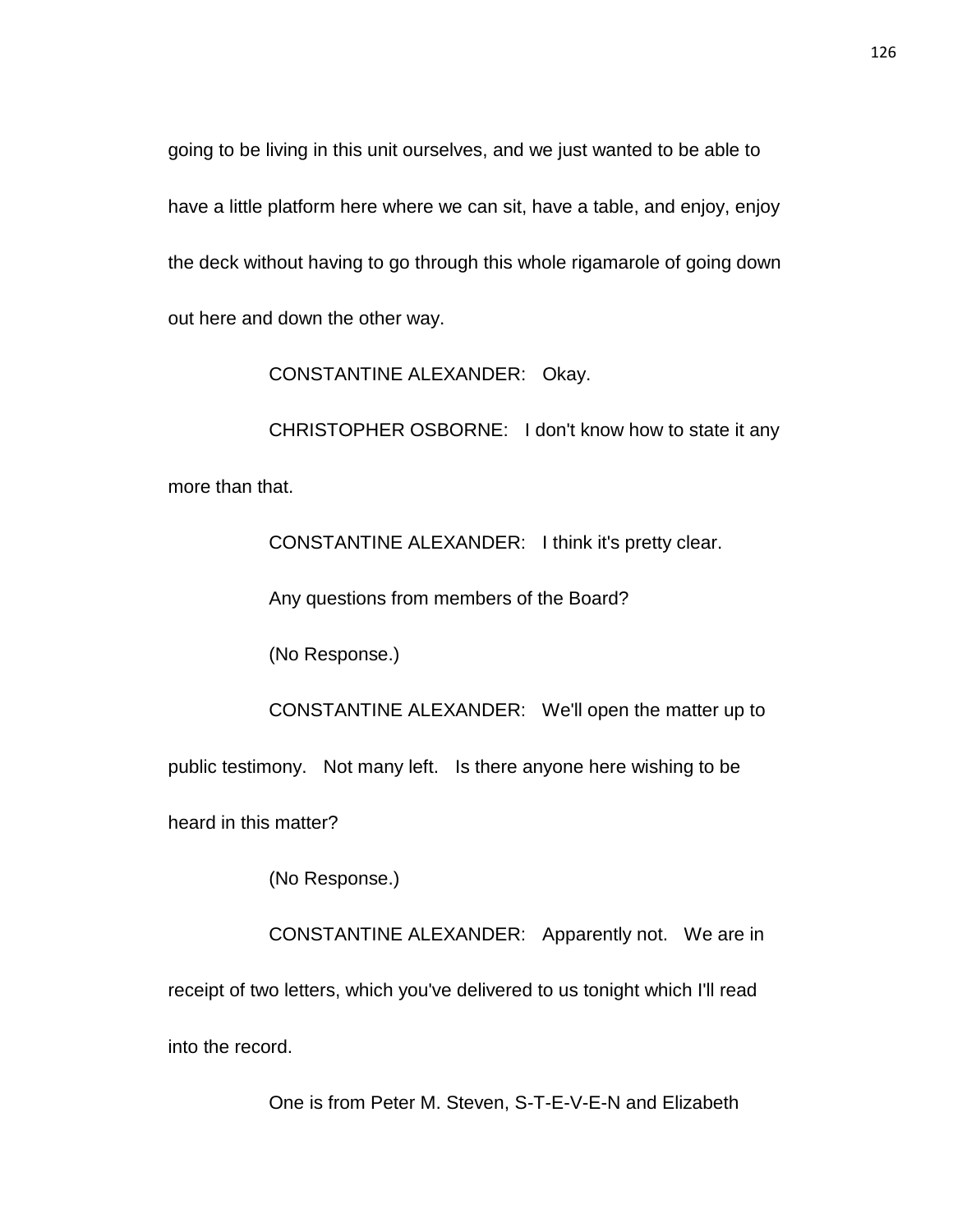going to be living in this unit ourselves, and we just wanted to be able to have a little platform here where we can sit, have a table, and enjoy, enjoy the deck without having to go through this whole rigamarole of going down out here and down the other way.

CONSTANTINE ALEXANDER: Okay.

CHRISTOPHER OSBORNE: I don't know how to state it any more than that.

CONSTANTINE ALEXANDER: I think it's pretty clear.

Any questions from members of the Board?

(No Response.)

CONSTANTINE ALEXANDER: We'll open the matter up to public testimony. Not many left. Is there anyone here wishing to be heard in this matter?

(No Response.)

CONSTANTINE ALEXANDER: Apparently not. We are in receipt of two letters, which you've delivered to us tonight which I'll read into the record.

One is from Peter M. Steven, S-T-E-V-E-N and Elizabeth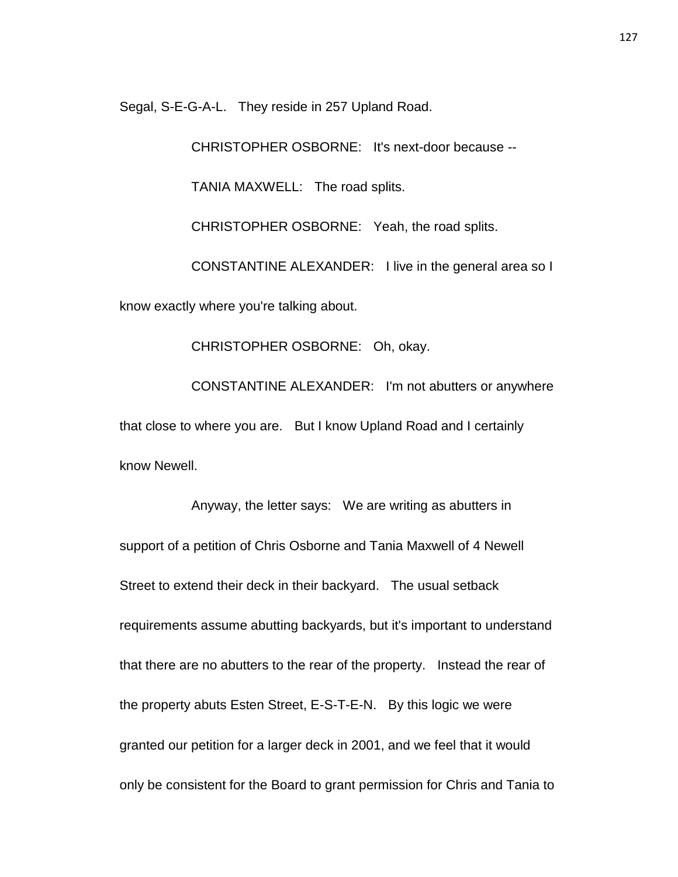Segal, S-E-G-A-L. They reside in 257 Upland Road.

CHRISTOPHER OSBORNE: It's next-door because --

TANIA MAXWELL: The road splits.

CHRISTOPHER OSBORNE: Yeah, the road splits.

CONSTANTINE ALEXANDER: I live in the general area so I know exactly where you're talking about.

CHRISTOPHER OSBORNE: Oh, okay.

CONSTANTINE ALEXANDER: I'm not abutters or anywhere that close to where you are. But I know Upland Road and I certainly know Newell.

Anyway, the letter says: We are writing as abutters in support of a petition of Chris Osborne and Tania Maxwell of 4 Newell Street to extend their deck in their backyard. The usual setback requirements assume abutting backyards, but it's important to understand that there are no abutters to the rear of the property. Instead the rear of the property abuts Esten Street, E-S-T-E-N. By this logic we were granted our petition for a larger deck in 2001, and we feel that it would only be consistent for the Board to grant permission for Chris and Tania to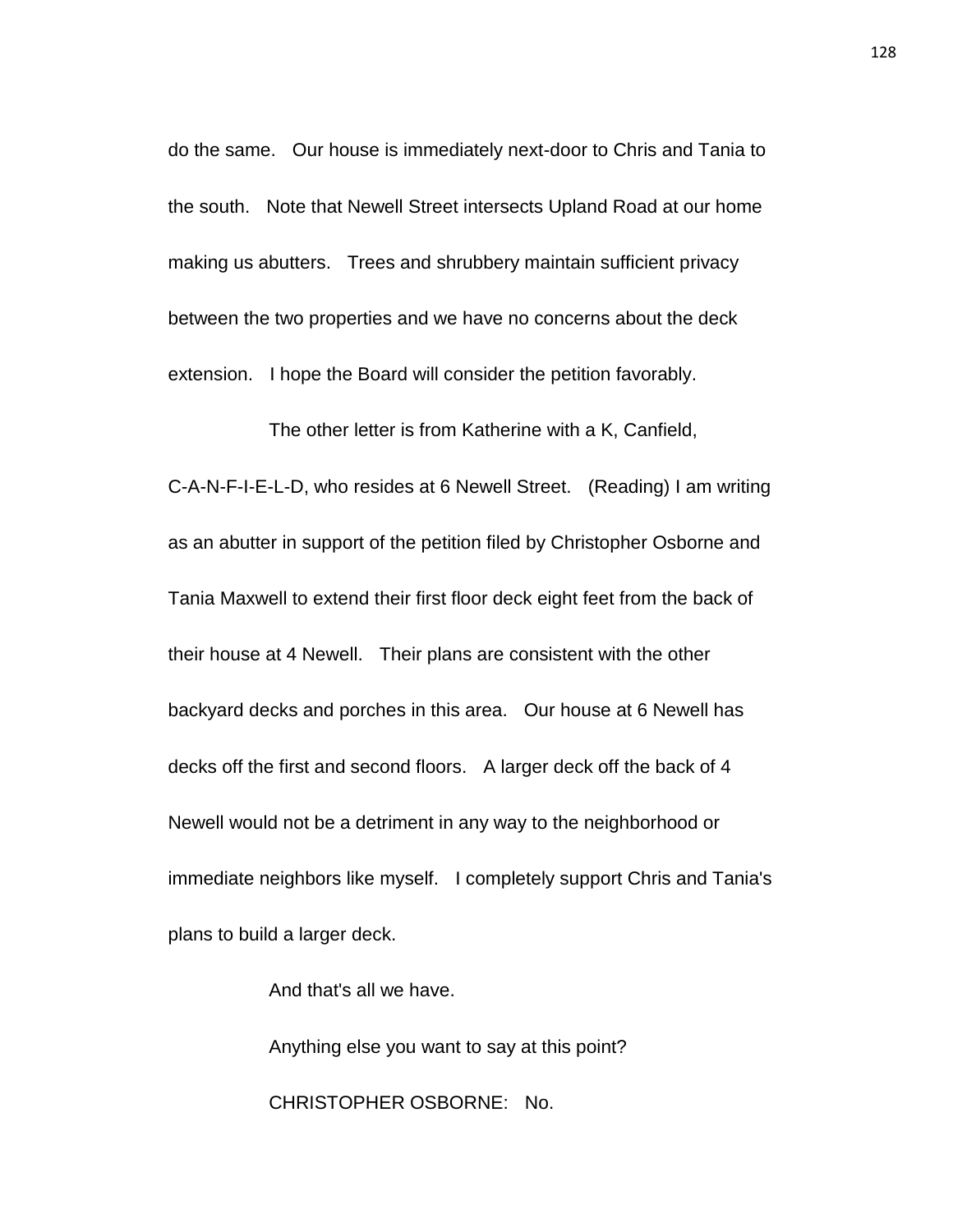do the same. Our house is immediately next-door to Chris and Tania to the south. Note that Newell Street intersects Upland Road at our home making us abutters. Trees and shrubbery maintain sufficient privacy between the two properties and we have no concerns about the deck extension. I hope the Board will consider the petition favorably.

The other letter is from Katherine with a K, Canfield, C-A-N-F-I-E-L-D, who resides at 6 Newell Street. (Reading) I am writing as an abutter in support of the petition filed by Christopher Osborne and Tania Maxwell to extend their first floor deck eight feet from the back of their house at 4 Newell. Their plans are consistent with the other backyard decks and porches in this area. Our house at 6 Newell has decks off the first and second floors. A larger deck off the back of 4 Newell would not be a detriment in any way to the neighborhood or immediate neighbors like myself. I completely support Chris and Tania's plans to build a larger deck.

And that's all we have.

Anything else you want to say at this point?

CHRISTOPHER OSBORNE: No.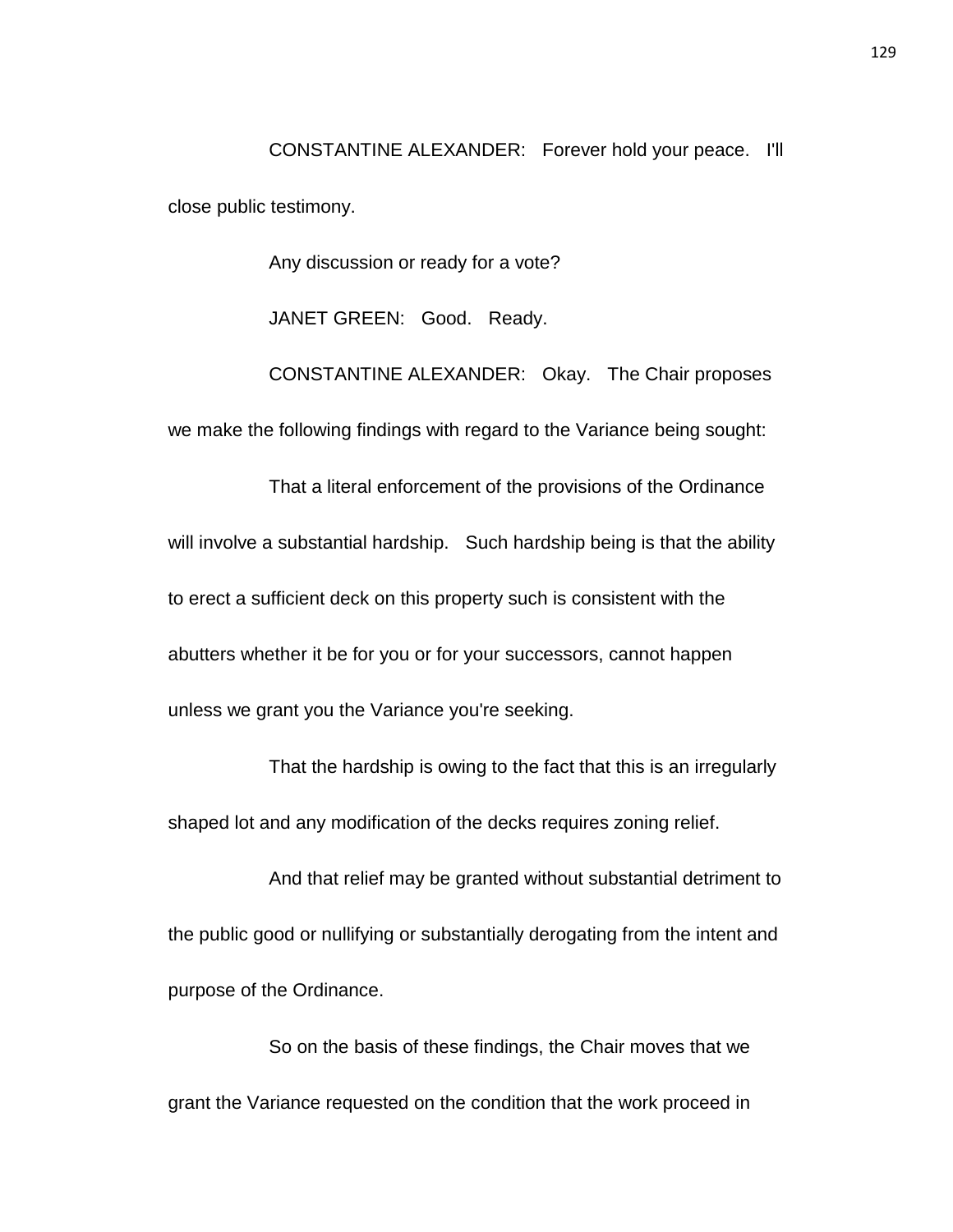CONSTANTINE ALEXANDER: Forever hold your peace. I'll close public testimony.

Any discussion or ready for a vote?

JANET GREEN: Good. Ready.

CONSTANTINE ALEXANDER: Okay. The Chair proposes we make the following findings with regard to the Variance being sought:

That a literal enforcement of the provisions of the Ordinance will involve a substantial hardship. Such hardship being is that the ability to erect a sufficient deck on this property such is consistent with the abutters whether it be for you or for your successors, cannot happen unless we grant you the Variance you're seeking.

That the hardship is owing to the fact that this is an irregularly shaped lot and any modification of the decks requires zoning relief.

And that relief may be granted without substantial detriment to the public good or nullifying or substantially derogating from the intent and purpose of the Ordinance.

So on the basis of these findings, the Chair moves that we grant the Variance requested on the condition that the work proceed in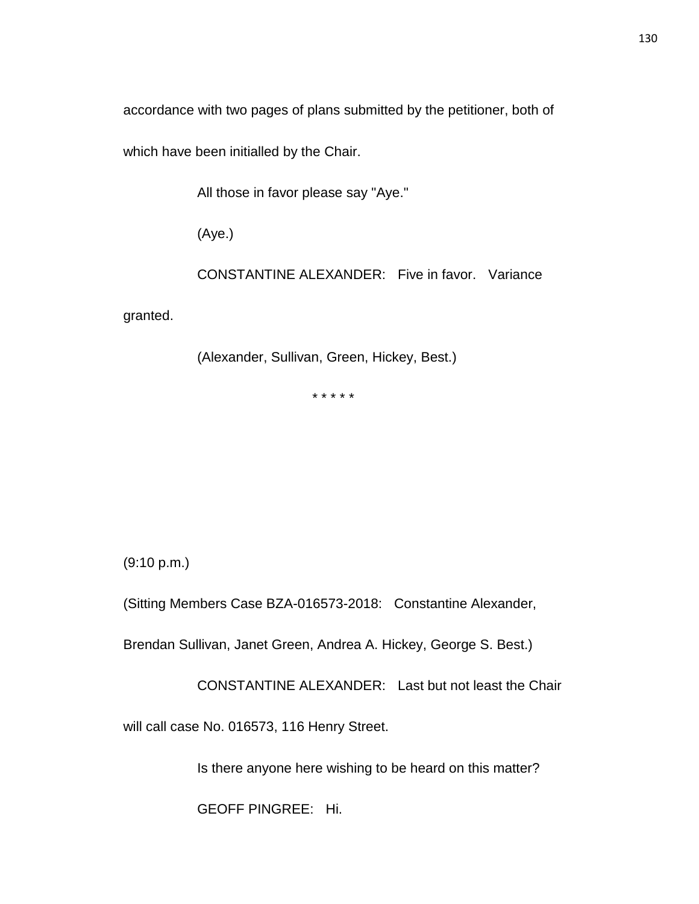accordance with two pages of plans submitted by the petitioner, both of

which have been initialled by the Chair.

All those in favor please say "Aye."

(Aye.)

CONSTANTINE ALEXANDER: Five in favor. Variance granted.

(Alexander, Sullivan, Green, Hickey, Best.)

* * * * *

(9:10 p.m.)

(Sitting Members Case BZA-016573-2018: Constantine Alexander, Brendan Sullivan, Janet Green, Andrea A. Hickey, George S. Best.)

CONSTANTINE ALEXANDER: Last but not least the Chair will call case No. 016573, 116 Henry Street.

Is there anyone here wishing to be heard on this matter?

GEOFF PINGREE: Hi.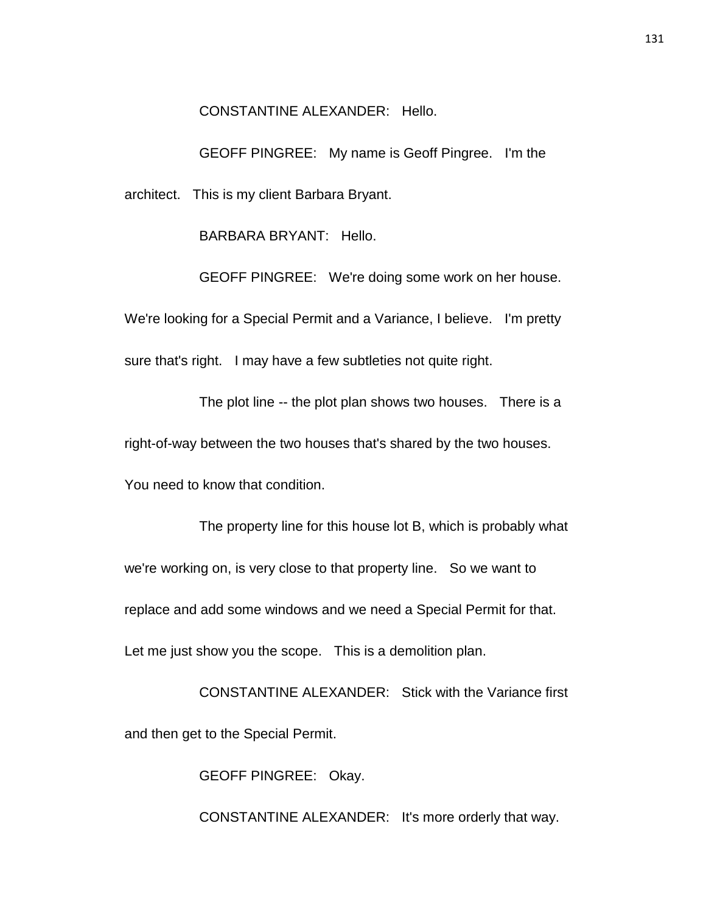CONSTANTINE ALEXANDER: Hello.

GEOFF PINGREE: My name is Geoff Pingree. I'm the architect. This is my client Barbara Bryant.

BARBARA BRYANT: Hello.

GEOFF PINGREE: We're doing some work on her house. We're looking for a Special Permit and a Variance, I believe. I'm pretty sure that's right. I may have a few subtleties not quite right.

The plot line -- the plot plan shows two houses. There is a right-of-way between the two houses that's shared by the two houses. You need to know that condition.

The property line for this house lot B, which is probably what we're working on, is very close to that property line. So we want to replace and add some windows and we need a Special Permit for that. Let me just show you the scope. This is a demolition plan.

CONSTANTINE ALEXANDER: Stick with the Variance first and then get to the Special Permit.

GEOFF PINGREE: Okay.

CONSTANTINE ALEXANDER: It's more orderly that way.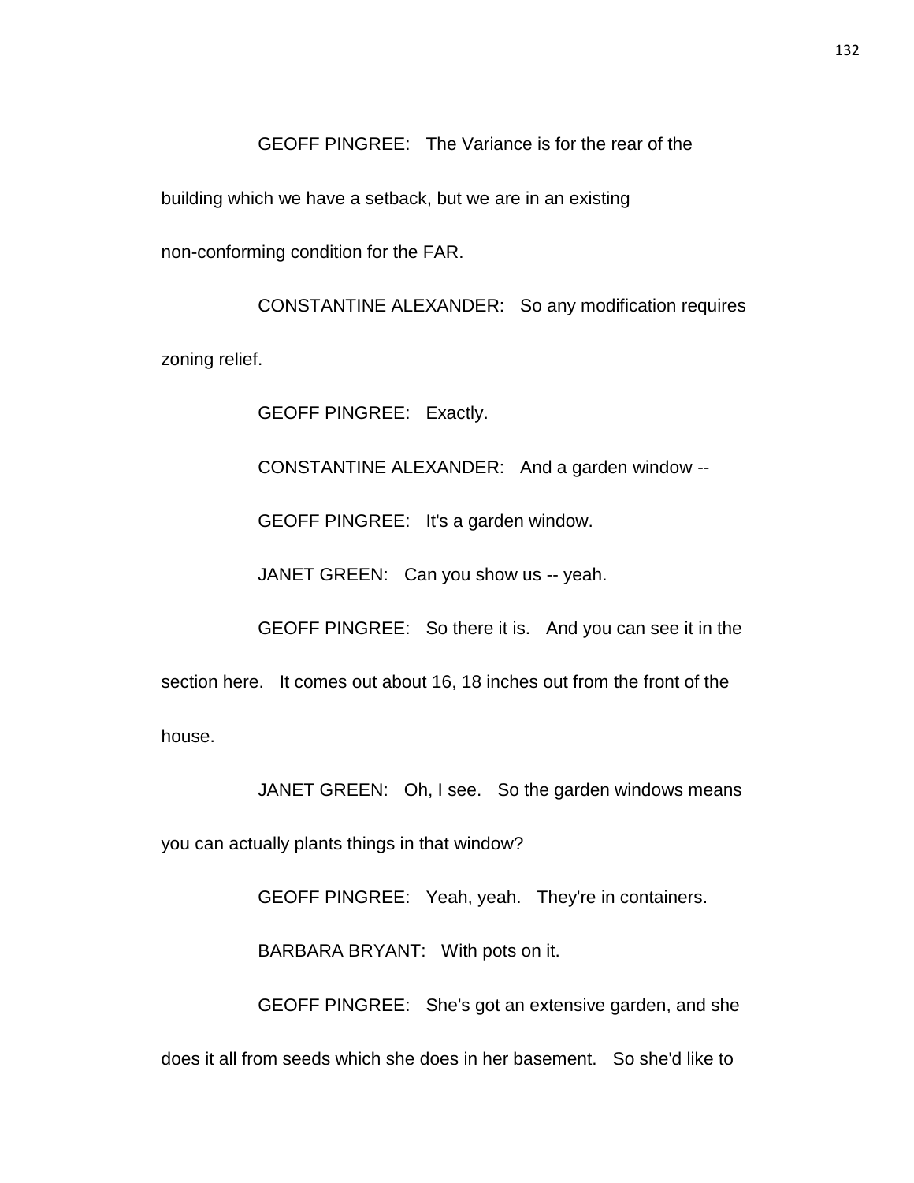GEOFF PINGREE: The Variance is for the rear of the building which we have a setback, but we are in an existing non-conforming condition for the FAR.

CONSTANTINE ALEXANDER: So any modification requires zoning relief.

GEOFF PINGREE: Exactly.

CONSTANTINE ALEXANDER: And a garden window --

GEOFF PINGREE: It's a garden window.

JANET GREEN: Can you show us -- yeah.

GEOFF PINGREE: So there it is. And you can see it in the section here. It comes out about 16, 18 inches out from the front of the house.

JANET GREEN: Oh, I see. So the garden windows means you can actually plants things in that window?

GEOFF PINGREE: Yeah, yeah. They're in containers.

BARBARA BRYANT: With pots on it.

GEOFF PINGREE: She's got an extensive garden, and she does it all from seeds which she does in her basement. So she'd like to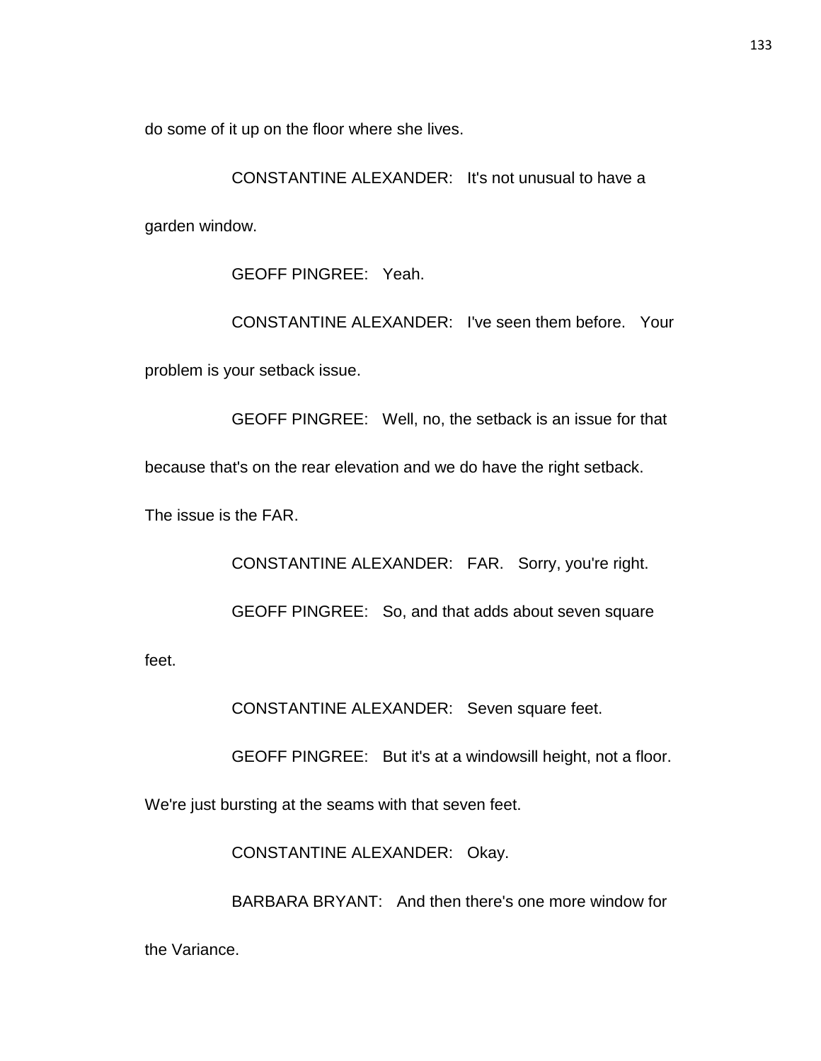do some of it up on the floor where she lives.

CONSTANTINE ALEXANDER: It's not unusual to have a garden window.

GEOFF PINGREE: Yeah.

CONSTANTINE ALEXANDER: I've seen them before. Your problem is your setback issue.

GEOFF PINGREE: Well, no, the setback is an issue for that because that's on the rear elevation and we do have the right setback. The issue is the FAR.

CONSTANTINE ALEXANDER: FAR. Sorry, you're right.

GEOFF PINGREE: So, and that adds about seven square feet.

CONSTANTINE ALEXANDER: Seven square feet.

GEOFF PINGREE: But it's at a windowsill height, not a floor. We're just bursting at the seams with that seven feet.

CONSTANTINE ALEXANDER: Okay.

BARBARA BRYANT: And then there's one more window for the Variance.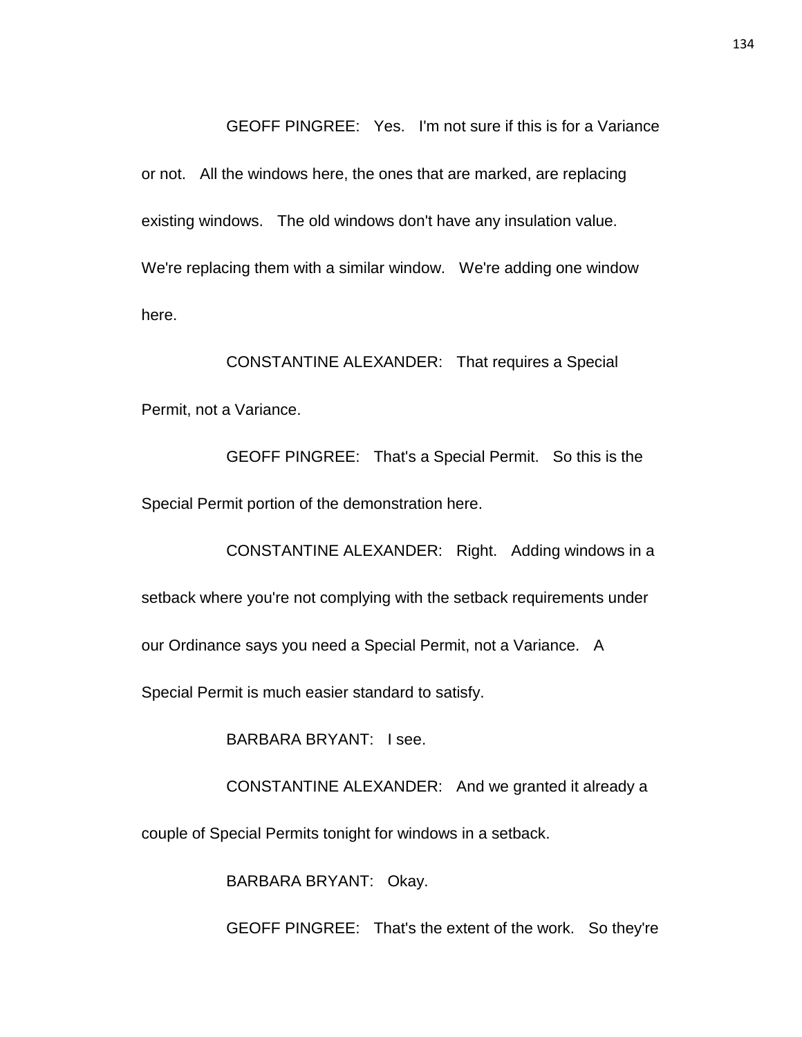GEOFF PINGREE: Yes. I'm not sure if this is for a Variance or not. All the windows here, the ones that are marked, are replacing existing windows. The old windows don't have any insulation value. We're replacing them with a similar window. We're adding one window here.

CONSTANTINE ALEXANDER: That requires a Special Permit, not a Variance.

GEOFF PINGREE: That's a Special Permit. So this is the Special Permit portion of the demonstration here.

CONSTANTINE ALEXANDER: Right. Adding windows in a setback where you're not complying with the setback requirements under our Ordinance says you need a Special Permit, not a Variance. A Special Permit is much easier standard to satisfy.

BARBARA BRYANT: I see.

CONSTANTINE ALEXANDER: And we granted it already a couple of Special Permits tonight for windows in a setback.

BARBARA BRYANT: Okay.

GEOFF PINGREE: That's the extent of the work. So they're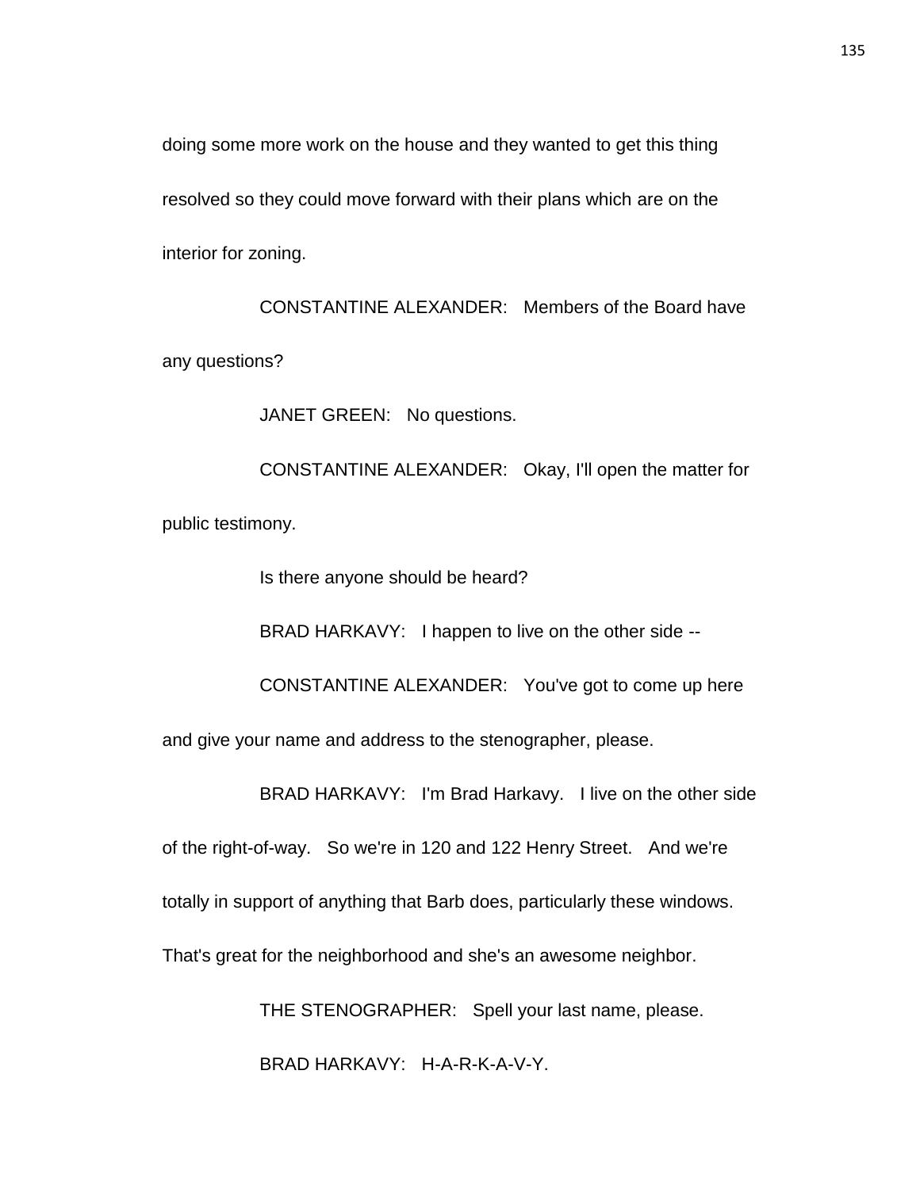doing some more work on the house and they wanted to get this thing resolved so they could move forward with their plans which are on the interior for zoning.

CONSTANTINE ALEXANDER: Members of the Board have any questions?

JANET GREEN: No questions.

CONSTANTINE ALEXANDER: Okay, I'll open the matter for public testimony.

Is there anyone should be heard?

BRAD HARKAVY: I happen to live on the other side --

CONSTANTINE ALEXANDER: You've got to come up here and give your name and address to the stenographer, please.

BRAD HARKAVY: I'm Brad Harkavy. I live on the other side of the right-of-way. So we're in 120 and 122 Henry Street. And we're totally in support of anything that Barb does, particularly these windows. That's great for the neighborhood and she's an awesome neighbor.

THE STENOGRAPHER: Spell your last name, please.

BRAD HARKAVY: H-A-R-K-A-V-Y.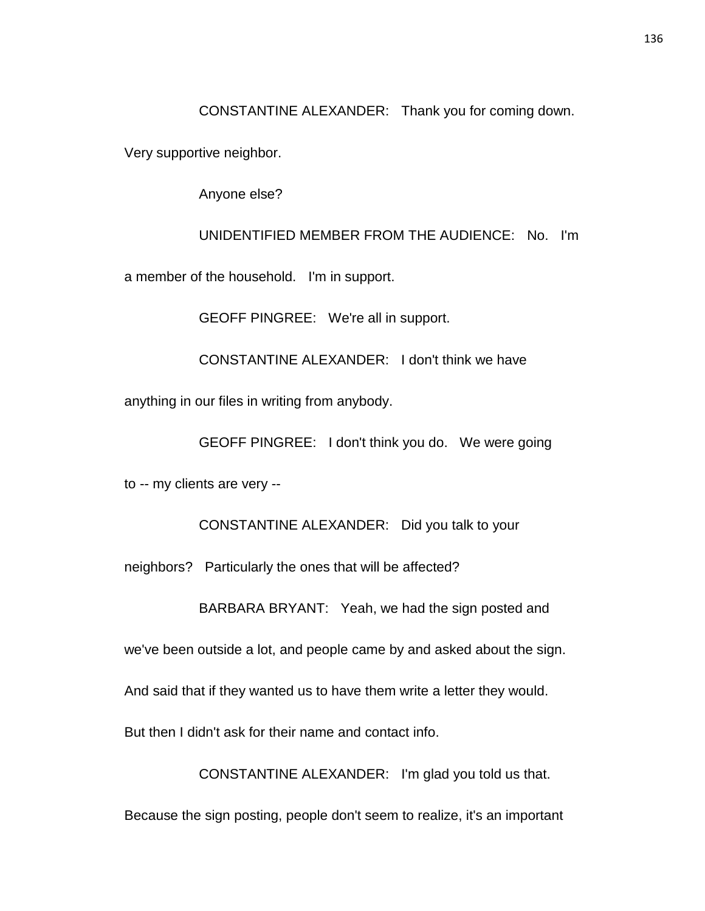CONSTANTINE ALEXANDER: Thank you for coming down. Very supportive neighbor.

Anyone else?

UNIDENTIFIED MEMBER FROM THE AUDIENCE: No. I'm a member of the household. I'm in support.

GEOFF PINGREE: We're all in support.

CONSTANTINE ALEXANDER: I don't think we have anything in our files in writing from anybody.

GEOFF PINGREE: I don't think you do. We were going to -- my clients are very --

CONSTANTINE ALEXANDER: Did you talk to your neighbors? Particularly the ones that will be affected?

BARBARA BRYANT: Yeah, we had the sign posted and we've been outside a lot, and people came by and asked about the sign. And said that if they wanted us to have them write a letter they would. But then I didn't ask for their name and contact info.

CONSTANTINE ALEXANDER: I'm glad you told us that. Because the sign posting, people don't seem to realize, it's an important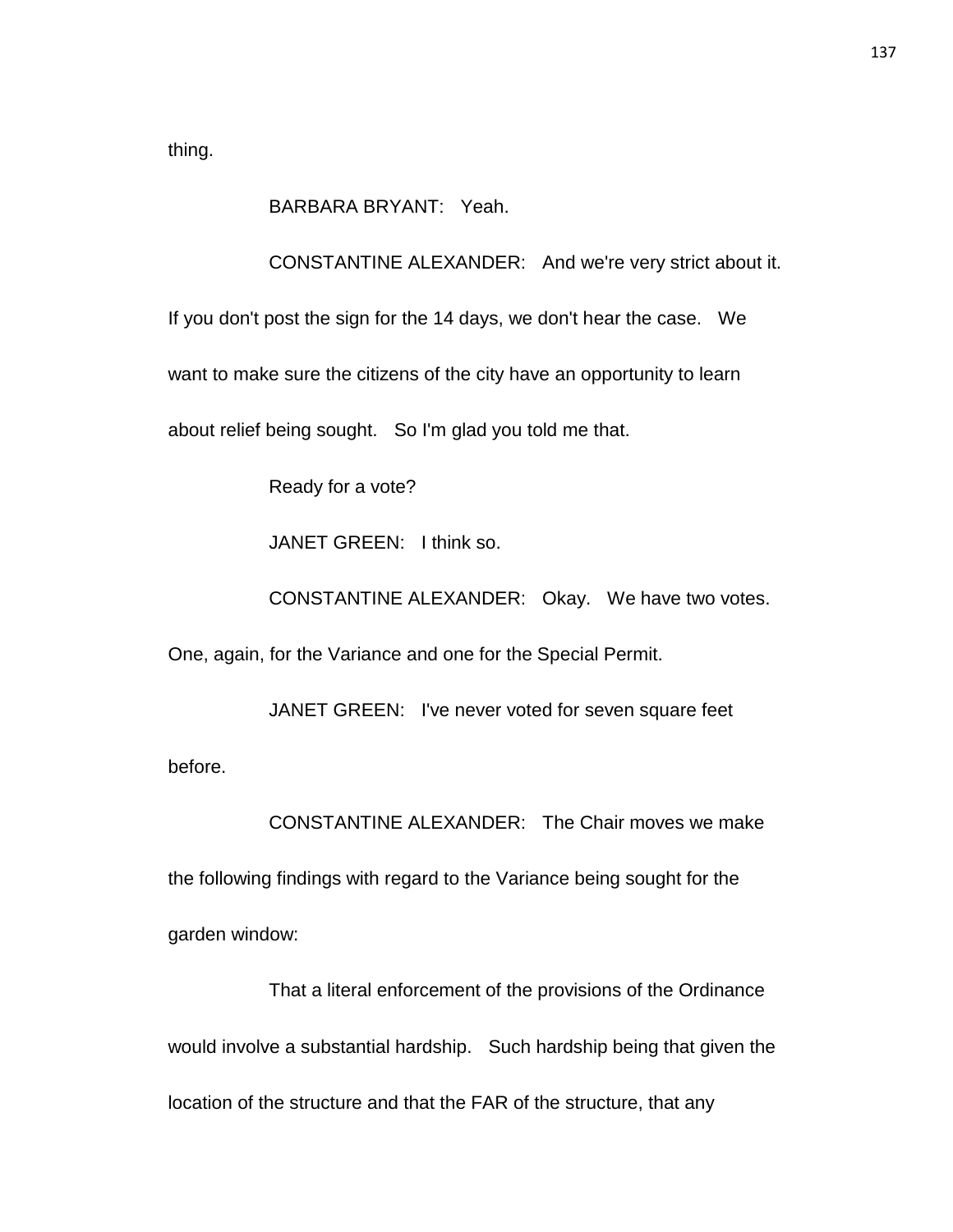thing.

BARBARA BRYANT: Yeah.

CONSTANTINE ALEXANDER: And we're very strict about it. If you don't post the sign for the 14 days, we don't hear the case. We want to make sure the citizens of the city have an opportunity to learn about relief being sought. So I'm glad you told me that.

Ready for a vote?

JANET GREEN: I think so.

CONSTANTINE ALEXANDER: Okay. We have two votes. One, again, for the Variance and one for the Special Permit.

JANET GREEN: I've never voted for seven square feet before.

CONSTANTINE ALEXANDER: The Chair moves we make the following findings with regard to the Variance being sought for the garden window:

That a literal enforcement of the provisions of the Ordinance would involve a substantial hardship. Such hardship being that given the location of the structure and that the FAR of the structure, that any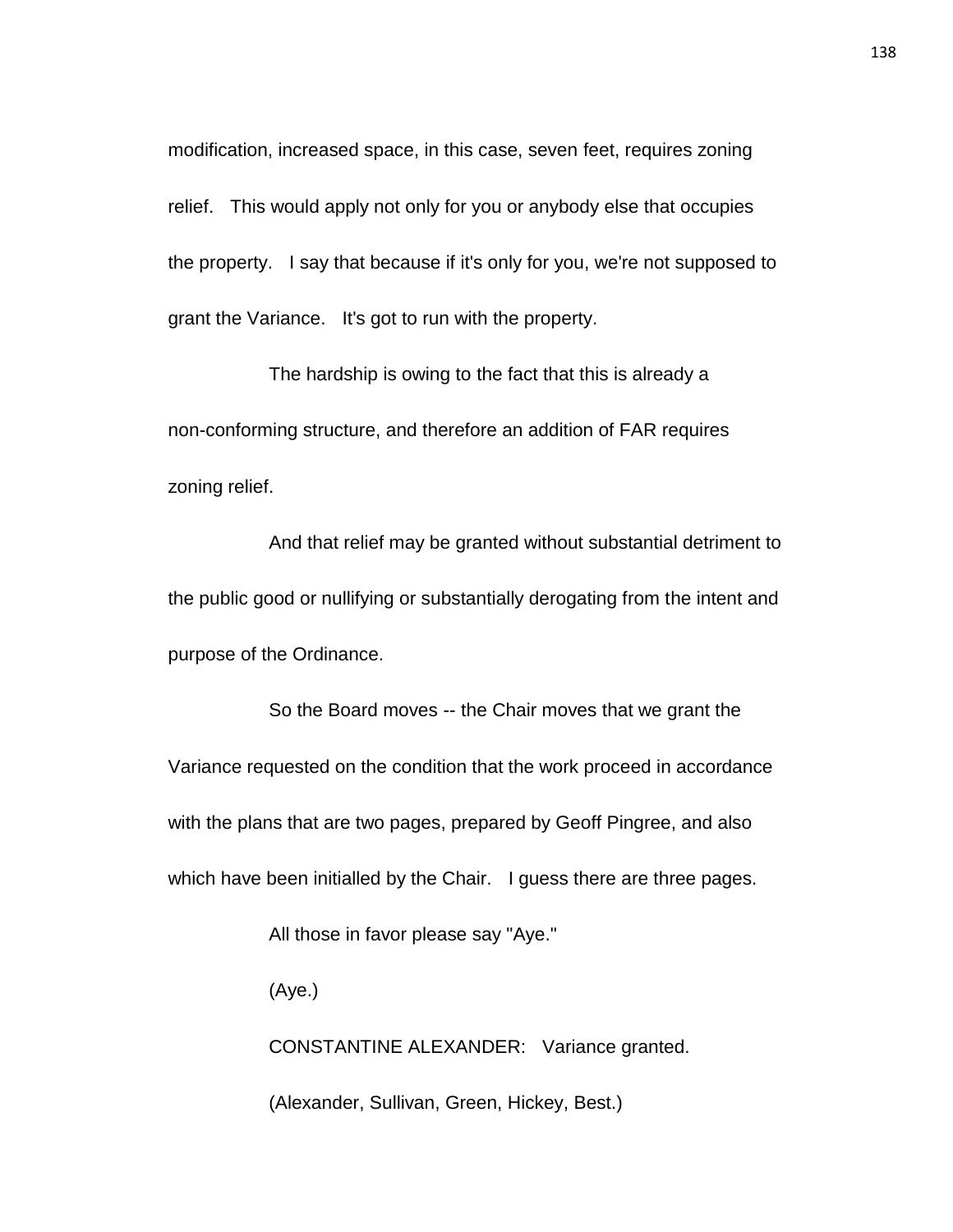modification, increased space, in this case, seven feet, requires zoning relief. This would apply not only for you or anybody else that occupies the property. I say that because if it's only for you, we're not supposed to grant the Variance. It's got to run with the property.

The hardship is owing to the fact that this is already a non-conforming structure, and therefore an addition of FAR requires zoning relief.

And that relief may be granted without substantial detriment to the public good or nullifying or substantially derogating from the intent and purpose of the Ordinance.

So the Board moves -- the Chair moves that we grant the Variance requested on the condition that the work proceed in accordance with the plans that are two pages, prepared by Geoff Pingree, and also which have been initialled by the Chair. I guess there are three pages.

All those in favor please say "Aye."

(Aye.)

CONSTANTINE ALEXANDER: Variance granted.

(Alexander, Sullivan, Green, Hickey, Best.)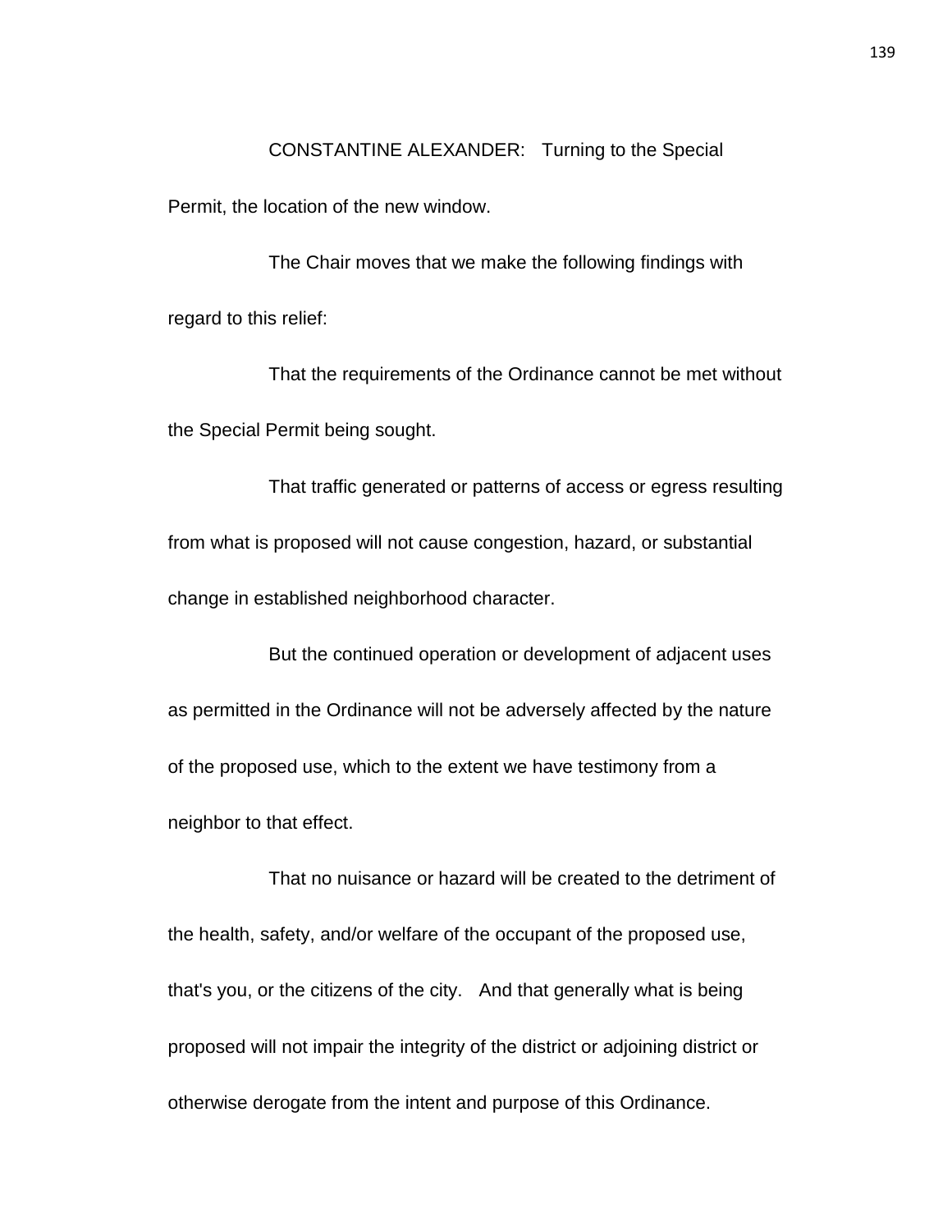CONSTANTINE ALEXANDER: Turning to the Special Permit, the location of the new window.

The Chair moves that we make the following findings with regard to this relief:

That the requirements of the Ordinance cannot be met without the Special Permit being sought.

That traffic generated or patterns of access or egress resulting from what is proposed will not cause congestion, hazard, or substantial change in established neighborhood character.

But the continued operation or development of adjacent uses as permitted in the Ordinance will not be adversely affected by the nature of the proposed use, which to the extent we have testimony from a neighbor to that effect.

That no nuisance or hazard will be created to the detriment of the health, safety, and/or welfare of the occupant of the proposed use, that's you, or the citizens of the city. And that generally what is being proposed will not impair the integrity of the district or adjoining district or otherwise derogate from the intent and purpose of this Ordinance.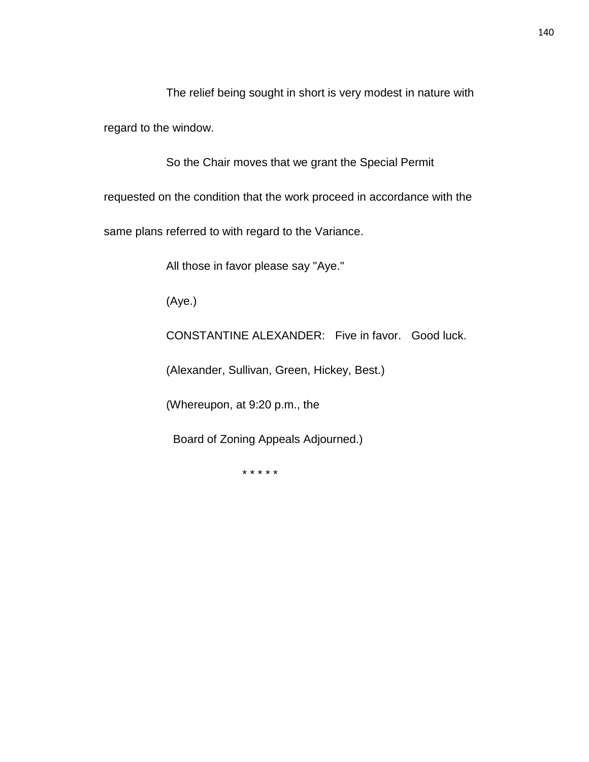The relief being sought in short is very modest in nature with regard to the window.

So the Chair moves that we grant the Special Permit requested on the condition that the work proceed in accordance with the same plans referred to with regard to the Variance.

All those in favor please say "Aye."

(Aye.)

CONSTANTINE ALEXANDER: Five in favor. Good luck.

(Alexander, Sullivan, Green, Hickey, Best.)

(Whereupon, at 9:20 p.m., the Board of Zoning Appeals Adjourned.)

* * * * *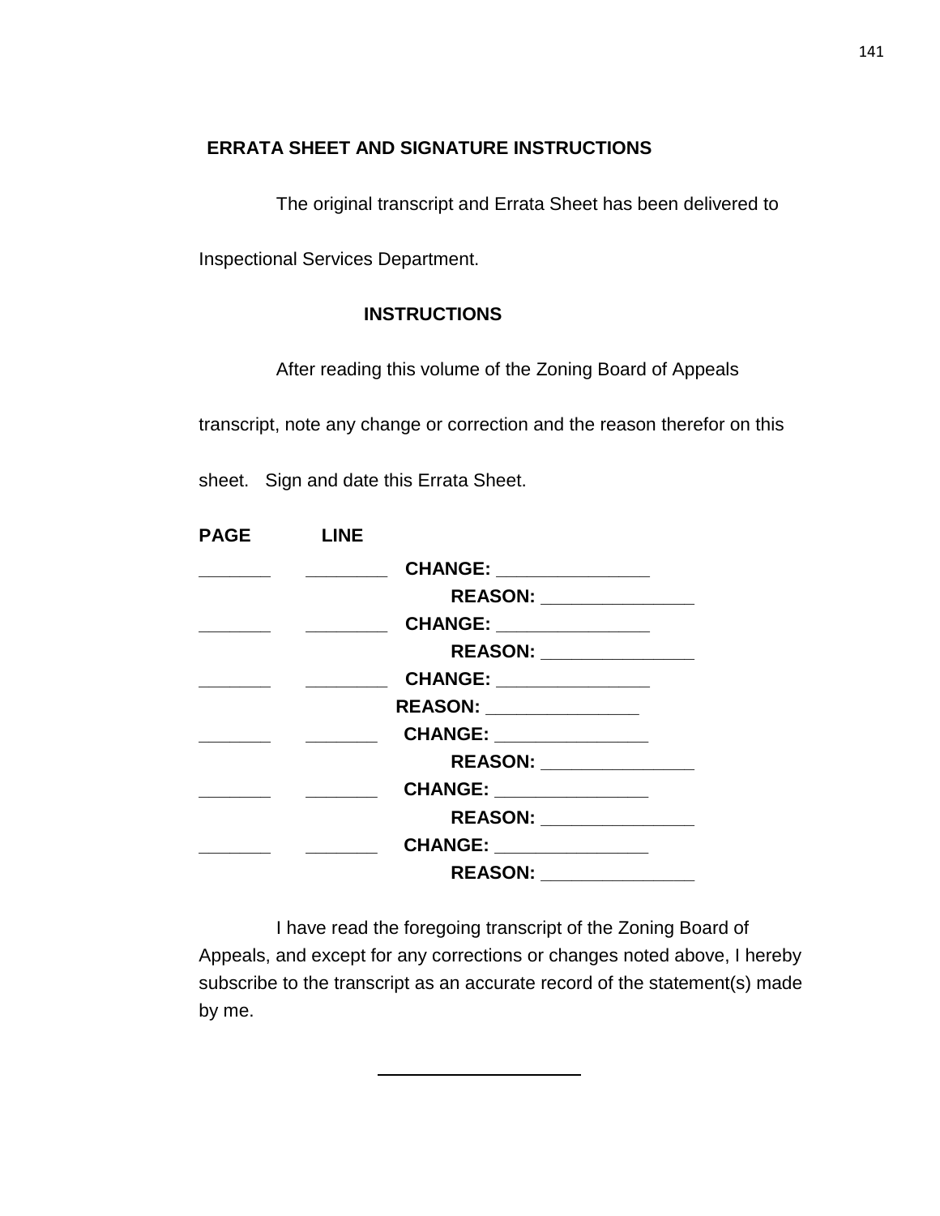## ERRATA SHEET AND SIGNATURE INSTRUCTIONS

The original transcript and Errata Sheet has been delivered to Inspectional Services Department.

### INSTRUCTIONS

After reading this volume of the Zoning Board of Appeals transcript, note any change or correction and the reason therefor on this sheet. Sign and date this Errata Sheet.

**PAGE** **LINE**

_______ ________ **CHANGE:** _______________

**REASON:** _______________

_______ ________ **CHANGE:** _______________

**REASON:** _______________

_______ ________ **CHANGE:** _______________

**REASON:** _______________

_______ _______ **CHANGE:** _______________

**REASON:** _______________

_______ _______ **CHANGE:** _______________

**REASON:** _______________

_______ _______ **CHANGE:** _______________

**REASON:** _______________

I have read the foregoing transcript of the Zoning Board of Appeals, and except for any corrections or changes noted above, I hereby subscribe to the transcript as an accurate record of the statement(s) made by me.

_____________________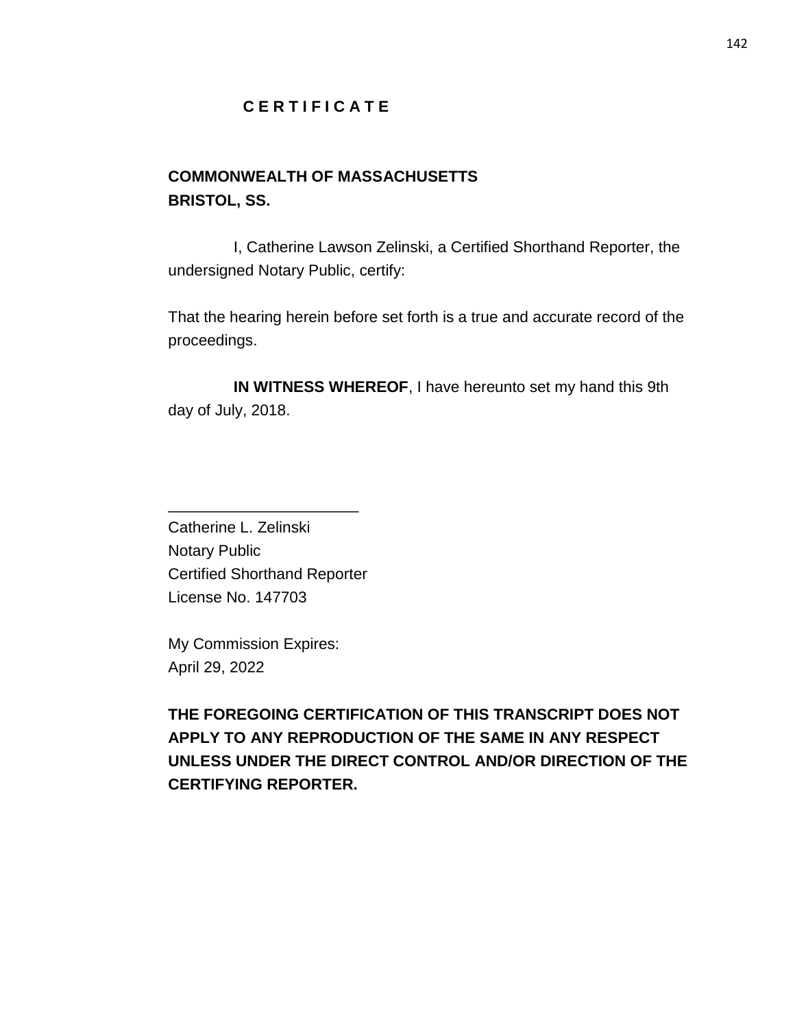# C E R T I F I C A T E

**COMMONWEALTH OF MASSACHUSETTS**
**BRISTOL, SS.**

I, Catherine Lawson Zelinski, a Certified Shorthand Reporter, the undersigned Notary Public, certify:

That the hearing herein before set forth is a true and accurate record of the proceedings.

**IN WITNESS WHEREOF**, I have hereunto set my hand this 9th day of July, 2018.

______________________

Catherine L. Zelinski
Notary Public
Certified Shorthand Reporter
License No. 147703

My Commission Expires:
April 29, 2022

**THE FOREGOING CERTIFICATION OF THIS TRANSCRIPT DOES NOT APPLY TO ANY REPRODUCTION OF THE SAME IN ANY RESPECT UNLESS UNDER THE DIRECT CONTROL AND/OR DIRECTION OF THE CERTIFYING REPORTER.**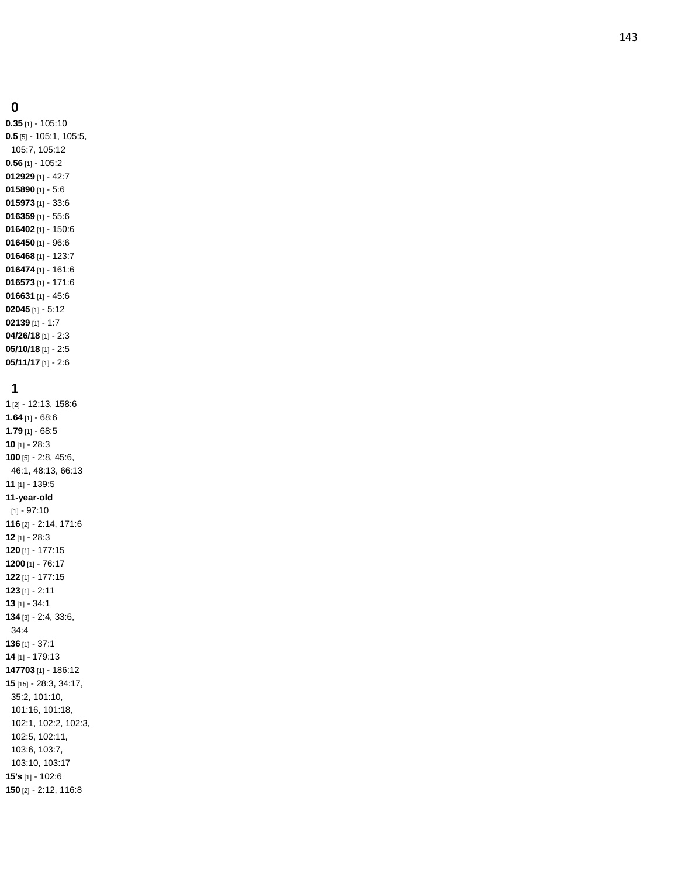## 0

**0.35** [1] - 105:10
**0.5** [5] - 105:1, 105:5, 105:7, 105:12
**0.56** [1] - 105:2
**012929** [1] - 42:7
**015890** [1] - 5:6
**015973** [1] - 33:6
**016359** [1] - 55:6
**016402** [1] - 150:6
**016450** [1] - 96:6
**016468** [1] - 123:7
**016474** [1] - 161:6
**016573** [1] - 171:6
**016631** [1] - 45:6
**02045** [1] - 5:12
**02139** [1] - 1:7
**04/26/18** [1] - 2:3
**05/10/18** [1] - 2:5
**05/11/17** [1] - 2:6

## 1

**1** [2] - 12:13, 158:6
**1.64** [1] - 68:6
**1.79** [1] - 68:5
**10** [1] - 28:3
**100** [5] - 2:8, 45:6, 46:1, 48:13, 66:13
**11** [1] - 139:5
**11-year-old** [1] - 97:10
**116** [2] - 2:14, 171:6
**12** [1] - 28:3
**120** [1] - 177:15
**1200** [1] - 76:17
**122** [1] - 177:15
**123** [1] - 2:11
**13** [1] - 34:1
**134** [3] - 2:4, 33:6, 34:4
**136** [1] - 37:1
**14** [1] - 179:13
**147703** [1] - 186:12
**15** [15] - 28:3, 34:17, 35:2, 101:10, 101:16, 101:18, 102:1, 102:2, 102:3, 102:5, 102:11, 103:6, 103:7, 103:10, 103:17
**15's** [1] - 102:6
**150** [2] - 2:12, 116:8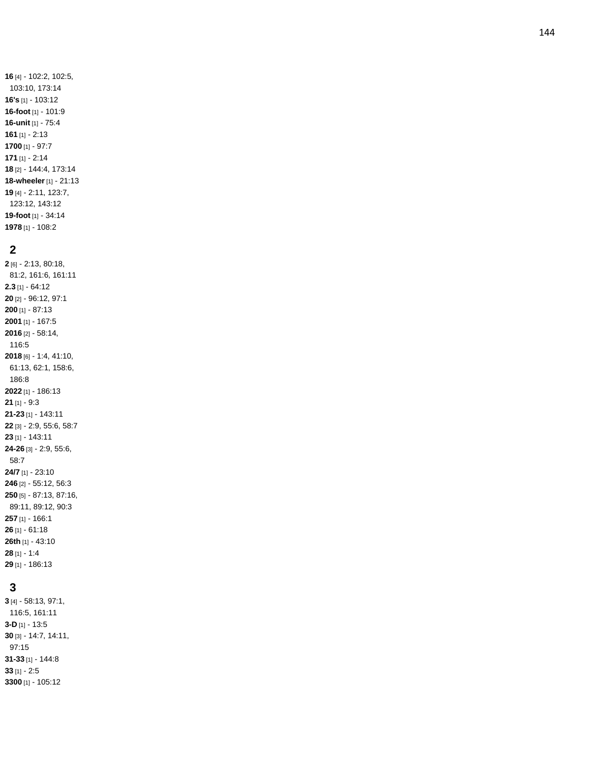**16** [4] - 102:2, 102:5, 103:10, 173:14
**16's** [1] - 103:12
**16-foot** [1] - 101:9
**16-unit** [1] - 75:4
**161** [1] - 2:13
**1700** [1] - 97:7
**171** [1] - 2:14
**18** [2] - 144:4, 173:14
**18-wheeler** [1] - 21:13
**19** [4] - 2:11, 123:7, 123:12, 143:12
**19-foot** [1] - 34:14
**1978** [1] - 108:2

## 2

**2** [6] - 2:13, 80:18, 81:2, 161:6, 161:11
**2.3** [1] - 64:12
**20** [2] - 96:12, 97:1
**200** [1] - 87:13
**2001** [1] - 167:5
**2016** [2] - 58:14, 116:5
**2018** [6] - 1:4, 41:10, 61:13, 62:1, 158:6, 186:8
**2022** [1] - 186:13
**21** [1] - 9:3
**21-23** [1] - 143:11
**22** [3] - 2:9, 55:6, 58:7
**23** [1] - 143:11
**24-26** [3] - 2:9, 55:6, 58:7
**24/7** [1] - 23:10
**246** [2] - 55:12, 56:3
**250** [5] - 87:13, 87:16, 89:11, 89:12, 90:3
**257** [1] - 166:1
**26** [1] - 61:18
**26th** [1] - 43:10
**28** [1] - 1:4
**29** [1] - 186:13

## 3

**3** [4] - 58:13, 97:1, 116:5, 161:11
**3-D** [1] - 13:5
**30** [3] - 14:7, 14:11, 97:15
**31-33** [1] - 144:8
**33** [1] - 2:5
**3300** [1] - 105:12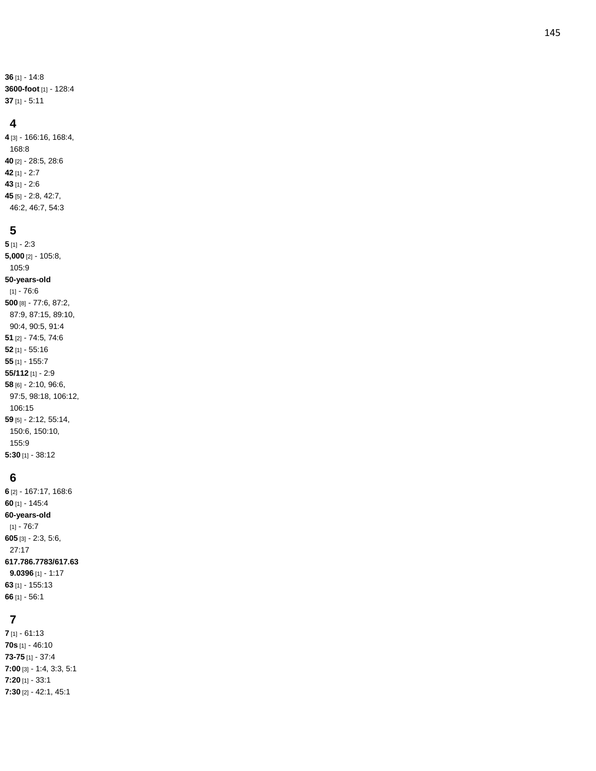**36** [1] - 14:8
**3600-foot** [1] - 128:4
**37** [1] - 5:11

## 4

**4** [3] - 166:16, 168:4, 168:8
**40** [2] - 28:5, 28:6
**42** [1] - 2:7
**43** [1] - 2:6
**45** [5] - 2:8, 42:7, 46:2, 46:7, 54:3

## 5

**5** [1] - 2:3
**5,000** [2] - 105:8, 105:9
**50-years-old** [1] - 76:6
**500** [8] - 77:6, 87:2, 87:9, 87:15, 89:10, 90:4, 90:5, 91:4
**51** [2] - 74:5, 74:6
**52** [1] - 55:16
**55** [1] - 155:7
**55/112** [1] - 2:9
**58** [6] - 2:10, 96:6, 97:5, 98:18, 106:12, 106:15
**59** [5] - 2:12, 55:14, 150:6, 150:10, 155:9
**5:30** [1] - 38:12

## 6

**6** [2] - 167:17, 168:6
**60** [1] - 145:4
**60-years-old** [1] - 76:7
**605** [3] - 2:3, 5:6, 27:17
**617.786.7783/617.639.0396** [1] - 1:17
**63** [1] - 155:13
**66** [1] - 56:1

## 7

**7** [1] - 61:13
**70s** [1] - 46:10
**73-75** [1] - 37:4
**7:00** [3] - 1:4, 3:3, 5:1
**7:20** [1] - 33:1
**7:30** [2] - 42:1, 45:1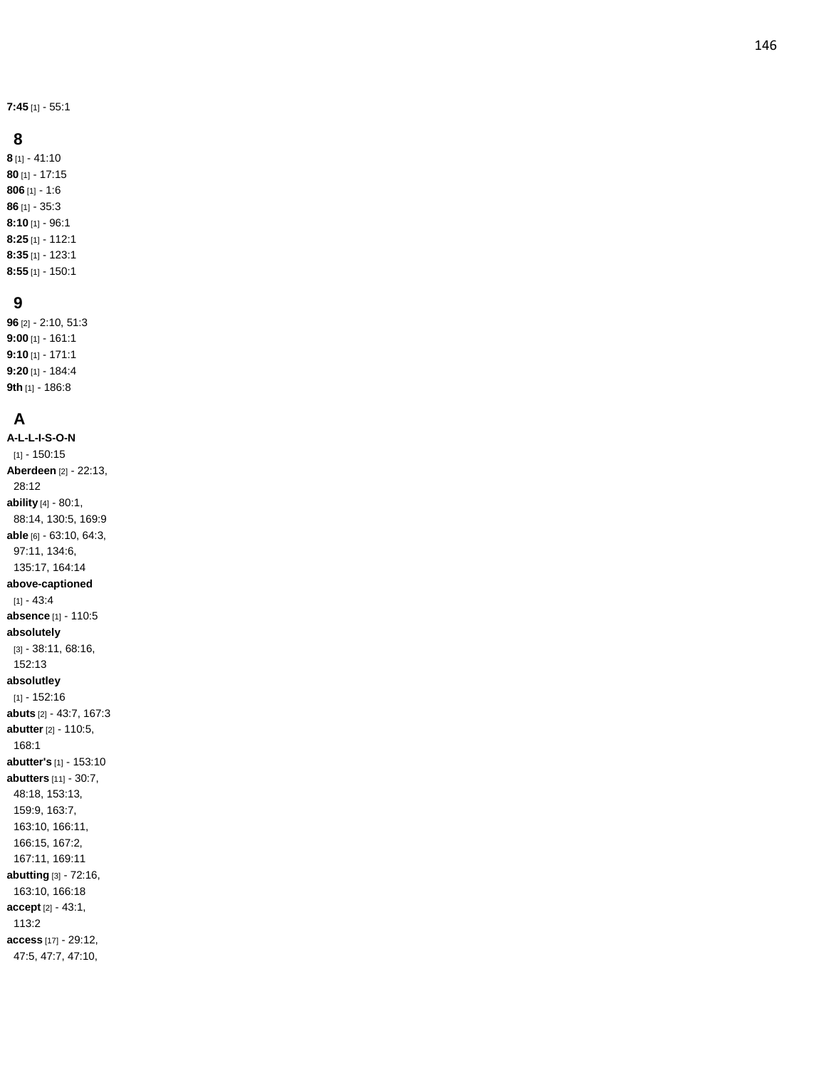**7:45** [1] - 55:1

## 8

**8** [1] - 41:10
**80** [1] - 17:15
**806** [1] - 1:6
**86** [1] - 35:3
**8:10** [1] - 96:1
**8:25** [1] - 112:1
**8:35** [1] - 123:1
**8:55** [1] - 150:1

## 9

**96** [2] - 2:10, 51:3
**9:00** [1] - 161:1
**9:10** [1] - 171:1
**9:20** [1] - 184:4
**9th** [1] - 186:8

## A

**A-L-L-I-S-O-N** [1] - 150:15
**Aberdeen** [2] - 22:13, 28:12
**ability** [4] - 80:1, 88:14, 130:5, 169:9
**able** [6] - 63:10, 64:3, 97:11, 134:6, 135:17, 164:14
**above-captioned** [1] - 43:4
**absence** [1] - 110:5
**absolutely** [3] - 38:11, 68:16, 152:13
**absolutley** [1] - 152:16
**abuts** [2] - 43:7, 167:3
**abutter** [2] - 110:5, 168:1
**abutter's** [1] - 153:10
**abutters** [11] - 30:7, 48:18, 153:13, 159:9, 163:7, 163:10, 166:11, 166:15, 167:2, 167:11, 169:11
**abutting** [3] - 72:16, 163:10, 166:18
**accept** [2] - 43:1, 113:2
**access** [17] - 29:12, 47:5, 47:7, 47:10,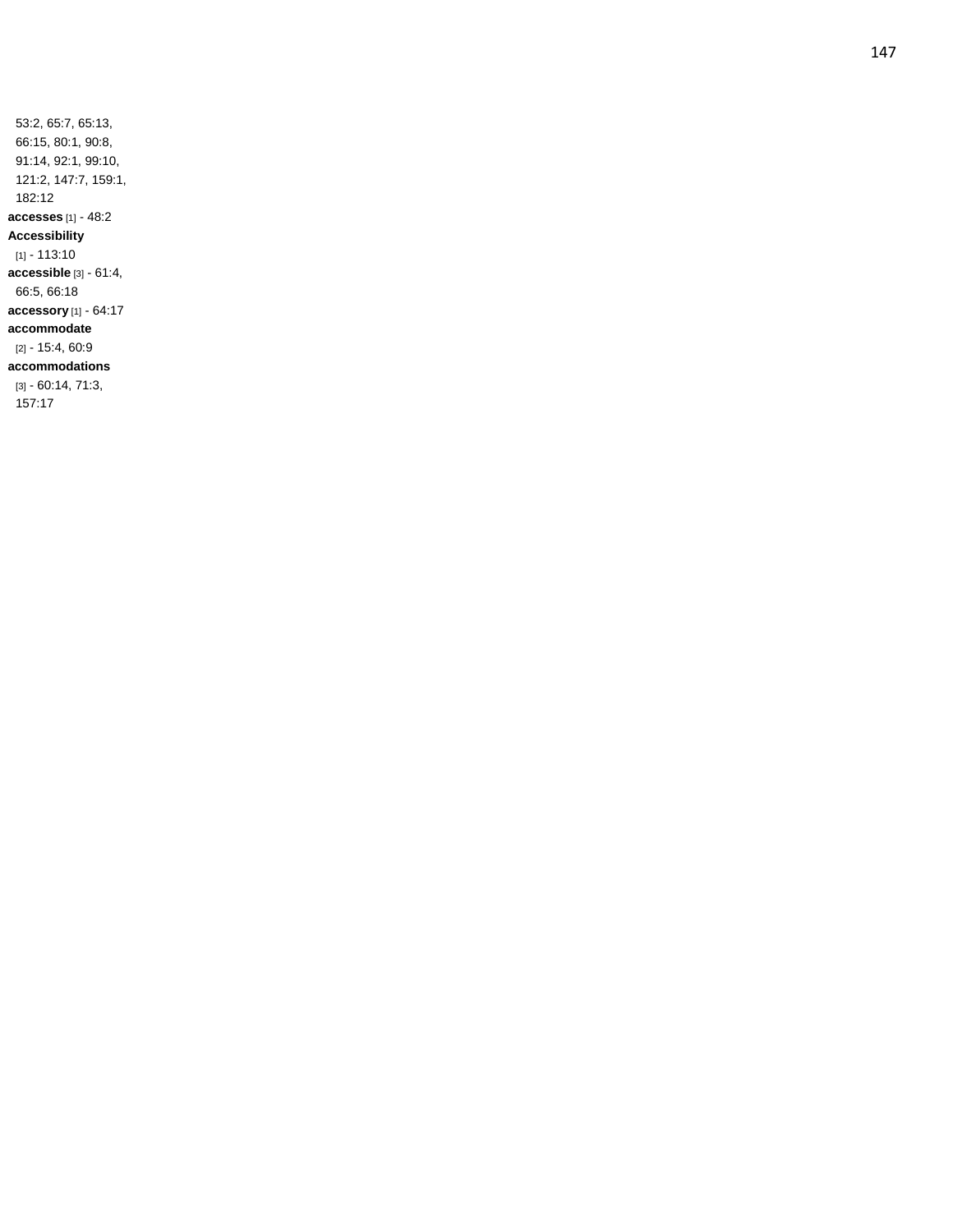53:2, 65:7, 65:13, 66:15, 80:1, 90:8, 91:14, 92:1, 99:10, 121:2, 147:7, 159:1, 182:12

**accesses** [1] - 48:2

**Accessibility** [1] - 113:10

**accessible** [3] - 61:4, 66:5, 66:18

**accessory** [1] - 64:17

**accommodate** [2] - 15:4, 60:9

**accommodations** [3] - 60:14, 71:3, 157:17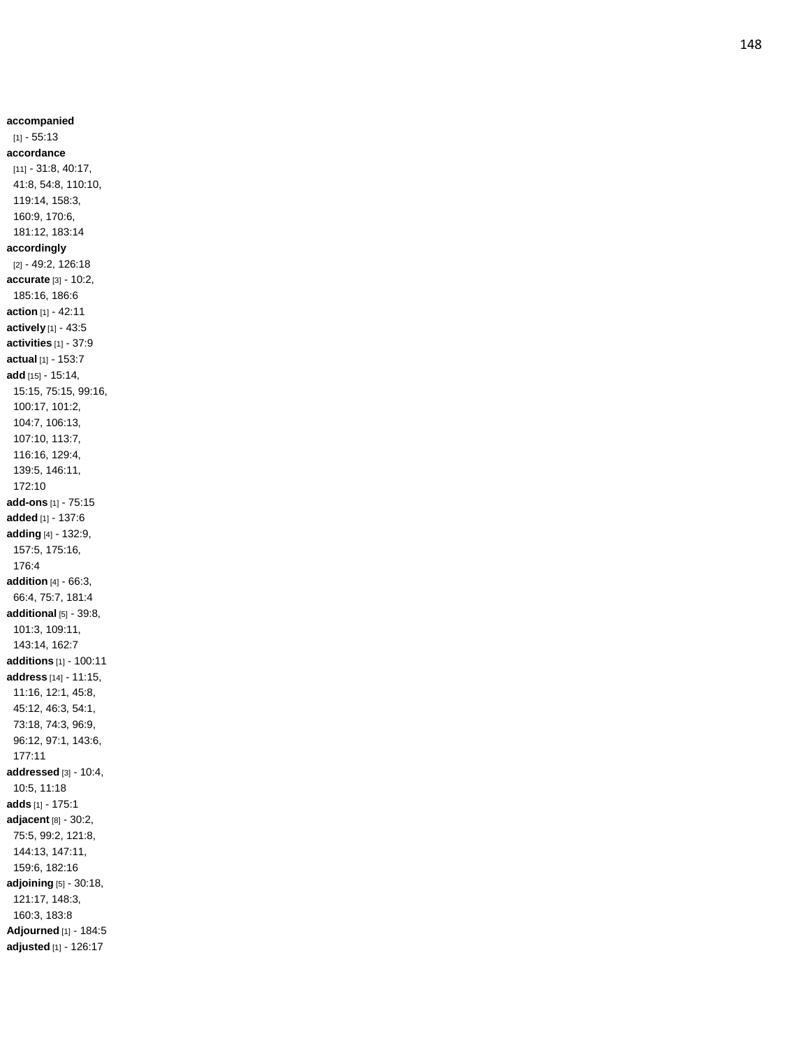**accompanied** [1] - 55:13
**accordance** [11] - 31:8, 40:17, 41:8, 54:8, 110:10, 119:14, 158:3, 160:9, 170:6, 181:12, 183:14
**accordingly** [2] - 49:2, 126:18
**accurate** [3] - 10:2, 185:16, 186:6
**action** [1] - 42:11
**actively** [1] - 43:5
**activities** [1] - 37:9
**actual** [1] - 153:7
**add** [15] - 15:14, 15:15, 75:15, 99:16, 100:17, 101:2, 104:7, 106:13, 107:10, 113:7, 116:16, 129:4, 139:5, 146:11, 172:10
**add-ons** [1] - 75:15
**added** [1] - 137:6
**adding** [4] - 132:9, 157:5, 175:16, 176:4
**addition** [4] - 66:3, 66:4, 75:7, 181:4
**additional** [5] - 39:8, 101:3, 109:11, 143:14, 162:7
**additions** [1] - 100:11
**address** [14] - 11:15, 11:16, 12:1, 45:8, 45:12, 46:3, 54:1, 73:18, 74:3, 96:9, 96:12, 97:1, 143:6, 177:11
**addressed** [3] - 10:4, 10:5, 11:18
**adds** [1] - 175:1
**adjacent** [8] - 30:2, 75:5, 99:2, 121:8, 144:13, 147:11, 159:6, 182:16
**adjoining** [5] - 30:18, 121:17, 148:3, 160:3, 183:8
**Adjourned** [1] - 184:5
**adjusted** [1] - 126:17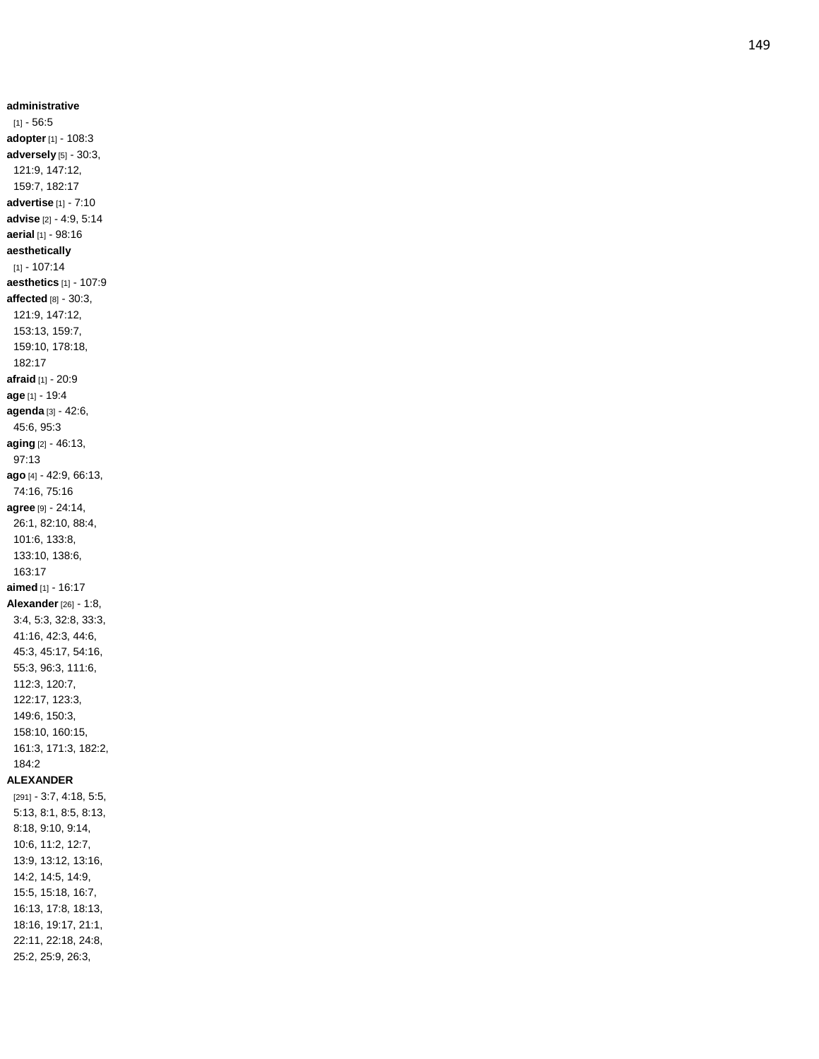**administrative** [1] - 56:5
**adopter** [1] - 108:3
**adversely** [5] - 30:3, 121:9, 147:12, 159:7, 182:17
**advertise** [1] - 7:10
**advise** [2] - 4:9, 5:14
**aerial** [1] - 98:16
**aesthetically** [1] - 107:14
**aesthetics** [1] - 107:9
**affected** [8] - 30:3, 121:9, 147:12, 153:13, 159:7, 159:10, 178:18, 182:17
**afraid** [1] - 20:9
**age** [1] - 19:4
**agenda** [3] - 42:6, 45:6, 95:3
**aging** [2] - 46:13, 97:13
**ago** [4] - 42:9, 66:13, 74:16, 75:16
**agree** [9] - 24:14, 26:1, 82:10, 88:4, 101:6, 133:8, 133:10, 138:6, 163:17
**aimed** [1] - 16:17
**Alexander** [26] - 1:8, 3:4, 5:3, 32:8, 33:3, 41:16, 42:3, 44:6, 45:3, 45:17, 54:16, 55:3, 96:3, 111:6, 112:3, 120:7, 122:17, 123:3, 149:6, 150:3, 158:10, 160:15, 161:3, 171:3, 182:2, 184:2
**ALEXANDER** [291] - 3:7, 4:18, 5:5, 5:13, 8:1, 8:5, 8:13, 8:18, 9:10, 9:14, 10:6, 11:2, 12:7, 13:9, 13:12, 13:16, 14:2, 14:5, 14:9, 15:5, 15:18, 16:7, 16:13, 17:8, 18:13, 18:16, 19:17, 21:1, 22:11, 22:18, 24:8, 25:2, 25:9, 26:3,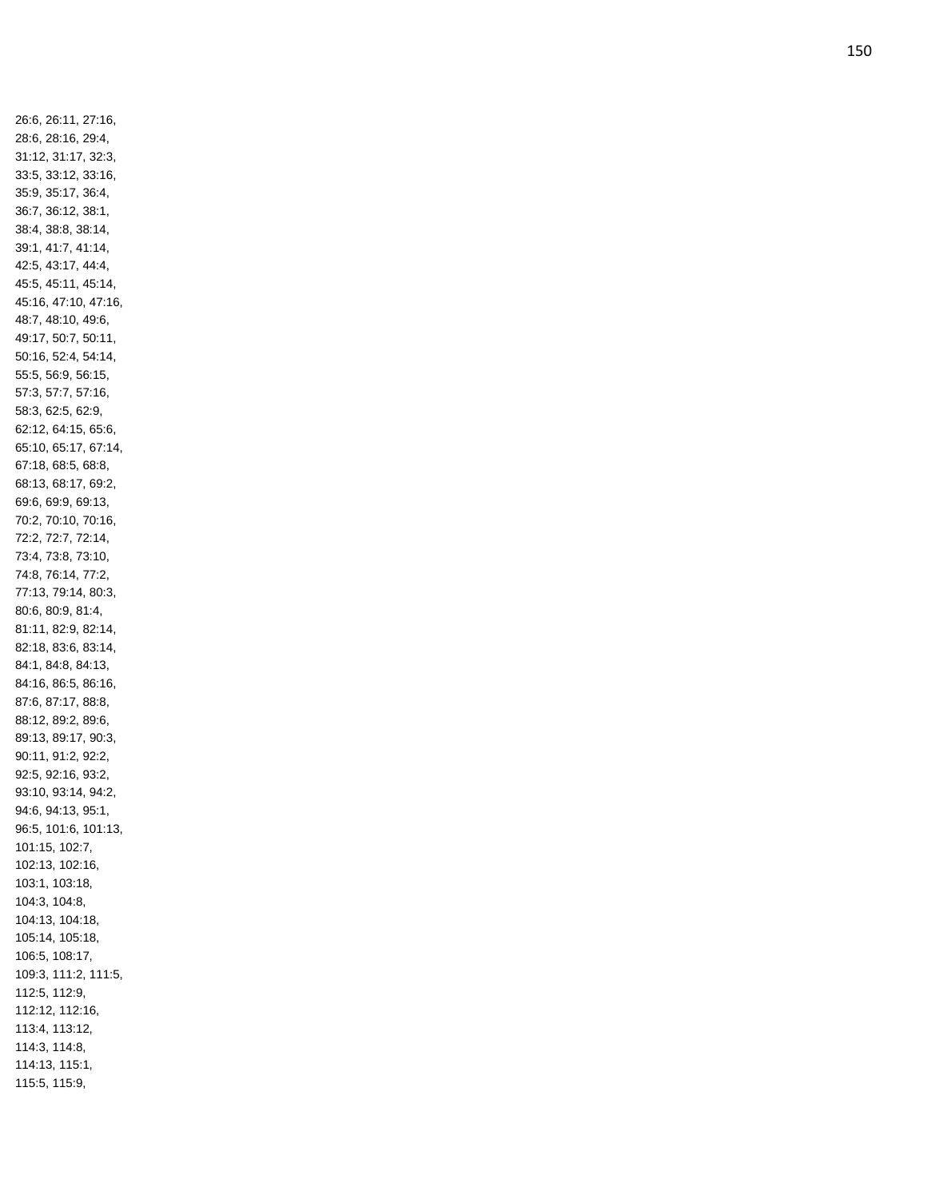26:6, 26:11, 27:16,
28:6, 28:16, 29:4,
31:12, 31:17, 32:3,
33:5, 33:12, 33:16,
35:9, 35:17, 36:4,
36:7, 36:12, 38:1,
38:4, 38:8, 38:14,
39:1, 41:7, 41:14,
42:5, 43:17, 44:4,
45:5, 45:11, 45:14,
45:16, 47:10, 47:16,
48:7, 48:10, 49:6,
49:17, 50:7, 50:11,
50:16, 52:4, 54:14,
55:5, 56:9, 56:15,
57:3, 57:7, 57:16,
58:3, 62:5, 62:9,
62:12, 64:15, 65:6,
65:10, 65:17, 67:14,
67:18, 68:5, 68:8,
68:13, 68:17, 69:2,
69:6, 69:9, 69:13,
70:2, 70:10, 70:16,
72:2, 72:7, 72:14,
73:4, 73:8, 73:10,
74:8, 76:14, 77:2,
77:13, 79:14, 80:3,
80:6, 80:9, 81:4,
81:11, 82:9, 82:14,
82:18, 83:6, 83:14,
84:1, 84:8, 84:13,
84:16, 86:5, 86:16,
87:6, 87:17, 88:8,
88:12, 89:2, 89:6,
89:13, 89:17, 90:3,
90:11, 91:2, 92:2,
92:5, 92:16, 93:2,
93:10, 93:14, 94:2,
94:6, 94:13, 95:1,
96:5, 101:6, 101:13,
101:15, 102:7,
102:13, 102:16,
103:1, 103:18,
104:3, 104:8,
104:13, 104:18,
105:14, 105:18,
106:5, 108:17,
109:3, 111:2, 111:5,
112:5, 112:9,
112:12, 112:16,
113:4, 113:12,
114:3, 114:8,
114:13, 115:1,
115:5, 115:9,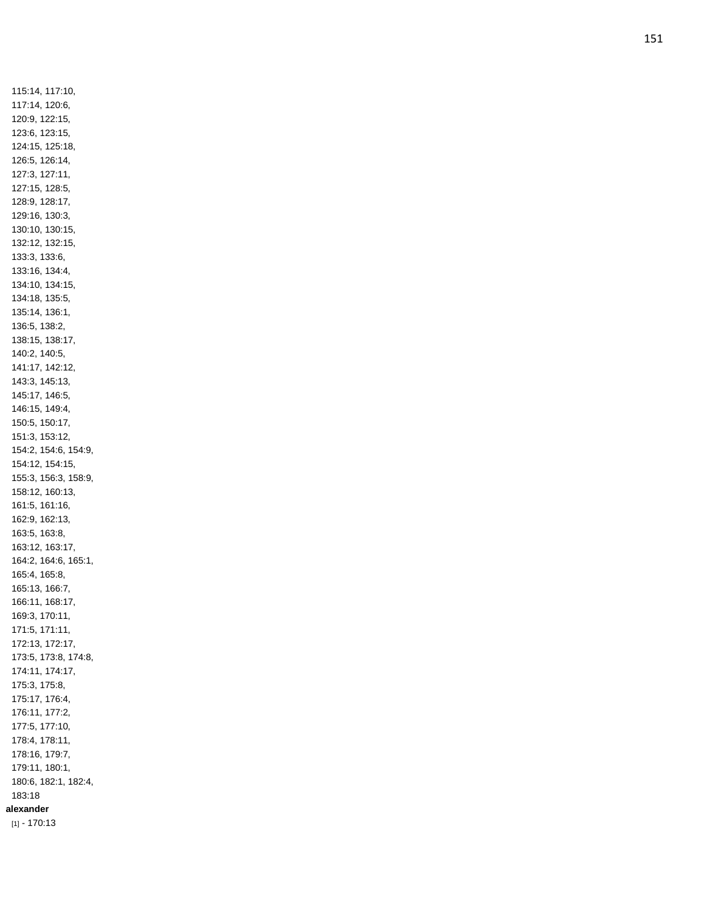115:14, 117:10,
117:14, 120:6,
120:9, 122:15,
123:6, 123:15,
124:15, 125:18,
126:5, 126:14,
127:3, 127:11,
127:15, 128:5,
128:9, 128:17,
129:16, 130:3,
130:10, 130:15,
132:12, 132:15,
133:3, 133:6,
133:16, 134:4,
134:10, 134:15,
134:18, 135:5,
135:14, 136:1,
136:5, 138:2,
138:15, 138:17,
140:2, 140:5,
141:17, 142:12,
143:3, 145:13,
145:17, 146:5,
146:15, 149:4,
150:5, 150:17,
151:3, 153:12,
154:2, 154:6, 154:9,
154:12, 154:15,
155:3, 156:3, 158:9,
158:12, 160:13,
161:5, 161:16,
162:9, 162:13,
163:5, 163:8,
163:12, 163:17,
164:2, 164:6, 165:1,
165:4, 165:8,
165:13, 166:7,
166:11, 168:17,
169:3, 170:11,
171:5, 171:11,
172:13, 172:17,
173:5, 173:8, 174:8,
174:11, 174:17,
175:3, 175:8,
175:17, 176:4,
176:11, 177:2,
177:5, 177:10,
178:4, 178:11,
178:16, 179:7,
179:11, 180:1,
180:6, 182:1, 182:4,
183:18

**alexander**

[1] - 170:13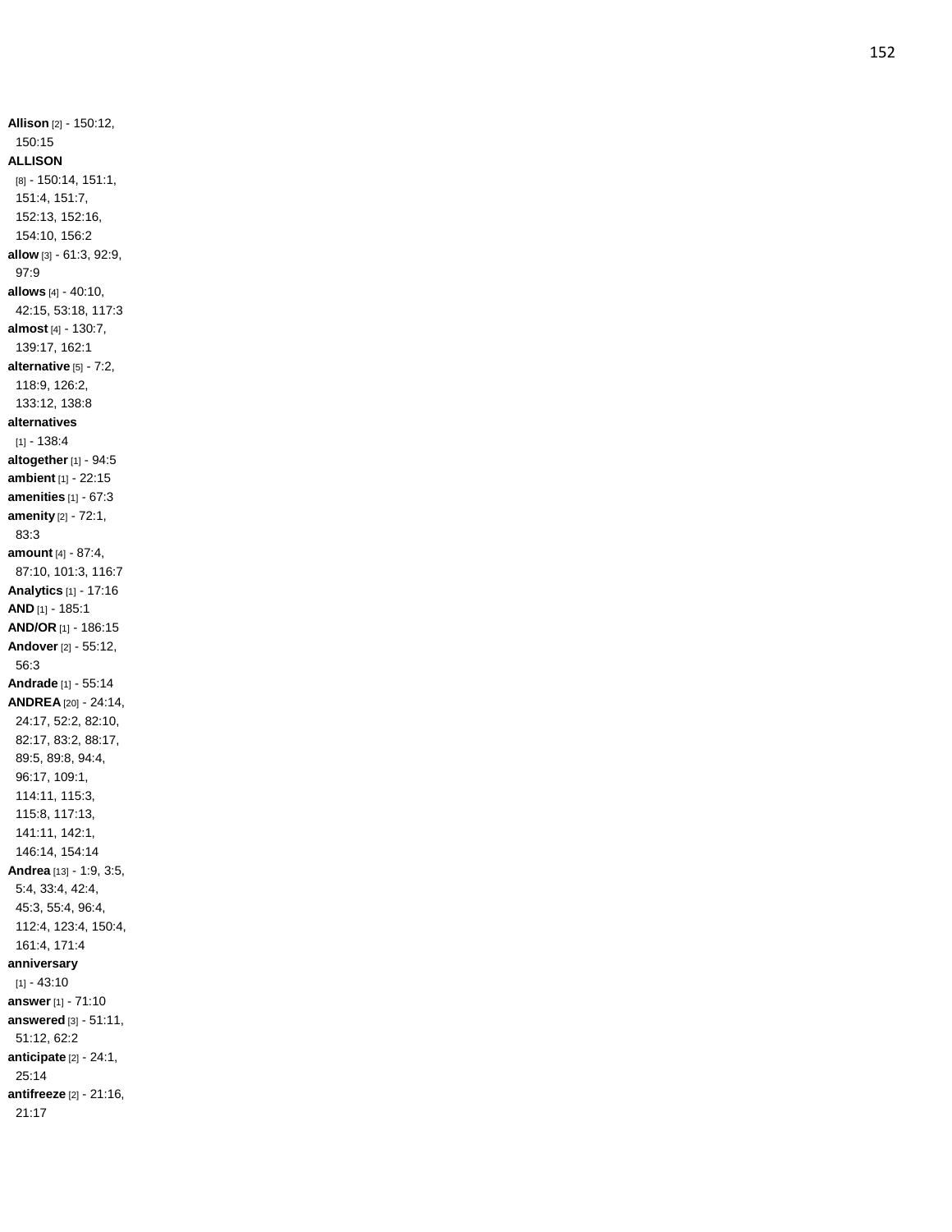**Allison** [2] - 150:12, 150:15

**ALLISON** [8] - 150:14, 151:1, 151:4, 151:7, 152:13, 152:16, 154:10, 156:2

**allow** [3] - 61:3, 92:9, 97:9

**allows** [4] - 40:10, 42:15, 53:18, 117:3

**almost** [4] - 130:7, 139:17, 162:1

**alternative** [5] - 7:2, 118:9, 126:2, 133:12, 138:8

**alternatives** [1] - 138:4

**altogether** [1] - 94:5

**ambient** [1] - 22:15

**amenities** [1] - 67:3

**amenity** [2] - 72:1, 83:3

**amount** [4] - 87:4, 87:10, 101:3, 116:7

**Analytics** [1] - 17:16

**AND** [1] - 185:1

**AND/OR** [1] - 186:15

**Andover** [2] - 55:12, 56:3

**Andrade** [1] - 55:14

**ANDREA** [20] - 24:14, 24:17, 52:2, 82:10, 82:17, 83:2, 88:17, 89:5, 89:8, 94:4, 96:17, 109:1, 114:11, 115:3, 115:8, 117:13, 141:11, 142:1, 146:14, 154:14

**Andrea** [13] - 1:9, 3:5, 5:4, 33:4, 42:4, 45:3, 55:4, 96:4, 112:4, 123:4, 150:4, 161:4, 171:4

**anniversary** [1] - 43:10

**answer** [1] - 71:10

**answered** [3] - 51:11, 51:12, 62:2

**anticipate** [2] - 24:1, 25:14

**antifreeze** [2] - 21:16, 21:17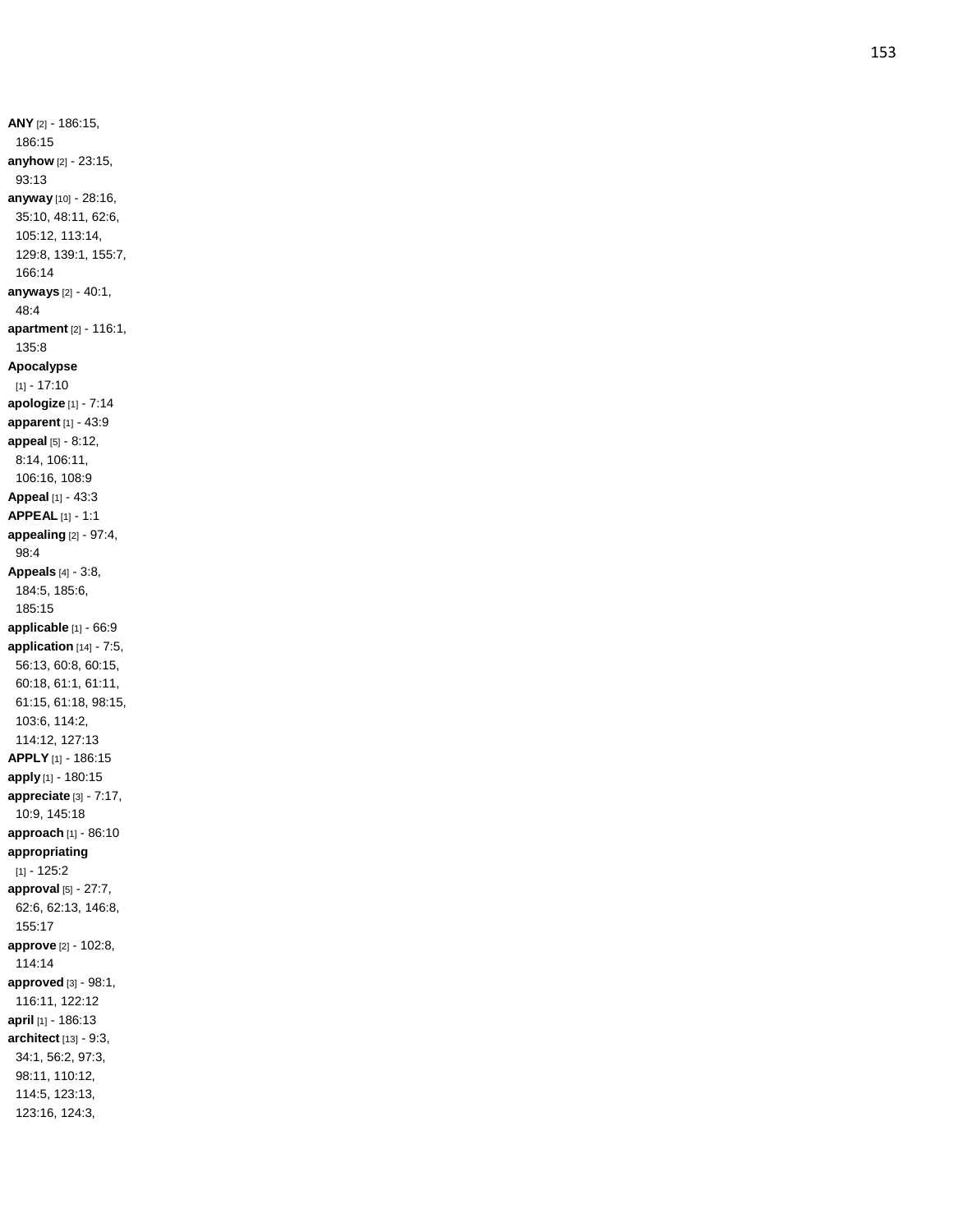**ANY** [2] - 186:15, 186:15
**anyhow** [2] - 23:15, 93:13
**anyway** [10] - 28:16, 35:10, 48:11, 62:6, 105:12, 113:14, 129:8, 139:1, 155:7, 166:14
**anyways** [2] - 40:1, 48:4
**apartment** [2] - 116:1, 135:8
**Apocalypse** [1] - 17:10
**apologize** [1] - 7:14
**apparent** [1] - 43:9
**appeal** [5] - 8:12, 8:14, 106:11, 106:16, 108:9
**Appeal** [1] - 43:3
**APPEAL** [1] - 1:1
**appealing** [2] - 97:4, 98:4
**Appeals** [4] - 3:8, 184:5, 185:6, 185:15
**applicable** [1] - 66:9
**application** [14] - 7:5, 56:13, 60:8, 60:15, 60:18, 61:1, 61:11, 61:15, 61:18, 98:15, 103:6, 114:2, 114:12, 127:13
**APPLY** [1] - 186:15
**apply** [1] - 180:15
**appreciate** [3] - 7:17, 10:9, 145:18
**approach** [1] - 86:10
**appropriating** [1] - 125:2
**approval** [5] - 27:7, 62:6, 62:13, 146:8, 155:17
**approve** [2] - 102:8, 114:14
**approved** [3] - 98:1, 116:11, 122:12
**april** [1] - 186:13
**architect** [13] - 9:3, 34:1, 56:2, 97:3, 98:11, 110:12, 114:5, 123:13, 123:16, 124:3,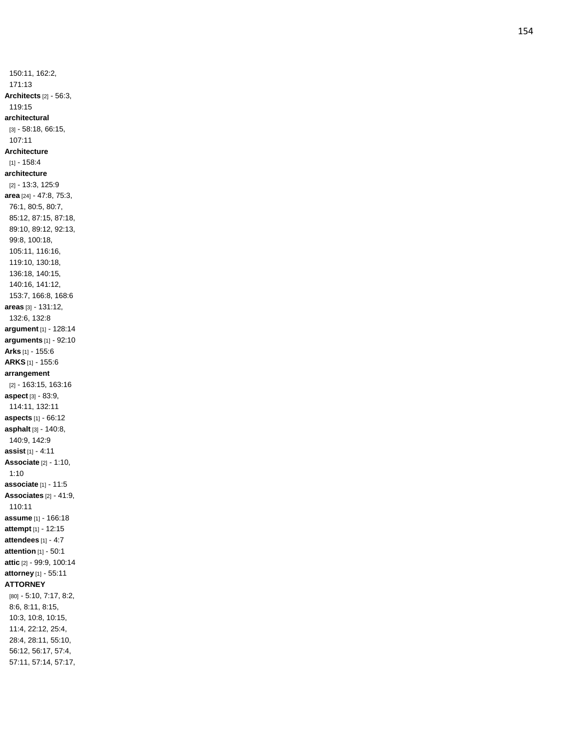150:11, 162:2, 171:13

**Architects** [2] - 56:3, 119:15

**architectural** [3] - 58:18, 66:15, 107:11

**Architecture** [1] - 158:4

**architecture** [2] - 13:3, 125:9

**area** [24] - 47:8, 75:3, 76:1, 80:5, 80:7, 85:12, 87:15, 87:18, 89:10, 89:12, 92:13, 99:8, 100:18, 105:11, 116:16, 119:10, 130:18, 136:18, 140:15, 140:16, 141:12, 153:7, 166:8, 168:6

**areas** [3] - 131:12, 132:6, 132:8

**argument** [1] - 128:14

**arguments** [1] - 92:10

**Arks** [1] - 155:6

**ARKS** [1] - 155:6

**arrangement** [2] - 163:15, 163:16

**aspect** [3] - 83:9, 114:11, 132:11

**aspects** [1] - 66:12

**asphalt** [3] - 140:8, 140:9, 142:9

**assist** [1] - 4:11

**Associate** [2] - 1:10, 1:10

**associate** [1] - 11:5

**Associates** [2] - 41:9, 110:11

**assume** [1] - 166:18

**attempt** [1] - 12:15

**attendees** [1] - 4:7

**attention** [1] - 50:1

**attic** [2] - 99:9, 100:14

**attorney** [1] - 55:11

**ATTORNEY** [80] - 5:10, 7:17, 8:2, 8:6, 8:11, 8:15, 10:3, 10:8, 10:15, 11:4, 22:12, 25:4, 28:4, 28:11, 55:10, 56:12, 56:17, 57:4, 57:11, 57:14, 57:17,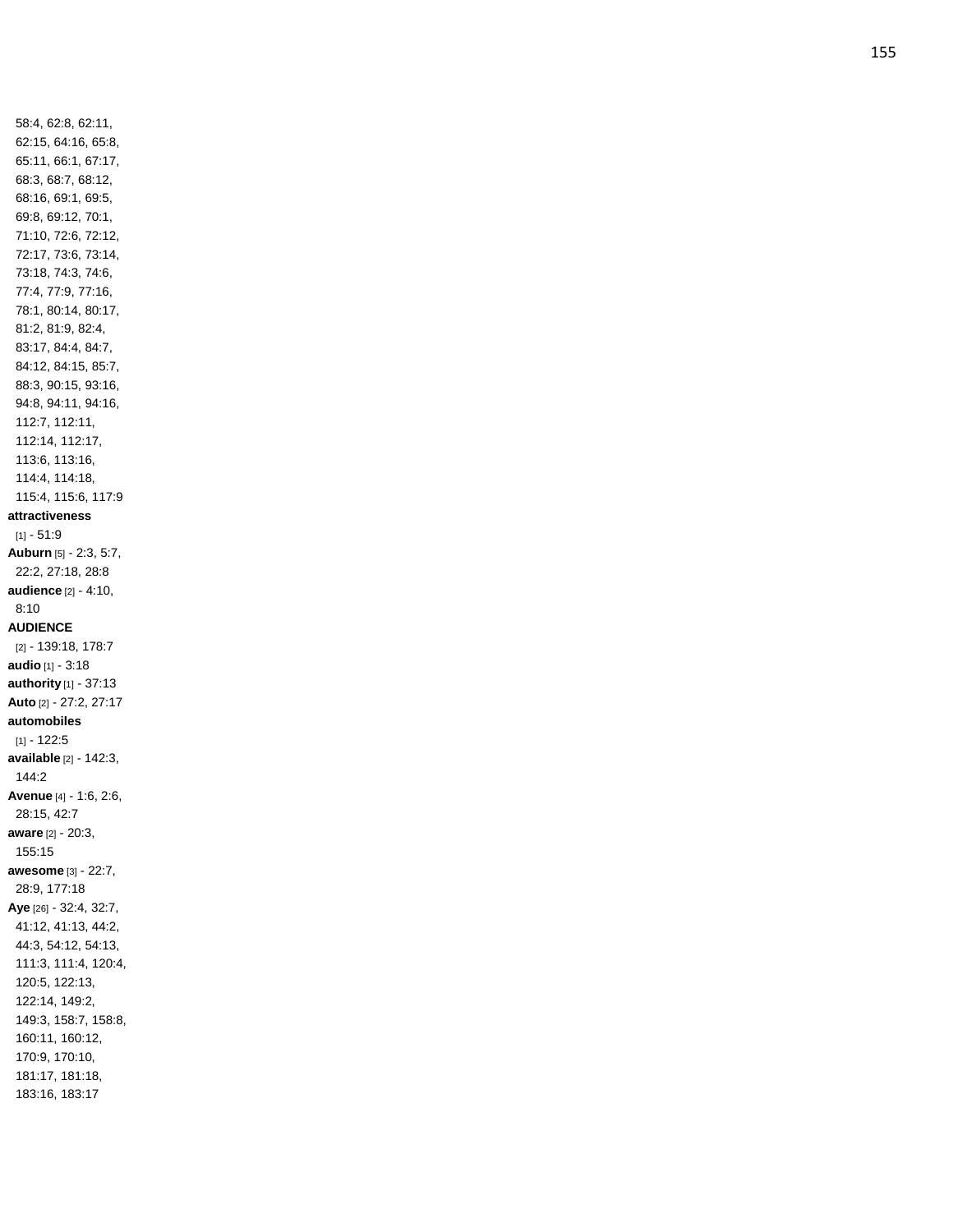58:4, 62:8, 62:11, 62:15, 64:16, 65:8, 65:11, 66:1, 67:17, 68:3, 68:7, 68:12, 68:16, 69:1, 69:5, 69:8, 69:12, 70:1, 71:10, 72:6, 72:12, 72:17, 73:6, 73:14, 73:18, 74:3, 74:6, 77:4, 77:9, 77:16, 78:1, 80:14, 80:17, 81:2, 81:9, 82:4, 83:17, 84:4, 84:7, 84:12, 84:15, 85:7, 88:3, 90:15, 93:16, 94:8, 94:11, 94:16, 112:7, 112:11, 112:14, 112:17, 113:6, 113:16, 114:4, 114:18, 115:4, 115:6, 117:9

**attractiveness** [1] - 51:9

**Auburn** [5] - 2:3, 5:7, 22:2, 27:18, 28:8

**audience** [2] - 4:10, 8:10

**AUDIENCE** [2] - 139:18, 178:7

**audio** [1] - 3:18

**authority** [1] - 37:13

**Auto** [2] - 27:2, 27:17

**automobiles** [1] - 122:5

**available** [2] - 142:3, 144:2

**Avenue** [4] - 1:6, 2:6, 28:15, 42:7

**aware** [2] - 20:3, 155:15

**awesome** [3] - 22:7, 28:9, 177:18

**Aye** [26] - 32:4, 32:7, 41:12, 41:13, 44:2, 44:3, 54:12, 54:13, 111:3, 111:4, 120:4, 120:5, 122:13, 122:14, 149:2, 149:3, 158:7, 158:8, 160:11, 160:12, 170:9, 170:10, 181:17, 181:18, 183:16, 183:17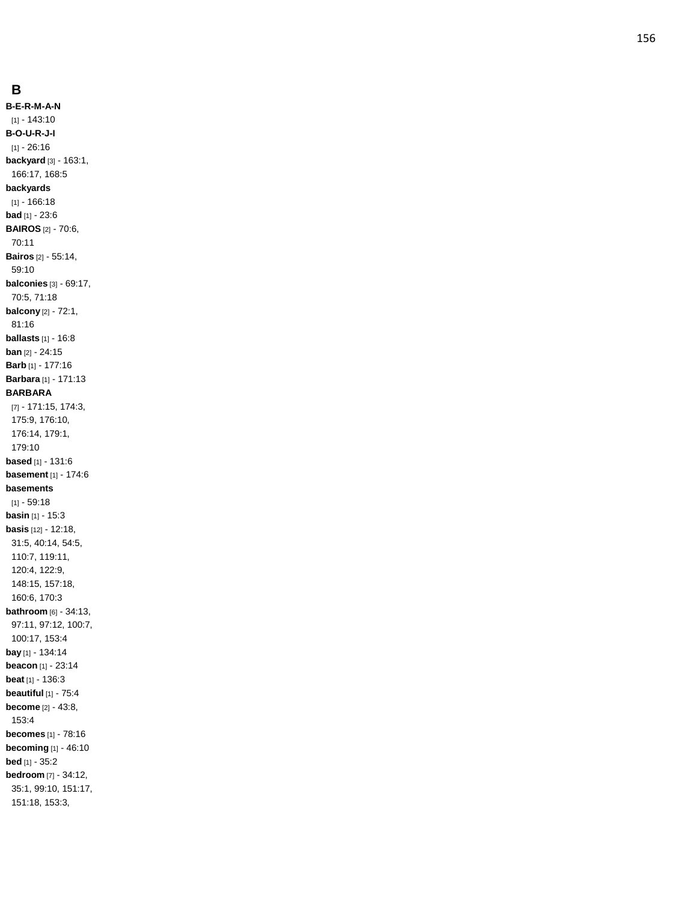## B

**B-E-R-M-A-N** [1] - 143:10
**B-O-U-R-J-I** [1] - 26:16
**backyard** [3] - 163:1, 166:17, 168:5
**backyards** [1] - 166:18
**bad** [1] - 23:6
**BAIROS** [2] - 70:6, 70:11
**Bairos** [2] - 55:14, 59:10
**balconies** [3] - 69:17, 70:5, 71:18
**balcony** [2] - 72:1, 81:16
**ballasts** [1] - 16:8
**ban** [2] - 24:15
**Barb** [1] - 177:16
**Barbara** [1] - 171:13
**BARBARA** [7] - 171:15, 174:3, 175:9, 176:10, 176:14, 179:1, 179:10
**based** [1] - 131:6
**basement** [1] - 174:6
**basements** [1] - 59:18
**basin** [1] - 15:3
**basis** [12] - 12:18, 31:5, 40:14, 54:5, 110:7, 119:11, 120:4, 122:9, 148:15, 157:18, 160:6, 170:3
**bathroom** [6] - 34:13, 97:11, 97:12, 100:7, 100:17, 153:4
**bay** [1] - 134:14
**beacon** [1] - 23:14
**beat** [1] - 136:3
**beautiful** [1] - 75:4
**become** [2] - 43:8, 153:4
**becomes** [1] - 78:16
**becoming** [1] - 46:10
**bed** [1] - 35:2
**bedroom** [7] - 34:12, 35:1, 99:10, 151:17, 151:18, 153:3,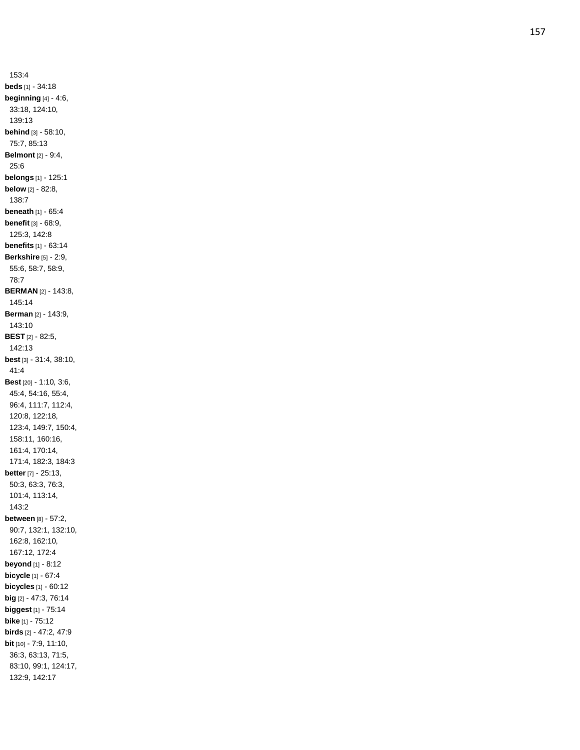153:4

**beds** [1] - 34:18

**beginning** [4] - 4:6, 33:18, 124:10, 139:13

**behind** [3] - 58:10, 75:7, 85:13

**Belmont** [2] - 9:4, 25:6

**belongs** [1] - 125:1

**below** [2] - 82:8, 138:7

**beneath** [1] - 65:4

**benefit** [3] - 68:9, 125:3, 142:8

**benefits** [1] - 63:14

**Berkshire** [5] - 2:9, 55:6, 58:7, 58:9, 78:7

**BERMAN** [2] - 143:8, 145:14

**Berman** [2] - 143:9, 143:10

**BEST** [2] - 82:5, 142:13

**best** [3] - 31:4, 38:10, 41:4

**Best** [20] - 1:10, 3:6, 45:4, 54:16, 55:4, 96:4, 111:7, 112:4, 120:8, 122:18, 123:4, 149:7, 150:4, 158:11, 160:16, 161:4, 170:14, 171:4, 182:3, 184:3

**better** [7] - 25:13, 50:3, 63:3, 76:3, 101:4, 113:14, 143:2

**between** [8] - 57:2, 90:7, 132:1, 132:10, 162:8, 162:10, 167:12, 172:4

**beyond** [1] - 8:12

**bicycle** [1] - 67:4

**bicycles** [1] - 60:12

**big** [2] - 47:3, 76:14

**biggest** [1] - 75:14

**bike** [1] - 75:12

**birds** [2] - 47:2, 47:9

**bit** [10] - 7:9, 11:10, 36:3, 63:13, 71:5, 83:10, 99:1, 124:17, 132:9, 142:17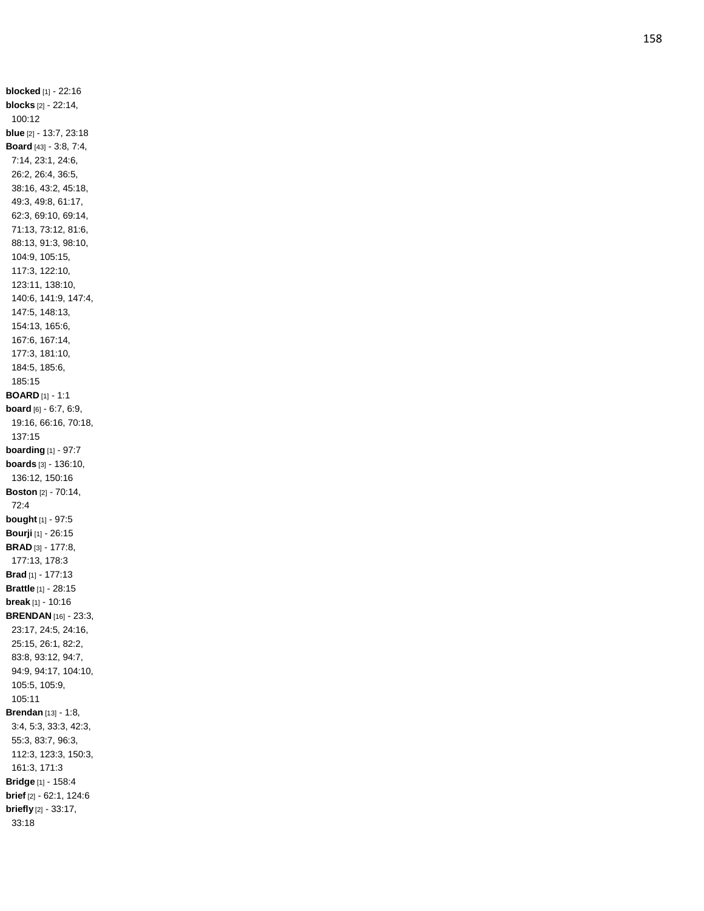**blocked** [1] - 22:16
**blocks** [2] - 22:14, 100:12
**blue** [2] - 13:7, 23:18
**Board** [43] - 3:8, 7:4, 7:14, 23:1, 24:6, 26:2, 26:4, 36:5, 38:16, 43:2, 45:18, 49:3, 49:8, 61:17, 62:3, 69:10, 69:14, 71:13, 73:12, 81:6, 88:13, 91:3, 98:10, 104:9, 105:15, 117:3, 122:10, 123:11, 138:10, 140:6, 141:9, 147:4, 147:5, 148:13, 154:13, 165:6, 167:6, 167:14, 177:3, 181:10, 184:5, 185:6, 185:15
**BOARD** [1] - 1:1
**board** [6] - 6:7, 6:9, 19:16, 66:16, 70:18, 137:15
**boarding** [1] - 97:7
**boards** [3] - 136:10, 136:12, 150:16
**Boston** [2] - 70:14, 72:4
**bought** [1] - 97:5
**Bourji** [1] - 26:15
**BRAD** [3] - 177:8, 177:13, 178:3
**Brad** [1] - 177:13
**Brattle** [1] - 28:15
**break** [1] - 10:16
**BRENDAN** [16] - 23:3, 23:17, 24:5, 24:16, 25:15, 26:1, 82:2, 83:8, 93:12, 94:7, 94:9, 94:17, 104:10, 105:5, 105:9, 105:11
**Brendan** [13] - 1:8, 3:4, 5:3, 33:3, 42:3, 55:3, 83:7, 96:3, 112:3, 123:3, 150:3, 161:3, 171:3
**Bridge** [1] - 158:4
**brief** [2] - 62:1, 124:6
**briefly** [2] - 33:17, 33:18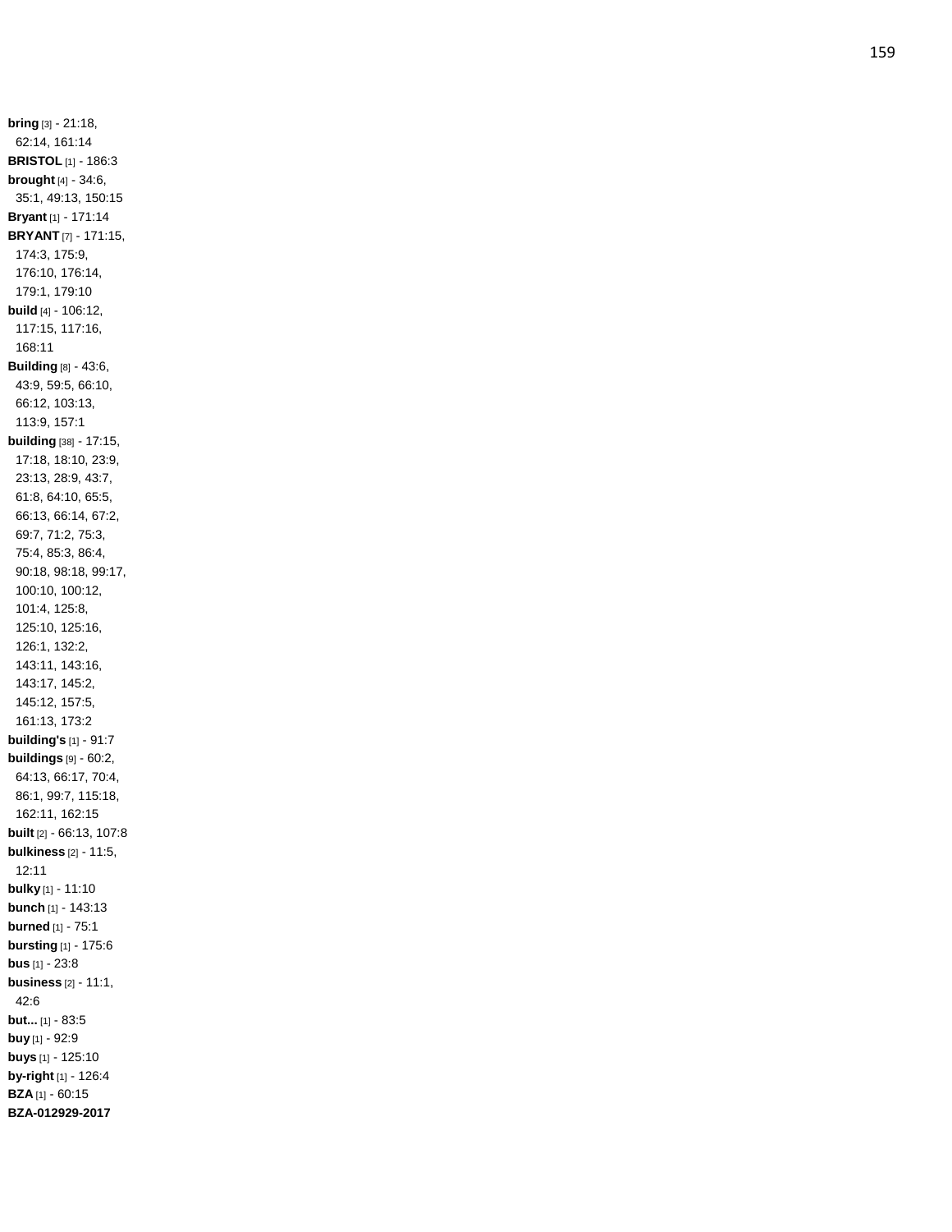**bring** [3] - 21:18, 62:14, 161:14
**BRISTOL** [1] - 186:3
**brought** [4] - 34:6, 35:1, 49:13, 150:15
**Bryant** [1] - 171:14
**BRYANT** [7] - 171:15, 174:3, 175:9, 176:10, 176:14, 179:1, 179:10
**build** [4] - 106:12, 117:15, 117:16, 168:11
**Building** [8] - 43:6, 43:9, 59:5, 66:10, 66:12, 103:13, 113:9, 157:1
**building** [38] - 17:15, 17:18, 18:10, 23:9, 23:13, 28:9, 43:7, 61:8, 64:10, 65:5, 66:13, 66:14, 67:2, 69:7, 71:2, 75:3, 75:4, 85:3, 86:4, 90:18, 98:18, 99:17, 100:10, 100:12, 101:4, 125:8, 125:10, 125:16, 126:1, 132:2, 143:11, 143:16, 143:17, 145:2, 145:12, 157:5, 161:13, 173:2
**building's** [1] - 91:7
**buildings** [9] - 60:2, 64:13, 66:17, 70:4, 86:1, 99:7, 115:18, 162:11, 162:15
**built** [2] - 66:13, 107:8
**bulkiness** [2] - 11:5, 12:11
**bulky** [1] - 11:10
**bunch** [1] - 143:13
**burned** [1] - 75:1
**bursting** [1] - 175:6
**bus** [1] - 23:8
**business** [2] - 11:1, 42:6
**but...** [1] - 83:5
**buy** [1] - 92:9
**buys** [1] - 125:10
**by-right** [1] - 126:4
**BZA** [1] - 60:15
**BZA-012929-2017**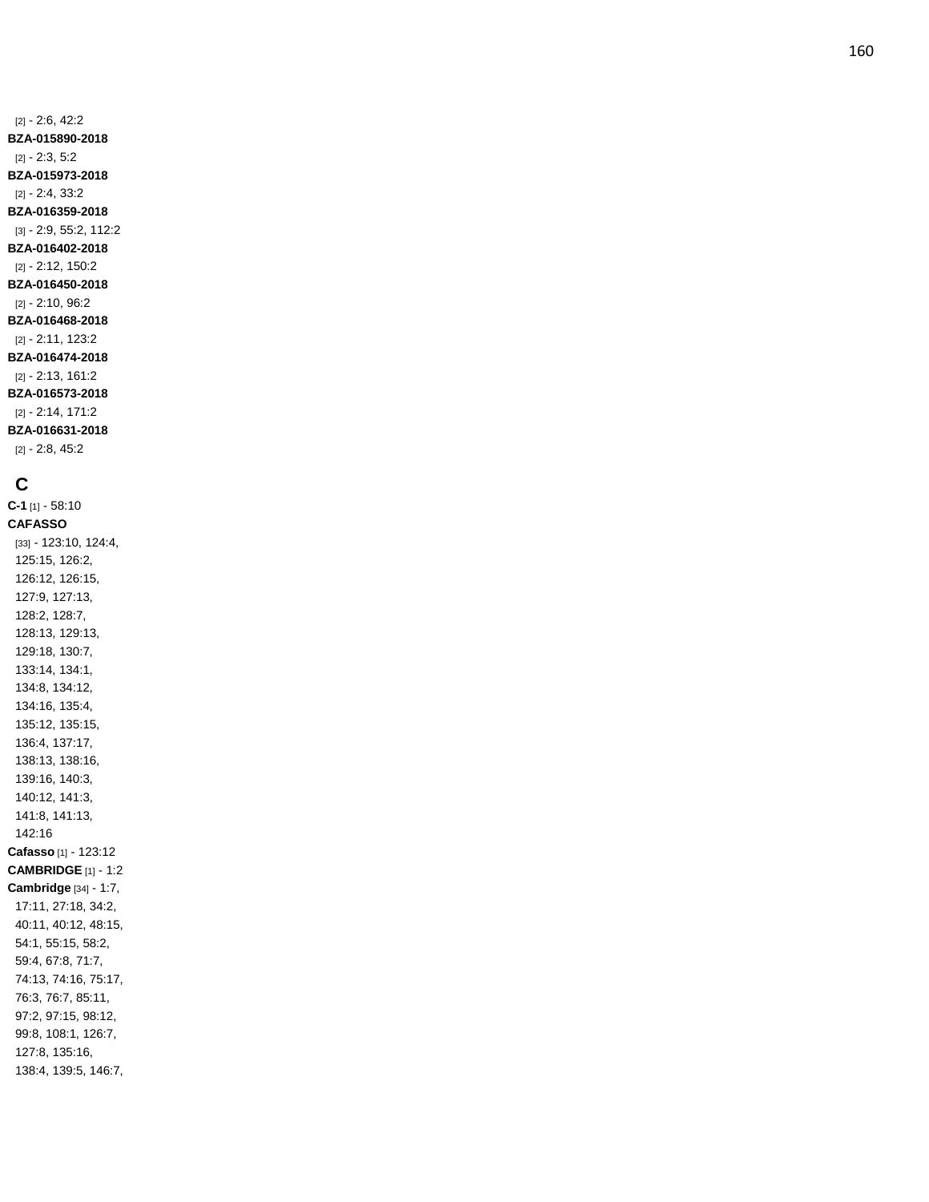[2] - 2:6, 42:2

**BZA-015890-2018**
[2] - 2:3, 5:2

**BZA-015973-2018**
[2] - 2:4, 33:2

**BZA-016359-2018**
[3] - 2:9, 55:2, 112:2

**BZA-016402-2018**
[2] - 2:12, 150:2

**BZA-016450-2018**
[2] - 2:10, 96:2

**BZA-016468-2018**
[2] - 2:11, 123:2

**BZA-016474-2018**
[2] - 2:13, 161:2

**BZA-016573-2018**
[2] - 2:14, 171:2

**BZA-016631-2018**
[2] - 2:8, 45:2

## C

**C-1** [1] - 58:10

**CAFASSO**
[33] - 123:10, 124:4, 125:15, 126:2, 126:12, 126:15, 127:9, 127:13, 128:2, 128:7, 128:13, 129:13, 129:18, 130:7, 133:14, 134:1, 134:8, 134:12, 134:16, 135:4, 135:12, 135:15, 136:4, 137:17, 138:13, 138:16, 139:16, 140:3, 140:12, 141:3, 141:8, 141:13, 142:16

**Cafasso** [1] - 123:12

**CAMBRIDGE** [1] - 1:2

**Cambridge** [34] - 1:7, 17:11, 27:18, 34:2, 40:11, 40:12, 48:15, 54:1, 55:15, 58:2, 59:4, 67:8, 71:7, 74:13, 74:16, 75:17, 76:3, 76:7, 85:11, 97:2, 97:15, 98:12, 99:8, 108:1, 126:7, 127:8, 135:16, 138:4, 139:5, 146:7,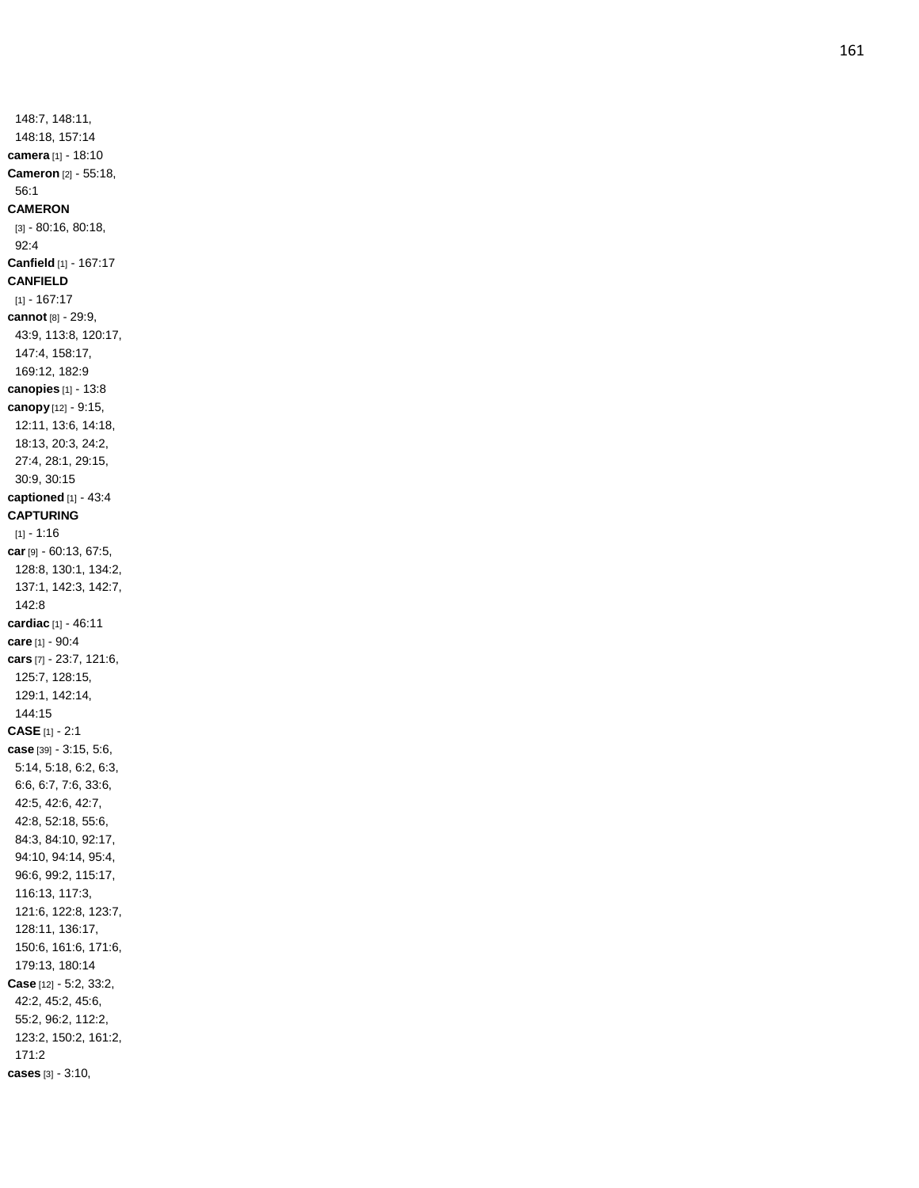148:7, 148:11, 148:18, 157:14

**camera** [1] - 18:10

**Cameron** [2] - 55:18, 56:1

**CAMERON** [3] - 80:16, 80:18, 92:4

**Canfield** [1] - 167:17

**CANFIELD** [1] - 167:17

**cannot** [8] - 29:9, 43:9, 113:8, 120:17, 147:4, 158:17, 169:12, 182:9

**canopies** [1] - 13:8

**canopy** [12] - 9:15, 12:11, 13:6, 14:18, 18:13, 20:3, 24:2, 27:4, 28:1, 29:15, 30:9, 30:15

**captioned** [1] - 43:4

**CAPTURING** [1] - 1:16

**car** [9] - 60:13, 67:5, 128:8, 130:1, 134:2, 137:1, 142:3, 142:7, 142:8

**cardiac** [1] - 46:11

**care** [1] - 90:4

**cars** [7] - 23:7, 121:6, 125:7, 128:15, 129:1, 142:14, 144:15

**CASE** [1] - 2:1

**case** [39] - 3:15, 5:6, 5:14, 5:18, 6:2, 6:3, 6:6, 6:7, 7:6, 33:6, 42:5, 42:6, 42:7, 42:8, 52:18, 55:6, 84:3, 84:10, 92:17, 94:10, 94:14, 95:4, 96:6, 99:2, 115:17, 116:13, 117:3, 121:6, 122:8, 123:7, 128:11, 136:17, 150:6, 161:6, 171:6, 179:13, 180:14

**Case** [12] - 5:2, 33:2, 42:2, 45:2, 45:6, 55:2, 96:2, 112:2, 123:2, 150:2, 161:2, 171:2

**cases** [3] - 3:10,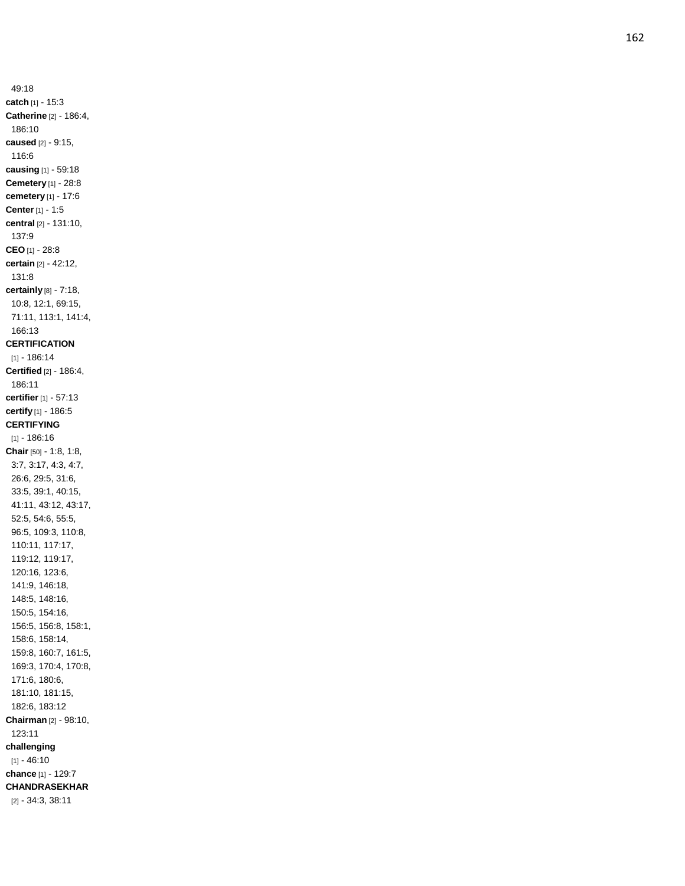49:18

**catch** [1] - 15:3

**Catherine** [2] - 186:4, 186:10

**caused** [2] - 9:15, 116:6

**causing** [1] - 59:18

**Cemetery** [1] - 28:8

**cemetery** [1] - 17:6

**Center** [1] - 1:5

**central** [2] - 131:10, 137:9

**CEO** [1] - 28:8

**certain** [2] - 42:12, 131:8

**certainly** [8] - 7:18, 10:8, 12:1, 69:15, 71:11, 113:1, 141:4, 166:13

**CERTIFICATION** [1] - 186:14

**Certified** [2] - 186:4, 186:11

**certifier** [1] - 57:13

**certify** [1] - 186:5

**CERTIFYING** [1] - 186:16

**Chair** [50] - 1:8, 1:8, 3:7, 3:17, 4:3, 4:7, 26:6, 29:5, 31:6, 33:5, 39:1, 40:15, 41:11, 43:12, 43:17, 52:5, 54:6, 55:5, 96:5, 109:3, 110:8, 110:11, 117:17, 119:12, 119:17, 120:16, 123:6, 141:9, 146:18, 148:5, 148:16, 150:5, 154:16, 156:5, 156:8, 158:1, 158:6, 158:14, 159:8, 160:7, 161:5, 169:3, 170:4, 170:8, 171:6, 180:6, 181:10, 181:15, 182:6, 183:12

**Chairman** [2] - 98:10, 123:11

**challenging** [1] - 46:10

**chance** [1] - 129:7

**CHANDRASEKHAR** [2] - 34:3, 38:11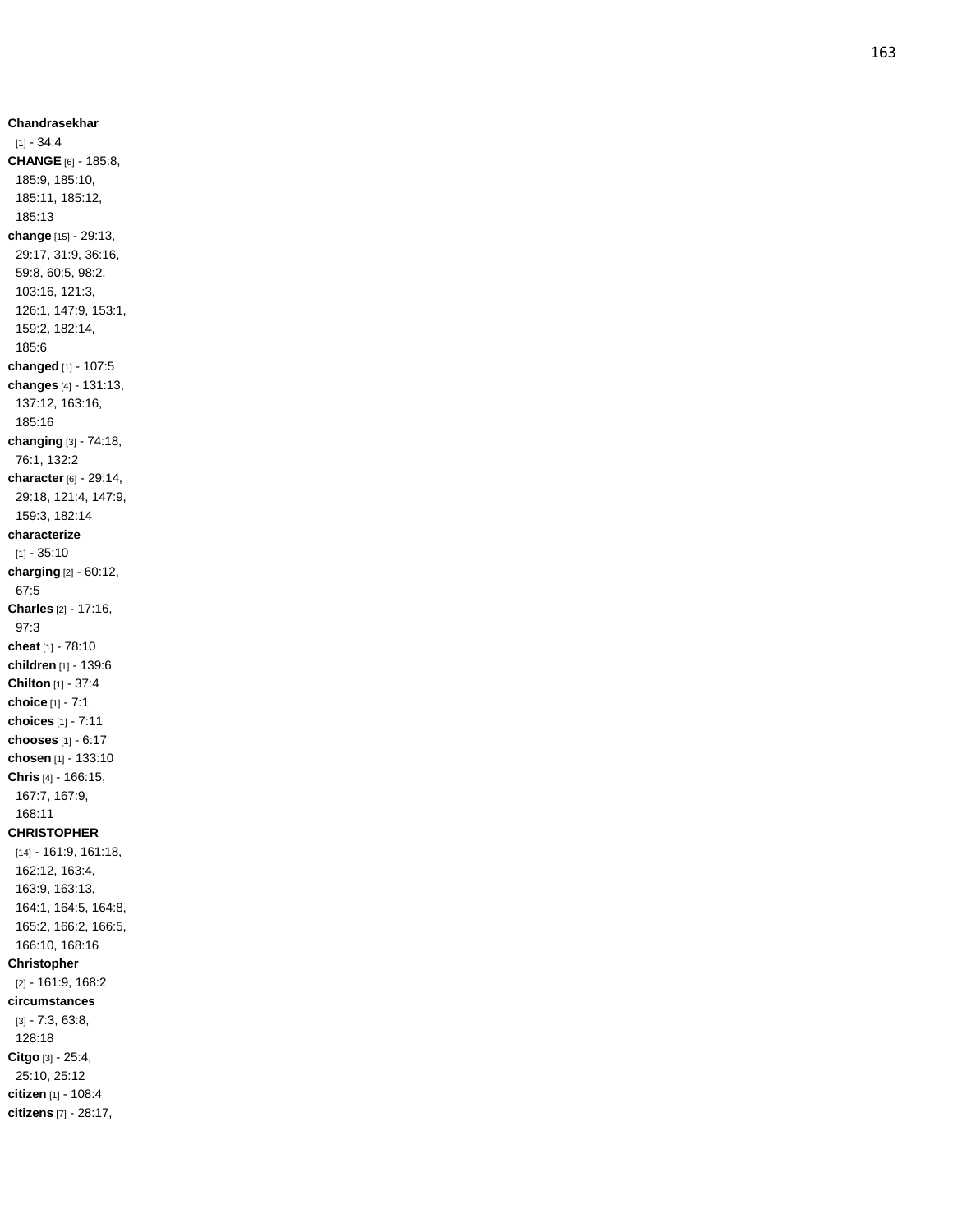**Chandrasekhar** [1] - 34:4
**CHANGE** [6] - 185:8, 185:9, 185:10, 185:11, 185:12, 185:13
**change** [15] - 29:13, 29:17, 31:9, 36:16, 59:8, 60:5, 98:2, 103:16, 121:3, 126:1, 147:9, 153:1, 159:2, 182:14, 185:6
**changed** [1] - 107:5
**changes** [4] - 131:13, 137:12, 163:16, 185:16
**changing** [3] - 74:18, 76:1, 132:2
**character** [6] - 29:14, 29:18, 121:4, 147:9, 159:3, 182:14
**characterize** [1] - 35:10
**charging** [2] - 60:12, 67:5
**Charles** [2] - 17:16, 97:3
**cheat** [1] - 78:10
**children** [1] - 139:6
**Chilton** [1] - 37:4
**choice** [1] - 7:1
**choices** [1] - 7:11
**chooses** [1] - 6:17
**chosen** [1] - 133:10
**Chris** [4] - 166:15, 167:7, 167:9, 168:11
**CHRISTOPHER** [14] - 161:9, 161:18, 162:12, 163:4, 163:9, 163:13, 164:1, 164:5, 164:8, 165:2, 166:2, 166:5, 166:10, 168:16
**Christopher** [2] - 161:9, 168:2
**circumstances** [3] - 7:3, 63:8, 128:18
**Citgo** [3] - 25:4, 25:10, 25:12
**citizen** [1] - 108:4
**citizens** [7] - 28:17,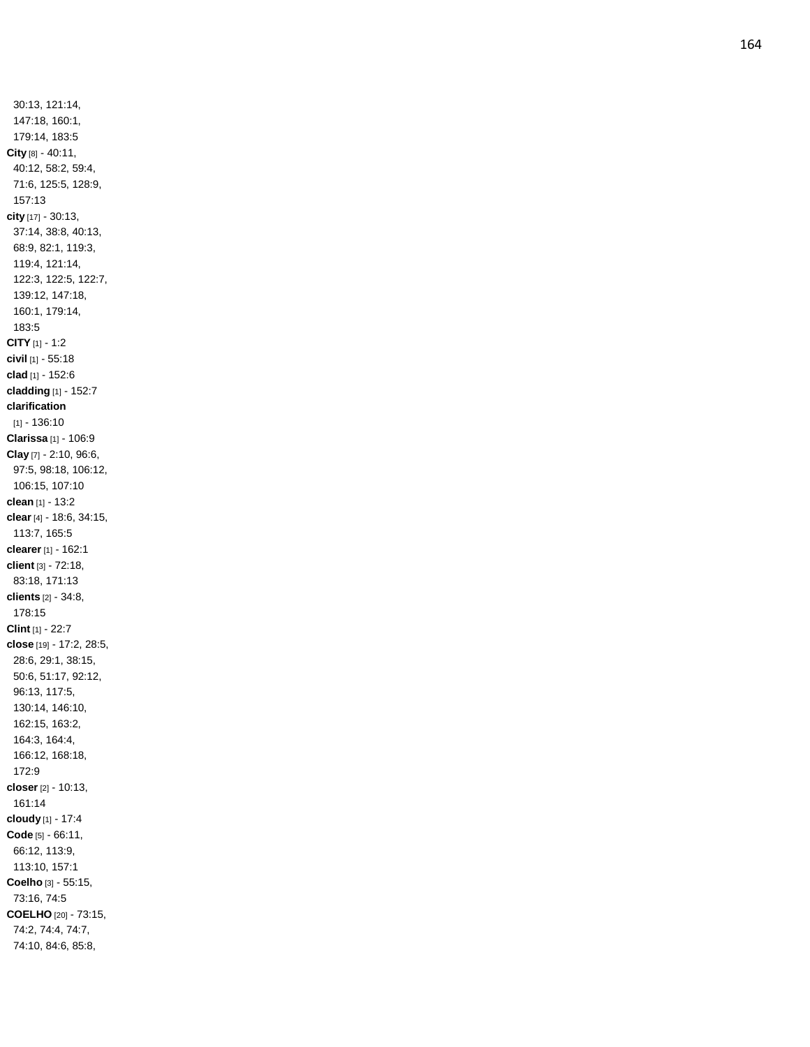30:13, 121:14, 147:18, 160:1, 179:14, 183:5

**City** [8] - 40:11, 40:12, 58:2, 59:4, 71:6, 125:5, 128:9, 157:13

**city** [17] - 30:13, 37:14, 38:8, 40:13, 68:9, 82:1, 119:3, 119:4, 121:14, 122:3, 122:5, 122:7, 139:12, 147:18, 160:1, 179:14, 183:5

**CITY** [1] - 1:2

**civil** [1] - 55:18

**clad** [1] - 152:6

**cladding** [1] - 152:7

**clarification** [1] - 136:10

**Clarissa** [1] - 106:9

**Clay** [7] - 2:10, 96:6, 97:5, 98:18, 106:12, 106:15, 107:10

**clean** [1] - 13:2

**clear** [4] - 18:6, 34:15, 113:7, 165:5

**clearer** [1] - 162:1

**client** [3] - 72:18, 83:18, 171:13

**clients** [2] - 34:8, 178:15

**Clint** [1] - 22:7

**close** [19] - 17:2, 28:5, 28:6, 29:1, 38:15, 50:6, 51:17, 92:12, 96:13, 117:5, 130:14, 146:10, 162:15, 163:2, 164:3, 164:4, 166:12, 168:18, 172:9

**closer** [2] - 10:13, 161:14

**cloudy** [1] - 17:4

**Code** [5] - 66:11, 66:12, 113:9, 113:10, 157:1

**Coelho** [3] - 55:15, 73:16, 74:5

**COELHO** [20] - 73:15, 74:2, 74:4, 74:7, 74:10, 84:6, 85:8,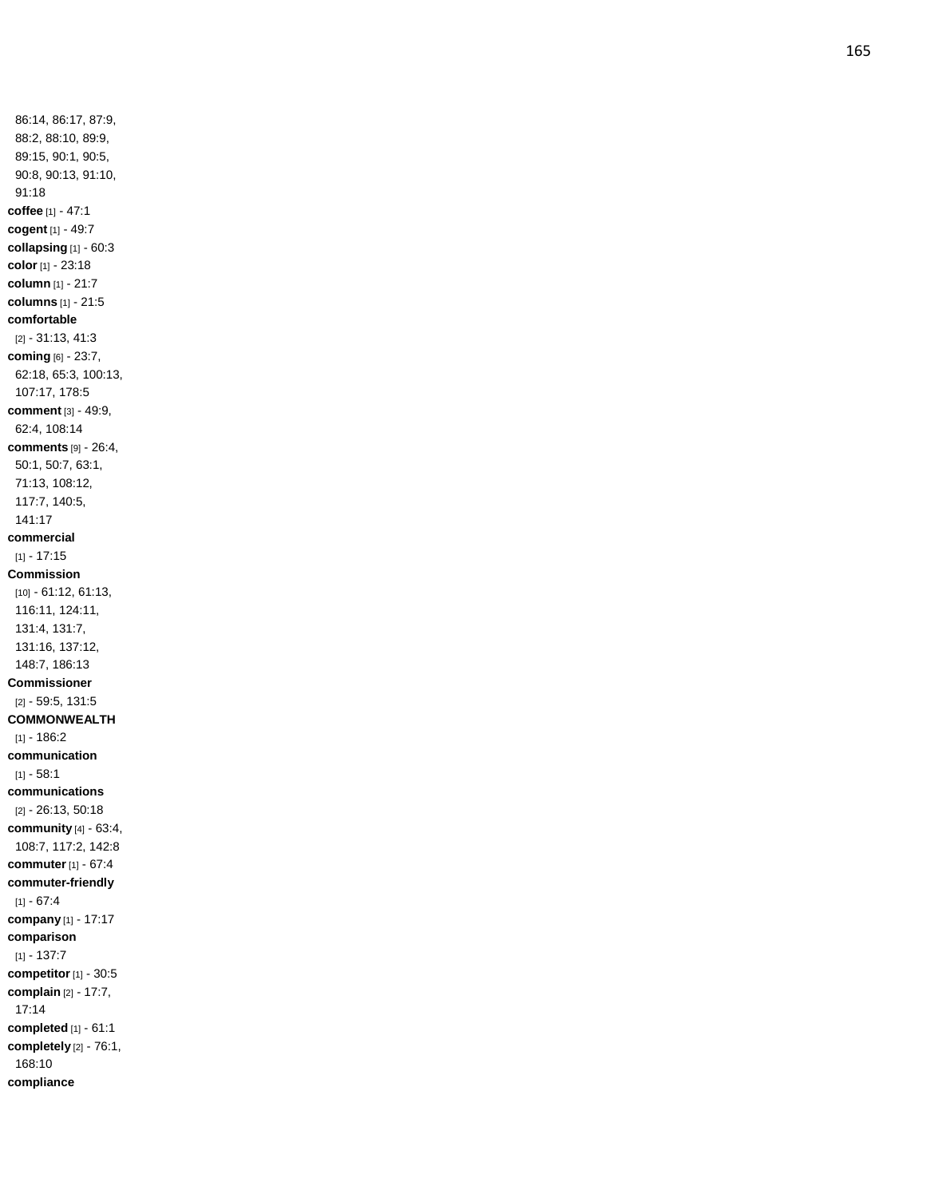86:14, 86:17, 87:9, 88:2, 88:10, 89:9, 89:15, 90:1, 90:5, 90:8, 90:13, 91:10, 91:18

**coffee** [1] - 47:1

**cogent** [1] - 49:7

**collapsing** [1] - 60:3

**color** [1] - 23:18

**column** [1] - 21:7

**columns** [1] - 21:5

**comfortable** [2] - 31:13, 41:3

**coming** [6] - 23:7, 62:18, 65:3, 100:13, 107:17, 178:5

**comment** [3] - 49:9, 62:4, 108:14

**comments** [9] - 26:4, 50:1, 50:7, 63:1, 71:13, 108:12, 117:7, 140:5, 141:17

**commercial** [1] - 17:15

**Commission** [10] - 61:12, 61:13, 116:11, 124:11, 131:4, 131:7, 131:16, 137:12, 148:7, 186:13

**Commissioner** [2] - 59:5, 131:5

**COMMONWEALTH** [1] - 186:2

**communication** [1] - 58:1

**communications** [2] - 26:13, 50:18

**community** [4] - 63:4, 108:7, 117:2, 142:8

**commuter** [1] - 67:4

**commuter-friendly** [1] - 67:4

**company** [1] - 17:17

**comparison** [1] - 137:7

**competitor** [1] - 30:5

**complain** [2] - 17:7, 17:14

**completed** [1] - 61:1

**completely** [2] - 76:1, 168:10

**compliance**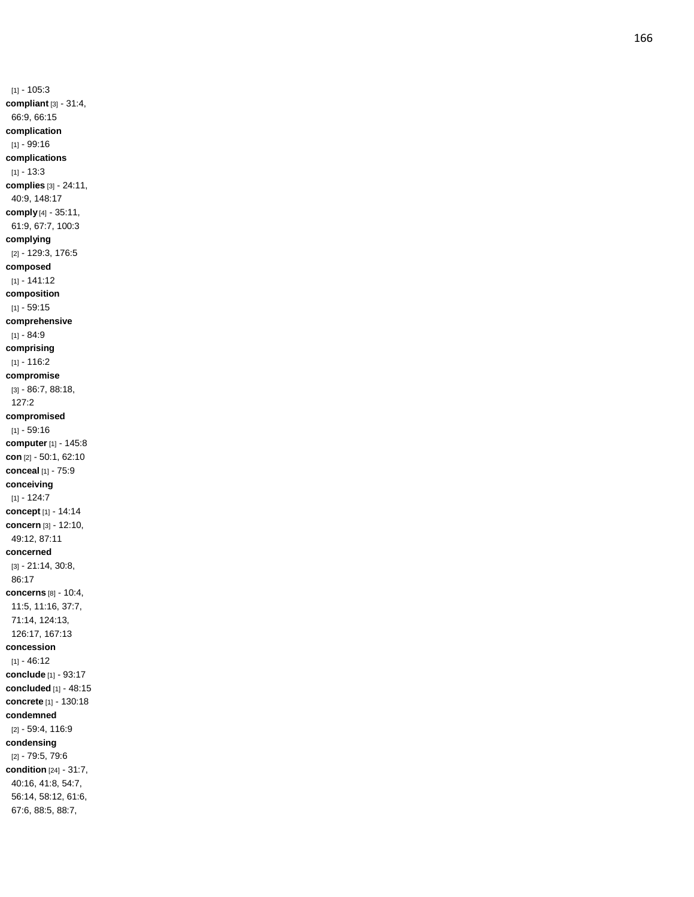[1] - 105:3
**compliant** [3] - 31:4, 66:9, 66:15
**complication** [1] - 99:16
**complications** [1] - 13:3
**complies** [3] - 24:11, 40:9, 148:17
**comply** [4] - 35:11, 61:9, 67:7, 100:3
**complying** [2] - 129:3, 176:5
**composed** [1] - 141:12
**composition** [1] - 59:15
**comprehensive** [1] - 84:9
**comprising** [1] - 116:2
**compromise** [3] - 86:7, 88:18, 127:2
**compromised** [1] - 59:16
**computer** [1] - 145:8
**con** [2] - 50:1, 62:10
**conceal** [1] - 75:9
**conceiving** [1] - 124:7
**concept** [1] - 14:14
**concern** [3] - 12:10, 49:12, 87:11
**concerned** [3] - 21:14, 30:8, 86:17
**concerns** [8] - 10:4, 11:5, 11:16, 37:7, 71:14, 124:13, 126:17, 167:13
**concession** [1] - 46:12
**conclude** [1] - 93:17
**concluded** [1] - 48:15
**concrete** [1] - 130:18
**condemned** [2] - 59:4, 116:9
**condensing** [2] - 79:5, 79:6
**condition** [24] - 31:7, 40:16, 41:8, 54:7, 56:14, 58:12, 61:6, 67:6, 88:5, 88:7,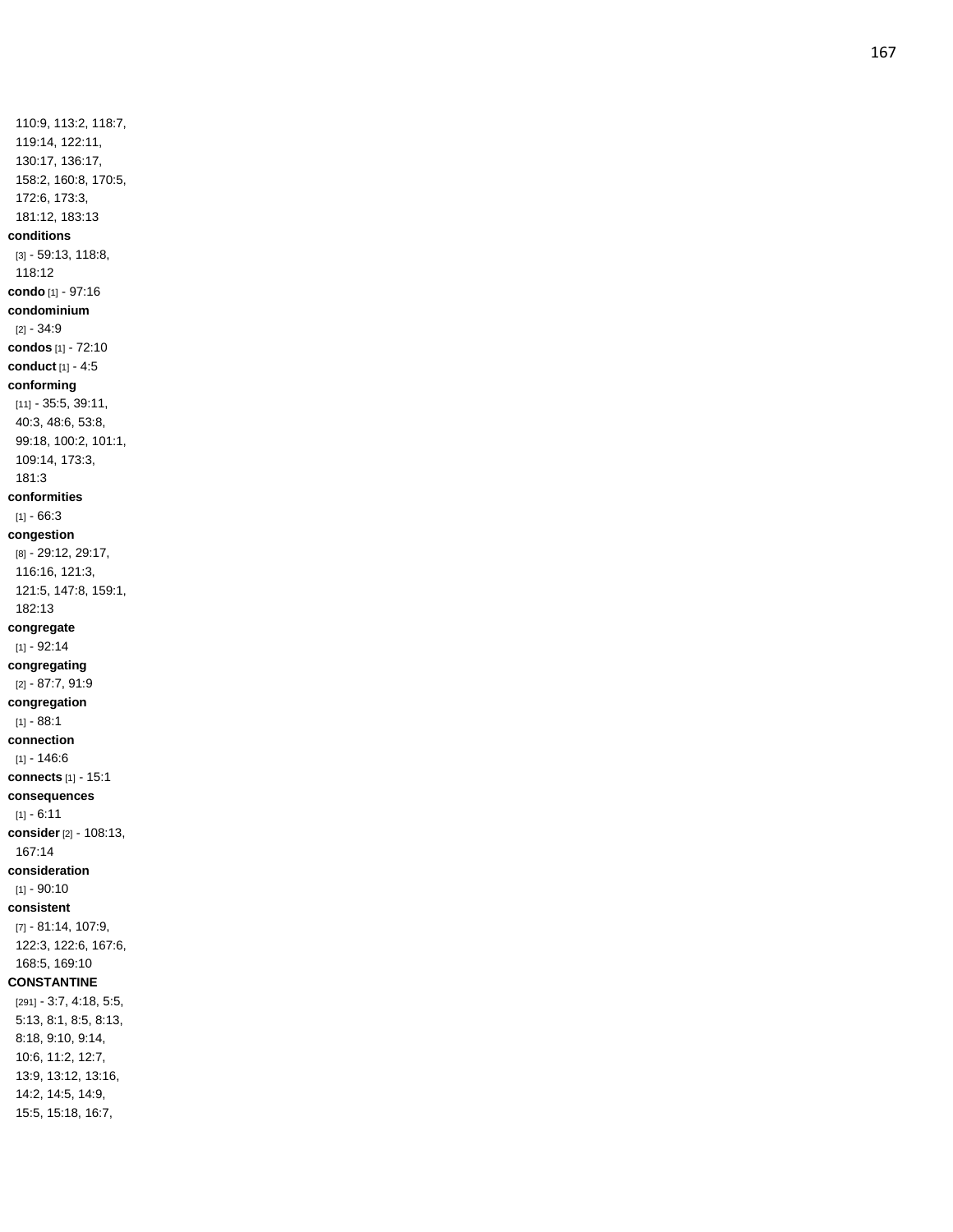110:9, 113:2, 118:7, 119:14, 122:11, 130:17, 136:17, 158:2, 160:8, 170:5, 172:6, 173:3, 181:12, 183:13

**conditions** [3] - 59:13, 118:8, 118:12

**condo** [1] - 97:16

**condominium** [2] - 34:9

**condos** [1] - 72:10

**conduct** [1] - 4:5

**conforming** [11] - 35:5, 39:11, 40:3, 48:6, 53:8, 99:18, 100:2, 101:1, 109:14, 173:3, 181:3

**conformities** [1] - 66:3

**congestion** [8] - 29:12, 29:17, 116:16, 121:3, 121:5, 147:8, 159:1, 182:13

**congregate** [1] - 92:14

**congregating** [2] - 87:7, 91:9

**congregation** [1] - 88:1

**connection** [1] - 146:6

**connects** [1] - 15:1

**consequences** [1] - 6:11

**consider** [2] - 108:13, 167:14

**consideration** [1] - 90:10

**consistent** [7] - 81:14, 107:9, 122:3, 122:6, 167:6, 168:5, 169:10

**CONSTANTINE** [291] - 3:7, 4:18, 5:5, 5:13, 8:1, 8:5, 8:13, 8:18, 9:10, 9:14, 10:6, 11:2, 12:7, 13:9, 13:12, 13:16, 14:2, 14:5, 14:9, 15:5, 15:18, 16:7,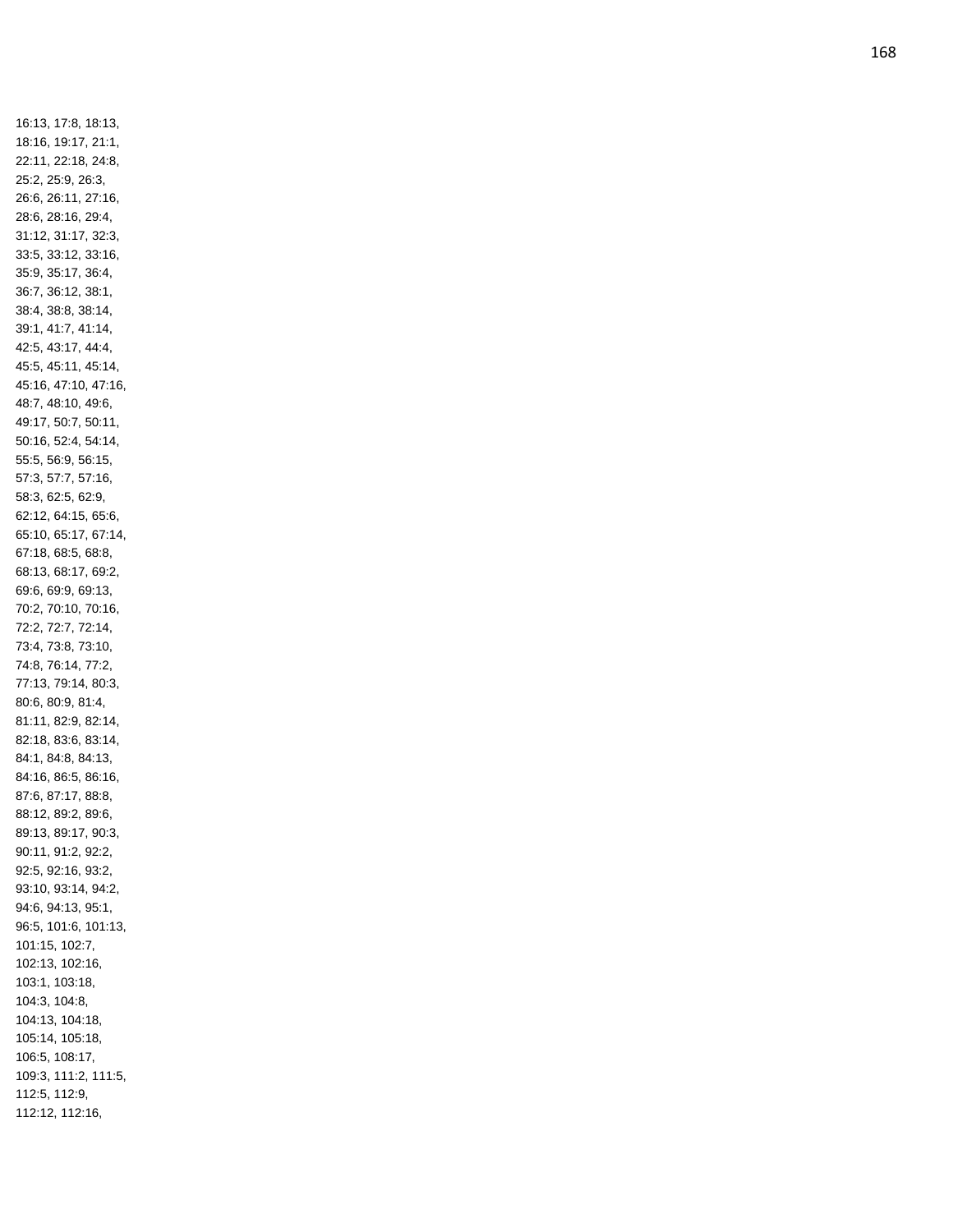16:13, 17:8, 18:13,
18:16, 19:17, 21:1,
22:11, 22:18, 24:8,
25:2, 25:9, 26:3,
26:6, 26:11, 27:16,
28:6, 28:16, 29:4,
31:12, 31:17, 32:3,
33:5, 33:12, 33:16,
35:9, 35:17, 36:4,
36:7, 36:12, 38:1,
38:4, 38:8, 38:14,
39:1, 41:7, 41:14,
42:5, 43:17, 44:4,
45:5, 45:11, 45:14,
45:16, 47:10, 47:16,
48:7, 48:10, 49:6,
49:17, 50:7, 50:11,
50:16, 52:4, 54:14,
55:5, 56:9, 56:15,
57:3, 57:7, 57:16,
58:3, 62:5, 62:9,
62:12, 64:15, 65:6,
65:10, 65:17, 67:14,
67:18, 68:5, 68:8,
68:13, 68:17, 69:2,
69:6, 69:9, 69:13,
70:2, 70:10, 70:16,
72:2, 72:7, 72:14,
73:4, 73:8, 73:10,
74:8, 76:14, 77:2,
77:13, 79:14, 80:3,
80:6, 80:9, 81:4,
81:11, 82:9, 82:14,
82:18, 83:6, 83:14,
84:1, 84:8, 84:13,
84:16, 86:5, 86:16,
87:6, 87:17, 88:8,
88:12, 89:2, 89:6,
89:13, 89:17, 90:3,
90:11, 91:2, 92:2,
92:5, 92:16, 93:2,
93:10, 93:14, 94:2,
94:6, 94:13, 95:1,
96:5, 101:6, 101:13,
101:15, 102:7,
102:13, 102:16,
103:1, 103:18,
104:3, 104:8,
104:13, 104:18,
105:14, 105:18,
106:5, 108:17,
109:3, 111:2, 111:5,
112:5, 112:9,
112:12, 112:16,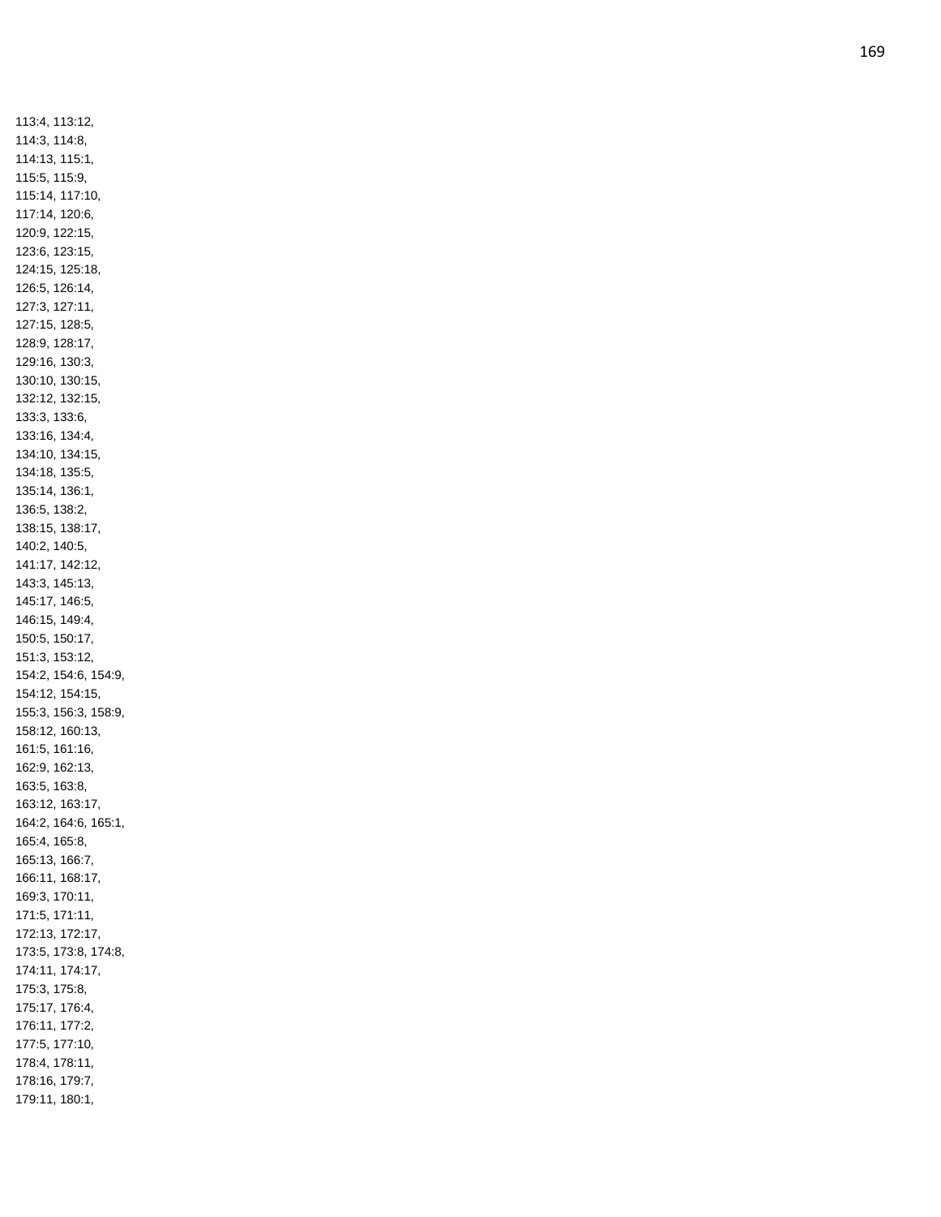113:4, 113:12,
114:3, 114:8,
114:13, 115:1,
115:5, 115:9,
115:14, 117:10,
117:14, 120:6,
120:9, 122:15,
123:6, 123:15,
124:15, 125:18,
126:5, 126:14,
127:3, 127:11,
127:15, 128:5,
128:9, 128:17,
129:16, 130:3,
130:10, 130:15,
132:12, 132:15,
133:3, 133:6,
133:16, 134:4,
134:10, 134:15,
134:18, 135:5,
135:14, 136:1,
136:5, 138:2,
138:15, 138:17,
140:2, 140:5,
141:17, 142:12,
143:3, 145:13,
145:17, 146:5,
146:15, 149:4,
150:5, 150:17,
151:3, 153:12,
154:2, 154:6, 154:9,
154:12, 154:15,
155:3, 156:3, 158:9,
158:12, 160:13,
161:5, 161:16,
162:9, 162:13,
163:5, 163:8,
163:12, 163:17,
164:2, 164:6, 165:1,
165:4, 165:8,
165:13, 166:7,
166:11, 168:17,
169:3, 170:11,
171:5, 171:11,
172:13, 172:17,
173:5, 173:8, 174:8,
174:11, 174:17,
175:3, 175:8,
175:17, 176:4,
176:11, 177:2,
177:5, 177:10,
178:4, 178:11,
178:16, 179:7,
179:11, 180:1,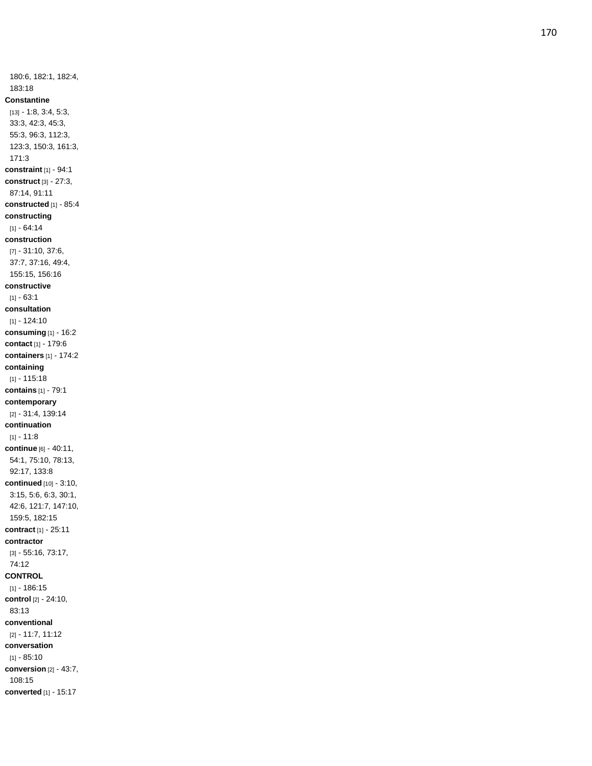180:6, 182:1, 182:4, 183:18

**Constantine** [13] - 1:8, 3:4, 5:3, 33:3, 42:3, 45:3, 55:3, 96:3, 112:3, 123:3, 150:3, 161:3, 171:3

**constraint** [1] - 94:1

**construct** [3] - 27:3, 87:14, 91:11

**constructed** [1] - 85:4

**constructing** [1] - 64:14

**construction** [7] - 31:10, 37:6, 37:7, 37:16, 49:4, 155:15, 156:16

**constructive** [1] - 63:1

**consultation** [1] - 124:10

**consuming** [1] - 16:2

**contact** [1] - 179:6

**containers** [1] - 174:2

**containing** [1] - 115:18

**contains** [1] - 79:1

**contemporary** [2] - 31:4, 139:14

**continuation** [1] - 11:8

**continue** [6] - 40:11, 54:1, 75:10, 78:13, 92:17, 133:8

**continued** [10] - 3:10, 3:15, 5:6, 6:3, 30:1, 42:6, 121:7, 147:10, 159:5, 182:15

**contract** [1] - 25:11

**contractor** [3] - 55:16, 73:17, 74:12

**CONTROL** [1] - 186:15

**control** [2] - 24:10, 83:13

**conventional** [2] - 11:7, 11:12

**conversation** [1] - 85:10

**conversion** [2] - 43:7, 108:15

**converted** [1] - 15:17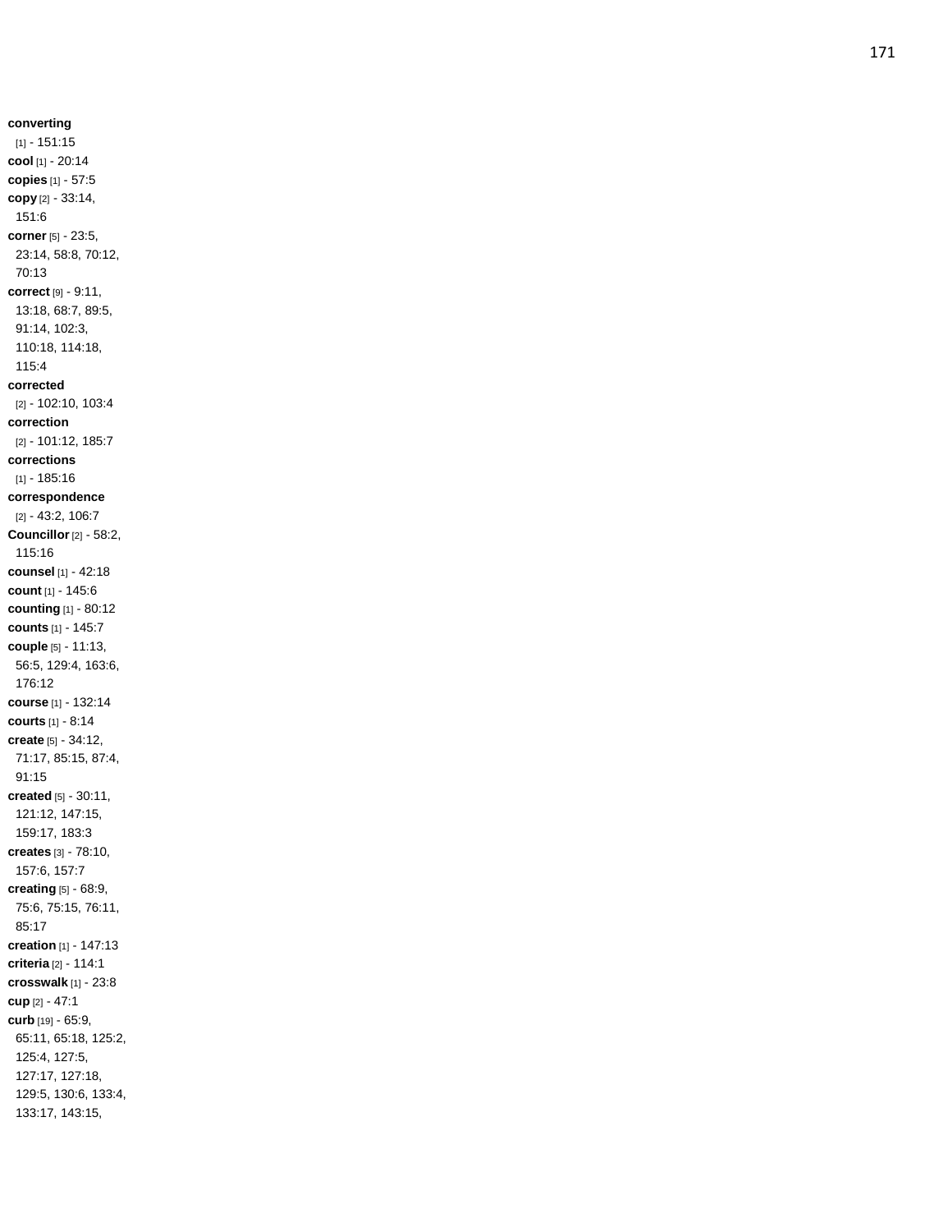**converting** [1] - 151:15
**cool** [1] - 20:14
**copies** [1] - 57:5
**copy** [2] - 33:14, 151:6
**corner** [5] - 23:5, 23:14, 58:8, 70:12, 70:13
**correct** [9] - 9:11, 13:18, 68:7, 89:5, 91:14, 102:3, 110:18, 114:18, 115:4
**corrected** [2] - 102:10, 103:4
**correction** [2] - 101:12, 185:7
**corrections** [1] - 185:16
**correspondence** [2] - 43:2, 106:7
**Councillor** [2] - 58:2, 115:16
**counsel** [1] - 42:18
**count** [1] - 145:6
**counting** [1] - 80:12
**counts** [1] - 145:7
**couple** [5] - 11:13, 56:5, 129:4, 163:6, 176:12
**course** [1] - 132:14
**courts** [1] - 8:14
**create** [5] - 34:12, 71:17, 85:15, 87:4, 91:15
**created** [5] - 30:11, 121:12, 147:15, 159:17, 183:3
**creates** [3] - 78:10, 157:6, 157:7
**creating** [5] - 68:9, 75:6, 75:15, 76:11, 85:17
**creation** [1] - 147:13
**criteria** [2] - 114:1
**crosswalk** [1] - 23:8
**cup** [2] - 47:1
**curb** [19] - 65:9, 65:11, 65:18, 125:2, 125:4, 127:5, 127:17, 127:18, 129:5, 130:6, 133:4, 133:17, 143:15,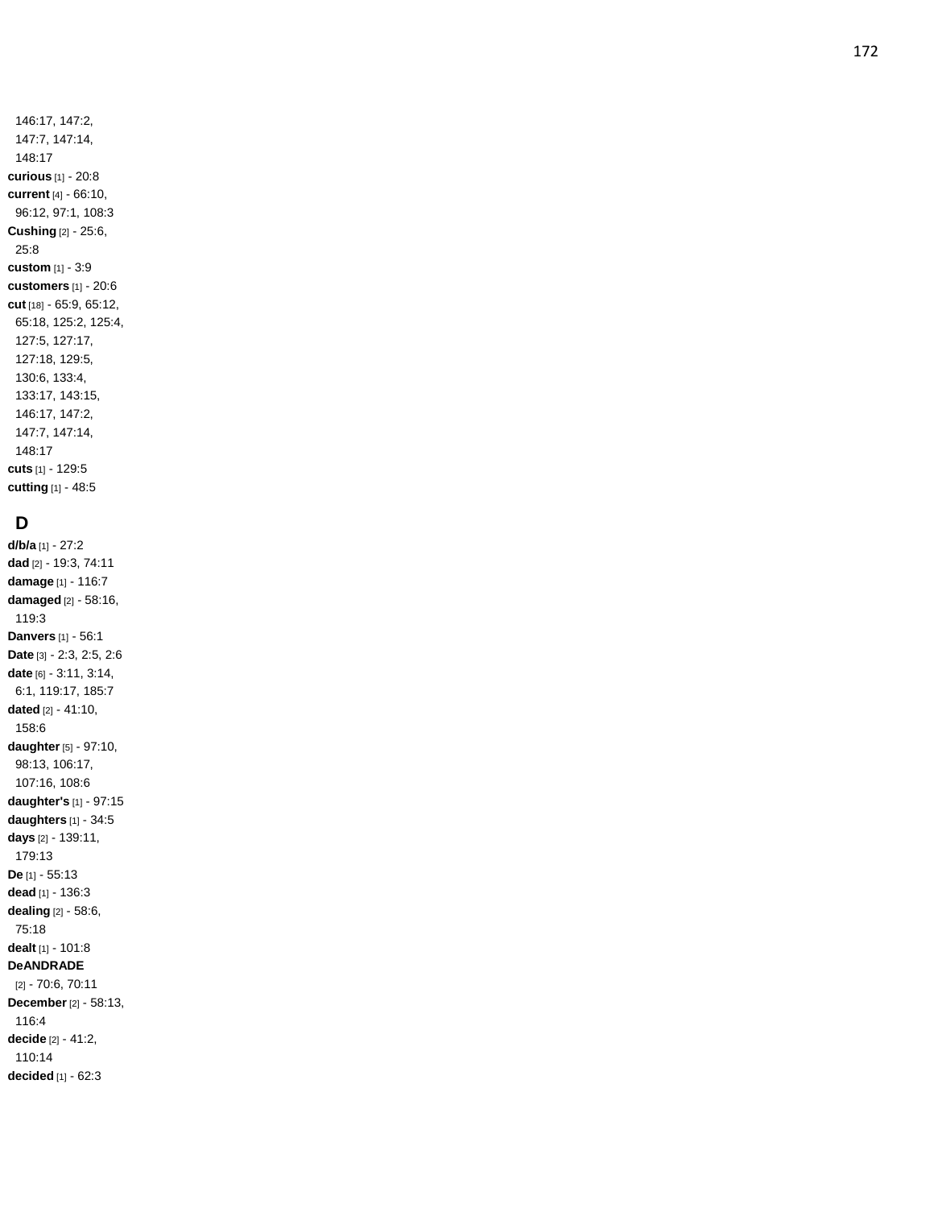146:17, 147:2, 147:7, 147:14, 148:17

**curious** [1] - 20:8
**current** [4] - 66:10, 96:12, 97:1, 108:3
**Cushing** [2] - 25:6, 25:8
**custom** [1] - 3:9
**customers** [1] - 20:6
**cut** [18] - 65:9, 65:12, 65:18, 125:2, 125:4, 127:5, 127:17, 127:18, 129:5, 130:6, 133:4, 133:17, 143:15, 146:17, 147:2, 147:7, 147:14, 148:17
**cuts** [1] - 129:5
**cutting** [1] - 48:5

## D

**d/b/a** [1] - 27:2
**dad** [2] - 19:3, 74:11
**damage** [1] - 116:7
**damaged** [2] - 58:16, 119:3
**Danvers** [1] - 56:1
**Date** [3] - 2:3, 2:5, 2:6
**date** [6] - 3:11, 3:14, 6:1, 119:17, 185:7
**dated** [2] - 41:10, 158:6
**daughter** [5] - 97:10, 98:13, 106:17, 107:16, 108:6
**daughter's** [1] - 97:15
**daughters** [1] - 34:5
**days** [2] - 139:11, 179:13
**De** [1] - 55:13
**dead** [1] - 136:3
**dealing** [2] - 58:6, 75:18
**dealt** [1] - 101:8
**DeANDRADE** [2] - 70:6, 70:11
**December** [2] - 58:13, 116:4
**decide** [2] - 41:2, 110:14
**decided** [1] - 62:3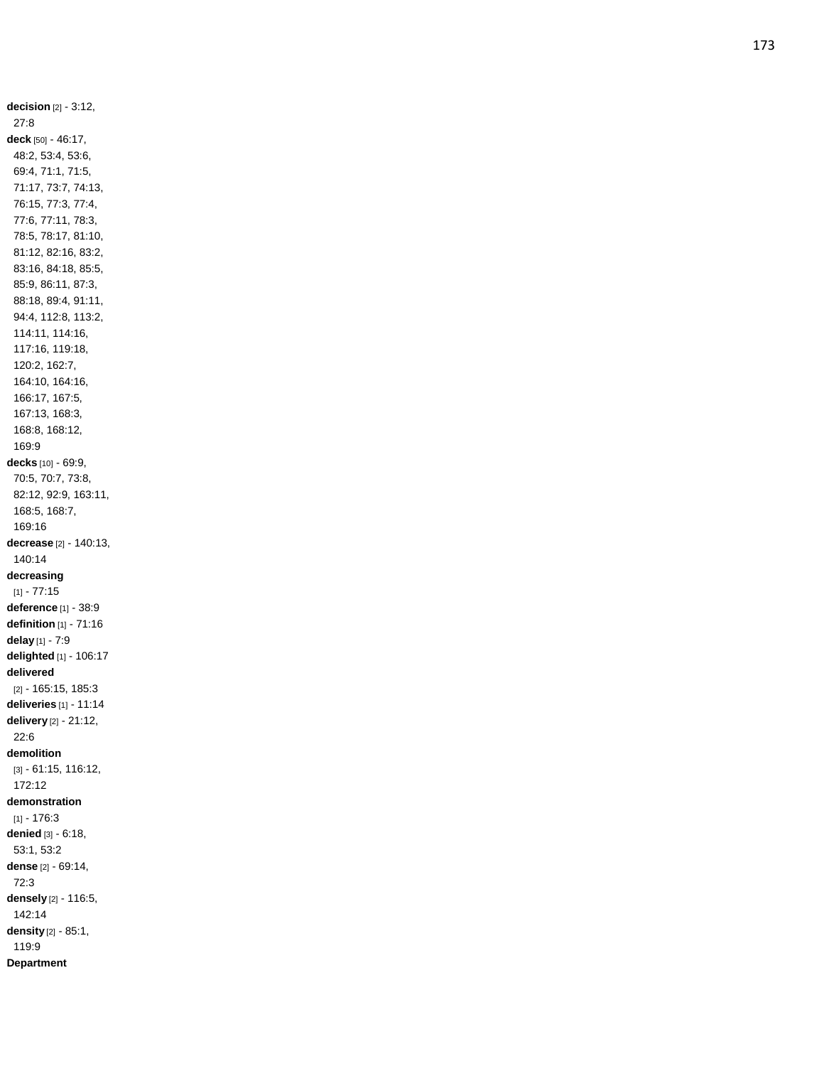**decision** [2] - 3:12, 27:8
**deck** [50] - 46:17, 48:2, 53:4, 53:6, 69:4, 71:1, 71:5, 71:17, 73:7, 74:13, 76:15, 77:3, 77:4, 77:6, 77:11, 78:3, 78:5, 78:17, 81:10, 81:12, 82:16, 83:2, 83:16, 84:18, 85:5, 85:9, 86:11, 87:3, 88:18, 89:4, 91:11, 94:4, 112:8, 113:2, 114:11, 114:16, 117:16, 119:18, 120:2, 162:7, 164:10, 164:16, 166:17, 167:5, 167:13, 168:3, 168:8, 168:12, 169:9
**decks** [10] - 69:9, 70:5, 70:7, 73:8, 82:12, 92:9, 163:11, 168:5, 168:7, 169:16
**decrease** [2] - 140:13, 140:14
**decreasing** [1] - 77:15
**deference** [1] - 38:9
**definition** [1] - 71:16
**delay** [1] - 7:9
**delighted** [1] - 106:17
**delivered** [2] - 165:15, 185:3
**deliveries** [1] - 11:14
**delivery** [2] - 21:12, 22:6
**demolition** [3] - 61:15, 116:12, 172:12
**demonstration** [1] - 176:3
**denied** [3] - 6:18, 53:1, 53:2
**dense** [2] - 69:14, 72:3
**densely** [2] - 116:5, 142:14
**density** [2] - 85:1, 119:9
**Department**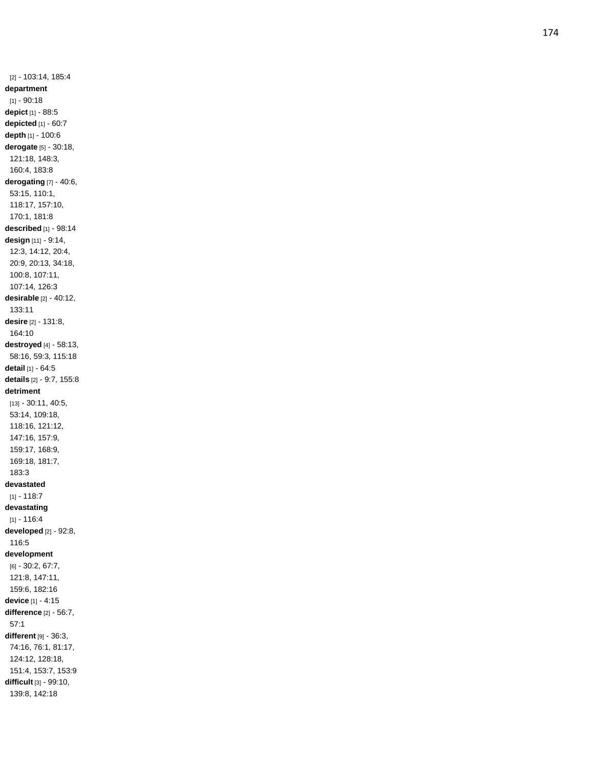[2] - 103:14, 185:4
**department** [1] - 90:18
**depict** [1] - 88:5
**depicted** [1] - 60:7
**depth** [1] - 100:6
**derogate** [5] - 30:18, 121:18, 148:3, 160:4, 183:8
**derogating** [7] - 40:6, 53:15, 110:1, 118:17, 157:10, 170:1, 181:8
**described** [1] - 98:14
**design** [11] - 9:14, 12:3, 14:12, 20:4, 20:9, 20:13, 34:18, 100:8, 107:11, 107:14, 126:3
**desirable** [2] - 40:12, 133:11
**desire** [2] - 131:8, 164:10
**destroyed** [4] - 58:13, 58:16, 59:3, 115:18
**detail** [1] - 64:5
**details** [2] - 9:7, 155:8
**detriment** [13] - 30:11, 40:5, 53:14, 109:18, 118:16, 121:12, 147:16, 157:9, 159:17, 168:9, 169:18, 181:7, 183:3
**devastated** [1] - 118:7
**devastating** [1] - 116:4
**developed** [2] - 92:8, 116:5
**development** [6] - 30:2, 67:7, 121:8, 147:11, 159:6, 182:16
**device** [1] - 4:15
**difference** [2] - 56:7, 57:1
**different** [9] - 36:3, 74:16, 76:1, 81:17, 124:12, 128:18, 151:4, 153:7, 153:9
**difficult** [3] - 99:10, 139:8, 142:18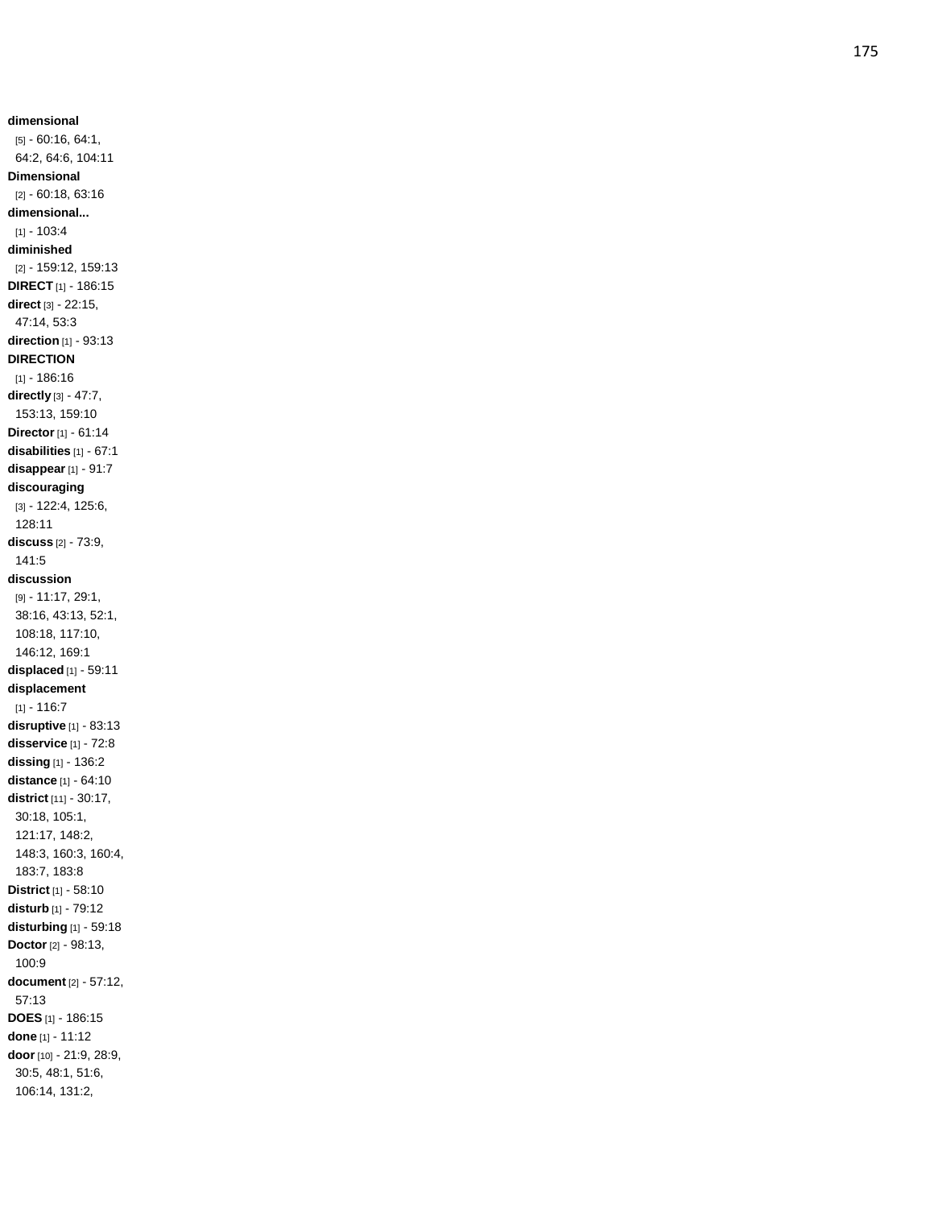**dimensional** [5] - 60:16, 64:1, 64:2, 64:6, 104:11
**Dimensional** [2] - 60:18, 63:16
**dimensional...** [1] - 103:4
**diminished** [2] - 159:12, 159:13
**DIRECT** [1] - 186:15
**direct** [3] - 22:15, 47:14, 53:3
**direction** [1] - 93:13
**DIRECTION** [1] - 186:16
**directly** [3] - 47:7, 153:13, 159:10
**Director** [1] - 61:14
**disabilities** [1] - 67:1
**disappear** [1] - 91:7
**discouraging** [3] - 122:4, 125:6, 128:11
**discuss** [2] - 73:9, 141:5
**discussion** [9] - 11:17, 29:1, 38:16, 43:13, 52:1, 108:18, 117:10, 146:12, 169:1
**displaced** [1] - 59:11
**displacement** [1] - 116:7
**disruptive** [1] - 83:13
**disservice** [1] - 72:8
**dissing** [1] - 136:2
**distance** [1] - 64:10
**district** [11] - 30:17, 30:18, 105:1, 121:17, 148:2, 148:3, 160:3, 160:4, 183:7, 183:8
**District** [1] - 58:10
**disturb** [1] - 79:12
**disturbing** [1] - 59:18
**Doctor** [2] - 98:13, 100:9
**document** [2] - 57:12, 57:13
**DOES** [1] - 186:15
**done** [1] - 11:12
**door** [10] - 21:9, 28:9, 30:5, 48:1, 51:6, 106:14, 131:2,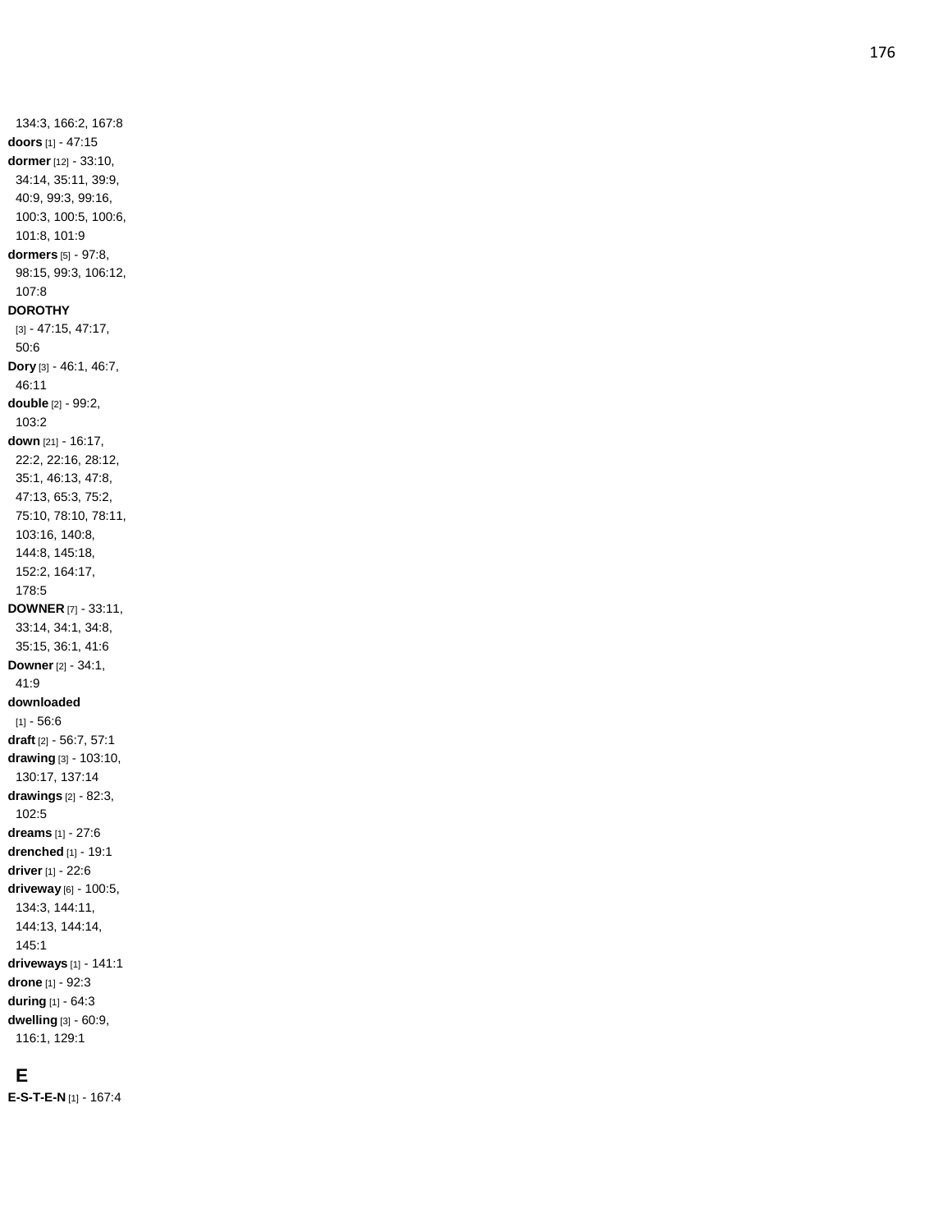134:3, 166:2, 167:8

**doors** [1] - 47:15

**dormer** [12] - 33:10, 34:14, 35:11, 39:9, 40:9, 99:3, 99:16, 100:3, 100:5, 100:6, 101:8, 101:9

**dormers** [5] - 97:8, 98:15, 99:3, 106:12, 107:8

**DOROTHY** [3] - 47:15, 47:17, 50:6

**Dory** [3] - 46:1, 46:7, 46:11

**double** [2] - 99:2, 103:2

**down** [21] - 16:17, 22:2, 22:16, 28:12, 35:1, 46:13, 47:8, 47:13, 65:3, 75:2, 75:10, 78:10, 78:11, 103:16, 140:8, 144:8, 145:18, 152:2, 164:17, 178:5

**DOWNER** [7] - 33:11, 33:14, 34:1, 34:8, 35:15, 36:1, 41:6

**Downer** [2] - 34:1, 41:9

**downloaded** [1] - 56:6

**draft** [2] - 56:7, 57:1

**drawing** [3] - 103:10, 130:17, 137:14

**drawings** [2] - 82:3, 102:5

**dreams** [1] - 27:6

**drenched** [1] - 19:1

**driver** [1] - 22:6

**driveway** [6] - 100:5, 134:3, 144:11, 144:13, 144:14, 145:1

**driveways** [1] - 141:1

**drone** [1] - 92:3

**during** [1] - 64:3

**dwelling** [3] - 60:9, 116:1, 129:1

## E

**E-S-T-E-N** [1] - 167:4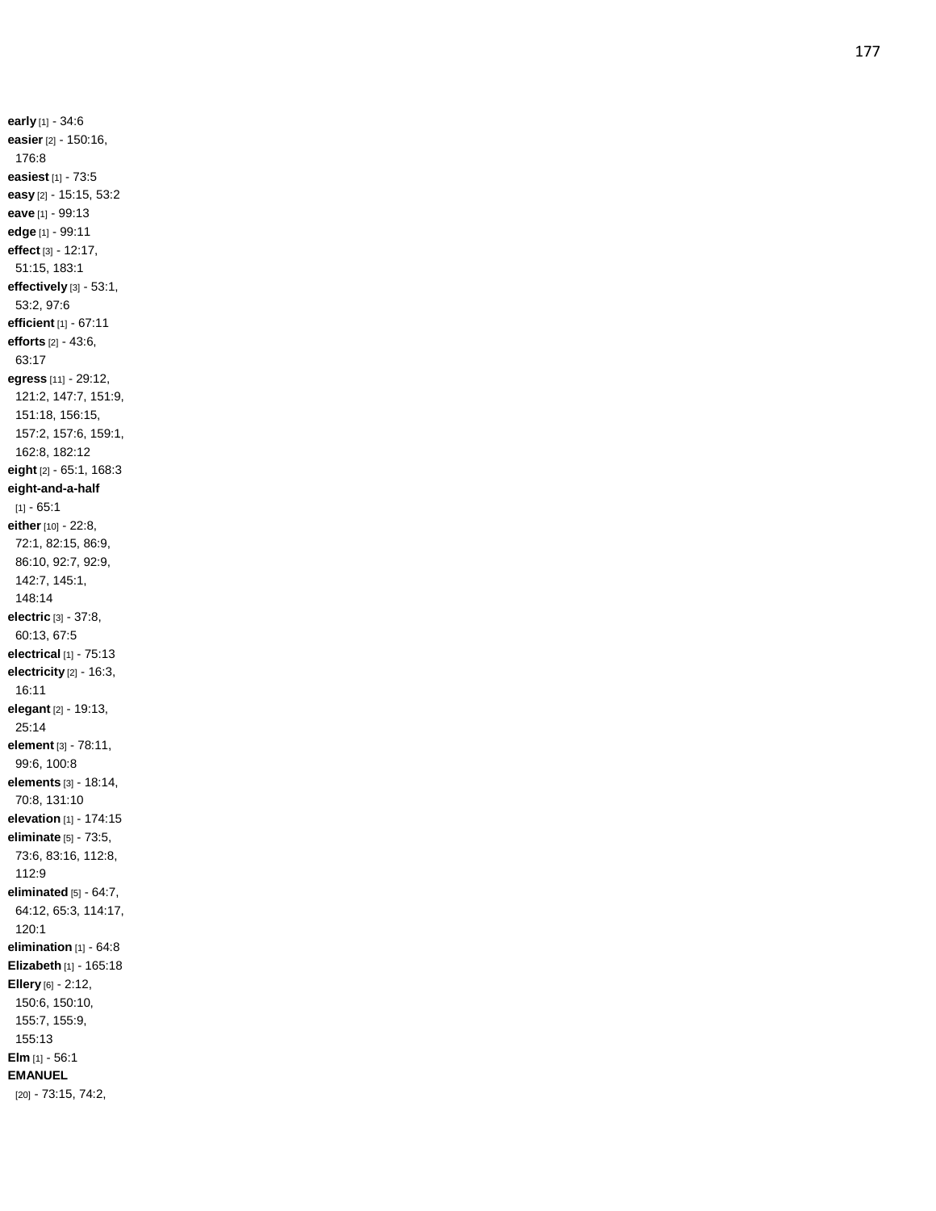**early** [1] - 34:6
**easier** [2] - 150:16, 176:8
**easiest** [1] - 73:5
**easy** [2] - 15:15, 53:2
**eave** [1] - 99:13
**edge** [1] - 99:11
**effect** [3] - 12:17, 51:15, 183:1
**effectively** [3] - 53:1, 53:2, 97:6
**efficient** [1] - 67:11
**efforts** [2] - 43:6, 63:17
**egress** [11] - 29:12, 121:2, 147:7, 151:9, 151:18, 156:15, 157:2, 157:6, 159:1, 162:8, 182:12
**eight** [2] - 65:1, 168:3
**eight-and-a-half** [1] - 65:1
**either** [10] - 22:8, 72:1, 82:15, 86:9, 86:10, 92:7, 92:9, 142:7, 145:1, 148:14
**electric** [3] - 37:8, 60:13, 67:5
**electrical** [1] - 75:13
**electricity** [2] - 16:3, 16:11
**elegant** [2] - 19:13, 25:14
**element** [3] - 78:11, 99:6, 100:8
**elements** [3] - 18:14, 70:8, 131:10
**elevation** [1] - 174:15
**eliminate** [5] - 73:5, 73:6, 83:16, 112:8, 112:9
**eliminated** [5] - 64:7, 64:12, 65:3, 114:17, 120:1
**elimination** [1] - 64:8
**Elizabeth** [1] - 165:18
**Ellery** [6] - 2:12, 150:6, 150:10, 155:7, 155:9, 155:13
**Elm** [1] - 56:1
**EMANUEL** [20] - 73:15, 74:2,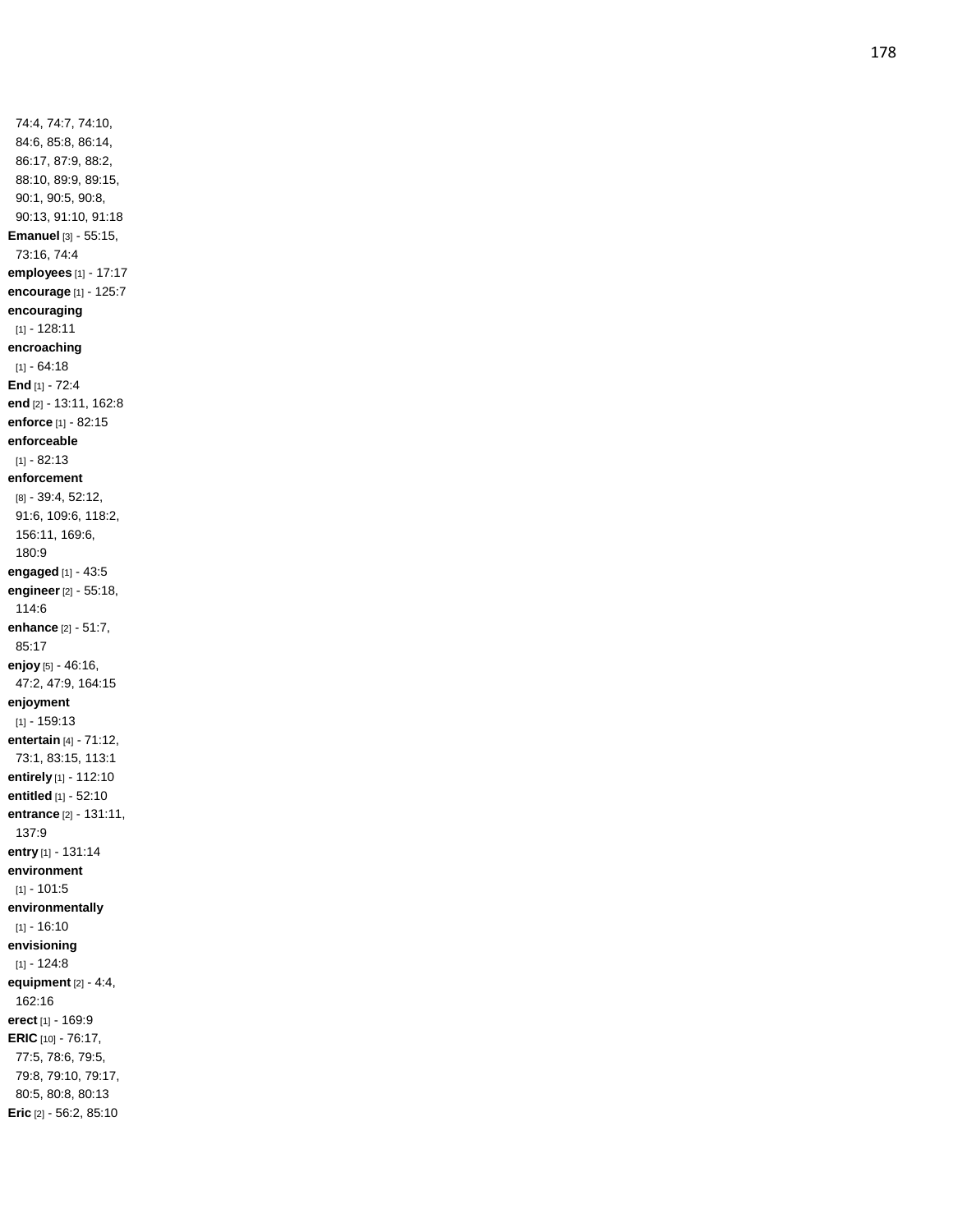74:4, 74:7, 74:10, 84:6, 85:8, 86:14, 86:17, 87:9, 88:2, 88:10, 89:9, 89:15, 90:1, 90:5, 90:8, 90:13, 91:10, 91:18

**Emanuel** [3] - 55:15, 73:16, 74:4

**employees** [1] - 17:17

**encourage** [1] - 125:7

**encouraging** [1] - 128:11

**encroaching** [1] - 64:18

**End** [1] - 72:4

**end** [2] - 13:11, 162:8

**enforce** [1] - 82:15

**enforceable** [1] - 82:13

**enforcement** [8] - 39:4, 52:12, 91:6, 109:6, 118:2, 156:11, 169:6, 180:9

**engaged** [1] - 43:5

**engineer** [2] - 55:18, 114:6

**enhance** [2] - 51:7, 85:17

**enjoy** [5] - 46:16, 47:2, 47:9, 164:15

**enjoyment** [1] - 159:13

**entertain** [4] - 71:12, 73:1, 83:15, 113:1

**entirely** [1] - 112:10

**entitled** [1] - 52:10

**entrance** [2] - 131:11, 137:9

**entry** [1] - 131:14

**environment** [1] - 101:5

**environmentally** [1] - 16:10

**envisioning** [1] - 124:8

**equipment** [2] - 4:4, 162:16

**erect** [1] - 169:9

**ERIC** [10] - 76:17, 77:5, 78:6, 79:5, 79:8, 79:10, 79:17, 80:5, 80:8, 80:13

**Eric** [2] - 56:2, 85:10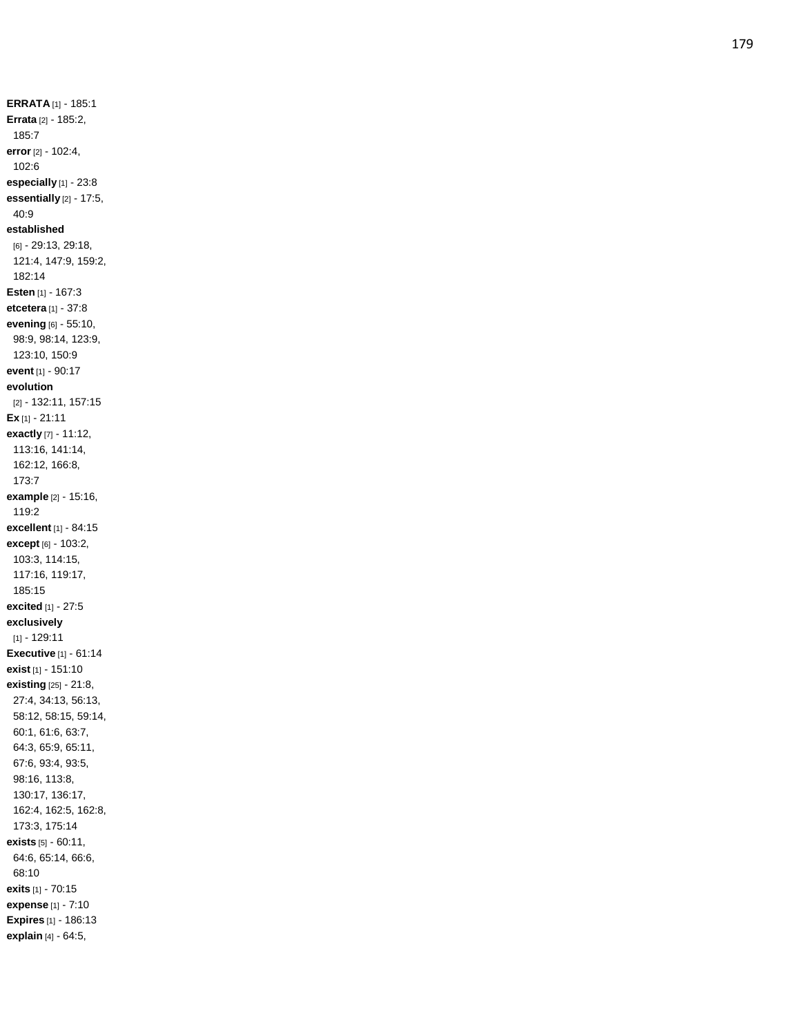**ERRATA** [1] - 185:1
**Errata** [2] - 185:2, 185:7
**error** [2] - 102:4, 102:6
**especially** [1] - 23:8
**essentially** [2] - 17:5, 40:9
**established** [6] - 29:13, 29:18, 121:4, 147:9, 159:2, 182:14
**Esten** [1] - 167:3
**etcetera** [1] - 37:8
**evening** [6] - 55:10, 98:9, 98:14, 123:9, 123:10, 150:9
**event** [1] - 90:17
**evolution** [2] - 132:11, 157:15
**Ex** [1] - 21:11
**exactly** [7] - 11:12, 113:16, 141:14, 162:12, 166:8, 173:7
**example** [2] - 15:16, 119:2
**excellent** [1] - 84:15
**except** [6] - 103:2, 103:3, 114:15, 117:16, 119:17, 185:15
**excited** [1] - 27:5
**exclusively** [1] - 129:11
**Executive** [1] - 61:14
**exist** [1] - 151:10
**existing** [25] - 21:8, 27:4, 34:13, 56:13, 58:12, 58:15, 59:14, 60:1, 61:6, 63:7, 64:3, 65:9, 65:11, 67:6, 93:4, 93:5, 98:16, 113:8, 130:17, 136:17, 162:4, 162:5, 162:8, 173:3, 175:14
**exists** [5] - 60:11, 64:6, 65:14, 66:6, 68:10
**exits** [1] - 70:15
**expense** [1] - 7:10
**Expires** [1] - 186:13
**explain** [4] - 64:5,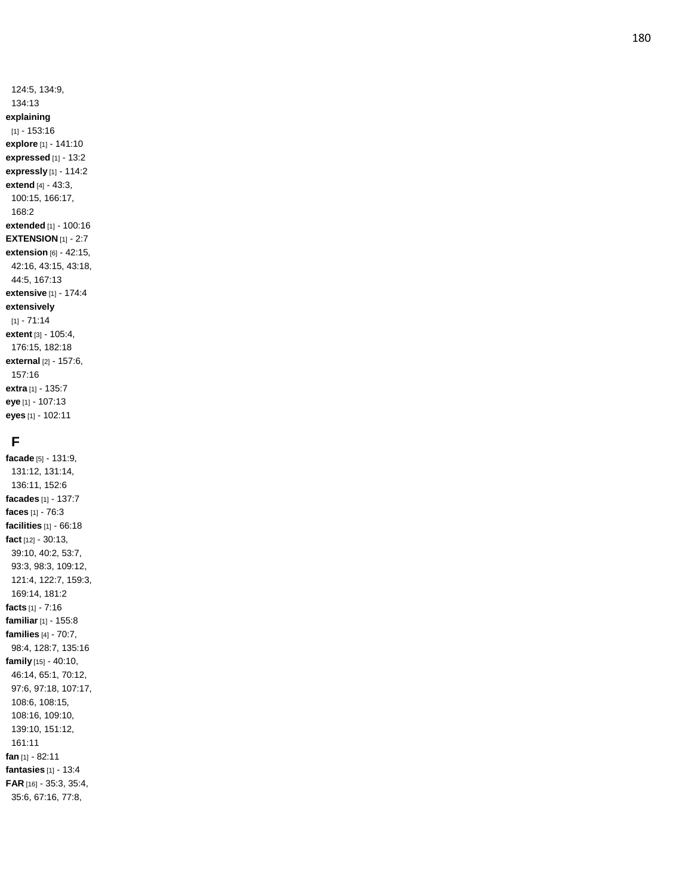124:5, 134:9, 134:13
**explaining** [1] - 153:16
**explore** [1] - 141:10
**expressed** [1] - 13:2
**expressly** [1] - 114:2
**extend** [4] - 43:3, 100:15, 166:17, 168:2
**extended** [1] - 100:16
**EXTENSION** [1] - 2:7
**extension** [6] - 42:15, 42:16, 43:15, 43:18, 44:5, 167:13
**extensive** [1] - 174:4
**extensively** [1] - 71:14
**extent** [3] - 105:4, 176:15, 182:18
**external** [2] - 157:6, 157:16
**extra** [1] - 135:7
**eye** [1] - 107:13
**eyes** [1] - 102:11

## F

**facade** [5] - 131:9, 131:12, 131:14, 136:11, 152:6
**facades** [1] - 137:7
**faces** [1] - 76:3
**facilities** [1] - 66:18
**fact** [12] - 30:13, 39:10, 40:2, 53:7, 93:3, 98:3, 109:12, 121:4, 122:7, 159:3, 169:14, 181:2
**facts** [1] - 7:16
**familiar** [1] - 155:8
**families** [4] - 70:7, 98:4, 128:7, 135:16
**family** [15] - 40:10, 46:14, 65:1, 70:12, 97:6, 97:18, 107:17, 108:6, 108:15, 108:16, 109:10, 139:10, 151:12, 161:11
**fan** [1] - 82:11
**fantasies** [1] - 13:4
**FAR** [16] - 35:3, 35:4, 35:6, 67:16, 77:8,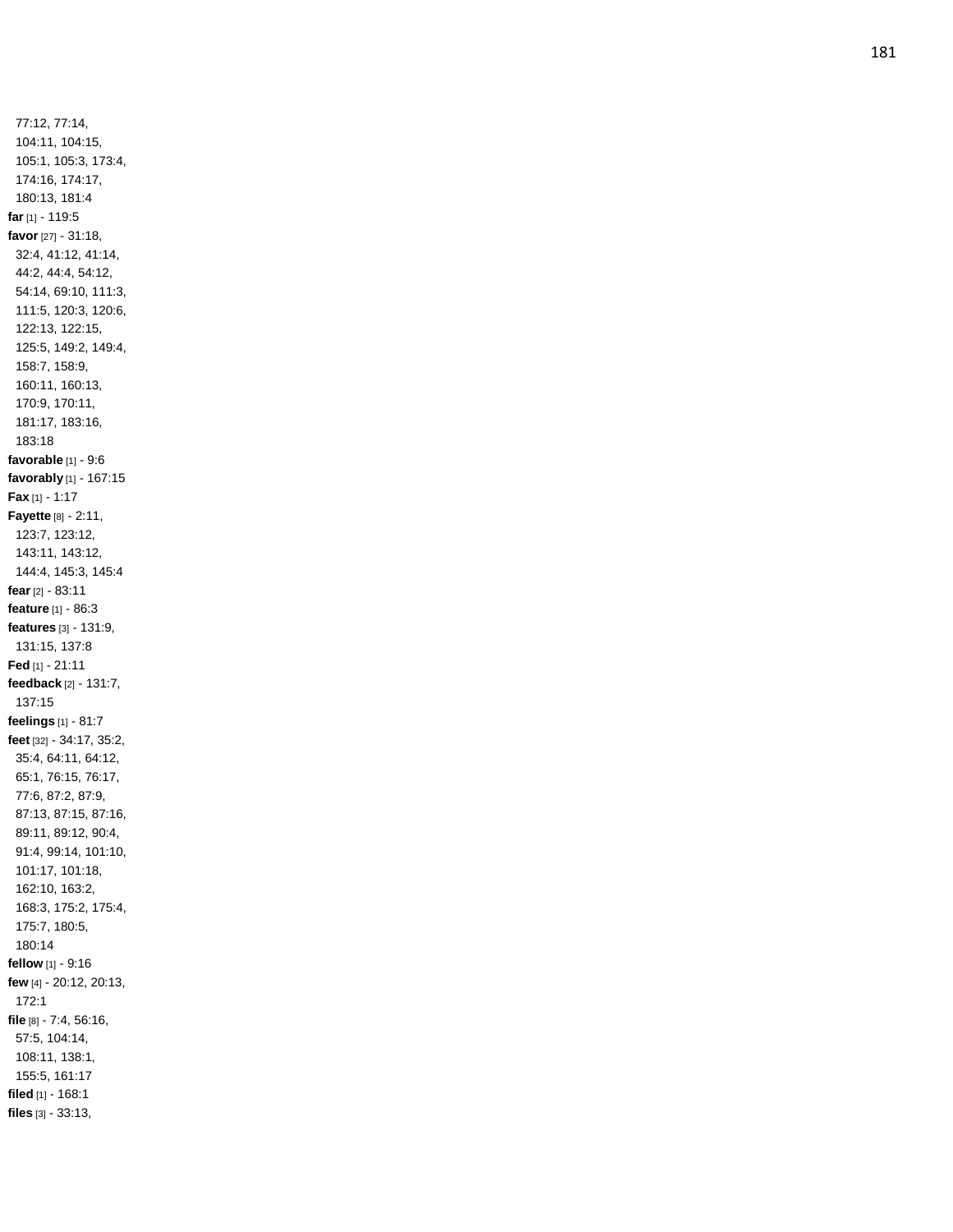77:12, 77:14, 104:11, 104:15, 105:1, 105:3, 173:4, 174:16, 174:17, 180:13, 181:4

**far** [1] - 119:5

**favor** [27] - 31:18, 32:4, 41:12, 41:14, 44:2, 44:4, 54:12, 54:14, 69:10, 111:3, 111:5, 120:3, 120:6, 122:13, 122:15, 125:5, 149:2, 149:4, 158:7, 158:9, 160:11, 160:13, 170:9, 170:11, 181:17, 183:16, 183:18

**favorable** [1] - 9:6

**favorably** [1] - 167:15

**Fax** [1] - 1:17

**Fayette** [8] - 2:11, 123:7, 123:12, 143:11, 143:12, 144:4, 145:3, 145:4

**fear** [2] - 83:11

**feature** [1] - 86:3

**features** [3] - 131:9, 131:15, 137:8

**Fed** [1] - 21:11

**feedback** [2] - 131:7, 137:15

**feelings** [1] - 81:7

**feet** [32] - 34:17, 35:2, 35:4, 64:11, 64:12, 65:1, 76:15, 76:17, 77:6, 87:2, 87:9, 87:13, 87:15, 87:16, 89:11, 89:12, 90:4, 91:4, 99:14, 101:10, 101:17, 101:18, 162:10, 163:2, 168:3, 175:2, 175:4, 175:7, 180:5, 180:14

**fellow** [1] - 9:16

**few** [4] - 20:12, 20:13, 172:1

**file** [8] - 7:4, 56:16, 57:5, 104:14, 108:11, 138:1, 155:5, 161:17

**filed** [1] - 168:1

**files** [3] - 33:13,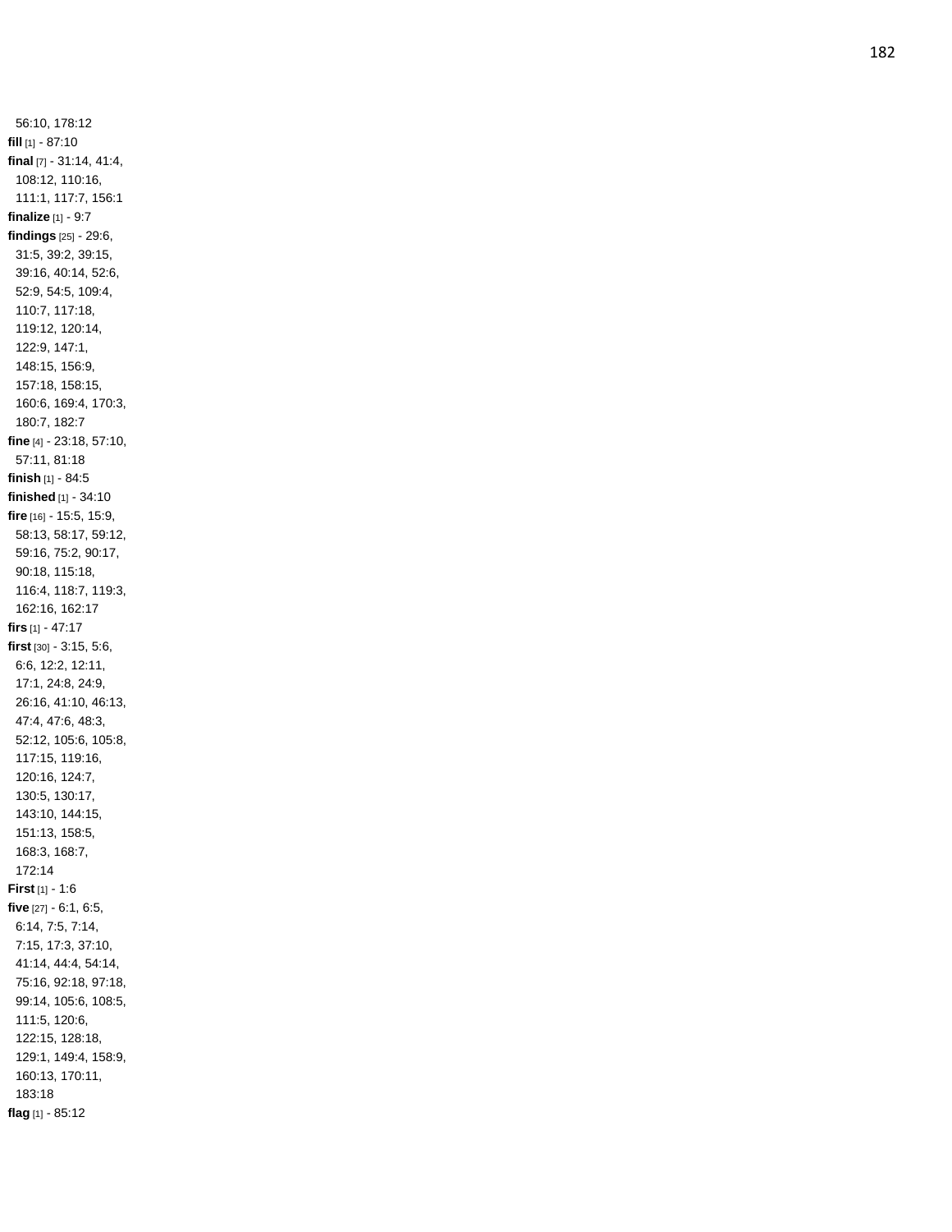56:10, 178:12

**fill** [1] - 87:10

**final** [7] - 31:14, 41:4, 108:12, 110:16, 111:1, 117:7, 156:1

**finalize** [1] - 9:7

**findings** [25] - 29:6, 31:5, 39:2, 39:15, 39:16, 40:14, 52:6, 52:9, 54:5, 109:4, 110:7, 117:18, 119:12, 120:14, 122:9, 147:1, 148:15, 156:9, 157:18, 158:15, 160:6, 169:4, 170:3, 180:7, 182:7

**fine** [4] - 23:18, 57:10, 57:11, 81:18

**finish** [1] - 84:5

**finished** [1] - 34:10

**fire** [16] - 15:5, 15:9, 58:13, 58:17, 59:12, 59:16, 75:2, 90:17, 90:18, 115:18, 116:4, 118:7, 119:3, 162:16, 162:17

**firs** [1] - 47:17

**first** [30] - 3:15, 5:6, 6:6, 12:2, 12:11, 17:1, 24:8, 24:9, 26:16, 41:10, 46:13, 47:4, 47:6, 48:3, 52:12, 105:6, 105:8, 117:15, 119:16, 120:16, 124:7, 130:5, 130:17, 143:10, 144:15, 151:13, 158:5, 168:3, 168:7, 172:14

**First** [1] - 1:6

**five** [27] - 6:1, 6:5, 6:14, 7:5, 7:14, 7:15, 17:3, 37:10, 41:14, 44:4, 54:14, 75:16, 92:18, 97:18, 99:14, 105:6, 108:5, 111:5, 120:6, 122:15, 128:18, 129:1, 149:4, 158:9, 160:13, 170:11, 183:18

**flag** [1] - 85:12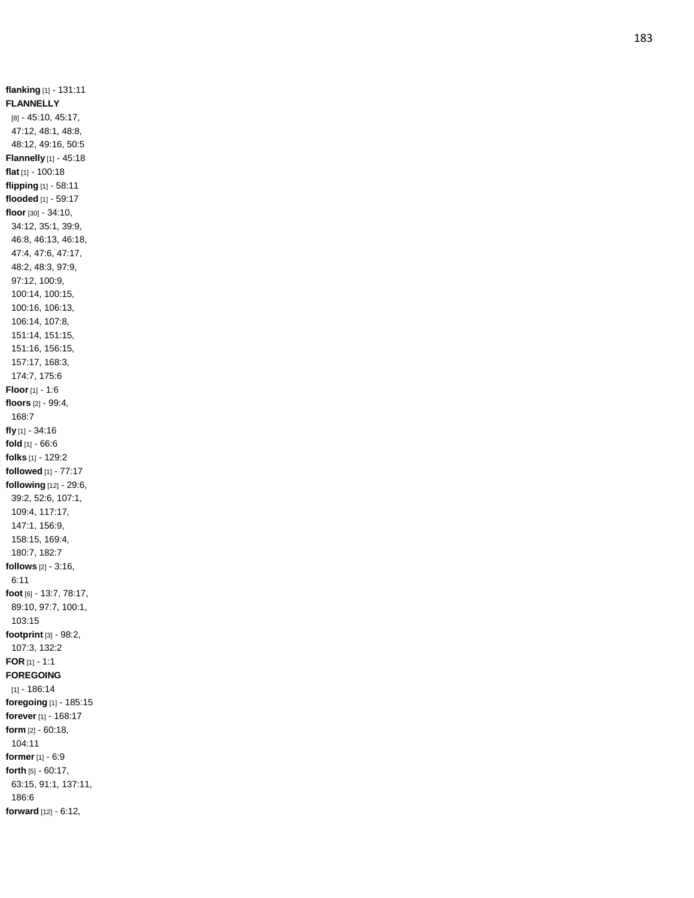**flanking** [1] - 131:11
**FLANNELLY** [8] - 45:10, 45:17, 47:12, 48:1, 48:8, 48:12, 49:16, 50:5
**Flannelly** [1] - 45:18
**flat** [1] - 100:18
**flipping** [1] - 58:11
**flooded** [1] - 59:17
**floor** [30] - 34:10, 34:12, 35:1, 39:9, 46:8, 46:13, 46:18, 47:4, 47:6, 47:17, 48:2, 48:3, 97:9, 97:12, 100:9, 100:14, 100:15, 100:16, 106:13, 106:14, 107:8, 151:14, 151:15, 151:16, 156:15, 157:17, 168:3, 174:7, 175:6
**Floor** [1] - 1:6
**floors** [2] - 99:4, 168:7
**fly** [1] - 34:16
**fold** [1] - 66:6
**folks** [1] - 129:2
**followed** [1] - 77:17
**following** [12] - 29:6, 39:2, 52:6, 107:1, 109:4, 117:17, 147:1, 156:9, 158:15, 169:4, 180:7, 182:7
**follows** [2] - 3:16, 6:11
**foot** [6] - 13:7, 78:17, 89:10, 97:7, 100:1, 103:15
**footprint** [3] - 98:2, 107:3, 132:2
**FOR** [1] - 1:1
**FOREGOING** [1] - 186:14
**foregoing** [1] - 185:15
**forever** [1] - 168:17
**form** [2] - 60:18, 104:11
**former** [1] - 6:9
**forth** [5] - 60:17, 63:15, 91:1, 137:11, 186:6
**forward** [12] - 6:12,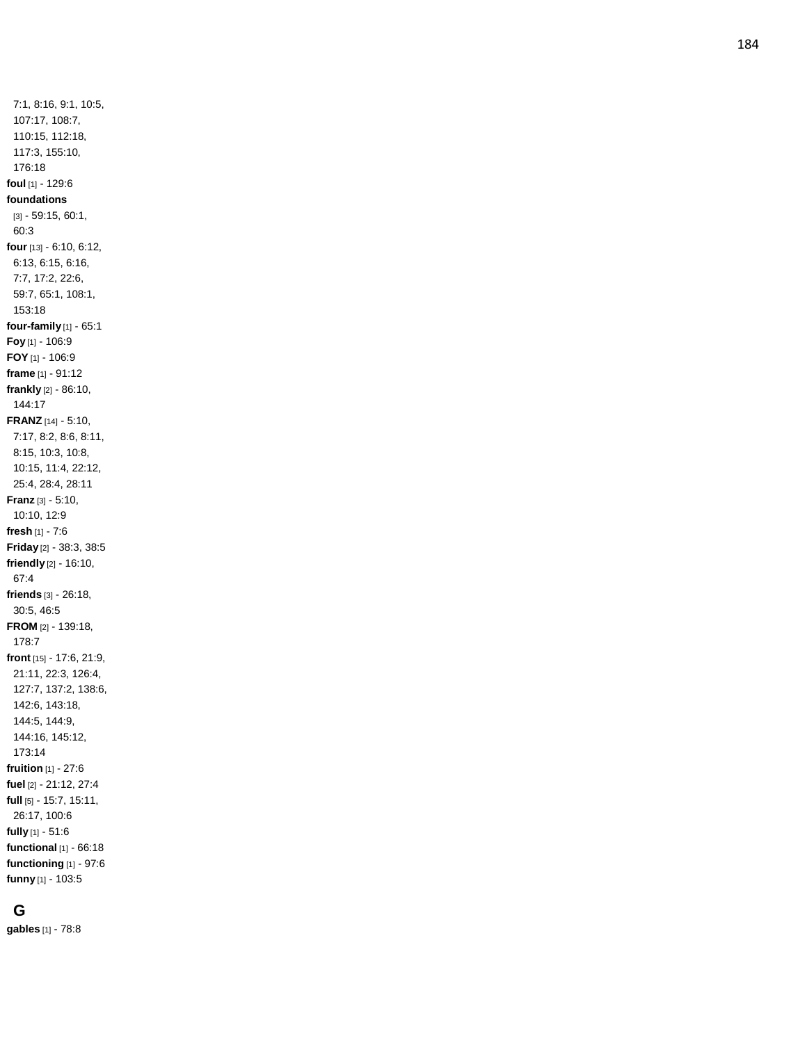7:1, 8:16, 9:1, 10:5, 107:17, 108:7, 110:15, 112:18, 117:3, 155:10, 176:18

**foul** [1] - 129:6

**foundations** [3] - 59:15, 60:1, 60:3

**four** [13] - 6:10, 6:12, 6:13, 6:15, 6:16, 7:7, 17:2, 22:6, 59:7, 65:1, 108:1, 153:18

**four-family** [1] - 65:1

**Foy** [1] - 106:9

**FOY** [1] - 106:9

**frame** [1] - 91:12

**frankly** [2] - 86:10, 144:17

**FRANZ** [14] - 5:10, 7:17, 8:2, 8:6, 8:11, 8:15, 10:3, 10:8, 10:15, 11:4, 22:12, 25:4, 28:4, 28:11

**Franz** [3] - 5:10, 10:10, 12:9

**fresh** [1] - 7:6

**Friday** [2] - 38:3, 38:5

**friendly** [2] - 16:10, 67:4

**friends** [3] - 26:18, 30:5, 46:5

**FROM** [2] - 139:18, 178:7

**front** [15] - 17:6, 21:9, 21:11, 22:3, 126:4, 127:7, 137:2, 138:6, 142:6, 143:18, 144:5, 144:9, 144:16, 145:12, 173:14

**fruition** [1] - 27:6

**fuel** [2] - 21:12, 27:4

**full** [5] - 15:7, 15:11, 26:17, 100:6

**fully** [1] - 51:6

**functional** [1] - 66:18

**functioning** [1] - 97:6

**funny** [1] - 103:5

## G

**gables** [1] - 78:8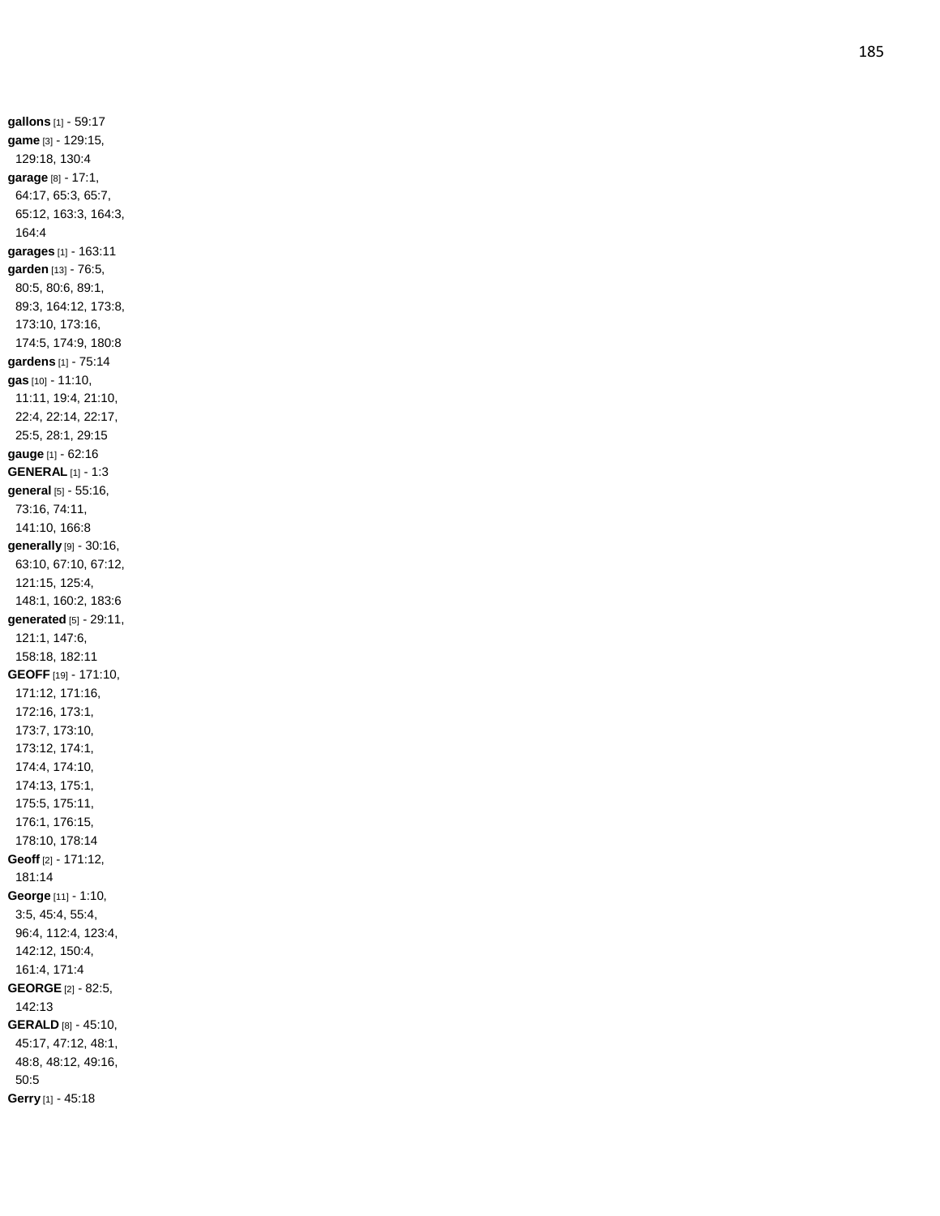**gallons** [1] - 59:17
**game** [3] - 129:15, 129:18, 130:4
**garage** [8] - 17:1, 64:17, 65:3, 65:7, 65:12, 163:3, 164:3, 164:4
**garages** [1] - 163:11
**garden** [13] - 76:5, 80:5, 80:6, 89:1, 89:3, 164:12, 173:8, 173:10, 173:16, 174:5, 174:9, 180:8
**gardens** [1] - 75:14
**gas** [10] - 11:10, 11:11, 19:4, 21:10, 22:4, 22:14, 22:17, 25:5, 28:1, 29:15
**gauge** [1] - 62:16
**GENERAL** [1] - 1:3
**general** [5] - 55:16, 73:16, 74:11, 141:10, 166:8
**generally** [9] - 30:16, 63:10, 67:10, 67:12, 121:15, 125:4, 148:1, 160:2, 183:6
**generated** [5] - 29:11, 121:1, 147:6, 158:18, 182:11
**GEOFF** [19] - 171:10, 171:12, 171:16, 172:16, 173:1, 173:7, 173:10, 173:12, 174:1, 174:4, 174:10, 174:13, 175:1, 175:5, 175:11, 176:1, 176:15, 178:10, 178:14
**Geoff** [2] - 171:12, 181:14
**George** [11] - 1:10, 3:5, 45:4, 55:4, 96:4, 112:4, 123:4, 142:12, 150:4, 161:4, 171:4
**GEORGE** [2] - 82:5, 142:13
**GERALD** [8] - 45:10, 45:17, 47:12, 48:1, 48:8, 48:12, 49:16, 50:5
**Gerry** [1] - 45:18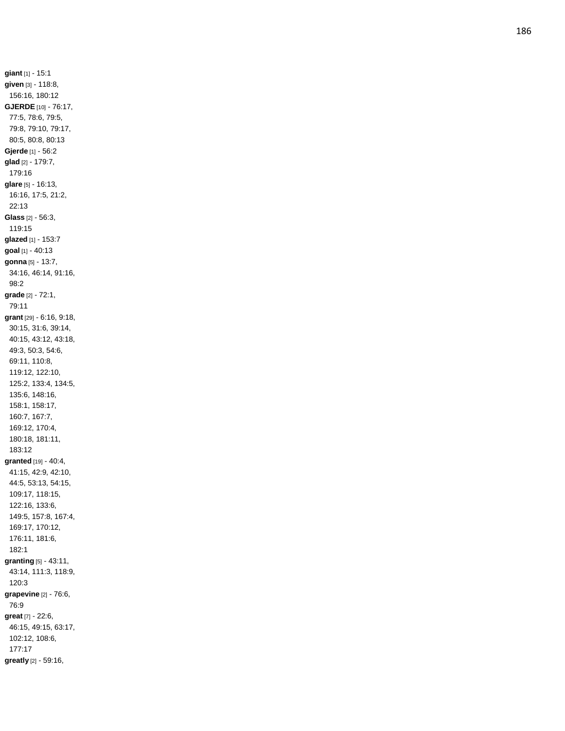**giant** [1] - 15:1
**given** [3] - 118:8, 156:16, 180:12
**GJERDE** [10] - 76:17, 77:5, 78:6, 79:5, 79:8, 79:10, 79:17, 80:5, 80:8, 80:13
**Gjerde** [1] - 56:2
**glad** [2] - 179:7, 179:16
**glare** [5] - 16:13, 16:16, 17:5, 21:2, 22:13
**Glass** [2] - 56:3, 119:15
**glazed** [1] - 153:7
**goal** [1] - 40:13
**gonna** [5] - 13:7, 34:16, 46:14, 91:16, 98:2
**grade** [2] - 72:1, 79:11
**grant** [29] - 6:16, 9:18, 30:15, 31:6, 39:14, 40:15, 43:12, 43:18, 49:3, 50:3, 54:6, 69:11, 110:8, 119:12, 122:10, 125:2, 133:4, 134:5, 135:6, 148:16, 158:1, 158:17, 160:7, 167:7, 169:12, 170:4, 180:18, 181:11, 183:12
**granted** [19] - 40:4, 41:15, 42:9, 42:10, 44:5, 53:13, 54:15, 109:17, 118:15, 122:16, 133:6, 149:5, 157:8, 167:4, 169:17, 170:12, 176:11, 181:6, 182:1
**granting** [5] - 43:11, 43:14, 111:3, 118:9, 120:3
**grapevine** [2] - 76:6, 76:9
**great** [7] - 22:6, 46:15, 49:15, 63:17, 102:12, 108:6, 177:17
**greatly** [2] - 59:16,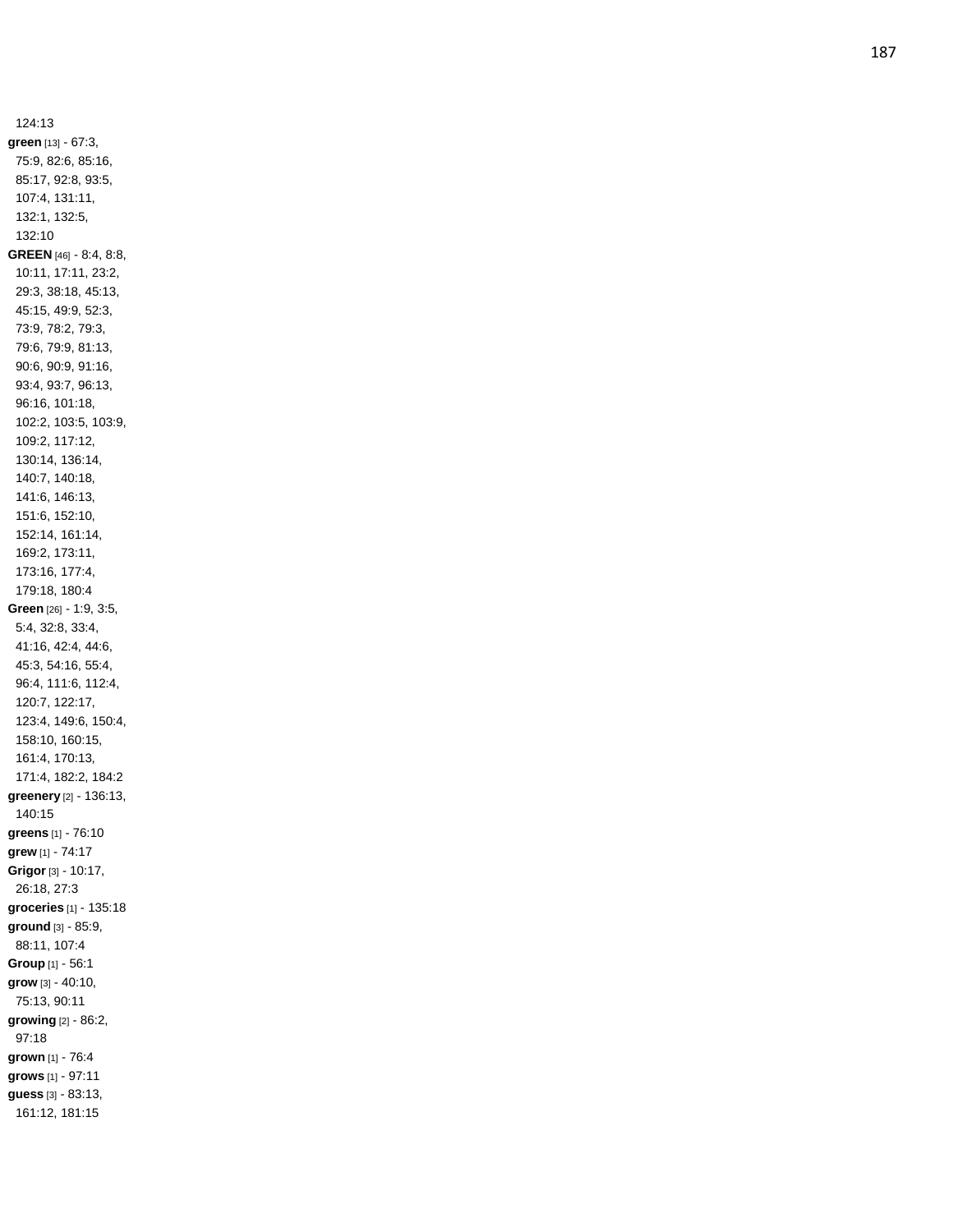124:13

**green** [13] - 67:3, 75:9, 82:6, 85:16, 85:17, 92:8, 93:5, 107:4, 131:11, 132:1, 132:5, 132:10

**GREEN** [46] - 8:4, 8:8, 10:11, 17:11, 23:2, 29:3, 38:18, 45:13, 45:15, 49:9, 52:3, 73:9, 78:2, 79:3, 79:6, 79:9, 81:13, 90:6, 90:9, 91:16, 93:4, 93:7, 96:13, 96:16, 101:18, 102:2, 103:5, 103:9, 109:2, 117:12, 130:14, 136:14, 140:7, 140:18, 141:6, 146:13, 151:6, 152:10, 152:14, 161:14, 169:2, 173:11, 173:16, 177:4, 179:18, 180:4

**Green** [26] - 1:9, 3:5, 5:4, 32:8, 33:4, 41:16, 42:4, 44:6, 45:3, 54:16, 55:4, 96:4, 111:6, 112:4, 120:7, 122:17, 123:4, 149:6, 150:4, 158:10, 160:15, 161:4, 170:13, 171:4, 182:2, 184:2

**greenery** [2] - 136:13, 140:15

**greens** [1] - 76:10

**grew** [1] - 74:17

**Grigor** [3] - 10:17, 26:18, 27:3

**groceries** [1] - 135:18

**ground** [3] - 85:9, 88:11, 107:4

**Group** [1] - 56:1

**grow** [3] - 40:10, 75:13, 90:11

**growing** [2] - 86:2, 97:18

**grown** [1] - 76:4

**grows** [1] - 97:11

**guess** [3] - 83:13, 161:12, 181:15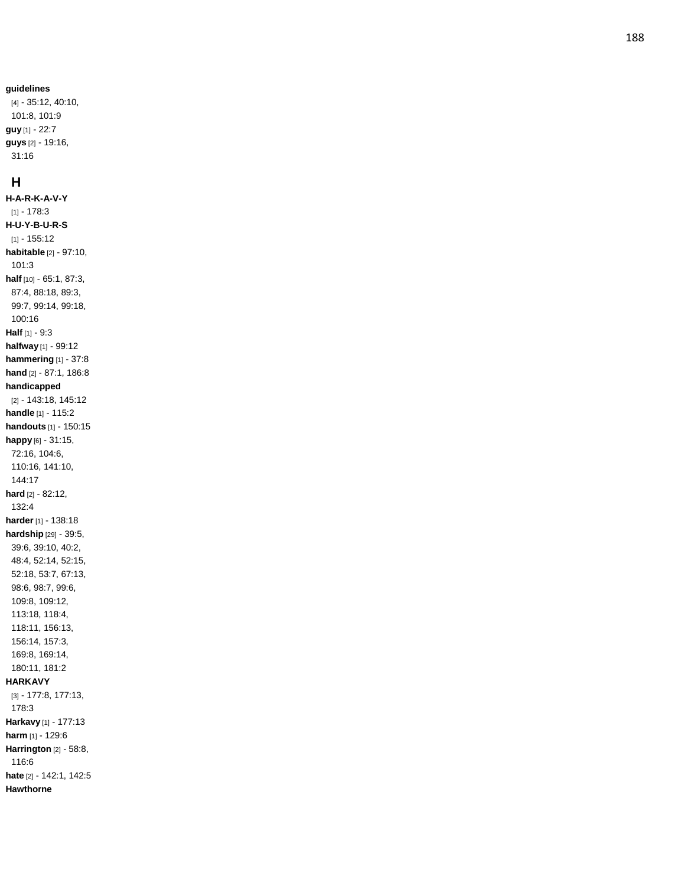**guidelines** [4] - 35:12, 40:10, 101:8, 101:9
**guy** [1] - 22:7
**guys** [2] - 19:16, 31:16

## H

**H-A-R-K-A-V-Y** [1] - 178:3
**H-U-Y-B-U-R-S** [1] - 155:12
**habitable** [2] - 97:10, 101:3
**half** [10] - 65:1, 87:3, 87:4, 88:18, 89:3, 99:7, 99:14, 99:18, 100:16
**Half** [1] - 9:3
**halfway** [1] - 99:12
**hammering** [1] - 37:8
**hand** [2] - 87:1, 186:8
**handicapped** [2] - 143:18, 145:12
**handle** [1] - 115:2
**handouts** [1] - 150:15
**happy** [6] - 31:15, 72:16, 104:6, 110:16, 141:10, 144:17
**hard** [2] - 82:12, 132:4
**harder** [1] - 138:18
**hardship** [29] - 39:5, 39:6, 39:10, 40:2, 48:4, 52:14, 52:15, 52:18, 53:7, 67:13, 98:6, 98:7, 99:6, 109:8, 109:12, 113:18, 118:4, 118:11, 156:13, 156:14, 157:3, 169:8, 169:14, 180:11, 181:2
**HARKAVY** [3] - 177:8, 177:13, 178:3
**Harkavy** [1] - 177:13
**harm** [1] - 129:6
**Harrington** [2] - 58:8, 116:6
**hate** [2] - 142:1, 142:5
**Hawthorne**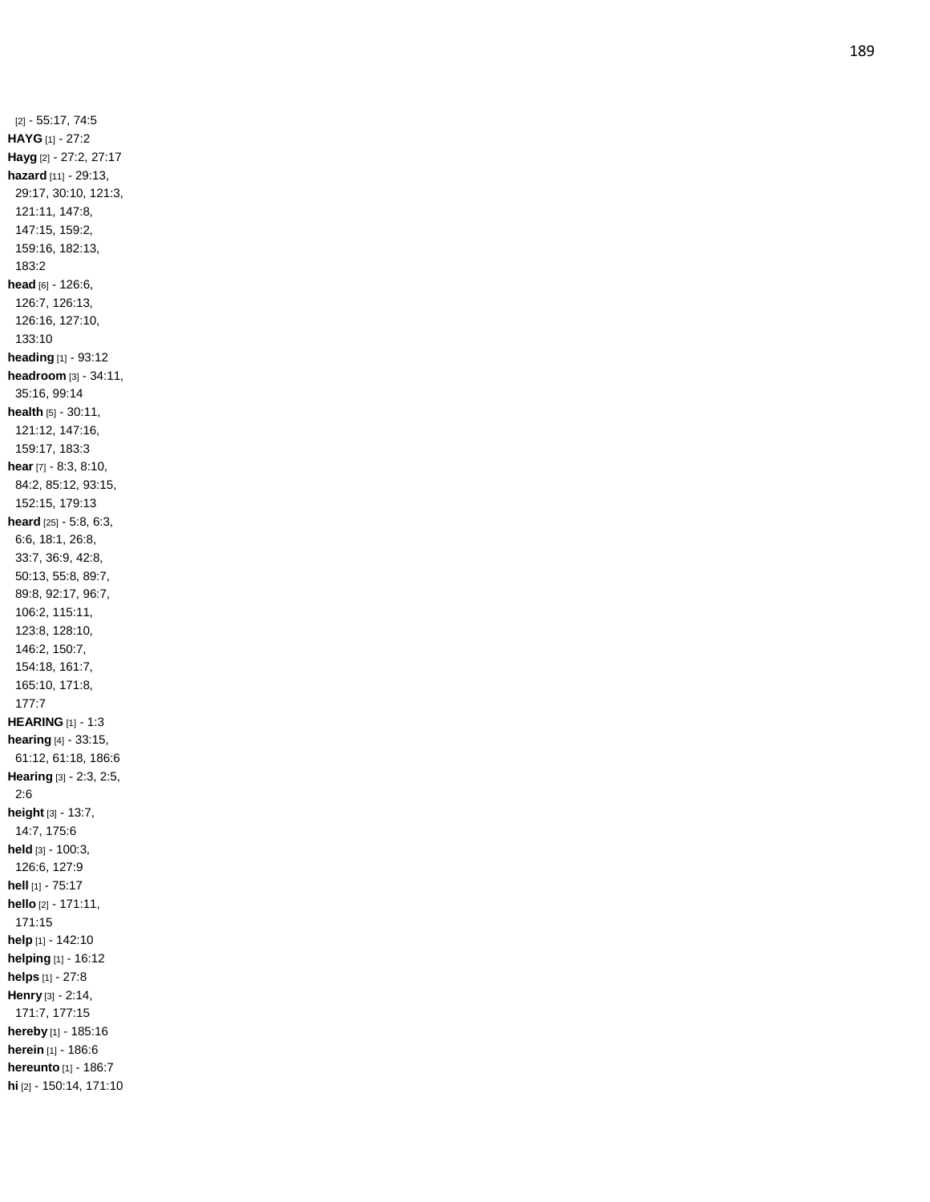[2] - 55:17, 74:5
**HAYG** [1] - 27:2
**Hayg** [2] - 27:2, 27:17
**hazard** [11] - 29:13, 29:17, 30:10, 121:3, 121:11, 147:8, 147:15, 159:2, 159:16, 182:13, 183:2
**head** [6] - 126:6, 126:7, 126:13, 126:16, 127:10, 133:10
**heading** [1] - 93:12
**headroom** [3] - 34:11, 35:16, 99:14
**health** [5] - 30:11, 121:12, 147:16, 159:17, 183:3
**hear** [7] - 8:3, 8:10, 84:2, 85:12, 93:15, 152:15, 179:13
**heard** [25] - 5:8, 6:3, 6:6, 18:1, 26:8, 33:7, 36:9, 42:8, 50:13, 55:8, 89:7, 89:8, 92:17, 96:7, 106:2, 115:11, 123:8, 128:10, 146:2, 150:7, 154:18, 161:7, 165:10, 171:8, 177:7
**HEARING** [1] - 1:3
**hearing** [4] - 33:15, 61:12, 61:18, 186:6
**Hearing** [3] - 2:3, 2:5, 2:6
**height** [3] - 13:7, 14:7, 175:6
**held** [3] - 100:3, 126:6, 127:9
**hell** [1] - 75:17
**hello** [2] - 171:11, 171:15
**help** [1] - 142:10
**helping** [1] - 16:12
**helps** [1] - 27:8
**Henry** [3] - 2:14, 171:7, 177:15
**hereby** [1] - 185:16
**herein** [1] - 186:6
**hereunto** [1] - 186:7
**hi** [2] - 150:14, 171:10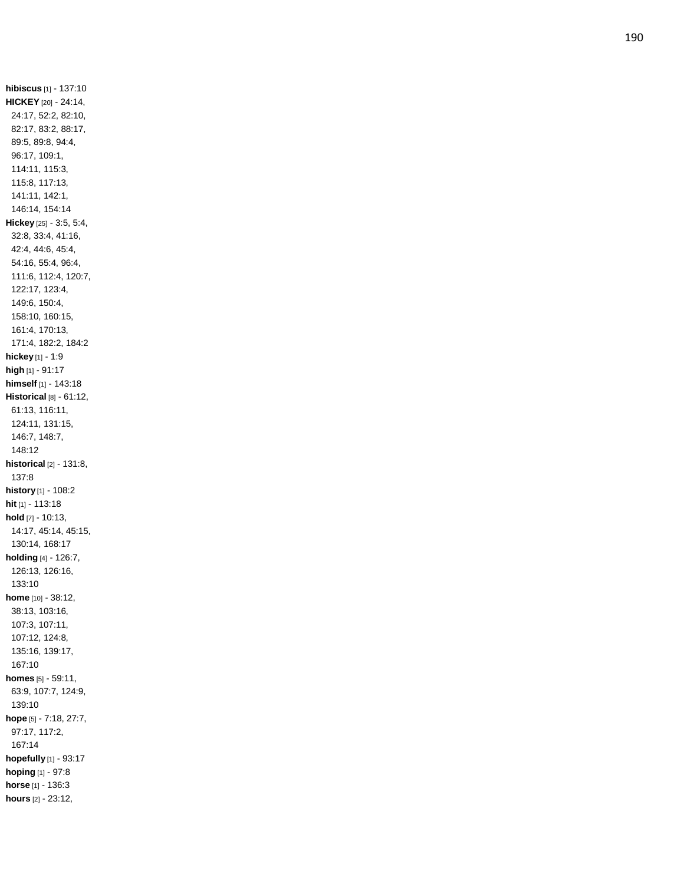**hibiscus** [1] - 137:10
**HICKEY** [20] - 24:14, 24:17, 52:2, 82:10, 82:17, 83:2, 88:17, 89:5, 89:8, 94:4, 96:17, 109:1, 114:11, 115:3, 115:8, 117:13, 141:11, 142:1, 146:14, 154:14
**Hickey** [25] - 3:5, 5:4, 32:8, 33:4, 41:16, 42:4, 44:6, 45:4, 54:16, 55:4, 96:4, 111:6, 112:4, 120:7, 122:17, 123:4, 149:6, 150:4, 158:10, 160:15, 161:4, 170:13, 171:4, 182:2, 184:2
**hickey** [1] - 1:9
**high** [1] - 91:17
**himself** [1] - 143:18
**Historical** [8] - 61:12, 61:13, 116:11, 124:11, 131:15, 146:7, 148:7, 148:12
**historical** [2] - 131:8, 137:8
**history** [1] - 108:2
**hit** [1] - 113:18
**hold** [7] - 10:13, 14:17, 45:14, 45:15, 130:14, 168:17
**holding** [4] - 126:7, 126:13, 126:16, 133:10
**home** [10] - 38:12, 38:13, 103:16, 107:3, 107:11, 107:12, 124:8, 135:16, 139:17, 167:10
**homes** [5] - 59:11, 63:9, 107:7, 124:9, 139:10
**hope** [5] - 7:18, 27:7, 97:17, 117:2, 167:14
**hopefully** [1] - 93:17
**hoping** [1] - 97:8
**horse** [1] - 136:3
**hours** [2] - 23:12,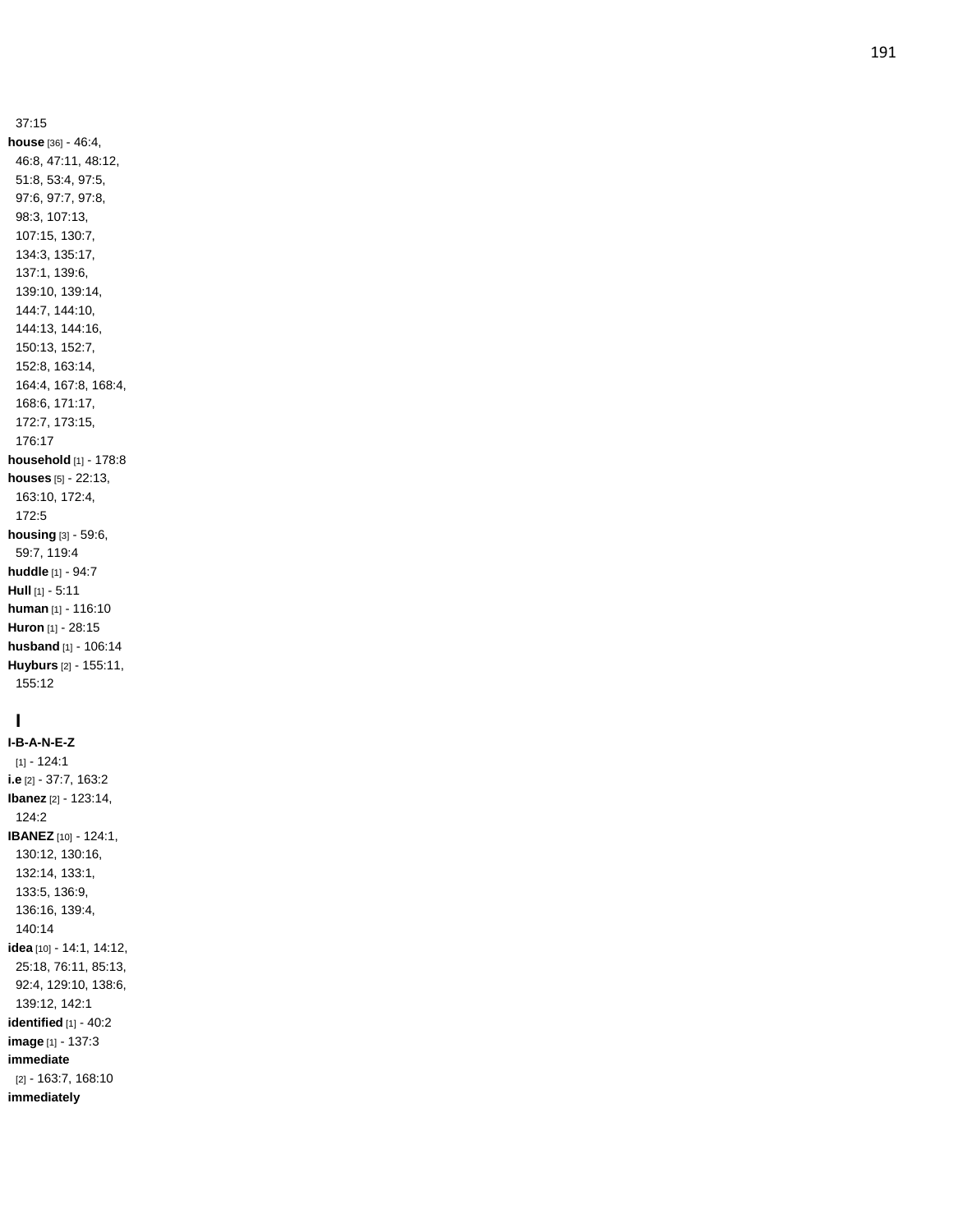37:15

**house** [36] - 46:4, 46:8, 47:11, 48:12, 51:8, 53:4, 97:5, 97:6, 97:7, 97:8, 98:3, 107:13, 107:15, 130:7, 134:3, 135:17, 137:1, 139:6, 139:10, 139:14, 144:7, 144:10, 144:13, 144:16, 150:13, 152:7, 152:8, 163:14, 164:4, 167:8, 168:4, 168:6, 171:17, 172:7, 173:15, 176:17

**household** [1] - 178:8

**houses** [5] - 22:13, 163:10, 172:4, 172:5

**housing** [3] - 59:6, 59:7, 119:4

**huddle** [1] - 94:7

**Hull** [1] - 5:11

**human** [1] - 116:10

**Huron** [1] - 28:15

**husband** [1] - 106:14

**Huyburs** [2] - 155:11, 155:12

## I

**I-B-A-N-E-Z** [1] - 124:1

**i.e** [2] - 37:7, 163:2

**Ibanez** [2] - 123:14, 124:2

**IBANEZ** [10] - 124:1, 130:12, 130:16, 132:14, 133:1, 133:5, 136:9, 136:16, 139:4, 140:14

**idea** [10] - 14:1, 14:12, 25:18, 76:11, 85:13, 92:4, 129:10, 138:6, 139:12, 142:1

**identified** [1] - 40:2

**image** [1] - 137:3

**immediate** [2] - 163:7, 168:10

**immediately**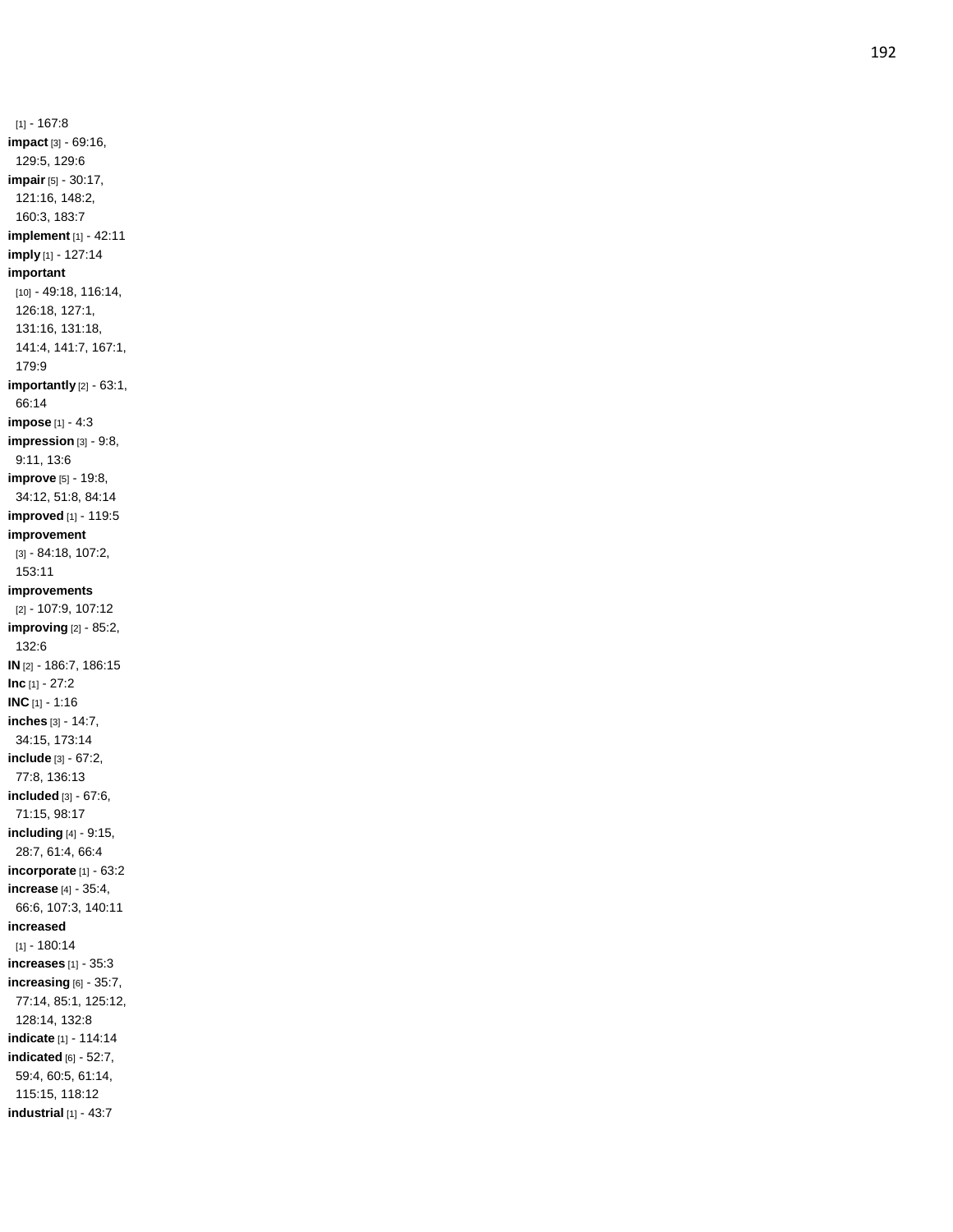[1] - 167:8
**impact** [3] - 69:16, 129:5, 129:6
**impair** [5] - 30:17, 121:16, 148:2, 160:3, 183:7
**implement** [1] - 42:11
**imply** [1] - 127:14
**important** [10] - 49:18, 116:14, 126:18, 127:1, 131:16, 131:18, 141:4, 141:7, 167:1, 179:9
**importantly** [2] - 63:1, 66:14
**impose** [1] - 4:3
**impression** [3] - 9:8, 9:11, 13:6
**improve** [5] - 19:8, 34:12, 51:8, 84:14
**improved** [1] - 119:5
**improvement** [3] - 84:18, 107:2, 153:11
**improvements** [2] - 107:9, 107:12
**improving** [2] - 85:2, 132:6
**IN** [2] - 186:7, 186:15
**Inc** [1] - 27:2
**INC** [1] - 1:16
**inches** [3] - 14:7, 34:15, 173:14
**include** [3] - 67:2, 77:8, 136:13
**included** [3] - 67:6, 71:15, 98:17
**including** [4] - 9:15, 28:7, 61:4, 66:4
**incorporate** [1] - 63:2
**increase** [4] - 35:4, 66:6, 107:3, 140:11
**increased** [1] - 180:14
**increases** [1] - 35:3
**increasing** [6] - 35:7, 77:14, 85:1, 125:12, 128:14, 132:8
**indicate** [1] - 114:14
**indicated** [6] - 52:7, 59:4, 60:5, 61:14, 115:15, 118:12
**industrial** [1] - 43:7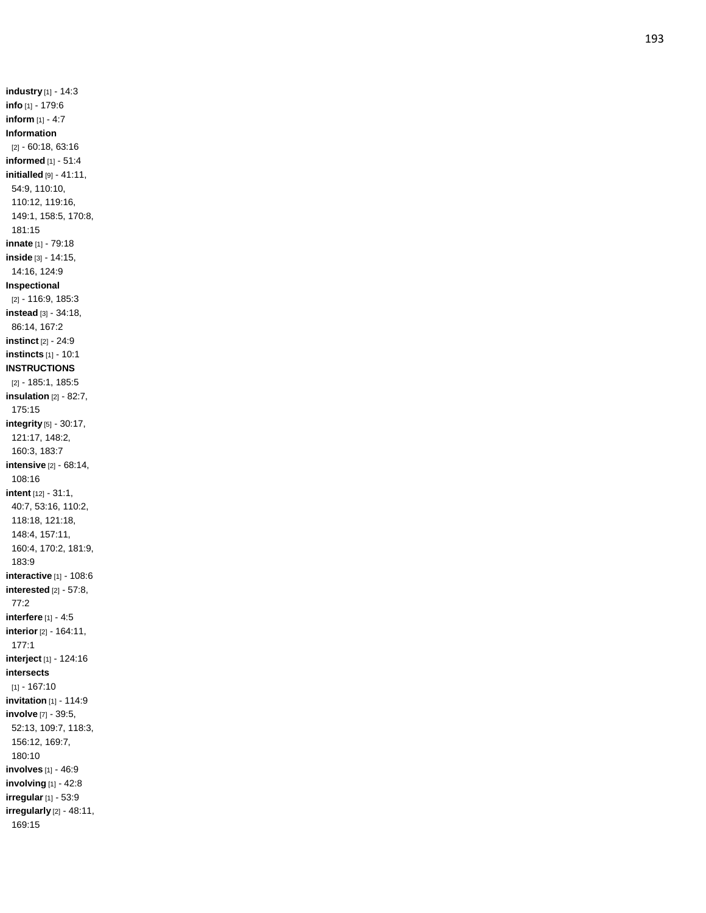**industry** [1] - 14:3
**info** [1] - 179:6
**inform** [1] - 4:7
**Information** [2] - 60:18, 63:16
**informed** [1] - 51:4
**initialled** [9] - 41:11, 54:9, 110:10, 110:12, 119:16, 149:1, 158:5, 170:8, 181:15
**innate** [1] - 79:18
**inside** [3] - 14:15, 14:16, 124:9
**Inspectional** [2] - 116:9, 185:3
**instead** [3] - 34:18, 86:14, 167:2
**instinct** [2] - 24:9
**instincts** [1] - 10:1
**INSTRUCTIONS** [2] - 185:1, 185:5
**insulation** [2] - 82:7, 175:15
**integrity** [5] - 30:17, 121:17, 148:2, 160:3, 183:7
**intensive** [2] - 68:14, 108:16
**intent** [12] - 31:1, 40:7, 53:16, 110:2, 118:18, 121:18, 148:4, 157:11, 160:4, 170:2, 181:9, 183:9
**interactive** [1] - 108:6
**interested** [2] - 57:8, 77:2
**interfere** [1] - 4:5
**interior** [2] - 164:11, 177:1
**interject** [1] - 124:16
**intersects** [1] - 167:10
**invitation** [1] - 114:9
**involve** [7] - 39:5, 52:13, 109:7, 118:3, 156:12, 169:7, 180:10
**involves** [1] - 46:9
**involving** [1] - 42:8
**irregular** [1] - 53:9
**irregularly** [2] - 48:11, 169:15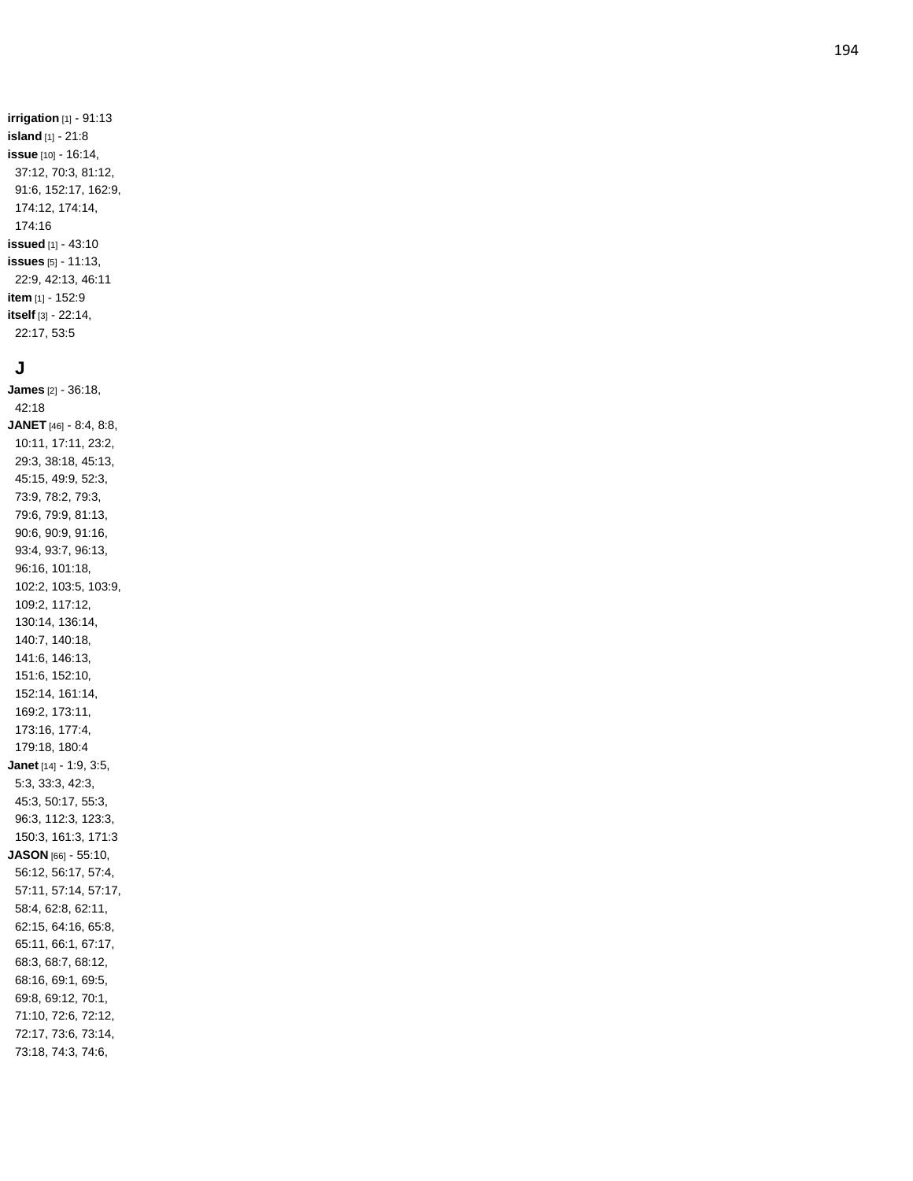**irrigation** [1] - 91:13
**island** [1] - 21:8
**issue** [10] - 16:14, 37:12, 70:3, 81:12, 91:6, 152:17, 162:9, 174:12, 174:14, 174:16
**issued** [1] - 43:10
**issues** [5] - 11:13, 22:9, 42:13, 46:11
**item** [1] - 152:9
**itself** [3] - 22:14, 22:17, 53:5

## J

**James** [2] - 36:18, 42:18
**JANET** [46] - 8:4, 8:8, 10:11, 17:11, 23:2, 29:3, 38:18, 45:13, 45:15, 49:9, 52:3, 73:9, 78:2, 79:3, 79:6, 79:9, 81:13, 90:6, 90:9, 91:16, 93:4, 93:7, 96:13, 96:16, 101:18, 102:2, 103:5, 103:9, 109:2, 117:12, 130:14, 136:14, 140:7, 140:18, 141:6, 146:13, 151:6, 152:10, 152:14, 161:14, 169:2, 173:11, 173:16, 177:4, 179:18, 180:4
**Janet** [14] - 1:9, 3:5, 5:3, 33:3, 42:3, 45:3, 50:17, 55:3, 96:3, 112:3, 123:3, 150:3, 161:3, 171:3
**JASON** [66] - 55:10, 56:12, 56:17, 57:4, 57:11, 57:14, 57:17, 58:4, 62:8, 62:11, 62:15, 64:16, 65:8, 65:11, 66:1, 67:17, 68:3, 68:7, 68:12, 68:16, 69:1, 69:5, 69:8, 69:12, 70:1, 71:10, 72:6, 72:12, 72:17, 73:6, 73:14, 73:18, 74:3, 74:6,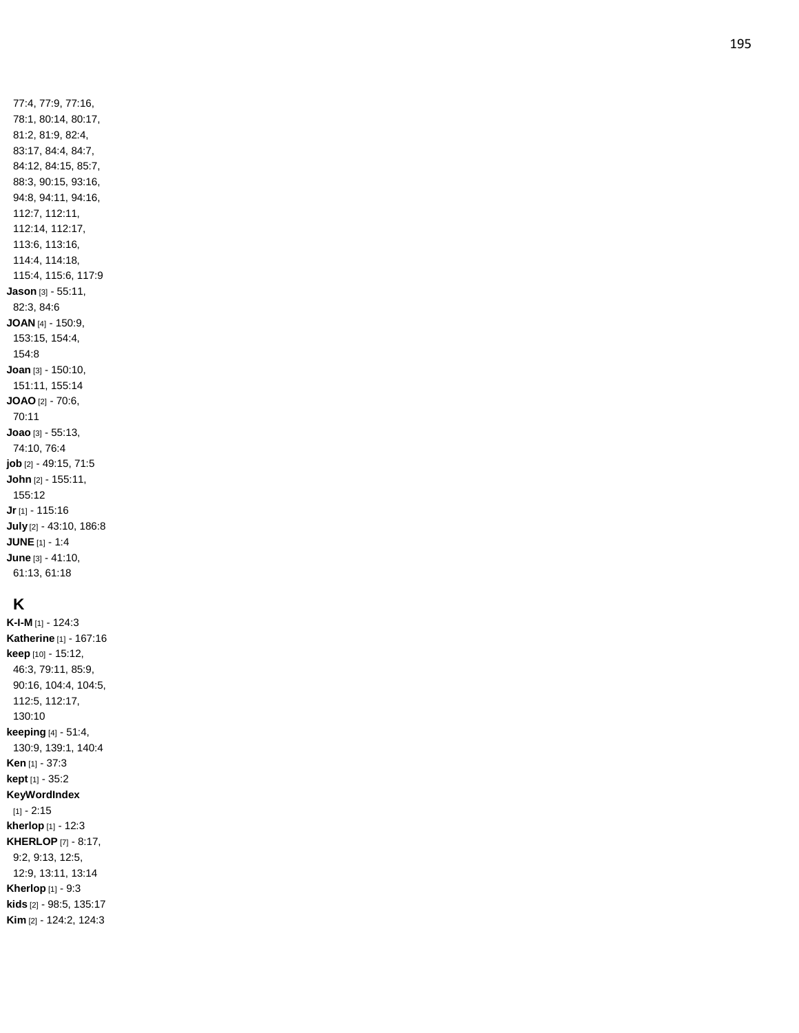77:4, 77:9, 77:16, 78:1, 80:14, 80:17, 81:2, 81:9, 82:4, 83:17, 84:4, 84:7, 84:12, 84:15, 85:7, 88:3, 90:15, 93:16, 94:8, 94:11, 94:16, 112:7, 112:11, 112:14, 112:17, 113:6, 113:16, 114:4, 114:18, 115:4, 115:6, 117:9

**Jason** [3] - 55:11, 82:3, 84:6

**JOAN** [4] - 150:9, 153:15, 154:4, 154:8

**Joan** [3] - 150:10, 151:11, 155:14

**JOAO** [2] - 70:6, 70:11

**Joao** [3] - 55:13, 74:10, 76:4

**job** [2] - 49:15, 71:5

**John** [2] - 155:11, 155:12

**Jr** [1] - 115:16

**July** [2] - 43:10, 186:8

**JUNE** [1] - 1:4

**June** [3] - 41:10, 61:13, 61:18

## K

**K-I-M** [1] - 124:3

**Katherine** [1] - 167:16

**keep** [10] - 15:12, 46:3, 79:11, 85:9, 90:16, 104:4, 104:5, 112:5, 112:17, 130:10

**keeping** [4] - 51:4, 130:9, 139:1, 140:4

**Ken** [1] - 37:3

**kept** [1] - 35:2

**KeyWordIndex** [1] - 2:15

**kherlop** [1] - 12:3

**KHERLOP** [7] - 8:17, 9:2, 9:13, 12:5, 12:9, 13:11, 13:14

**Kherlop** [1] - 9:3

**kids** [2] - 98:5, 135:17

**Kim** [2] - 124:2, 124:3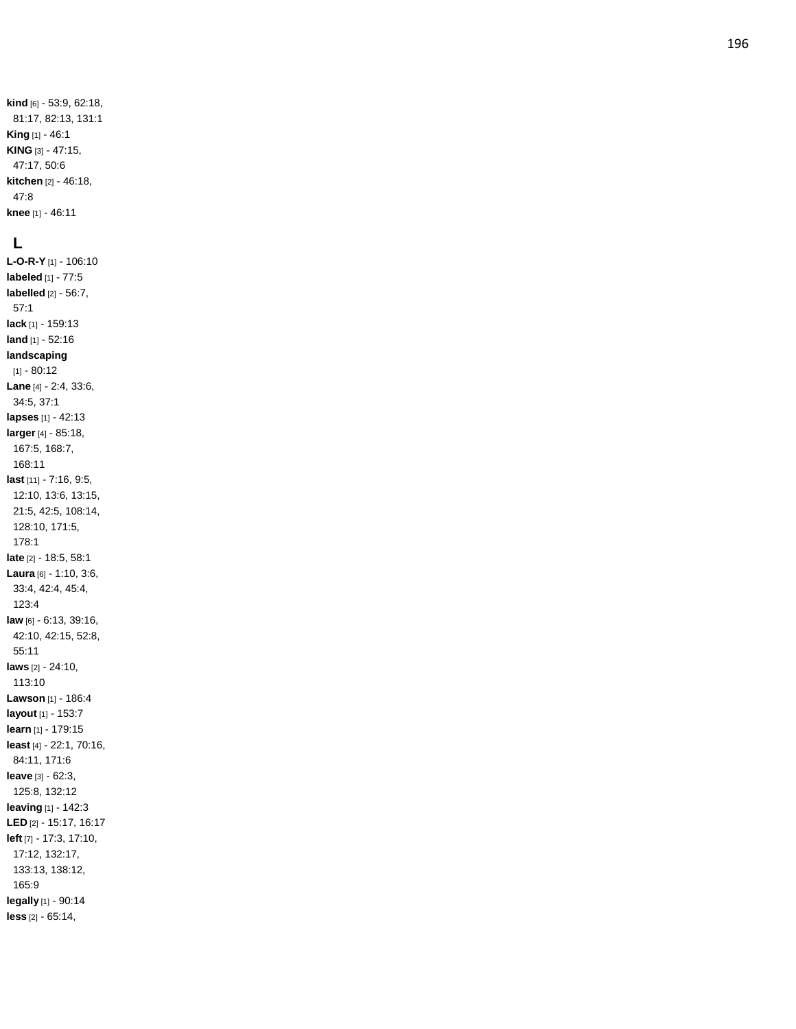**kind** [6] - 53:9, 62:18, 81:17, 82:13, 131:1
**King** [1] - 46:1
**KING** [3] - 47:15, 47:17, 50:6
**kitchen** [2] - 46:18, 47:8
**knee** [1] - 46:11

## L

**L-O-R-Y** [1] - 106:10
**labeled** [1] - 77:5
**labelled** [2] - 56:7, 57:1
**lack** [1] - 159:13
**land** [1] - 52:16
**landscaping** [1] - 80:12
**Lane** [4] - 2:4, 33:6, 34:5, 37:1
**lapses** [1] - 42:13
**larger** [4] - 85:18, 167:5, 168:7, 168:11
**last** [11] - 7:16, 9:5, 12:10, 13:6, 13:15, 21:5, 42:5, 108:14, 128:10, 171:5, 178:1
**late** [2] - 18:5, 58:1
**Laura** [6] - 1:10, 3:6, 33:4, 42:4, 45:4, 123:4
**law** [6] - 6:13, 39:16, 42:10, 42:15, 52:8, 55:11
**laws** [2] - 24:10, 113:10
**Lawson** [1] - 186:4
**layout** [1] - 153:7
**learn** [1] - 179:15
**least** [4] - 22:1, 70:16, 84:11, 171:6
**leave** [3] - 62:3, 125:8, 132:12
**leaving** [1] - 142:3
**LED** [2] - 15:17, 16:17
**left** [7] - 17:3, 17:10, 17:12, 132:17, 133:13, 138:12, 165:9
**legally** [1] - 90:14
**less** [2] - 65:14,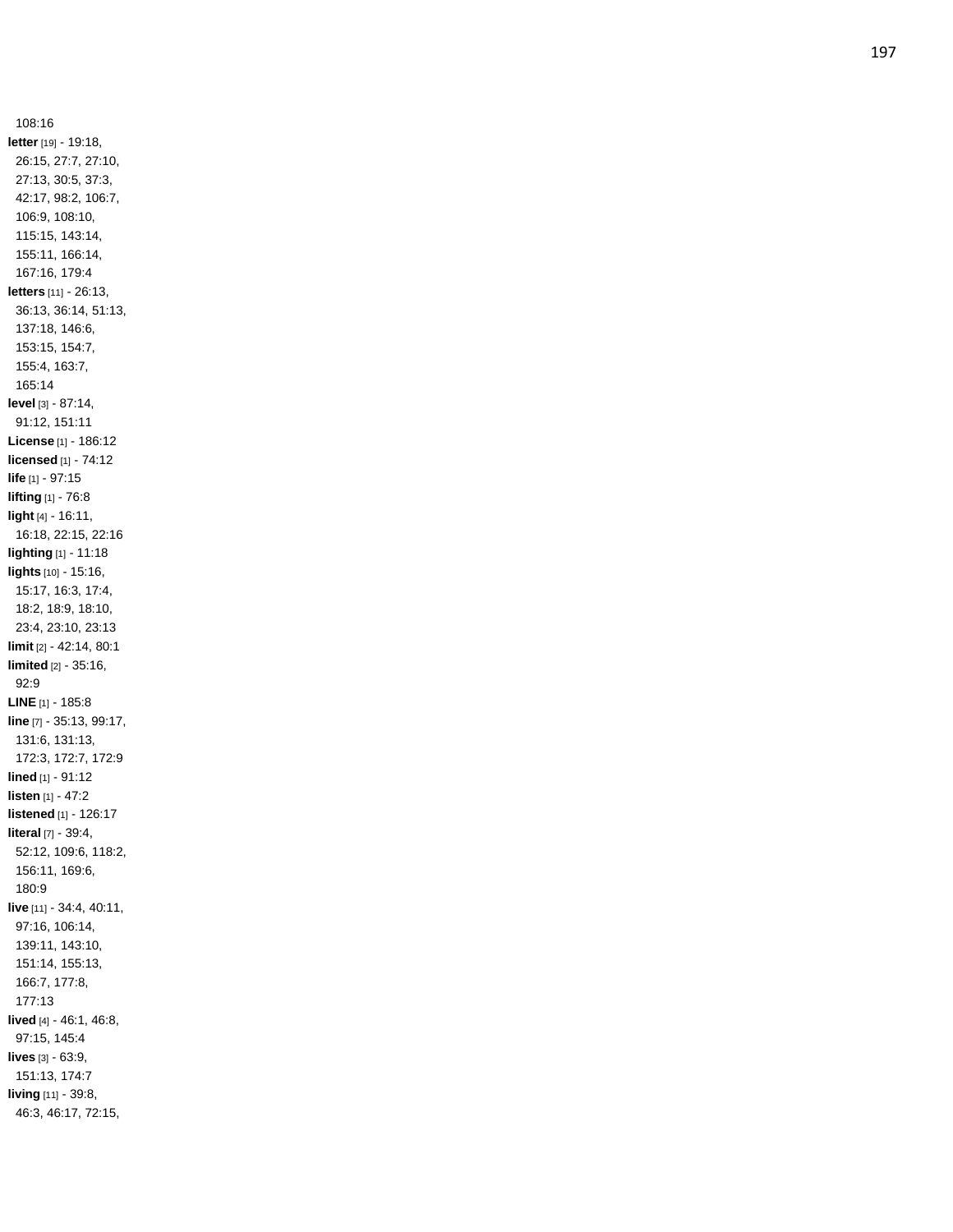108:16

**letter** [19] - 19:18, 26:15, 27:7, 27:10, 27:13, 30:5, 37:3, 42:17, 98:2, 106:7, 106:9, 108:10, 115:15, 143:14, 155:11, 166:14, 167:16, 179:4

**letters** [11] - 26:13, 36:13, 36:14, 51:13, 137:18, 146:6, 153:15, 154:7, 155:4, 163:7, 165:14

**level** [3] - 87:14, 91:12, 151:11

**License** [1] - 186:12

**licensed** [1] - 74:12

**life** [1] - 97:15

**lifting** [1] - 76:8

**light** [4] - 16:11, 16:18, 22:15, 22:16

**lighting** [1] - 11:18

**lights** [10] - 15:16, 15:17, 16:3, 17:4, 18:2, 18:9, 18:10, 23:4, 23:10, 23:13

**limit** [2] - 42:14, 80:1

**limited** [2] - 35:16, 92:9

**LINE** [1] - 185:8

**line** [7] - 35:13, 99:17, 131:6, 131:13, 172:3, 172:7, 172:9

**lined** [1] - 91:12

**listen** [1] - 47:2

**listened** [1] - 126:17

**literal** [7] - 39:4, 52:12, 109:6, 118:2, 156:11, 169:6, 180:9

**live** [11] - 34:4, 40:11, 97:16, 106:14, 139:11, 143:10, 151:14, 155:13, 166:7, 177:8, 177:13

**lived** [4] - 46:1, 46:8, 97:15, 145:4

**lives** [3] - 63:9, 151:13, 174:7

**living** [11] - 39:8, 46:3, 46:17, 72:15,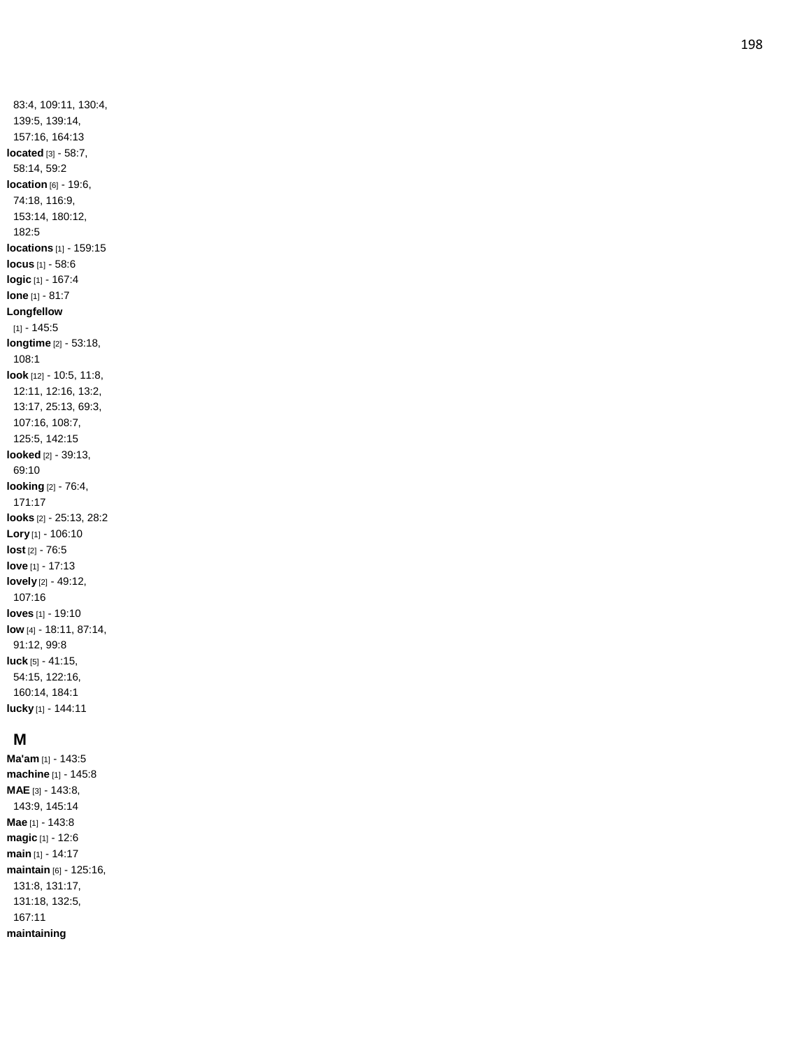83:4, 109:11, 130:4, 139:5, 139:14, 157:16, 164:13

**located** [3] - 58:7, 58:14, 59:2

**location** [6] - 19:6, 74:18, 116:9, 153:14, 180:12, 182:5

**locations** [1] - 159:15

**locus** [1] - 58:6

**logic** [1] - 167:4

**lone** [1] - 81:7

**Longfellow** [1] - 145:5

**longtime** [2] - 53:18, 108:1

**look** [12] - 10:5, 11:8, 12:11, 12:16, 13:2, 13:17, 25:13, 69:3, 107:16, 108:7, 125:5, 142:15

**looked** [2] - 39:13, 69:10

**looking** [2] - 76:4, 171:17

**looks** [2] - 25:13, 28:2

**Lory** [1] - 106:10

**lost** [2] - 76:5

**love** [1] - 17:13

**lovely** [2] - 49:12, 107:16

**loves** [1] - 19:10

**low** [4] - 18:11, 87:14, 91:12, 99:8

**luck** [5] - 41:15, 54:15, 122:16, 160:14, 184:1

**lucky** [1] - 144:11

## M

**Ma'am** [1] - 143:5

**machine** [1] - 145:8

**MAE** [3] - 143:8, 143:9, 145:14

**Mae** [1] - 143:8

**magic** [1] - 12:6

**main** [1] - 14:17

**maintain** [6] - 125:16, 131:8, 131:17, 131:18, 132:5, 167:11

**maintaining**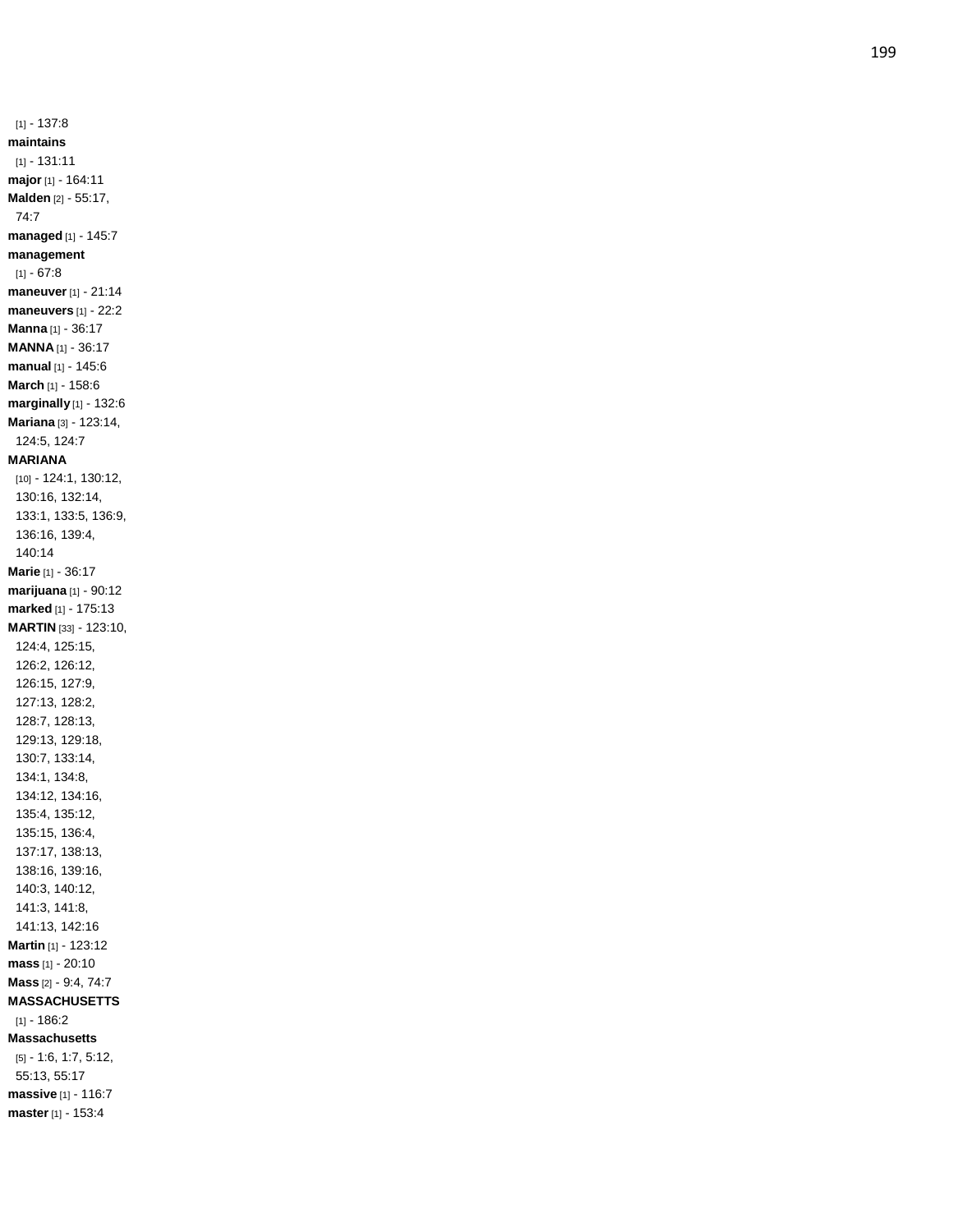[1] - 137:8
**maintains** [1] - 131:11
**major** [1] - 164:11
**Malden** [2] - 55:17, 74:7
**managed** [1] - 145:7
**management** [1] - 67:8
**maneuver** [1] - 21:14
**maneuvers** [1] - 22:2
**Manna** [1] - 36:17
**MANNA** [1] - 36:17
**manual** [1] - 145:6
**March** [1] - 158:6
**marginally** [1] - 132:6
**Mariana** [3] - 123:14, 124:5, 124:7
**MARIANA** [10] - 124:1, 130:12, 130:16, 132:14, 133:1, 133:5, 136:9, 136:16, 139:4, 140:14
**Marie** [1] - 36:17
**marijuana** [1] - 90:12
**marked** [1] - 175:13
**MARTIN** [33] - 123:10, 124:4, 125:15, 126:2, 126:12, 126:15, 127:9, 127:13, 128:2, 128:7, 128:13, 129:13, 129:18, 130:7, 133:14, 134:1, 134:8, 134:12, 134:16, 135:4, 135:12, 135:15, 136:4, 137:17, 138:13, 138:16, 139:16, 140:3, 140:12, 141:3, 141:8, 141:13, 142:16
**Martin** [1] - 123:12
**mass** [1] - 20:10
**Mass** [2] - 9:4, 74:7
**MASSACHUSETTS** [1] - 186:2
**Massachusetts** [5] - 1:6, 1:7, 5:12, 55:13, 55:17
**massive** [1] - 116:7
**master** [1] - 153:4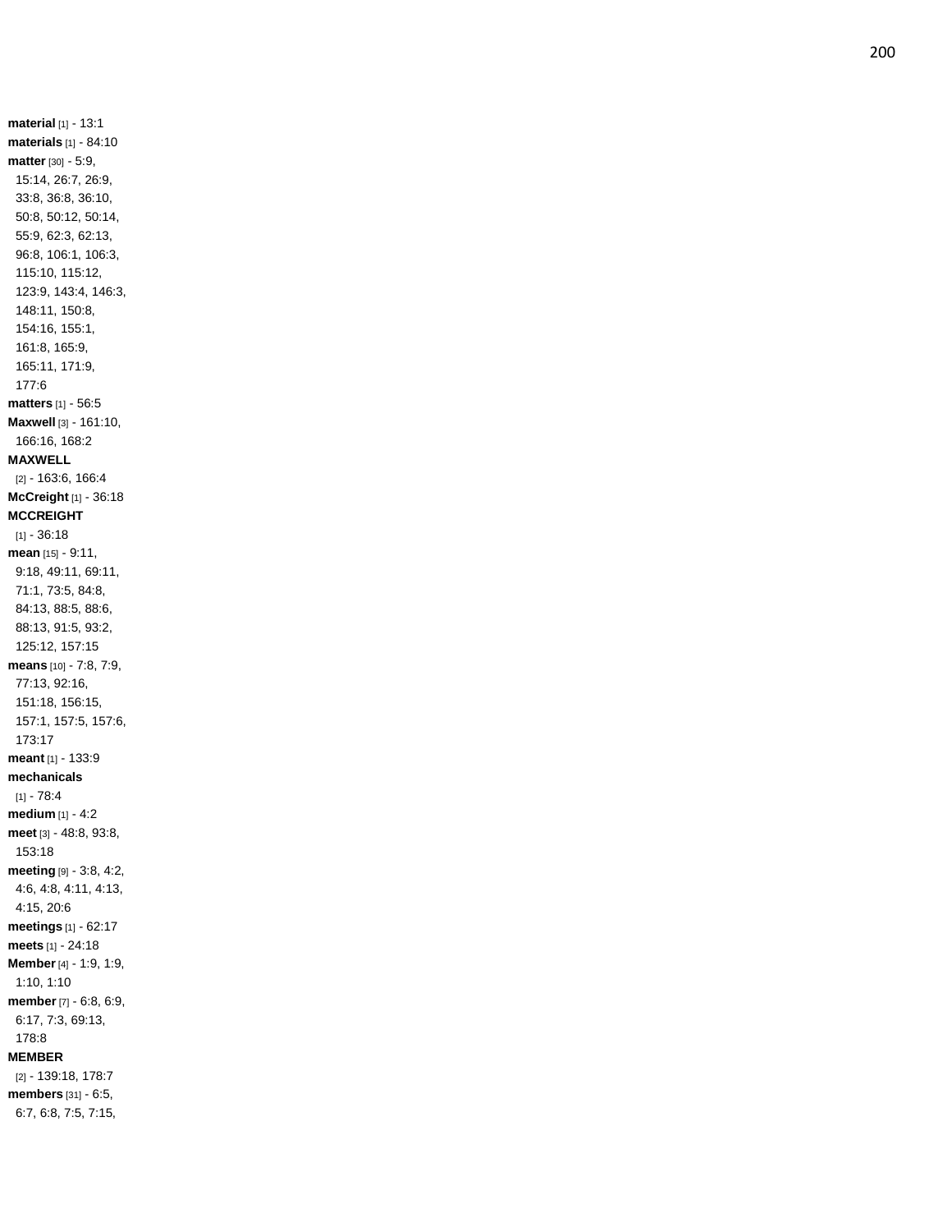**material** [1] - 13:1
**materials** [1] - 84:10
**matter** [30] - 5:9, 15:14, 26:7, 26:9, 33:8, 36:8, 36:10, 50:8, 50:12, 50:14, 55:9, 62:3, 62:13, 96:8, 106:1, 106:3, 115:10, 115:12, 123:9, 143:4, 146:3, 148:11, 150:8, 154:16, 155:1, 161:8, 165:9, 165:11, 171:9, 177:6
**matters** [1] - 56:5
**Maxwell** [3] - 161:10, 166:16, 168:2
**MAXWELL** [2] - 163:6, 166:4
**McCreight** [1] - 36:18
**MCCREIGHT** [1] - 36:18
**mean** [15] - 9:11, 9:18, 49:11, 69:11, 71:1, 73:5, 84:8, 84:13, 88:5, 88:6, 88:13, 91:5, 93:2, 125:12, 157:15
**means** [10] - 7:8, 7:9, 77:13, 92:16, 151:18, 156:15, 157:1, 157:5, 157:6, 173:17
**meant** [1] - 133:9
**mechanicals** [1] - 78:4
**medium** [1] - 4:2
**meet** [3] - 48:8, 93:8, 153:18
**meeting** [9] - 3:8, 4:2, 4:6, 4:8, 4:11, 4:13, 4:15, 20:6
**meetings** [1] - 62:17
**meets** [1] - 24:18
**Member** [4] - 1:9, 1:9, 1:10, 1:10
**member** [7] - 6:8, 6:9, 6:17, 7:3, 69:13, 178:8
**MEMBER** [2] - 139:18, 178:7
**members** [31] - 6:5, 6:7, 6:8, 7:5, 7:15,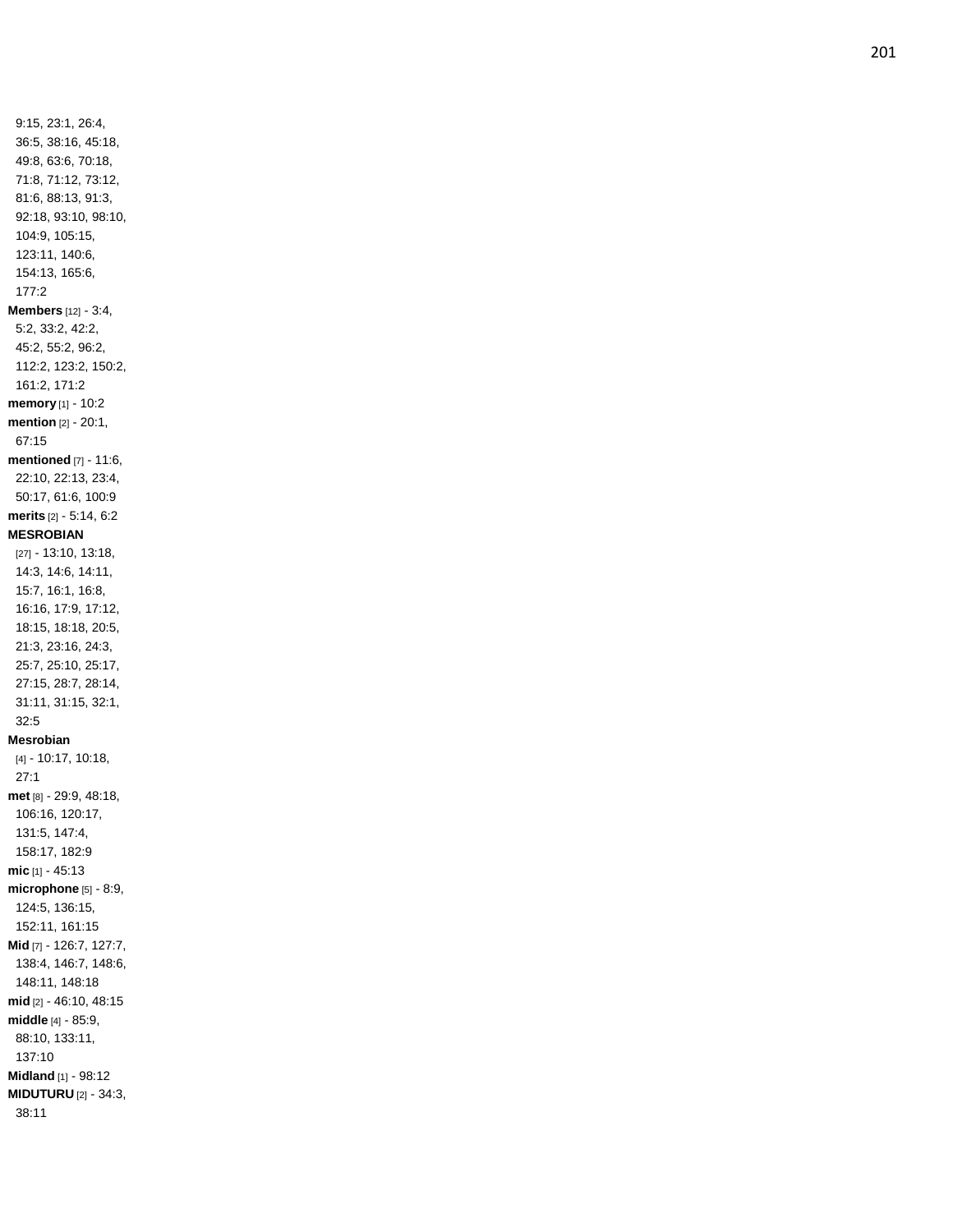9:15, 23:1, 26:4, 36:5, 38:16, 45:18, 49:8, 63:6, 70:18, 71:8, 71:12, 73:12, 81:6, 88:13, 91:3, 92:18, 93:10, 98:10, 104:9, 105:15, 123:11, 140:6, 154:13, 165:6, 177:2

**Members** [12] - 3:4, 5:2, 33:2, 42:2, 45:2, 55:2, 96:2, 112:2, 123:2, 150:2, 161:2, 171:2

**memory** [1] - 10:2

**mention** [2] - 20:1, 67:15

**mentioned** [7] - 11:6, 22:10, 22:13, 23:4, 50:17, 61:6, 100:9

**merits** [2] - 5:14, 6:2

**MESROBIAN** [27] - 13:10, 13:18, 14:3, 14:6, 14:11, 15:7, 16:1, 16:8, 16:16, 17:9, 17:12, 18:15, 18:18, 20:5, 21:3, 23:16, 24:3, 25:7, 25:10, 25:17, 27:15, 28:7, 28:14, 31:11, 31:15, 32:1, 32:5

**Mesrobian** [4] - 10:17, 10:18, 27:1

**met** [8] - 29:9, 48:18, 106:16, 120:17, 131:5, 147:4, 158:17, 182:9

**mic** [1] - 45:13

**microphone** [5] - 8:9, 124:5, 136:15, 152:11, 161:15

**Mid** [7] - 126:7, 127:7, 138:4, 146:7, 148:6, 148:11, 148:18

**mid** [2] - 46:10, 48:15

**middle** [4] - 85:9, 88:10, 133:11, 137:10

**Midland** [1] - 98:12

**MIDUTURU** [2] - 34:3, 38:11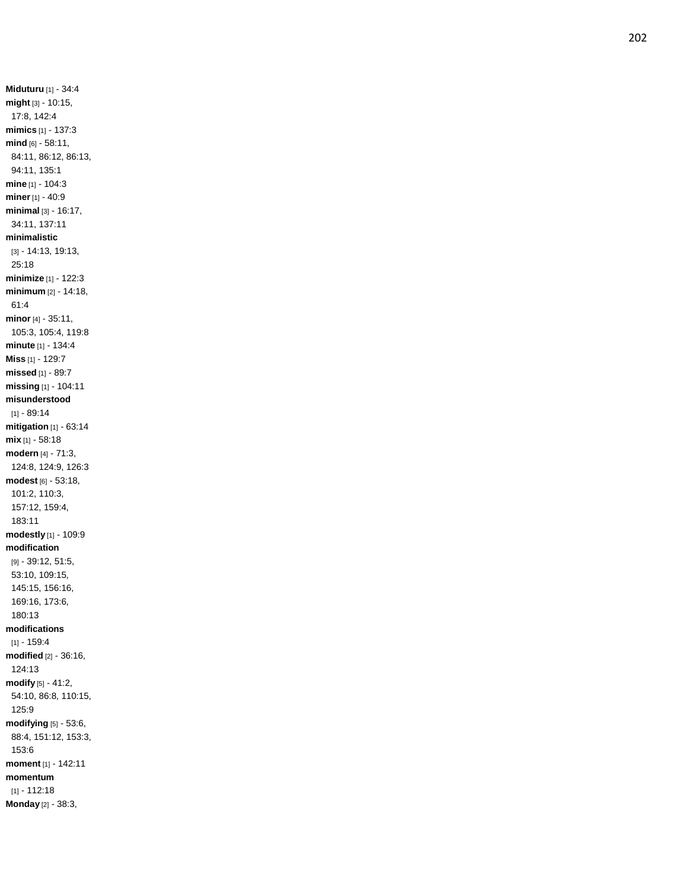**Miduturu** [1] - 34:4
**might** [3] - 10:15, 17:8, 142:4
**mimics** [1] - 137:3
**mind** [6] - 58:11, 84:11, 86:12, 86:13, 94:11, 135:1
**mine** [1] - 104:3
**miner** [1] - 40:9
**minimal** [3] - 16:17, 34:11, 137:11
**minimalistic** [3] - 14:13, 19:13, 25:18
**minimize** [1] - 122:3
**minimum** [2] - 14:18, 61:4
**minor** [4] - 35:11, 105:3, 105:4, 119:8
**minute** [1] - 134:4
**Miss** [1] - 129:7
**missed** [1] - 89:7
**missing** [1] - 104:11
**misunderstood** [1] - 89:14
**mitigation** [1] - 63:14
**mix** [1] - 58:18
**modern** [4] - 71:3, 124:8, 124:9, 126:3
**modest** [6] - 53:18, 101:2, 110:3, 157:12, 159:4, 183:11
**modestly** [1] - 109:9
**modification** [9] - 39:12, 51:5, 53:10, 109:15, 145:15, 156:16, 169:16, 173:6, 180:13
**modifications** [1] - 159:4
**modified** [2] - 36:16, 124:13
**modify** [5] - 41:2, 54:10, 86:8, 110:15, 125:9
**modifying** [5] - 53:6, 88:4, 151:12, 153:3, 153:6
**moment** [1] - 142:11
**momentum** [1] - 112:18
**Monday** [2] - 38:3,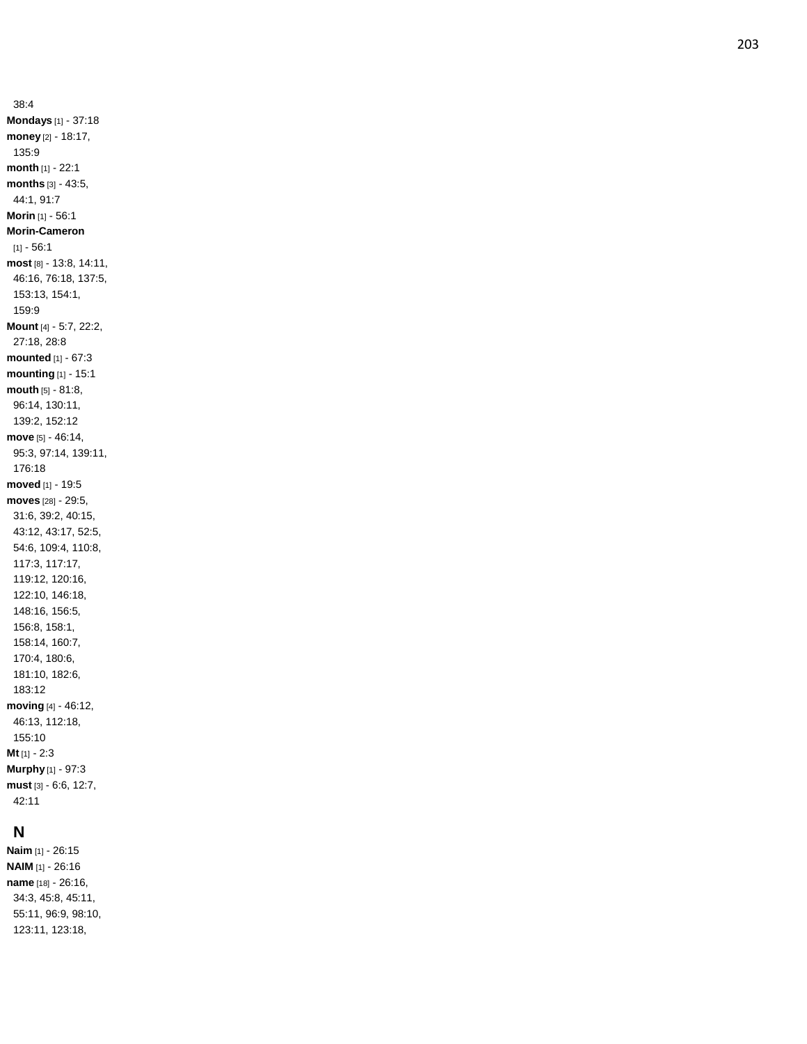38:4

**Mondays** [1] - 37:18

**money** [2] - 18:17, 135:9

**month** [1] - 22:1

**months** [3] - 43:5, 44:1, 91:7

**Morin** [1] - 56:1

**Morin-Cameron** [1] - 56:1

**most** [8] - 13:8, 14:11, 46:16, 76:18, 137:5, 153:13, 154:1, 159:9

**Mount** [4] - 5:7, 22:2, 27:18, 28:8

**mounted** [1] - 67:3

**mounting** [1] - 15:1

**mouth** [5] - 81:8, 96:14, 130:11, 139:2, 152:12

**move** [5] - 46:14, 95:3, 97:14, 139:11, 176:18

**moved** [1] - 19:5

**moves** [28] - 29:5, 31:6, 39:2, 40:15, 43:12, 43:17, 52:5, 54:6, 109:4, 110:8, 117:3, 117:17, 119:12, 120:16, 122:10, 146:18, 148:16, 156:5, 156:8, 158:1, 158:14, 160:7, 170:4, 180:6, 181:10, 182:6, 183:12

**moving** [4] - 46:12, 46:13, 112:18, 155:10

**Mt** [1] - 2:3

**Murphy** [1] - 97:3

**must** [3] - 6:6, 12:7, 42:11

## N

**Naim** [1] - 26:15

**NAIM** [1] - 26:16

**name** [18] - 26:16, 34:3, 45:8, 45:11, 55:11, 96:9, 98:10, 123:11, 123:18,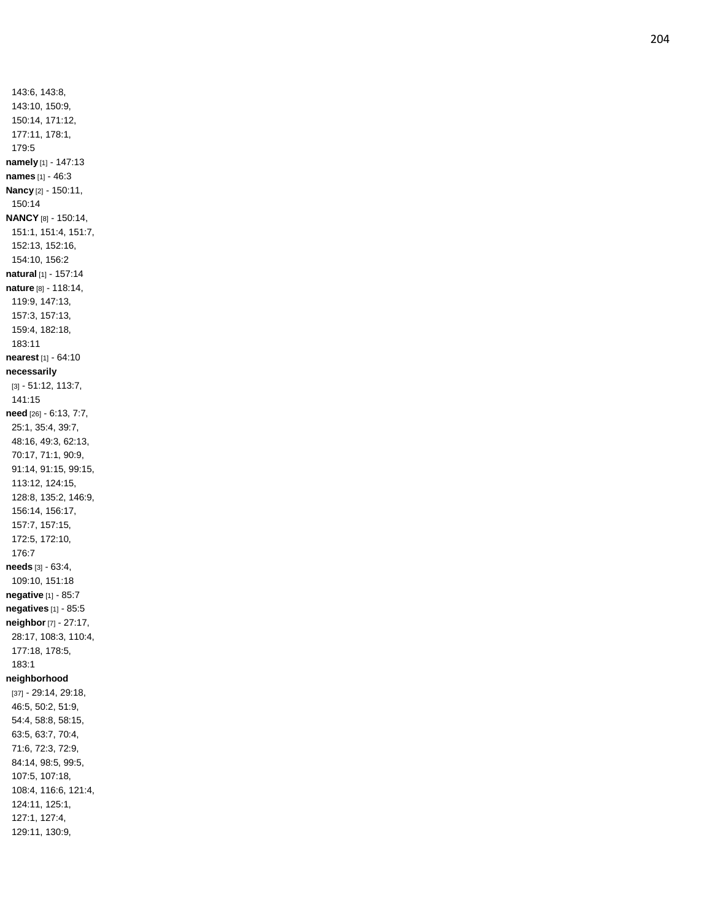143:6, 143:8, 143:10, 150:9, 150:14, 171:12, 177:11, 178:1, 179:5

**namely** [1] - 147:13

**names** [1] - 46:3

**Nancy** [2] - 150:11, 150:14

**NANCY** [8] - 150:14, 151:1, 151:4, 151:7, 152:13, 152:16, 154:10, 156:2

**natural** [1] - 157:14

**nature** [8] - 118:14, 119:9, 147:13, 157:3, 157:13, 159:4, 182:18, 183:11

**nearest** [1] - 64:10

**necessarily** [3] - 51:12, 113:7, 141:15

**need** [26] - 6:13, 7:7, 25:1, 35:4, 39:7, 48:16, 49:3, 62:13, 70:17, 71:1, 90:9, 91:14, 91:15, 99:15, 113:12, 124:15, 128:8, 135:2, 146:9, 156:14, 156:17, 157:7, 157:15, 172:5, 172:10, 176:7

**needs** [3] - 63:4, 109:10, 151:18

**negative** [1] - 85:7

**negatives** [1] - 85:5

**neighbor** [7] - 27:17, 28:17, 108:3, 110:4, 177:18, 178:5, 183:1

**neighborhood** [37] - 29:14, 29:18, 46:5, 50:2, 51:9, 54:4, 58:8, 58:15, 63:5, 63:7, 70:4, 71:6, 72:3, 72:9, 84:14, 98:5, 99:5, 107:5, 107:18, 108:4, 116:6, 121:4, 124:11, 125:1, 127:1, 127:4, 129:11, 130:9,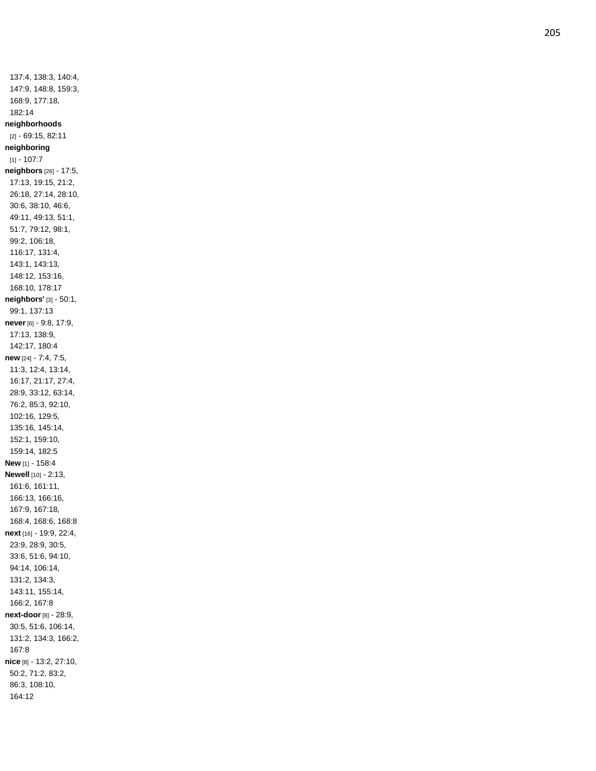137:4, 138:3, 140:4, 147:9, 148:8, 159:3, 168:9, 177:18, 182:14

**neighborhoods** [2] - 69:15, 82:11

**neighboring** [1] - 107:7

**neighbors** [26] - 17:5, 17:13, 19:15, 21:2, 26:18, 27:14, 28:10, 30:6, 38:10, 46:6, 49:11, 49:13, 51:1, 51:7, 79:12, 98:1, 99:2, 106:18, 116:17, 131:4, 143:1, 143:13, 148:12, 153:16, 168:10, 178:17

**neighbors'** [3] - 50:1, 99:1, 137:13

**never** [6] - 9:8, 17:9, 17:13, 138:9, 142:17, 180:4

**new** [24] - 7:4, 7:5, 11:3, 12:4, 13:14, 16:17, 21:17, 27:4, 28:9, 33:12, 63:14, 76:2, 85:3, 92:10, 102:16, 129:5, 135:16, 145:14, 152:1, 159:10, 159:14, 182:5

**New** [1] - 158:4

**Newell** [10] - 2:13, 161:6, 161:11, 166:13, 166:16, 167:9, 167:18, 168:4, 168:6, 168:8

**next** [16] - 19:9, 22:4, 23:9, 28:9, 30:5, 33:6, 51:6, 94:10, 94:14, 106:14, 131:2, 134:3, 143:11, 155:14, 166:2, 167:8

**next-door** [8] - 28:9, 30:5, 51:6, 106:14, 131:2, 134:3, 166:2, 167:8

**nice** [8] - 13:2, 27:10, 50:2, 71:2, 83:2, 86:3, 108:10, 164:12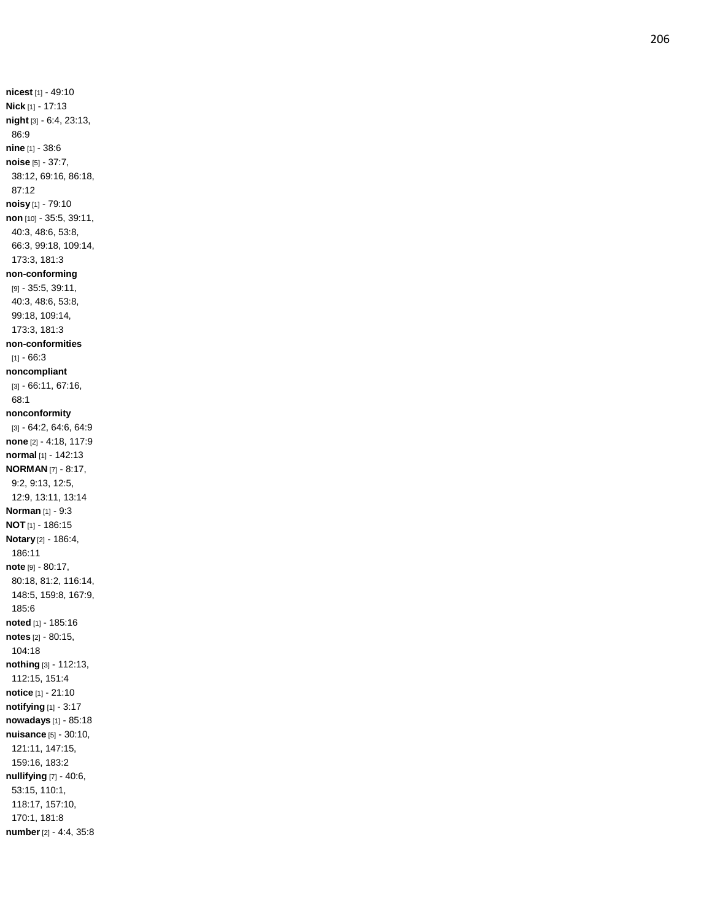**nicest** [1] - 49:10
**Nick** [1] - 17:13
**night** [3] - 6:4, 23:13, 86:9
**nine** [1] - 38:6
**noise** [5] - 37:7, 38:12, 69:16, 86:18, 87:12
**noisy** [1] - 79:10
**non** [10] - 35:5, 39:11, 40:3, 48:6, 53:8, 66:3, 99:18, 109:14, 173:3, 181:3
**non-conforming** [9] - 35:5, 39:11, 40:3, 48:6, 53:8, 99:18, 109:14, 173:3, 181:3
**non-conformities** [1] - 66:3
**noncompliant** [3] - 66:11, 67:16, 68:1
**nonconformity** [3] - 64:2, 64:6, 64:9
**none** [2] - 4:18, 117:9
**normal** [1] - 142:13
**NORMAN** [7] - 8:17, 9:2, 9:13, 12:5, 12:9, 13:11, 13:14
**Norman** [1] - 9:3
**NOT** [1] - 186:15
**Notary** [2] - 186:4, 186:11
**note** [9] - 80:17, 80:18, 81:2, 116:14, 148:5, 159:8, 167:9, 185:6
**noted** [1] - 185:16
**notes** [2] - 80:15, 104:18
**nothing** [3] - 112:13, 112:15, 151:4
**notice** [1] - 21:10
**notifying** [1] - 3:17
**nowadays** [1] - 85:18
**nuisance** [5] - 30:10, 121:11, 147:15, 159:16, 183:2
**nullifying** [7] - 40:6, 53:15, 110:1, 118:17, 157:10, 170:1, 181:8
**number** [2] - 4:4, 35:8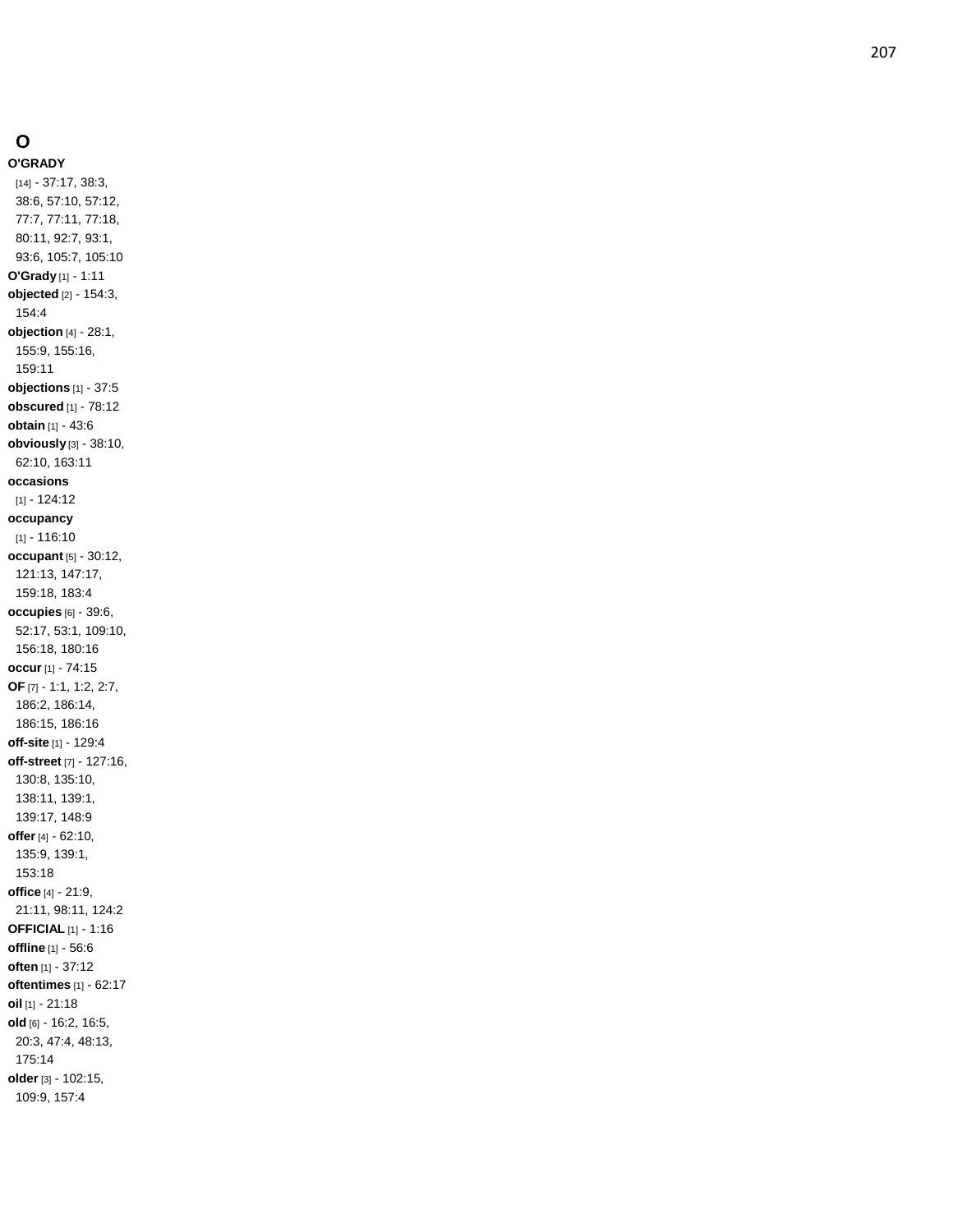## O

**O'GRADY** [14] - 37:17, 38:3, 38:6, 57:10, 57:12, 77:7, 77:11, 77:18, 80:11, 92:7, 93:1, 93:6, 105:7, 105:10
**O'Grady** [1] - 1:11
**objected** [2] - 154:3, 154:4
**objection** [4] - 28:1, 155:9, 155:16, 159:11
**objections** [1] - 37:5
**obscured** [1] - 78:12
**obtain** [1] - 43:6
**obviously** [3] - 38:10, 62:10, 163:11
**occasions** [1] - 124:12
**occupancy** [1] - 116:10
**occupant** [5] - 30:12, 121:13, 147:17, 159:18, 183:4
**occupies** [6] - 39:6, 52:17, 53:1, 109:10, 156:18, 180:16
**occur** [1] - 74:15
**OF** [7] - 1:1, 1:2, 2:7, 186:2, 186:14, 186:15, 186:16
**off-site** [1] - 129:4
**off-street** [7] - 127:16, 130:8, 135:10, 138:11, 139:1, 139:17, 148:9
**offer** [4] - 62:10, 135:9, 139:1, 153:18
**office** [4] - 21:9, 21:11, 98:11, 124:2
**OFFICIAL** [1] - 1:16
**offline** [1] - 56:6
**often** [1] - 37:12
**oftentimes** [1] - 62:17
**oil** [1] - 21:18
**old** [6] - 16:2, 16:5, 20:3, 47:4, 48:13, 175:14
**older** [3] - 102:15, 109:9, 157:4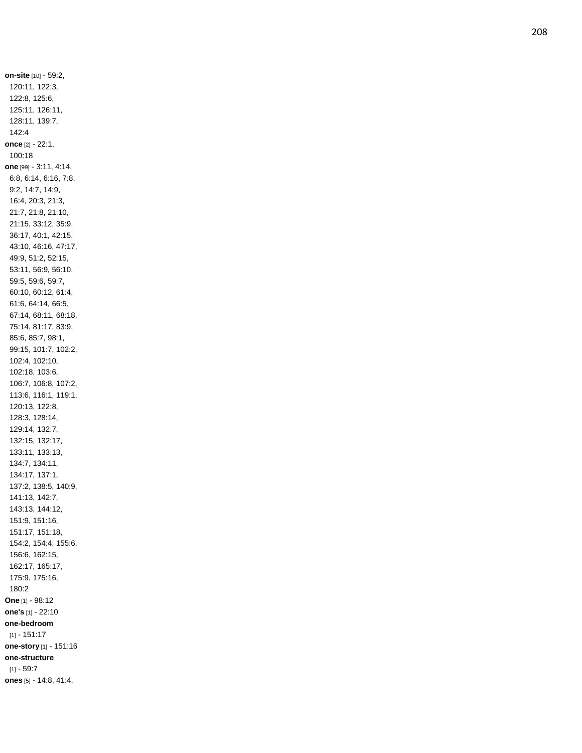**on-site** [10] - 59:2, 120:11, 122:3, 122:8, 125:6, 125:11, 126:11, 128:11, 139:7, 142:4

**once** [2] - 22:1, 100:18

**one** [99] - 3:11, 4:14, 6:8, 6:14, 6:16, 7:8, 9:2, 14:7, 14:9, 16:4, 20:3, 21:3, 21:7, 21:8, 21:10, 21:15, 33:12, 35:9, 36:17, 40:1, 42:15, 43:10, 46:16, 47:17, 49:9, 51:2, 52:15, 53:11, 56:9, 56:10, 59:5, 59:6, 59:7, 60:10, 60:12, 61:4, 61:6, 64:14, 66:5, 67:14, 68:11, 68:18, 75:14, 81:17, 83:9, 85:6, 85:7, 98:1, 99:15, 101:7, 102:2, 102:4, 102:10, 102:18, 103:6, 106:7, 106:8, 107:2, 113:6, 116:1, 119:1, 120:13, 122:8, 128:3, 128:14, 129:14, 132:7, 132:15, 132:17, 133:11, 133:13, 134:7, 134:11, 134:17, 137:1, 137:2, 138:5, 140:9, 141:13, 142:7, 143:13, 144:12, 151:9, 151:16, 151:17, 151:18, 154:2, 154:4, 155:6, 156:6, 162:15, 162:17, 165:17, 175:9, 175:16, 180:2

**One** [1] - 98:12

**one's** [1] - 22:10

**one-bedroom** [1] - 151:17

**one-story** [1] - 151:16

**one-structure** [1] - 59:7

**ones** [5] - 14:8, 41:4,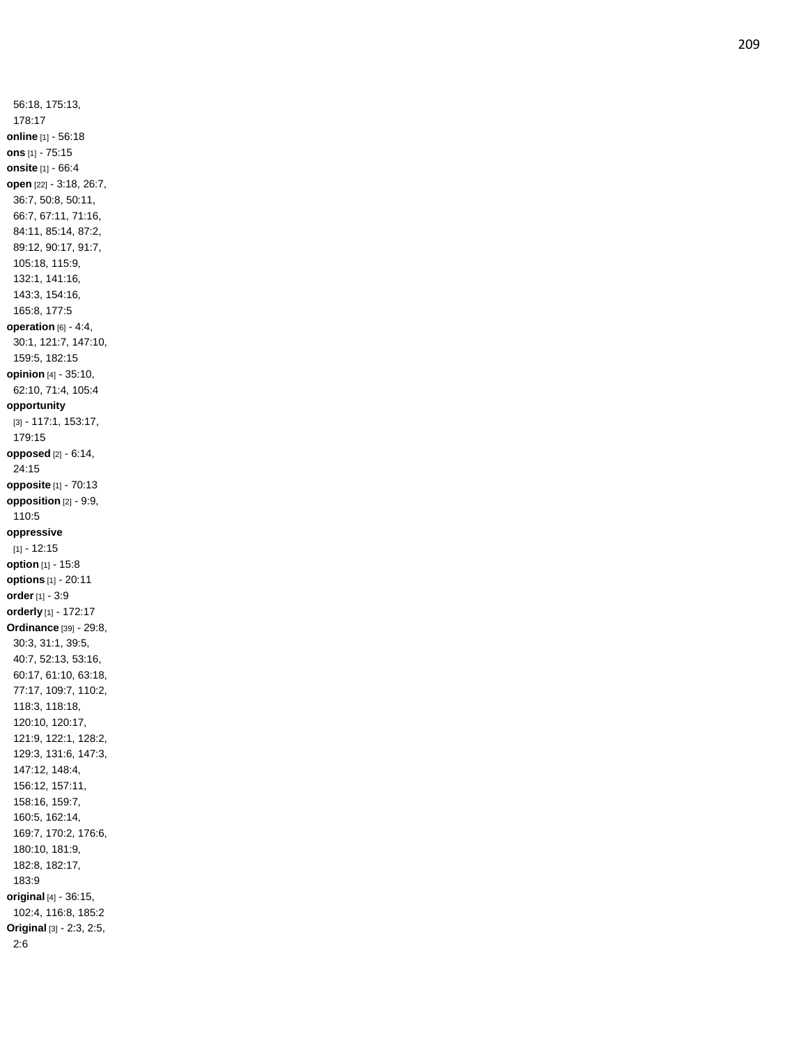56:18, 175:13, 178:17

**online** [1] - 56:18

**ons** [1] - 75:15

**onsite** [1] - 66:4

**open** [22] - 3:18, 26:7, 36:7, 50:8, 50:11, 66:7, 67:11, 71:16, 84:11, 85:14, 87:2, 89:12, 90:17, 91:7, 105:18, 115:9, 132:1, 141:16, 143:3, 154:16, 165:8, 177:5

**operation** [6] - 4:4, 30:1, 121:7, 147:10, 159:5, 182:15

**opinion** [4] - 35:10, 62:10, 71:4, 105:4

**opportunity** [3] - 117:1, 153:17, 179:15

**opposed** [2] - 6:14, 24:15

**opposite** [1] - 70:13

**opposition** [2] - 9:9, 110:5

**oppressive** [1] - 12:15

**option** [1] - 15:8

**options** [1] - 20:11

**order** [1] - 3:9

**orderly** [1] - 172:17

**Ordinance** [39] - 29:8, 30:3, 31:1, 39:5, 40:7, 52:13, 53:16, 60:17, 61:10, 63:18, 77:17, 109:7, 110:2, 118:3, 118:18, 120:10, 120:17, 121:9, 122:1, 128:2, 129:3, 131:6, 147:3, 147:12, 148:4, 156:12, 157:11, 158:16, 159:7, 160:5, 162:14, 169:7, 170:2, 176:6, 180:10, 181:9, 182:8, 182:17, 183:9

**original** [4] - 36:15, 102:4, 116:8, 185:2

**Original** [3] - 2:3, 2:5, 2:6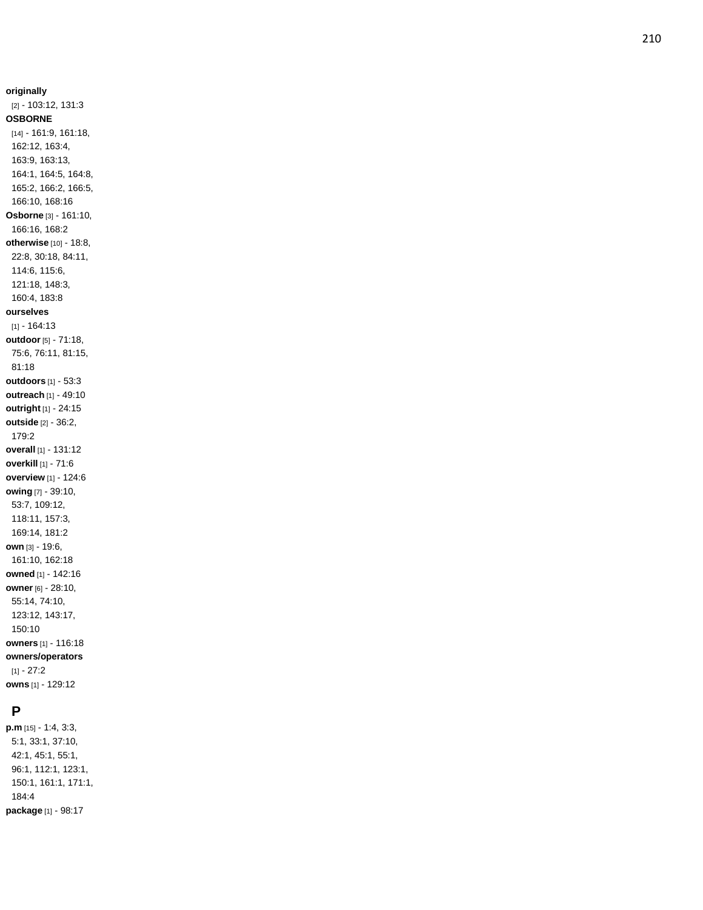**originally** [2] - 103:12, 131:3

**OSBORNE** [14] - 161:9, 161:18, 162:12, 163:4, 163:9, 163:13, 164:1, 164:5, 164:8, 165:2, 166:2, 166:5, 166:10, 168:16

**Osborne** [3] - 161:10, 166:16, 168:2

**otherwise** [10] - 18:8, 22:8, 30:18, 84:11, 114:6, 115:6, 121:18, 148:3, 160:4, 183:8

**ourselves** [1] - 164:13

**outdoor** [5] - 71:18, 75:6, 76:11, 81:15, 81:18

**outdoors** [1] - 53:3

**outreach** [1] - 49:10

**outright** [1] - 24:15

**outside** [2] - 36:2, 179:2

**overall** [1] - 131:12

**overkill** [1] - 71:6

**overview** [1] - 124:6

**owing** [7] - 39:10, 53:7, 109:12, 118:11, 157:3, 169:14, 181:2

**own** [3] - 19:6, 161:10, 162:18

**owned** [1] - 142:16

**owner** [6] - 28:10, 55:14, 74:10, 123:12, 143:17, 150:10

**owners** [1] - 116:18

**owners/operators** [1] - 27:2

**owns** [1] - 129:12

## P

**p.m** [15] - 1:4, 3:3, 5:1, 33:1, 37:10, 42:1, 45:1, 55:1, 96:1, 112:1, 123:1, 150:1, 161:1, 171:1, 184:4

**package** [1] - 98:17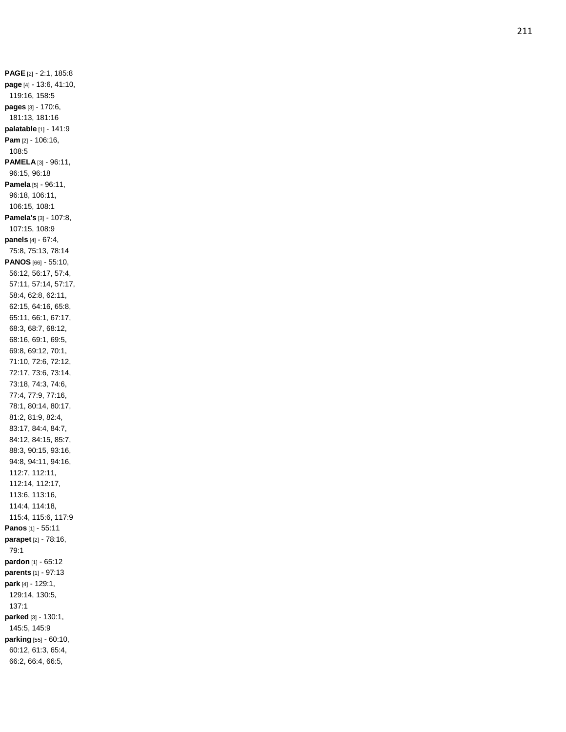**PAGE** [2] - 2:1, 185:8
**page** [4] - 13:6, 41:10, 119:16, 158:5
**pages** [3] - 170:6, 181:13, 181:16
**palatable** [1] - 141:9
**Pam** [2] - 106:16, 108:5
**PAMELA** [3] - 96:11, 96:15, 96:18
**Pamela** [5] - 96:11, 96:18, 106:11, 106:15, 108:1
**Pamela's** [3] - 107:8, 107:15, 108:9
**panels** [4] - 67:4, 75:8, 75:13, 78:14
**PANOS** [66] - 55:10, 56:12, 56:17, 57:4, 57:11, 57:14, 57:17, 58:4, 62:8, 62:11, 62:15, 64:16, 65:8, 65:11, 66:1, 67:17, 68:3, 68:7, 68:12, 68:16, 69:1, 69:5, 69:8, 69:12, 70:1, 71:10, 72:6, 72:12, 72:17, 73:6, 73:14, 73:18, 74:3, 74:6, 77:4, 77:9, 77:16, 78:1, 80:14, 80:17, 81:2, 81:9, 82:4, 83:17, 84:4, 84:7, 84:12, 84:15, 85:7, 88:3, 90:15, 93:16, 94:8, 94:11, 94:16, 112:7, 112:11, 112:14, 112:17, 113:6, 113:16, 114:4, 114:18, 115:4, 115:6, 117:9
**Panos** [1] - 55:11
**parapet** [2] - 78:16, 79:1
**pardon** [1] - 65:12
**parents** [1] - 97:13
**park** [4] - 129:1, 129:14, 130:5, 137:1
**parked** [3] - 130:1, 145:5, 145:9
**parking** [55] - 60:10, 60:12, 61:3, 65:4, 66:2, 66:4, 66:5,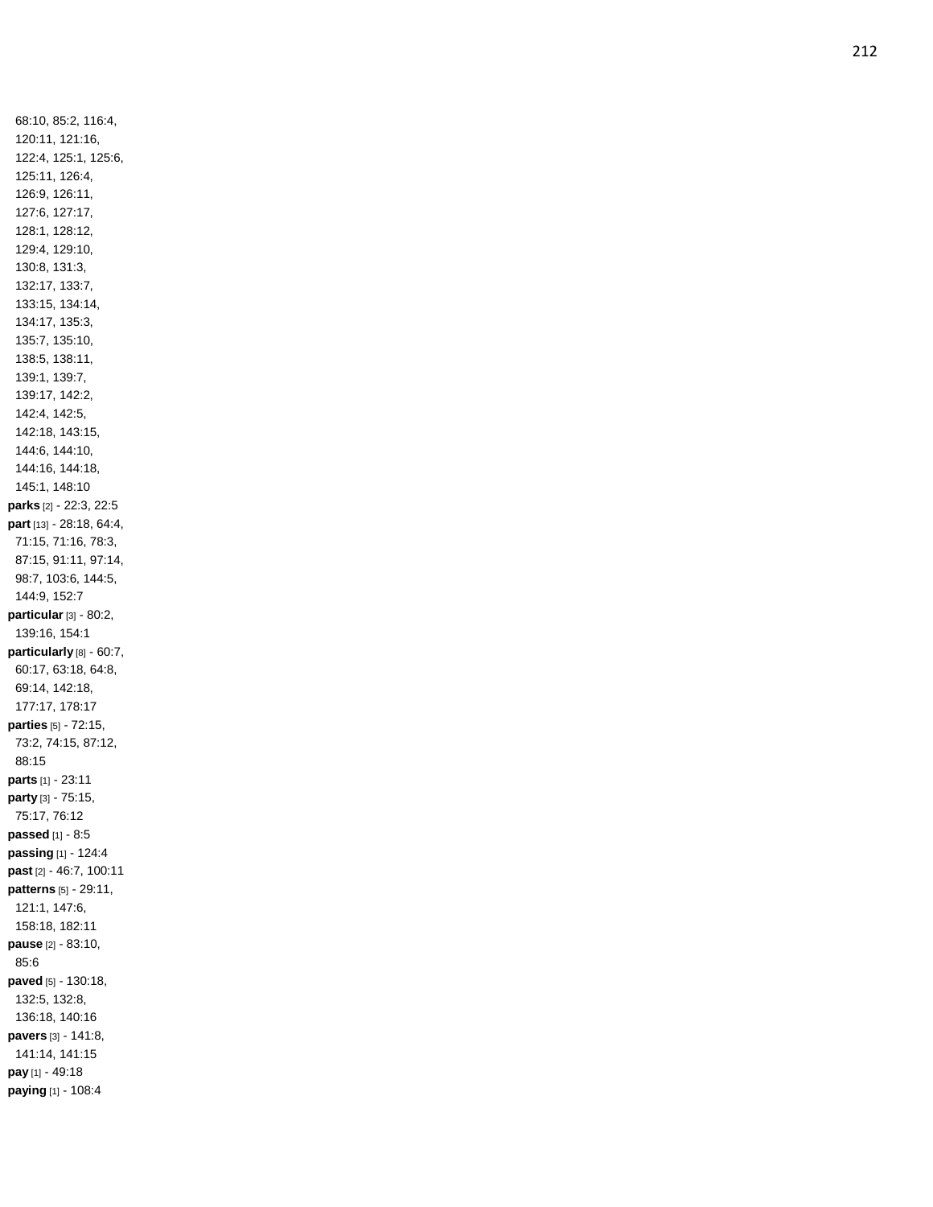68:10, 85:2, 116:4, 120:11, 121:16, 122:4, 125:1, 125:6, 125:11, 126:4, 126:9, 126:11, 127:6, 127:17, 128:1, 128:12, 129:4, 129:10, 130:8, 131:3, 132:17, 133:7, 133:15, 134:14, 134:17, 135:3, 135:7, 135:10, 138:5, 138:11, 139:1, 139:7, 139:17, 142:2, 142:4, 142:5, 142:18, 143:15, 144:6, 144:10, 144:16, 144:18, 145:1, 148:10

**parks** [2] - 22:3, 22:5

**part** [13] - 28:18, 64:4, 71:15, 71:16, 78:3, 87:15, 91:11, 97:14, 98:7, 103:6, 144:5, 144:9, 152:7

**particular** [3] - 80:2, 139:16, 154:1

**particularly** [8] - 60:7, 60:17, 63:18, 64:8, 69:14, 142:18, 177:17, 178:17

**parties** [5] - 72:15, 73:2, 74:15, 87:12, 88:15

**parts** [1] - 23:11

**party** [3] - 75:15, 75:17, 76:12

**passed** [1] - 8:5

**passing** [1] - 124:4

**past** [2] - 46:7, 100:11

**patterns** [5] - 29:11, 121:1, 147:6, 158:18, 182:11

**pause** [2] - 83:10, 85:6

**paved** [5] - 130:18, 132:5, 132:8, 136:18, 140:16

**pavers** [3] - 141:8, 141:14, 141:15

**pay** [1] - 49:18

**paying** [1] - 108:4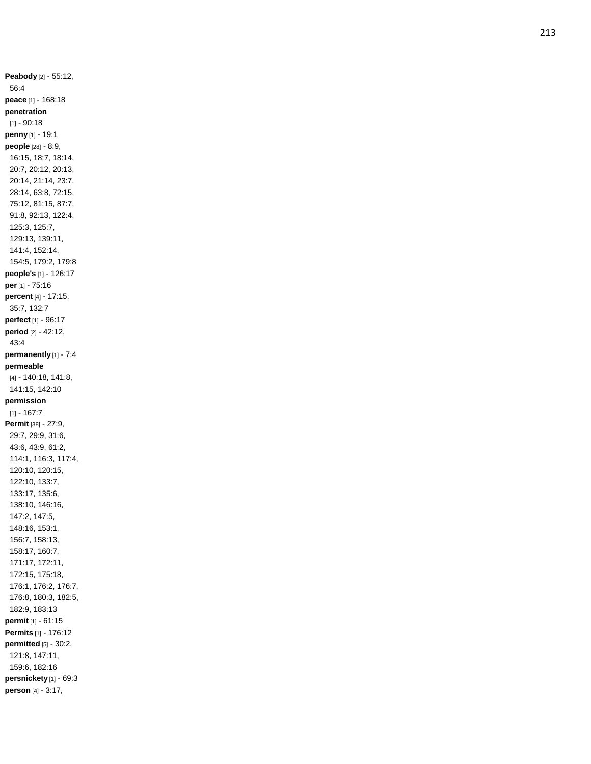**Peabody** [2] - 55:12, 56:4
**peace** [1] - 168:18
**penetration** [1] - 90:18
**penny** [1] - 19:1
**people** [28] - 8:9, 16:15, 18:7, 18:14, 20:7, 20:12, 20:13, 20:14, 21:14, 23:7, 28:14, 63:8, 72:15, 75:12, 81:15, 87:7, 91:8, 92:13, 122:4, 125:3, 125:7, 129:13, 139:11, 141:4, 152:14, 154:5, 179:2, 179:8
**people's** [1] - 126:17
**per** [1] - 75:16
**percent** [4] - 17:15, 35:7, 132:7
**perfect** [1] - 96:17
**period** [2] - 42:12, 43:4
**permanently** [1] - 7:4
**permeable** [4] - 140:18, 141:8, 141:15, 142:10
**permission** [1] - 167:7
**Permit** [38] - 27:9, 29:7, 29:9, 31:6, 43:6, 43:9, 61:2, 114:1, 116:3, 117:4, 120:10, 120:15, 122:10, 133:7, 133:17, 135:6, 138:10, 146:16, 147:2, 147:5, 148:16, 153:1, 156:7, 158:13, 158:17, 160:7, 171:17, 172:11, 172:15, 175:18, 176:1, 176:2, 176:7, 176:8, 180:3, 182:5, 182:9, 183:13
**permit** [1] - 61:15
**Permits** [1] - 176:12
**permitted** [5] - 30:2, 121:8, 147:11, 159:6, 182:16
**persnickety** [1] - 69:3
**person** [4] - 3:17,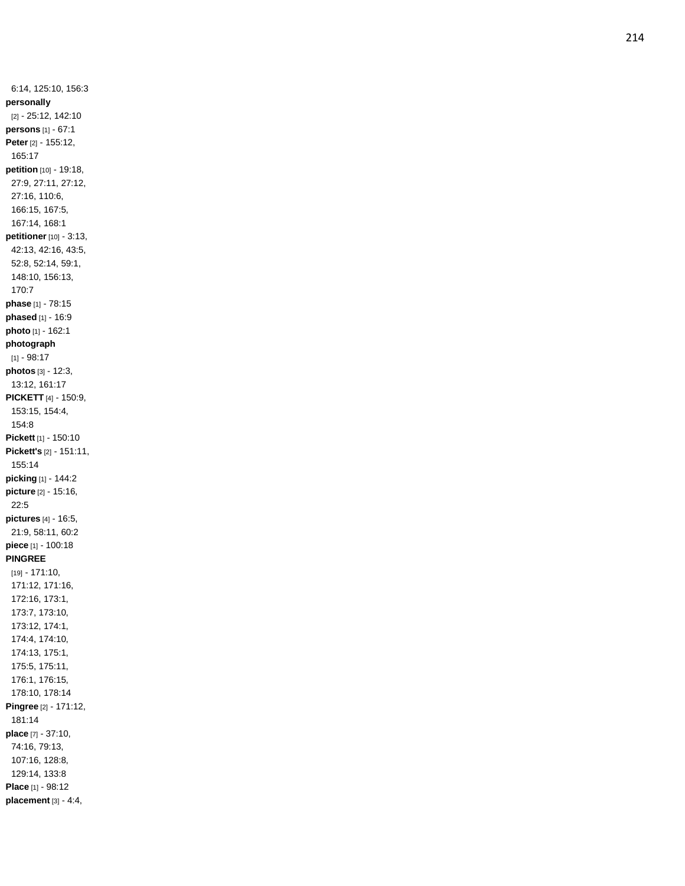6:14, 125:10, 156:3

**personally** [2] - 25:12, 142:10

**persons** [1] - 67:1

**Peter** [2] - 155:12, 165:17

**petition** [10] - 19:18, 27:9, 27:11, 27:12, 27:16, 110:6, 166:15, 167:5, 167:14, 168:1

**petitioner** [10] - 3:13, 42:13, 42:16, 43:5, 52:8, 52:14, 59:1, 148:10, 156:13, 170:7

**phase** [1] - 78:15

**phased** [1] - 16:9

**photo** [1] - 162:1

**photograph** [1] - 98:17

**photos** [3] - 12:3, 13:12, 161:17

**PICKETT** [4] - 150:9, 153:15, 154:4, 154:8

**Pickett** [1] - 150:10

**Pickett's** [2] - 151:11, 155:14

**picking** [1] - 144:2

**picture** [2] - 15:16, 22:5

**pictures** [4] - 16:5, 21:9, 58:11, 60:2

**piece** [1] - 100:18

**PINGREE** [19] - 171:10, 171:12, 171:16, 172:16, 173:1, 173:7, 173:10, 173:12, 174:1, 174:4, 174:10, 174:13, 175:1, 175:5, 175:11, 176:1, 176:15, 178:10, 178:14

**Pingree** [2] - 171:12, 181:14

**place** [7] - 37:10, 74:16, 79:13, 107:16, 128:8, 129:14, 133:8

**Place** [1] - 98:12

**placement** [3] - 4:4,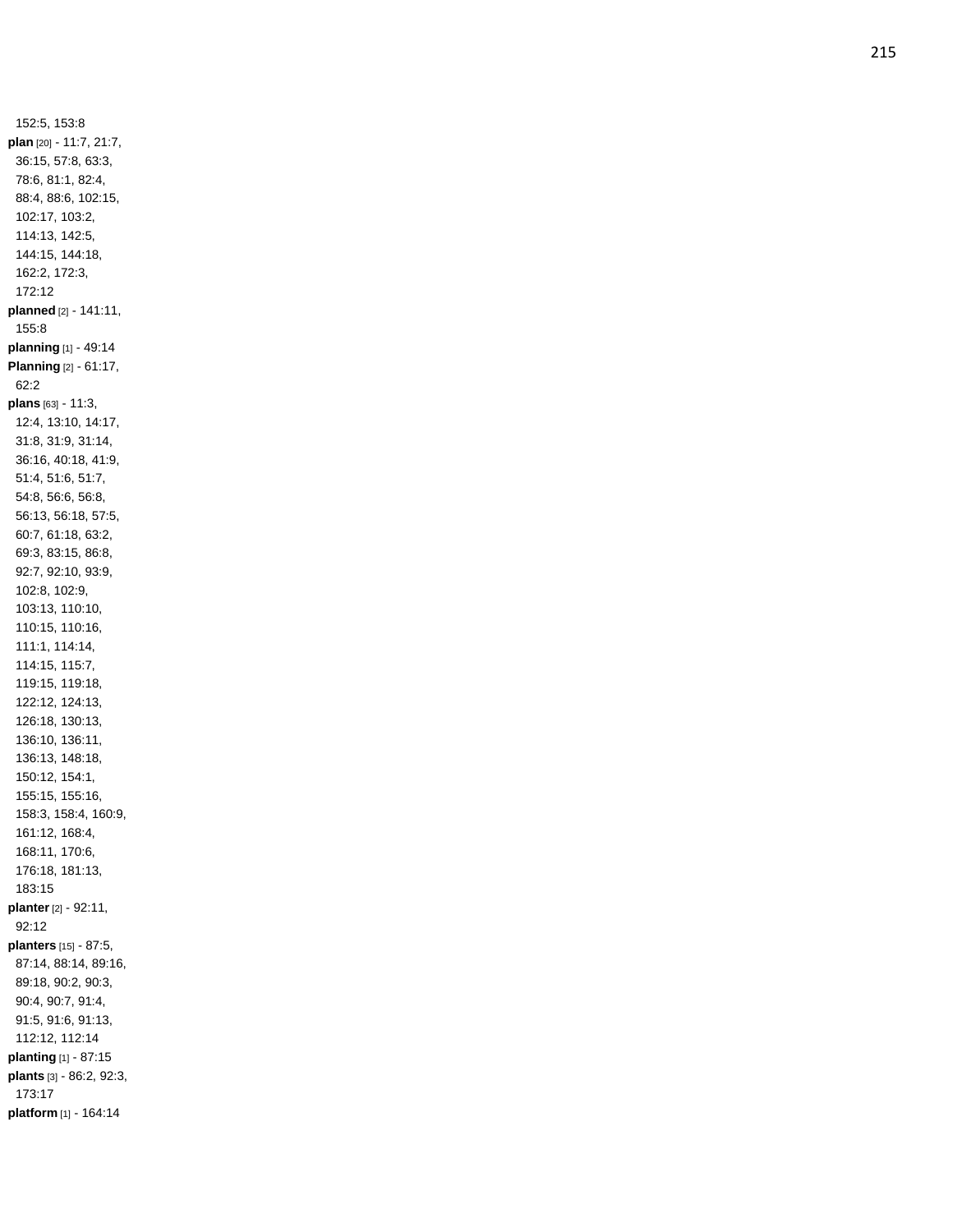152:5, 153:8

**plan** [20] - 11:7, 21:7, 36:15, 57:8, 63:3, 78:6, 81:1, 82:4, 88:4, 88:6, 102:15, 102:17, 103:2, 114:13, 142:5, 144:15, 144:18, 162:2, 172:3, 172:12

**planned** [2] - 141:11, 155:8

**planning** [1] - 49:14

**Planning** [2] - 61:17, 62:2

**plans** [63] - 11:3, 12:4, 13:10, 14:17, 31:8, 31:9, 31:14, 36:16, 40:18, 41:9, 51:4, 51:6, 51:7, 54:8, 56:6, 56:8, 56:13, 56:18, 57:5, 60:7, 61:18, 63:2, 69:3, 83:15, 86:8, 92:7, 92:10, 93:9, 102:8, 102:9, 103:13, 110:10, 110:15, 110:16, 111:1, 114:14, 114:15, 115:7, 119:15, 119:18, 122:12, 124:13, 126:18, 130:13, 136:10, 136:11, 136:13, 148:18, 150:12, 154:1, 155:15, 155:16, 158:3, 158:4, 160:9, 161:12, 168:4, 168:11, 170:6, 176:18, 181:13, 183:15

**planter** [2] - 92:11, 92:12

**planters** [15] - 87:5, 87:14, 88:14, 89:16, 89:18, 90:2, 90:3, 90:4, 90:7, 91:4, 91:5, 91:6, 91:13, 112:12, 112:14

**planting** [1] - 87:15

**plants** [3] - 86:2, 92:3, 173:17

**platform** [1] - 164:14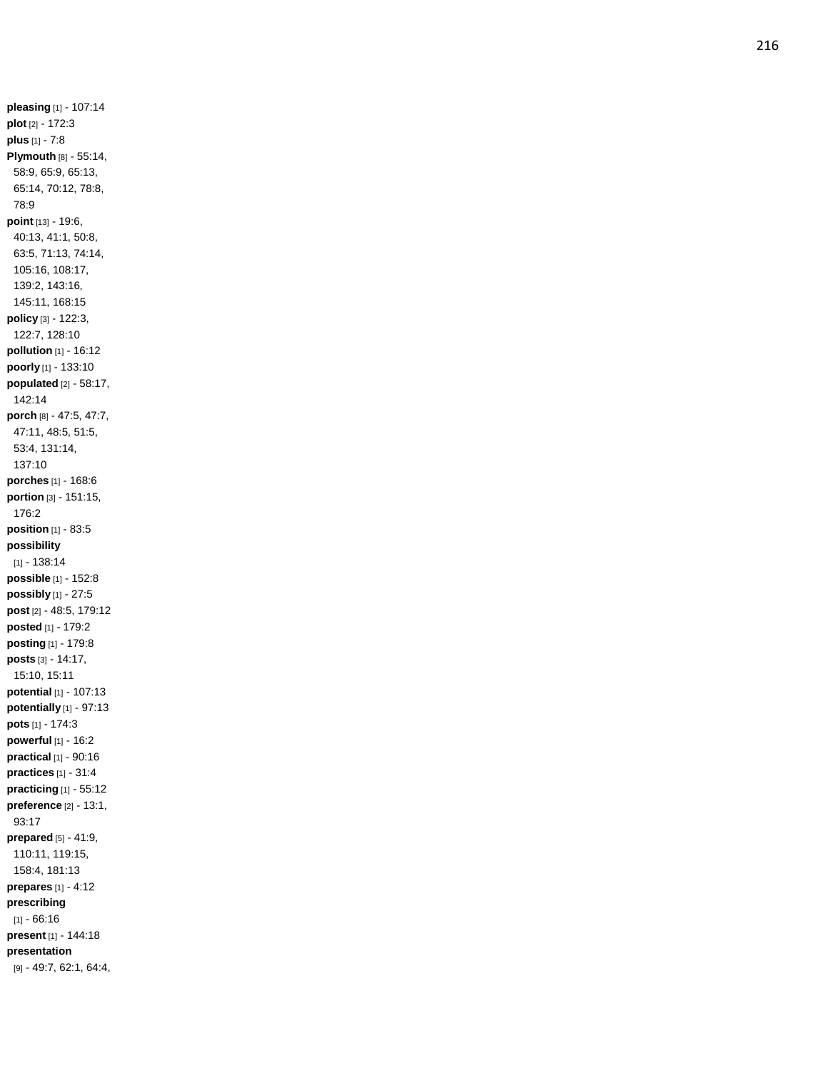**pleasing** [1] - 107:14
**plot** [2] - 172:3
**plus** [1] - 7:8
**Plymouth** [8] - 55:14, 58:9, 65:9, 65:13, 65:14, 70:12, 78:8, 78:9
**point** [13] - 19:6, 40:13, 41:1, 50:8, 63:5, 71:13, 74:14, 105:16, 108:17, 139:2, 143:16, 145:11, 168:15
**policy** [3] - 122:3, 122:7, 128:10
**pollution** [1] - 16:12
**poorly** [1] - 133:10
**populated** [2] - 58:17, 142:14
**porch** [8] - 47:5, 47:7, 47:11, 48:5, 51:5, 53:4, 131:14, 137:10
**porches** [1] - 168:6
**portion** [3] - 151:15, 176:2
**position** [1] - 83:5
**possibility** [1] - 138:14
**possible** [1] - 152:8
**possibly** [1] - 27:5
**post** [2] - 48:5, 179:12
**posted** [1] - 179:2
**posting** [1] - 179:8
**posts** [3] - 14:17, 15:10, 15:11
**potential** [1] - 107:13
**potentially** [1] - 97:13
**pots** [1] - 174:3
**powerful** [1] - 16:2
**practical** [1] - 90:16
**practices** [1] - 31:4
**practicing** [1] - 55:12
**preference** [2] - 13:1, 93:17
**prepared** [5] - 41:9, 110:11, 119:15, 158:4, 181:13
**prepares** [1] - 4:12
**prescribing** [1] - 66:16
**present** [1] - 144:18
**presentation** [9] - 49:7, 62:1, 64:4,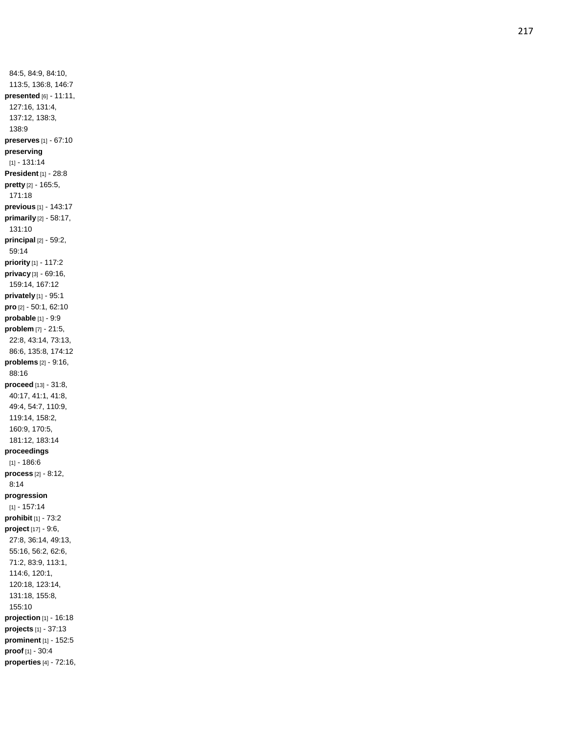84:5, 84:9, 84:10, 113:5, 136:8, 146:7

**presented** [6] - 11:11, 127:16, 131:4, 137:12, 138:3, 138:9

**preserves** [1] - 67:10

**preserving** [1] - 131:14

**President** [1] - 28:8

**pretty** [2] - 165:5, 171:18

**previous** [1] - 143:17

**primarily** [2] - 58:17, 131:10

**principal** [2] - 59:2, 59:14

**priority** [1] - 117:2

**privacy** [3] - 69:16, 159:14, 167:12

**privately** [1] - 95:1

**pro** [2] - 50:1, 62:10

**probable** [1] - 9:9

**problem** [7] - 21:5, 22:8, 43:14, 73:13, 86:6, 135:8, 174:12

**problems** [2] - 9:16, 88:16

**proceed** [13] - 31:8, 40:17, 41:1, 41:8, 49:4, 54:7, 110:9, 119:14, 158:2, 160:9, 170:5, 181:12, 183:14

**proceedings** [1] - 186:6

**process** [2] - 8:12, 8:14

**progression** [1] - 157:14

**prohibit** [1] - 73:2

**project** [17] - 9:6, 27:8, 36:14, 49:13, 55:16, 56:2, 62:6, 71:2, 83:9, 113:1, 114:6, 120:1, 120:18, 123:14, 131:18, 155:8, 155:10

**projection** [1] - 16:18

**projects** [1] - 37:13

**prominent** [1] - 152:5

**proof** [1] - 30:4

**properties** [4] - 72:16,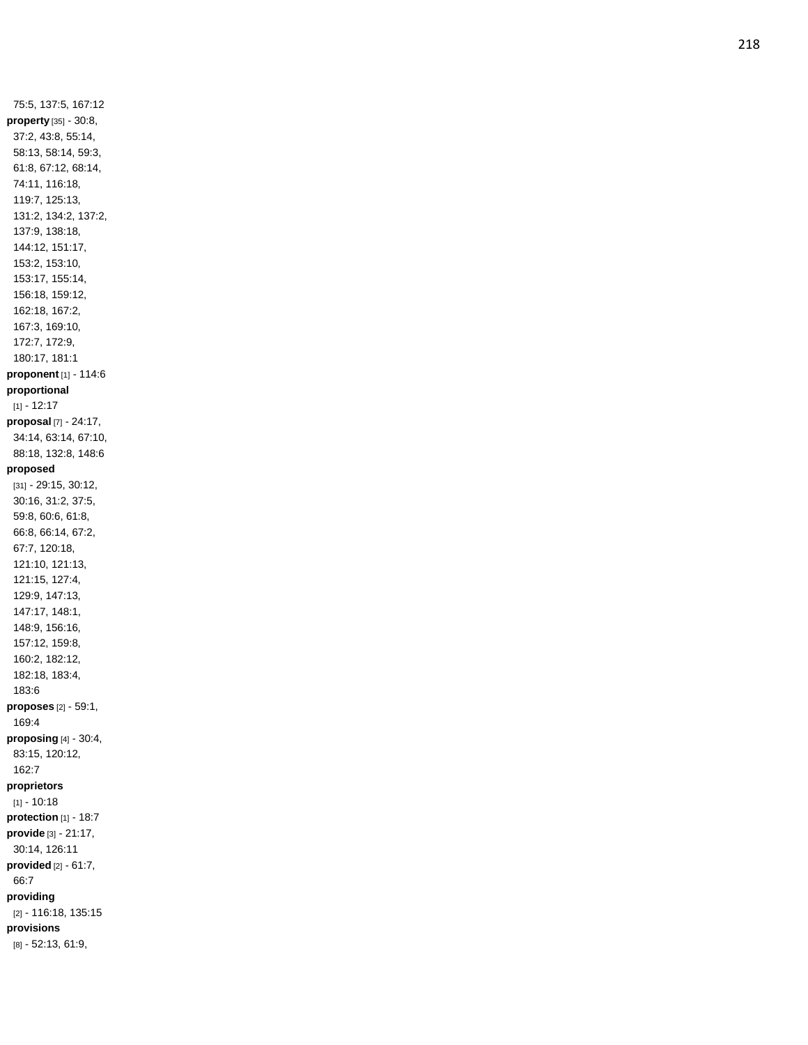75:5, 137:5, 167:12
**property** [35] - 30:8, 37:2, 43:8, 55:14, 58:13, 58:14, 59:3, 61:8, 67:12, 68:14, 74:11, 116:18, 119:7, 125:13, 131:2, 134:2, 137:2, 137:9, 138:18, 144:12, 151:17, 153:2, 153:10, 153:17, 155:14, 156:18, 159:12, 162:18, 167:2, 167:3, 169:10, 172:7, 172:9, 180:17, 181:1
**proponent** [1] - 114:6
**proportional** [1] - 12:17
**proposal** [7] - 24:17, 34:14, 63:14, 67:10, 88:18, 132:8, 148:6
**proposed** [31] - 29:15, 30:12, 30:16, 31:2, 37:5, 59:8, 60:6, 61:8, 66:8, 66:14, 67:2, 67:7, 120:18, 121:10, 121:13, 121:15, 127:4, 129:9, 147:13, 147:17, 148:1, 148:9, 156:16, 157:12, 159:8, 160:2, 182:12, 182:18, 183:4, 183:6
**proposes** [2] - 59:1, 169:4
**proposing** [4] - 30:4, 83:15, 120:12, 162:7
**proprietors** [1] - 10:18
**protection** [1] - 18:7
**provide** [3] - 21:17, 30:14, 126:11
**provided** [2] - 61:7, 66:7
**providing** [2] - 116:18, 135:15
**provisions** [8] - 52:13, 61:9,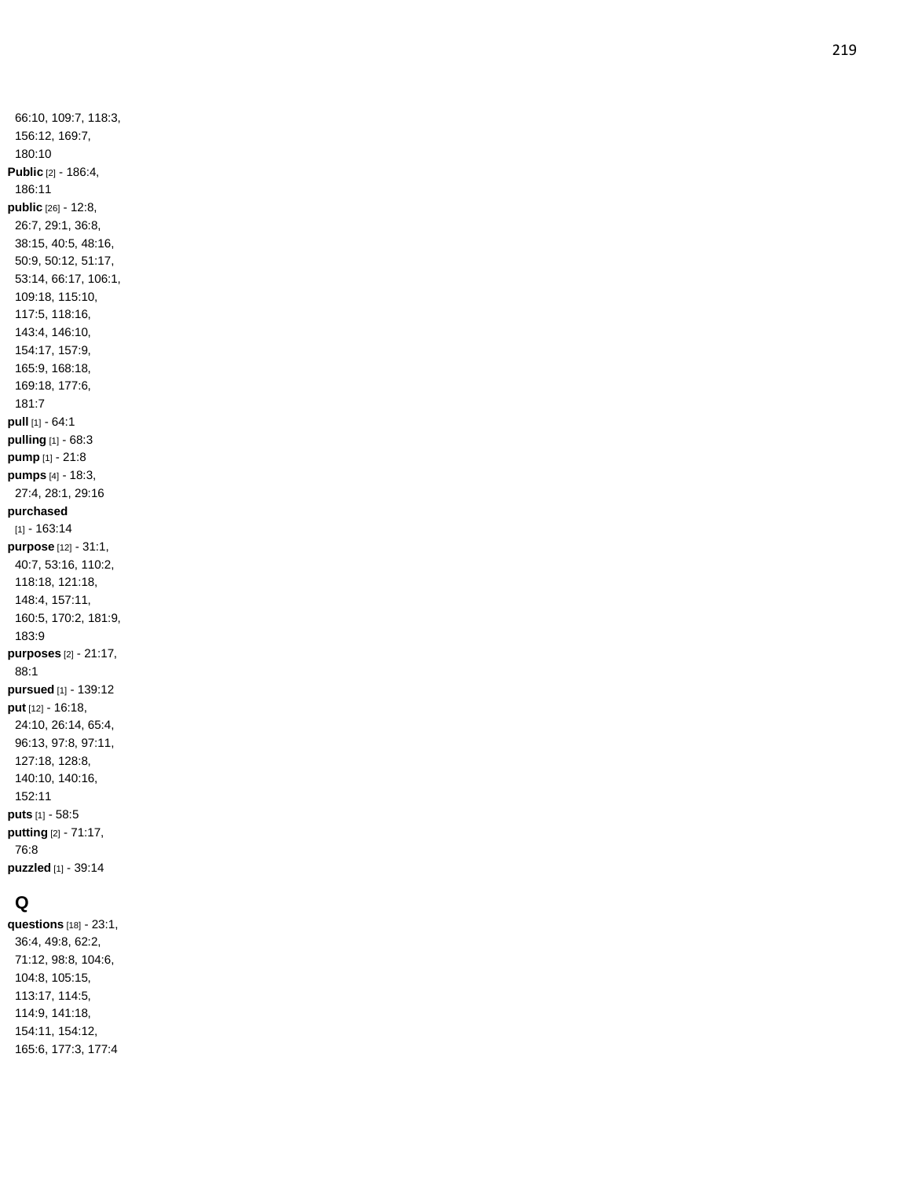66:10, 109:7, 118:3, 156:12, 169:7, 180:10

**Public** [2] - 186:4, 186:11

**public** [26] - 12:8, 26:7, 29:1, 36:8, 38:15, 40:5, 48:16, 50:9, 50:12, 51:17, 53:14, 66:17, 106:1, 109:18, 115:10, 117:5, 118:16, 143:4, 146:10, 154:17, 157:9, 165:9, 168:18, 169:18, 177:6, 181:7

**pull** [1] - 64:1

**pulling** [1] - 68:3

**pump** [1] - 21:8

**pumps** [4] - 18:3, 27:4, 28:1, 29:16

**purchased** [1] - 163:14

**purpose** [12] - 31:1, 40:7, 53:16, 110:2, 118:18, 121:18, 148:4, 157:11, 160:5, 170:2, 181:9, 183:9

**purposes** [2] - 21:17, 88:1

**pursued** [1] - 139:12

**put** [12] - 16:18, 24:10, 26:14, 65:4, 96:13, 97:8, 97:11, 127:18, 128:8, 140:10, 140:16, 152:11

**puts** [1] - 58:5

**putting** [2] - 71:17, 76:8

**puzzled** [1] - 39:14

## Q

**questions** [18] - 23:1, 36:4, 49:8, 62:2, 71:12, 98:8, 104:6, 104:8, 105:15, 113:17, 114:5, 114:9, 141:18, 154:11, 154:12, 165:6, 177:3, 177:4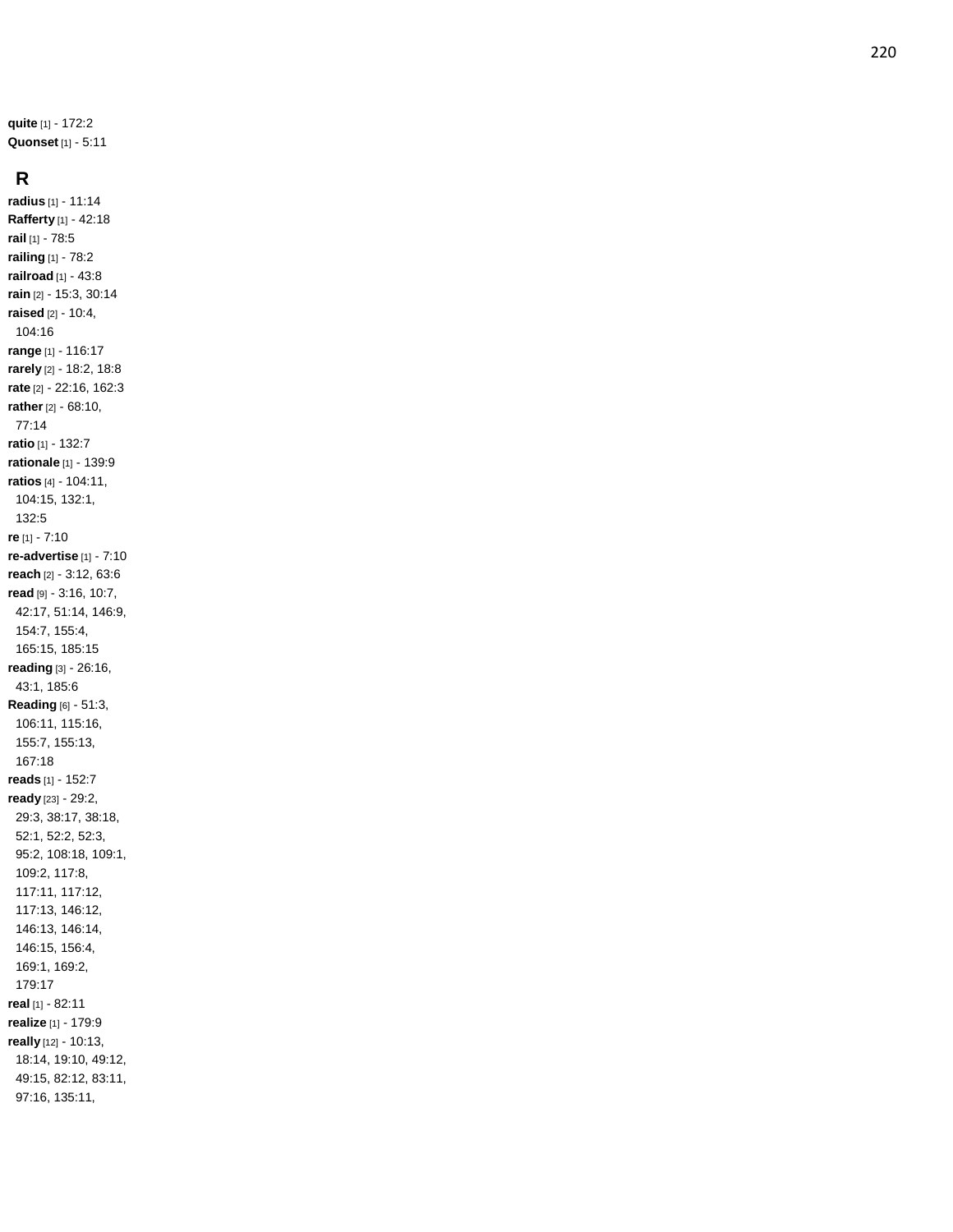**quite** [1] - 172:2
**Quonset** [1] - 5:11

## R

**radius** [1] - 11:14
**Rafferty** [1] - 42:18
**rail** [1] - 78:5
**railing** [1] - 78:2
**railroad** [1] - 43:8
**rain** [2] - 15:3, 30:14
**raised** [2] - 10:4, 104:16
**range** [1] - 116:17
**rarely** [2] - 18:2, 18:8
**rate** [2] - 22:16, 162:3
**rather** [2] - 68:10, 77:14
**ratio** [1] - 132:7
**rationale** [1] - 139:9
**ratios** [4] - 104:11, 104:15, 132:1, 132:5
**re** [1] - 7:10
**re-advertise** [1] - 7:10
**reach** [2] - 3:12, 63:6
**read** [9] - 3:16, 10:7, 42:17, 51:14, 146:9, 154:7, 155:4, 165:15, 185:15
**reading** [3] - 26:16, 43:1, 185:6
**Reading** [6] - 51:3, 106:11, 115:16, 155:7, 155:13, 167:18
**reads** [1] - 152:7
**ready** [23] - 29:2, 29:3, 38:17, 38:18, 52:1, 52:2, 52:3, 95:2, 108:18, 109:1, 109:2, 117:8, 117:11, 117:12, 117:13, 146:12, 146:13, 146:14, 146:15, 156:4, 169:1, 169:2, 179:17
**real** [1] - 82:11
**realize** [1] - 179:9
**really** [12] - 10:13, 18:14, 19:10, 49:12, 49:15, 82:12, 83:11, 97:16, 135:11,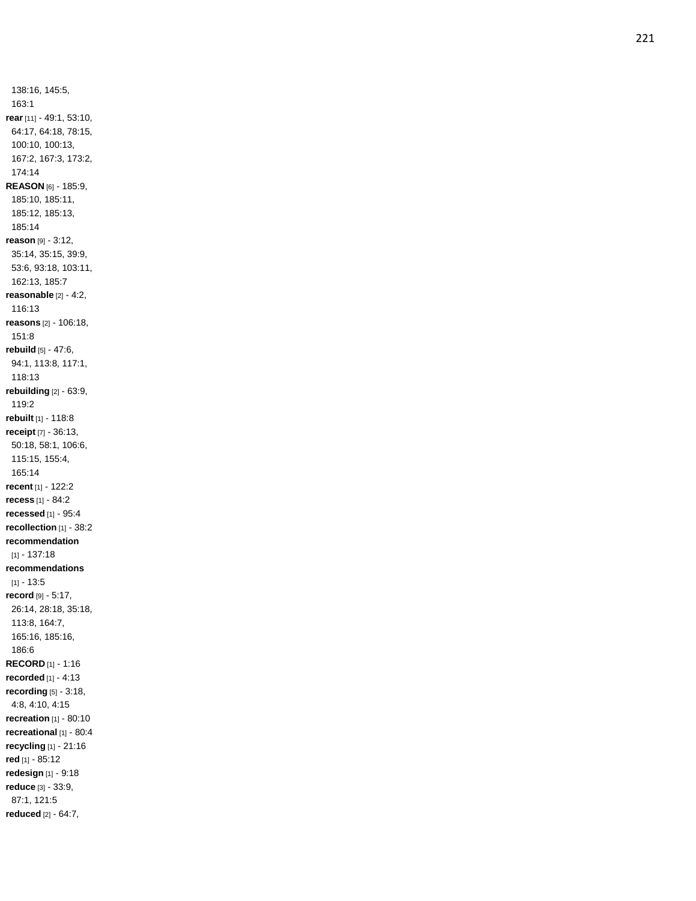138:16, 145:5, 163:1

**rear** [11] - 49:1, 53:10, 64:17, 64:18, 78:15, 100:10, 100:13, 167:2, 167:3, 173:2, 174:14

**REASON** [6] - 185:9, 185:10, 185:11, 185:12, 185:13, 185:14

**reason** [9] - 3:12, 35:14, 35:15, 39:9, 53:6, 93:18, 103:11, 162:13, 185:7

**reasonable** [2] - 4:2, 116:13

**reasons** [2] - 106:18, 151:8

**rebuild** [5] - 47:6, 94:1, 113:8, 117:1, 118:13

**rebuilding** [2] - 63:9, 119:2

**rebuilt** [1] - 118:8

**receipt** [7] - 36:13, 50:18, 58:1, 106:6, 115:15, 155:4, 165:14

**recent** [1] - 122:2

**recess** [1] - 84:2

**recessed** [1] - 95:4

**recollection** [1] - 38:2

**recommendation** [1] - 137:18

**recommendations** [1] - 13:5

**record** [9] - 5:17, 26:14, 28:18, 35:18, 113:8, 164:7, 165:16, 185:16, 186:6

**RECORD** [1] - 1:16

**recorded** [1] - 4:13

**recording** [5] - 3:18, 4:8, 4:10, 4:15

**recreation** [1] - 80:10

**recreational** [1] - 80:4

**recycling** [1] - 21:16

**red** [1] - 85:12

**redesign** [1] - 9:18

**reduce** [3] - 33:9, 87:1, 121:5

**reduced** [2] - 64:7,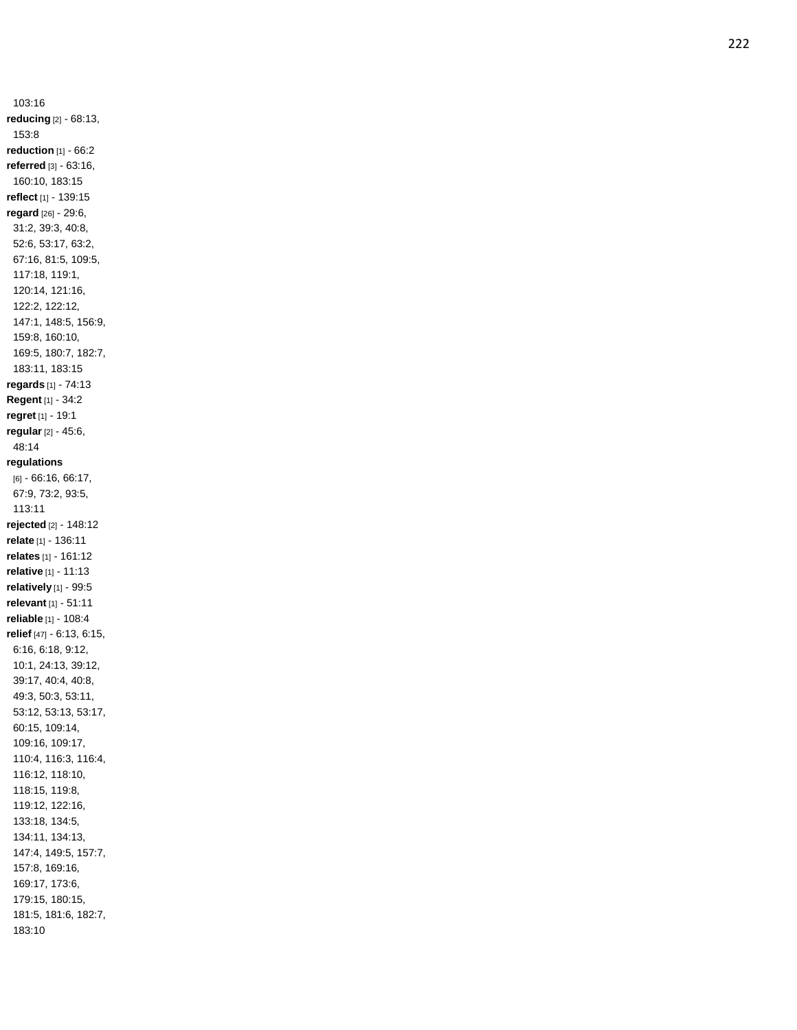103:16

**reducing** [2] - 68:13, 153:8

**reduction** [1] - 66:2

**referred** [3] - 63:16, 160:10, 183:15

**reflect** [1] - 139:15

**regard** [26] - 29:6, 31:2, 39:3, 40:8, 52:6, 53:17, 63:2, 67:16, 81:5, 109:5, 117:18, 119:1, 120:14, 121:16, 122:2, 122:12, 147:1, 148:5, 156:9, 159:8, 160:10, 169:5, 180:7, 182:7, 183:11, 183:15

**regards** [1] - 74:13

**Regent** [1] - 34:2

**regret** [1] - 19:1

**regular** [2] - 45:6, 48:14

**regulations** [6] - 66:16, 66:17, 67:9, 73:2, 93:5, 113:11

**rejected** [2] - 148:12

**relate** [1] - 136:11

**relates** [1] - 161:12

**relative** [1] - 11:13

**relatively** [1] - 99:5

**relevant** [1] - 51:11

**reliable** [1] - 108:4

**relief** [47] - 6:13, 6:15, 6:16, 6:18, 9:12, 10:1, 24:13, 39:12, 39:17, 40:4, 40:8, 49:3, 50:3, 53:11, 53:12, 53:13, 53:17, 60:15, 109:14, 109:16, 109:17, 110:4, 116:3, 116:4, 116:12, 118:10, 118:15, 119:8, 119:12, 122:16, 133:18, 134:5, 134:11, 134:13, 147:4, 149:5, 157:7, 157:8, 169:16, 169:17, 173:6, 179:15, 180:15, 181:5, 181:6, 182:7, 183:10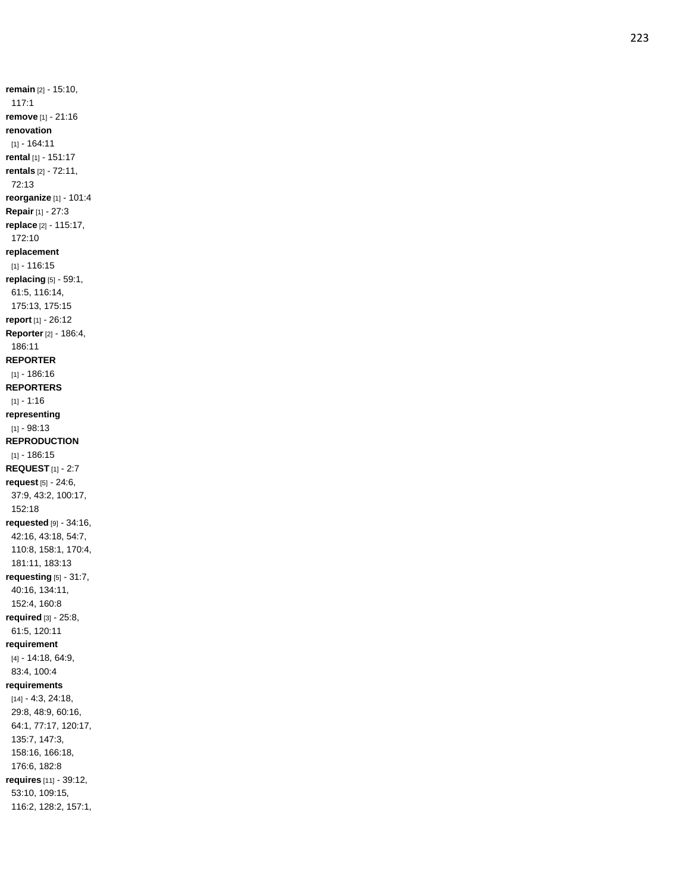**remain** [2] - 15:10, 117:1
**remove** [1] - 21:16
**renovation** [1] - 164:11
**rental** [1] - 151:17
**rentals** [2] - 72:11, 72:13
**reorganize** [1] - 101:4
**Repair** [1] - 27:3
**replace** [2] - 115:17, 172:10
**replacement** [1] - 116:15
**replacing** [5] - 59:1, 61:5, 116:14, 175:13, 175:15
**report** [1] - 26:12
**Reporter** [2] - 186:4, 186:11
**REPORTER** [1] - 186:16
**REPORTERS** [1] - 1:16
**representing** [1] - 98:13
**REPRODUCTION** [1] - 186:15
**REQUEST** [1] - 2:7
**request** [5] - 24:6, 37:9, 43:2, 100:17, 152:18
**requested** [9] - 34:16, 42:16, 43:18, 54:7, 110:8, 158:1, 170:4, 181:11, 183:13
**requesting** [5] - 31:7, 40:16, 134:11, 152:4, 160:8
**required** [3] - 25:8, 61:5, 120:11
**requirement** [4] - 14:18, 64:9, 83:4, 100:4
**requirements** [14] - 4:3, 24:18, 29:8, 48:9, 60:16, 64:1, 77:17, 120:17, 135:7, 147:3, 158:16, 166:18, 176:6, 182:8
**requires** [11] - 39:12, 53:10, 109:15, 116:2, 128:2, 157:1,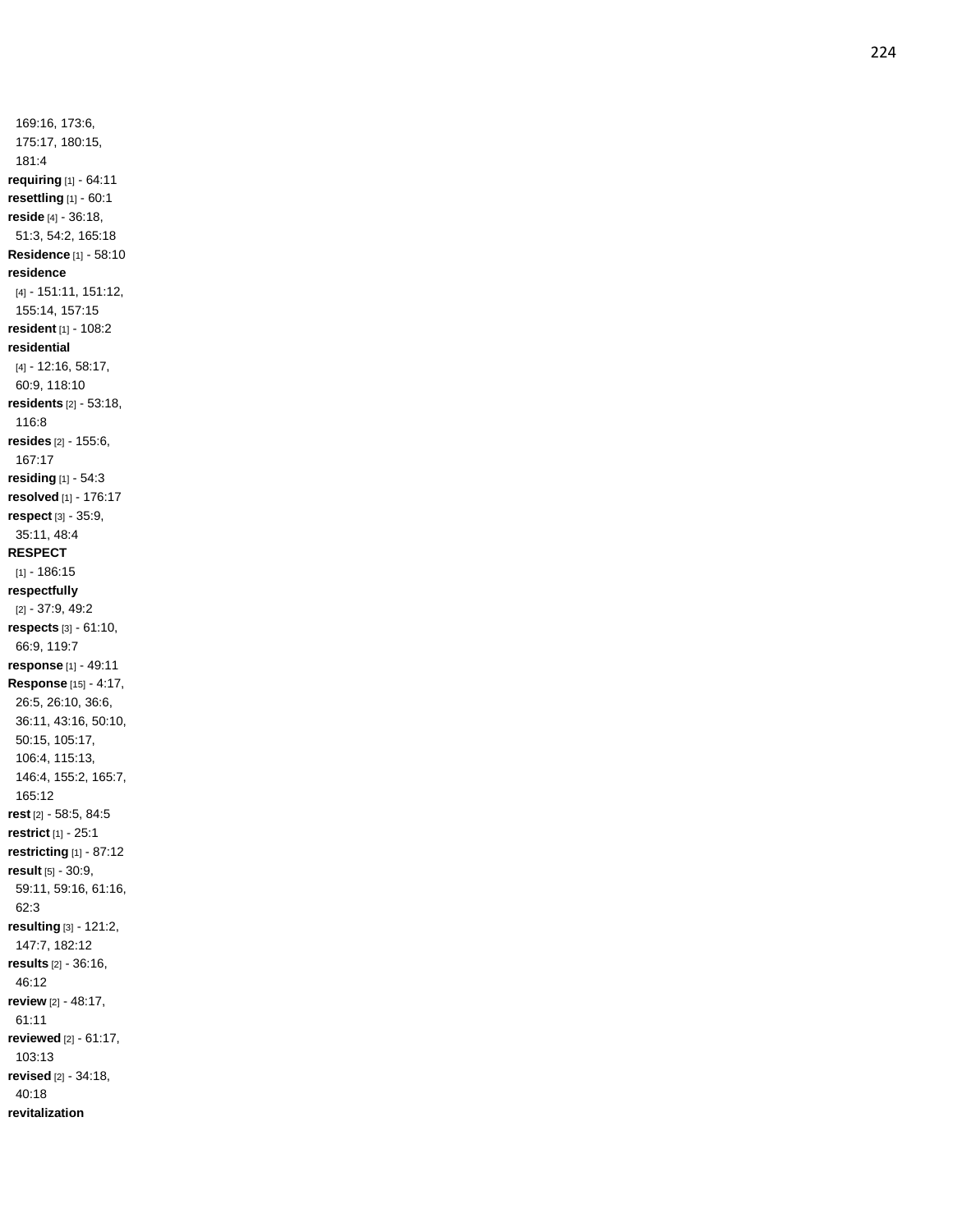169:16, 173:6, 175:17, 180:15, 181:4

**requiring** [1] - 64:11

**resettling** [1] - 60:1

**reside** [4] - 36:18, 51:3, 54:2, 165:18

**Residence** [1] - 58:10

**residence** [4] - 151:11, 151:12, 155:14, 157:15

**resident** [1] - 108:2

**residential** [4] - 12:16, 58:17, 60:9, 118:10

**residents** [2] - 53:18, 116:8

**resides** [2] - 155:6, 167:17

**residing** [1] - 54:3

**resolved** [1] - 176:17

**respect** [3] - 35:9, 35:11, 48:4

**RESPECT** [1] - 186:15

**respectfully** [2] - 37:9, 49:2

**respects** [3] - 61:10, 66:9, 119:7

**response** [1] - 49:11

**Response** [15] - 4:17, 26:5, 26:10, 36:6, 36:11, 43:16, 50:10, 50:15, 105:17, 106:4, 115:13, 146:4, 155:2, 165:7, 165:12

**rest** [2] - 58:5, 84:5

**restrict** [1] - 25:1

**restricting** [1] - 87:12

**result** [5] - 30:9, 59:11, 59:16, 61:16, 62:3

**resulting** [3] - 121:2, 147:7, 182:12

**results** [2] - 36:16, 46:12

**review** [2] - 48:17, 61:11

**reviewed** [2] - 61:17, 103:13

**revised** [2] - 34:18, 40:18

**revitalization**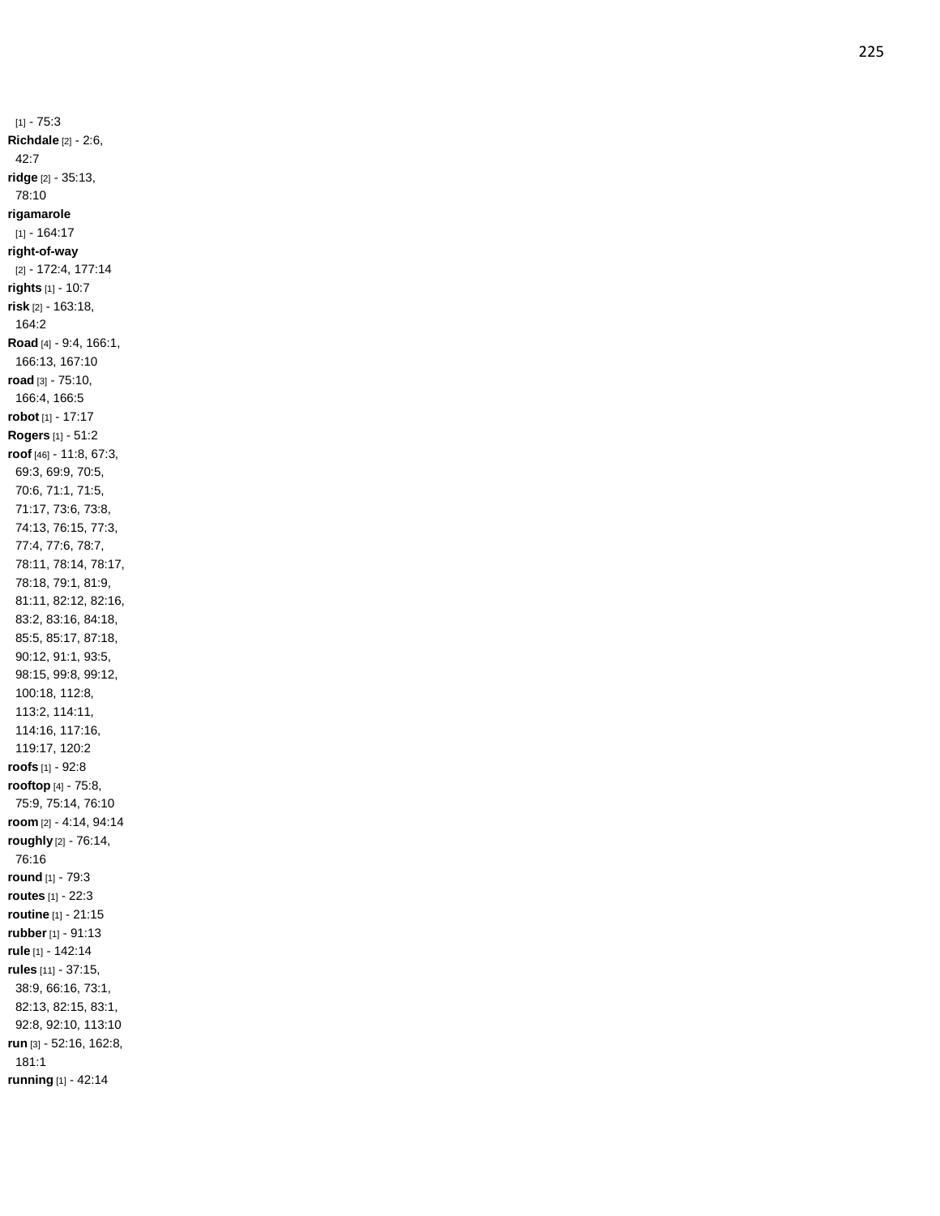[1] - 75:3

**Richdale** [2] - 2:6, 42:7

**ridge** [2] - 35:13, 78:10

**rigamarole** [1] - 164:17

**right-of-way** [2] - 172:4, 177:14

**rights** [1] - 10:7

**risk** [2] - 163:18, 164:2

**Road** [4] - 9:4, 166:1, 166:13, 167:10

**road** [3] - 75:10, 166:4, 166:5

**robot** [1] - 17:17

**Rogers** [1] - 51:2

**roof** [46] - 11:8, 67:3, 69:3, 69:9, 70:5, 70:6, 71:1, 71:5, 71:17, 73:6, 73:8, 74:13, 76:15, 77:3, 77:4, 77:6, 78:7, 78:11, 78:14, 78:17, 78:18, 79:1, 81:9, 81:11, 82:12, 82:16, 83:2, 83:16, 84:18, 85:5, 85:17, 87:18, 90:12, 91:1, 93:5, 98:15, 99:8, 99:12, 100:18, 112:8, 113:2, 114:11, 114:16, 117:16, 119:17, 120:2

**roofs** [1] - 92:8

**rooftop** [4] - 75:8, 75:9, 75:14, 76:10

**room** [2] - 4:14, 94:14

**roughly** [2] - 76:14, 76:16

**round** [1] - 79:3

**routes** [1] - 22:3

**routine** [1] - 21:15

**rubber** [1] - 91:13

**rule** [1] - 142:14

**rules** [11] - 37:15, 38:9, 66:16, 73:1, 82:13, 82:15, 83:1, 92:8, 92:10, 113:10

**run** [3] - 52:16, 162:8, 181:1

**running** [1] - 42:14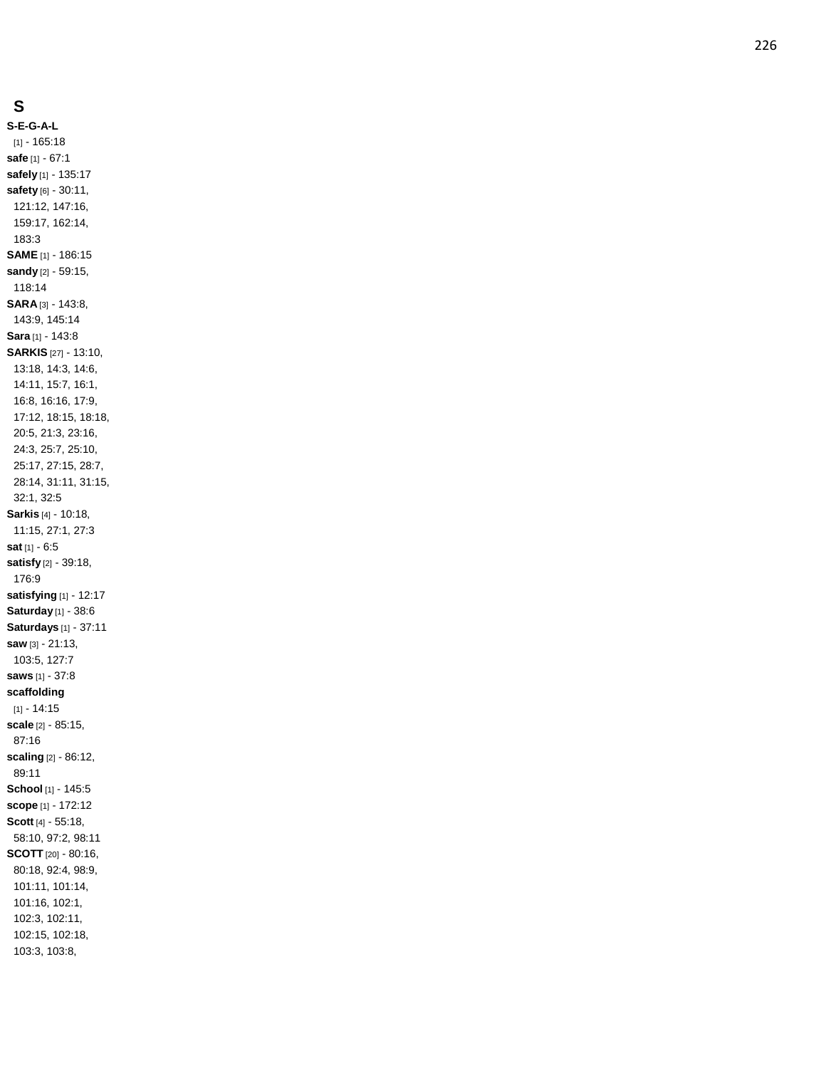## S

**S-E-G-A-L** [1] - 165:18
**safe** [1] - 67:1
**safely** [1] - 135:17
**safety** [6] - 30:11, 121:12, 147:16, 159:17, 162:14, 183:3
**SAME** [1] - 186:15
**sandy** [2] - 59:15, 118:14
**SARA** [3] - 143:8, 143:9, 145:14
**Sara** [1] - 143:8
**SARKIS** [27] - 13:10, 13:18, 14:3, 14:6, 14:11, 15:7, 16:1, 16:8, 16:16, 17:9, 17:12, 18:15, 18:18, 20:5, 21:3, 23:16, 24:3, 25:7, 25:10, 25:17, 27:15, 28:7, 28:14, 31:11, 31:15, 32:1, 32:5
**Sarkis** [4] - 10:18, 11:15, 27:1, 27:3
**sat** [1] - 6:5
**satisfy** [2] - 39:18, 176:9
**satisfying** [1] - 12:17
**Saturday** [1] - 38:6
**Saturdays** [1] - 37:11
**saw** [3] - 21:13, 103:5, 127:7
**saws** [1] - 37:8
**scaffolding** [1] - 14:15
**scale** [2] - 85:15, 87:16
**scaling** [2] - 86:12, 89:11
**School** [1] - 145:5
**scope** [1] - 172:12
**Scott** [4] - 55:18, 58:10, 97:2, 98:11
**SCOTT** [20] - 80:16, 80:18, 92:4, 98:9, 101:11, 101:14, 101:16, 102:1, 102:3, 102:11, 102:15, 102:18, 103:3, 103:8,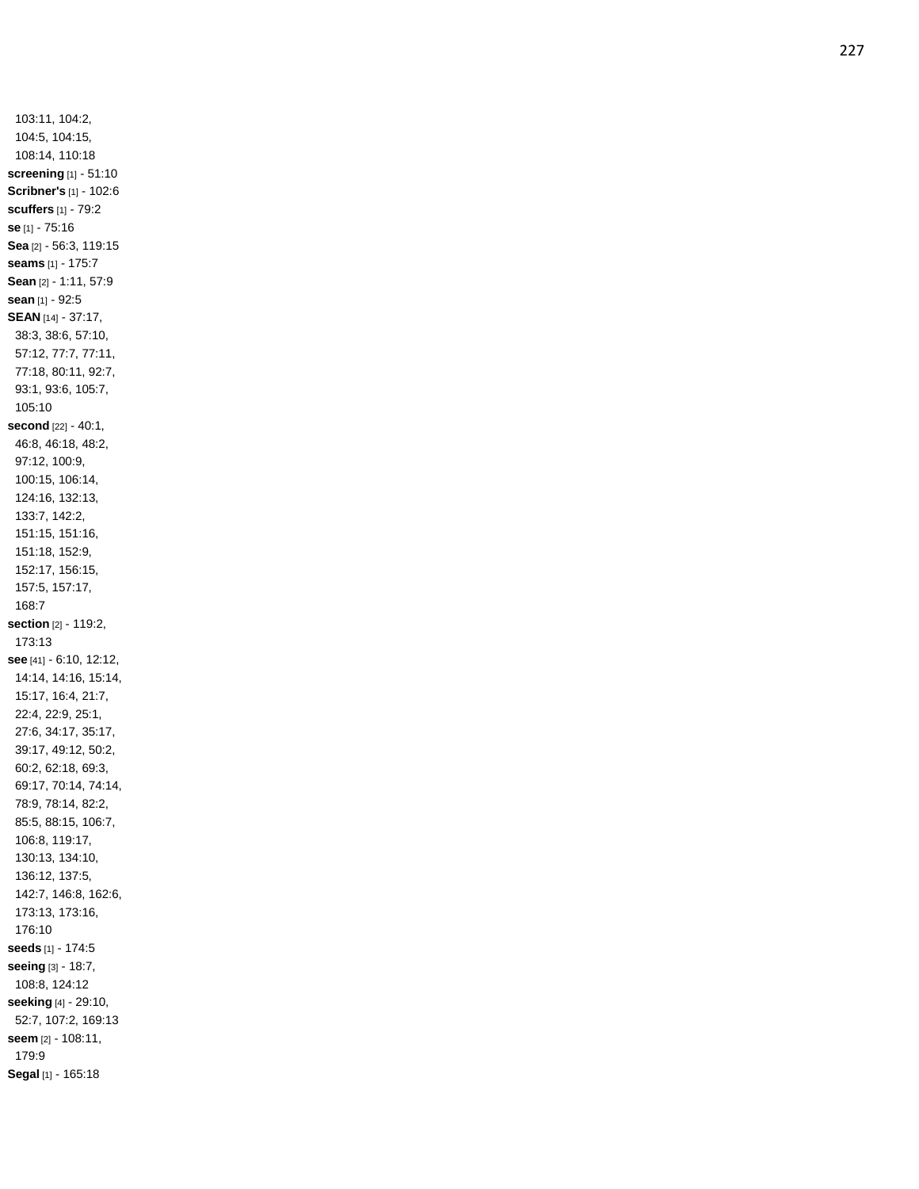103:11, 104:2, 104:5, 104:15, 108:14, 110:18

**screening** [1] - 51:10

**Scribner's** [1] - 102:6

**scuffers** [1] - 79:2

**se** [1] - 75:16

**Sea** [2] - 56:3, 119:15

**seams** [1] - 175:7

**Sean** [2] - 1:11, 57:9

**sean** [1] - 92:5

**SEAN** [14] - 37:17, 38:3, 38:6, 57:10, 57:12, 77:7, 77:11, 77:18, 80:11, 92:7, 93:1, 93:6, 105:7, 105:10

**second** [22] - 40:1, 46:8, 46:18, 48:2, 97:12, 100:9, 100:15, 106:14, 124:16, 132:13, 133:7, 142:2, 151:15, 151:16, 151:18, 152:9, 152:17, 156:15, 157:5, 157:17, 168:7

**section** [2] - 119:2, 173:13

**see** [41] - 6:10, 12:12, 14:14, 14:16, 15:14, 15:17, 16:4, 21:7, 22:4, 22:9, 25:1, 27:6, 34:17, 35:17, 39:17, 49:12, 50:2, 60:2, 62:18, 69:3, 69:17, 70:14, 74:14, 78:9, 78:14, 82:2, 85:5, 88:15, 106:7, 106:8, 119:17, 130:13, 134:10, 136:12, 137:5, 142:7, 146:8, 162:6, 173:13, 173:16, 176:10

**seeds** [1] - 174:5

**seeing** [3] - 18:7, 108:8, 124:12

**seeking** [4] - 29:10, 52:7, 107:2, 169:13

**seem** [2] - 108:11, 179:9

**Segal** [1] - 165:18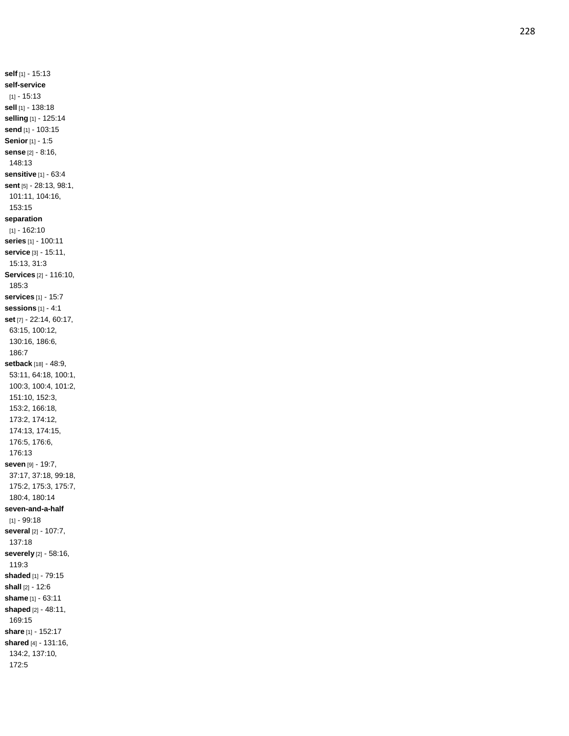**self** [1] - 15:13
**self-service** [1] - 15:13
**sell** [1] - 138:18
**selling** [1] - 125:14
**send** [1] - 103:15
**Senior** [1] - 1:5
**sense** [2] - 8:16, 148:13
**sensitive** [1] - 63:4
**sent** [5] - 28:13, 98:1, 101:11, 104:16, 153:15
**separation** [1] - 162:10
**series** [1] - 100:11
**service** [3] - 15:11, 15:13, 31:3
**Services** [2] - 116:10, 185:3
**services** [1] - 15:7
**sessions** [1] - 4:1
**set** [7] - 22:14, 60:17, 63:15, 100:12, 130:16, 186:6, 186:7
**setback** [18] - 48:9, 53:11, 64:18, 100:1, 100:3, 100:4, 101:2, 151:10, 152:3, 153:2, 166:18, 173:2, 174:12, 174:13, 174:15, 176:5, 176:6, 176:13
**seven** [9] - 19:7, 37:17, 37:18, 99:18, 175:2, 175:3, 175:7, 180:4, 180:14
**seven-and-a-half** [1] - 99:18
**several** [2] - 107:7, 137:18
**severely** [2] - 58:16, 119:3
**shaded** [1] - 79:15
**shall** [2] - 12:6
**shame** [1] - 63:11
**shaped** [2] - 48:11, 169:15
**share** [1] - 152:17
**shared** [4] - 131:16, 134:2, 137:10, 172:5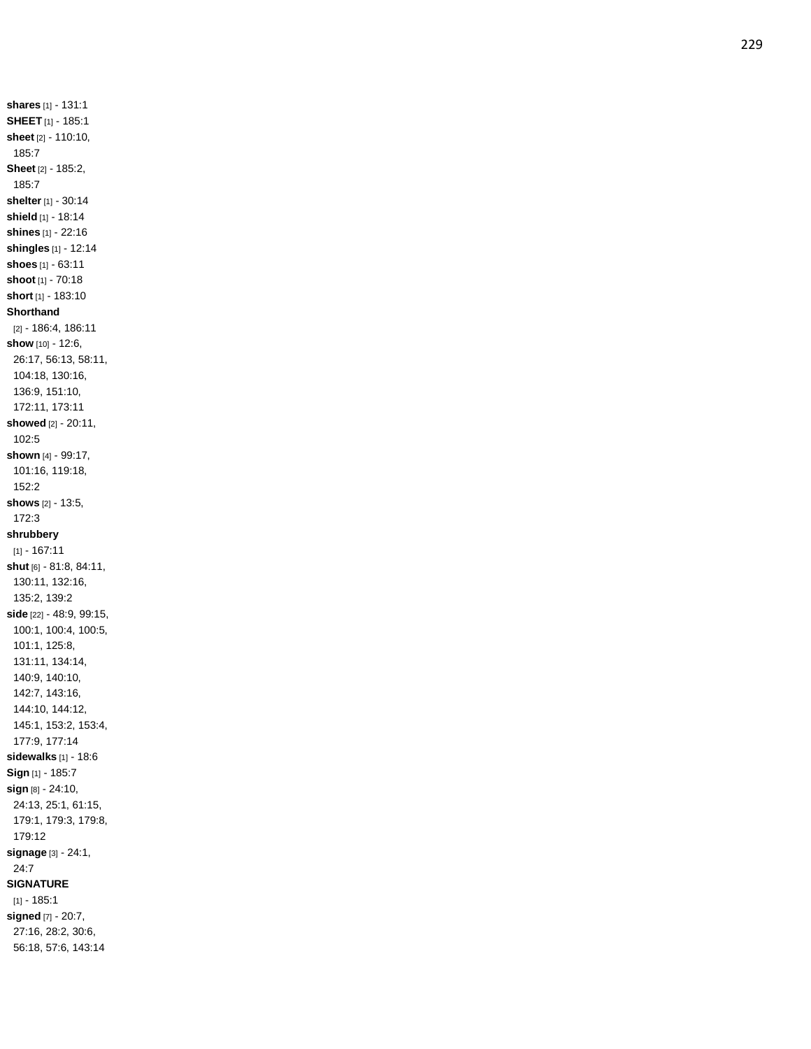**shares** [1] - 131:1
**SHEET** [1] - 185:1
**sheet** [2] - 110:10, 185:7
**Sheet** [2] - 185:2, 185:7
**shelter** [1] - 30:14
**shield** [1] - 18:14
**shines** [1] - 22:16
**shingles** [1] - 12:14
**shoes** [1] - 63:11
**shoot** [1] - 70:18
**short** [1] - 183:10
**Shorthand** [2] - 186:4, 186:11
**show** [10] - 12:6, 26:17, 56:13, 58:11, 104:18, 130:16, 136:9, 151:10, 172:11, 173:11
**showed** [2] - 20:11, 102:5
**shown** [4] - 99:17, 101:16, 119:18, 152:2
**shows** [2] - 13:5, 172:3
**shrubbery** [1] - 167:11
**shut** [6] - 81:8, 84:11, 130:11, 132:16, 135:2, 139:2
**side** [22] - 48:9, 99:15, 100:1, 100:4, 100:5, 101:1, 125:8, 131:11, 134:14, 140:9, 140:10, 142:7, 143:16, 144:10, 144:12, 145:1, 153:2, 153:4, 177:9, 177:14
**sidewalks** [1] - 18:6
**Sign** [1] - 185:7
**sign** [8] - 24:10, 24:13, 25:1, 61:15, 179:1, 179:3, 179:8, 179:12
**signage** [3] - 24:1, 24:7
**SIGNATURE** [1] - 185:1
**signed** [7] - 20:7, 27:16, 28:2, 30:6, 56:18, 57:6, 143:14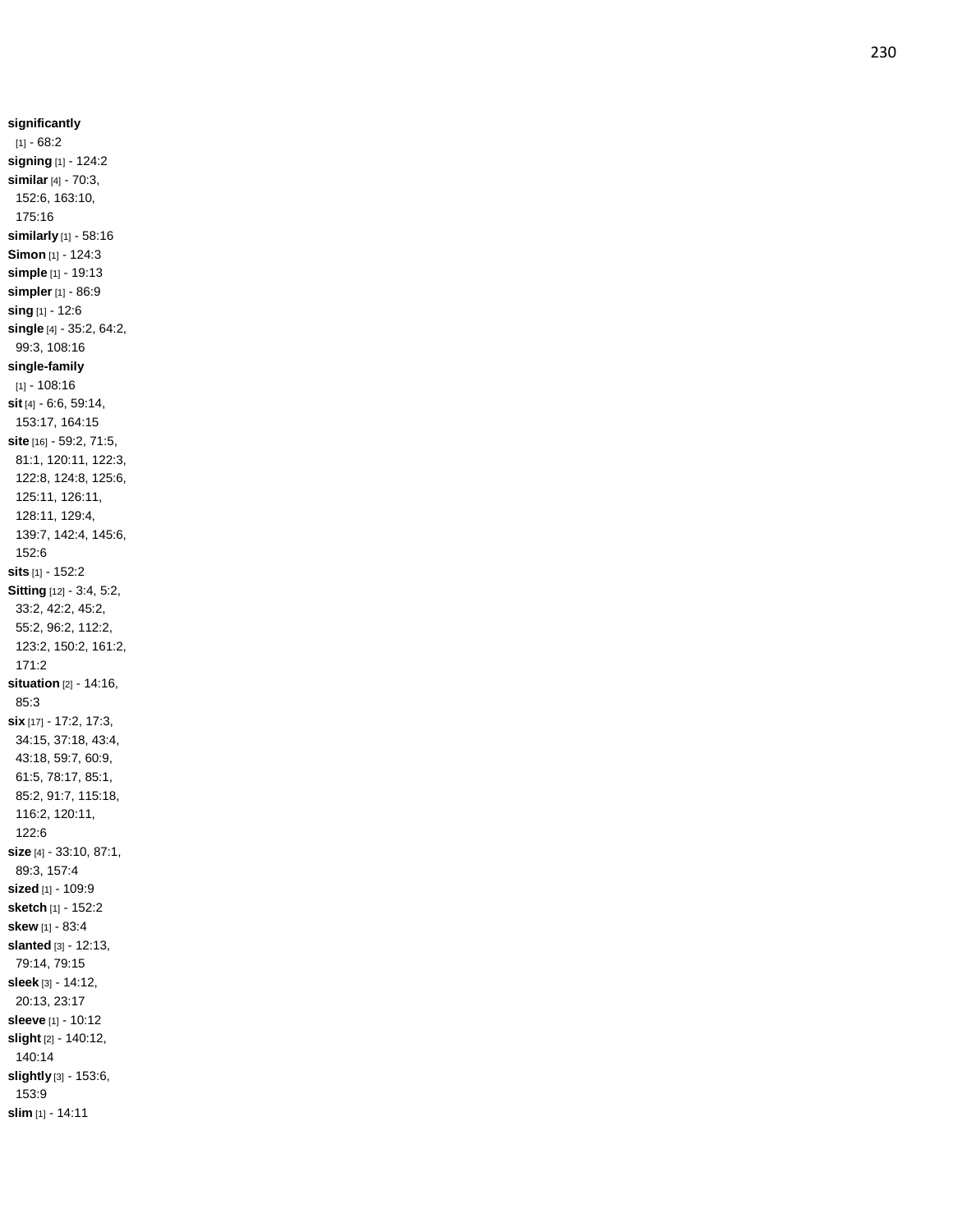**significantly** [1] - 68:2
**signing** [1] - 124:2
**similar** [4] - 70:3, 152:6, 163:10, 175:16
**similarly** [1] - 58:16
**Simon** [1] - 124:3
**simple** [1] - 19:13
**simpler** [1] - 86:9
**sing** [1] - 12:6
**single** [4] - 35:2, 64:2, 99:3, 108:16
**single-family** [1] - 108:16
**sit** [4] - 6:6, 59:14, 153:17, 164:15
**site** [16] - 59:2, 71:5, 81:1, 120:11, 122:3, 122:8, 124:8, 125:6, 125:11, 126:11, 128:11, 129:4, 139:7, 142:4, 145:6, 152:6
**sits** [1] - 152:2
**Sitting** [12] - 3:4, 5:2, 33:2, 42:2, 45:2, 55:2, 96:2, 112:2, 123:2, 150:2, 161:2, 171:2
**situation** [2] - 14:16, 85:3
**six** [17] - 17:2, 17:3, 34:15, 37:18, 43:4, 43:18, 59:7, 60:9, 61:5, 78:17, 85:1, 85:2, 91:7, 115:18, 116:2, 120:11, 122:6
**size** [4] - 33:10, 87:1, 89:3, 157:4
**sized** [1] - 109:9
**sketch** [1] - 152:2
**skew** [1] - 83:4
**slanted** [3] - 12:13, 79:14, 79:15
**sleek** [3] - 14:12, 20:13, 23:17
**sleeve** [1] - 10:12
**slight** [2] - 140:12, 140:14
**slightly** [3] - 153:6, 153:9
**slim** [1] - 14:11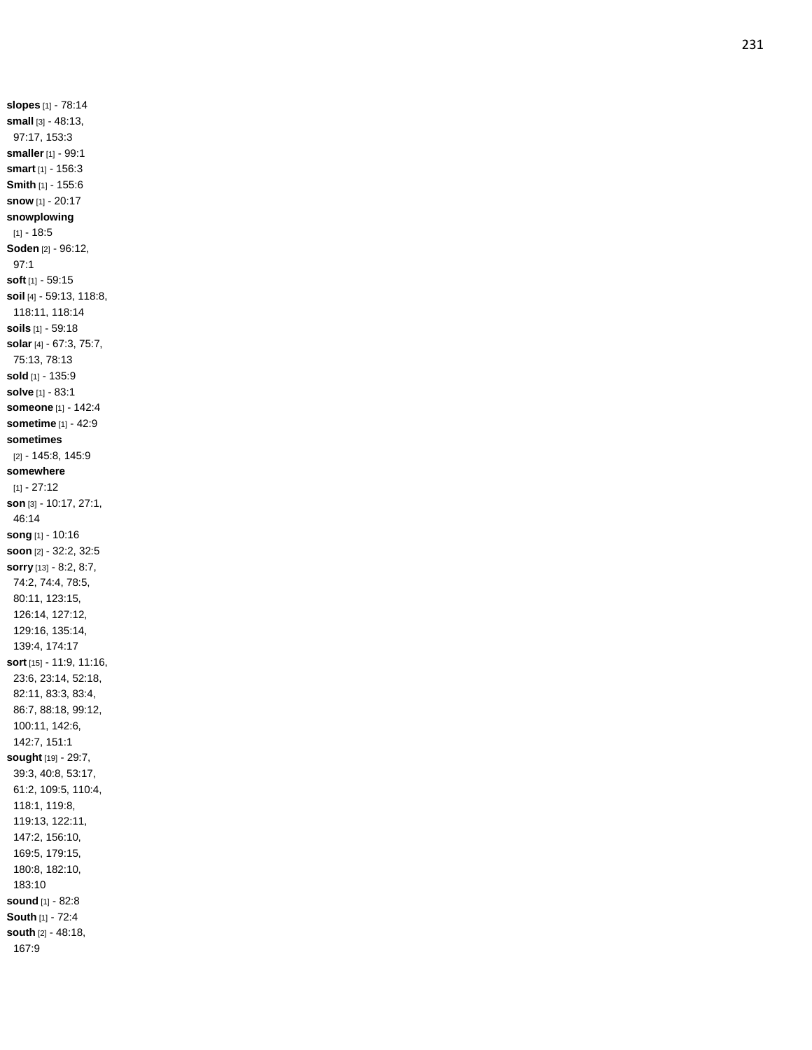**slopes** [1] - 78:14
**small** [3] - 48:13, 97:17, 153:3
**smaller** [1] - 99:1
**smart** [1] - 156:3
**Smith** [1] - 155:6
**snow** [1] - 20:17
**snowplowing** [1] - 18:5
**Soden** [2] - 96:12, 97:1
**soft** [1] - 59:15
**soil** [4] - 59:13, 118:8, 118:11, 118:14
**soils** [1] - 59:18
**solar** [4] - 67:3, 75:7, 75:13, 78:13
**sold** [1] - 135:9
**solve** [1] - 83:1
**someone** [1] - 142:4
**sometime** [1] - 42:9
**sometimes** [2] - 145:8, 145:9
**somewhere** [1] - 27:12
**son** [3] - 10:17, 27:1, 46:14
**song** [1] - 10:16
**soon** [2] - 32:2, 32:5
**sorry** [13] - 8:2, 8:7, 74:2, 74:4, 78:5, 80:11, 123:15, 126:14, 127:12, 129:16, 135:14, 139:4, 174:17
**sort** [15] - 11:9, 11:16, 23:6, 23:14, 52:18, 82:11, 83:3, 83:4, 86:7, 88:18, 99:12, 100:11, 142:6, 142:7, 151:1
**sought** [19] - 29:7, 39:3, 40:8, 53:17, 61:2, 109:5, 110:4, 118:1, 119:8, 119:13, 122:11, 147:2, 156:10, 169:5, 179:15, 180:8, 182:10, 183:10
**sound** [1] - 82:8
**South** [1] - 72:4
**south** [2] - 48:18, 167:9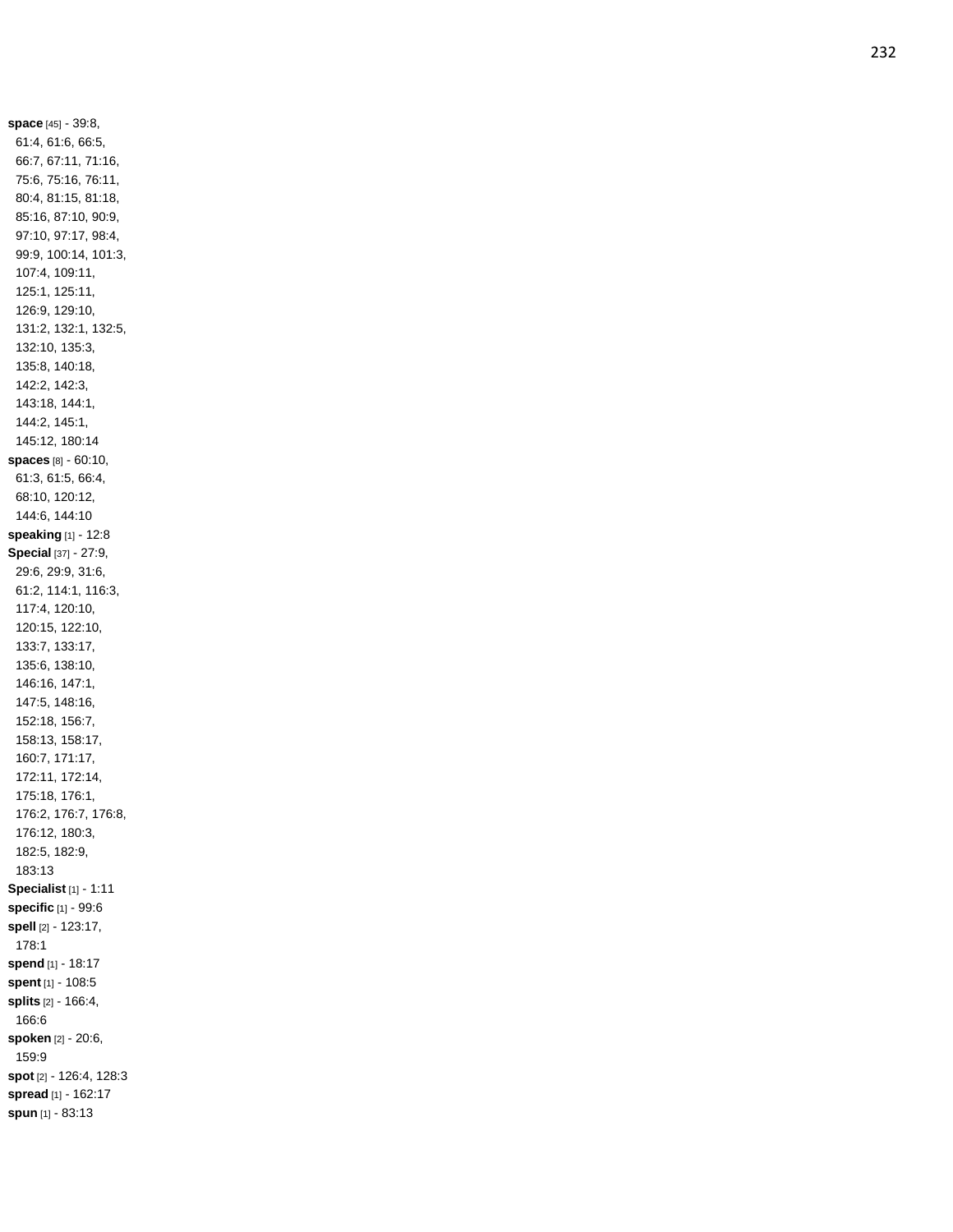**space** [45] - 39:8, 61:4, 61:6, 66:5, 66:7, 67:11, 71:16, 75:6, 75:16, 76:11, 80:4, 81:15, 81:18, 85:16, 87:10, 90:9, 97:10, 97:17, 98:4, 99:9, 100:14, 101:3, 107:4, 109:11, 125:1, 125:11, 126:9, 129:10, 131:2, 132:1, 132:5, 132:10, 135:3, 135:8, 140:18, 142:2, 142:3, 143:18, 144:1, 144:2, 145:1, 145:12, 180:14

**spaces** [8] - 60:10, 61:3, 61:5, 66:4, 68:10, 120:12, 144:6, 144:10

**speaking** [1] - 12:8

**Special** [37] - 27:9, 29:6, 29:9, 31:6, 61:2, 114:1, 116:3, 117:4, 120:10, 120:15, 122:10, 133:7, 133:17, 135:6, 138:10, 146:16, 147:1, 147:5, 148:16, 152:18, 156:7, 158:13, 158:17, 160:7, 171:17, 172:11, 172:14, 175:18, 176:1, 176:2, 176:7, 176:8, 176:12, 180:3, 182:5, 182:9, 183:13

**Specialist** [1] - 1:11

**specific** [1] - 99:6

**spell** [2] - 123:17, 178:1

**spend** [1] - 18:17

**spent** [1] - 108:5

**splits** [2] - 166:4, 166:6

**spoken** [2] - 20:6, 159:9

**spot** [2] - 126:4, 128:3

**spread** [1] - 162:17

**spun** [1] - 83:13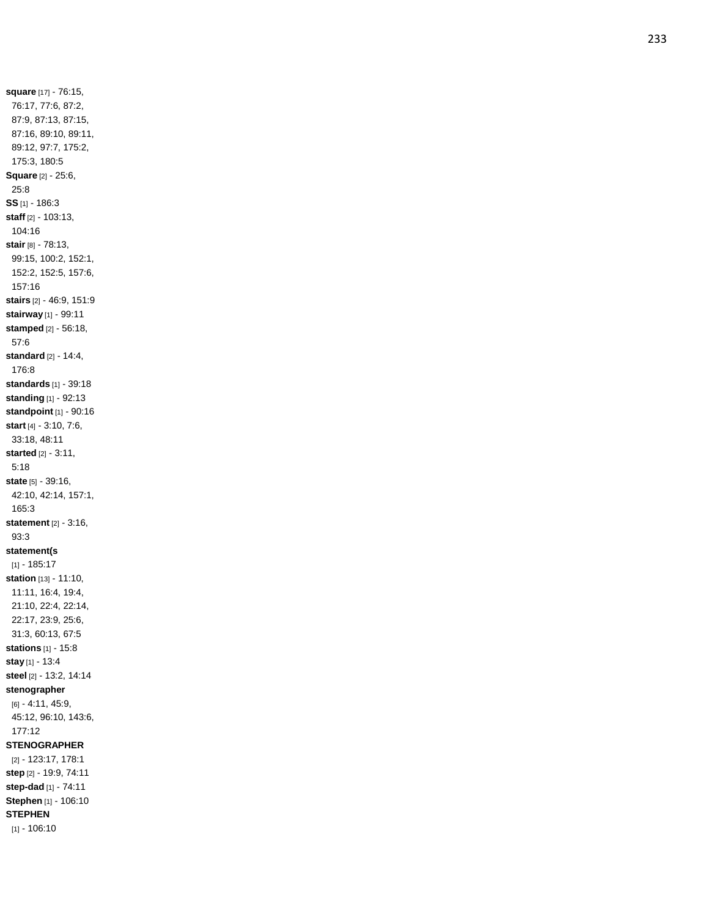**square** [17] - 76:15, 76:17, 77:6, 87:2, 87:9, 87:13, 87:15, 87:16, 89:10, 89:11, 89:12, 97:7, 175:2, 175:3, 180:5

**Square** [2] - 25:6, 25:8

**SS** [1] - 186:3

**staff** [2] - 103:13, 104:16

**stair** [8] - 78:13, 99:15, 100:2, 152:1, 152:2, 152:5, 157:6, 157:16

**stairs** [2] - 46:9, 151:9

**stairway** [1] - 99:11

**stamped** [2] - 56:18, 57:6

**standard** [2] - 14:4, 176:8

**standards** [1] - 39:18

**standing** [1] - 92:13

**standpoint** [1] - 90:16

**start** [4] - 3:10, 7:6, 33:18, 48:11

**started** [2] - 3:11, 5:18

**state** [5] - 39:16, 42:10, 42:14, 157:1, 165:3

**statement** [2] - 3:16, 93:3

**statement(s** [1] - 185:17

**station** [13] - 11:10, 11:11, 16:4, 19:4, 21:10, 22:4, 22:14, 22:17, 23:9, 25:6, 31:3, 60:13, 67:5

**stations** [1] - 15:8

**stay** [1] - 13:4

**steel** [2] - 13:2, 14:14

**stenographer** [6] - 4:11, 45:9, 45:12, 96:10, 143:6, 177:12

**STENOGRAPHER** [2] - 123:17, 178:1

**step** [2] - 19:9, 74:11

**step-dad** [1] - 74:11

**Stephen** [1] - 106:10

**STEPHEN** [1] - 106:10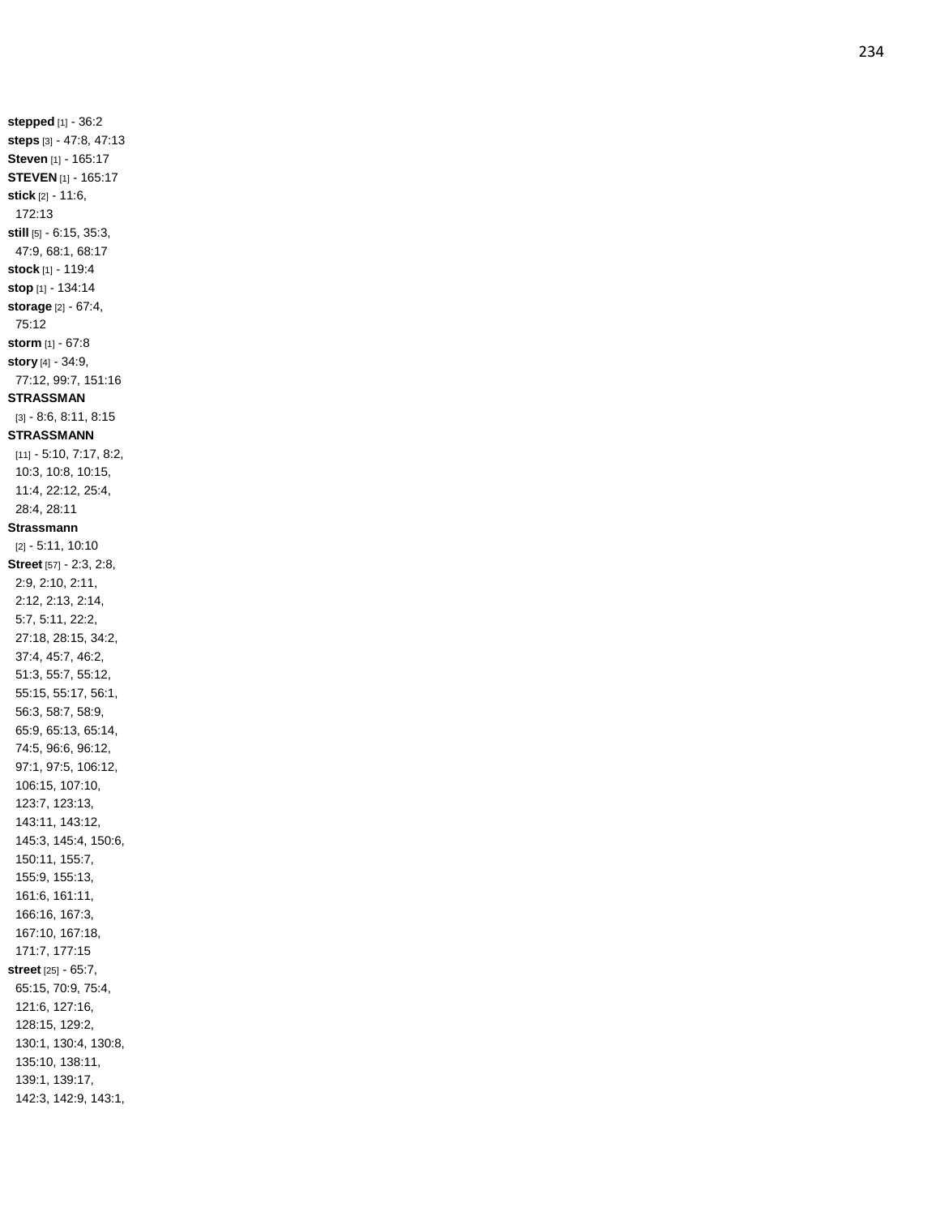**stepped** [1] - 36:2
**steps** [3] - 47:8, 47:13
**Steven** [1] - 165:17
**STEVEN** [1] - 165:17
**stick** [2] - 11:6, 172:13
**still** [5] - 6:15, 35:3, 47:9, 68:1, 68:17
**stock** [1] - 119:4
**stop** [1] - 134:14
**storage** [2] - 67:4, 75:12
**storm** [1] - 67:8
**story** [4] - 34:9, 77:12, 99:7, 151:16
**STRASSMAN** [3] - 8:6, 8:11, 8:15
**STRASSMANN** [11] - 5:10, 7:17, 8:2, 10:3, 10:8, 10:15, 11:4, 22:12, 25:4, 28:4, 28:11
**Strassmann** [2] - 5:11, 10:10
**Street** [57] - 2:3, 2:8, 2:9, 2:10, 2:11, 2:12, 2:13, 2:14, 5:7, 5:11, 22:2, 27:18, 28:15, 34:2, 37:4, 45:7, 46:2, 51:3, 55:7, 55:12, 55:15, 55:17, 56:1, 56:3, 58:7, 58:9, 65:9, 65:13, 65:14, 74:5, 96:6, 96:12, 97:1, 97:5, 106:12, 106:15, 107:10, 123:7, 123:13, 143:11, 143:12, 145:3, 145:4, 150:6, 150:11, 155:7, 155:9, 155:13, 161:6, 161:11, 166:16, 167:3, 167:10, 167:18, 171:7, 177:15
**street** [25] - 65:7, 65:15, 70:9, 75:4, 121:6, 127:16, 128:15, 129:2, 130:1, 130:4, 130:8, 135:10, 138:11, 139:1, 139:17, 142:3, 142:9, 143:1,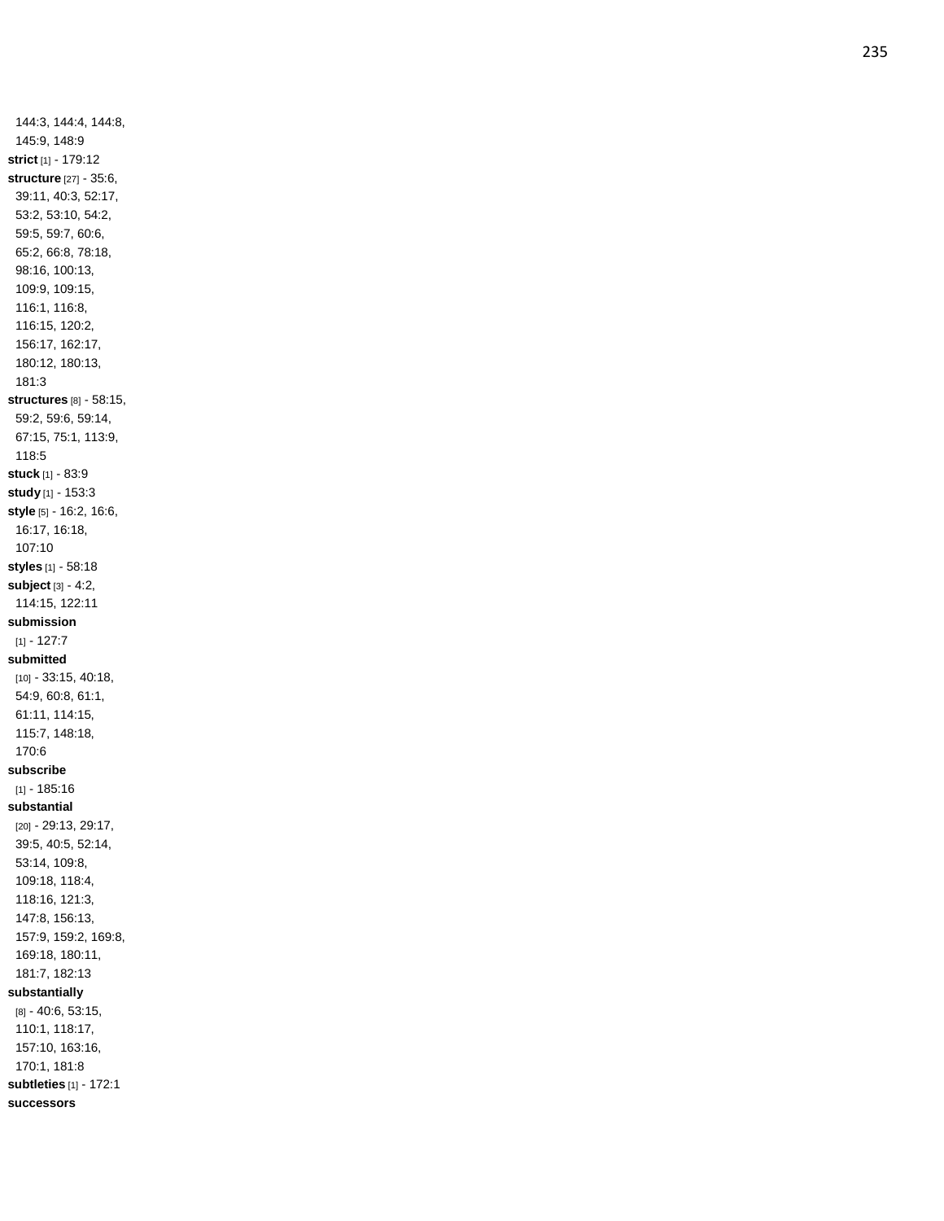144:3, 144:4, 144:8, 145:9, 148:9

**strict** [1] - 179:12

**structure** [27] - 35:6, 39:11, 40:3, 52:17, 53:2, 53:10, 54:2, 59:5, 59:7, 60:6, 65:2, 66:8, 78:18, 98:16, 100:13, 109:9, 109:15, 116:1, 116:8, 116:15, 120:2, 156:17, 162:17, 180:12, 180:13, 181:3

**structures** [8] - 58:15, 59:2, 59:6, 59:14, 67:15, 75:1, 113:9, 118:5

**stuck** [1] - 83:9

**study** [1] - 153:3

**style** [5] - 16:2, 16:6, 16:17, 16:18, 107:10

**styles** [1] - 58:18

**subject** [3] - 4:2, 114:15, 122:11

**submission** [1] - 127:7

**submitted** [10] - 33:15, 40:18, 54:9, 60:8, 61:1, 61:11, 114:15, 115:7, 148:18, 170:6

**subscribe** [1] - 185:16

**substantial** [20] - 29:13, 29:17, 39:5, 40:5, 52:14, 53:14, 109:8, 109:18, 118:4, 118:16, 121:3, 147:8, 156:13, 157:9, 159:2, 169:8, 169:18, 180:11, 181:7, 182:13

**substantially** [8] - 40:6, 53:15, 110:1, 118:17, 157:10, 163:16, 170:1, 181:8

**subtleties** [1] - 172:1

**successors**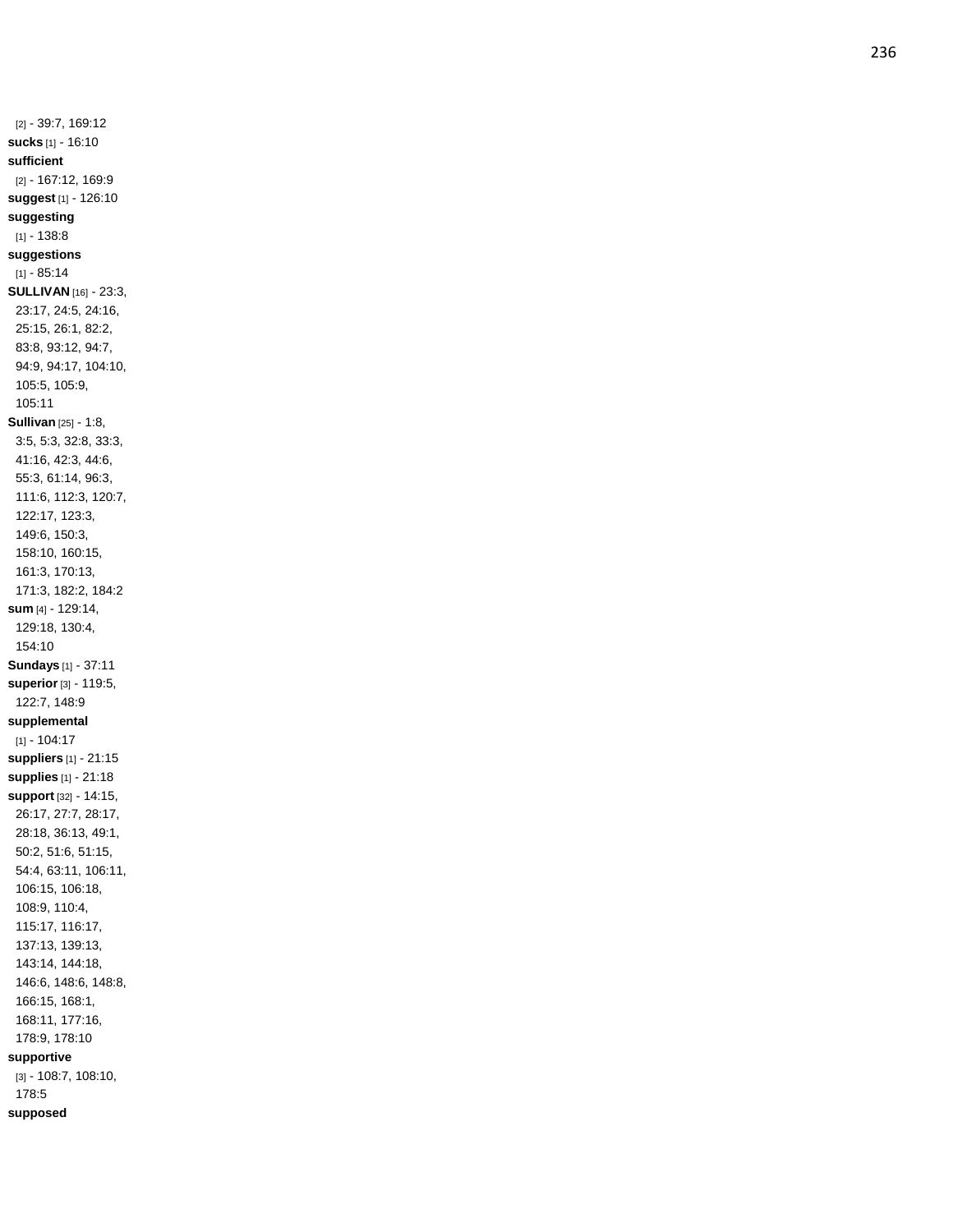[2] - 39:7, 169:12
**sucks** [1] - 16:10
**sufficient** [2] - 167:12, 169:9
**suggest** [1] - 126:10
**suggesting** [1] - 138:8
**suggestions** [1] - 85:14
**SULLIVAN** [16] - 23:3, 23:17, 24:5, 24:16, 25:15, 26:1, 82:2, 83:8, 93:12, 94:7, 94:9, 94:17, 104:10, 105:5, 105:9, 105:11
**Sullivan** [25] - 1:8, 3:5, 5:3, 32:8, 33:3, 41:16, 42:3, 44:6, 55:3, 61:14, 96:3, 111:6, 112:3, 120:7, 122:17, 123:3, 149:6, 150:3, 158:10, 160:15, 161:3, 170:13, 171:3, 182:2, 184:2
**sum** [4] - 129:14, 129:18, 130:4, 154:10
**Sundays** [1] - 37:11
**superior** [3] - 119:5, 122:7, 148:9
**supplemental** [1] - 104:17
**suppliers** [1] - 21:15
**supplies** [1] - 21:18
**support** [32] - 14:15, 26:17, 27:7, 28:17, 28:18, 36:13, 49:1, 50:2, 51:6, 51:15, 54:4, 63:11, 106:11, 106:15, 106:18, 108:9, 110:4, 115:17, 116:17, 137:13, 139:13, 143:14, 144:18, 146:6, 148:6, 148:8, 166:15, 168:1, 168:11, 177:16, 178:9, 178:10
**supportive** [3] - 108:7, 108:10, 178:5
**supposed**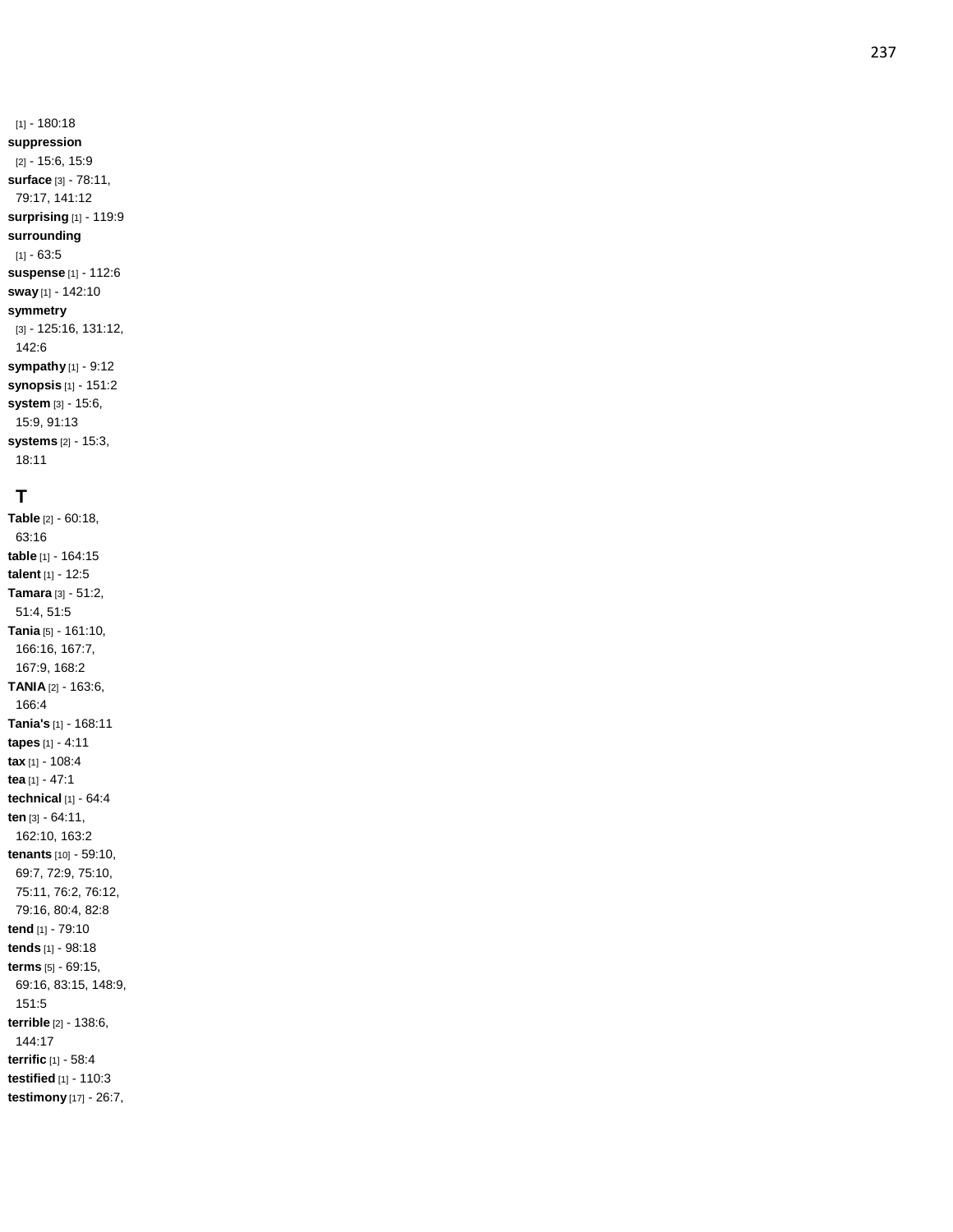[1] - 180:18

**suppression** [2] - 15:6, 15:9

**surface** [3] - 78:11, 79:17, 141:12

**surprising** [1] - 119:9

**surrounding** [1] - 63:5

**suspense** [1] - 112:6

**sway** [1] - 142:10

**symmetry** [3] - 125:16, 131:12, 142:6

**sympathy** [1] - 9:12

**synopsis** [1] - 151:2

**system** [3] - 15:6, 15:9, 91:13

**systems** [2] - 15:3, 18:11

## T

**Table** [2] - 60:18, 63:16

**table** [1] - 164:15

**talent** [1] - 12:5

**Tamara** [3] - 51:2, 51:4, 51:5

**Tania** [5] - 161:10, 166:16, 167:7, 167:9, 168:2

**TANIA** [2] - 163:6, 166:4

**Tania's** [1] - 168:11

**tapes** [1] - 4:11

**tax** [1] - 108:4

**tea** [1] - 47:1

**technical** [1] - 64:4

**ten** [3] - 64:11, 162:10, 163:2

**tenants** [10] - 59:10, 69:7, 72:9, 75:10, 75:11, 76:2, 76:12, 79:16, 80:4, 82:8

**tend** [1] - 79:10

**tends** [1] - 98:18

**terms** [5] - 69:15, 69:16, 83:15, 148:9, 151:5

**terrible** [2] - 138:6, 144:17

**terrific** [1] - 58:4

**testified** [1] - 110:3

**testimony** [17] - 26:7,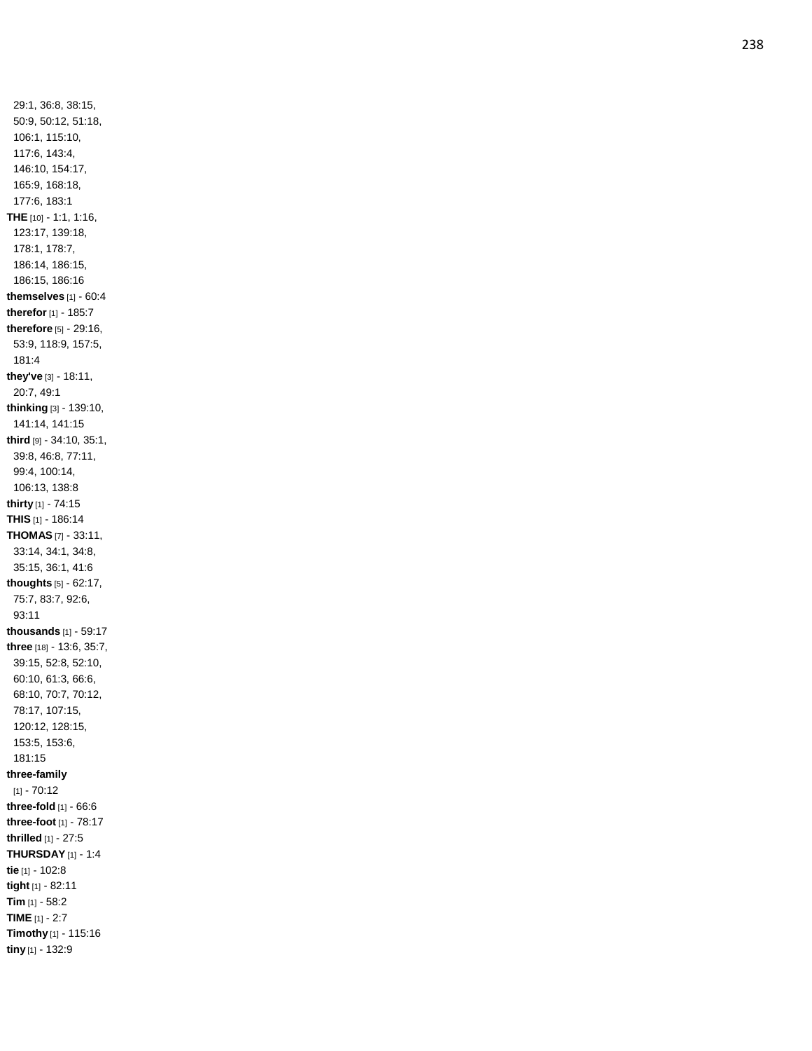29:1, 36:8, 38:15, 50:9, 50:12, 51:18, 106:1, 115:10, 117:6, 143:4, 146:10, 154:17, 165:9, 168:18, 177:6, 183:1

**THE** [10] - 1:1, 1:16, 123:17, 139:18, 178:1, 178:7, 186:14, 186:15, 186:15, 186:16

**themselves** [1] - 60:4

**therefor** [1] - 185:7

**therefore** [5] - 29:16, 53:9, 118:9, 157:5, 181:4

**they've** [3] - 18:11, 20:7, 49:1

**thinking** [3] - 139:10, 141:14, 141:15

**third** [9] - 34:10, 35:1, 39:8, 46:8, 77:11, 99:4, 100:14, 106:13, 138:8

**thirty** [1] - 74:15

**THIS** [1] - 186:14

**THOMAS** [7] - 33:11, 33:14, 34:1, 34:8, 35:15, 36:1, 41:6

**thoughts** [5] - 62:17, 75:7, 83:7, 92:6, 93:11

**thousands** [1] - 59:17

**three** [18] - 13:6, 35:7, 39:15, 52:8, 52:10, 60:10, 61:3, 66:6, 68:10, 70:7, 70:12, 78:17, 107:15, 120:12, 128:15, 153:5, 153:6, 181:15

**three-family** [1] - 70:12

**three-fold** [1] - 66:6

**three-foot** [1] - 78:17

**thrilled** [1] - 27:5

**THURSDAY** [1] - 1:4

**tie** [1] - 102:8

**tight** [1] - 82:11

**Tim** [1] - 58:2

**TIME** [1] - 2:7

**Timothy** [1] - 115:16

**tiny** [1] - 132:9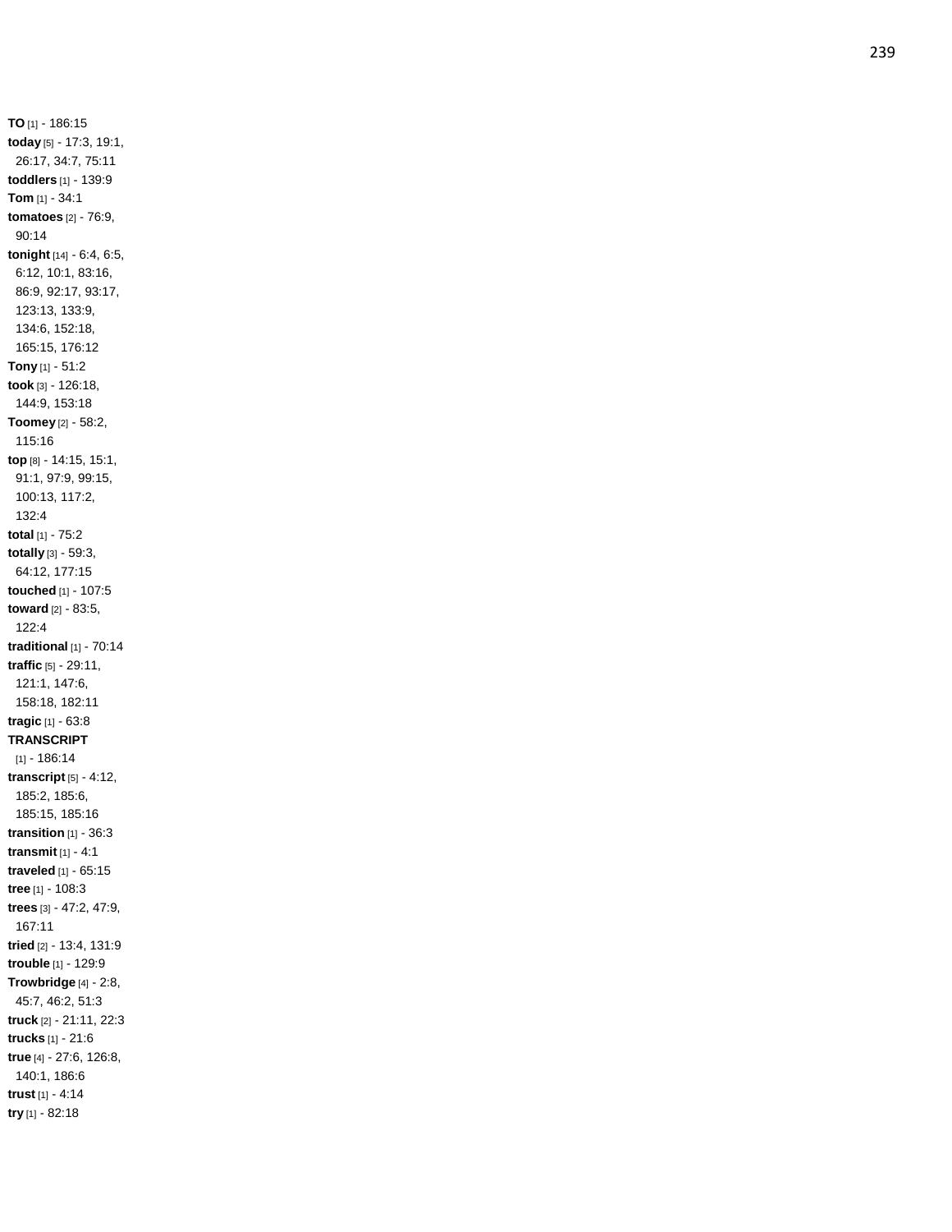**TO** [1] - 186:15
**today** [5] - 17:3, 19:1, 26:17, 34:7, 75:11
**toddlers** [1] - 139:9
**Tom** [1] - 34:1
**tomatoes** [2] - 76:9, 90:14
**tonight** [14] - 6:4, 6:5, 6:12, 10:1, 83:16, 86:9, 92:17, 93:17, 123:13, 133:9, 134:6, 152:18, 165:15, 176:12
**Tony** [1] - 51:2
**took** [3] - 126:18, 144:9, 153:18
**Toomey** [2] - 58:2, 115:16
**top** [8] - 14:15, 15:1, 91:1, 97:9, 99:15, 100:13, 117:2, 132:4
**total** [1] - 75:2
**totally** [3] - 59:3, 64:12, 177:15
**touched** [1] - 107:5
**toward** [2] - 83:5, 122:4
**traditional** [1] - 70:14
**traffic** [5] - 29:11, 121:1, 147:6, 158:18, 182:11
**tragic** [1] - 63:8
**TRANSCRIPT** [1] - 186:14
**transcript** [5] - 4:12, 185:2, 185:6, 185:15, 185:16
**transition** [1] - 36:3
**transmit** [1] - 4:1
**traveled** [1] - 65:15
**tree** [1] - 108:3
**trees** [3] - 47:2, 47:9, 167:11
**tried** [2] - 13:4, 131:9
**trouble** [1] - 129:9
**Trowbridge** [4] - 2:8, 45:7, 46:2, 51:3
**truck** [2] - 21:11, 22:3
**trucks** [1] - 21:6
**true** [4] - 27:6, 126:8, 140:1, 186:6
**trust** [1] - 4:14
**try** [1] - 82:18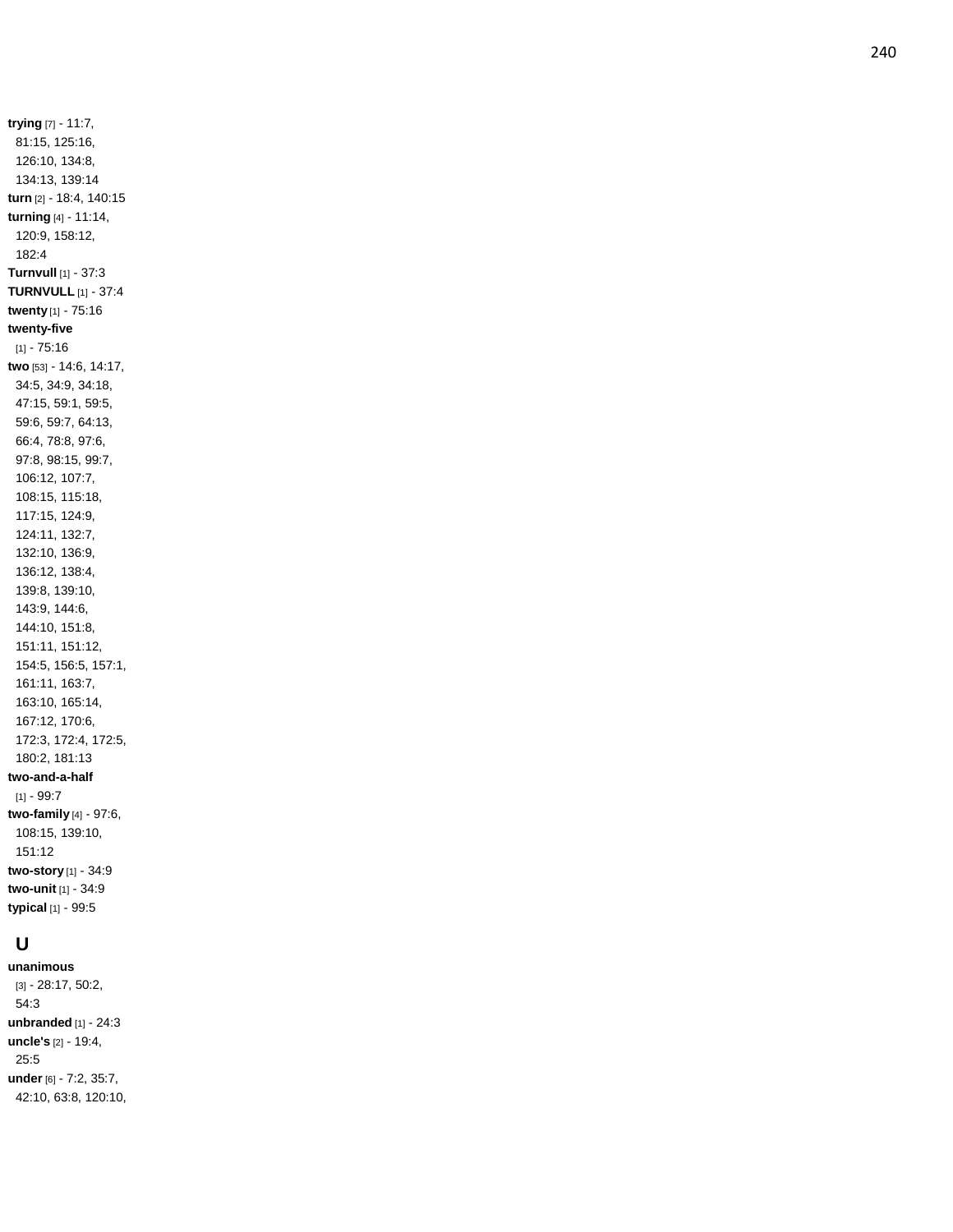**trying** [7] - 11:7, 81:15, 125:16, 126:10, 134:8, 134:13, 139:14
**turn** [2] - 18:4, 140:15
**turning** [4] - 11:14, 120:9, 158:12, 182:4
**Turnvull** [1] - 37:3
**TURNVULL** [1] - 37:4
**twenty** [1] - 75:16
**twenty-five** [1] - 75:16
**two** [53] - 14:6, 14:17, 34:5, 34:9, 34:18, 47:15, 59:1, 59:5, 59:6, 59:7, 64:13, 66:4, 78:8, 97:6, 97:8, 98:15, 99:7, 106:12, 107:7, 108:15, 115:18, 117:15, 124:9, 124:11, 132:7, 132:10, 136:9, 136:12, 138:4, 139:8, 139:10, 143:9, 144:6, 144:10, 151:8, 151:11, 151:12, 154:5, 156:5, 157:1, 161:11, 163:7, 163:10, 165:14, 167:12, 170:6, 172:3, 172:4, 172:5, 180:2, 181:13
**two-and-a-half** [1] - 99:7
**two-family** [4] - 97:6, 108:15, 139:10, 151:12
**two-story** [1] - 34:9
**two-unit** [1] - 34:9
**typical** [1] - 99:5

## U

**unanimous** [3] - 28:17, 50:2, 54:3
**unbranded** [1] - 24:3
**uncle's** [2] - 19:4, 25:5
**under** [6] - 7:2, 35:7, 42:10, 63:8, 120:10,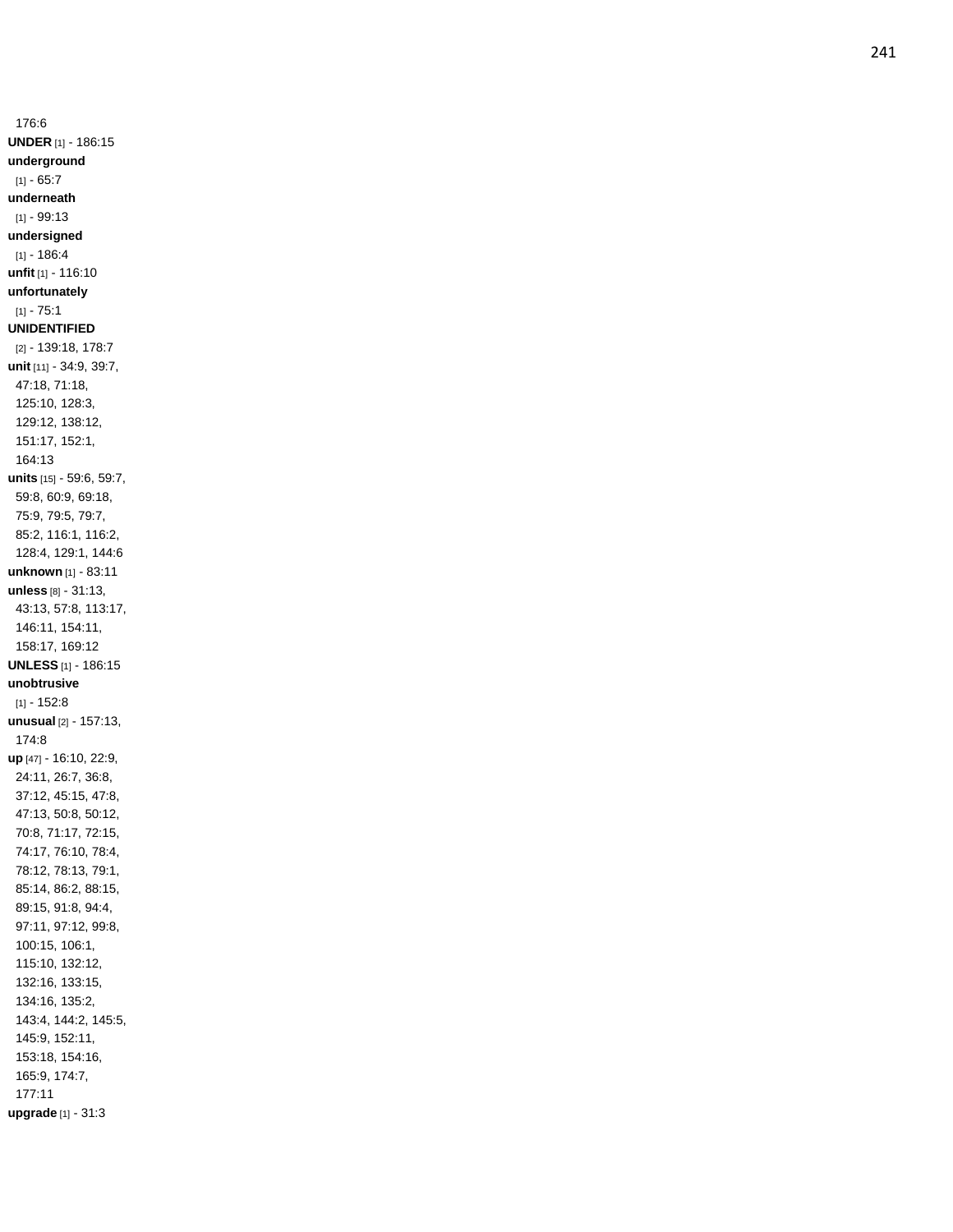176:6

**UNDER** [1] - 186:15

**underground** [1] - 65:7

**underneath** [1] - 99:13

**undersigned** [1] - 186:4

**unfit** [1] - 116:10

**unfortunately** [1] - 75:1

**UNIDENTIFIED** [2] - 139:18, 178:7

**unit** [11] - 34:9, 39:7, 47:18, 71:18, 125:10, 128:3, 129:12, 138:12, 151:17, 152:1, 164:13

**units** [15] - 59:6, 59:7, 59:8, 60:9, 69:18, 75:9, 79:5, 79:7, 85:2, 116:1, 116:2, 128:4, 129:1, 144:6

**unknown** [1] - 83:11

**unless** [8] - 31:13, 43:13, 57:8, 113:17, 146:11, 154:11, 158:17, 169:12

**UNLESS** [1] - 186:15

**unobtrusive** [1] - 152:8

**unusual** [2] - 157:13, 174:8

**up** [47] - 16:10, 22:9, 24:11, 26:7, 36:8, 37:12, 45:15, 47:8, 47:13, 50:8, 50:12, 70:8, 71:17, 72:15, 74:17, 76:10, 78:4, 78:12, 78:13, 79:1, 85:14, 86:2, 88:15, 89:15, 91:8, 94:4, 97:11, 97:12, 99:8, 100:15, 106:1, 115:10, 132:12, 132:16, 133:15, 134:16, 135:2, 143:4, 144:2, 145:5, 145:9, 152:11, 153:18, 154:16, 165:9, 174:7, 177:11

**upgrade** [1] - 31:3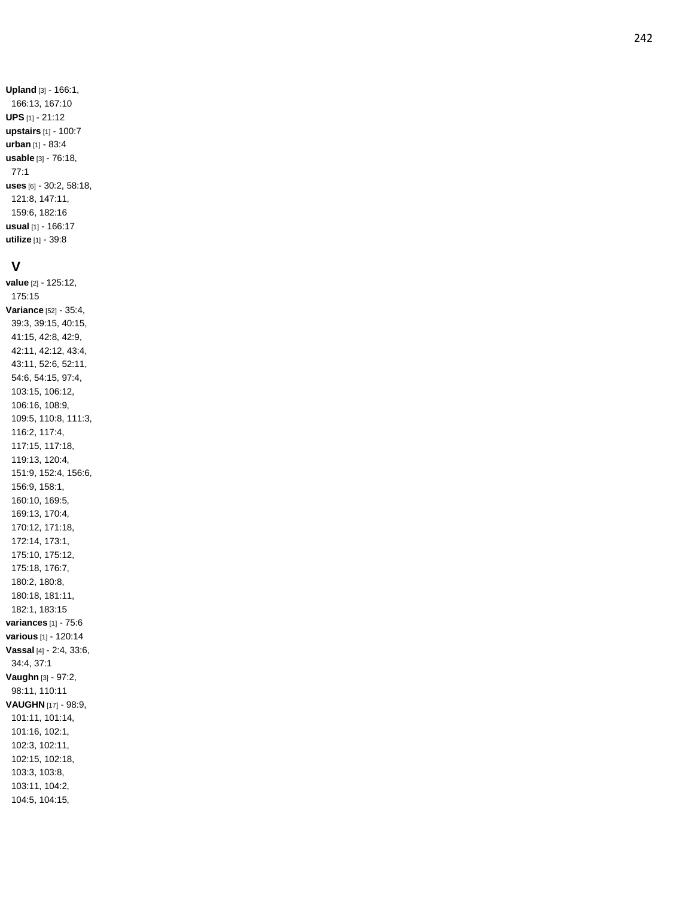**Upland** [3] - 166:1, 166:13, 167:10

**UPS** [1] - 21:12

**upstairs** [1] - 100:7

**urban** [1] - 83:4

**usable** [3] - 76:18, 77:1

**uses** [6] - 30:2, 58:18, 121:8, 147:11, 159:6, 182:16

**usual** [1] - 166:17

**utilize** [1] - 39:8

## V

**value** [2] - 125:12, 175:15

**Variance** [52] - 35:4, 39:3, 39:15, 40:15, 41:15, 42:8, 42:9, 42:11, 42:12, 43:4, 43:11, 52:6, 52:11, 54:6, 54:15, 97:4, 103:15, 106:12, 106:16, 108:9, 109:5, 110:8, 111:3, 116:2, 117:4, 117:15, 117:18, 119:13, 120:4, 151:9, 152:4, 156:6, 156:9, 158:1, 160:10, 169:5, 169:13, 170:4, 170:12, 171:18, 172:14, 173:1, 175:10, 175:12, 175:18, 176:7, 180:2, 180:8, 180:18, 181:11, 182:1, 183:15

**variances** [1] - 75:6

**various** [1] - 120:14

**Vassal** [4] - 2:4, 33:6, 34:4, 37:1

**Vaughn** [3] - 97:2, 98:11, 110:11

**VAUGHN** [17] - 98:9, 101:11, 101:14, 101:16, 102:1, 102:3, 102:11, 102:15, 102:18, 103:3, 103:8, 103:11, 104:2, 104:5, 104:15,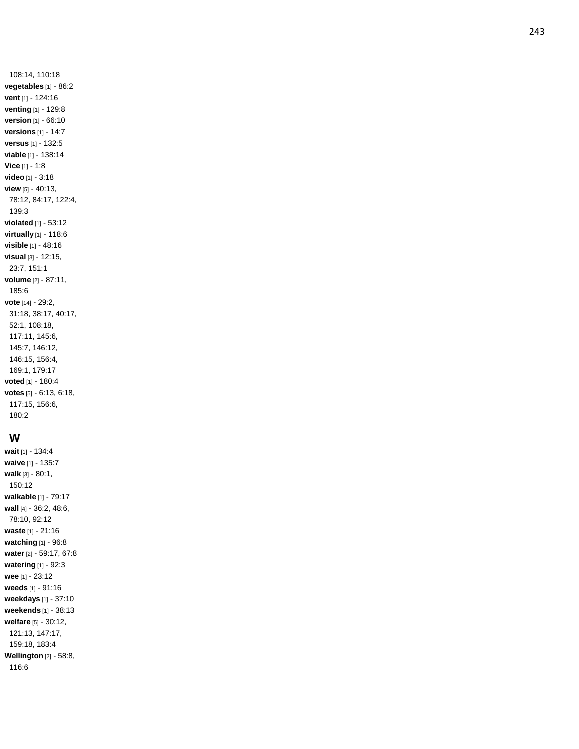108:14, 110:18

**vegetables** [1] - 86:2
**vent** [1] - 124:16
**venting** [1] - 129:8
**version** [1] - 66:10
**versions** [1] - 14:7
**versus** [1] - 132:5
**viable** [1] - 138:14
**Vice** [1] - 1:8
**video** [1] - 3:18
**view** [5] - 40:13, 78:12, 84:17, 122:4, 139:3
**violated** [1] - 53:12
**virtually** [1] - 118:6
**visible** [1] - 48:16
**visual** [3] - 12:15, 23:7, 151:1
**volume** [2] - 87:11, 185:6
**vote** [14] - 29:2, 31:18, 38:17, 40:17, 52:1, 108:18, 117:11, 145:6, 145:7, 146:12, 146:15, 156:4, 169:1, 179:17
**voted** [1] - 180:4
**votes** [5] - 6:13, 6:18, 117:15, 156:6, 180:2

## W

**wait** [1] - 134:4
**waive** [1] - 135:7
**walk** [3] - 80:1, 150:12
**walkable** [1] - 79:17
**wall** [4] - 36:2, 48:6, 78:10, 92:12
**waste** [1] - 21:16
**watching** [1] - 96:8
**water** [2] - 59:17, 67:8
**watering** [1] - 92:3
**wee** [1] - 23:12
**weeds** [1] - 91:16
**weekdays** [1] - 37:10
**weekends** [1] - 38:13
**welfare** [5] - 30:12, 121:13, 147:17, 159:18, 183:4
**Wellington** [2] - 58:8, 116:6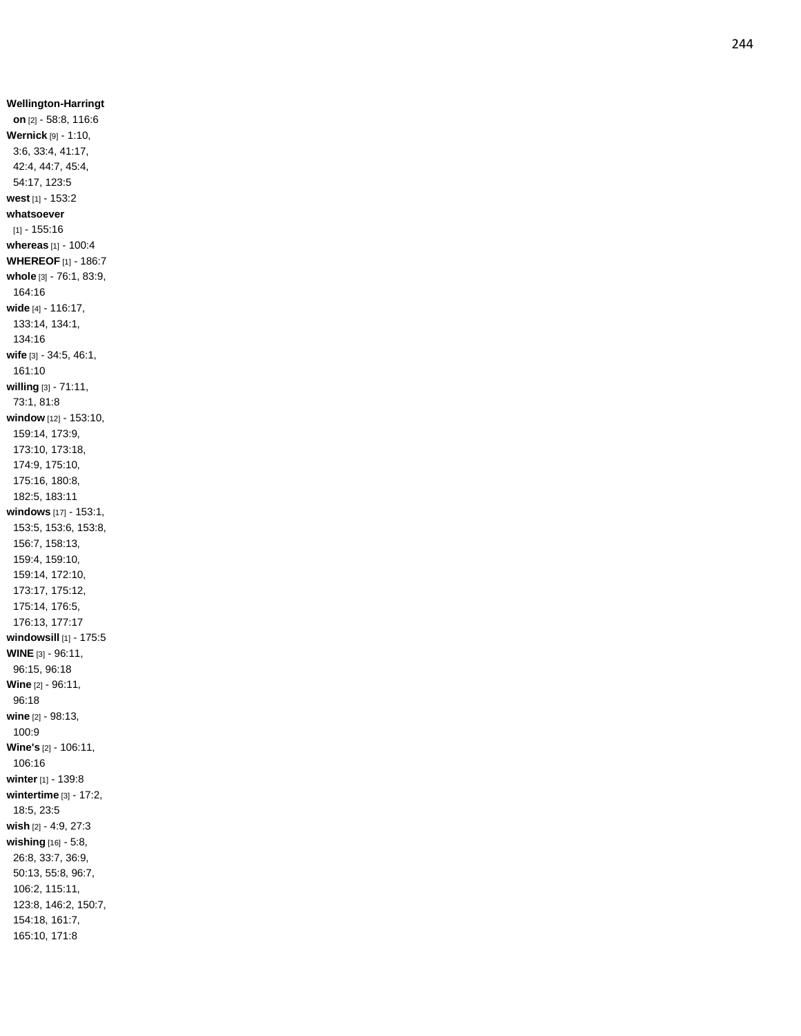**Wellington-Harrington** [2] - 58:8, 116:6
**Wernick** [9] - 1:10, 3:6, 33:4, 41:17, 42:4, 44:7, 45:4, 54:17, 123:5
**west** [1] - 153:2
**whatsoever** [1] - 155:16
**whereas** [1] - 100:4
**WHEREOF** [1] - 186:7
**whole** [3] - 76:1, 83:9, 164:16
**wide** [4] - 116:17, 133:14, 134:1, 134:16
**wife** [3] - 34:5, 46:1, 161:10
**willing** [3] - 71:11, 73:1, 81:8
**window** [12] - 153:10, 159:14, 173:9, 173:10, 173:18, 174:9, 175:10, 175:16, 180:8, 182:5, 183:11
**windows** [17] - 153:1, 153:5, 153:6, 153:8, 156:7, 158:13, 159:4, 159:10, 159:14, 172:10, 173:17, 175:12, 175:14, 176:5, 176:13, 177:17
**windowsill** [1] - 175:5
**WINE** [3] - 96:11, 96:15, 96:18
**Wine** [2] - 96:11, 96:18
**wine** [2] - 98:13, 100:9
**Wine's** [2] - 106:11, 106:16
**winter** [1] - 139:8
**wintertime** [3] - 17:2, 18:5, 23:5
**wish** [2] - 4:9, 27:3
**wishing** [16] - 5:8, 26:8, 33:7, 36:9, 50:13, 55:8, 96:7, 106:2, 115:11, 123:8, 146:2, 150:7, 154:18, 161:7, 165:10, 171:8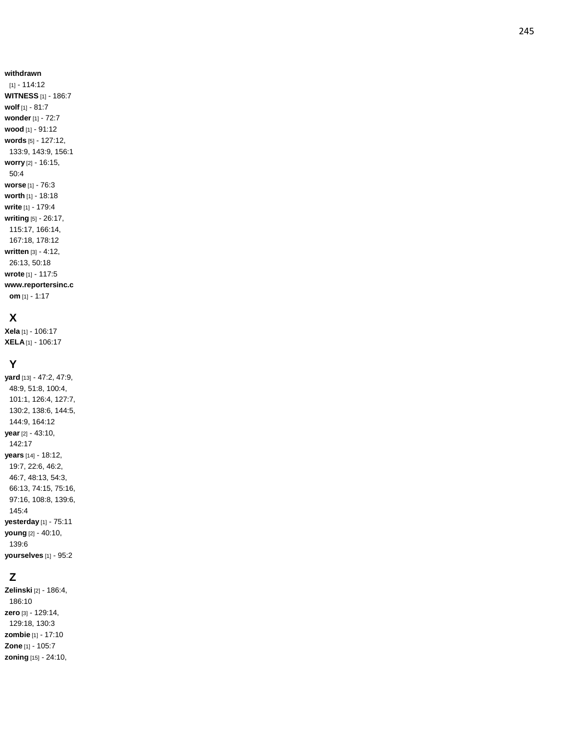**withdrawn** [1] - 114:12
**WITNESS** [1] - 186:7
**wolf** [1] - 81:7
**wonder** [1] - 72:7
**wood** [1] - 91:12
**words** [5] - 127:12, 133:9, 143:9, 156:1
**worry** [2] - 16:15, 50:4
**worse** [1] - 76:3
**worth** [1] - 18:18
**write** [1] - 179:4
**writing** [5] - 26:17, 115:17, 166:14, 167:18, 178:12
**written** [3] - 4:12, 26:13, 50:18
**wrote** [1] - 117:5
**www.reportersinc.com** [1] - 1:17

## X

**Xela** [1] - 106:17
**XELA** [1] - 106:17

## Y

**yard** [13] - 47:2, 47:9, 48:9, 51:8, 100:4, 101:1, 126:4, 127:7, 130:2, 138:6, 144:5, 144:9, 164:12
**year** [2] - 43:10, 142:17
**years** [14] - 18:12, 19:7, 22:6, 46:2, 46:7, 48:13, 54:3, 66:13, 74:15, 75:16, 97:16, 108:8, 139:6, 145:4
**yesterday** [1] - 75:11
**young** [2] - 40:10, 139:6
**yourselves** [1] - 95:2

## Z

**Zelinski** [2] - 186:4, 186:10
**zero** [3] - 129:14, 129:18, 130:3
**zombie** [1] - 17:10
**Zone** [1] - 105:7
**zoning** [15] - 24:10,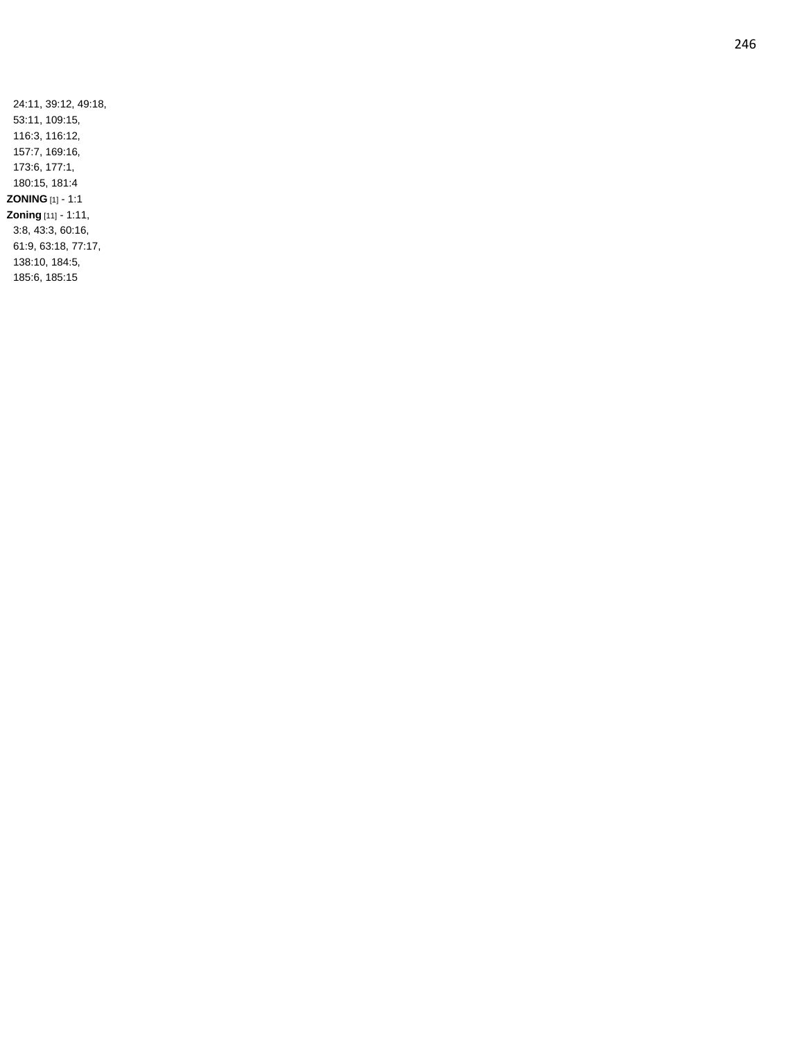24:11, 39:12, 49:18, 53:11, 109:15, 116:3, 116:12, 157:7, 169:16, 173:6, 177:1, 180:15, 181:4

**ZONING** [1] - 1:1

**Zoning** [11] - 1:11, 3:8, 43:3, 60:16, 61:9, 63:18, 77:17, 138:10, 184:5, 185:6, 185:15